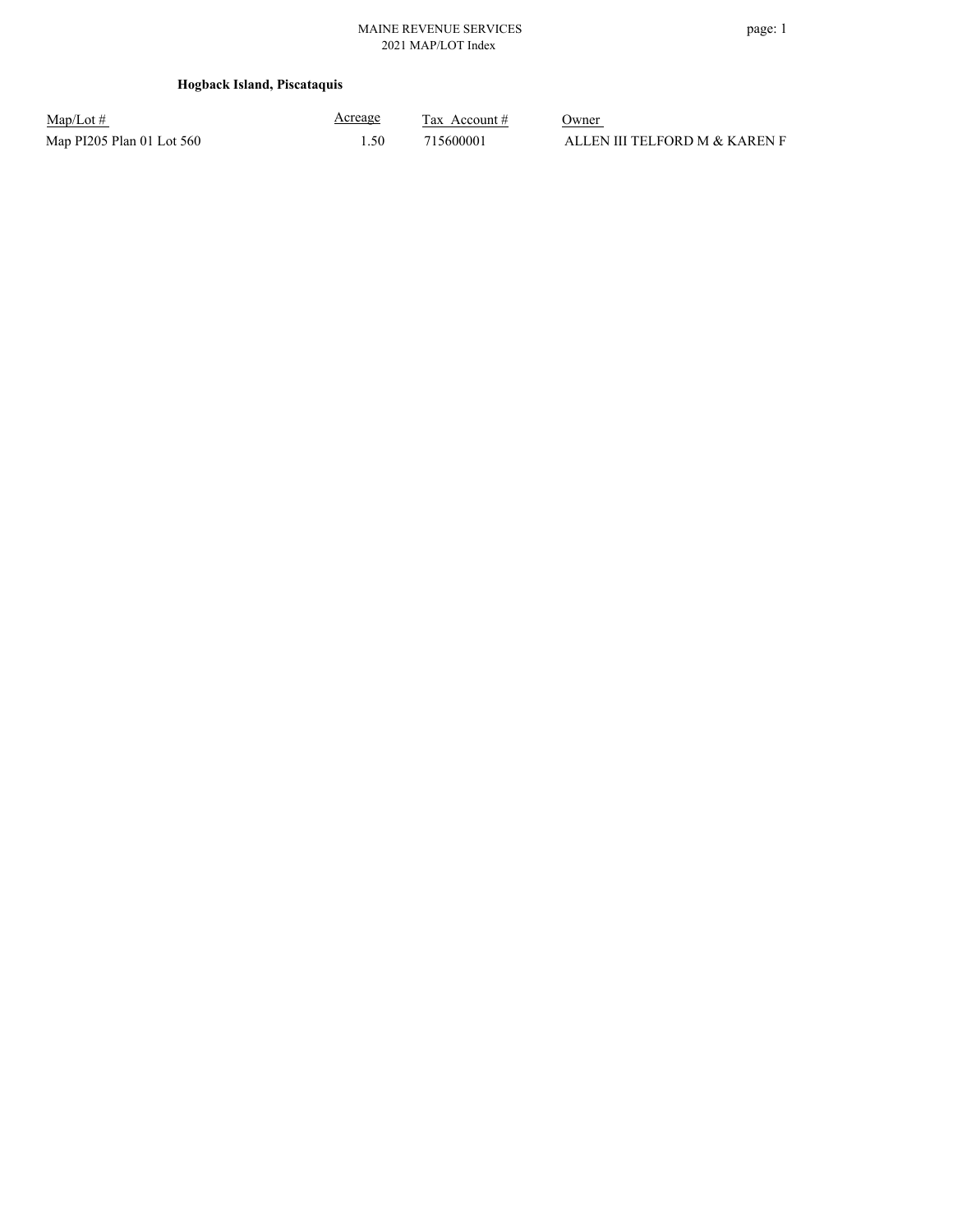MAINE REVENUE SERVICES
2021 MAP/LOT Index

**Hogback Island, Piscataquis**

| Map/Lot # | Acreage | Tax Account # | Owner |
|---|---|---|---|
| Map PI205 Plan 01 Lot 560 | 1.50 | 715600001 | ALLEN III TELFORD M & KAREN F |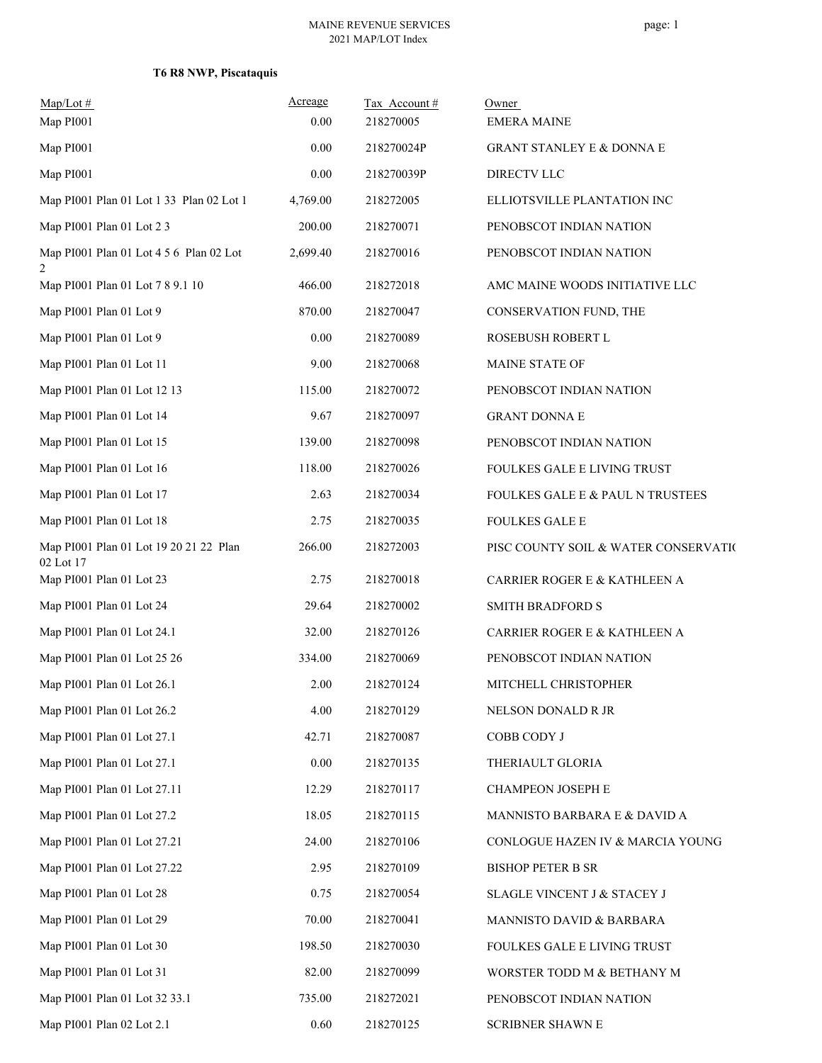MAINE REVENUE SERVICES
2021 MAP/LOT Index

**T6 R8 NWP, Piscataquis**

| Map/Lot # | Acreage | Tax Account # | Owner |
|---|---|---|---|
| Map PI001 | 0.00 | 218270005 | EMERA MAINE |
| Map PI001 | 0.00 | 218270024P | GRANT STANLEY E & DONNA E |
| Map PI001 | 0.00 | 218270039P | DIRECTV LLC |
| Map PI001 Plan 01 Lot 1 33 Plan 02 Lot 1 | 4,769.00 | 218272005 | ELLIOTSVILLE PLANTATION INC |
| Map PI001 Plan 01 Lot 2 3 | 200.00 | 218270071 | PENOBSCOT INDIAN NATION |
| Map PI001 Plan 01 Lot 4 5 6 Plan 02 Lot 2 | 2,699.40 | 218270016 | PENOBSCOT INDIAN NATION |
| Map PI001 Plan 01 Lot 7 8 9.1 10 | 466.00 | 218272018 | AMC MAINE WOODS INITIATIVE LLC |
| Map PI001 Plan 01 Lot 9 | 870.00 | 218270047 | CONSERVATION FUND, THE |
| Map PI001 Plan 01 Lot 9 | 0.00 | 218270089 | ROSEBUSH ROBERT L |
| Map PI001 Plan 01 Lot 11 | 9.00 | 218270068 | MAINE STATE OF |
| Map PI001 Plan 01 Lot 12 13 | 115.00 | 218270072 | PENOBSCOT INDIAN NATION |
| Map PI001 Plan 01 Lot 14 | 9.67 | 218270097 | GRANT DONNA E |
| Map PI001 Plan 01 Lot 15 | 139.00 | 218270098 | PENOBSCOT INDIAN NATION |
| Map PI001 Plan 01 Lot 16 | 118.00 | 218270026 | FOULKES GALE E LIVING TRUST |
| Map PI001 Plan 01 Lot 17 | 2.63 | 218270034 | FOULKES GALE E & PAUL N TRUSTEES |
| Map PI001 Plan 01 Lot 18 | 2.75 | 218270035 | FOULKES GALE E |
| Map PI001 Plan 01 Lot 19 20 21 22 Plan 02 Lot 17 | 266.00 | 218272003 | PISC COUNTY SOIL & WATER CONSERVATIC |
| Map PI001 Plan 01 Lot 23 | 2.75 | 218270018 | CARRIER ROGER E & KATHLEEN A |
| Map PI001 Plan 01 Lot 24 | 29.64 | 218270002 | SMITH BRADFORD S |
| Map PI001 Plan 01 Lot 24.1 | 32.00 | 218270126 | CARRIER ROGER E & KATHLEEN A |
| Map PI001 Plan 01 Lot 25 26 | 334.00 | 218270069 | PENOBSCOT INDIAN NATION |
| Map PI001 Plan 01 Lot 26.1 | 2.00 | 218270124 | MITCHELL CHRISTOPHER |
| Map PI001 Plan 01 Lot 26.2 | 4.00 | 218270129 | NELSON DONALD R JR |
| Map PI001 Plan 01 Lot 27.1 | 42.71 | 218270087 | COBB CODY J |
| Map PI001 Plan 01 Lot 27.1 | 0.00 | 218270135 | THERIAULT GLORIA |
| Map PI001 Plan 01 Lot 27.11 | 12.29 | 218270117 | CHAMPEON JOSEPH E |
| Map PI001 Plan 01 Lot 27.2 | 18.05 | 218270115 | MANNISTO BARBARA E & DAVID A |
| Map PI001 Plan 01 Lot 27.21 | 24.00 | 218270106 | CONLOGUE HAZEN IV & MARCIA YOUNG |
| Map PI001 Plan 01 Lot 27.22 | 2.95 | 218270109 | BISHOP PETER B SR |
| Map PI001 Plan 01 Lot 28 | 0.75 | 218270054 | SLAGLE VINCENT J & STACEY J |
| Map PI001 Plan 01 Lot 29 | 70.00 | 218270041 | MANNISTO DAVID & BARBARA |
| Map PI001 Plan 01 Lot 30 | 198.50 | 218270030 | FOULKES GALE E LIVING TRUST |
| Map PI001 Plan 01 Lot 31 | 82.00 | 218270099 | WORSTER TODD M & BETHANY M |
| Map PI001 Plan 01 Lot 32 33.1 | 735.00 | 218272021 | PENOBSCOT INDIAN NATION |
| Map PI001 Plan 02 Lot 2.1 | 0.60 | 218270125 | SCRIBNER SHAWN E |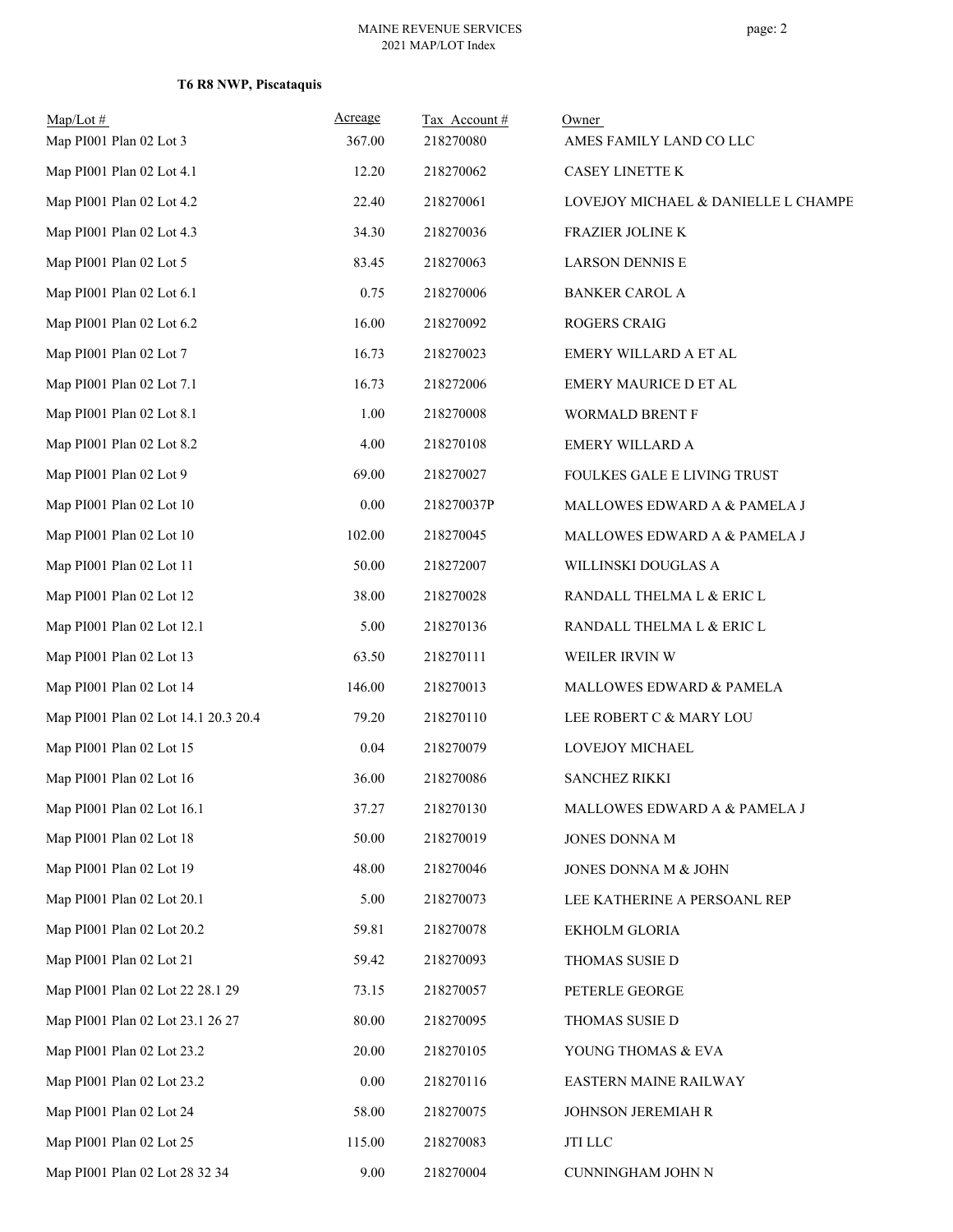**T6 R8 NWP, Piscataquis**

| Map/Lot # | Acreage | Tax Account # | Owner |
|---|---|---|---|
| Map PI001 Plan 02 Lot 3 | 367.00 | 218270080 | AMES FAMILY LAND CO LLC |
| Map PI001 Plan 02 Lot 4.1 | 12.20 | 218270062 | CASEY LINETTE K |
| Map PI001 Plan 02 Lot 4.2 | 22.40 | 218270061 | LOVEJOY MICHAEL & DANIELLE L CHAMPE |
| Map PI001 Plan 02 Lot 4.3 | 34.30 | 218270036 | FRAZIER JOLINE K |
| Map PI001 Plan 02 Lot 5 | 83.45 | 218270063 | LARSON DENNIS E |
| Map PI001 Plan 02 Lot 6.1 | 0.75 | 218270006 | BANKER CAROL A |
| Map PI001 Plan 02 Lot 6.2 | 16.00 | 218270092 | ROGERS CRAIG |
| Map PI001 Plan 02 Lot 7 | 16.73 | 218270023 | EMERY WILLARD A ET AL |
| Map PI001 Plan 02 Lot 7.1 | 16.73 | 218272006 | EMERY MAURICE D ET AL |
| Map PI001 Plan 02 Lot 8.1 | 1.00 | 218270008 | WORMALD BRENT F |
| Map PI001 Plan 02 Lot 8.2 | 4.00 | 218270108 | EMERY WILLARD A |
| Map PI001 Plan 02 Lot 9 | 69.00 | 218270027 | FOULKES GALE E LIVING TRUST |
| Map PI001 Plan 02 Lot 10 | 0.00 | 218270037P | MALLOWES EDWARD A & PAMELA J |
| Map PI001 Plan 02 Lot 10 | 102.00 | 218270045 | MALLOWES EDWARD A & PAMELA J |
| Map PI001 Plan 02 Lot 11 | 50.00 | 218272007 | WILLINSKI DOUGLAS A |
| Map PI001 Plan 02 Lot 12 | 38.00 | 218270028 | RANDALL THELMA L & ERIC L |
| Map PI001 Plan 02 Lot 12.1 | 5.00 | 218270136 | RANDALL THELMA L & ERIC L |
| Map PI001 Plan 02 Lot 13 | 63.50 | 218270111 | WEILER IRVIN W |
| Map PI001 Plan 02 Lot 14 | 146.00 | 218270013 | MALLOWES EDWARD & PAMELA |
| Map PI001 Plan 02 Lot 14.1 20.3 20.4 | 79.20 | 218270110 | LEE ROBERT C & MARY LOU |
| Map PI001 Plan 02 Lot 15 | 0.04 | 218270079 | LOVEJOY MICHAEL |
| Map PI001 Plan 02 Lot 16 | 36.00 | 218270086 | SANCHEZ RIKKI |
| Map PI001 Plan 02 Lot 16.1 | 37.27 | 218270130 | MALLOWES EDWARD A & PAMELA J |
| Map PI001 Plan 02 Lot 18 | 50.00 | 218270019 | JONES DONNA M |
| Map PI001 Plan 02 Lot 19 | 48.00 | 218270046 | JONES DONNA M & JOHN |
| Map PI001 Plan 02 Lot 20.1 | 5.00 | 218270073 | LEE KATHERINE A PERSOANL REP |
| Map PI001 Plan 02 Lot 20.2 | 59.81 | 218270078 | EKHOLM GLORIA |
| Map PI001 Plan 02 Lot 21 | 59.42 | 218270093 | THOMAS SUSIE D |
| Map PI001 Plan 02 Lot 22 28.1 29 | 73.15 | 218270057 | PETERLE GEORGE |
| Map PI001 Plan 02 Lot 23.1 26 27 | 80.00 | 218270095 | THOMAS SUSIE D |
| Map PI001 Plan 02 Lot 23.2 | 20.00 | 218270105 | YOUNG THOMAS & EVA |
| Map PI001 Plan 02 Lot 23.2 | 0.00 | 218270116 | EASTERN MAINE RAILWAY |
| Map PI001 Plan 02 Lot 24 | 58.00 | 218270075 | JOHNSON JEREMIAH R |
| Map PI001 Plan 02 Lot 25 | 115.00 | 218270083 | JTI LLC |
| Map PI001 Plan 02 Lot 28 32 34 | 9.00 | 218270004 | CUNNINGHAM JOHN N |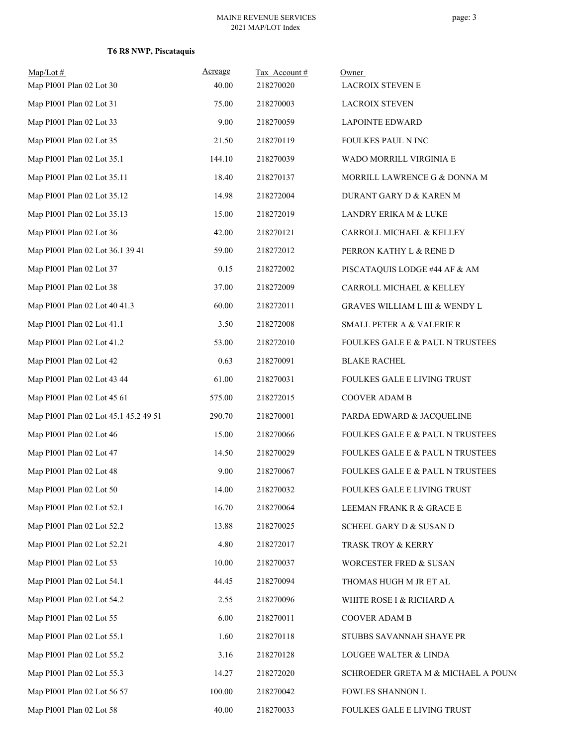**T6 R8 NWP, Piscataquis**

| Map/Lot # | Acreage | Tax Account # | Owner |
|---|---|---|---|
| Map PI001 Plan 02 Lot 30 | 40.00 | 218270020 | LACROIX STEVEN E |
| Map PI001 Plan 02 Lot 31 | 75.00 | 218270003 | LACROIX STEVEN |
| Map PI001 Plan 02 Lot 33 | 9.00 | 218270059 | LAPOINTE EDWARD |
| Map PI001 Plan 02 Lot 35 | 21.50 | 218270119 | FOULKES PAUL N INC |
| Map PI001 Plan 02 Lot 35.1 | 144.10 | 218270039 | WADO MORRILL VIRGINIA E |
| Map PI001 Plan 02 Lot 35.11 | 18.40 | 218270137 | MORRILL LAWRENCE G & DONNA M |
| Map PI001 Plan 02 Lot 35.12 | 14.98 | 218272004 | DURANT GARY D & KAREN M |
| Map PI001 Plan 02 Lot 35.13 | 15.00 | 218272019 | LANDRY ERIKA M & LUKE |
| Map PI001 Plan 02 Lot 36 | 42.00 | 218270121 | CARROLL MICHAEL & KELLEY |
| Map PI001 Plan 02 Lot 36.1 39 41 | 59.00 | 218272012 | PERRON KATHY L & RENE D |
| Map PI001 Plan 02 Lot 37 | 0.15 | 218272002 | PISCATAQUIS LODGE #44 AF & AM |
| Map PI001 Plan 02 Lot 38 | 37.00 | 218272009 | CARROLL MICHAEL & KELLEY |
| Map PI001 Plan 02 Lot 40 41.3 | 60.00 | 218272011 | GRAVES WILLIAM L III & WENDY L |
| Map PI001 Plan 02 Lot 41.1 | 3.50 | 218272008 | SMALL PETER A & VALERIE R |
| Map PI001 Plan 02 Lot 41.2 | 53.00 | 218272010 | FOULKES GALE E & PAUL N TRUSTEES |
| Map PI001 Plan 02 Lot 42 | 0.63 | 218270091 | BLAKE RACHEL |
| Map PI001 Plan 02 Lot 43 44 | 61.00 | 218270031 | FOULKES GALE E LIVING TRUST |
| Map PI001 Plan 02 Lot 45 61 | 575.00 | 218272015 | COOVER ADAM B |
| Map PI001 Plan 02 Lot 45.1 45.2 49 51 | 290.70 | 218270001 | PARDA EDWARD & JACQUELINE |
| Map PI001 Plan 02 Lot 46 | 15.00 | 218270066 | FOULKES GALE E & PAUL N TRUSTEES |
| Map PI001 Plan 02 Lot 47 | 14.50 | 218270029 | FOULKES GALE E & PAUL N TRUSTEES |
| Map PI001 Plan 02 Lot 48 | 9.00 | 218270067 | FOULKES GALE E & PAUL N TRUSTEES |
| Map PI001 Plan 02 Lot 50 | 14.00 | 218270032 | FOULKES GALE E LIVING TRUST |
| Map PI001 Plan 02 Lot 52.1 | 16.70 | 218270064 | LEEMAN FRANK R & GRACE E |
| Map PI001 Plan 02 Lot 52.2 | 13.88 | 218270025 | SCHEEL GARY D & SUSAN D |
| Map PI001 Plan 02 Lot 52.21 | 4.80 | 218272017 | TRASK TROY & KERRY |
| Map PI001 Plan 02 Lot 53 | 10.00 | 218270037 | WORCESTER FRED & SUSAN |
| Map PI001 Plan 02 Lot 54.1 | 44.45 | 218270094 | THOMAS HUGH M JR ET AL |
| Map PI001 Plan 02 Lot 54.2 | 2.55 | 218270096 | WHITE ROSE I & RICHARD A |
| Map PI001 Plan 02 Lot 55 | 6.00 | 218270011 | COOVER ADAM B |
| Map PI001 Plan 02 Lot 55.1 | 1.60 | 218270118 | STUBBS SAVANNAH SHAYE PR |
| Map PI001 Plan 02 Lot 55.2 | 3.16 | 218270128 | LOUGEE WALTER & LINDA |
| Map PI001 Plan 02 Lot 55.3 | 14.27 | 218272020 | SCHROEDER GRETA M & MICHAEL A POUN( |
| Map PI001 Plan 02 Lot 56 57 | 100.00 | 218270042 | FOWLES SHANNON L |
| Map PI001 Plan 02 Lot 58 | 40.00 | 218270033 | FOULKES GALE E LIVING TRUST |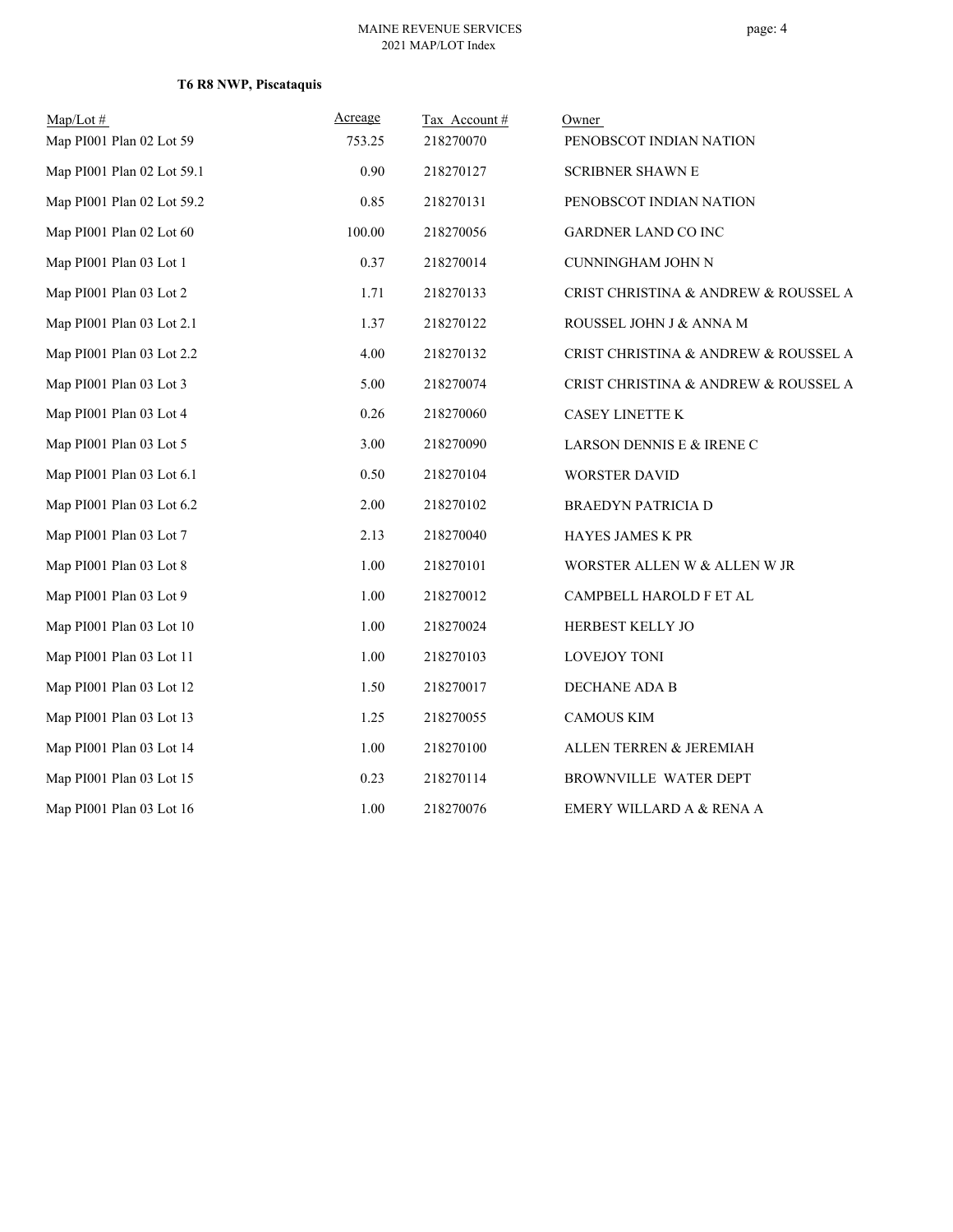**T6 R8 NWP, Piscataquis**

| Map/Lot # | Acreage | Tax Account # | Owner |
|---|---|---|---|
| Map PI001 Plan 02 Lot 59 | 753.25 | 218270070 | PENOBSCOT INDIAN NATION |
| Map PI001 Plan 02 Lot 59.1 | 0.90 | 218270127 | SCRIBNER SHAWN E |
| Map PI001 Plan 02 Lot 59.2 | 0.85 | 218270131 | PENOBSCOT INDIAN NATION |
| Map PI001 Plan 02 Lot 60 | 100.00 | 218270056 | GARDNER LAND CO INC |
| Map PI001 Plan 03 Lot 1 | 0.37 | 218270014 | CUNNINGHAM JOHN N |
| Map PI001 Plan 03 Lot 2 | 1.71 | 218270133 | CRIST CHRISTINA & ANDREW & ROUSSEL A |
| Map PI001 Plan 03 Lot 2.1 | 1.37 | 218270122 | ROUSSEL JOHN J & ANNA M |
| Map PI001 Plan 03 Lot 2.2 | 4.00 | 218270132 | CRIST CHRISTINA & ANDREW & ROUSSEL A |
| Map PI001 Plan 03 Lot 3 | 5.00 | 218270074 | CRIST CHRISTINA & ANDREW & ROUSSEL A |
| Map PI001 Plan 03 Lot 4 | 0.26 | 218270060 | CASEY LINETTE K |
| Map PI001 Plan 03 Lot 5 | 3.00 | 218270090 | LARSON DENNIS E & IRENE C |
| Map PI001 Plan 03 Lot 6.1 | 0.50 | 218270104 | WORSTER DAVID |
| Map PI001 Plan 03 Lot 6.2 | 2.00 | 218270102 | BRAEDYN PATRICIA D |
| Map PI001 Plan 03 Lot 7 | 2.13 | 218270040 | HAYES JAMES K PR |
| Map PI001 Plan 03 Lot 8 | 1.00 | 218270101 | WORSTER ALLEN W & ALLEN W JR |
| Map PI001 Plan 03 Lot 9 | 1.00 | 218270012 | CAMPBELL HAROLD F ET AL |
| Map PI001 Plan 03 Lot 10 | 1.00 | 218270024 | HERBEST KELLY JO |
| Map PI001 Plan 03 Lot 11 | 1.00 | 218270103 | LOVEJOY TONI |
| Map PI001 Plan 03 Lot 12 | 1.50 | 218270017 | DECHANE ADA B |
| Map PI001 Plan 03 Lot 13 | 1.25 | 218270055 | CAMOUS KIM |
| Map PI001 Plan 03 Lot 14 | 1.00 | 218270100 | ALLEN TERREN & JEREMIAH |
| Map PI001 Plan 03 Lot 15 | 0.23 | 218270114 | BROWNVILLE WATER DEPT |
| Map PI001 Plan 03 Lot 16 | 1.00 | 218270076 | EMERY WILLARD A & RENA A |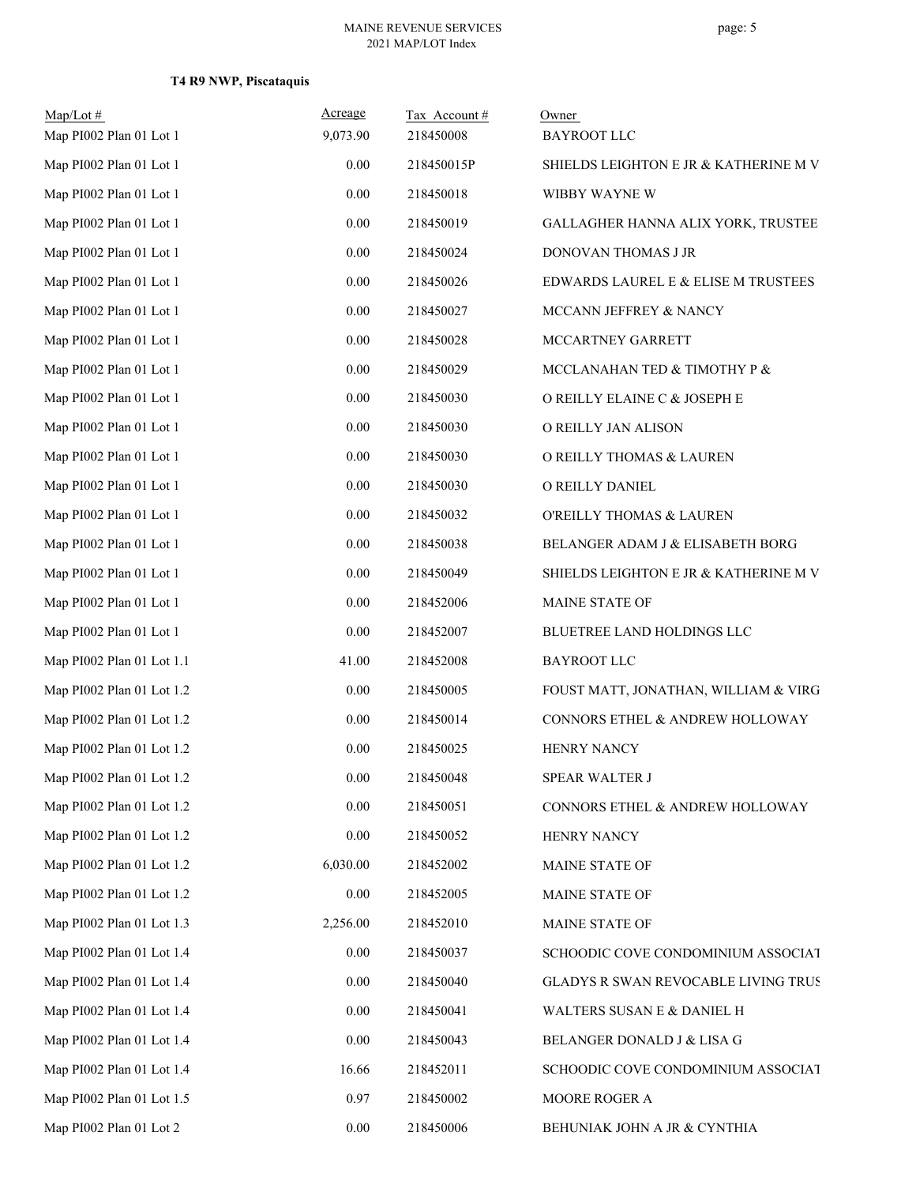**T4 R9 NWP, Piscataquis**

| Map/Lot # | Acreage | Tax Account # | Owner |
|---|---|---|---|
| Map PI002 Plan 01 Lot 1 | 9,073.90 | 218450008 | BAYROOT LLC |
| Map PI002 Plan 01 Lot 1 | 0.00 | 218450015P | SHIELDS LEIGHTON E JR & KATHERINE M V |
| Map PI002 Plan 01 Lot 1 | 0.00 | 218450018 | WIBBY WAYNE W |
| Map PI002 Plan 01 Lot 1 | 0.00 | 218450019 | GALLAGHER HANNA ALIX YORK, TRUSTEE |
| Map PI002 Plan 01 Lot 1 | 0.00 | 218450024 | DONOVAN THOMAS J JR |
| Map PI002 Plan 01 Lot 1 | 0.00 | 218450026 | EDWARDS LAUREL E & ELISE M TRUSTEES |
| Map PI002 Plan 01 Lot 1 | 0.00 | 218450027 | MCCANN JEFFREY & NANCY |
| Map PI002 Plan 01 Lot 1 | 0.00 | 218450028 | MCCARTNEY GARRETT |
| Map PI002 Plan 01 Lot 1 | 0.00 | 218450029 | MCCLANAHAN TED & TIMOTHY P & |
| Map PI002 Plan 01 Lot 1 | 0.00 | 218450030 | O REILLY ELAINE C & JOSEPH E |
| Map PI002 Plan 01 Lot 1 | 0.00 | 218450030 | O REILLY JAN ALISON |
| Map PI002 Plan 01 Lot 1 | 0.00 | 218450030 | O REILLY THOMAS & LAUREN |
| Map PI002 Plan 01 Lot 1 | 0.00 | 218450030 | O REILLY DANIEL |
| Map PI002 Plan 01 Lot 1 | 0.00 | 218450032 | O'REILLY THOMAS & LAUREN |
| Map PI002 Plan 01 Lot 1 | 0.00 | 218450038 | BELANGER ADAM J & ELISABETH BORG |
| Map PI002 Plan 01 Lot 1 | 0.00 | 218450049 | SHIELDS LEIGHTON E JR & KATHERINE M V |
| Map PI002 Plan 01 Lot 1 | 0.00 | 218452006 | MAINE STATE OF |
| Map PI002 Plan 01 Lot 1 | 0.00 | 218452007 | BLUETREE LAND HOLDINGS LLC |
| Map PI002 Plan 01 Lot 1.1 | 41.00 | 218452008 | BAYROOT LLC |
| Map PI002 Plan 01 Lot 1.2 | 0.00 | 218450005 | FOUST MATT, JONATHAN, WILLIAM & VIRG |
| Map PI002 Plan 01 Lot 1.2 | 0.00 | 218450014 | CONNORS ETHEL & ANDREW HOLLOWAY |
| Map PI002 Plan 01 Lot 1.2 | 0.00 | 218450025 | HENRY NANCY |
| Map PI002 Plan 01 Lot 1.2 | 0.00 | 218450048 | SPEAR WALTER J |
| Map PI002 Plan 01 Lot 1.2 | 0.00 | 218450051 | CONNORS ETHEL & ANDREW HOLLOWAY |
| Map PI002 Plan 01 Lot 1.2 | 0.00 | 218450052 | HENRY NANCY |
| Map PI002 Plan 01 Lot 1.2 | 6,030.00 | 218452002 | MAINE STATE OF |
| Map PI002 Plan 01 Lot 1.2 | 0.00 | 218452005 | MAINE STATE OF |
| Map PI002 Plan 01 Lot 1.3 | 2,256.00 | 218452010 | MAINE STATE OF |
| Map PI002 Plan 01 Lot 1.4 | 0.00 | 218450037 | SCHOODIC COVE CONDOMINIUM ASSOCIAT |
| Map PI002 Plan 01 Lot 1.4 | 0.00 | 218450040 | GLADYS R SWAN REVOCABLE LIVING TRUS |
| Map PI002 Plan 01 Lot 1.4 | 0.00 | 218450041 | WALTERS SUSAN E & DANIEL H |
| Map PI002 Plan 01 Lot 1.4 | 0.00 | 218450043 | BELANGER DONALD J & LISA G |
| Map PI002 Plan 01 Lot 1.4 | 16.66 | 218452011 | SCHOODIC COVE CONDOMINIUM ASSOCIAT |
| Map PI002 Plan 01 Lot 1.5 | 0.97 | 218450002 | MOORE ROGER A |
| Map PI002 Plan 01 Lot 2 | 0.00 | 218450006 | BEHUNIAK JOHN A JR & CYNTHIA |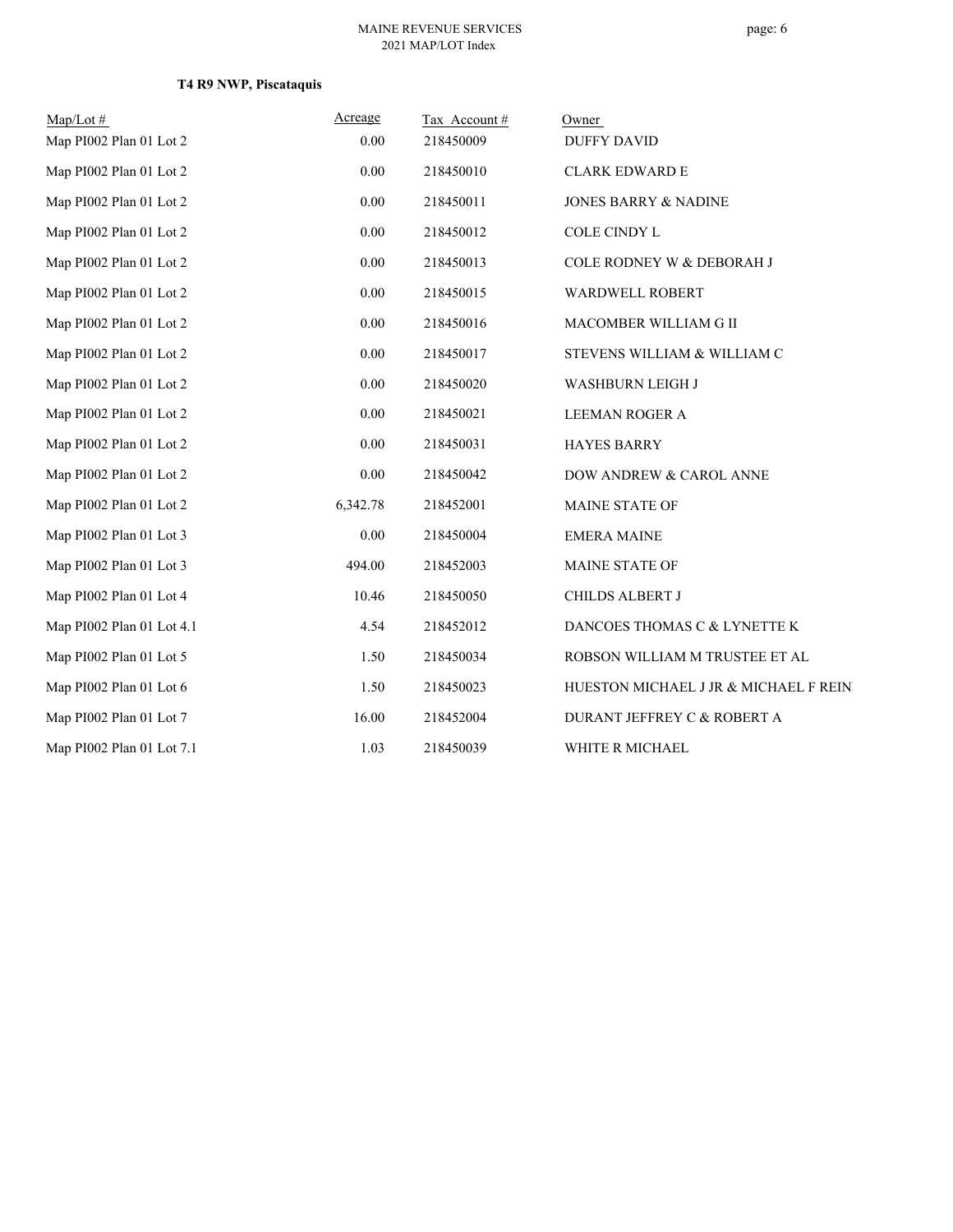**T4 R9 NWP, Piscataquis**

| Map/Lot # | Acreage | Tax Account # | Owner |
|---|---|---|---|
| Map PI002 Plan 01 Lot 2 | 0.00 | 218450009 | DUFFY DAVID |
| Map PI002 Plan 01 Lot 2 | 0.00 | 218450010 | CLARK EDWARD E |
| Map PI002 Plan 01 Lot 2 | 0.00 | 218450011 | JONES BARRY & NADINE |
| Map PI002 Plan 01 Lot 2 | 0.00 | 218450012 | COLE CINDY L |
| Map PI002 Plan 01 Lot 2 | 0.00 | 218450013 | COLE RODNEY W & DEBORAH J |
| Map PI002 Plan 01 Lot 2 | 0.00 | 218450015 | WARDWELL ROBERT |
| Map PI002 Plan 01 Lot 2 | 0.00 | 218450016 | MACOMBER WILLIAM G II |
| Map PI002 Plan 01 Lot 2 | 0.00 | 218450017 | STEVENS WILLIAM & WILLIAM C |
| Map PI002 Plan 01 Lot 2 | 0.00 | 218450020 | WASHBURN LEIGH J |
| Map PI002 Plan 01 Lot 2 | 0.00 | 218450021 | LEEMAN ROGER A |
| Map PI002 Plan 01 Lot 2 | 0.00 | 218450031 | HAYES BARRY |
| Map PI002 Plan 01 Lot 2 | 0.00 | 218450042 | DOW ANDREW & CAROL ANNE |
| Map PI002 Plan 01 Lot 2 | 6,342.78 | 218452001 | MAINE STATE OF |
| Map PI002 Plan 01 Lot 3 | 0.00 | 218450004 | EMERA MAINE |
| Map PI002 Plan 01 Lot 3 | 494.00 | 218452003 | MAINE STATE OF |
| Map PI002 Plan 01 Lot 4 | 10.46 | 218450050 | CHILDS ALBERT J |
| Map PI002 Plan 01 Lot 4.1 | 4.54 | 218452012 | DANCOES THOMAS C & LYNETTE K |
| Map PI002 Plan 01 Lot 5 | 1.50 | 218450034 | ROBSON WILLIAM M TRUSTEE ET AL |
| Map PI002 Plan 01 Lot 6 | 1.50 | 218450023 | HUESTON MICHAEL J JR & MICHAEL F REIN |
| Map PI002 Plan 01 Lot 7 | 16.00 | 218452004 | DURANT JEFFREY C & ROBERT A |
| Map PI002 Plan 01 Lot 7.1 | 1.03 | 218450039 | WHITE R MICHAEL |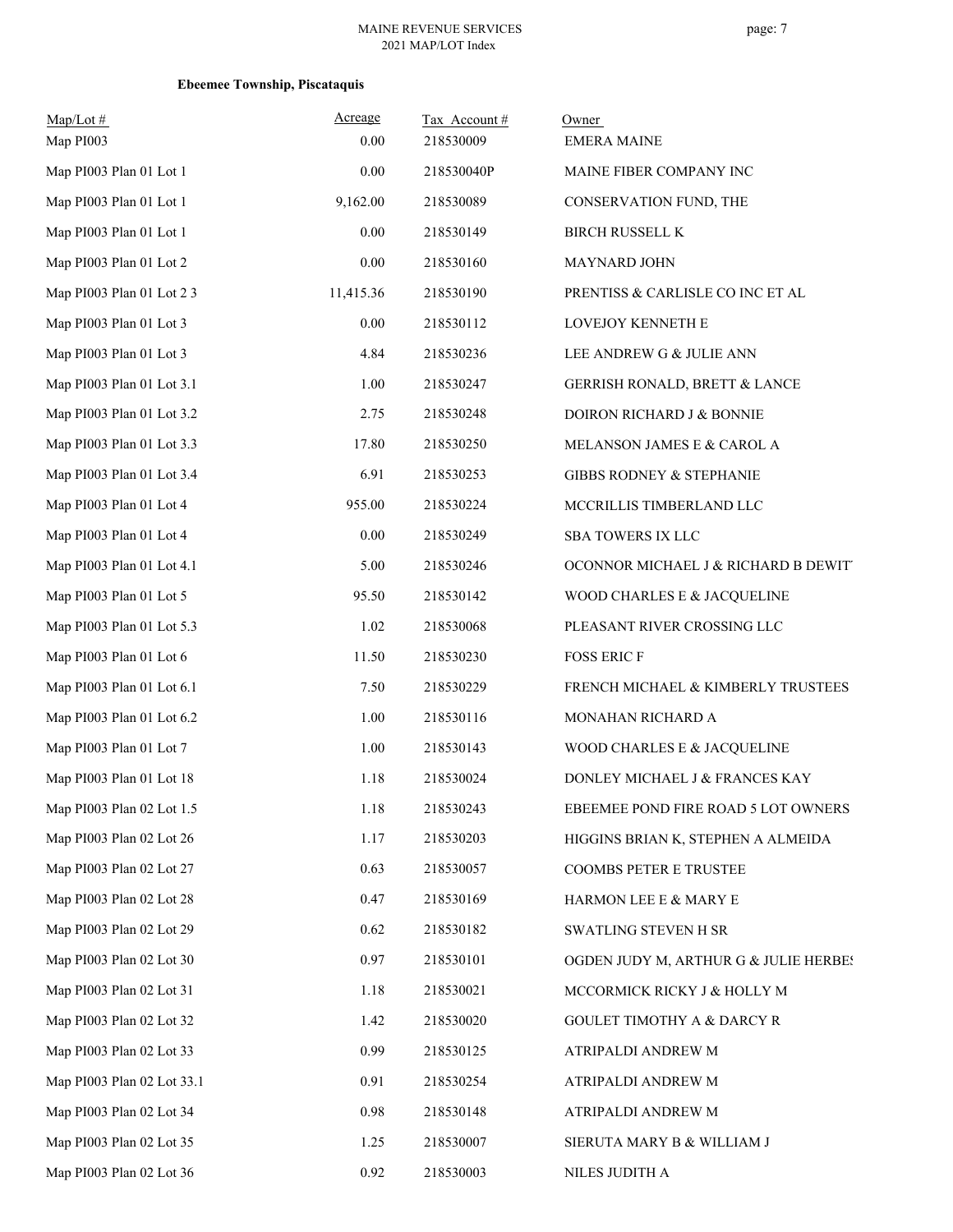MAINE REVENUE SERVICES
2021 MAP/LOT Index

**Ebeemee Township, Piscataquis**

| Map/Lot # | Acreage | Tax Account # | Owner |
|---|---|---|---|
| Map PI003 | 0.00 | 218530009 | EMERA MAINE |
| Map PI003 Plan 01 Lot 1 | 0.00 | 218530040P | MAINE FIBER COMPANY INC |
| Map PI003 Plan 01 Lot 1 | 9,162.00 | 218530089 | CONSERVATION FUND, THE |
| Map PI003 Plan 01 Lot 1 | 0.00 | 218530149 | BIRCH RUSSELL K |
| Map PI003 Plan 01 Lot 2 | 0.00 | 218530160 | MAYNARD JOHN |
| Map PI003 Plan 01 Lot 2 3 | 11,415.36 | 218530190 | PRENTISS & CARLISLE CO INC ET AL |
| Map PI003 Plan 01 Lot 3 | 0.00 | 218530112 | LOVEJOY KENNETH E |
| Map PI003 Plan 01 Lot 3 | 4.84 | 218530236 | LEE ANDREW G & JULIE ANN |
| Map PI003 Plan 01 Lot 3.1 | 1.00 | 218530247 | GERRISH RONALD, BRETT & LANCE |
| Map PI003 Plan 01 Lot 3.2 | 2.75 | 218530248 | DOIRON RICHARD J & BONNIE |
| Map PI003 Plan 01 Lot 3.3 | 17.80 | 218530250 | MELANSON JAMES E & CAROL A |
| Map PI003 Plan 01 Lot 3.4 | 6.91 | 218530253 | GIBBS RODNEY & STEPHANIE |
| Map PI003 Plan 01 Lot 4 | 955.00 | 218530224 | MCCRILLIS TIMBERLAND LLC |
| Map PI003 Plan 01 Lot 4 | 0.00 | 218530249 | SBA TOWERS IX LLC |
| Map PI003 Plan 01 Lot 4.1 | 5.00 | 218530246 | OCONNOR MICHAEL J & RICHARD B DEWIT |
| Map PI003 Plan 01 Lot 5 | 95.50 | 218530142 | WOOD CHARLES E & JACQUELINE |
| Map PI003 Plan 01 Lot 5.3 | 1.02 | 218530068 | PLEASANT RIVER CROSSING LLC |
| Map PI003 Plan 01 Lot 6 | 11.50 | 218530230 | FOSS ERIC F |
| Map PI003 Plan 01 Lot 6.1 | 7.50 | 218530229 | FRENCH MICHAEL & KIMBERLY TRUSTEES |
| Map PI003 Plan 01 Lot 6.2 | 1.00 | 218530116 | MONAHAN RICHARD A |
| Map PI003 Plan 01 Lot 7 | 1.00 | 218530143 | WOOD CHARLES E & JACQUELINE |
| Map PI003 Plan 01 Lot 18 | 1.18 | 218530024 | DONLEY MICHAEL J & FRANCES KAY |
| Map PI003 Plan 02 Lot 1.5 | 1.18 | 218530243 | EBEEMEE POND FIRE ROAD 5 LOT OWNERS |
| Map PI003 Plan 02 Lot 26 | 1.17 | 218530203 | HIGGINS BRIAN K, STEPHEN A ALMEIDA |
| Map PI003 Plan 02 Lot 27 | 0.63 | 218530057 | COOMBS PETER E TRUSTEE |
| Map PI003 Plan 02 Lot 28 | 0.47 | 218530169 | HARMON LEE E & MARY E |
| Map PI003 Plan 02 Lot 29 | 0.62 | 218530182 | SWATLING STEVEN H SR |
| Map PI003 Plan 02 Lot 30 | 0.97 | 218530101 | OGDEN JUDY M, ARTHUR G & JULIE HERBE |
| Map PI003 Plan 02 Lot 31 | 1.18 | 218530021 | MCCORMICK RICKY J & HOLLY M |
| Map PI003 Plan 02 Lot 32 | 1.42 | 218530020 | GOULET TIMOTHY A & DARCY R |
| Map PI003 Plan 02 Lot 33 | 0.99 | 218530125 | ATRIPALDI ANDREW M |
| Map PI003 Plan 02 Lot 33.1 | 0.91 | 218530254 | ATRIPALDI ANDREW M |
| Map PI003 Plan 02 Lot 34 | 0.98 | 218530148 | ATRIPALDI ANDREW M |
| Map PI003 Plan 02 Lot 35 | 1.25 | 218530007 | SIERUTA MARY B & WILLIAM J |
| Map PI003 Plan 02 Lot 36 | 0.92 | 218530003 | NILES JUDITH A |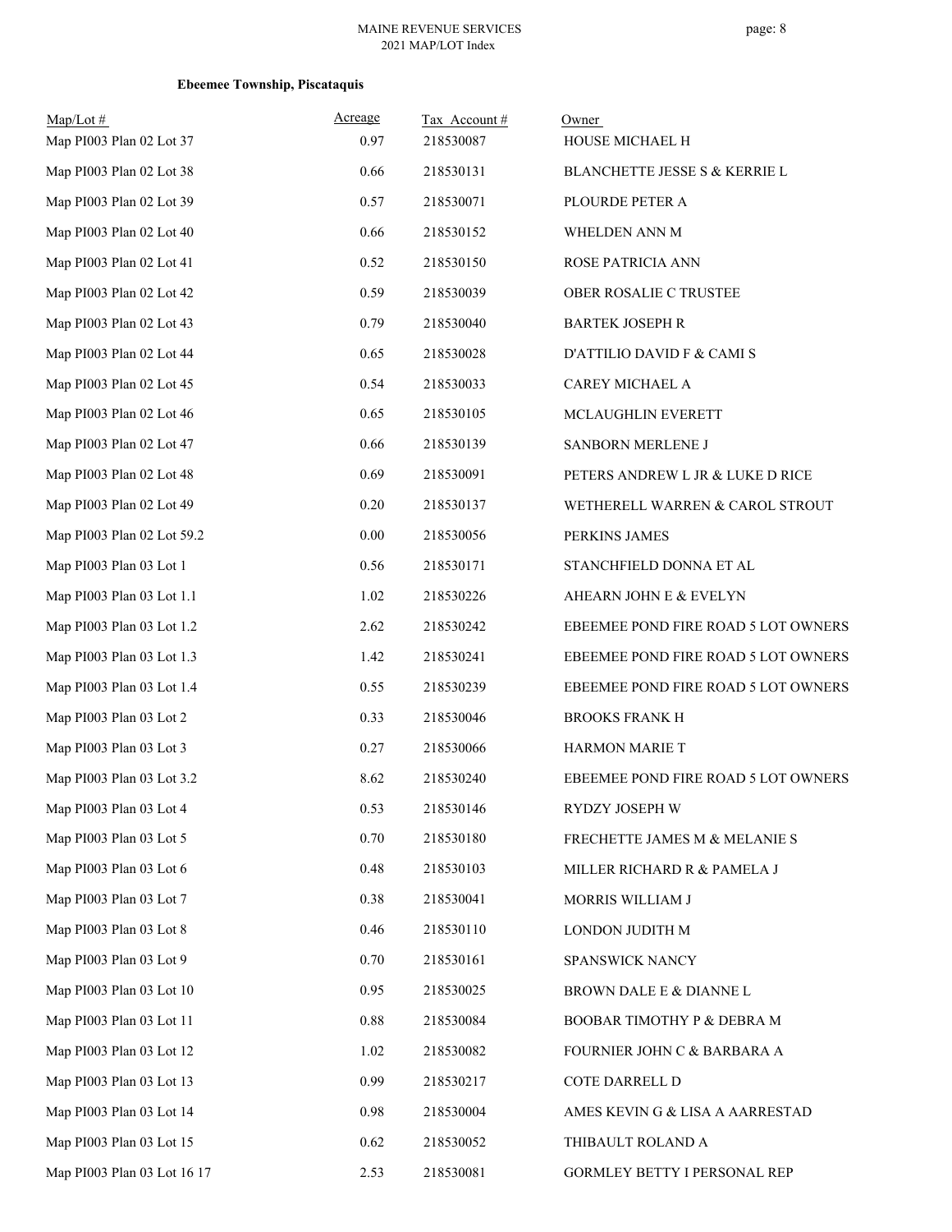**Ebeemee Township, Piscataquis**

| Map/Lot # | Acreage | Tax Account # | Owner |
|---|---|---|---|
| Map PI003 Plan 02 Lot 37 | 0.97 | 218530087 | HOUSE MICHAEL H |
| Map PI003 Plan 02 Lot 38 | 0.66 | 218530131 | BLANCHETTE JESSE S & KERRIE L |
| Map PI003 Plan 02 Lot 39 | 0.57 | 218530071 | PLOURDE PETER A |
| Map PI003 Plan 02 Lot 40 | 0.66 | 218530152 | WHELDEN ANN M |
| Map PI003 Plan 02 Lot 41 | 0.52 | 218530150 | ROSE PATRICIA ANN |
| Map PI003 Plan 02 Lot 42 | 0.59 | 218530039 | OBER ROSALIE C TRUSTEE |
| Map PI003 Plan 02 Lot 43 | 0.79 | 218530040 | BARTEK JOSEPH R |
| Map PI003 Plan 02 Lot 44 | 0.65 | 218530028 | D'ATTILIO DAVID F & CAMI S |
| Map PI003 Plan 02 Lot 45 | 0.54 | 218530033 | CAREY MICHAEL A |
| Map PI003 Plan 02 Lot 46 | 0.65 | 218530105 | MCLAUGHLIN EVERETT |
| Map PI003 Plan 02 Lot 47 | 0.66 | 218530139 | SANBORN MERLENE J |
| Map PI003 Plan 02 Lot 48 | 0.69 | 218530091 | PETERS ANDREW L JR & LUKE D RICE |
| Map PI003 Plan 02 Lot 49 | 0.20 | 218530137 | WETHERELL WARREN & CAROL STROUT |
| Map PI003 Plan 02 Lot 59.2 | 0.00 | 218530056 | PERKINS JAMES |
| Map PI003 Plan 03 Lot 1 | 0.56 | 218530171 | STANCHFIELD DONNA ET AL |
| Map PI003 Plan 03 Lot 1.1 | 1.02 | 218530226 | AHEARN JOHN E & EVELYN |
| Map PI003 Plan 03 Lot 1.2 | 2.62 | 218530242 | EBEEMEE POND FIRE ROAD 5 LOT OWNERS |
| Map PI003 Plan 03 Lot 1.3 | 1.42 | 218530241 | EBEEMEE POND FIRE ROAD 5 LOT OWNERS |
| Map PI003 Plan 03 Lot 1.4 | 0.55 | 218530239 | EBEEMEE POND FIRE ROAD 5 LOT OWNERS |
| Map PI003 Plan 03 Lot 2 | 0.33 | 218530046 | BROOKS FRANK H |
| Map PI003 Plan 03 Lot 3 | 0.27 | 218530066 | HARMON MARIE T |
| Map PI003 Plan 03 Lot 3.2 | 8.62 | 218530240 | EBEEMEE POND FIRE ROAD 5 LOT OWNERS |
| Map PI003 Plan 03 Lot 4 | 0.53 | 218530146 | RYDZY JOSEPH W |
| Map PI003 Plan 03 Lot 5 | 0.70 | 218530180 | FRECHETTE JAMES M & MELANIE S |
| Map PI003 Plan 03 Lot 6 | 0.48 | 218530103 | MILLER RICHARD R & PAMELA J |
| Map PI003 Plan 03 Lot 7 | 0.38 | 218530041 | MORRIS WILLIAM J |
| Map PI003 Plan 03 Lot 8 | 0.46 | 218530110 | LONDON JUDITH M |
| Map PI003 Plan 03 Lot 9 | 0.70 | 218530161 | SPANSWICK NANCY |
| Map PI003 Plan 03 Lot 10 | 0.95 | 218530025 | BROWN DALE E & DIANNE L |
| Map PI003 Plan 03 Lot 11 | 0.88 | 218530084 | BOOBAR TIMOTHY P & DEBRA M |
| Map PI003 Plan 03 Lot 12 | 1.02 | 218530082 | FOURNIER JOHN C & BARBARA A |
| Map PI003 Plan 03 Lot 13 | 0.99 | 218530217 | COTE DARRELL D |
| Map PI003 Plan 03 Lot 14 | 0.98 | 218530004 | AMES KEVIN G & LISA A AARRESTAD |
| Map PI003 Plan 03 Lot 15 | 0.62 | 218530052 | THIBAULT ROLAND A |
| Map PI003 Plan 03 Lot 16 17 | 2.53 | 218530081 | GORMLEY BETTY I PERSONAL REP |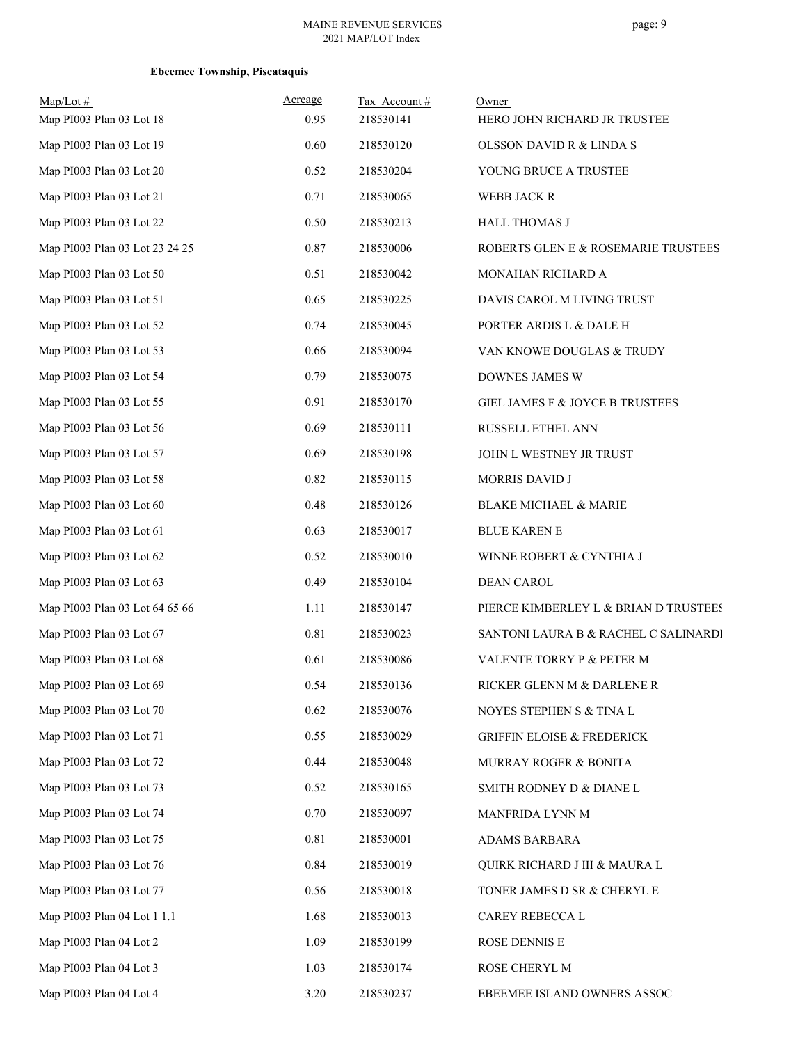**Ebeemee Township, Piscataquis**

| Map/Lot # | Acreage | Tax Account # | Owner |
|---|---|---|---|
| Map PI003 Plan 03 Lot 18 | 0.95 | 218530141 | HERO JOHN RICHARD JR TRUSTEE |
| Map PI003 Plan 03 Lot 19 | 0.60 | 218530120 | OLSSON DAVID R & LINDA S |
| Map PI003 Plan 03 Lot 20 | 0.52 | 218530204 | YOUNG BRUCE A TRUSTEE |
| Map PI003 Plan 03 Lot 21 | 0.71 | 218530065 | WEBB JACK R |
| Map PI003 Plan 03 Lot 22 | 0.50 | 218530213 | HALL THOMAS J |
| Map PI003 Plan 03 Lot 23 24 25 | 0.87 | 218530006 | ROBERTS GLEN E & ROSEMARIE TRUSTEES |
| Map PI003 Plan 03 Lot 50 | 0.51 | 218530042 | MONAHAN RICHARD A |
| Map PI003 Plan 03 Lot 51 | 0.65 | 218530225 | DAVIS CAROL M LIVING TRUST |
| Map PI003 Plan 03 Lot 52 | 0.74 | 218530045 | PORTER ARDIS L & DALE H |
| Map PI003 Plan 03 Lot 53 | 0.66 | 218530094 | VAN KNOWE DOUGLAS & TRUDY |
| Map PI003 Plan 03 Lot 54 | 0.79 | 218530075 | DOWNES JAMES W |
| Map PI003 Plan 03 Lot 55 | 0.91 | 218530170 | GIEL JAMES F & JOYCE B TRUSTEES |
| Map PI003 Plan 03 Lot 56 | 0.69 | 218530111 | RUSSELL ETHEL ANN |
| Map PI003 Plan 03 Lot 57 | 0.69 | 218530198 | JOHN L WESTNEY JR TRUST |
| Map PI003 Plan 03 Lot 58 | 0.82 | 218530115 | MORRIS DAVID J |
| Map PI003 Plan 03 Lot 60 | 0.48 | 218530126 | BLAKE MICHAEL & MARIE |
| Map PI003 Plan 03 Lot 61 | 0.63 | 218530017 | BLUE KAREN E |
| Map PI003 Plan 03 Lot 62 | 0.52 | 218530010 | WINNE ROBERT & CYNTHIA J |
| Map PI003 Plan 03 Lot 63 | 0.49 | 218530104 | DEAN CAROL |
| Map PI003 Plan 03 Lot 64 65 66 | 1.11 | 218530147 | PIERCE KIMBERLEY L & BRIAN D TRUSTEES |
| Map PI003 Plan 03 Lot 67 | 0.81 | 218530023 | SANTONI LAURA B & RACHEL C SALINARDI |
| Map PI003 Plan 03 Lot 68 | 0.61 | 218530086 | VALENTE TORRY P & PETER M |
| Map PI003 Plan 03 Lot 69 | 0.54 | 218530136 | RICKER GLENN M & DARLENE R |
| Map PI003 Plan 03 Lot 70 | 0.62 | 218530076 | NOYES STEPHEN S & TINA L |
| Map PI003 Plan 03 Lot 71 | 0.55 | 218530029 | GRIFFIN ELOISE & FREDERICK |
| Map PI003 Plan 03 Lot 72 | 0.44 | 218530048 | MURRAY ROGER & BONITA |
| Map PI003 Plan 03 Lot 73 | 0.52 | 218530165 | SMITH RODNEY D & DIANE L |
| Map PI003 Plan 03 Lot 74 | 0.70 | 218530097 | MANFRIDA LYNN M |
| Map PI003 Plan 03 Lot 75 | 0.81 | 218530001 | ADAMS BARBARA |
| Map PI003 Plan 03 Lot 76 | 0.84 | 218530019 | QUIRK RICHARD J III & MAURA L |
| Map PI003 Plan 03 Lot 77 | 0.56 | 218530018 | TONER JAMES D SR & CHERYL E |
| Map PI003 Plan 04 Lot 1 1.1 | 1.68 | 218530013 | CAREY REBECCA L |
| Map PI003 Plan 04 Lot 2 | 1.09 | 218530199 | ROSE DENNIS E |
| Map PI003 Plan 04 Lot 3 | 1.03 | 218530174 | ROSE CHERYL M |
| Map PI003 Plan 04 Lot 4 | 3.20 | 218530237 | EBEEMEE ISLAND OWNERS ASSOC |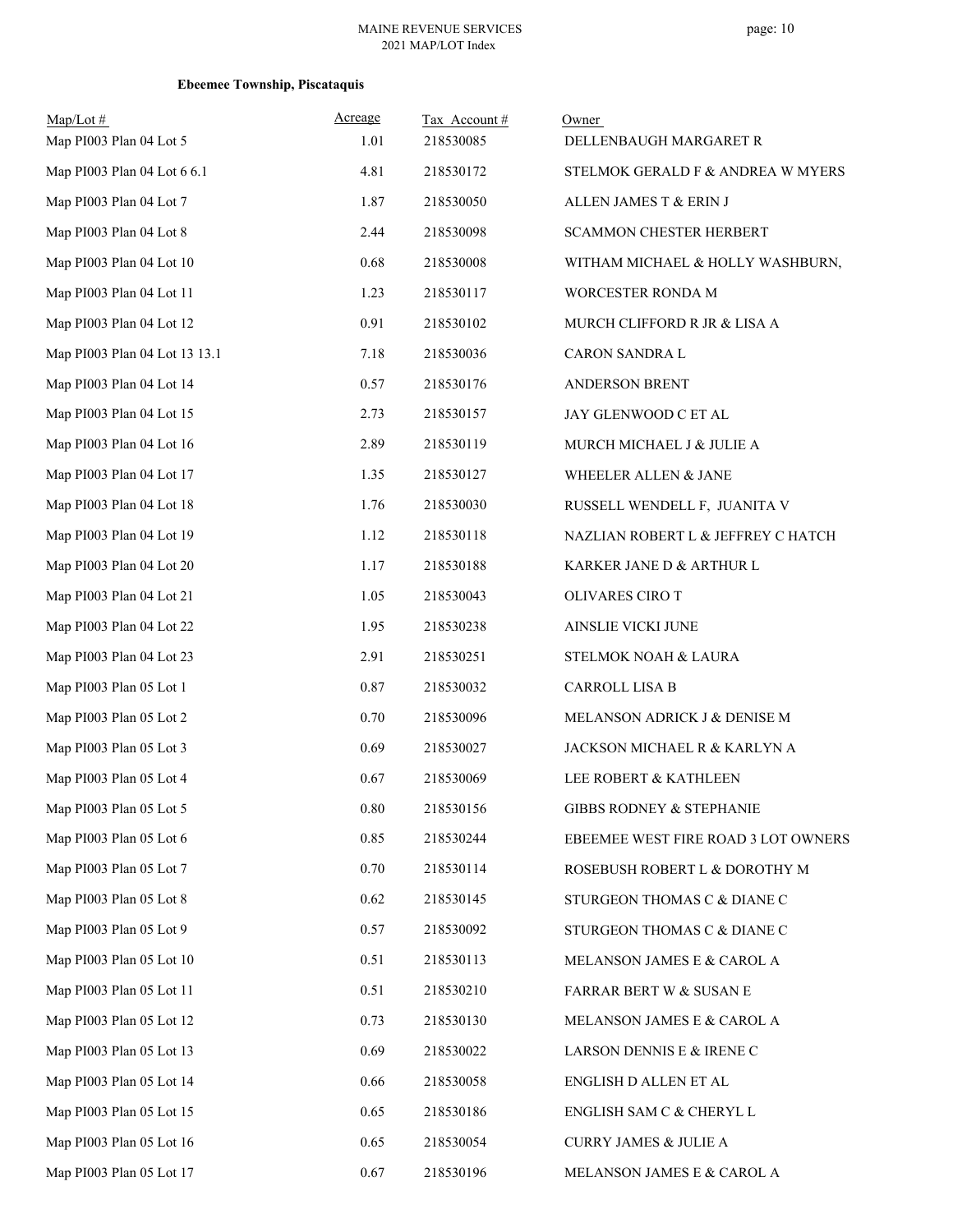**Ebeemee Township, Piscataquis**

| Map/Lot # | Acreage | Tax Account # | Owner |
|---|---|---|---|
| Map PI003 Plan 04 Lot 5 | 1.01 | 218530085 | DELLENBAUGH MARGARET R |
| Map PI003 Plan 04 Lot 6 6.1 | 4.81 | 218530172 | STELMOK GERALD F & ANDREA W MYERS |
| Map PI003 Plan 04 Lot 7 | 1.87 | 218530050 | ALLEN JAMES T & ERIN J |
| Map PI003 Plan 04 Lot 8 | 2.44 | 218530098 | SCAMMON CHESTER HERBERT |
| Map PI003 Plan 04 Lot 10 | 0.68 | 218530008 | WITHAM MICHAEL & HOLLY WASHBURN, |
| Map PI003 Plan 04 Lot 11 | 1.23 | 218530117 | WORCESTER RONDA M |
| Map PI003 Plan 04 Lot 12 | 0.91 | 218530102 | MURCH CLIFFORD R JR & LISA A |
| Map PI003 Plan 04 Lot 13 13.1 | 7.18 | 218530036 | CARON SANDRA L |
| Map PI003 Plan 04 Lot 14 | 0.57 | 218530176 | ANDERSON BRENT |
| Map PI003 Plan 04 Lot 15 | 2.73 | 218530157 | JAY GLENWOOD C ET AL |
| Map PI003 Plan 04 Lot 16 | 2.89 | 218530119 | MURCH MICHAEL J & JULIE A |
| Map PI003 Plan 04 Lot 17 | 1.35 | 218530127 | WHEELER ALLEN & JANE |
| Map PI003 Plan 04 Lot 18 | 1.76 | 218530030 | RUSSELL WENDELL F, JUANITA V |
| Map PI003 Plan 04 Lot 19 | 1.12 | 218530118 | NAZLIAN ROBERT L & JEFFREY C HATCH |
| Map PI003 Plan 04 Lot 20 | 1.17 | 218530188 | KARKER JANE D & ARTHUR L |
| Map PI003 Plan 04 Lot 21 | 1.05 | 218530043 | OLIVARES CIRO T |
| Map PI003 Plan 04 Lot 22 | 1.95 | 218530238 | AINSLIE VICKI JUNE |
| Map PI003 Plan 04 Lot 23 | 2.91 | 218530251 | STELMOK NOAH & LAURA |
| Map PI003 Plan 05 Lot 1 | 0.87 | 218530032 | CARROLL LISA B |
| Map PI003 Plan 05 Lot 2 | 0.70 | 218530096 | MELANSON ADRICK J & DENISE M |
| Map PI003 Plan 05 Lot 3 | 0.69 | 218530027 | JACKSON MICHAEL R & KARLYN A |
| Map PI003 Plan 05 Lot 4 | 0.67 | 218530069 | LEE ROBERT & KATHLEEN |
| Map PI003 Plan 05 Lot 5 | 0.80 | 218530156 | GIBBS RODNEY & STEPHANIE |
| Map PI003 Plan 05 Lot 6 | 0.85 | 218530244 | EBEEMEE WEST FIRE ROAD 3 LOT OWNERS |
| Map PI003 Plan 05 Lot 7 | 0.70 | 218530114 | ROSEBUSH ROBERT L & DOROTHY M |
| Map PI003 Plan 05 Lot 8 | 0.62 | 218530145 | STURGEON THOMAS C & DIANE C |
| Map PI003 Plan 05 Lot 9 | 0.57 | 218530092 | STURGEON THOMAS C & DIANE C |
| Map PI003 Plan 05 Lot 10 | 0.51 | 218530113 | MELANSON JAMES E & CAROL A |
| Map PI003 Plan 05 Lot 11 | 0.51 | 218530210 | FARRAR BERT W & SUSAN E |
| Map PI003 Plan 05 Lot 12 | 0.73 | 218530130 | MELANSON JAMES E & CAROL A |
| Map PI003 Plan 05 Lot 13 | 0.69 | 218530022 | LARSON DENNIS E & IRENE C |
| Map PI003 Plan 05 Lot 14 | 0.66 | 218530058 | ENGLISH D ALLEN ET AL |
| Map PI003 Plan 05 Lot 15 | 0.65 | 218530186 | ENGLISH SAM C & CHERYL L |
| Map PI003 Plan 05 Lot 16 | 0.65 | 218530054 | CURRY JAMES & JULIE A |
| Map PI003 Plan 05 Lot 17 | 0.67 | 218530196 | MELANSON JAMES E & CAROL A |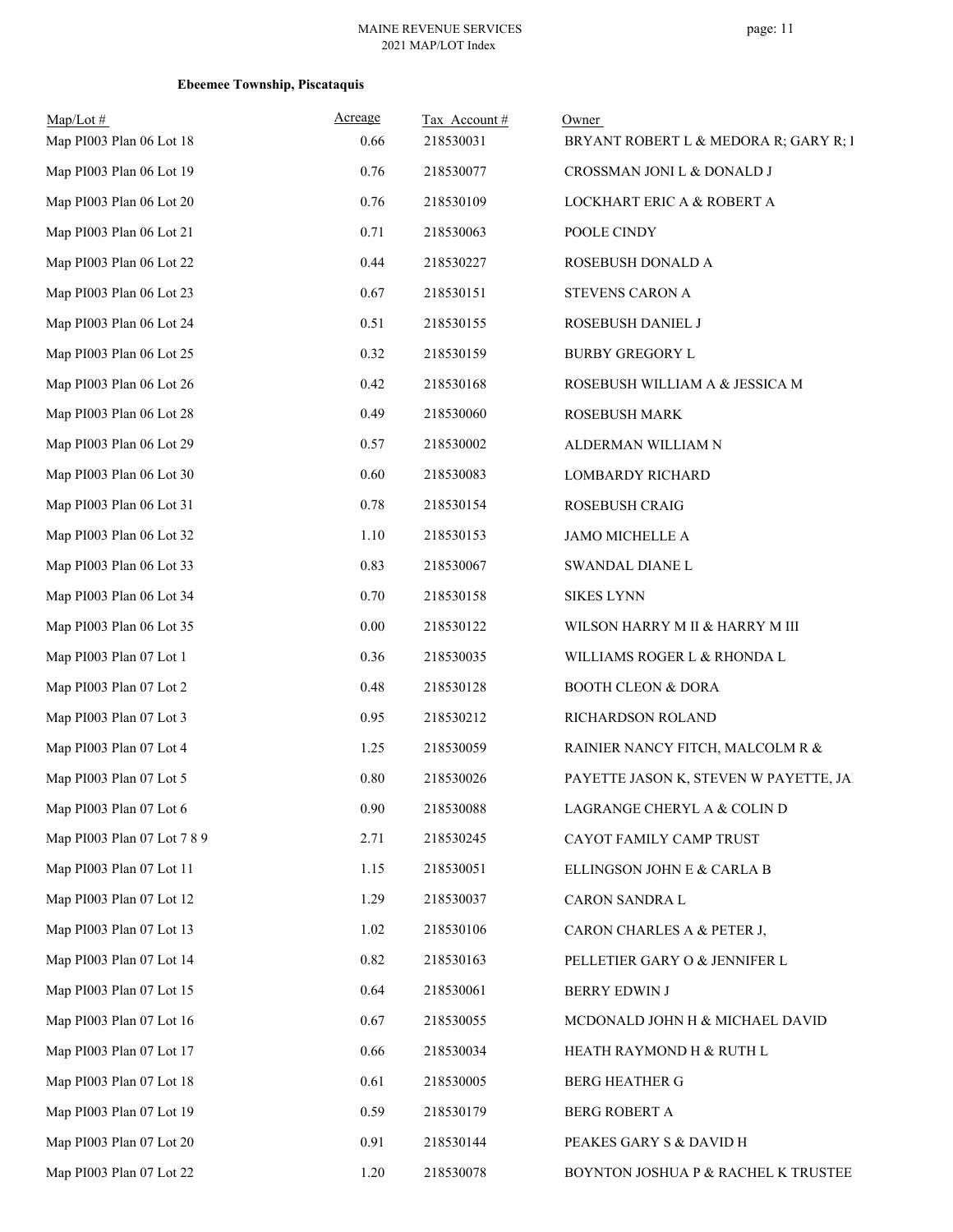**Ebeemee Township, Piscataquis**

| Map/Lot # | Acreage | Tax Account # | Owner |
|---|---|---|---|
| Map PI003 Plan 06 Lot 18 | 0.66 | 218530031 | BRYANT ROBERT L & MEDORA R; GARY R; I |
| Map PI003 Plan 06 Lot 19 | 0.76 | 218530077 | CROSSMAN JONI L & DONALD J |
| Map PI003 Plan 06 Lot 20 | 0.76 | 218530109 | LOCKHART ERIC A & ROBERT A |
| Map PI003 Plan 06 Lot 21 | 0.71 | 218530063 | POOLE CINDY |
| Map PI003 Plan 06 Lot 22 | 0.44 | 218530227 | ROSEBUSH DONALD A |
| Map PI003 Plan 06 Lot 23 | 0.67 | 218530151 | STEVENS CARON A |
| Map PI003 Plan 06 Lot 24 | 0.51 | 218530155 | ROSEBUSH DANIEL J |
| Map PI003 Plan 06 Lot 25 | 0.32 | 218530159 | BURBY GREGORY L |
| Map PI003 Plan 06 Lot 26 | 0.42 | 218530168 | ROSEBUSH WILLIAM A & JESSICA M |
| Map PI003 Plan 06 Lot 28 | 0.49 | 218530060 | ROSEBUSH MARK |
| Map PI003 Plan 06 Lot 29 | 0.57 | 218530002 | ALDERMAN WILLIAM N |
| Map PI003 Plan 06 Lot 30 | 0.60 | 218530083 | LOMBARDY RICHARD |
| Map PI003 Plan 06 Lot 31 | 0.78 | 218530154 | ROSEBUSH CRAIG |
| Map PI003 Plan 06 Lot 32 | 1.10 | 218530153 | JAMO MICHELLE A |
| Map PI003 Plan 06 Lot 33 | 0.83 | 218530067 | SWANDAL DIANE L |
| Map PI003 Plan 06 Lot 34 | 0.70 | 218530158 | SIKES LYNN |
| Map PI003 Plan 06 Lot 35 | 0.00 | 218530122 | WILSON HARRY M II & HARRY M III |
| Map PI003 Plan 07 Lot 1 | 0.36 | 218530035 | WILLIAMS ROGER L & RHONDA L |
| Map PI003 Plan 07 Lot 2 | 0.48 | 218530128 | BOOTH CLEON & DORA |
| Map PI003 Plan 07 Lot 3 | 0.95 | 218530212 | RICHARDSON ROLAND |
| Map PI003 Plan 07 Lot 4 | 1.25 | 218530059 | RAINIER NANCY FITCH, MALCOLM R & |
| Map PI003 Plan 07 Lot 5 | 0.80 | 218530026 | PAYETTE JASON K, STEVEN W PAYETTE, JA |
| Map PI003 Plan 07 Lot 6 | 0.90 | 218530088 | LAGRANGE CHERYL A & COLIN D |
| Map PI003 Plan 07 Lot 7 8 9 | 2.71 | 218530245 | CAYOT FAMILY CAMP TRUST |
| Map PI003 Plan 07 Lot 11 | 1.15 | 218530051 | ELLINGSON JOHN E & CARLA B |
| Map PI003 Plan 07 Lot 12 | 1.29 | 218530037 | CARON SANDRA L |
| Map PI003 Plan 07 Lot 13 | 1.02 | 218530106 | CARON CHARLES A & PETER J, |
| Map PI003 Plan 07 Lot 14 | 0.82 | 218530163 | PELLETIER GARY O & JENNIFER L |
| Map PI003 Plan 07 Lot 15 | 0.64 | 218530061 | BERRY EDWIN J |
| Map PI003 Plan 07 Lot 16 | 0.67 | 218530055 | MCDONALD JOHN H & MICHAEL DAVID |
| Map PI003 Plan 07 Lot 17 | 0.66 | 218530034 | HEATH RAYMOND H & RUTH L |
| Map PI003 Plan 07 Lot 18 | 0.61 | 218530005 | BERG HEATHER G |
| Map PI003 Plan 07 Lot 19 | 0.59 | 218530179 | BERG ROBERT A |
| Map PI003 Plan 07 Lot 20 | 0.91 | 218530144 | PEAKES GARY S & DAVID H |
| Map PI003 Plan 07 Lot 22 | 1.20 | 218530078 | BOYNTON JOSHUA P & RACHEL K TRUSTEE |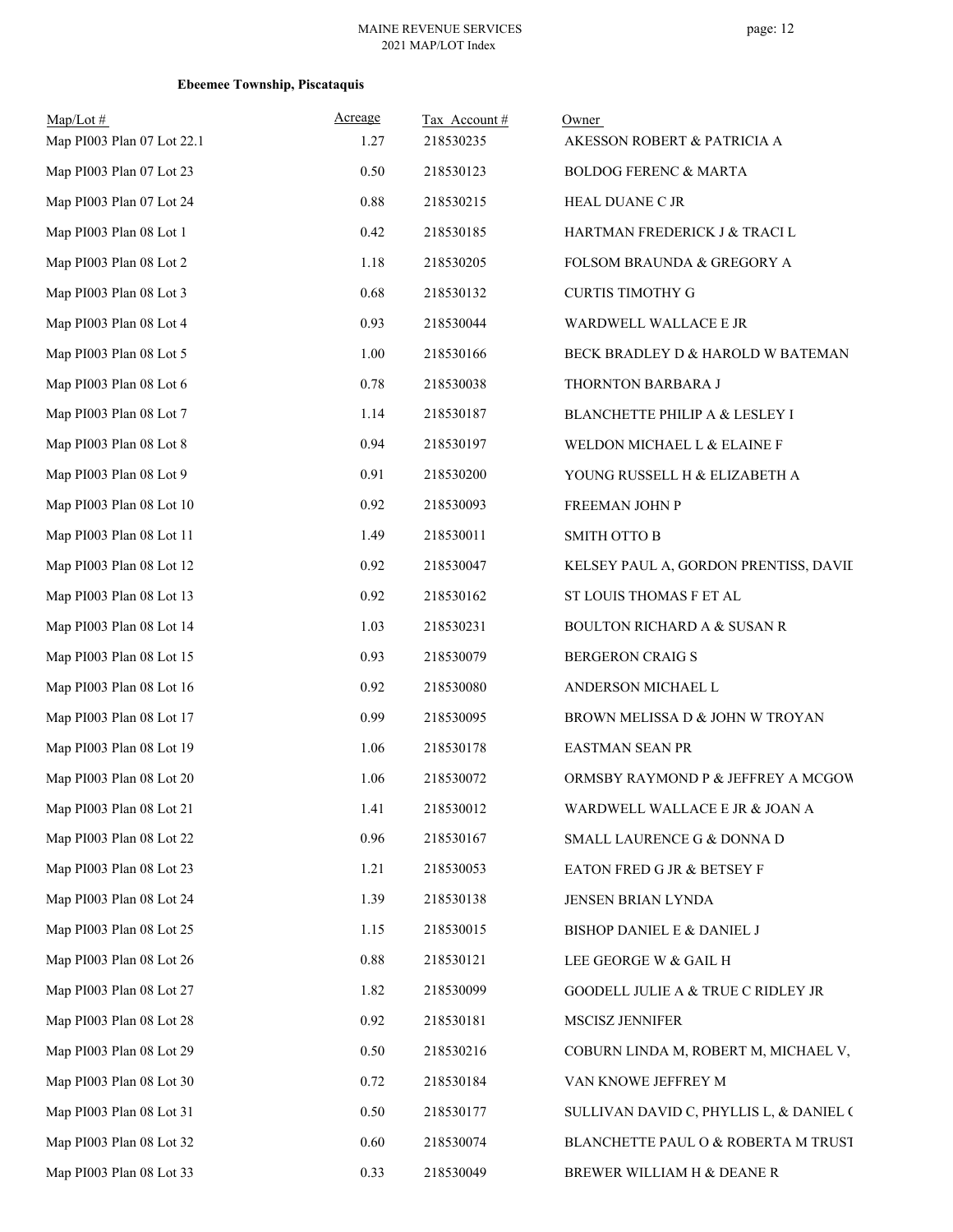**Ebeemee Township, Piscataquis**

| Map/Lot # | Acreage | Tax Account # | Owner |
|---|---|---|---|
| Map PI003 Plan 07 Lot 22.1 | 1.27 | 218530235 | AKESSON ROBERT & PATRICIA A |
| Map PI003 Plan 07 Lot 23 | 0.50 | 218530123 | BOLDOG FERENC & MARTA |
| Map PI003 Plan 07 Lot 24 | 0.88 | 218530215 | HEAL DUANE C JR |
| Map PI003 Plan 08 Lot 1 | 0.42 | 218530185 | HARTMAN FREDERICK J & TRACI L |
| Map PI003 Plan 08 Lot 2 | 1.18 | 218530205 | FOLSOM BRAUNDA & GREGORY A |
| Map PI003 Plan 08 Lot 3 | 0.68 | 218530132 | CURTIS TIMOTHY G |
| Map PI003 Plan 08 Lot 4 | 0.93 | 218530044 | WARDWELL WALLACE E JR |
| Map PI003 Plan 08 Lot 5 | 1.00 | 218530166 | BECK BRADLEY D & HAROLD W BATEMAN |
| Map PI003 Plan 08 Lot 6 | 0.78 | 218530038 | THORNTON BARBARA J |
| Map PI003 Plan 08 Lot 7 | 1.14 | 218530187 | BLANCHETTE PHILIP A & LESLEY I |
| Map PI003 Plan 08 Lot 8 | 0.94 | 218530197 | WELDON MICHAEL L & ELAINE F |
| Map PI003 Plan 08 Lot 9 | 0.91 | 218530200 | YOUNG RUSSELL H & ELIZABETH A |
| Map PI003 Plan 08 Lot 10 | 0.92 | 218530093 | FREEMAN JOHN P |
| Map PI003 Plan 08 Lot 11 | 1.49 | 218530011 | SMITH OTTO B |
| Map PI003 Plan 08 Lot 12 | 0.92 | 218530047 | KELSEY PAUL A, GORDON PRENTISS, DAVIL |
| Map PI003 Plan 08 Lot 13 | 0.92 | 218530162 | ST LOUIS THOMAS F ET AL |
| Map PI003 Plan 08 Lot 14 | 1.03 | 218530231 | BOULTON RICHARD A & SUSAN R |
| Map PI003 Plan 08 Lot 15 | 0.93 | 218530079 | BERGERON CRAIG S |
| Map PI003 Plan 08 Lot 16 | 0.92 | 218530080 | ANDERSON MICHAEL L |
| Map PI003 Plan 08 Lot 17 | 0.99 | 218530095 | BROWN MELISSA D & JOHN W TROYAN |
| Map PI003 Plan 08 Lot 19 | 1.06 | 218530178 | EASTMAN SEAN PR |
| Map PI003 Plan 08 Lot 20 | 1.06 | 218530072 | ORMSBY RAYMOND P & JEFFREY A MCGOW |
| Map PI003 Plan 08 Lot 21 | 1.41 | 218530012 | WARDWELL WALLACE E JR & JOAN A |
| Map PI003 Plan 08 Lot 22 | 0.96 | 218530167 | SMALL LAURENCE G & DONNA D |
| Map PI003 Plan 08 Lot 23 | 1.21 | 218530053 | EATON FRED G JR & BETSEY F |
| Map PI003 Plan 08 Lot 24 | 1.39 | 218530138 | JENSEN BRIAN LYNDA |
| Map PI003 Plan 08 Lot 25 | 1.15 | 218530015 | BISHOP DANIEL E & DANIEL J |
| Map PI003 Plan 08 Lot 26 | 0.88 | 218530121 | LEE GEORGE W & GAIL H |
| Map PI003 Plan 08 Lot 27 | 1.82 | 218530099 | GOODELL JULIE A & TRUE C RIDLEY JR |
| Map PI003 Plan 08 Lot 28 | 0.92 | 218530181 | MSCISZ JENNIFER |
| Map PI003 Plan 08 Lot 29 | 0.50 | 218530216 | COBURN LINDA M, ROBERT M, MICHAEL V, |
| Map PI003 Plan 08 Lot 30 | 0.72 | 218530184 | VAN KNOWE JEFFREY M |
| Map PI003 Plan 08 Lot 31 | 0.50 | 218530177 | SULLIVAN DAVID C, PHYLLIS L, & DANIEL ( |
| Map PI003 Plan 08 Lot 32 | 0.60 | 218530074 | BLANCHETTE PAUL O & ROBERTA M TRUST |
| Map PI003 Plan 08 Lot 33 | 0.33 | 218530049 | BREWER WILLIAM H & DEANE R |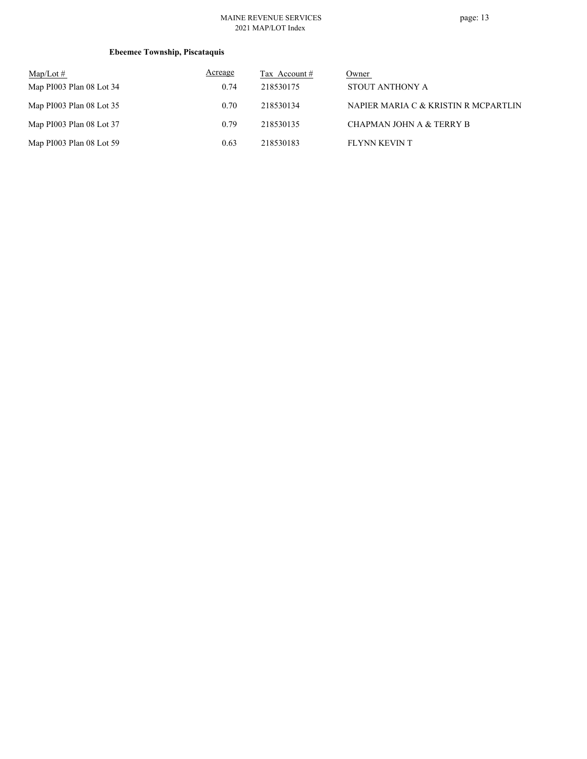**Ebeemee Township, Piscataquis**

| Map/Lot # | Acreage | Tax Account # | Owner |
|---|---|---|---|
| Map PI003 Plan 08 Lot 34 | 0.74 | 218530175 | STOUT ANTHONY A |
| Map PI003 Plan 08 Lot 35 | 0.70 | 218530134 | NAPIER MARIA C & KRISTIN R MCPARTLIN |
| Map PI003 Plan 08 Lot 37 | 0.79 | 218530135 | CHAPMAN JOHN A & TERRY B |
| Map PI003 Plan 08 Lot 59 | 0.63 | 218530183 | FLYNN KEVIN T |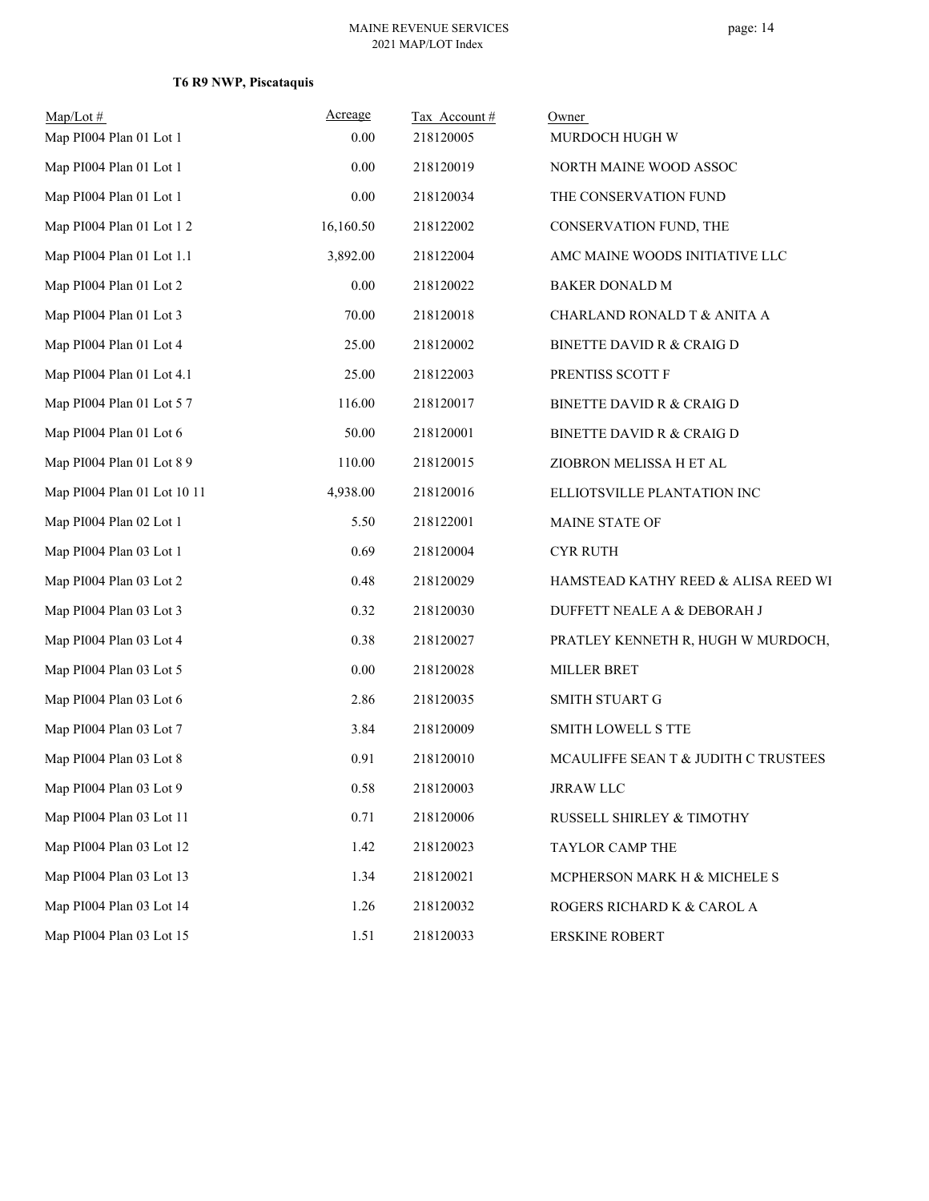**T6 R9 NWP, Piscataquis**

| Map/Lot # | Acreage | Tax Account # | Owner |
|---|---|---|---|
| Map PI004 Plan 01 Lot 1 | 0.00 | 218120005 | MURDOCH HUGH W |
| Map PI004 Plan 01 Lot 1 | 0.00 | 218120019 | NORTH MAINE WOOD ASSOC |
| Map PI004 Plan 01 Lot 1 | 0.00 | 218120034 | THE CONSERVATION FUND |
| Map PI004 Plan 01 Lot 1 2 | 16,160.50 | 218122002 | CONSERVATION FUND, THE |
| Map PI004 Plan 01 Lot 1.1 | 3,892.00 | 218122004 | AMC MAINE WOODS INITIATIVE LLC |
| Map PI004 Plan 01 Lot 2 | 0.00 | 218120022 | BAKER DONALD M |
| Map PI004 Plan 01 Lot 3 | 70.00 | 218120018 | CHARLAND RONALD T & ANITA A |
| Map PI004 Plan 01 Lot 4 | 25.00 | 218120002 | BINETTE DAVID R & CRAIG D |
| Map PI004 Plan 01 Lot 4.1 | 25.00 | 218122003 | PRENTISS SCOTT F |
| Map PI004 Plan 01 Lot 5 7 | 116.00 | 218120017 | BINETTE DAVID R & CRAIG D |
| Map PI004 Plan 01 Lot 6 | 50.00 | 218120001 | BINETTE DAVID R & CRAIG D |
| Map PI004 Plan 01 Lot 8 9 | 110.00 | 218120015 | ZIOBRON MELISSA H ET AL |
| Map PI004 Plan 01 Lot 10 11 | 4,938.00 | 218120016 | ELLIOTSVILLE PLANTATION INC |
| Map PI004 Plan 02 Lot 1 | 5.50 | 218122001 | MAINE STATE OF |
| Map PI004 Plan 03 Lot 1 | 0.69 | 218120004 | CYR RUTH |
| Map PI004 Plan 03 Lot 2 | 0.48 | 218120029 | HAMSTEAD KATHY REED & ALISA REED WI |
| Map PI004 Plan 03 Lot 3 | 0.32 | 218120030 | DUFFETT NEALE A & DEBORAH J |
| Map PI004 Plan 03 Lot 4 | 0.38 | 218120027 | PRATLEY KENNETH R, HUGH W MURDOCH, |
| Map PI004 Plan 03 Lot 5 | 0.00 | 218120028 | MILLER BRET |
| Map PI004 Plan 03 Lot 6 | 2.86 | 218120035 | SMITH STUART G |
| Map PI004 Plan 03 Lot 7 | 3.84 | 218120009 | SMITH LOWELL S TTE |
| Map PI004 Plan 03 Lot 8 | 0.91 | 218120010 | MCAULIFFE SEAN T & JUDITH C TRUSTEES |
| Map PI004 Plan 03 Lot 9 | 0.58 | 218120003 | JRRAW LLC |
| Map PI004 Plan 03 Lot 11 | 0.71 | 218120006 | RUSSELL SHIRLEY & TIMOTHY |
| Map PI004 Plan 03 Lot 12 | 1.42 | 218120023 | TAYLOR CAMP THE |
| Map PI004 Plan 03 Lot 13 | 1.34 | 218120021 | MCPHERSON MARK H & MICHELE S |
| Map PI004 Plan 03 Lot 14 | 1.26 | 218120032 | ROGERS RICHARD K & CAROL A |
| Map PI004 Plan 03 Lot 15 | 1.51 | 218120033 | ERSKINE ROBERT |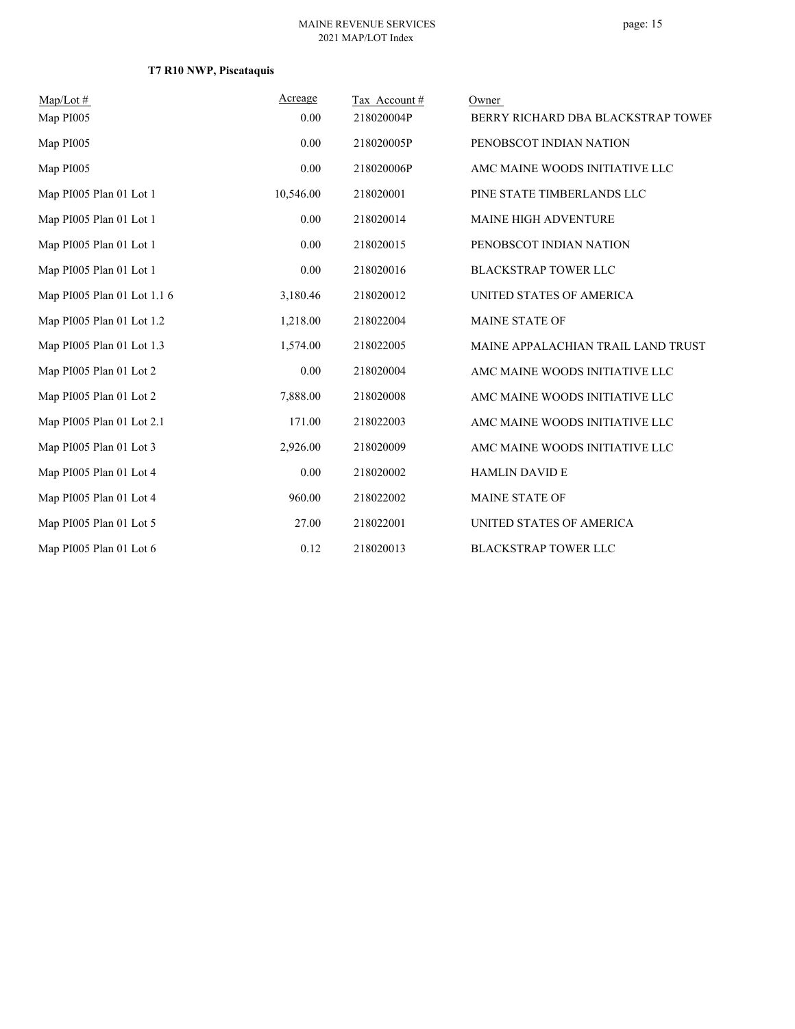**T7 R10 NWP, Piscataquis**

| Map/Lot # | Acreage | Tax Account # | Owner |
|---|---|---|---|
| Map PI005 | 0.00 | 218020004P | BERRY RICHARD DBA BLACKSTRAP TOWEF |
| Map PI005 | 0.00 | 218020005P | PENOBSCOT INDIAN NATION |
| Map PI005 | 0.00 | 218020006P | AMC MAINE WOODS INITIATIVE LLC |
| Map PI005 Plan 01 Lot 1 | 10,546.00 | 218020001 | PINE STATE TIMBERLANDS LLC |
| Map PI005 Plan 01 Lot 1 | 0.00 | 218020014 | MAINE HIGH ADVENTURE |
| Map PI005 Plan 01 Lot 1 | 0.00 | 218020015 | PENOBSCOT INDIAN NATION |
| Map PI005 Plan 01 Lot 1 | 0.00 | 218020016 | BLACKSTRAP TOWER LLC |
| Map PI005 Plan 01 Lot 1.1 6 | 3,180.46 | 218020012 | UNITED STATES OF AMERICA |
| Map PI005 Plan 01 Lot 1.2 | 1,218.00 | 218022004 | MAINE STATE OF |
| Map PI005 Plan 01 Lot 1.3 | 1,574.00 | 218022005 | MAINE APPALACHIAN TRAIL LAND TRUST |
| Map PI005 Plan 01 Lot 2 | 0.00 | 218020004 | AMC MAINE WOODS INITIATIVE LLC |
| Map PI005 Plan 01 Lot 2 | 7,888.00 | 218020008 | AMC MAINE WOODS INITIATIVE LLC |
| Map PI005 Plan 01 Lot 2.1 | 171.00 | 218022003 | AMC MAINE WOODS INITIATIVE LLC |
| Map PI005 Plan 01 Lot 3 | 2,926.00 | 218020009 | AMC MAINE WOODS INITIATIVE LLC |
| Map PI005 Plan 01 Lot 4 | 0.00 | 218020002 | HAMLIN DAVID E |
| Map PI005 Plan 01 Lot 4 | 960.00 | 218022002 | MAINE STATE OF |
| Map PI005 Plan 01 Lot 5 | 27.00 | 218022001 | UNITED STATES OF AMERICA |
| Map PI005 Plan 01 Lot 6 | 0.12 | 218020013 | BLACKSTRAP TOWER LLC |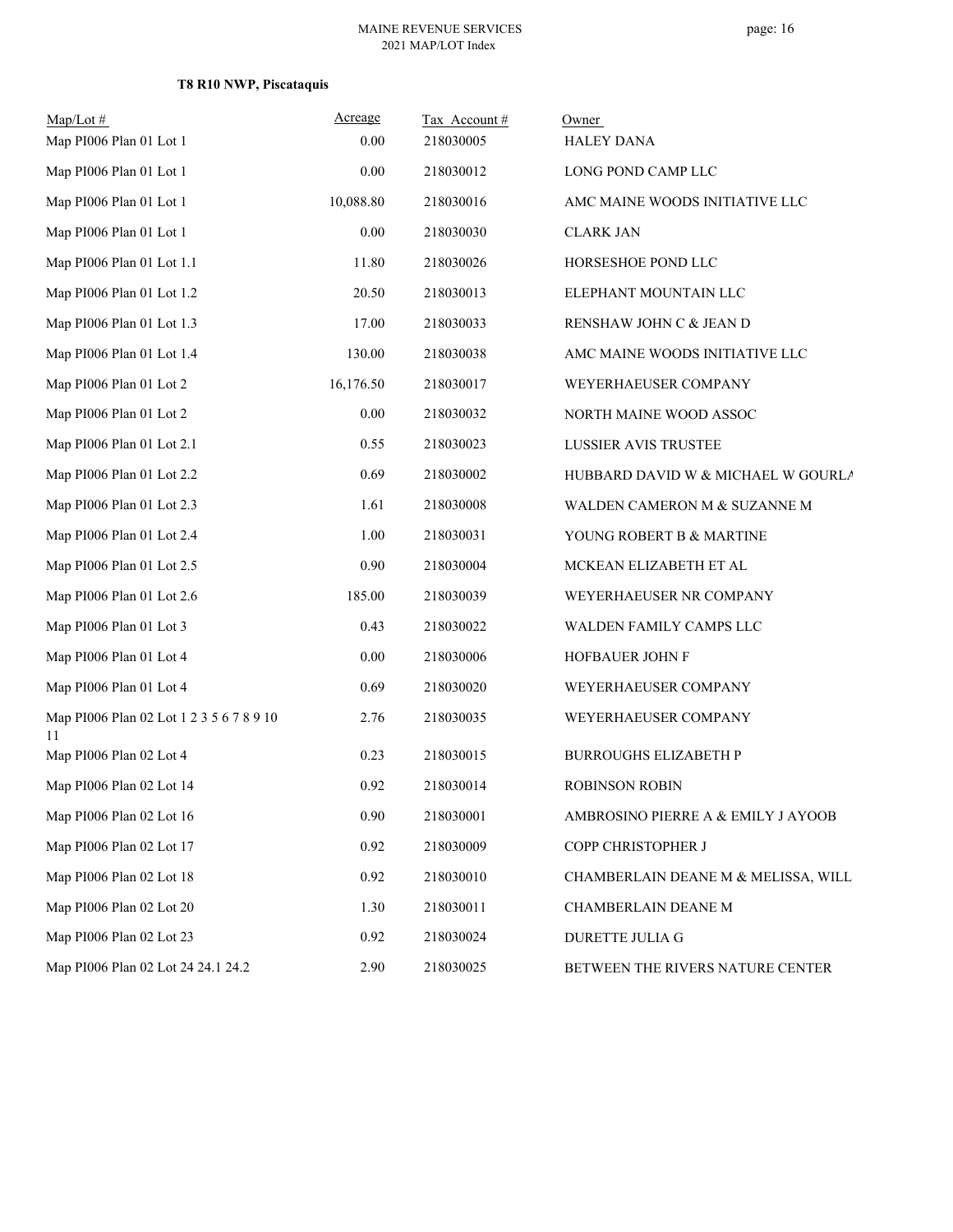MAINE REVENUE SERVICES
2021 MAP/LOT Index

**T8 R10 NWP, Piscataquis**

| Map/Lot # | Acreage | Tax Account # | Owner |
|---|---|---|---|
| Map PI006 Plan 01 Lot 1 | 0.00 | 218030005 | HALEY DANA |
| Map PI006 Plan 01 Lot 1 | 0.00 | 218030012 | LONG POND CAMP LLC |
| Map PI006 Plan 01 Lot 1 | 10,088.80 | 218030016 | AMC MAINE WOODS INITIATIVE LLC |
| Map PI006 Plan 01 Lot 1 | 0.00 | 218030030 | CLARK JAN |
| Map PI006 Plan 01 Lot 1.1 | 11.80 | 218030026 | HORSESHOE POND LLC |
| Map PI006 Plan 01 Lot 1.2 | 20.50 | 218030013 | ELEPHANT MOUNTAIN LLC |
| Map PI006 Plan 01 Lot 1.3 | 17.00 | 218030033 | RENSHAW JOHN C & JEAN D |
| Map PI006 Plan 01 Lot 1.4 | 130.00 | 218030038 | AMC MAINE WOODS INITIATIVE LLC |
| Map PI006 Plan 01 Lot 2 | 16,176.50 | 218030017 | WEYERHAEUSER COMPANY |
| Map PI006 Plan 01 Lot 2 | 0.00 | 218030032 | NORTH MAINE WOOD ASSOC |
| Map PI006 Plan 01 Lot 2.1 | 0.55 | 218030023 | LUSSIER AVIS TRUSTEE |
| Map PI006 Plan 01 Lot 2.2 | 0.69 | 218030002 | HUBBARD DAVID W & MICHAEL W GOURLA |
| Map PI006 Plan 01 Lot 2.3 | 1.61 | 218030008 | WALDEN CAMERON M & SUZANNE M |
| Map PI006 Plan 01 Lot 2.4 | 1.00 | 218030031 | YOUNG ROBERT B & MARTINE |
| Map PI006 Plan 01 Lot 2.5 | 0.90 | 218030004 | MCKEAN ELIZABETH ET AL |
| Map PI006 Plan 01 Lot 2.6 | 185.00 | 218030039 | WEYERHAEUSER NR COMPANY |
| Map PI006 Plan 01 Lot 3 | 0.43 | 218030022 | WALDEN FAMILY CAMPS LLC |
| Map PI006 Plan 01 Lot 4 | 0.00 | 218030006 | HOFBAUER JOHN F |
| Map PI006 Plan 01 Lot 4 | 0.69 | 218030020 | WEYERHAEUSER COMPANY |
| Map PI006 Plan 02 Lot 1 2 3 5 6 7 8 9 10 11 | 2.76 | 218030035 | WEYERHAEUSER COMPANY |
| Map PI006 Plan 02 Lot 4 | 0.23 | 218030015 | BURROUGHS ELIZABETH P |
| Map PI006 Plan 02 Lot 14 | 0.92 | 218030014 | ROBINSON ROBIN |
| Map PI006 Plan 02 Lot 16 | 0.90 | 218030001 | AMBROSINO PIERRE A & EMILY J AYOOB |
| Map PI006 Plan 02 Lot 17 | 0.92 | 218030009 | COPP CHRISTOPHER J |
| Map PI006 Plan 02 Lot 18 | 0.92 | 218030010 | CHAMBERLAIN DEANE M & MELISSA, WILL |
| Map PI006 Plan 02 Lot 20 | 1.30 | 218030011 | CHAMBERLAIN DEANE M |
| Map PI006 Plan 02 Lot 23 | 0.92 | 218030024 | DURETTE JULIA G |
| Map PI006 Plan 02 Lot 24 24.1 24.2 | 2.90 | 218030025 | BETWEEN THE RIVERS NATURE CENTER |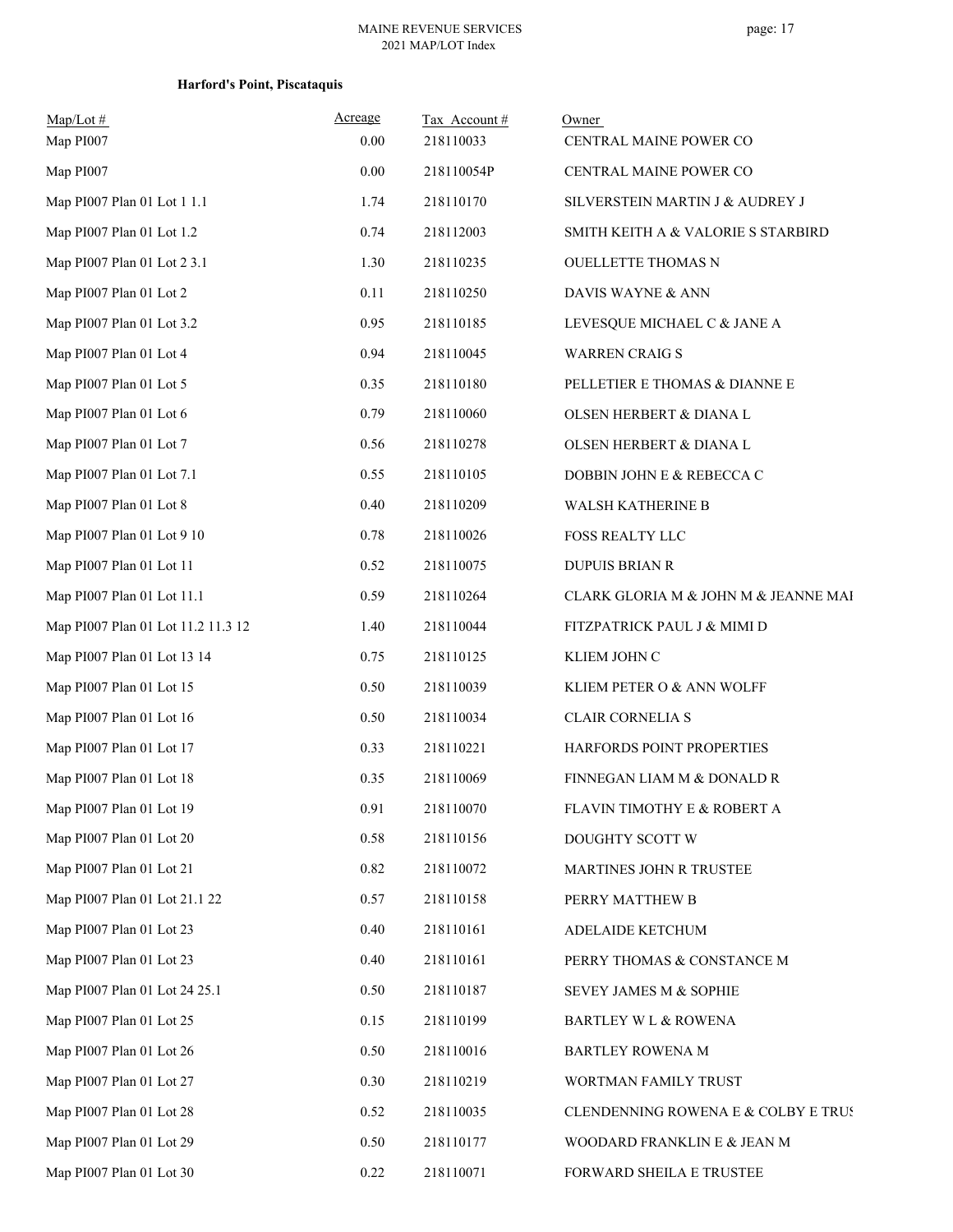**Harford's Point, Piscataquis**

| Map/Lot # | Acreage | Tax Account # | Owner |
|---|---|---|---|
| Map PI007 | 0.00 | 218110033 | CENTRAL MAINE POWER CO |
| Map PI007 | 0.00 | 218110054P | CENTRAL MAINE POWER CO |
| Map PI007 Plan 01 Lot 1 1.1 | 1.74 | 218110170 | SILVERSTEIN MARTIN J & AUDREY J |
| Map PI007 Plan 01 Lot 1.2 | 0.74 | 218112003 | SMITH KEITH A & VALORIE S STARBIRD |
| Map PI007 Plan 01 Lot 2 3.1 | 1.30 | 218110235 | OUELLETTE THOMAS N |
| Map PI007 Plan 01 Lot 2 | 0.11 | 218110250 | DAVIS WAYNE & ANN |
| Map PI007 Plan 01 Lot 3.2 | 0.95 | 218110185 | LEVESQUE MICHAEL C & JANE A |
| Map PI007 Plan 01 Lot 4 | 0.94 | 218110045 | WARREN CRAIG S |
| Map PI007 Plan 01 Lot 5 | 0.35 | 218110180 | PELLETIER E THOMAS & DIANNE E |
| Map PI007 Plan 01 Lot 6 | 0.79 | 218110060 | OLSEN HERBERT & DIANA L |
| Map PI007 Plan 01 Lot 7 | 0.56 | 218110278 | OLSEN HERBERT & DIANA L |
| Map PI007 Plan 01 Lot 7.1 | 0.55 | 218110105 | DOBBIN JOHN E & REBECCA C |
| Map PI007 Plan 01 Lot 8 | 0.40 | 218110209 | WALSH KATHERINE B |
| Map PI007 Plan 01 Lot 9 10 | 0.78 | 218110026 | FOSS REALTY LLC |
| Map PI007 Plan 01 Lot 11 | 0.52 | 218110075 | DUPUIS BRIAN R |
| Map PI007 Plan 01 Lot 11.1 | 0.59 | 218110264 | CLARK GLORIA M & JOHN M & JEANNE MAI |
| Map PI007 Plan 01 Lot 11.2 11.3 12 | 1.40 | 218110044 | FITZPATRICK PAUL J & MIMI D |
| Map PI007 Plan 01 Lot 13 14 | 0.75 | 218110125 | KLIEM JOHN C |
| Map PI007 Plan 01 Lot 15 | 0.50 | 218110039 | KLIEM PETER O & ANN WOLFF |
| Map PI007 Plan 01 Lot 16 | 0.50 | 218110034 | CLAIR CORNELIA S |
| Map PI007 Plan 01 Lot 17 | 0.33 | 218110221 | HARFORDS POINT PROPERTIES |
| Map PI007 Plan 01 Lot 18 | 0.35 | 218110069 | FINNEGAN LIAM M & DONALD R |
| Map PI007 Plan 01 Lot 19 | 0.91 | 218110070 | FLAVIN TIMOTHY E & ROBERT A |
| Map PI007 Plan 01 Lot 20 | 0.58 | 218110156 | DOUGHTY SCOTT W |
| Map PI007 Plan 01 Lot 21 | 0.82 | 218110072 | MARTINES JOHN R TRUSTEE |
| Map PI007 Plan 01 Lot 21.1 22 | 0.57 | 218110158 | PERRY MATTHEW B |
| Map PI007 Plan 01 Lot 23 | 0.40 | 218110161 | ADELAIDE KETCHUM |
| Map PI007 Plan 01 Lot 23 | 0.40 | 218110161 | PERRY THOMAS & CONSTANCE M |
| Map PI007 Plan 01 Lot 24 25.1 | 0.50 | 218110187 | SEVEY JAMES M & SOPHIE |
| Map PI007 Plan 01 Lot 25 | 0.15 | 218110199 | BARTLEY W L & ROWENA |
| Map PI007 Plan 01 Lot 26 | 0.50 | 218110016 | BARTLEY ROWENA M |
| Map PI007 Plan 01 Lot 27 | 0.30 | 218110219 | WORTMAN FAMILY TRUST |
| Map PI007 Plan 01 Lot 28 | 0.52 | 218110035 | CLENDENNING ROWENA E & COLBY E TRUS |
| Map PI007 Plan 01 Lot 29 | 0.50 | 218110177 | WOODARD FRANKLIN E & JEAN M |
| Map PI007 Plan 01 Lot 30 | 0.22 | 218110071 | FORWARD SHEILA E TRUSTEE |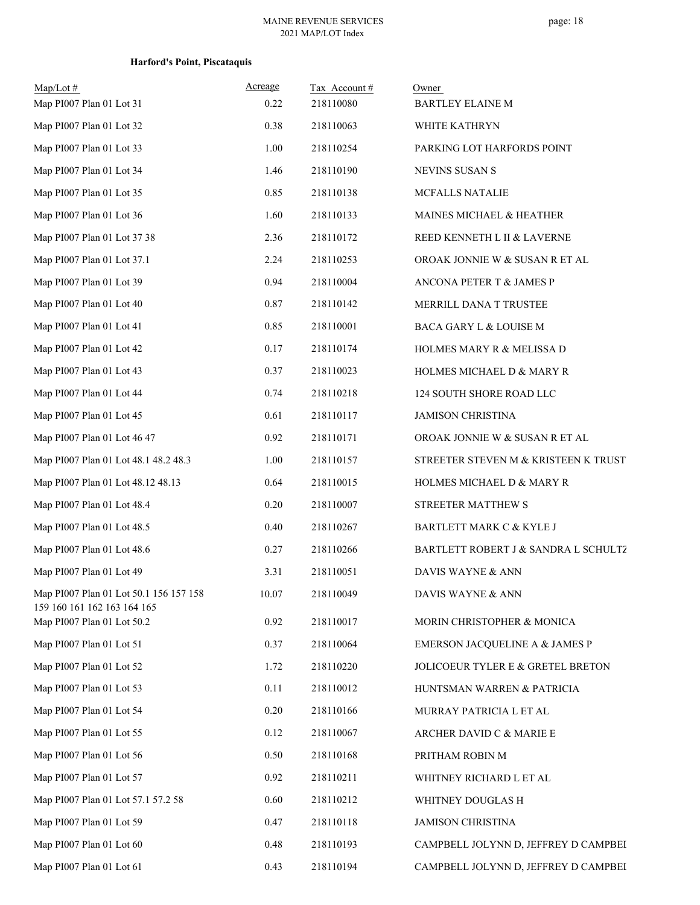**Harford's Point, Piscataquis**

| Map/Lot # | Acreage | Tax Account # | Owner |
|---|---|---|---|
| Map PI007 Plan 01 Lot 31 | 0.22 | 218110080 | BARTLEY ELAINE M |
| Map PI007 Plan 01 Lot 32 | 0.38 | 218110063 | WHITE KATHRYN |
| Map PI007 Plan 01 Lot 33 | 1.00 | 218110254 | PARKING LOT HARFORDS POINT |
| Map PI007 Plan 01 Lot 34 | 1.46 | 218110190 | NEVINS SUSAN S |
| Map PI007 Plan 01 Lot 35 | 0.85 | 218110138 | MCFALLS NATALIE |
| Map PI007 Plan 01 Lot 36 | 1.60 | 218110133 | MAINES MICHAEL & HEATHER |
| Map PI007 Plan 01 Lot 37 38 | 2.36 | 218110172 | REED KENNETH L II & LAVERNE |
| Map PI007 Plan 01 Lot 37.1 | 2.24 | 218110253 | OROAK JONNIE W & SUSAN R ET AL |
| Map PI007 Plan 01 Lot 39 | 0.94 | 218110004 | ANCONA PETER T & JAMES P |
| Map PI007 Plan 01 Lot 40 | 0.87 | 218110142 | MERRILL DANA T TRUSTEE |
| Map PI007 Plan 01 Lot 41 | 0.85 | 218110001 | BACA GARY L & LOUISE M |
| Map PI007 Plan 01 Lot 42 | 0.17 | 218110174 | HOLMES MARY R & MELISSA D |
| Map PI007 Plan 01 Lot 43 | 0.37 | 218110023 | HOLMES MICHAEL D & MARY R |
| Map PI007 Plan 01 Lot 44 | 0.74 | 218110218 | 124 SOUTH SHORE ROAD LLC |
| Map PI007 Plan 01 Lot 45 | 0.61 | 218110117 | JAMISON CHRISTINA |
| Map PI007 Plan 01 Lot 46 47 | 0.92 | 218110171 | OROAK JONNIE W & SUSAN R ET AL |
| Map PI007 Plan 01 Lot 48.1 48.2 48.3 | 1.00 | 218110157 | STREETER STEVEN M & KRISTEEN K TRUST |
| Map PI007 Plan 01 Lot 48.12 48.13 | 0.64 | 218110015 | HOLMES MICHAEL D & MARY R |
| Map PI007 Plan 01 Lot 48.4 | 0.20 | 218110007 | STREETER MATTHEW S |
| Map PI007 Plan 01 Lot 48.5 | 0.40 | 218110267 | BARTLETT MARK C & KYLE J |
| Map PI007 Plan 01 Lot 48.6 | 0.27 | 218110266 | BARTLETT ROBERT J & SANDRA L SCHULTZ |
| Map PI007 Plan 01 Lot 49 | 3.31 | 218110051 | DAVIS WAYNE & ANN |
| Map PI007 Plan 01 Lot 50.1 156 157 158 159 160 161 162 163 164 165 | 10.07 | 218110049 | DAVIS WAYNE & ANN |
| Map PI007 Plan 01 Lot 50.2 | 0.92 | 218110017 | MORIN CHRISTOPHER & MONICA |
| Map PI007 Plan 01 Lot 51 | 0.37 | 218110064 | EMERSON JACQUELINE A & JAMES P |
| Map PI007 Plan 01 Lot 52 | 1.72 | 218110220 | JOLICOEUR TYLER E & GRETEL BRETON |
| Map PI007 Plan 01 Lot 53 | 0.11 | 218110012 | HUNTSMAN WARREN & PATRICIA |
| Map PI007 Plan 01 Lot 54 | 0.20 | 218110166 | MURRAY PATRICIA L ET AL |
| Map PI007 Plan 01 Lot 55 | 0.12 | 218110067 | ARCHER DAVID C & MARIE E |
| Map PI007 Plan 01 Lot 56 | 0.50 | 218110168 | PRITHAM ROBIN M |
| Map PI007 Plan 01 Lot 57 | 0.92 | 218110211 | WHITNEY RICHARD L ET AL |
| Map PI007 Plan 01 Lot 57.1 57.2 58 | 0.60 | 218110212 | WHITNEY DOUGLAS H |
| Map PI007 Plan 01 Lot 59 | 0.47 | 218110118 | JAMISON CHRISTINA |
| Map PI007 Plan 01 Lot 60 | 0.48 | 218110193 | CAMPBELL JOLYNN D, JEFFREY D CAMPBEL |
| Map PI007 Plan 01 Lot 61 | 0.43 | 218110194 | CAMPBELL JOLYNN D, JEFFREY D CAMPBEL |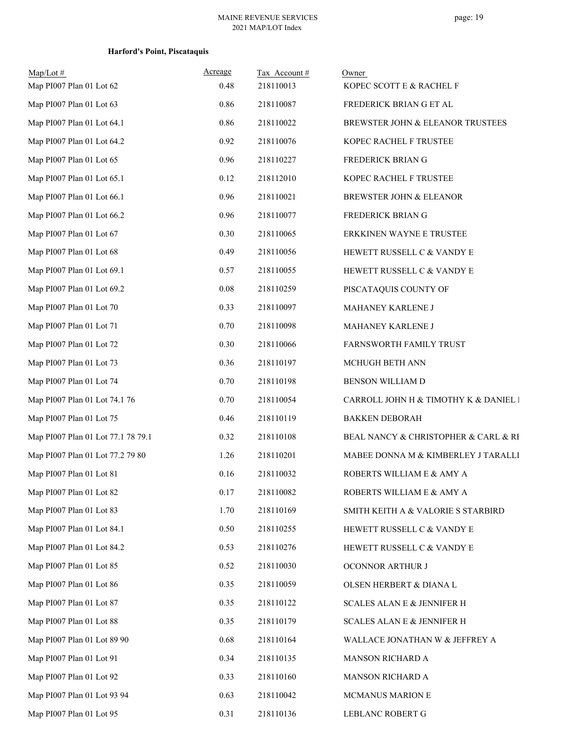**Harford's Point, Piscataquis**

| Map/Lot # | Acreage | Tax Account # | Owner |
|---|---|---|---|
| Map PI007 Plan 01 Lot 62 | 0.48 | 218110013 | KOPEC SCOTT E & RACHEL F |
| Map PI007 Plan 01 Lot 63 | 0.86 | 218110087 | FREDERICK BRIAN G ET AL |
| Map PI007 Plan 01 Lot 64.1 | 0.86 | 218110022 | BREWSTER JOHN & ELEANOR TRUSTEES |
| Map PI007 Plan 01 Lot 64.2 | 0.92 | 218110076 | KOPEC RACHEL F TRUSTEE |
| Map PI007 Plan 01 Lot 65 | 0.96 | 218110227 | FREDERICK BRIAN G |
| Map PI007 Plan 01 Lot 65.1 | 0.12 | 218112010 | KOPEC RACHEL F TRUSTEE |
| Map PI007 Plan 01 Lot 66.1 | 0.96 | 218110021 | BREWSTER JOHN & ELEANOR |
| Map PI007 Plan 01 Lot 66.2 | 0.96 | 218110077 | FREDERICK BRIAN G |
| Map PI007 Plan 01 Lot 67 | 0.30 | 218110065 | ERKKINEN WAYNE E TRUSTEE |
| Map PI007 Plan 01 Lot 68 | 0.49 | 218110056 | HEWETT RUSSELL C & VANDY E |
| Map PI007 Plan 01 Lot 69.1 | 0.57 | 218110055 | HEWETT RUSSELL C & VANDY E |
| Map PI007 Plan 01 Lot 69.2 | 0.08 | 218110259 | PISCATAQUIS COUNTY OF |
| Map PI007 Plan 01 Lot 70 | 0.33 | 218110097 | MAHANEY KARLENE J |
| Map PI007 Plan 01 Lot 71 | 0.70 | 218110098 | MAHANEY KARLENE J |
| Map PI007 Plan 01 Lot 72 | 0.30 | 218110066 | FARNSWORTH FAMILY TRUST |
| Map PI007 Plan 01 Lot 73 | 0.36 | 218110197 | MCHUGH BETH ANN |
| Map PI007 Plan 01 Lot 74 | 0.70 | 218110198 | BENSON WILLIAM D |
| Map PI007 Plan 01 Lot 74.1 76 | 0.70 | 218110054 | CARROLL JOHN H & TIMOTHY K & DANIEL I |
| Map PI007 Plan 01 Lot 75 | 0.46 | 218110119 | BAKKEN DEBORAH |
| Map PI007 Plan 01 Lot 77.1 78 79.1 | 0.32 | 218110108 | BEAL NANCY & CHRISTOPHER & CARL & RI |
| Map PI007 Plan 01 Lot 77.2 79 80 | 1.26 | 218110201 | MABEE DONNA M & KIMBERLEY J TARALLI |
| Map PI007 Plan 01 Lot 81 | 0.16 | 218110032 | ROBERTS WILLIAM E & AMY A |
| Map PI007 Plan 01 Lot 82 | 0.17 | 218110082 | ROBERTS WILLIAM E & AMY A |
| Map PI007 Plan 01 Lot 83 | 1.70 | 218110169 | SMITH KEITH A & VALORIE S STARBIRD |
| Map PI007 Plan 01 Lot 84.1 | 0.50 | 218110255 | HEWETT RUSSELL C & VANDY E |
| Map PI007 Plan 01 Lot 84.2 | 0.53 | 218110276 | HEWETT RUSSELL C & VANDY E |
| Map PI007 Plan 01 Lot 85 | 0.52 | 218110030 | OCONNOR ARTHUR J |
| Map PI007 Plan 01 Lot 86 | 0.35 | 218110059 | OLSEN HERBERT & DIANA L |
| Map PI007 Plan 01 Lot 87 | 0.35 | 218110122 | SCALES ALAN E & JENNIFER H |
| Map PI007 Plan 01 Lot 88 | 0.35 | 218110179 | SCALES ALAN E & JENNIFER H |
| Map PI007 Plan 01 Lot 89 90 | 0.68 | 218110164 | WALLACE JONATHAN W & JEFFREY A |
| Map PI007 Plan 01 Lot 91 | 0.34 | 218110135 | MANSON RICHARD A |
| Map PI007 Plan 01 Lot 92 | 0.33 | 218110160 | MANSON RICHARD A |
| Map PI007 Plan 01 Lot 93 94 | 0.63 | 218110042 | MCMANUS MARION E |
| Map PI007 Plan 01 Lot 95 | 0.31 | 218110136 | LEBLANC ROBERT G |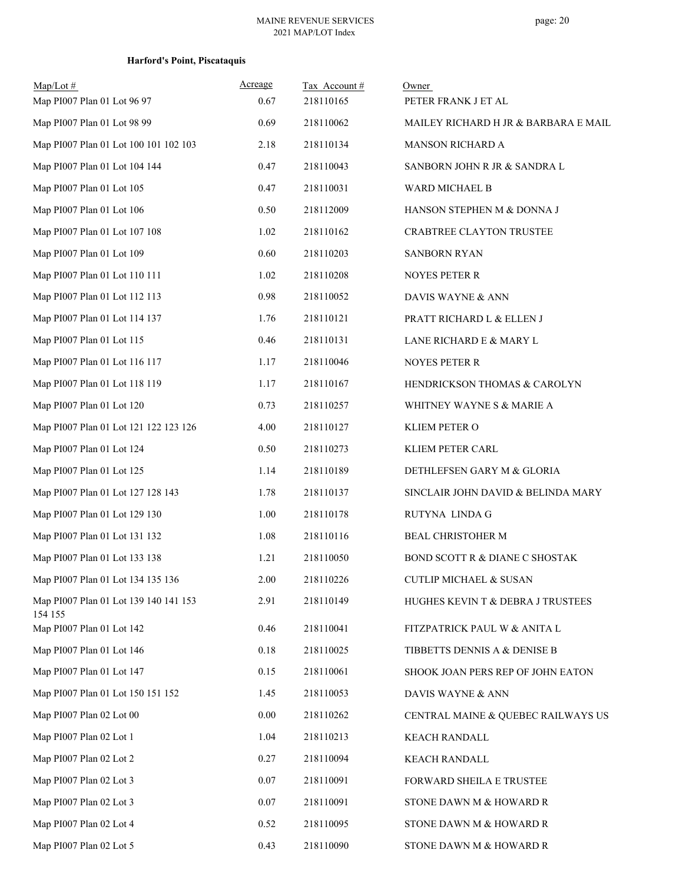**Harford's Point, Piscataquis**

| Map/Lot # | Acreage | Tax Account # | Owner |
|---|---|---|---|
| Map PI007 Plan 01 Lot 96 97 | 0.67 | 218110165 | PETER FRANK J ET AL |
| Map PI007 Plan 01 Lot 98 99 | 0.69 | 218110062 | MAILEY RICHARD H JR & BARBARA E MAIL |
| Map PI007 Plan 01 Lot 100 101 102 103 | 2.18 | 218110134 | MANSON RICHARD A |
| Map PI007 Plan 01 Lot 104 144 | 0.47 | 218110043 | SANBORN JOHN R JR & SANDRA L |
| Map PI007 Plan 01 Lot 105 | 0.47 | 218110031 | WARD MICHAEL B |
| Map PI007 Plan 01 Lot 106 | 0.50 | 218112009 | HANSON STEPHEN M & DONNA J |
| Map PI007 Plan 01 Lot 107 108 | 1.02 | 218110162 | CRABTREE CLAYTON TRUSTEE |
| Map PI007 Plan 01 Lot 109 | 0.60 | 218110203 | SANBORN RYAN |
| Map PI007 Plan 01 Lot 110 111 | 1.02 | 218110208 | NOYES PETER R |
| Map PI007 Plan 01 Lot 112 113 | 0.98 | 218110052 | DAVIS WAYNE & ANN |
| Map PI007 Plan 01 Lot 114 137 | 1.76 | 218110121 | PRATT RICHARD L & ELLEN J |
| Map PI007 Plan 01 Lot 115 | 0.46 | 218110131 | LANE RICHARD E & MARY L |
| Map PI007 Plan 01 Lot 116 117 | 1.17 | 218110046 | NOYES PETER R |
| Map PI007 Plan 01 Lot 118 119 | 1.17 | 218110167 | HENDRICKSON THOMAS & CAROLYN |
| Map PI007 Plan 01 Lot 120 | 0.73 | 218110257 | WHITNEY WAYNE S & MARIE A |
| Map PI007 Plan 01 Lot 121 122 123 126 | 4.00 | 218110127 | KLIEM PETER O |
| Map PI007 Plan 01 Lot 124 | 0.50 | 218110273 | KLIEM PETER CARL |
| Map PI007 Plan 01 Lot 125 | 1.14 | 218110189 | DETHLEFSEN GARY M & GLORIA |
| Map PI007 Plan 01 Lot 127 128 143 | 1.78 | 218110137 | SINCLAIR JOHN DAVID & BELINDA MARY |
| Map PI007 Plan 01 Lot 129 130 | 1.00 | 218110178 | RUTYNA LINDA G |
| Map PI007 Plan 01 Lot 131 132 | 1.08 | 218110116 | BEAL CHRISTOHER M |
| Map PI007 Plan 01 Lot 133 138 | 1.21 | 218110050 | BOND SCOTT R & DIANE C SHOSTAK |
| Map PI007 Plan 01 Lot 134 135 136 | 2.00 | 218110226 | CUTLIP MICHAEL & SUSAN |
| Map PI007 Plan 01 Lot 139 140 141 153 154 155 | 2.91 | 218110149 | HUGHES KEVIN T & DEBRA J TRUSTEES |
| Map PI007 Plan 01 Lot 142 | 0.46 | 218110041 | FITZPATRICK PAUL W & ANITA L |
| Map PI007 Plan 01 Lot 146 | 0.18 | 218110025 | TIBBETTS DENNIS A & DENISE B |
| Map PI007 Plan 01 Lot 147 | 0.15 | 218110061 | SHOOK JOAN PERS REP OF JOHN EATON |
| Map PI007 Plan 01 Lot 150 151 152 | 1.45 | 218110053 | DAVIS WAYNE & ANN |
| Map PI007 Plan 02 Lot 00 | 0.00 | 218110262 | CENTRAL MAINE & QUEBEC RAILWAYS US |
| Map PI007 Plan 02 Lot 1 | 1.04 | 218110213 | KEACH RANDALL |
| Map PI007 Plan 02 Lot 2 | 0.27 | 218110094 | KEACH RANDALL |
| Map PI007 Plan 02 Lot 3 | 0.07 | 218110091 | FORWARD SHEILA E TRUSTEE |
| Map PI007 Plan 02 Lot 3 | 0.07 | 218110091 | STONE DAWN M & HOWARD R |
| Map PI007 Plan 02 Lot 4 | 0.52 | 218110095 | STONE DAWN M & HOWARD R |
| Map PI007 Plan 02 Lot 5 | 0.43 | 218110090 | STONE DAWN M & HOWARD R |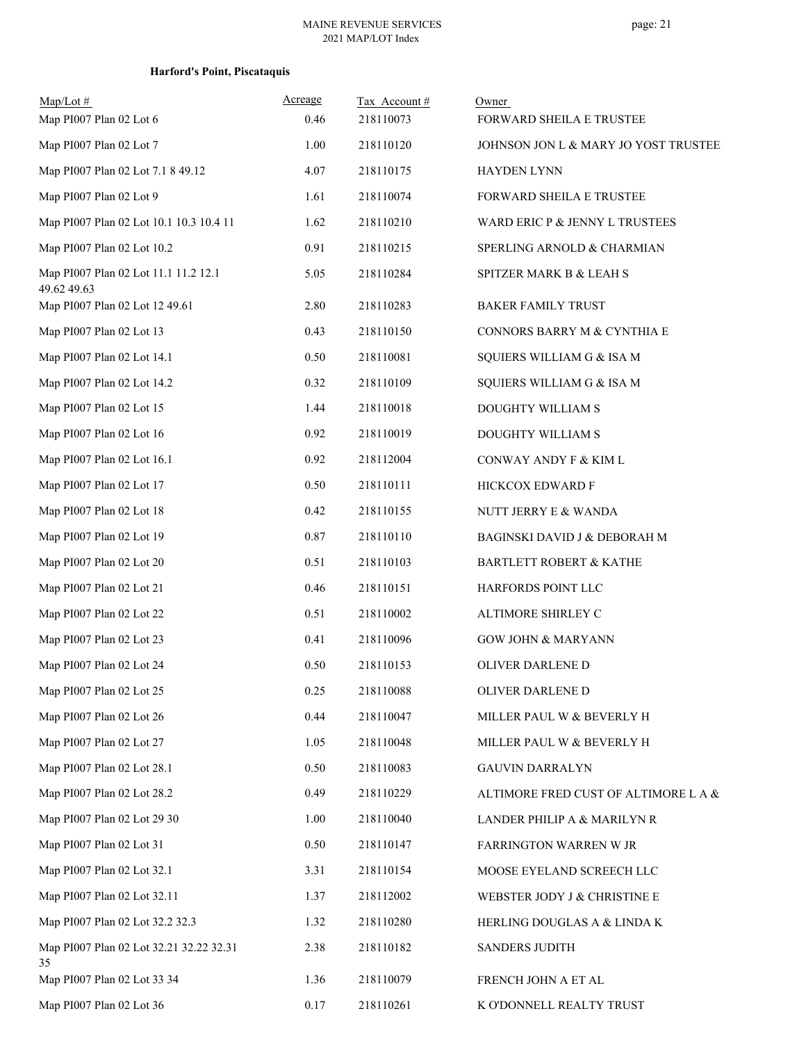**Harford's Point, Piscataquis**

| Map/Lot # | Acreage | Tax Account # | Owner |
|---|---|---|---|
| Map PI007 Plan 02 Lot 6 | 0.46 | 218110073 | FORWARD SHEILA E TRUSTEE |
| Map PI007 Plan 02 Lot 7 | 1.00 | 218110120 | JOHNSON JON L & MARY JO YOST TRUSTEE |
| Map PI007 Plan 02 Lot 7.1 8 49.12 | 4.07 | 218110175 | HAYDEN LYNN |
| Map PI007 Plan 02 Lot 9 | 1.61 | 218110074 | FORWARD SHEILA E TRUSTEE |
| Map PI007 Plan 02 Lot 10.1 10.3 10.4 11 | 1.62 | 218110210 | WARD ERIC P & JENNY L TRUSTEES |
| Map PI007 Plan 02 Lot 10.2 | 0.91 | 218110215 | SPERLING ARNOLD & CHARMIAN |
| Map PI007 Plan 02 Lot 11.1 11.2 12.1 49.62 49.63 | 5.05 | 218110284 | SPITZER MARK B & LEAH S |
| Map PI007 Plan 02 Lot 12 49.61 | 2.80 | 218110283 | BAKER FAMILY TRUST |
| Map PI007 Plan 02 Lot 13 | 0.43 | 218110150 | CONNORS BARRY M & CYNTHIA E |
| Map PI007 Plan 02 Lot 14.1 | 0.50 | 218110081 | SQUIERS WILLIAM G & ISA M |
| Map PI007 Plan 02 Lot 14.2 | 0.32 | 218110109 | SQUIERS WILLIAM G & ISA M |
| Map PI007 Plan 02 Lot 15 | 1.44 | 218110018 | DOUGHTY WILLIAM S |
| Map PI007 Plan 02 Lot 16 | 0.92 | 218110019 | DOUGHTY WILLIAM S |
| Map PI007 Plan 02 Lot 16.1 | 0.92 | 218112004 | CONWAY ANDY F & KIM L |
| Map PI007 Plan 02 Lot 17 | 0.50 | 218110111 | HICKCOX EDWARD F |
| Map PI007 Plan 02 Lot 18 | 0.42 | 218110155 | NUTT JERRY E & WANDA |
| Map PI007 Plan 02 Lot 19 | 0.87 | 218110110 | BAGINSKI DAVID J & DEBORAH M |
| Map PI007 Plan 02 Lot 20 | 0.51 | 218110103 | BARTLETT ROBERT & KATHE |
| Map PI007 Plan 02 Lot 21 | 0.46 | 218110151 | HARFORDS POINT LLC |
| Map PI007 Plan 02 Lot 22 | 0.51 | 218110002 | ALTIMORE SHIRLEY C |
| Map PI007 Plan 02 Lot 23 | 0.41 | 218110096 | GOW JOHN & MARYANN |
| Map PI007 Plan 02 Lot 24 | 0.50 | 218110153 | OLIVER DARLENE D |
| Map PI007 Plan 02 Lot 25 | 0.25 | 218110088 | OLIVER DARLENE D |
| Map PI007 Plan 02 Lot 26 | 0.44 | 218110047 | MILLER PAUL W & BEVERLY H |
| Map PI007 Plan 02 Lot 27 | 1.05 | 218110048 | MILLER PAUL W & BEVERLY H |
| Map PI007 Plan 02 Lot 28.1 | 0.50 | 218110083 | GAUVIN DARRALYN |
| Map PI007 Plan 02 Lot 28.2 | 0.49 | 218110229 | ALTIMORE FRED CUST OF ALTIMORE L A & |
| Map PI007 Plan 02 Lot 29 30 | 1.00 | 218110040 | LANDER PHILIP A & MARILYN R |
| Map PI007 Plan 02 Lot 31 | 0.50 | 218110147 | FARRINGTON WARREN W JR |
| Map PI007 Plan 02 Lot 32.1 | 3.31 | 218110154 | MOOSE EYELAND SCREECH LLC |
| Map PI007 Plan 02 Lot 32.11 | 1.37 | 218112002 | WEBSTER JODY J & CHRISTINE E |
| Map PI007 Plan 02 Lot 32.2 32.3 | 1.32 | 218110280 | HERLING DOUGLAS A & LINDA K |
| Map PI007 Plan 02 Lot 32.21 32.22 32.31 35 | 2.38 | 218110182 | SANDERS JUDITH |
| Map PI007 Plan 02 Lot 33 34 | 1.36 | 218110079 | FRENCH JOHN A ET AL |
| Map PI007 Plan 02 Lot 36 | 0.17 | 218110261 | K O'DONNELL REALTY TRUST |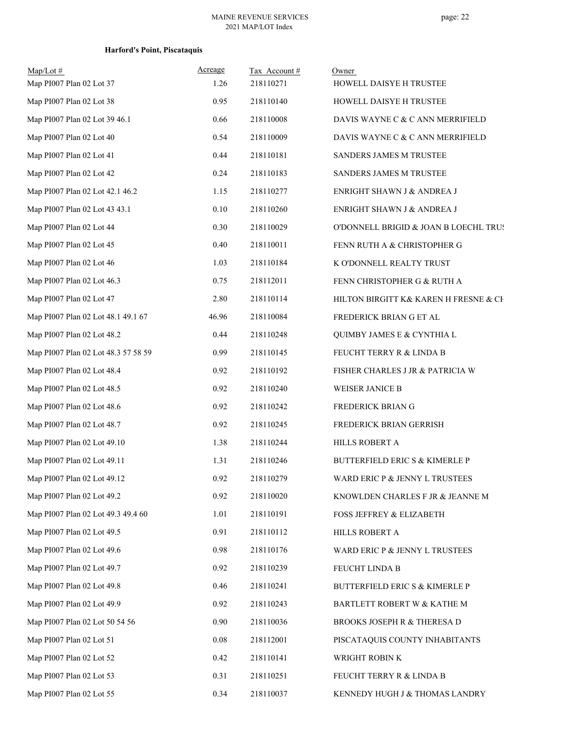**Harford's Point, Piscataquis**

| Map/Lot # | Acreage | Tax Account # | Owner |
|---|---|---|---|
| Map PI007 Plan 02 Lot 37 | 1.26 | 218110271 | HOWELL DAISYE H TRUSTEE |
| Map PI007 Plan 02 Lot 38 | 0.95 | 218110140 | HOWELL DAISYE H TRUSTEE |
| Map PI007 Plan 02 Lot 39 46.1 | 0.66 | 218110008 | DAVIS WAYNE C & C ANN MERRIFIELD |
| Map PI007 Plan 02 Lot 40 | 0.54 | 218110009 | DAVIS WAYNE C & C ANN MERRIFIELD |
| Map PI007 Plan 02 Lot 41 | 0.44 | 218110181 | SANDERS JAMES M TRUSTEE |
| Map PI007 Plan 02 Lot 42 | 0.24 | 218110183 | SANDERS JAMES M TRUSTEE |
| Map PI007 Plan 02 Lot 42.1 46.2 | 1.15 | 218110277 | ENRIGHT SHAWN J & ANDREA J |
| Map PI007 Plan 02 Lot 43 43.1 | 0.10 | 218110260 | ENRIGHT SHAWN J & ANDREA J |
| Map PI007 Plan 02 Lot 44 | 0.30 | 218110029 | O'DONNELL BRIGID & JOAN B LOECHL TRUS |
| Map PI007 Plan 02 Lot 45 | 0.40 | 218110011 | FENN RUTH A & CHRISTOPHER G |
| Map PI007 Plan 02 Lot 46 | 1.03 | 218110184 | K O'DONNELL REALTY TRUST |
| Map PI007 Plan 02 Lot 46.3 | 0.75 | 218112011 | FENN CHRISTOPHER G & RUTH A |
| Map PI007 Plan 02 Lot 47 | 2.80 | 218110114 | HILTON BIRGITT K& KAREN H FRESNE & CH |
| Map PI007 Plan 02 Lot 48.1 49.1 67 | 46.96 | 218110084 | FREDERICK BRIAN G ET AL |
| Map PI007 Plan 02 Lot 48.2 | 0.44 | 218110248 | QUIMBY JAMES E & CYNTHIA L |
| Map PI007 Plan 02 Lot 48.3 57 58 59 | 0.99 | 218110145 | FEUCHT TERRY R & LINDA B |
| Map PI007 Plan 02 Lot 48.4 | 0.92 | 218110192 | FISHER CHARLES J JR & PATRICIA W |
| Map PI007 Plan 02 Lot 48.5 | 0.92 | 218110240 | WEISER JANICE B |
| Map PI007 Plan 02 Lot 48.6 | 0.92 | 218110242 | FREDERICK BRIAN G |
| Map PI007 Plan 02 Lot 48.7 | 0.92 | 218110245 | FREDERICK BRIAN GERRISH |
| Map PI007 Plan 02 Lot 49.10 | 1.38 | 218110244 | HILLS ROBERT A |
| Map PI007 Plan 02 Lot 49.11 | 1.31 | 218110246 | BUTTERFIELD ERIC S & KIMERLE P |
| Map PI007 Plan 02 Lot 49.12 | 0.92 | 218110279 | WARD ERIC P & JENNY L TRUSTEES |
| Map PI007 Plan 02 Lot 49.2 | 0.92 | 218110020 | KNOWLDEN CHARLES F JR & JEANNE M |
| Map PI007 Plan 02 Lot 49.3 49.4 60 | 1.01 | 218110191 | FOSS JEFFREY & ELIZABETH |
| Map PI007 Plan 02 Lot 49.5 | 0.91 | 218110112 | HILLS ROBERT A |
| Map PI007 Plan 02 Lot 49.6 | 0.98 | 218110176 | WARD ERIC P & JENNY L TRUSTEES |
| Map PI007 Plan 02 Lot 49.7 | 0.92 | 218110239 | FEUCHT LINDA B |
| Map PI007 Plan 02 Lot 49.8 | 0.46 | 218110241 | BUTTERFIELD ERIC S & KIMERLE P |
| Map PI007 Plan 02 Lot 49.9 | 0.92 | 218110243 | BARTLETT ROBERT W & KATHE M |
| Map PI007 Plan 02 Lot 50 54 56 | 0.90 | 218110036 | BROOKS JOSEPH R & THERESA D |
| Map PI007 Plan 02 Lot 51 | 0.08 | 218112001 | PISCATAQUIS COUNTY INHABITANTS |
| Map PI007 Plan 02 Lot 52 | 0.42 | 218110141 | WRIGHT ROBIN K |
| Map PI007 Plan 02 Lot 53 | 0.31 | 218110251 | FEUCHT TERRY R & LINDA B |
| Map PI007 Plan 02 Lot 55 | 0.34 | 218110037 | KENNEDY HUGH J & THOMAS LANDRY |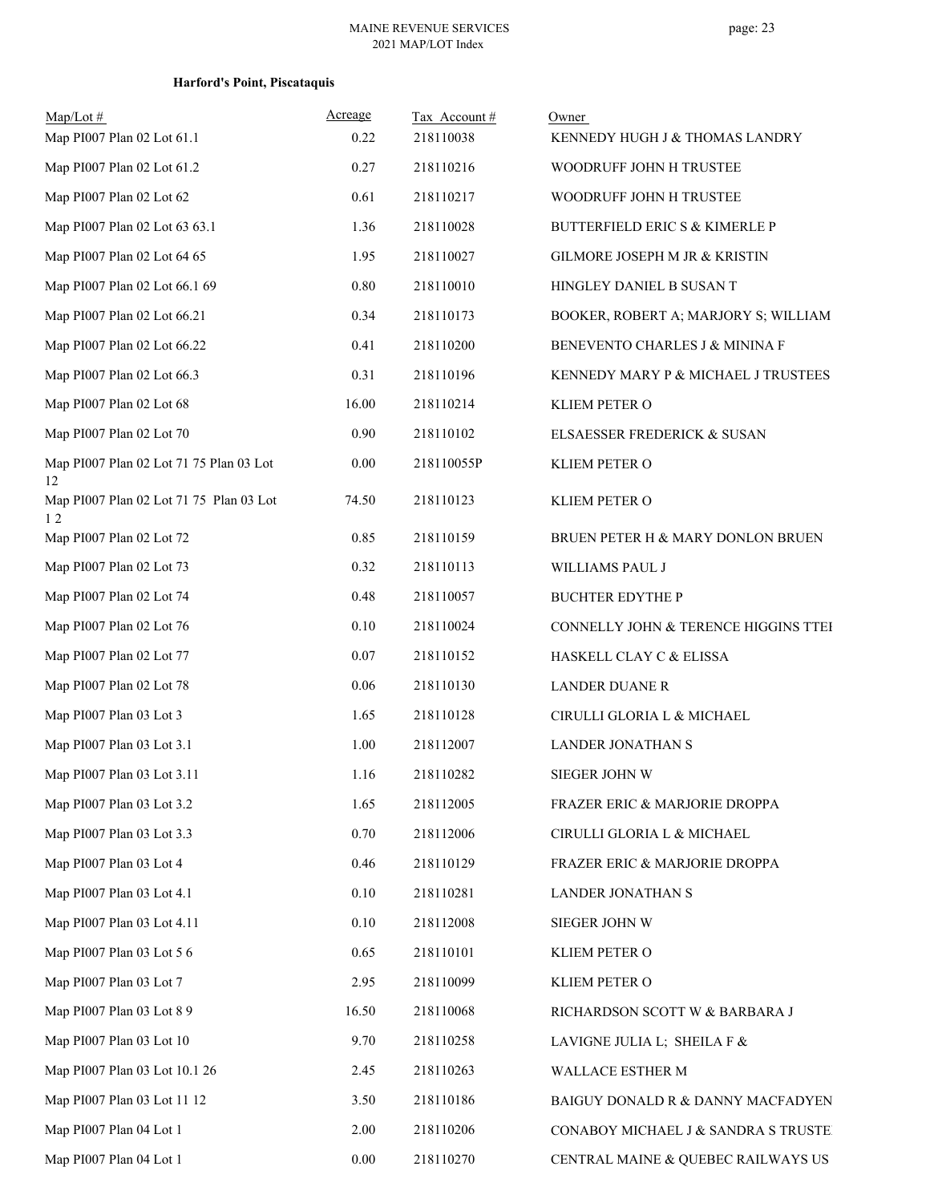**Harford's Point, Piscataquis**

| Map/Lot # | Acreage | Tax Account # | Owner |
|---|---|---|---|
| Map PI007 Plan 02 Lot 61.1 | 0.22 | 218110038 | KENNEDY HUGH J & THOMAS LANDRY |
| Map PI007 Plan 02 Lot 61.2 | 0.27 | 218110216 | WOODRUFF JOHN H TRUSTEE |
| Map PI007 Plan 02 Lot 62 | 0.61 | 218110217 | WOODRUFF JOHN H TRUSTEE |
| Map PI007 Plan 02 Lot 63 63.1 | 1.36 | 218110028 | BUTTERFIELD ERIC S & KIMERLE P |
| Map PI007 Plan 02 Lot 64 65 | 1.95 | 218110027 | GILMORE JOSEPH M JR & KRISTIN |
| Map PI007 Plan 02 Lot 66.1 69 | 0.80 | 218110010 | HINGLEY DANIEL B SUSAN T |
| Map PI007 Plan 02 Lot 66.21 | 0.34 | 218110173 | BOOKER, ROBERT A; MARJORY S; WILLIAM |
| Map PI007 Plan 02 Lot 66.22 | 0.41 | 218110200 | BENEVENTO CHARLES J & MININA F |
| Map PI007 Plan 02 Lot 66.3 | 0.31 | 218110196 | KENNEDY MARY P & MICHAEL J TRUSTEES |
| Map PI007 Plan 02 Lot 68 | 16.00 | 218110214 | KLIEM PETER O |
| Map PI007 Plan 02 Lot 70 | 0.90 | 218110102 | ELSAESSER FREDERICK & SUSAN |
| Map PI007 Plan 02 Lot 71 75 Plan 03 Lot 12 | 0.00 | 218110055P | KLIEM PETER O |
| Map PI007 Plan 02 Lot 71 75 Plan 03 Lot 1 2 | 74.50 | 218110123 | KLIEM PETER O |
| Map PI007 Plan 02 Lot 72 | 0.85 | 218110159 | BRUEN PETER H & MARY DONLON BRUEN |
| Map PI007 Plan 02 Lot 73 | 0.32 | 218110113 | WILLIAMS PAUL J |
| Map PI007 Plan 02 Lot 74 | 0.48 | 218110057 | BUCHTER EDYTHE P |
| Map PI007 Plan 02 Lot 76 | 0.10 | 218110024 | CONNELLY JOHN & TERENCE HIGGINS TTEI |
| Map PI007 Plan 02 Lot 77 | 0.07 | 218110152 | HASKELL CLAY C & ELISSA |
| Map PI007 Plan 02 Lot 78 | 0.06 | 218110130 | LANDER DUANE R |
| Map PI007 Plan 03 Lot 3 | 1.65 | 218110128 | CIRULLI GLORIA L & MICHAEL |
| Map PI007 Plan 03 Lot 3.1 | 1.00 | 218112007 | LANDER JONATHAN S |
| Map PI007 Plan 03 Lot 3.11 | 1.16 | 218110282 | SIEGER JOHN W |
| Map PI007 Plan 03 Lot 3.2 | 1.65 | 218112005 | FRAZER ERIC & MARJORIE DROPPA |
| Map PI007 Plan 03 Lot 3.3 | 0.70 | 218112006 | CIRULLI GLORIA L & MICHAEL |
| Map PI007 Plan 03 Lot 4 | 0.46 | 218110129 | FRAZER ERIC & MARJORIE DROPPA |
| Map PI007 Plan 03 Lot 4.1 | 0.10 | 218110281 | LANDER JONATHAN S |
| Map PI007 Plan 03 Lot 4.11 | 0.10 | 218112008 | SIEGER JOHN W |
| Map PI007 Plan 03 Lot 5 6 | 0.65 | 218110101 | KLIEM PETER O |
| Map PI007 Plan 03 Lot 7 | 2.95 | 218110099 | KLIEM PETER O |
| Map PI007 Plan 03 Lot 8 9 | 16.50 | 218110068 | RICHARDSON SCOTT W & BARBARA J |
| Map PI007 Plan 03 Lot 10 | 9.70 | 218110258 | LAVIGNE JULIA L; SHEILA F & |
| Map PI007 Plan 03 Lot 10.1 26 | 2.45 | 218110263 | WALLACE ESTHER M |
| Map PI007 Plan 03 Lot 11 12 | 3.50 | 218110186 | BAIGUY DONALD R & DANNY MACFADYEN |
| Map PI007 Plan 04 Lot 1 | 2.00 | 218110206 | CONABOY MICHAEL J & SANDRA S TRUSTE |
| Map PI007 Plan 04 Lot 1 | 0.00 | 218110270 | CENTRAL MAINE & QUEBEC RAILWAYS US |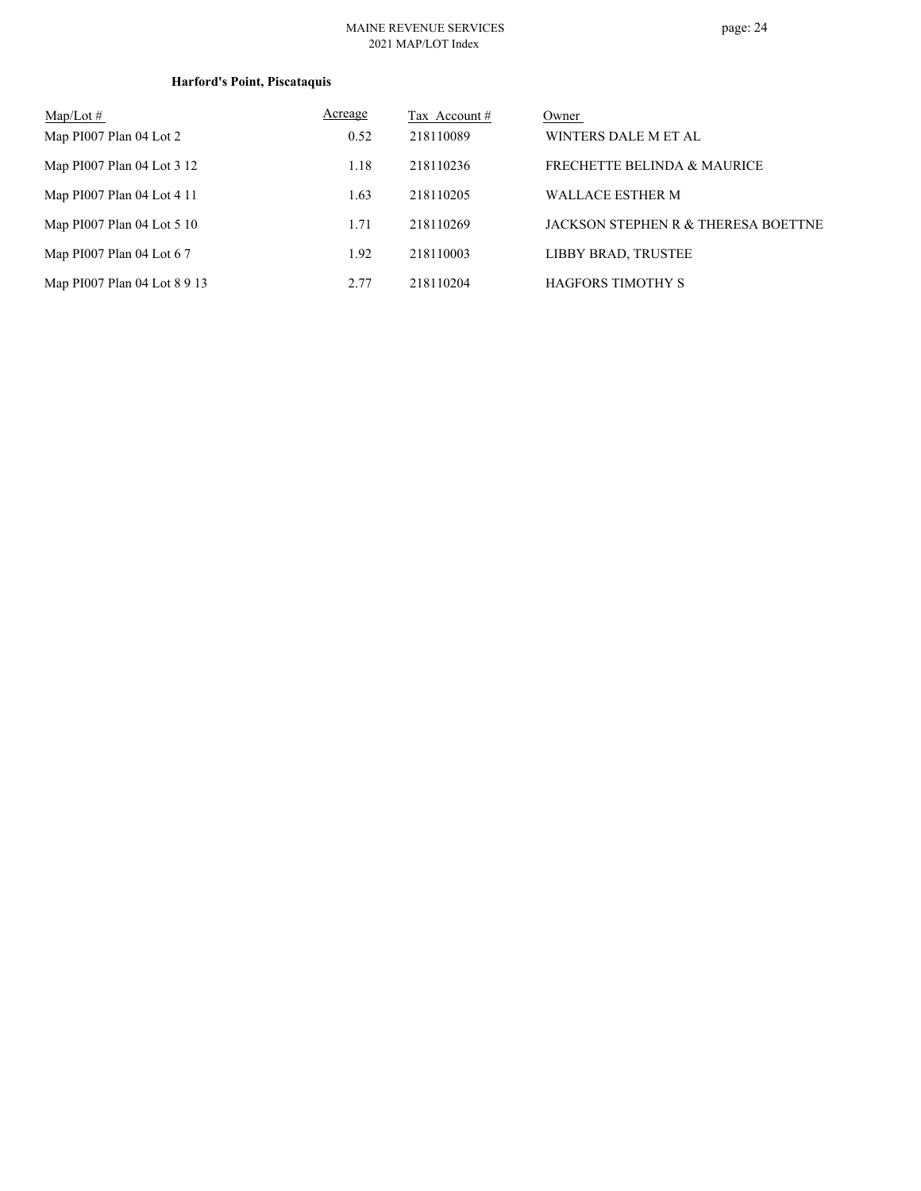### Harford's Point, Piscataquis

| Map/Lot # | Acreage | Tax Account # | Owner |
|---|---|---|---|
| Map PI007 Plan 04 Lot 2 | 0.52 | 218110089 | WINTERS DALE M ET AL |
| Map PI007 Plan 04 Lot 3 12 | 1.18 | 218110236 | FRECHETTE BELINDA & MAURICE |
| Map PI007 Plan 04 Lot 4 11 | 1.63 | 218110205 | WALLACE ESTHER M |
| Map PI007 Plan 04 Lot 5 10 | 1.71 | 218110269 | JACKSON STEPHEN R & THERESA BOETTNE |
| Map PI007 Plan 04 Lot 6 7 | 1.92 | 218110003 | LIBBY BRAD, TRUSTEE |
| Map PI007 Plan 04 Lot 8 9 13 | 2.77 | 218110204 | HAGFORS TIMOTHY S |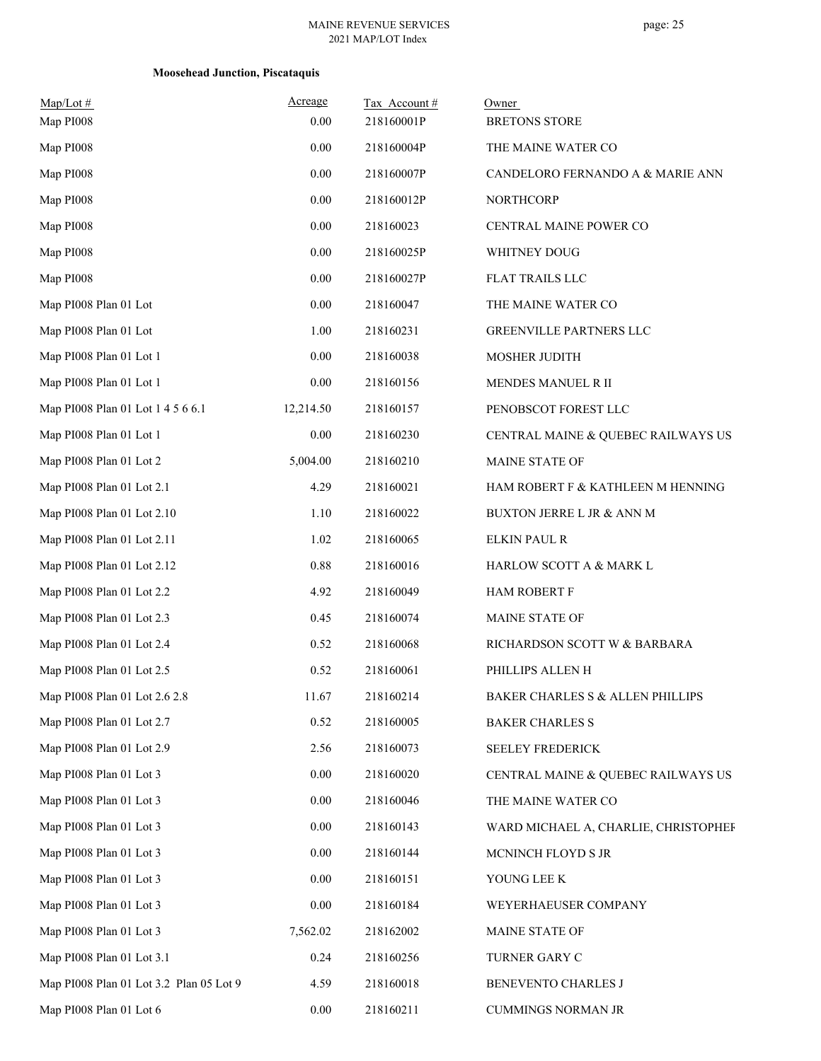**Moosehead Junction, Piscataquis**

| Map/Lot # | Acreage | Tax Account # | Owner |
|---|---|---|---|
| Map PI008 | 0.00 | 218160001P | BRETONS STORE |
| Map PI008 | 0.00 | 218160004P | THE MAINE WATER CO |
| Map PI008 | 0.00 | 218160007P | CANDELORO FERNANDO A & MARIE ANN |
| Map PI008 | 0.00 | 218160012P | NORTHCORP |
| Map PI008 | 0.00 | 218160023 | CENTRAL MAINE POWER CO |
| Map PI008 | 0.00 | 218160025P | WHITNEY DOUG |
| Map PI008 | 0.00 | 218160027P | FLAT TRAILS LLC |
| Map PI008 Plan 01 Lot | 0.00 | 218160047 | THE MAINE WATER CO |
| Map PI008 Plan 01 Lot | 1.00 | 218160231 | GREENVILLE PARTNERS LLC |
| Map PI008 Plan 01 Lot 1 | 0.00 | 218160038 | MOSHER JUDITH |
| Map PI008 Plan 01 Lot 1 | 0.00 | 218160156 | MENDES MANUEL R II |
| Map PI008 Plan 01 Lot 1 4 5 6 6.1 | 12,214.50 | 218160157 | PENOBSCOT FOREST LLC |
| Map PI008 Plan 01 Lot 1 | 0.00 | 218160230 | CENTRAL MAINE & QUEBEC RAILWAYS US |
| Map PI008 Plan 01 Lot 2 | 5,004.00 | 218160210 | MAINE STATE OF |
| Map PI008 Plan 01 Lot 2.1 | 4.29 | 218160021 | HAM ROBERT F & KATHLEEN M HENNING |
| Map PI008 Plan 01 Lot 2.10 | 1.10 | 218160022 | BUXTON JERRE L JR & ANN M |
| Map PI008 Plan 01 Lot 2.11 | 1.02 | 218160065 | ELKIN PAUL R |
| Map PI008 Plan 01 Lot 2.12 | 0.88 | 218160016 | HARLOW SCOTT A & MARK L |
| Map PI008 Plan 01 Lot 2.2 | 4.92 | 218160049 | HAM ROBERT F |
| Map PI008 Plan 01 Lot 2.3 | 0.45 | 218160074 | MAINE STATE OF |
| Map PI008 Plan 01 Lot 2.4 | 0.52 | 218160068 | RICHARDSON SCOTT W & BARBARA |
| Map PI008 Plan 01 Lot 2.5 | 0.52 | 218160061 | PHILLIPS ALLEN H |
| Map PI008 Plan 01 Lot 2.6 2.8 | 11.67 | 218160214 | BAKER CHARLES S & ALLEN PHILLIPS |
| Map PI008 Plan 01 Lot 2.7 | 0.52 | 218160005 | BAKER CHARLES S |
| Map PI008 Plan 01 Lot 2.9 | 2.56 | 218160073 | SEELEY FREDERICK |
| Map PI008 Plan 01 Lot 3 | 0.00 | 218160020 | CENTRAL MAINE & QUEBEC RAILWAYS US |
| Map PI008 Plan 01 Lot 3 | 0.00 | 218160046 | THE MAINE WATER CO |
| Map PI008 Plan 01 Lot 3 | 0.00 | 218160143 | WARD MICHAEL A, CHARLIE, CHRISTOPHEF |
| Map PI008 Plan 01 Lot 3 | 0.00 | 218160144 | MCNINCH FLOYD S JR |
| Map PI008 Plan 01 Lot 3 | 0.00 | 218160151 | YOUNG LEE K |
| Map PI008 Plan 01 Lot 3 | 0.00 | 218160184 | WEYERHAEUSER COMPANY |
| Map PI008 Plan 01 Lot 3 | 7,562.02 | 218162002 | MAINE STATE OF |
| Map PI008 Plan 01 Lot 3.1 | 0.24 | 218160256 | TURNER GARY C |
| Map PI008 Plan 01 Lot 3.2 Plan 05 Lot 9 | 4.59 | 218160018 | BENEVENTO CHARLES J |
| Map PI008 Plan 01 Lot 6 | 0.00 | 218160211 | CUMMINGS NORMAN JR |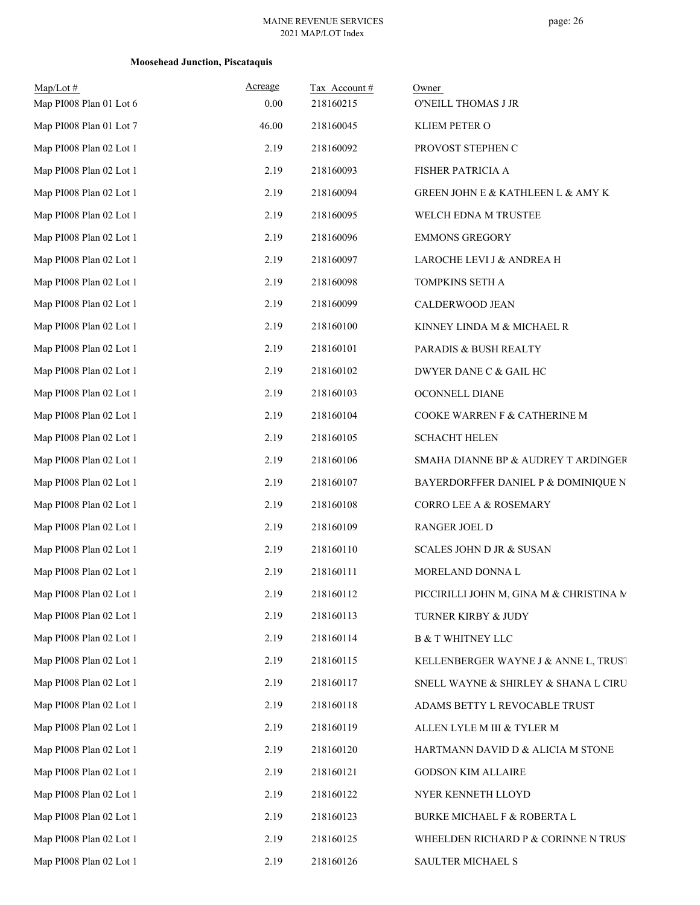**Moosehead Junction, Piscataquis**

| Map/Lot # | Acreage | Tax Account # | Owner |
|---|---|---|---|
| Map PI008 Plan 01 Lot 6 | 0.00 | 218160215 | O'NEILL THOMAS J JR |
| Map PI008 Plan 01 Lot 7 | 46.00 | 218160045 | KLIEM PETER O |
| Map PI008 Plan 02 Lot 1 | 2.19 | 218160092 | PROVOST STEPHEN C |
| Map PI008 Plan 02 Lot 1 | 2.19 | 218160093 | FISHER PATRICIA A |
| Map PI008 Plan 02 Lot 1 | 2.19 | 218160094 | GREEN JOHN E & KATHLEEN L & AMY K |
| Map PI008 Plan 02 Lot 1 | 2.19 | 218160095 | WELCH EDNA M TRUSTEE |
| Map PI008 Plan 02 Lot 1 | 2.19 | 218160096 | EMMONS GREGORY |
| Map PI008 Plan 02 Lot 1 | 2.19 | 218160097 | LAROCHE LEVI J & ANDREA H |
| Map PI008 Plan 02 Lot 1 | 2.19 | 218160098 | TOMPKINS SETH A |
| Map PI008 Plan 02 Lot 1 | 2.19 | 218160099 | CALDERWOOD JEAN |
| Map PI008 Plan 02 Lot 1 | 2.19 | 218160100 | KINNEY LINDA M & MICHAEL R |
| Map PI008 Plan 02 Lot 1 | 2.19 | 218160101 | PARADIS & BUSH REALTY |
| Map PI008 Plan 02 Lot 1 | 2.19 | 218160102 | DWYER DANE C & GAIL HC |
| Map PI008 Plan 02 Lot 1 | 2.19 | 218160103 | OCONNELL DIANE |
| Map PI008 Plan 02 Lot 1 | 2.19 | 218160104 | COOKE WARREN F & CATHERINE M |
| Map PI008 Plan 02 Lot 1 | 2.19 | 218160105 | SCHACHT HELEN |
| Map PI008 Plan 02 Lot 1 | 2.19 | 218160106 | SMAHA DIANNE BP & AUDREY T ARDINGER |
| Map PI008 Plan 02 Lot 1 | 2.19 | 218160107 | BAYERDORFFER DANIEL P & DOMINIQUE N |
| Map PI008 Plan 02 Lot 1 | 2.19 | 218160108 | CORRO LEE A & ROSEMARY |
| Map PI008 Plan 02 Lot 1 | 2.19 | 218160109 | RANGER JOEL D |
| Map PI008 Plan 02 Lot 1 | 2.19 | 218160110 | SCALES JOHN D JR & SUSAN |
| Map PI008 Plan 02 Lot 1 | 2.19 | 218160111 | MORELAND DONNA L |
| Map PI008 Plan 02 Lot 1 | 2.19 | 218160112 | PICCIRILLI JOHN M, GINA M & CHRISTINA M |
| Map PI008 Plan 02 Lot 1 | 2.19 | 218160113 | TURNER KIRBY & JUDY |
| Map PI008 Plan 02 Lot 1 | 2.19 | 218160114 | B & T WHITNEY LLC |
| Map PI008 Plan 02 Lot 1 | 2.19 | 218160115 | KELLENBERGER WAYNE J & ANNE L, TRUST |
| Map PI008 Plan 02 Lot 1 | 2.19 | 218160117 | SNELL WAYNE & SHIRLEY & SHANA L CIRU |
| Map PI008 Plan 02 Lot 1 | 2.19 | 218160118 | ADAMS BETTY L REVOCABLE TRUST |
| Map PI008 Plan 02 Lot 1 | 2.19 | 218160119 | ALLEN LYLE M III & TYLER M |
| Map PI008 Plan 02 Lot 1 | 2.19 | 218160120 | HARTMANN DAVID D & ALICIA M STONE |
| Map PI008 Plan 02 Lot 1 | 2.19 | 218160121 | GODSON KIM ALLAIRE |
| Map PI008 Plan 02 Lot 1 | 2.19 | 218160122 | NYER KENNETH LLOYD |
| Map PI008 Plan 02 Lot 1 | 2.19 | 218160123 | BURKE MICHAEL F & ROBERTA L |
| Map PI008 Plan 02 Lot 1 | 2.19 | 218160125 | WHEELDEN RICHARD P & CORINNE N TRUST |
| Map PI008 Plan 02 Lot 1 | 2.19 | 218160126 | SAULTER MICHAEL S |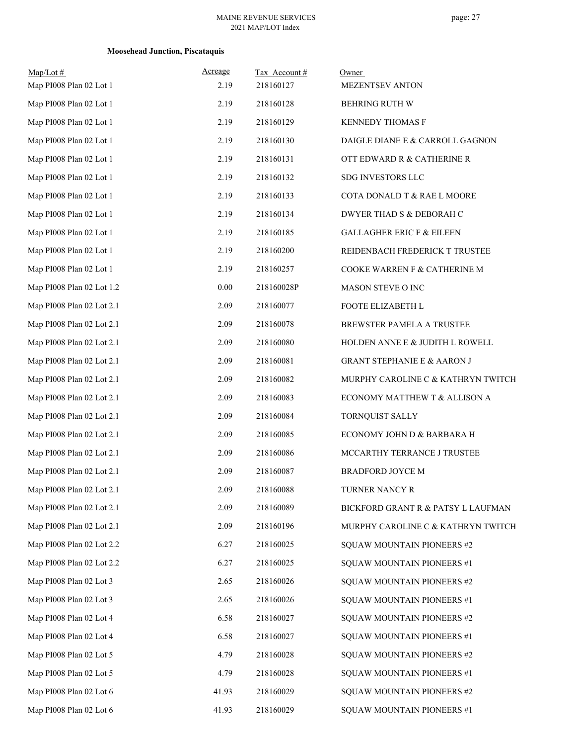**Moosehead Junction, Piscataquis**

| Map/Lot # | Acreage | Tax Account # | Owner |
|---|---|---|---|
| Map PI008 Plan 02 Lot 1 | 2.19 | 218160127 | MEZENTSEV ANTON |
| Map PI008 Plan 02 Lot 1 | 2.19 | 218160128 | BEHRING RUTH W |
| Map PI008 Plan 02 Lot 1 | 2.19 | 218160129 | KENNEDY THOMAS F |
| Map PI008 Plan 02 Lot 1 | 2.19 | 218160130 | DAIGLE DIANE E & CARROLL GAGNON |
| Map PI008 Plan 02 Lot 1 | 2.19 | 218160131 | OTT EDWARD R & CATHERINE R |
| Map PI008 Plan 02 Lot 1 | 2.19 | 218160132 | SDG INVESTORS LLC |
| Map PI008 Plan 02 Lot 1 | 2.19 | 218160133 | COTA DONALD T & RAE L MOORE |
| Map PI008 Plan 02 Lot 1 | 2.19 | 218160134 | DWYER THAD S & DEBORAH C |
| Map PI008 Plan 02 Lot 1 | 2.19 | 218160185 | GALLAGHER ERIC F & EILEEN |
| Map PI008 Plan 02 Lot 1 | 2.19 | 218160200 | REIDENBACH FREDERICK T TRUSTEE |
| Map PI008 Plan 02 Lot 1 | 2.19 | 218160257 | COOKE WARREN F & CATHERINE M |
| Map PI008 Plan 02 Lot 1.2 | 0.00 | 218160028P | MASON STEVE O INC |
| Map PI008 Plan 02 Lot 2.1 | 2.09 | 218160077 | FOOTE ELIZABETH L |
| Map PI008 Plan 02 Lot 2.1 | 2.09 | 218160078 | BREWSTER PAMELA A TRUSTEE |
| Map PI008 Plan 02 Lot 2.1 | 2.09 | 218160080 | HOLDEN ANNE E & JUDITH L ROWELL |
| Map PI008 Plan 02 Lot 2.1 | 2.09 | 218160081 | GRANT STEPHANIE E & AARON J |
| Map PI008 Plan 02 Lot 2.1 | 2.09 | 218160082 | MURPHY CAROLINE C & KATHRYN TWITCH |
| Map PI008 Plan 02 Lot 2.1 | 2.09 | 218160083 | ECONOMY MATTHEW T & ALLISON A |
| Map PI008 Plan 02 Lot 2.1 | 2.09 | 218160084 | TORNQUIST SALLY |
| Map PI008 Plan 02 Lot 2.1 | 2.09 | 218160085 | ECONOMY JOHN D & BARBARA H |
| Map PI008 Plan 02 Lot 2.1 | 2.09 | 218160086 | MCCARTHY TERRANCE J TRUSTEE |
| Map PI008 Plan 02 Lot 2.1 | 2.09 | 218160087 | BRADFORD JOYCE M |
| Map PI008 Plan 02 Lot 2.1 | 2.09 | 218160088 | TURNER NANCY R |
| Map PI008 Plan 02 Lot 2.1 | 2.09 | 218160089 | BICKFORD GRANT R & PATSY L LAUFMAN |
| Map PI008 Plan 02 Lot 2.1 | 2.09 | 218160196 | MURPHY CAROLINE C & KATHRYN TWITCH |
| Map PI008 Plan 02 Lot 2.2 | 6.27 | 218160025 | SQUAW MOUNTAIN PIONEERS #2 |
| Map PI008 Plan 02 Lot 2.2 | 6.27 | 218160025 | SQUAW MOUNTAIN PIONEERS #1 |
| Map PI008 Plan 02 Lot 3 | 2.65 | 218160026 | SQUAW MOUNTAIN PIONEERS #2 |
| Map PI008 Plan 02 Lot 3 | 2.65 | 218160026 | SQUAW MOUNTAIN PIONEERS #1 |
| Map PI008 Plan 02 Lot 4 | 6.58 | 218160027 | SQUAW MOUNTAIN PIONEERS #2 |
| Map PI008 Plan 02 Lot 4 | 6.58 | 218160027 | SQUAW MOUNTAIN PIONEERS #1 |
| Map PI008 Plan 02 Lot 5 | 4.79 | 218160028 | SQUAW MOUNTAIN PIONEERS #2 |
| Map PI008 Plan 02 Lot 5 | 4.79 | 218160028 | SQUAW MOUNTAIN PIONEERS #1 |
| Map PI008 Plan 02 Lot 6 | 41.93 | 218160029 | SQUAW MOUNTAIN PIONEERS #2 |
| Map PI008 Plan 02 Lot 6 | 41.93 | 218160029 | SQUAW MOUNTAIN PIONEERS #1 |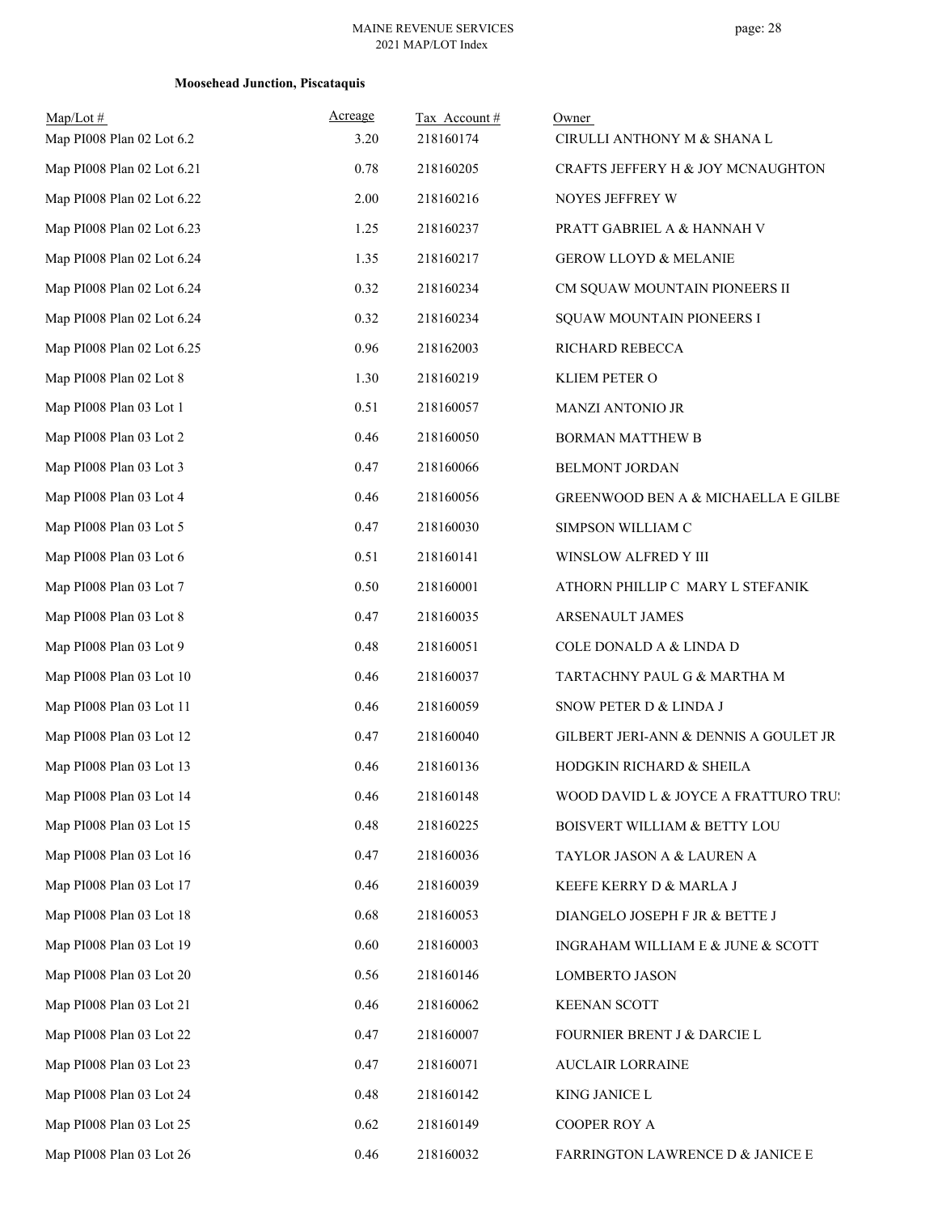**Moosehead Junction, Piscataquis**

| Map/Lot # | Acreage | Tax Account # | Owner |
|---|---|---|---|
| Map PI008 Plan 02 Lot 6.2 | 3.20 | 218160174 | CIRULLI ANTHONY M & SHANA L |
| Map PI008 Plan 02 Lot 6.21 | 0.78 | 218160205 | CRAFTS JEFFERY H & JOY MCNAUGHTON |
| Map PI008 Plan 02 Lot 6.22 | 2.00 | 218160216 | NOYES JEFFREY W |
| Map PI008 Plan 02 Lot 6.23 | 1.25 | 218160237 | PRATT GABRIEL A & HANNAH V |
| Map PI008 Plan 02 Lot 6.24 | 1.35 | 218160217 | GEROW LLOYD & MELANIE |
| Map PI008 Plan 02 Lot 6.24 | 0.32 | 218160234 | CM SQUAW MOUNTAIN PIONEERS II |
| Map PI008 Plan 02 Lot 6.24 | 0.32 | 218160234 | SQUAW MOUNTAIN PIONEERS I |
| Map PI008 Plan 02 Lot 6.25 | 0.96 | 218162003 | RICHARD REBECCA |
| Map PI008 Plan 02 Lot 8 | 1.30 | 218160219 | KLIEM PETER O |
| Map PI008 Plan 03 Lot 1 | 0.51 | 218160057 | MANZI ANTONIO JR |
| Map PI008 Plan 03 Lot 2 | 0.46 | 218160050 | BORMAN MATTHEW B |
| Map PI008 Plan 03 Lot 3 | 0.47 | 218160066 | BELMONT JORDAN |
| Map PI008 Plan 03 Lot 4 | 0.46 | 218160056 | GREENWOOD BEN A & MICHAELLA E GILBE |
| Map PI008 Plan 03 Lot 5 | 0.47 | 218160030 | SIMPSON WILLIAM C |
| Map PI008 Plan 03 Lot 6 | 0.51 | 218160141 | WINSLOW ALFRED Y III |
| Map PI008 Plan 03 Lot 7 | 0.50 | 218160001 | ATHORN PHILLIP C MARY L STEFANIK |
| Map PI008 Plan 03 Lot 8 | 0.47 | 218160035 | ARSENAULT JAMES |
| Map PI008 Plan 03 Lot 9 | 0.48 | 218160051 | COLE DONALD A & LINDA D |
| Map PI008 Plan 03 Lot 10 | 0.46 | 218160037 | TARTACHNY PAUL G & MARTHA M |
| Map PI008 Plan 03 Lot 11 | 0.46 | 218160059 | SNOW PETER D & LINDA J |
| Map PI008 Plan 03 Lot 12 | 0.47 | 218160040 | GILBERT JERI-ANN & DENNIS A GOULET JR |
| Map PI008 Plan 03 Lot 13 | 0.46 | 218160136 | HODGKIN RICHARD & SHEILA |
| Map PI008 Plan 03 Lot 14 | 0.46 | 218160148 | WOOD DAVID L & JOYCE A FRATTURO TRU! |
| Map PI008 Plan 03 Lot 15 | 0.48 | 218160225 | BOISVERT WILLIAM & BETTY LOU |
| Map PI008 Plan 03 Lot 16 | 0.47 | 218160036 | TAYLOR JASON A & LAUREN A |
| Map PI008 Plan 03 Lot 17 | 0.46 | 218160039 | KEEFE KERRY D & MARLA J |
| Map PI008 Plan 03 Lot 18 | 0.68 | 218160053 | DIANGELO JOSEPH F JR & BETTE J |
| Map PI008 Plan 03 Lot 19 | 0.60 | 218160003 | INGRAHAM WILLIAM E & JUNE & SCOTT |
| Map PI008 Plan 03 Lot 20 | 0.56 | 218160146 | LOMBERTO JASON |
| Map PI008 Plan 03 Lot 21 | 0.46 | 218160062 | KEENAN SCOTT |
| Map PI008 Plan 03 Lot 22 | 0.47 | 218160007 | FOURNIER BRENT J & DARCIE L |
| Map PI008 Plan 03 Lot 23 | 0.47 | 218160071 | AUCLAIR LORRAINE |
| Map PI008 Plan 03 Lot 24 | 0.48 | 218160142 | KING JANICE L |
| Map PI008 Plan 03 Lot 25 | 0.62 | 218160149 | COOPER ROY A |
| Map PI008 Plan 03 Lot 26 | 0.46 | 218160032 | FARRINGTON LAWRENCE D & JANICE E |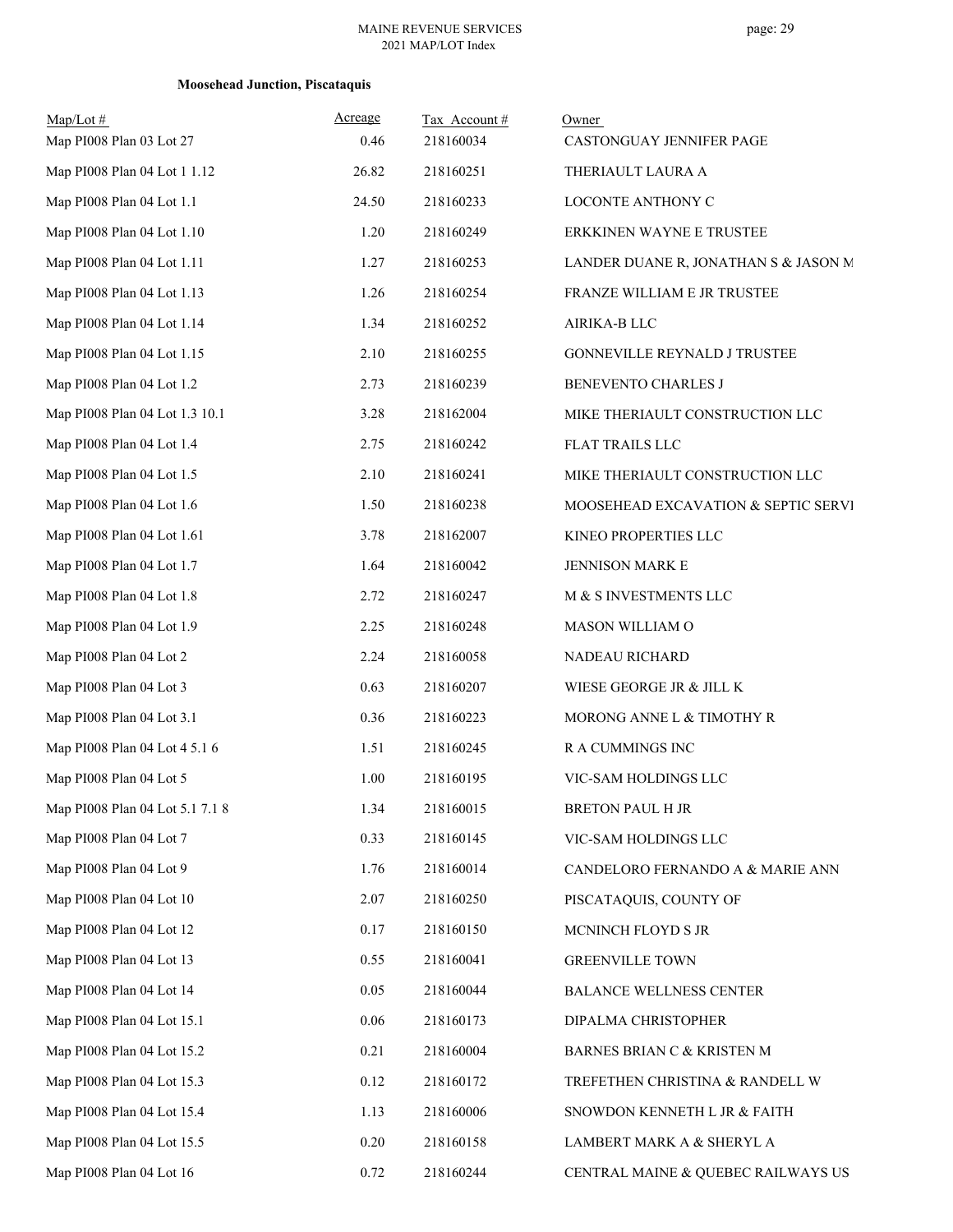**Moosehead Junction, Piscataquis**

| Map/Lot # | Acreage | Tax Account # | Owner |
|---|---|---|---|
| Map PI008 Plan 03 Lot 27 | 0.46 | 218160034 | CASTONGUAY JENNIFER PAGE |
| Map PI008 Plan 04 Lot 1 1.12 | 26.82 | 218160251 | THERIAULT LAURA A |
| Map PI008 Plan 04 Lot 1.1 | 24.50 | 218160233 | LOCONTE ANTHONY C |
| Map PI008 Plan 04 Lot 1.10 | 1.20 | 218160249 | ERKKINEN WAYNE E TRUSTEE |
| Map PI008 Plan 04 Lot 1.11 | 1.27 | 218160253 | LANDER DUANE R, JONATHAN S & JASON M |
| Map PI008 Plan 04 Lot 1.13 | 1.26 | 218160254 | FRANZE WILLIAM E JR TRUSTEE |
| Map PI008 Plan 04 Lot 1.14 | 1.34 | 218160252 | AIRIKA-B LLC |
| Map PI008 Plan 04 Lot 1.15 | 2.10 | 218160255 | GONNEVILLE REYNALD J TRUSTEE |
| Map PI008 Plan 04 Lot 1.2 | 2.73 | 218160239 | BENEVENTO CHARLES J |
| Map PI008 Plan 04 Lot 1.3 10.1 | 3.28 | 218162004 | MIKE THERIAULT CONSTRUCTION LLC |
| Map PI008 Plan 04 Lot 1.4 | 2.75 | 218160242 | FLAT TRAILS LLC |
| Map PI008 Plan 04 Lot 1.5 | 2.10 | 218160241 | MIKE THERIAULT CONSTRUCTION LLC |
| Map PI008 Plan 04 Lot 1.6 | 1.50 | 218160238 | MOOSEHEAD EXCAVATION & SEPTIC SERVI |
| Map PI008 Plan 04 Lot 1.61 | 3.78 | 218162007 | KINEO PROPERTIES LLC |
| Map PI008 Plan 04 Lot 1.7 | 1.64 | 218160042 | JENNISON MARK E |
| Map PI008 Plan 04 Lot 1.8 | 2.72 | 218160247 | M & S INVESTMENTS LLC |
| Map PI008 Plan 04 Lot 1.9 | 2.25 | 218160248 | MASON WILLIAM O |
| Map PI008 Plan 04 Lot 2 | 2.24 | 218160058 | NADEAU RICHARD |
| Map PI008 Plan 04 Lot 3 | 0.63 | 218160207 | WIESE GEORGE JR & JILL K |
| Map PI008 Plan 04 Lot 3.1 | 0.36 | 218160223 | MORONG ANNE L & TIMOTHY R |
| Map PI008 Plan 04 Lot 4 5.1 6 | 1.51 | 218160245 | R A CUMMINGS INC |
| Map PI008 Plan 04 Lot 5 | 1.00 | 218160195 | VIC-SAM HOLDINGS LLC |
| Map PI008 Plan 04 Lot 5.1 7.1 8 | 1.34 | 218160015 | BRETON PAUL H JR |
| Map PI008 Plan 04 Lot 7 | 0.33 | 218160145 | VIC-SAM HOLDINGS LLC |
| Map PI008 Plan 04 Lot 9 | 1.76 | 218160014 | CANDELORO FERNANDO A & MARIE ANN |
| Map PI008 Plan 04 Lot 10 | 2.07 | 218160250 | PISCATAQUIS, COUNTY OF |
| Map PI008 Plan 04 Lot 12 | 0.17 | 218160150 | MCNINCH FLOYD S JR |
| Map PI008 Plan 04 Lot 13 | 0.55 | 218160041 | GREENVILLE TOWN |
| Map PI008 Plan 04 Lot 14 | 0.05 | 218160044 | BALANCE WELLNESS CENTER |
| Map PI008 Plan 04 Lot 15.1 | 0.06 | 218160173 | DIPALMA CHRISTOPHER |
| Map PI008 Plan 04 Lot 15.2 | 0.21 | 218160004 | BARNES BRIAN C & KRISTEN M |
| Map PI008 Plan 04 Lot 15.3 | 0.12 | 218160172 | TREFETHEN CHRISTINA & RANDELL W |
| Map PI008 Plan 04 Lot 15.4 | 1.13 | 218160006 | SNOWDON KENNETH L JR & FAITH |
| Map PI008 Plan 04 Lot 15.5 | 0.20 | 218160158 | LAMBERT MARK A & SHERYL A |
| Map PI008 Plan 04 Lot 16 | 0.72 | 218160244 | CENTRAL MAINE & QUEBEC RAILWAYS US |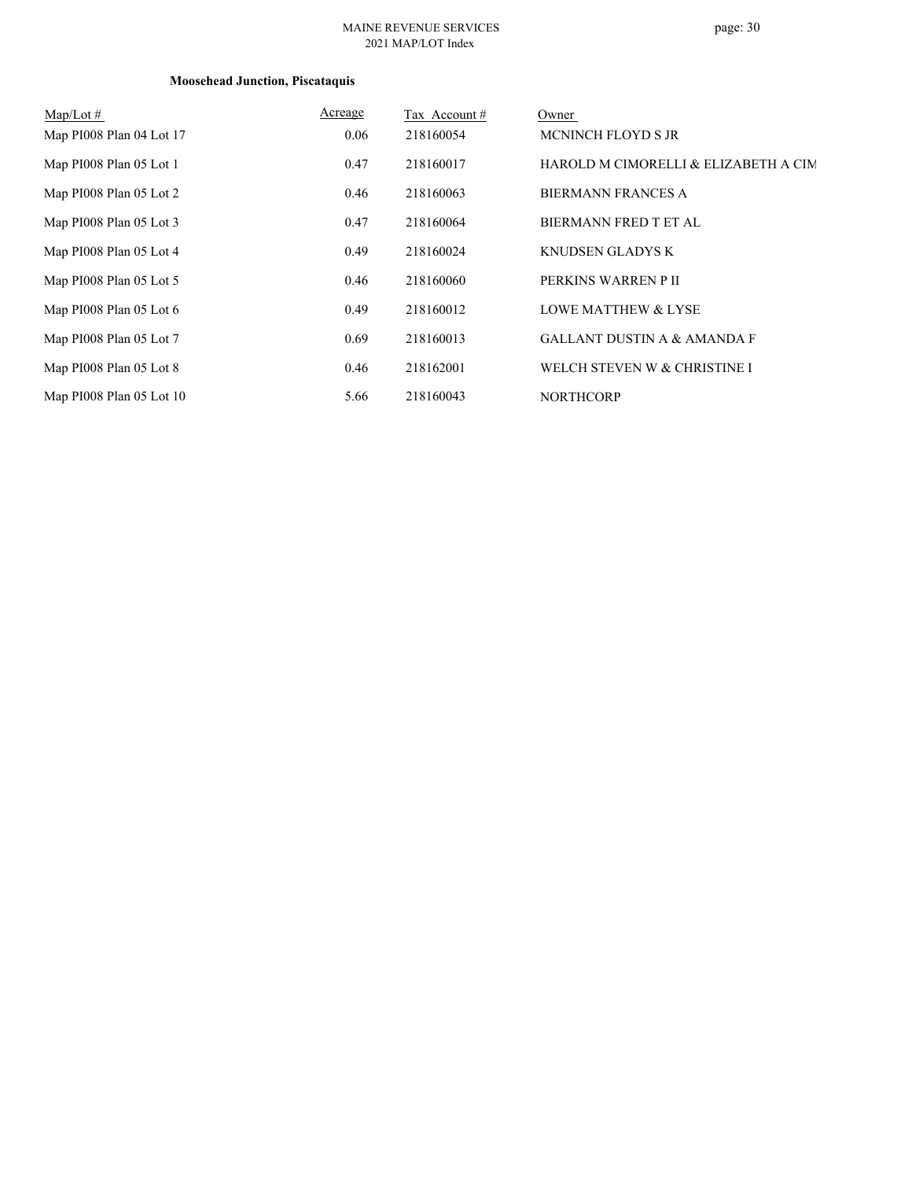**Moosehead Junction, Piscataquis**

| Map/Lot # | Acreage | Tax Account # | Owner |
|---|---|---|---|
| Map PI008 Plan 04 Lot 17 | 0.06 | 218160054 | MCNINCH FLOYD S JR |
| Map PI008 Plan 05 Lot 1 | 0.47 | 218160017 | HAROLD M CIMORELLI & ELIZABETH A CIM |
| Map PI008 Plan 05 Lot 2 | 0.46 | 218160063 | BIERMANN FRANCES A |
| Map PI008 Plan 05 Lot 3 | 0.47 | 218160064 | BIERMANN FRED T ET AL |
| Map PI008 Plan 05 Lot 4 | 0.49 | 218160024 | KNUDSEN GLADYS K |
| Map PI008 Plan 05 Lot 5 | 0.46 | 218160060 | PERKINS WARREN P II |
| Map PI008 Plan 05 Lot 6 | 0.49 | 218160012 | LOWE MATTHEW & LYSE |
| Map PI008 Plan 05 Lot 7 | 0.69 | 218160013 | GALLANT DUSTIN A & AMANDA F |
| Map PI008 Plan 05 Lot 8 | 0.46 | 218162001 | WELCH STEVEN W & CHRISTINE I |
| Map PI008 Plan 05 Lot 10 | 5.66 | 218160043 | NORTHCORP |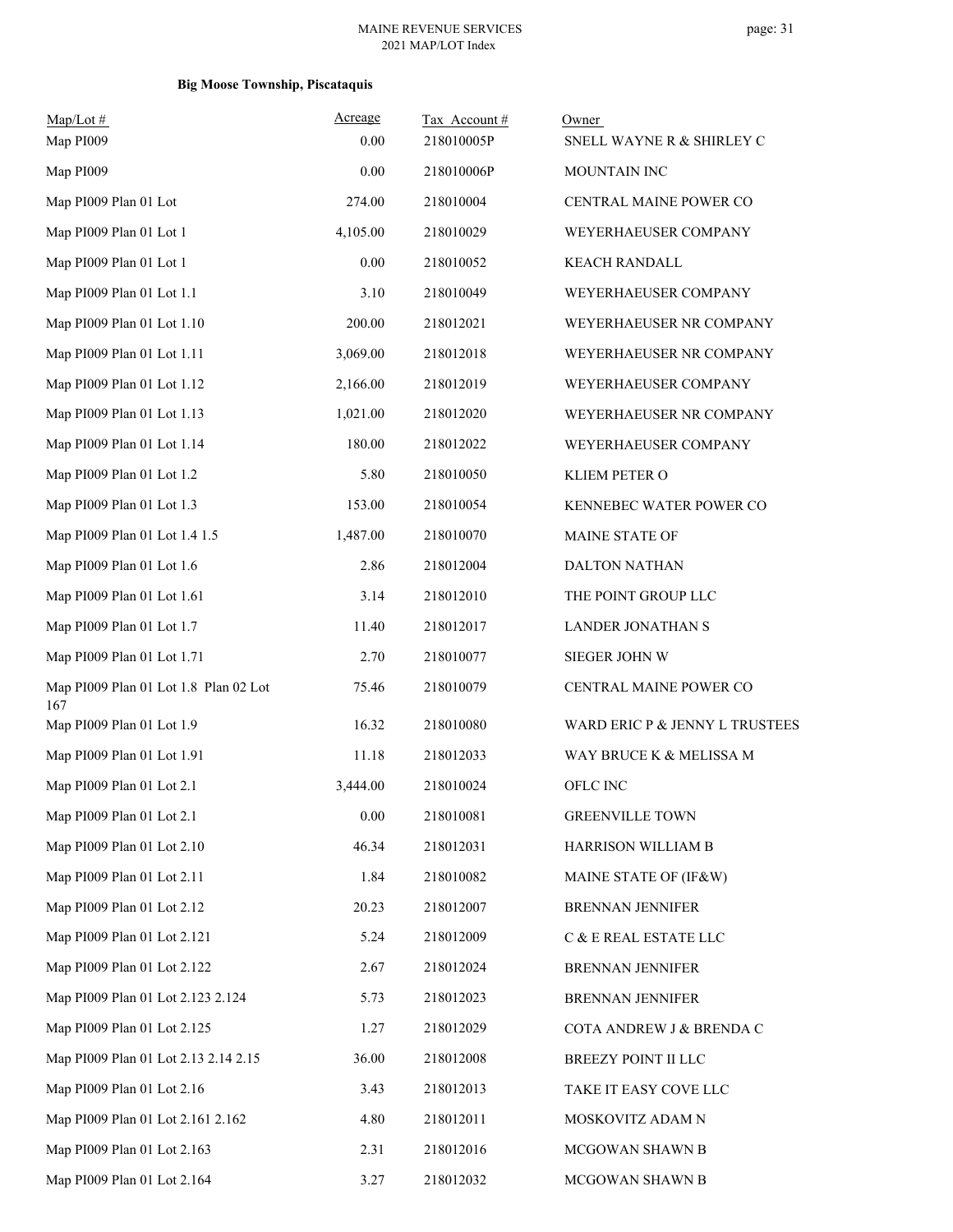**Big Moose Township, Piscataquis**

| Map/Lot # | Acreage | Tax Account # | Owner |
|---|---|---|---|
| Map PI009 | 0.00 | 218010005P | SNELL WAYNE R & SHIRLEY C |
| Map PI009 | 0.00 | 218010006P | MOUNTAIN INC |
| Map PI009 Plan 01 Lot | 274.00 | 218010004 | CENTRAL MAINE POWER CO |
| Map PI009 Plan 01 Lot 1 | 4,105.00 | 218010029 | WEYERHAEUSER COMPANY |
| Map PI009 Plan 01 Lot 1 | 0.00 | 218010052 | KEACH RANDALL |
| Map PI009 Plan 01 Lot 1.1 | 3.10 | 218010049 | WEYERHAEUSER COMPANY |
| Map PI009 Plan 01 Lot 1.10 | 200.00 | 218012021 | WEYERHAEUSER NR COMPANY |
| Map PI009 Plan 01 Lot 1.11 | 3,069.00 | 218012018 | WEYERHAEUSER NR COMPANY |
| Map PI009 Plan 01 Lot 1.12 | 2,166.00 | 218012019 | WEYERHAEUSER COMPANY |
| Map PI009 Plan 01 Lot 1.13 | 1,021.00 | 218012020 | WEYERHAEUSER NR COMPANY |
| Map PI009 Plan 01 Lot 1.14 | 180.00 | 218012022 | WEYERHAEUSER COMPANY |
| Map PI009 Plan 01 Lot 1.2 | 5.80 | 218010050 | KLIEM PETER O |
| Map PI009 Plan 01 Lot 1.3 | 153.00 | 218010054 | KENNEBEC WATER POWER CO |
| Map PI009 Plan 01 Lot 1.4 1.5 | 1,487.00 | 218010070 | MAINE STATE OF |
| Map PI009 Plan 01 Lot 1.6 | 2.86 | 218012004 | DALTON NATHAN |
| Map PI009 Plan 01 Lot 1.61 | 3.14 | 218012010 | THE POINT GROUP LLC |
| Map PI009 Plan 01 Lot 1.7 | 11.40 | 218012017 | LANDER JONATHAN S |
| Map PI009 Plan 01 Lot 1.71 | 2.70 | 218010077 | SIEGER JOHN W |
| Map PI009 Plan 01 Lot 1.8 Plan 02 Lot 167 | 75.46 | 218010079 | CENTRAL MAINE POWER CO |
| Map PI009 Plan 01 Lot 1.9 | 16.32 | 218010080 | WARD ERIC P & JENNY L TRUSTEES |
| Map PI009 Plan 01 Lot 1.91 | 11.18 | 218012033 | WAY BRUCE K & MELISSA M |
| Map PI009 Plan 01 Lot 2.1 | 3,444.00 | 218010024 | OFLC INC |
| Map PI009 Plan 01 Lot 2.1 | 0.00 | 218010081 | GREENVILLE TOWN |
| Map PI009 Plan 01 Lot 2.10 | 46.34 | 218012031 | HARRISON WILLIAM B |
| Map PI009 Plan 01 Lot 2.11 | 1.84 | 218010082 | MAINE STATE OF (IF&W) |
| Map PI009 Plan 01 Lot 2.12 | 20.23 | 218012007 | BRENNAN JENNIFER |
| Map PI009 Plan 01 Lot 2.121 | 5.24 | 218012009 | C & E REAL ESTATE LLC |
| Map PI009 Plan 01 Lot 2.122 | 2.67 | 218012024 | BRENNAN JENNIFER |
| Map PI009 Plan 01 Lot 2.123 2.124 | 5.73 | 218012023 | BRENNAN JENNIFER |
| Map PI009 Plan 01 Lot 2.125 | 1.27 | 218012029 | COTA ANDREW J & BRENDA C |
| Map PI009 Plan 01 Lot 2.13 2.14 2.15 | 36.00 | 218012008 | BREEZY POINT II LLC |
| Map PI009 Plan 01 Lot 2.16 | 3.43 | 218012013 | TAKE IT EASY COVE LLC |
| Map PI009 Plan 01 Lot 2.161 2.162 | 4.80 | 218012011 | MOSKOVITZ ADAM N |
| Map PI009 Plan 01 Lot 2.163 | 2.31 | 218012016 | MCGOWAN SHAWN B |
| Map PI009 Plan 01 Lot 2.164 | 3.27 | 218012032 | MCGOWAN SHAWN B |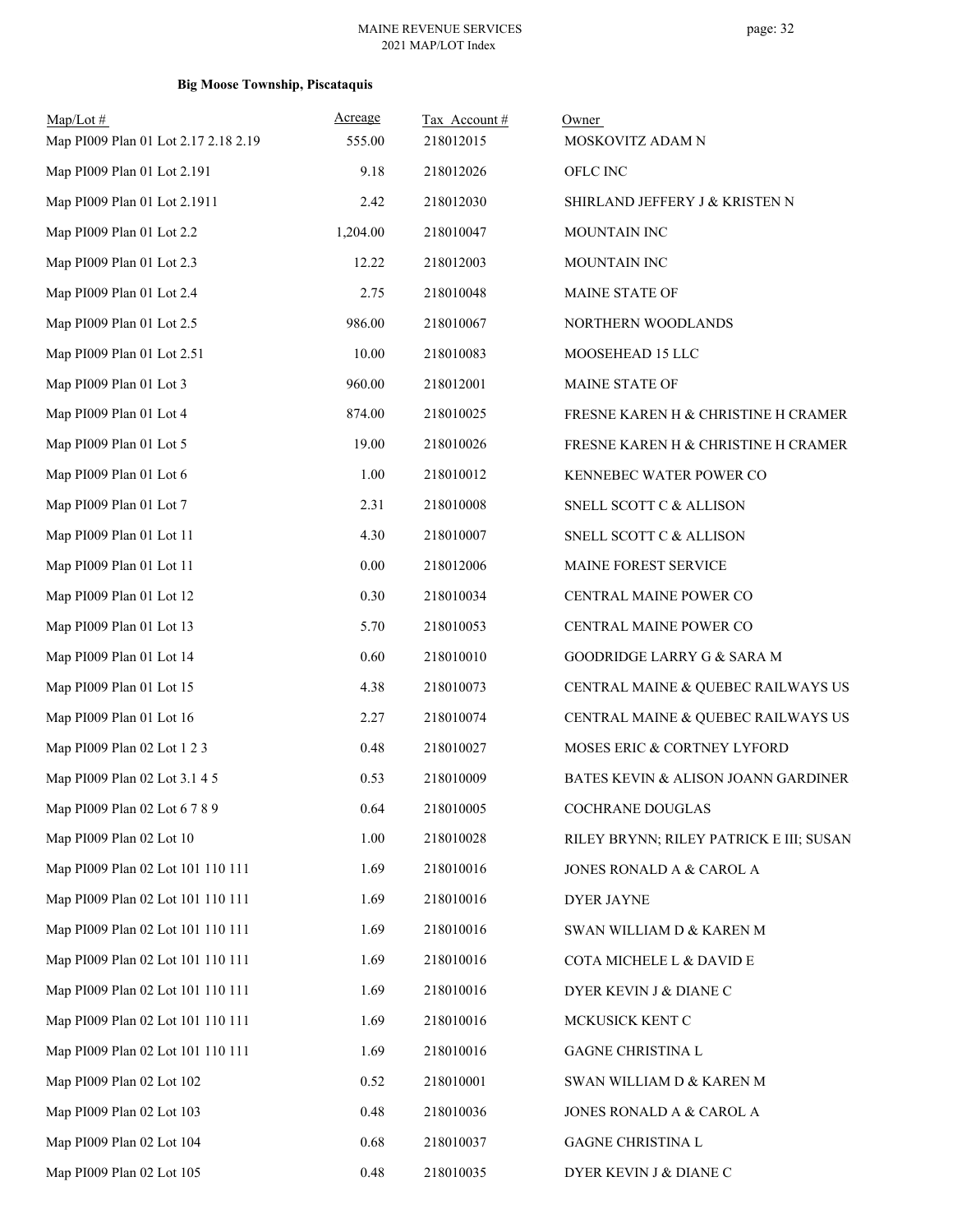**Big Moose Township, Piscataquis**

| Map/Lot # | Acreage | Tax Account # | Owner |
|---|---|---|---|
| Map PI009 Plan 01 Lot 2.17 2.18 2.19 | 555.00 | 218012015 | MOSKOVITZ ADAM N |
| Map PI009 Plan 01 Lot 2.191 | 9.18 | 218012026 | OFLC INC |
| Map PI009 Plan 01 Lot 2.1911 | 2.42 | 218012030 | SHIRLAND JEFFERY J & KRISTEN N |
| Map PI009 Plan 01 Lot 2.2 | 1,204.00 | 218010047 | MOUNTAIN INC |
| Map PI009 Plan 01 Lot 2.3 | 12.22 | 218012003 | MOUNTAIN INC |
| Map PI009 Plan 01 Lot 2.4 | 2.75 | 218010048 | MAINE STATE OF |
| Map PI009 Plan 01 Lot 2.5 | 986.00 | 218010067 | NORTHERN WOODLANDS |
| Map PI009 Plan 01 Lot 2.51 | 10.00 | 218010083 | MOOSEHEAD 15 LLC |
| Map PI009 Plan 01 Lot 3 | 960.00 | 218012001 | MAINE STATE OF |
| Map PI009 Plan 01 Lot 4 | 874.00 | 218010025 | FRESNE KAREN H & CHRISTINE H CRAMER |
| Map PI009 Plan 01 Lot 5 | 19.00 | 218010026 | FRESNE KAREN H & CHRISTINE H CRAMER |
| Map PI009 Plan 01 Lot 6 | 1.00 | 218010012 | KENNEBEC WATER POWER CO |
| Map PI009 Plan 01 Lot 7 | 2.31 | 218010008 | SNELL SCOTT C & ALLISON |
| Map PI009 Plan 01 Lot 11 | 4.30 | 218010007 | SNELL SCOTT C & ALLISON |
| Map PI009 Plan 01 Lot 11 | 0.00 | 218012006 | MAINE FOREST SERVICE |
| Map PI009 Plan 01 Lot 12 | 0.30 | 218010034 | CENTRAL MAINE POWER CO |
| Map PI009 Plan 01 Lot 13 | 5.70 | 218010053 | CENTRAL MAINE POWER CO |
| Map PI009 Plan 01 Lot 14 | 0.60 | 218010010 | GOODRIDGE LARRY G & SARA M |
| Map PI009 Plan 01 Lot 15 | 4.38 | 218010073 | CENTRAL MAINE & QUEBEC RAILWAYS US |
| Map PI009 Plan 01 Lot 16 | 2.27 | 218010074 | CENTRAL MAINE & QUEBEC RAILWAYS US |
| Map PI009 Plan 02 Lot 1 2 3 | 0.48 | 218010027 | MOSES ERIC & CORTNEY LYFORD |
| Map PI009 Plan 02 Lot 3.1 4 5 | 0.53 | 218010009 | BATES KEVIN & ALISON JOANN GARDINER |
| Map PI009 Plan 02 Lot 6 7 8 9 | 0.64 | 218010005 | COCHRANE DOUGLAS |
| Map PI009 Plan 02 Lot 10 | 1.00 | 218010028 | RILEY BRYNN; RILEY PATRICK E III; SUSAN |
| Map PI009 Plan 02 Lot 101 110 111 | 1.69 | 218010016 | JONES RONALD A & CAROL A |
| Map PI009 Plan 02 Lot 101 110 111 | 1.69 | 218010016 | DYER JAYNE |
| Map PI009 Plan 02 Lot 101 110 111 | 1.69 | 218010016 | SWAN WILLIAM D & KAREN M |
| Map PI009 Plan 02 Lot 101 110 111 | 1.69 | 218010016 | COTA MICHELE L & DAVID E |
| Map PI009 Plan 02 Lot 101 110 111 | 1.69 | 218010016 | DYER KEVIN J & DIANE C |
| Map PI009 Plan 02 Lot 101 110 111 | 1.69 | 218010016 | MCKUSICK KENT C |
| Map PI009 Plan 02 Lot 101 110 111 | 1.69 | 218010016 | GAGNE CHRISTINA L |
| Map PI009 Plan 02 Lot 102 | 0.52 | 218010001 | SWAN WILLIAM D & KAREN M |
| Map PI009 Plan 02 Lot 103 | 0.48 | 218010036 | JONES RONALD A & CAROL A |
| Map PI009 Plan 02 Lot 104 | 0.68 | 218010037 | GAGNE CHRISTINA L |
| Map PI009 Plan 02 Lot 105 | 0.48 | 218010035 | DYER KEVIN J & DIANE C |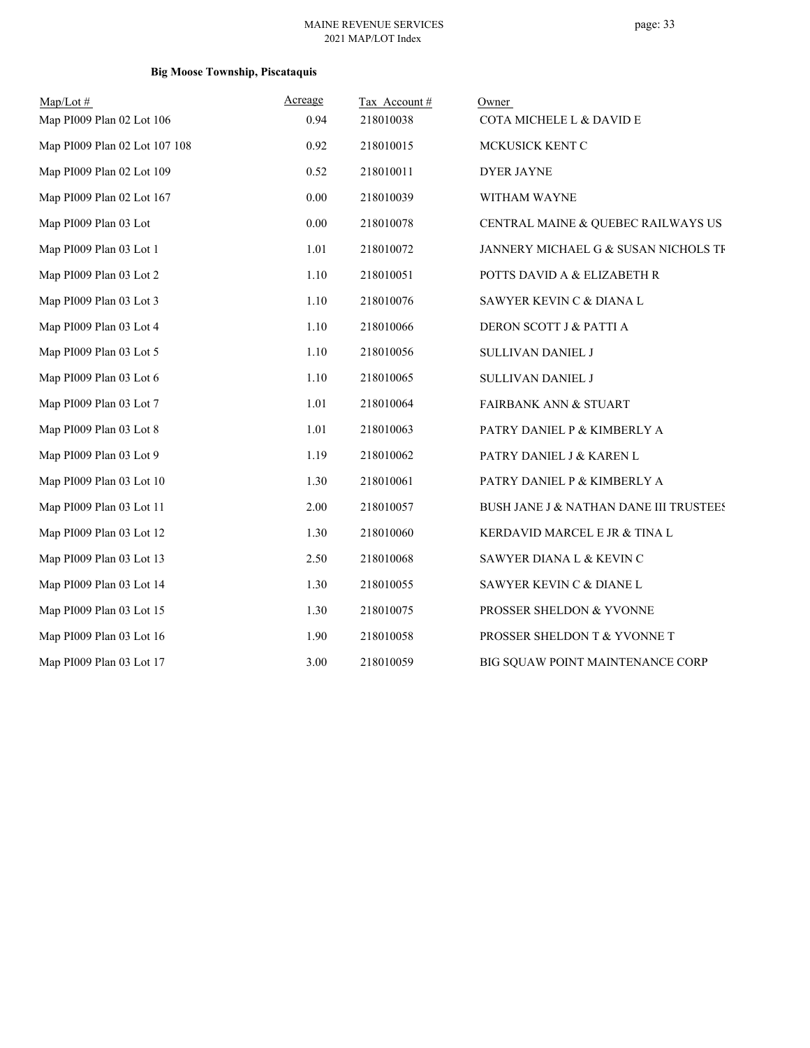**Big Moose Township, Piscataquis**

| Map/Lot # | Acreage | Tax Account # | Owner |
|---|---|---|---|
| Map PI009 Plan 02 Lot 106 | 0.94 | 218010038 | COTA MICHELE L & DAVID E |
| Map PI009 Plan 02 Lot 107 108 | 0.92 | 218010015 | MCKUSICK KENT C |
| Map PI009 Plan 02 Lot 109 | 0.52 | 218010011 | DYER JAYNE |
| Map PI009 Plan 02 Lot 167 | 0.00 | 218010039 | WITHAM WAYNE |
| Map PI009 Plan 03 Lot | 0.00 | 218010078 | CENTRAL MAINE & QUEBEC RAILWAYS US |
| Map PI009 Plan 03 Lot 1 | 1.01 | 218010072 | JANNERY MICHAEL G & SUSAN NICHOLS TI |
| Map PI009 Plan 03 Lot 2 | 1.10 | 218010051 | POTTS DAVID A & ELIZABETH R |
| Map PI009 Plan 03 Lot 3 | 1.10 | 218010076 | SAWYER KEVIN C & DIANA L |
| Map PI009 Plan 03 Lot 4 | 1.10 | 218010066 | DERON SCOTT J & PATTI A |
| Map PI009 Plan 03 Lot 5 | 1.10 | 218010056 | SULLIVAN DANIEL J |
| Map PI009 Plan 03 Lot 6 | 1.10 | 218010065 | SULLIVAN DANIEL J |
| Map PI009 Plan 03 Lot 7 | 1.01 | 218010064 | FAIRBANK ANN & STUART |
| Map PI009 Plan 03 Lot 8 | 1.01 | 218010063 | PATRY DANIEL P & KIMBERLY A |
| Map PI009 Plan 03 Lot 9 | 1.19 | 218010062 | PATRY DANIEL J & KAREN L |
| Map PI009 Plan 03 Lot 10 | 1.30 | 218010061 | PATRY DANIEL P & KIMBERLY A |
| Map PI009 Plan 03 Lot 11 | 2.00 | 218010057 | BUSH JANE J & NATHAN DANE III TRUSTEES |
| Map PI009 Plan 03 Lot 12 | 1.30 | 218010060 | KERDAVID MARCEL E JR & TINA L |
| Map PI009 Plan 03 Lot 13 | 2.50 | 218010068 | SAWYER DIANA L & KEVIN C |
| Map PI009 Plan 03 Lot 14 | 1.30 | 218010055 | SAWYER KEVIN C & DIANE L |
| Map PI009 Plan 03 Lot 15 | 1.30 | 218010075 | PROSSER SHELDON & YVONNE |
| Map PI009 Plan 03 Lot 16 | 1.90 | 218010058 | PROSSER SHELDON T & YVONNE T |
| Map PI009 Plan 03 Lot 17 | 3.00 | 218010059 | BIG SQUAW POINT MAINTENANCE CORP |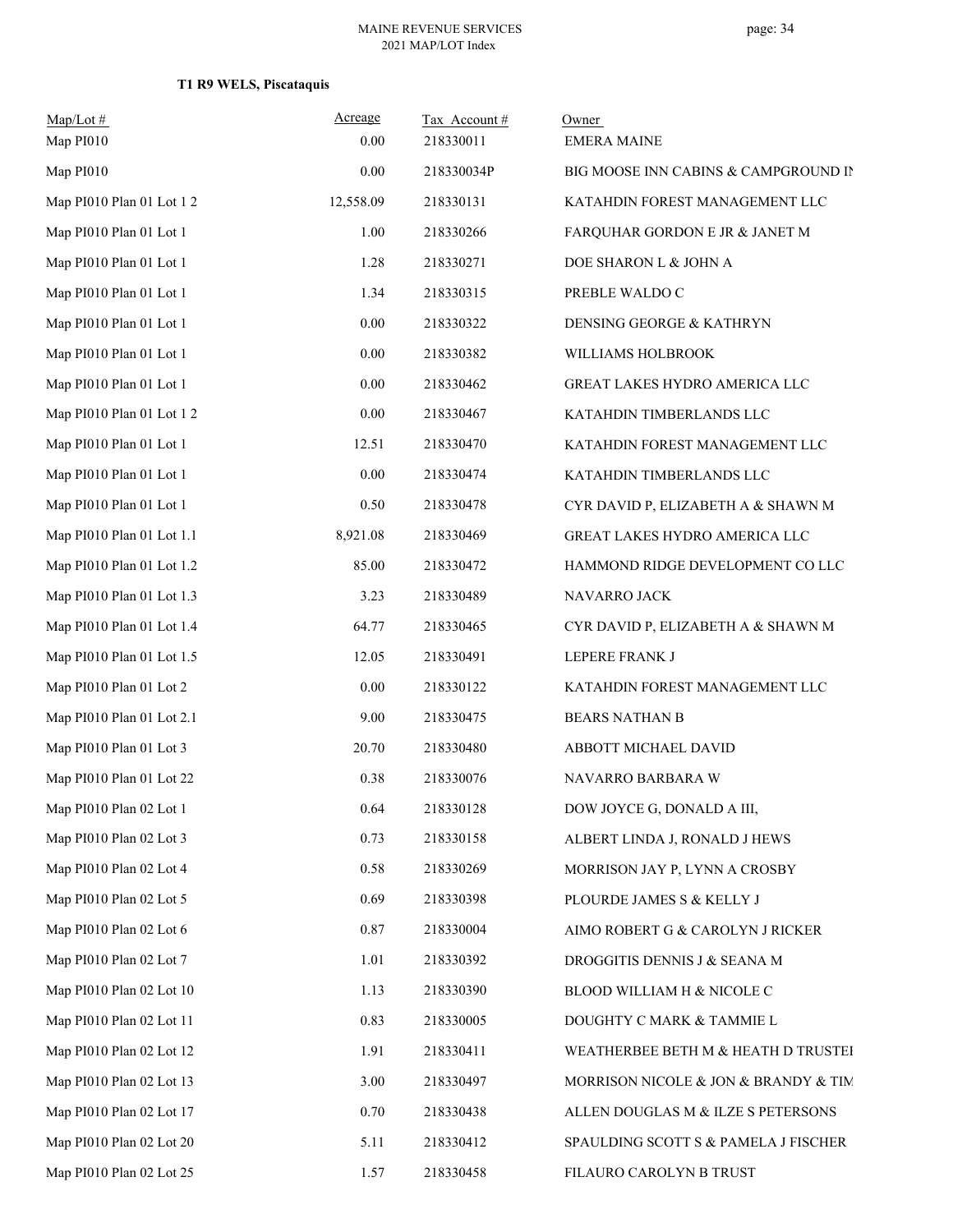**T1 R9 WELS, Piscataquis**

| Map/Lot # | Acreage | Tax Account # | Owner |
|---|---|---|---|
| Map PI010 | 0.00 | 218330011 | EMERA MAINE |
| Map PI010 | 0.00 | 218330034P | BIG MOOSE INN CABINS & CAMPGROUND IN |
| Map PI010 Plan 01 Lot 1 2 | 12,558.09 | 218330131 | KATAHDIN FOREST MANAGEMENT LLC |
| Map PI010 Plan 01 Lot 1 | 1.00 | 218330266 | FARQUHAR GORDON E JR & JANET M |
| Map PI010 Plan 01 Lot 1 | 1.28 | 218330271 | DOE SHARON L & JOHN A |
| Map PI010 Plan 01 Lot 1 | 1.34 | 218330315 | PREBLE WALDO C |
| Map PI010 Plan 01 Lot 1 | 0.00 | 218330322 | DENSING GEORGE & KATHRYN |
| Map PI010 Plan 01 Lot 1 | 0.00 | 218330382 | WILLIAMS HOLBROOK |
| Map PI010 Plan 01 Lot 1 | 0.00 | 218330462 | GREAT LAKES HYDRO AMERICA LLC |
| Map PI010 Plan 01 Lot 1 2 | 0.00 | 218330467 | KATAHDIN TIMBERLANDS LLC |
| Map PI010 Plan 01 Lot 1 | 12.51 | 218330470 | KATAHDIN FOREST MANAGEMENT LLC |
| Map PI010 Plan 01 Lot 1 | 0.00 | 218330474 | KATAHDIN TIMBERLANDS LLC |
| Map PI010 Plan 01 Lot 1 | 0.50 | 218330478 | CYR DAVID P, ELIZABETH A & SHAWN M |
| Map PI010 Plan 01 Lot 1.1 | 8,921.08 | 218330469 | GREAT LAKES HYDRO AMERICA LLC |
| Map PI010 Plan 01 Lot 1.2 | 85.00 | 218330472 | HAMMOND RIDGE DEVELOPMENT CO LLC |
| Map PI010 Plan 01 Lot 1.3 | 3.23 | 218330489 | NAVARRO JACK |
| Map PI010 Plan 01 Lot 1.4 | 64.77 | 218330465 | CYR DAVID P, ELIZABETH A & SHAWN M |
| Map PI010 Plan 01 Lot 1.5 | 12.05 | 218330491 | LEPERE FRANK J |
| Map PI010 Plan 01 Lot 2 | 0.00 | 218330122 | KATAHDIN FOREST MANAGEMENT LLC |
| Map PI010 Plan 01 Lot 2.1 | 9.00 | 218330475 | BEARS NATHAN B |
| Map PI010 Plan 01 Lot 3 | 20.70 | 218330480 | ABBOTT MICHAEL DAVID |
| Map PI010 Plan 01 Lot 22 | 0.38 | 218330076 | NAVARRO BARBARA W |
| Map PI010 Plan 02 Lot 1 | 0.64 | 218330128 | DOW JOYCE G, DONALD A III, |
| Map PI010 Plan 02 Lot 3 | 0.73 | 218330158 | ALBERT LINDA J, RONALD J HEWS |
| Map PI010 Plan 02 Lot 4 | 0.58 | 218330269 | MORRISON JAY P, LYNN A CROSBY |
| Map PI010 Plan 02 Lot 5 | 0.69 | 218330398 | PLOURDE JAMES S & KELLY J |
| Map PI010 Plan 02 Lot 6 | 0.87 | 218330004 | AIMO ROBERT G & CAROLYN J RICKER |
| Map PI010 Plan 02 Lot 7 | 1.01 | 218330392 | DROGGITIS DENNIS J & SEANA M |
| Map PI010 Plan 02 Lot 10 | 1.13 | 218330390 | BLOOD WILLIAM H & NICOLE C |
| Map PI010 Plan 02 Lot 11 | 0.83 | 218330005 | DOUGHTY C MARK & TAMMIE L |
| Map PI010 Plan 02 Lot 12 | 1.91 | 218330411 | WEATHERBEE BETH M & HEATH D TRUSTEI |
| Map PI010 Plan 02 Lot 13 | 3.00 | 218330497 | MORRISON NICOLE & JON & BRANDY & TIM |
| Map PI010 Plan 02 Lot 17 | 0.70 | 218330438 | ALLEN DOUGLAS M & ILZE S PETERSONS |
| Map PI010 Plan 02 Lot 20 | 5.11 | 218330412 | SPAULDING SCOTT S & PAMELA J FISCHER |
| Map PI010 Plan 02 Lot 25 | 1.57 | 218330458 | FILAURO CAROLYN B TRUST |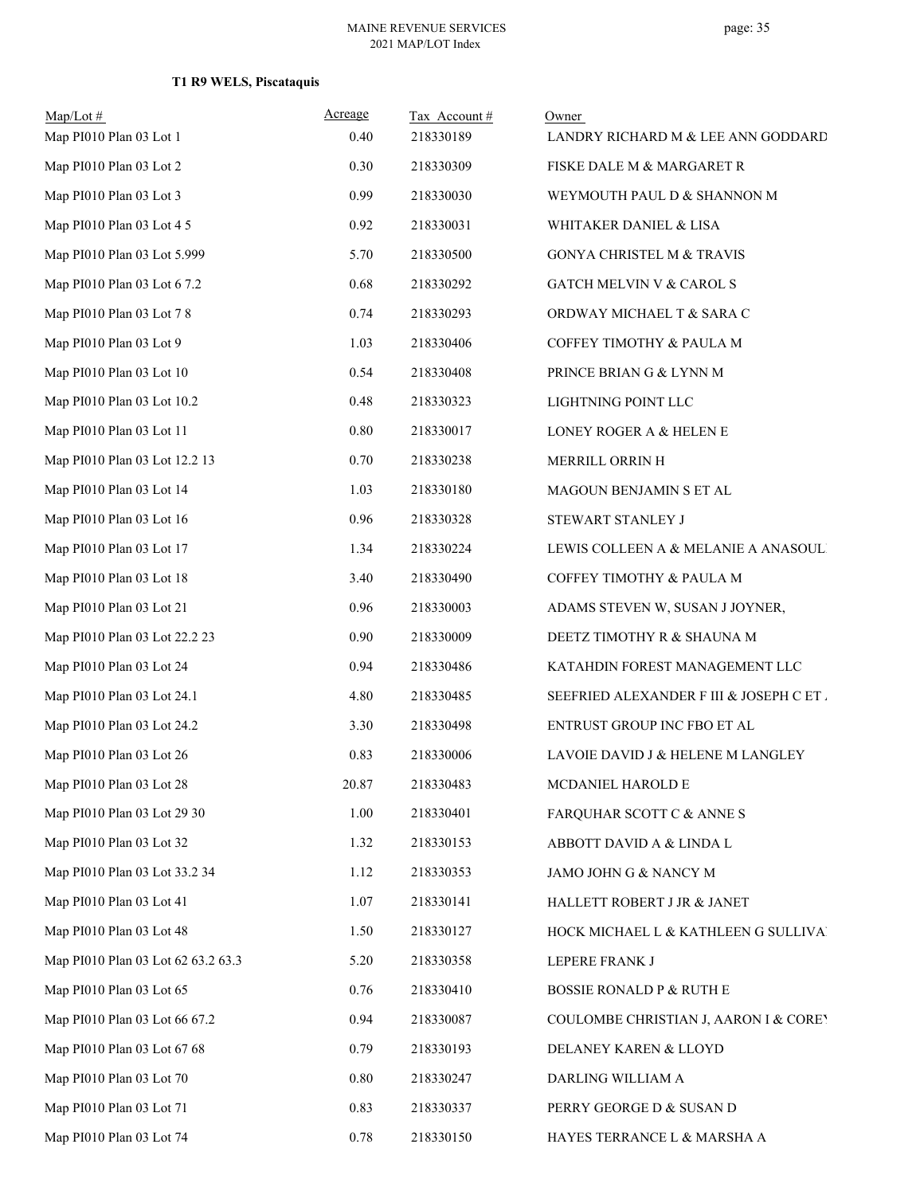### T1 R9 WELS, Piscataquis

| Map/Lot # | Acreage | Tax Account # | Owner |
|---|---|---|---|
| Map PI010 Plan 03 Lot 1 | 0.40 | 218330189 | LANDRY RICHARD M & LEE ANN GODDARD |
| Map PI010 Plan 03 Lot 2 | 0.30 | 218330309 | FISKE DALE M & MARGARET R |
| Map PI010 Plan 03 Lot 3 | 0.99 | 218330030 | WEYMOUTH PAUL D & SHANNON M |
| Map PI010 Plan 03 Lot 4 5 | 0.92 | 218330031 | WHITAKER DANIEL & LISA |
| Map PI010 Plan 03 Lot 5.999 | 5.70 | 218330500 | GONYA CHRISTEL M & TRAVIS |
| Map PI010 Plan 03 Lot 6 7.2 | 0.68 | 218330292 | GATCH MELVIN V & CAROL S |
| Map PI010 Plan 03 Lot 7 8 | 0.74 | 218330293 | ORDWAY MICHAEL T & SARA C |
| Map PI010 Plan 03 Lot 9 | 1.03 | 218330406 | COFFEY TIMOTHY & PAULA M |
| Map PI010 Plan 03 Lot 10 | 0.54 | 218330408 | PRINCE BRIAN G & LYNN M |
| Map PI010 Plan 03 Lot 10.2 | 0.48 | 218330323 | LIGHTNING POINT LLC |
| Map PI010 Plan 03 Lot 11 | 0.80 | 218330017 | LONEY ROGER A & HELEN E |
| Map PI010 Plan 03 Lot 12.2 13 | 0.70 | 218330238 | MERRILL ORRIN H |
| Map PI010 Plan 03 Lot 14 | 1.03 | 218330180 | MAGOUN BENJAMIN S ET AL |
| Map PI010 Plan 03 Lot 16 | 0.96 | 218330328 | STEWART STANLEY J |
| Map PI010 Plan 03 Lot 17 | 1.34 | 218330224 | LEWIS COLLEEN A & MELANIE A ANASOUL |
| Map PI010 Plan 03 Lot 18 | 3.40 | 218330490 | COFFEY TIMOTHY & PAULA M |
| Map PI010 Plan 03 Lot 21 | 0.96 | 218330003 | ADAMS STEVEN W, SUSAN J JOYNER, |
| Map PI010 Plan 03 Lot 22.2 23 | 0.90 | 218330009 | DEETZ TIMOTHY R & SHAUNA M |
| Map PI010 Plan 03 Lot 24 | 0.94 | 218330486 | KATAHDIN FOREST MANAGEMENT LLC |
| Map PI010 Plan 03 Lot 24.1 | 4.80 | 218330485 | SEEFRIED ALEXANDER F III & JOSEPH C ET . |
| Map PI010 Plan 03 Lot 24.2 | 3.30 | 218330498 | ENTRUST GROUP INC FBO ET AL |
| Map PI010 Plan 03 Lot 26 | 0.83 | 218330006 | LAVOIE DAVID J & HELENE M LANGLEY |
| Map PI010 Plan 03 Lot 28 | 20.87 | 218330483 | MCDANIEL HAROLD E |
| Map PI010 Plan 03 Lot 29 30 | 1.00 | 218330401 | FARQUHAR SCOTT C & ANNE S |
| Map PI010 Plan 03 Lot 32 | 1.32 | 218330153 | ABBOTT DAVID A & LINDA L |
| Map PI010 Plan 03 Lot 33.2 34 | 1.12 | 218330353 | JAMO JOHN G & NANCY M |
| Map PI010 Plan 03 Lot 41 | 1.07 | 218330141 | HALLETT ROBERT J JR & JANET |
| Map PI010 Plan 03 Lot 48 | 1.50 | 218330127 | HOCK MICHAEL L & KATHLEEN G SULLIVA |
| Map PI010 Plan 03 Lot 62 63.2 63.3 | 5.20 | 218330358 | LEPERE FRANK J |
| Map PI010 Plan 03 Lot 65 | 0.76 | 218330410 | BOSSIE RONALD P & RUTH E |
| Map PI010 Plan 03 Lot 66 67.2 | 0.94 | 218330087 | COULOMBE CHRISTIAN J, AARON I & COREY |
| Map PI010 Plan 03 Lot 67 68 | 0.79 | 218330193 | DELANEY KAREN & LLOYD |
| Map PI010 Plan 03 Lot 70 | 0.80 | 218330247 | DARLING WILLIAM A |
| Map PI010 Plan 03 Lot 71 | 0.83 | 218330337 | PERRY GEORGE D & SUSAN D |
| Map PI010 Plan 03 Lot 74 | 0.78 | 218330150 | HAYES TERRANCE L & MARSHA A |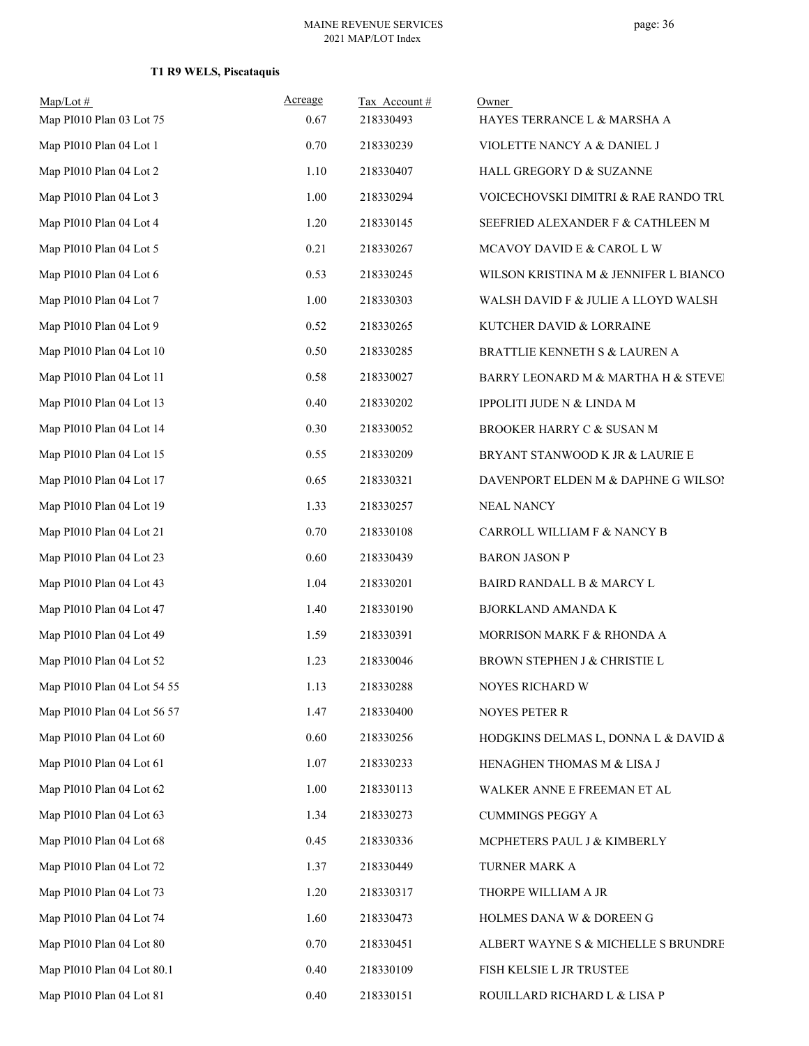**T1 R9 WELS, Piscataquis**

| Map/Lot # | Acreage | Tax Account # | Owner |
|---|---|---|---|
| Map PI010 Plan 03 Lot 75 | 0.67 | 218330493 | HAYES TERRANCE L & MARSHA A |
| Map PI010 Plan 04 Lot 1 | 0.70 | 218330239 | VIOLETTE NANCY A & DANIEL J |
| Map PI010 Plan 04 Lot 2 | 1.10 | 218330407 | HALL GREGORY D & SUZANNE |
| Map PI010 Plan 04 Lot 3 | 1.00 | 218330294 | VOICECHOVSKI DIMITRI & RAE RANDO TRU |
| Map PI010 Plan 04 Lot 4 | 1.20 | 218330145 | SEEFRIED ALEXANDER F & CATHLEEN M |
| Map PI010 Plan 04 Lot 5 | 0.21 | 218330267 | MCAVOY DAVID E & CAROL L W |
| Map PI010 Plan 04 Lot 6 | 0.53 | 218330245 | WILSON KRISTINA M & JENNIFER L BIANCO |
| Map PI010 Plan 04 Lot 7 | 1.00 | 218330303 | WALSH DAVID F & JULIE A LLOYD WALSH |
| Map PI010 Plan 04 Lot 9 | 0.52 | 218330265 | KUTCHER DAVID & LORRAINE |
| Map PI010 Plan 04 Lot 10 | 0.50 | 218330285 | BRATTLIE KENNETH S & LAUREN A |
| Map PI010 Plan 04 Lot 11 | 0.58 | 218330027 | BARRY LEONARD M & MARTHA H & STEVE |
| Map PI010 Plan 04 Lot 13 | 0.40 | 218330202 | IPPOLITI JUDE N & LINDA M |
| Map PI010 Plan 04 Lot 14 | 0.30 | 218330052 | BROOKER HARRY C & SUSAN M |
| Map PI010 Plan 04 Lot 15 | 0.55 | 218330209 | BRYANT STANWOOD K JR & LAURIE E |
| Map PI010 Plan 04 Lot 17 | 0.65 | 218330321 | DAVENPORT ELDEN M & DAPHNE G WILSON |
| Map PI010 Plan 04 Lot 19 | 1.33 | 218330257 | NEAL NANCY |
| Map PI010 Plan 04 Lot 21 | 0.70 | 218330108 | CARROLL WILLIAM F & NANCY B |
| Map PI010 Plan 04 Lot 23 | 0.60 | 218330439 | BARON JASON P |
| Map PI010 Plan 04 Lot 43 | 1.04 | 218330201 | BAIRD RANDALL B & MARCY L |
| Map PI010 Plan 04 Lot 47 | 1.40 | 218330190 | BJORKLAND AMANDA K |
| Map PI010 Plan 04 Lot 49 | 1.59 | 218330391 | MORRISON MARK F & RHONDA A |
| Map PI010 Plan 04 Lot 52 | 1.23 | 218330046 | BROWN STEPHEN J & CHRISTIE L |
| Map PI010 Plan 04 Lot 54 55 | 1.13 | 218330288 | NOYES RICHARD W |
| Map PI010 Plan 04 Lot 56 57 | 1.47 | 218330400 | NOYES PETER R |
| Map PI010 Plan 04 Lot 60 | 0.60 | 218330256 | HODGKINS DELMAS L, DONNA L & DAVID & |
| Map PI010 Plan 04 Lot 61 | 1.07 | 218330233 | HENAGHEN THOMAS M & LISA J |
| Map PI010 Plan 04 Lot 62 | 1.00 | 218330113 | WALKER ANNE E FREEMAN ET AL |
| Map PI010 Plan 04 Lot 63 | 1.34 | 218330273 | CUMMINGS PEGGY A |
| Map PI010 Plan 04 Lot 68 | 0.45 | 218330336 | MCPHETERS PAUL J & KIMBERLY |
| Map PI010 Plan 04 Lot 72 | 1.37 | 218330449 | TURNER MARK A |
| Map PI010 Plan 04 Lot 73 | 1.20 | 218330317 | THORPE WILLIAM A JR |
| Map PI010 Plan 04 Lot 74 | 1.60 | 218330473 | HOLMES DANA W & DOREEN G |
| Map PI010 Plan 04 Lot 80 | 0.70 | 218330451 | ALBERT WAYNE S & MICHELLE S BRUNDRE |
| Map PI010 Plan 04 Lot 80.1 | 0.40 | 218330109 | FISH KELSIE L JR TRUSTEE |
| Map PI010 Plan 04 Lot 81 | 0.40 | 218330151 | ROUILLARD RICHARD L & LISA P |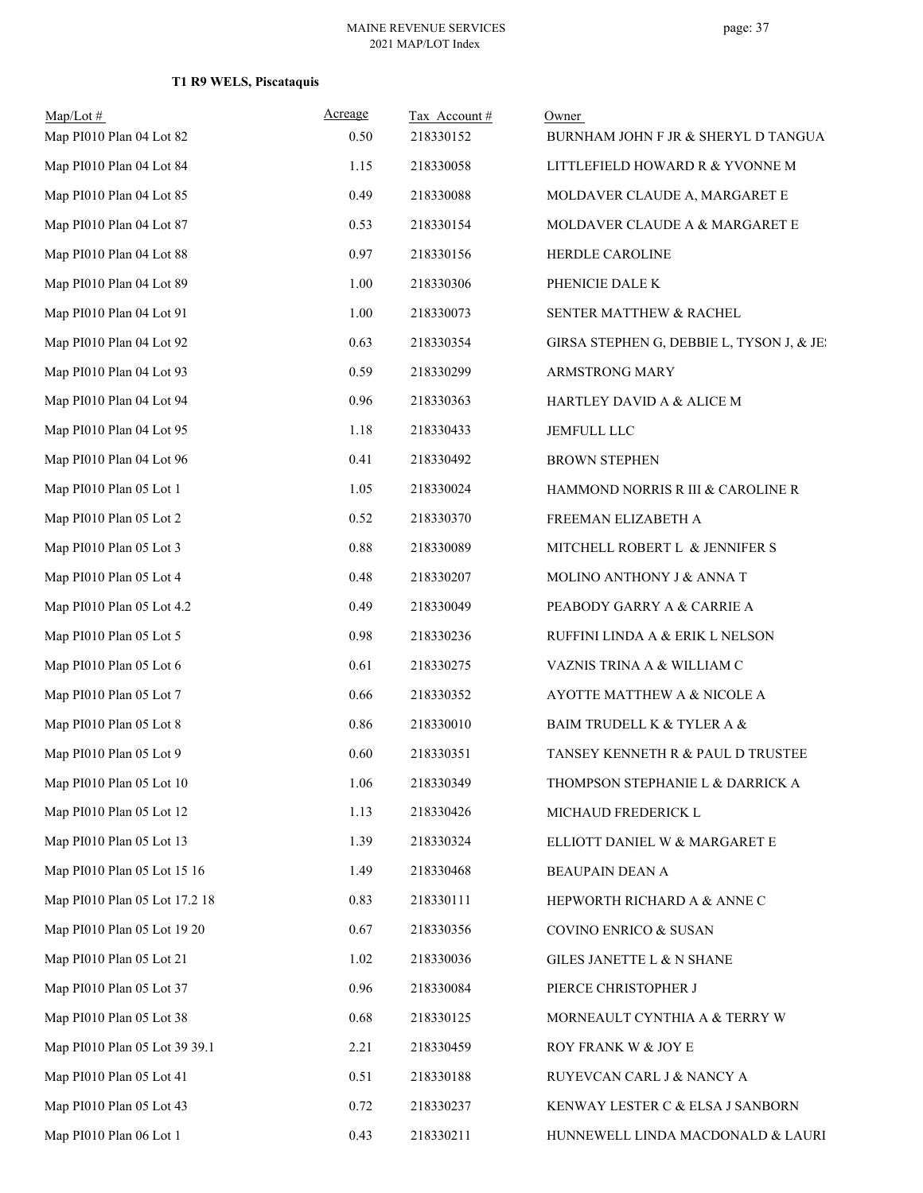**T1 R9 WELS, Piscataquis**

| Map/Lot # | Acreage | Tax Account # | Owner |
|---|---|---|---|
| Map PI010 Plan 04 Lot 82 | 0.50 | 218330152 | BURNHAM JOHN F JR & SHERYL D TANGUA |
| Map PI010 Plan 04 Lot 84 | 1.15 | 218330058 | LITTLEFIELD HOWARD R & YVONNE M |
| Map PI010 Plan 04 Lot 85 | 0.49 | 218330088 | MOLDAVER CLAUDE A, MARGARET E |
| Map PI010 Plan 04 Lot 87 | 0.53 | 218330154 | MOLDAVER CLAUDE A & MARGARET E |
| Map PI010 Plan 04 Lot 88 | 0.97 | 218330156 | HERDLE CAROLINE |
| Map PI010 Plan 04 Lot 89 | 1.00 | 218330306 | PHENICIE DALE K |
| Map PI010 Plan 04 Lot 91 | 1.00 | 218330073 | SENTER MATTHEW & RACHEL |
| Map PI010 Plan 04 Lot 92 | 0.63 | 218330354 | GIRSA STEPHEN G, DEBBIE L, TYSON J, & JE |
| Map PI010 Plan 04 Lot 93 | 0.59 | 218330299 | ARMSTRONG MARY |
| Map PI010 Plan 04 Lot 94 | 0.96 | 218330363 | HARTLEY DAVID A & ALICE M |
| Map PI010 Plan 04 Lot 95 | 1.18 | 218330433 | JEMFULL LLC |
| Map PI010 Plan 04 Lot 96 | 0.41 | 218330492 | BROWN STEPHEN |
| Map PI010 Plan 05 Lot 1 | 1.05 | 218330024 | HAMMOND NORRIS R III & CAROLINE R |
| Map PI010 Plan 05 Lot 2 | 0.52 | 218330370 | FREEMAN ELIZABETH A |
| Map PI010 Plan 05 Lot 3 | 0.88 | 218330089 | MITCHELL ROBERT L & JENNIFER S |
| Map PI010 Plan 05 Lot 4 | 0.48 | 218330207 | MOLINO ANTHONY J & ANNA T |
| Map PI010 Plan 05 Lot 4.2 | 0.49 | 218330049 | PEABODY GARRY A & CARRIE A |
| Map PI010 Plan 05 Lot 5 | 0.98 | 218330236 | RUFFINI LINDA A & ERIK L NELSON |
| Map PI010 Plan 05 Lot 6 | 0.61 | 218330275 | VAZNIS TRINA A & WILLIAM C |
| Map PI010 Plan 05 Lot 7 | 0.66 | 218330352 | AYOTTE MATTHEW A & NICOLE A |
| Map PI010 Plan 05 Lot 8 | 0.86 | 218330010 | BAIM TRUDELL K & TYLER A & |
| Map PI010 Plan 05 Lot 9 | 0.60 | 218330351 | TANSEY KENNETH R & PAUL D TRUSTEE |
| Map PI010 Plan 05 Lot 10 | 1.06 | 218330349 | THOMPSON STEPHANIE L & DARRICK A |
| Map PI010 Plan 05 Lot 12 | 1.13 | 218330426 | MICHAUD FREDERICK L |
| Map PI010 Plan 05 Lot 13 | 1.39 | 218330324 | ELLIOTT DANIEL W & MARGARET E |
| Map PI010 Plan 05 Lot 15 16 | 1.49 | 218330468 | BEAUPAIN DEAN A |
| Map PI010 Plan 05 Lot 17.2 18 | 0.83 | 218330111 | HEPWORTH RICHARD A & ANNE C |
| Map PI010 Plan 05 Lot 19 20 | 0.67 | 218330356 | COVINO ENRICO & SUSAN |
| Map PI010 Plan 05 Lot 21 | 1.02 | 218330036 | GILES JANETTE L & N SHANE |
| Map PI010 Plan 05 Lot 37 | 0.96 | 218330084 | PIERCE CHRISTOPHER J |
| Map PI010 Plan 05 Lot 38 | 0.68 | 218330125 | MORNEAULT CYNTHIA A & TERRY W |
| Map PI010 Plan 05 Lot 39 39.1 | 2.21 | 218330459 | ROY FRANK W & JOY E |
| Map PI010 Plan 05 Lot 41 | 0.51 | 218330188 | RUYEVCAN CARL J & NANCY A |
| Map PI010 Plan 05 Lot 43 | 0.72 | 218330237 | KENWAY LESTER C & ELSA J SANBORN |
| Map PI010 Plan 06 Lot 1 | 0.43 | 218330211 | HUNNEWELL LINDA MACDONALD & LAURI |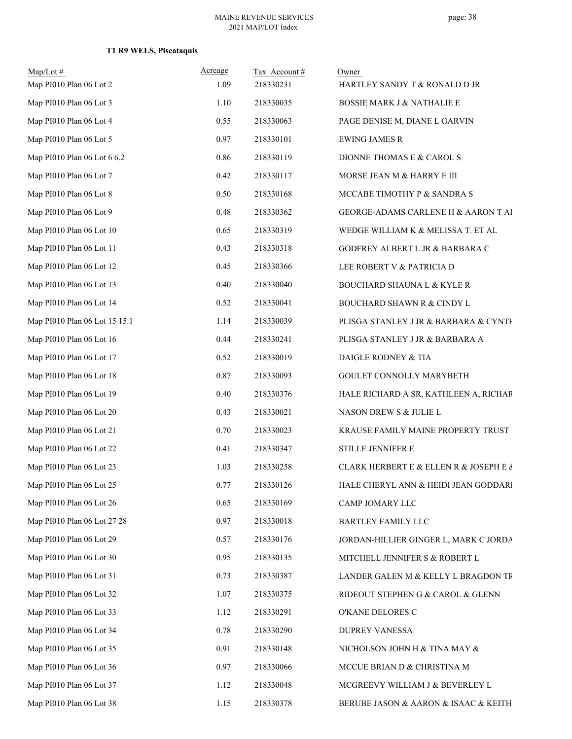### T1 R9 WELS, Piscataquis

| Map/Lot # | Acreage | Tax Account # | Owner |
| --- | --- | --- | --- |
| Map PI010 Plan 06 Lot 2 | 1.09 | 218330231 | HARTLEY SANDY T & RONALD D JR |
| Map PI010 Plan 06 Lot 3 | 1.10 | 218330035 | BOSSIE MARK J & NATHALIE E |
| Map PI010 Plan 06 Lot 4 | 0.55 | 218330063 | PAGE DENISE M, DIANE L GARVIN |
| Map PI010 Plan 06 Lot 5 | 0.97 | 218330101 | EWING JAMES R |
| Map PI010 Plan 06 Lot 6 6.2 | 0.86 | 218330119 | DIONNE THOMAS E & CAROL S |
| Map PI010 Plan 06 Lot 7 | 0.42 | 218330117 | MORSE JEAN M & HARRY E III |
| Map PI010 Plan 06 Lot 8 | 0.50 | 218330168 | MCCABE TIMOTHY P & SANDRA S |
| Map PI010 Plan 06 Lot 9 | 0.48 | 218330362 | GEORGE-ADAMS CARLENE H & AARON T AI |
| Map PI010 Plan 06 Lot 10 | 0.65 | 218330319 | WEDGE WILLIAM K & MELISSA T. ET AL |
| Map PI010 Plan 06 Lot 11 | 0.43 | 218330318 | GODFREY ALBERT L JR & BARBARA C |
| Map PI010 Plan 06 Lot 12 | 0.45 | 218330366 | LEE ROBERT V & PATRICIA D |
| Map PI010 Plan 06 Lot 13 | 0.40 | 218330040 | BOUCHARD SHAUNA L & KYLE R |
| Map PI010 Plan 06 Lot 14 | 0.52 | 218330041 | BOUCHARD SHAWN R & CINDY L |
| Map PI010 Plan 06 Lot 15 15.1 | 1.14 | 218330039 | PLISGA STANLEY J JR & BARBARA & CYNTI |
| Map PI010 Plan 06 Lot 16 | 0.44 | 218330241 | PLISGA STANLEY J JR & BARBARA A |
| Map PI010 Plan 06 Lot 17 | 0.52 | 218330019 | DAIGLE RODNEY & TIA |
| Map PI010 Plan 06 Lot 18 | 0.87 | 218330093 | GOULET CONNOLLY MARYBETH |
| Map PI010 Plan 06 Lot 19 | 0.40 | 218330376 | HALE RICHARD A SR, KATHLEEN A, RICHAR |
| Map PI010 Plan 06 Lot 20 | 0.43 | 218330021 | NASON DREW S & JULIE L |
| Map PI010 Plan 06 Lot 21 | 0.70 | 218330023 | KRAUSE FAMILY MAINE PROPERTY TRUST |
| Map PI010 Plan 06 Lot 22 | 0.41 | 218330347 | STILLE JENNIFER E |
| Map PI010 Plan 06 Lot 23 | 1.03 | 218330258 | CLARK HERBERT E & ELLEN R & JOSEPH E & |
| Map PI010 Plan 06 Lot 25 | 0.77 | 218330126 | HALE CHERYL ANN & HEIDI JEAN GODDARI |
| Map PI010 Plan 06 Lot 26 | 0.65 | 218330169 | CAMP JOMARY LLC |
| Map PI010 Plan 06 Lot 27 28 | 0.97 | 218330018 | BARTLEY FAMILY LLC |
| Map PI010 Plan 06 Lot 29 | 0.57 | 218330176 | JORDAN-HILLIER GINGER L, MARK C JORDA |
| Map PI010 Plan 06 Lot 30 | 0.95 | 218330135 | MITCHELL JENNIFER S & ROBERT L |
| Map PI010 Plan 06 Lot 31 | 0.73 | 218330387 | LANDER GALEN M & KELLY L BRAGDON TF |
| Map PI010 Plan 06 Lot 32 | 1.07 | 218330375 | RIDEOUT STEPHEN G & CAROL & GLENN |
| Map PI010 Plan 06 Lot 33 | 1.12 | 218330291 | O'KANE DELORES C |
| Map PI010 Plan 06 Lot 34 | 0.78 | 218330290 | DUPREY VANESSA |
| Map PI010 Plan 06 Lot 35 | 0.91 | 218330148 | NICHOLSON JOHN H & TINA MAY & |
| Map PI010 Plan 06 Lot 36 | 0.97 | 218330066 | MCCUE BRIAN D & CHRISTINA M |
| Map PI010 Plan 06 Lot 37 | 1.12 | 218330048 | MCGREEVY WILLIAM J & BEVERLEY L |
| Map PI010 Plan 06 Lot 38 | 1.15 | 218330378 | BERUBE JASON & AARON & ISAAC & KEITH |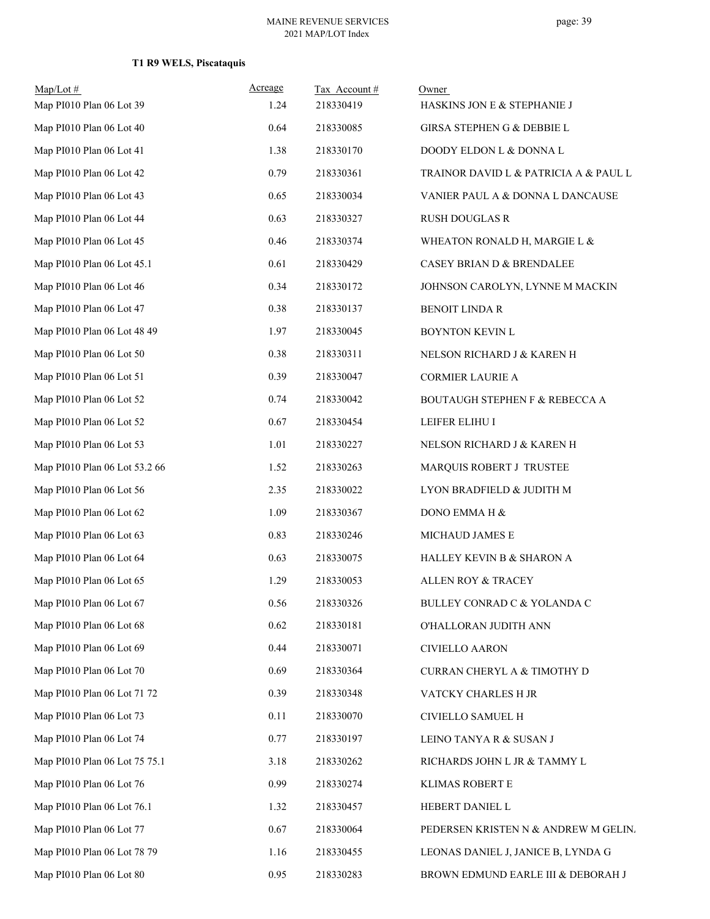### T1 R9 WELS, Piscataquis

| Map/Lot # | Acreage | Tax Account # | Owner |
|---|---|---|---|
| Map PI010 Plan 06 Lot 39 | 1.24 | 218330419 | HASKINS JON E & STEPHANIE J |
| Map PI010 Plan 06 Lot 40 | 0.64 | 218330085 | GIRSA STEPHEN G & DEBBIE L |
| Map PI010 Plan 06 Lot 41 | 1.38 | 218330170 | DOODY ELDON L & DONNA L |
| Map PI010 Plan 06 Lot 42 | 0.79 | 218330361 | TRAINOR DAVID L & PATRICIA A & PAUL L |
| Map PI010 Plan 06 Lot 43 | 0.65 | 218330034 | VANIER PAUL A & DONNA L DANCAUSE |
| Map PI010 Plan 06 Lot 44 | 0.63 | 218330327 | RUSH DOUGLAS R |
| Map PI010 Plan 06 Lot 45 | 0.46 | 218330374 | WHEATON RONALD H, MARGIE L & |
| Map PI010 Plan 06 Lot 45.1 | 0.61 | 218330429 | CASEY BRIAN D & BRENDALEE |
| Map PI010 Plan 06 Lot 46 | 0.34 | 218330172 | JOHNSON CAROLYN, LYNNE M MACKIN |
| Map PI010 Plan 06 Lot 47 | 0.38 | 218330137 | BENOIT LINDA R |
| Map PI010 Plan 06 Lot 48 49 | 1.97 | 218330045 | BOYNTON KEVIN L |
| Map PI010 Plan 06 Lot 50 | 0.38 | 218330311 | NELSON RICHARD J & KAREN H |
| Map PI010 Plan 06 Lot 51 | 0.39 | 218330047 | CORMIER LAURIE A |
| Map PI010 Plan 06 Lot 52 | 0.74 | 218330042 | BOUTAUGH STEPHEN F & REBECCA A |
| Map PI010 Plan 06 Lot 52 | 0.67 | 218330454 | LEIFER ELIHU I |
| Map PI010 Plan 06 Lot 53 | 1.01 | 218330227 | NELSON RICHARD J & KAREN H |
| Map PI010 Plan 06 Lot 53.2 66 | 1.52 | 218330263 | MARQUIS ROBERT J TRUSTEE |
| Map PI010 Plan 06 Lot 56 | 2.35 | 218330022 | LYON BRADFIELD & JUDITH M |
| Map PI010 Plan 06 Lot 62 | 1.09 | 218330367 | DONO EMMA H & |
| Map PI010 Plan 06 Lot 63 | 0.83 | 218330246 | MICHAUD JAMES E |
| Map PI010 Plan 06 Lot 64 | 0.63 | 218330075 | HALLEY KEVIN B & SHARON A |
| Map PI010 Plan 06 Lot 65 | 1.29 | 218330053 | ALLEN ROY & TRACEY |
| Map PI010 Plan 06 Lot 67 | 0.56 | 218330326 | BULLEY CONRAD C & YOLANDA C |
| Map PI010 Plan 06 Lot 68 | 0.62 | 218330181 | O'HALLORAN JUDITH ANN |
| Map PI010 Plan 06 Lot 69 | 0.44 | 218330071 | CIVIELLO AARON |
| Map PI010 Plan 06 Lot 70 | 0.69 | 218330364 | CURRAN CHERYL A & TIMOTHY D |
| Map PI010 Plan 06 Lot 71 72 | 0.39 | 218330348 | VATCKY CHARLES H JR |
| Map PI010 Plan 06 Lot 73 | 0.11 | 218330070 | CIVIELLO SAMUEL H |
| Map PI010 Plan 06 Lot 74 | 0.77 | 218330197 | LEINO TANYA R & SUSAN J |
| Map PI010 Plan 06 Lot 75 75.1 | 3.18 | 218330262 | RICHARDS JOHN L JR & TAMMY L |
| Map PI010 Plan 06 Lot 76 | 0.99 | 218330274 | KLIMAS ROBERT E |
| Map PI010 Plan 06 Lot 76.1 | 1.32 | 218330457 | HEBERT DANIEL L |
| Map PI010 Plan 06 Lot 77 | 0.67 | 218330064 | PEDERSEN KRISTEN N & ANDREW M GELIN. |
| Map PI010 Plan 06 Lot 78 79 | 1.16 | 218330455 | LEONAS DANIEL J, JANICE B, LYNDA G |
| Map PI010 Plan 06 Lot 80 | 0.95 | 218330283 | BROWN EDMUND EARLE III & DEBORAH J |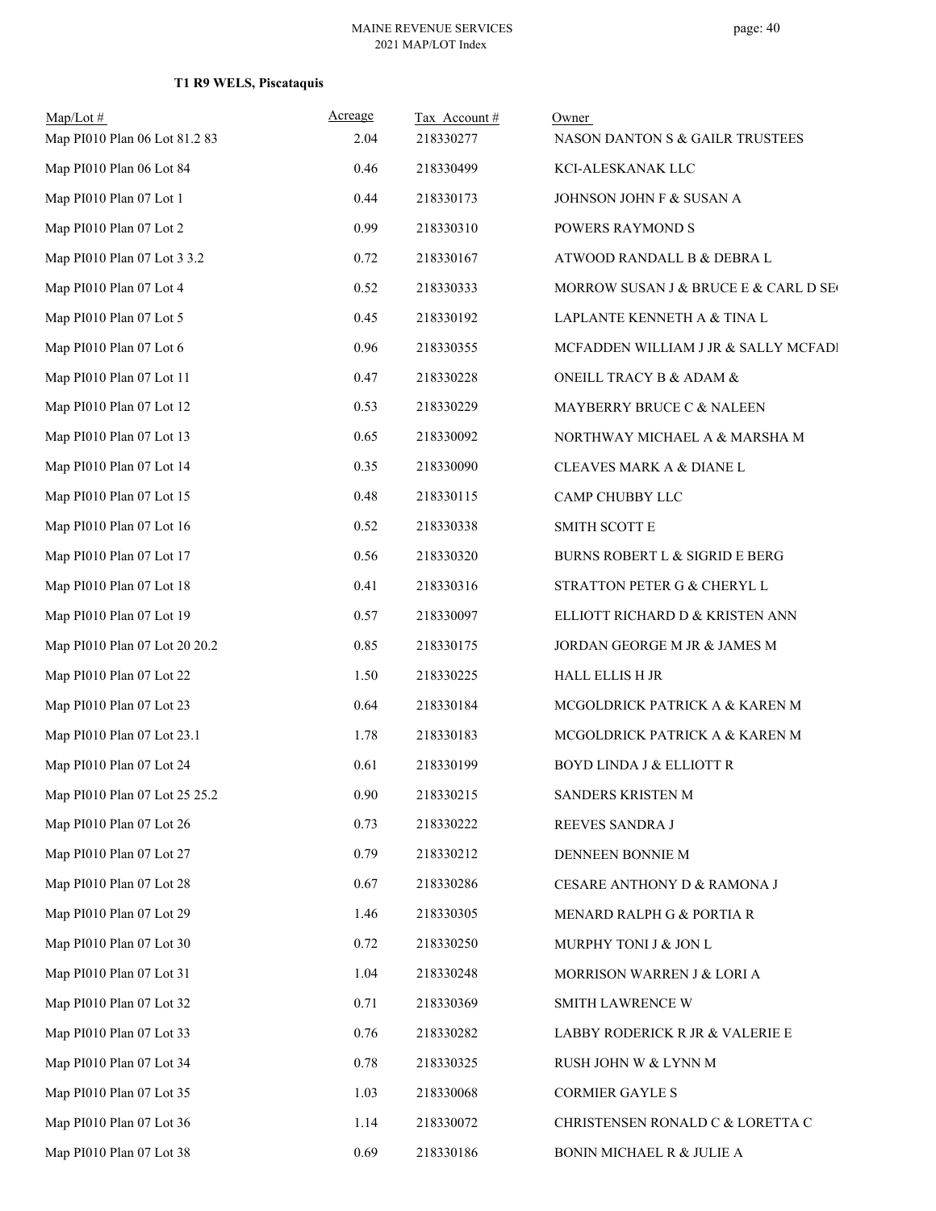**T1 R9 WELS, Piscataquis**

| Map/Lot # | Acreage | Tax Account # | Owner |
|---|---|---|---|
| Map PI010 Plan 06 Lot 81.2 83 | 2.04 | 218330277 | NASON DANTON S & GAILR TRUSTEES |
| Map PI010 Plan 06 Lot 84 | 0.46 | 218330499 | KCI-ALESKANAK LLC |
| Map PI010 Plan 07 Lot 1 | 0.44 | 218330173 | JOHNSON JOHN F & SUSAN A |
| Map PI010 Plan 07 Lot 2 | 0.99 | 218330310 | POWERS RAYMOND S |
| Map PI010 Plan 07 Lot 3 3.2 | 0.72 | 218330167 | ATWOOD RANDALL B & DEBRA L |
| Map PI010 Plan 07 Lot 4 | 0.52 | 218330333 | MORROW SUSAN J & BRUCE E & CARL D SE |
| Map PI010 Plan 07 Lot 5 | 0.45 | 218330192 | LAPLANTE KENNETH A & TINA L |
| Map PI010 Plan 07 Lot 6 | 0.96 | 218330355 | MCFADDEN WILLIAM J JR & SALLY MCFADI |
| Map PI010 Plan 07 Lot 11 | 0.47 | 218330228 | ONEILL TRACY B & ADAM & |
| Map PI010 Plan 07 Lot 12 | 0.53 | 218330229 | MAYBERRY BRUCE C & NALEEN |
| Map PI010 Plan 07 Lot 13 | 0.65 | 218330092 | NORTHWAY MICHAEL A & MARSHA M |
| Map PI010 Plan 07 Lot 14 | 0.35 | 218330090 | CLEAVES MARK A & DIANE L |
| Map PI010 Plan 07 Lot 15 | 0.48 | 218330115 | CAMP CHUBBY LLC |
| Map PI010 Plan 07 Lot 16 | 0.52 | 218330338 | SMITH SCOTT E |
| Map PI010 Plan 07 Lot 17 | 0.56 | 218330320 | BURNS ROBERT L & SIGRID E BERG |
| Map PI010 Plan 07 Lot 18 | 0.41 | 218330316 | STRATTON PETER G & CHERYL L |
| Map PI010 Plan 07 Lot 19 | 0.57 | 218330097 | ELLIOTT RICHARD D & KRISTEN ANN |
| Map PI010 Plan 07 Lot 20 20.2 | 0.85 | 218330175 | JORDAN GEORGE M JR & JAMES M |
| Map PI010 Plan 07 Lot 22 | 1.50 | 218330225 | HALL ELLIS H JR |
| Map PI010 Plan 07 Lot 23 | 0.64 | 218330184 | MCGOLDRICK PATRICK A & KAREN M |
| Map PI010 Plan 07 Lot 23.1 | 1.78 | 218330183 | MCGOLDRICK PATRICK A & KAREN M |
| Map PI010 Plan 07 Lot 24 | 0.61 | 218330199 | BOYD LINDA J & ELLIOTT R |
| Map PI010 Plan 07 Lot 25 25.2 | 0.90 | 218330215 | SANDERS KRISTEN M |
| Map PI010 Plan 07 Lot 26 | 0.73 | 218330222 | REEVES SANDRA J |
| Map PI010 Plan 07 Lot 27 | 0.79 | 218330212 | DENNEEN BONNIE M |
| Map PI010 Plan 07 Lot 28 | 0.67 | 218330286 | CESARE ANTHONY D & RAMONA J |
| Map PI010 Plan 07 Lot 29 | 1.46 | 218330305 | MENARD RALPH G & PORTIA R |
| Map PI010 Plan 07 Lot 30 | 0.72 | 218330250 | MURPHY TONI J & JON L |
| Map PI010 Plan 07 Lot 31 | 1.04 | 218330248 | MORRISON WARREN J & LORI A |
| Map PI010 Plan 07 Lot 32 | 0.71 | 218330369 | SMITH LAWRENCE W |
| Map PI010 Plan 07 Lot 33 | 0.76 | 218330282 | LABBY RODERICK R JR & VALERIE E |
| Map PI010 Plan 07 Lot 34 | 0.78 | 218330325 | RUSH JOHN W & LYNN M |
| Map PI010 Plan 07 Lot 35 | 1.03 | 218330068 | CORMIER GAYLE S |
| Map PI010 Plan 07 Lot 36 | 1.14 | 218330072 | CHRISTENSEN RONALD C & LORETTA C |
| Map PI010 Plan 07 Lot 38 | 0.69 | 218330186 | BONIN MICHAEL R & JULIE A |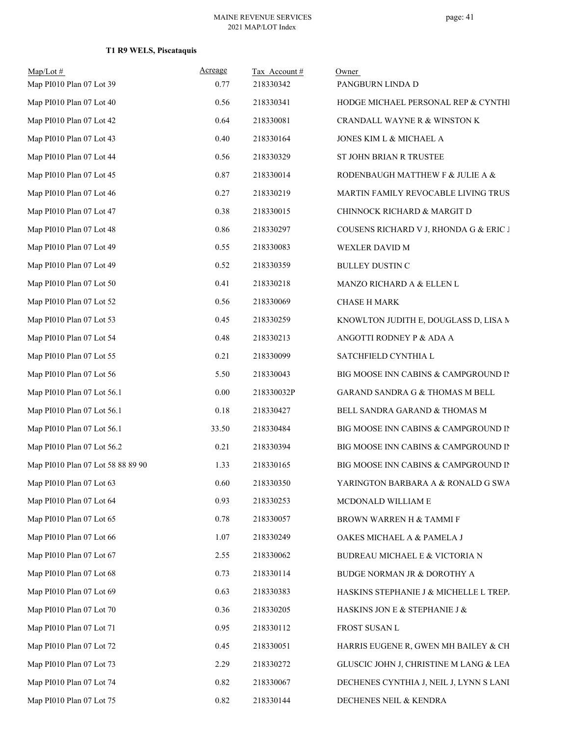**T1 R9 WELS, Piscataquis**

| Map/Lot # | Acreage | Tax Account # | Owner |
|---|---|---|---|
| Map PI010 Plan 07 Lot 39 | 0.77 | 218330342 | PANGBURN LINDA D |
| Map PI010 Plan 07 Lot 40 | 0.56 | 218330341 | HODGE MICHAEL PERSONAL REP & CYNTHI |
| Map PI010 Plan 07 Lot 42 | 0.64 | 218330081 | CRANDALL WAYNE R & WINSTON K |
| Map PI010 Plan 07 Lot 43 | 0.40 | 218330164 | JONES KIM L & MICHAEL A |
| Map PI010 Plan 07 Lot 44 | 0.56 | 218330329 | ST JOHN BRIAN R TRUSTEE |
| Map PI010 Plan 07 Lot 45 | 0.87 | 218330014 | RODENBAUGH MATTHEW F & JULIE A & |
| Map PI010 Plan 07 Lot 46 | 0.27 | 218330219 | MARTIN FAMILY REVOCABLE LIVING TRUS |
| Map PI010 Plan 07 Lot 47 | 0.38 | 218330015 | CHINNOCK RICHARD & MARGIT D |
| Map PI010 Plan 07 Lot 48 | 0.86 | 218330297 | COUSENS RICHARD V J, RHONDA G & ERIC J |
| Map PI010 Plan 07 Lot 49 | 0.55 | 218330083 | WEXLER DAVID M |
| Map PI010 Plan 07 Lot 49 | 0.52 | 218330359 | BULLEY DUSTIN C |
| Map PI010 Plan 07 Lot 50 | 0.41 | 218330218 | MANZO RICHARD A & ELLEN L |
| Map PI010 Plan 07 Lot 52 | 0.56 | 218330069 | CHASE H MARK |
| Map PI010 Plan 07 Lot 53 | 0.45 | 218330259 | KNOWLTON JUDITH E, DOUGLASS D, LISA M |
| Map PI010 Plan 07 Lot 54 | 0.48 | 218330213 | ANGOTTI RODNEY P & ADA A |
| Map PI010 Plan 07 Lot 55 | 0.21 | 218330099 | SATCHFIELD CYNTHIA L |
| Map PI010 Plan 07 Lot 56 | 5.50 | 218330043 | BIG MOOSE INN CABINS & CAMPGROUND IN |
| Map PI010 Plan 07 Lot 56.1 | 0.00 | 218330032P | GARAND SANDRA G & THOMAS M BELL |
| Map PI010 Plan 07 Lot 56.1 | 0.18 | 218330427 | BELL SANDRA GARAND & THOMAS M |
| Map PI010 Plan 07 Lot 56.1 | 33.50 | 218330484 | BIG MOOSE INN CABINS & CAMPGROUND IN |
| Map PI010 Plan 07 Lot 56.2 | 0.21 | 218330394 | BIG MOOSE INN CABINS & CAMPGROUND IN |
| Map PI010 Plan 07 Lot 58 88 89 90 | 1.33 | 218330165 | BIG MOOSE INN CABINS & CAMPGROUND IN |
| Map PI010 Plan 07 Lot 63 | 0.60 | 218330350 | YARINGTON BARBARA A & RONALD G SWA |
| Map PI010 Plan 07 Lot 64 | 0.93 | 218330253 | MCDONALD WILLIAM E |
| Map PI010 Plan 07 Lot 65 | 0.78 | 218330057 | BROWN WARREN H & TAMMI F |
| Map PI010 Plan 07 Lot 66 | 1.07 | 218330249 | OAKES MICHAEL A & PAMELA J |
| Map PI010 Plan 07 Lot 67 | 2.55 | 218330062 | BUDREAU MICHAEL E & VICTORIA N |
| Map PI010 Plan 07 Lot 68 | 0.73 | 218330114 | BUDGE NORMAN JR & DOROTHY A |
| Map PI010 Plan 07 Lot 69 | 0.63 | 218330383 | HASKINS STEPHANIE J & MICHELLE L TREPA |
| Map PI010 Plan 07 Lot 70 | 0.36 | 218330205 | HASKINS JON E & STEPHANIE J & |
| Map PI010 Plan 07 Lot 71 | 0.95 | 218330112 | FROST SUSAN L |
| Map PI010 Plan 07 Lot 72 | 0.45 | 218330051 | HARRIS EUGENE R, GWEN MH BAILEY & CH |
| Map PI010 Plan 07 Lot 73 | 2.29 | 218330272 | GLUSCIC JOHN J, CHRISTINE M LANG & LEA |
| Map PI010 Plan 07 Lot 74 | 0.82 | 218330067 | DECHENES CYNTHIA J, NEIL J, LYNN S LANI |
| Map PI010 Plan 07 Lot 75 | 0.82 | 218330144 | DECHENES NEIL & KENDRA |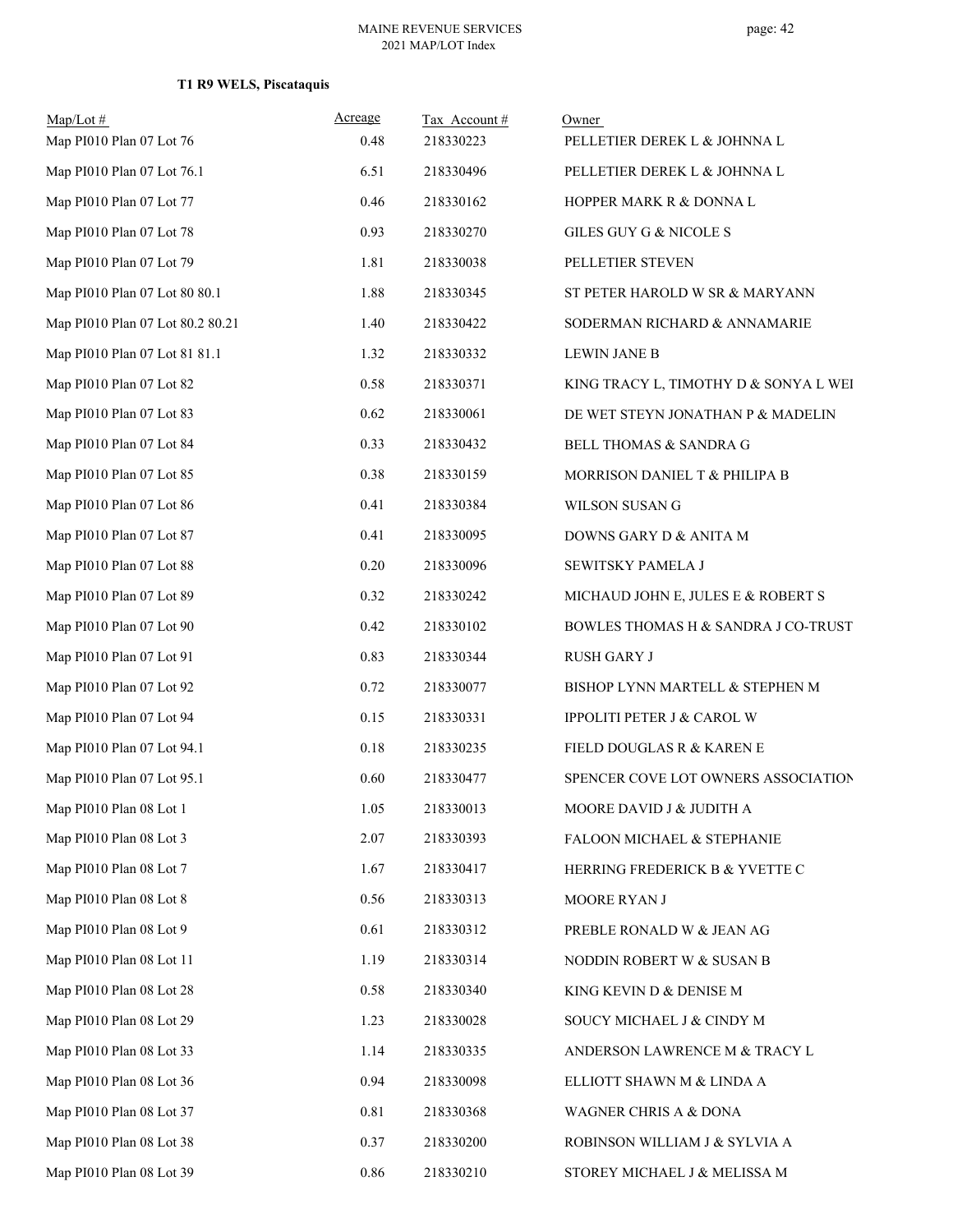**T1 R9 WELS, Piscataquis**

| Map/Lot # | Acreage | Tax Account # | Owner |
|---|---|---|---|
| Map PI010 Plan 07 Lot 76 | 0.48 | 218330223 | PELLETIER DEREK L & JOHNNA L |
| Map PI010 Plan 07 Lot 76.1 | 6.51 | 218330496 | PELLETIER DEREK L & JOHNNA L |
| Map PI010 Plan 07 Lot 77 | 0.46 | 218330162 | HOPPER MARK R & DONNA L |
| Map PI010 Plan 07 Lot 78 | 0.93 | 218330270 | GILES GUY G & NICOLE S |
| Map PI010 Plan 07 Lot 79 | 1.81 | 218330038 | PELLETIER STEVEN |
| Map PI010 Plan 07 Lot 80 80.1 | 1.88 | 218330345 | ST PETER HAROLD W SR & MARYANN |
| Map PI010 Plan 07 Lot 80.2 80.21 | 1.40 | 218330422 | SODERMAN RICHARD & ANNAMARIE |
| Map PI010 Plan 07 Lot 81 81.1 | 1.32 | 218330332 | LEWIN JANE B |
| Map PI010 Plan 07 Lot 82 | 0.58 | 218330371 | KING TRACY L, TIMOTHY D & SONYA L WEI |
| Map PI010 Plan 07 Lot 83 | 0.62 | 218330061 | DE WET STEYN JONATHAN P & MADELIN |
| Map PI010 Plan 07 Lot 84 | 0.33 | 218330432 | BELL THOMAS & SANDRA G |
| Map PI010 Plan 07 Lot 85 | 0.38 | 218330159 | MORRISON DANIEL T & PHILIPA B |
| Map PI010 Plan 07 Lot 86 | 0.41 | 218330384 | WILSON SUSAN G |
| Map PI010 Plan 07 Lot 87 | 0.41 | 218330095 | DOWNS GARY D & ANITA M |
| Map PI010 Plan 07 Lot 88 | 0.20 | 218330096 | SEWITSKY PAMELA J |
| Map PI010 Plan 07 Lot 89 | 0.32 | 218330242 | MICHAUD JOHN E, JULES E & ROBERT S |
| Map PI010 Plan 07 Lot 90 | 0.42 | 218330102 | BOWLES THOMAS H & SANDRA J CO-TRUST |
| Map PI010 Plan 07 Lot 91 | 0.83 | 218330344 | RUSH GARY J |
| Map PI010 Plan 07 Lot 92 | 0.72 | 218330077 | BISHOP LYNN MARTELL & STEPHEN M |
| Map PI010 Plan 07 Lot 94 | 0.15 | 218330331 | IPPOLITI PETER J & CAROL W |
| Map PI010 Plan 07 Lot 94.1 | 0.18 | 218330235 | FIELD DOUGLAS R & KAREN E |
| Map PI010 Plan 07 Lot 95.1 | 0.60 | 218330477 | SPENCER COVE LOT OWNERS ASSOCIATION |
| Map PI010 Plan 08 Lot 1 | 1.05 | 218330013 | MOORE DAVID J & JUDITH A |
| Map PI010 Plan 08 Lot 3 | 2.07 | 218330393 | FALOON MICHAEL & STEPHANIE |
| Map PI010 Plan 08 Lot 7 | 1.67 | 218330417 | HERRING FREDERICK B & YVETTE C |
| Map PI010 Plan 08 Lot 8 | 0.56 | 218330313 | MOORE RYAN J |
| Map PI010 Plan 08 Lot 9 | 0.61 | 218330312 | PREBLE RONALD W & JEAN AG |
| Map PI010 Plan 08 Lot 11 | 1.19 | 218330314 | NODDIN ROBERT W & SUSAN B |
| Map PI010 Plan 08 Lot 28 | 0.58 | 218330340 | KING KEVIN D & DENISE M |
| Map PI010 Plan 08 Lot 29 | 1.23 | 218330028 | SOUCY MICHAEL J & CINDY M |
| Map PI010 Plan 08 Lot 33 | 1.14 | 218330335 | ANDERSON LAWRENCE M & TRACY L |
| Map PI010 Plan 08 Lot 36 | 0.94 | 218330098 | ELLIOTT SHAWN M & LINDA A |
| Map PI010 Plan 08 Lot 37 | 0.81 | 218330368 | WAGNER CHRIS A & DONA |
| Map PI010 Plan 08 Lot 38 | 0.37 | 218330200 | ROBINSON WILLIAM J & SYLVIA A |
| Map PI010 Plan 08 Lot 39 | 0.86 | 218330210 | STOREY MICHAEL J & MELISSA M |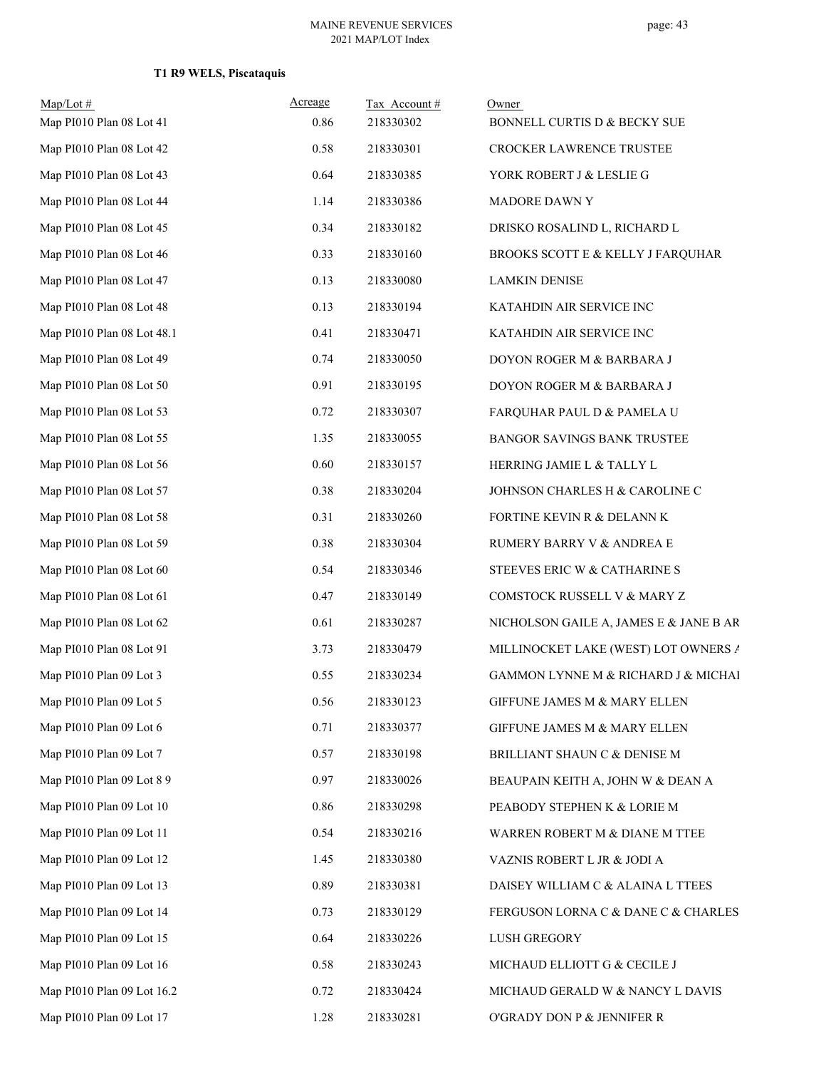**T1 R9 WELS, Piscataquis**

| Map/Lot # | Acreage | Tax Account # | Owner |
|---|---|---|---|
| Map PI010 Plan 08 Lot 41 | 0.86 | 218330302 | BONNELL CURTIS D & BECKY SUE |
| Map PI010 Plan 08 Lot 42 | 0.58 | 218330301 | CROCKER LAWRENCE TRUSTEE |
| Map PI010 Plan 08 Lot 43 | 0.64 | 218330385 | YORK ROBERT J & LESLIE G |
| Map PI010 Plan 08 Lot 44 | 1.14 | 218330386 | MADORE DAWN Y |
| Map PI010 Plan 08 Lot 45 | 0.34 | 218330182 | DRISKO ROSALIND L, RICHARD L |
| Map PI010 Plan 08 Lot 46 | 0.33 | 218330160 | BROOKS SCOTT E & KELLY J FARQUHAR |
| Map PI010 Plan 08 Lot 47 | 0.13 | 218330080 | LAMKIN DENISE |
| Map PI010 Plan 08 Lot 48 | 0.13 | 218330194 | KATAHDIN AIR SERVICE INC |
| Map PI010 Plan 08 Lot 48.1 | 0.41 | 218330471 | KATAHDIN AIR SERVICE INC |
| Map PI010 Plan 08 Lot 49 | 0.74 | 218330050 | DOYON ROGER M & BARBARA J |
| Map PI010 Plan 08 Lot 50 | 0.91 | 218330195 | DOYON ROGER M & BARBARA J |
| Map PI010 Plan 08 Lot 53 | 0.72 | 218330307 | FARQUHAR PAUL D & PAMELA U |
| Map PI010 Plan 08 Lot 55 | 1.35 | 218330055 | BANGOR SAVINGS BANK TRUSTEE |
| Map PI010 Plan 08 Lot 56 | 0.60 | 218330157 | HERRING JAMIE L & TALLY L |
| Map PI010 Plan 08 Lot 57 | 0.38 | 218330204 | JOHNSON CHARLES H & CAROLINE C |
| Map PI010 Plan 08 Lot 58 | 0.31 | 218330260 | FORTINE KEVIN R & DELANN K |
| Map PI010 Plan 08 Lot 59 | 0.38 | 218330304 | RUMERY BARRY V & ANDREA E |
| Map PI010 Plan 08 Lot 60 | 0.54 | 218330346 | STEEVES ERIC W & CATHARINE S |
| Map PI010 Plan 08 Lot 61 | 0.47 | 218330149 | COMSTOCK RUSSELL V & MARY Z |
| Map PI010 Plan 08 Lot 62 | 0.61 | 218330287 | NICHOLSON GAILE A, JAMES E & JANE B AR |
| Map PI010 Plan 08 Lot 91 | 3.73 | 218330479 | MILLINOCKET LAKE (WEST) LOT OWNERS A |
| Map PI010 Plan 09 Lot 3 | 0.55 | 218330234 | GAMMON LYNNE M & RICHARD J & MICHAI |
| Map PI010 Plan 09 Lot 5 | 0.56 | 218330123 | GIFFUNE JAMES M & MARY ELLEN |
| Map PI010 Plan 09 Lot 6 | 0.71 | 218330377 | GIFFUNE JAMES M & MARY ELLEN |
| Map PI010 Plan 09 Lot 7 | 0.57 | 218330198 | BRILLIANT SHAUN C & DENISE M |
| Map PI010 Plan 09 Lot 8 9 | 0.97 | 218330026 | BEAUPAIN KEITH A, JOHN W & DEAN A |
| Map PI010 Plan 09 Lot 10 | 0.86 | 218330298 | PEABODY STEPHEN K & LORIE M |
| Map PI010 Plan 09 Lot 11 | 0.54 | 218330216 | WARREN ROBERT M & DIANE M TTEE |
| Map PI010 Plan 09 Lot 12 | 1.45 | 218330380 | VAZNIS ROBERT L JR & JODI A |
| Map PI010 Plan 09 Lot 13 | 0.89 | 218330381 | DAISEY WILLIAM C & ALAINA L TTEES |
| Map PI010 Plan 09 Lot 14 | 0.73 | 218330129 | FERGUSON LORNA C & DANE C & CHARLES |
| Map PI010 Plan 09 Lot 15 | 0.64 | 218330226 | LUSH GREGORY |
| Map PI010 Plan 09 Lot 16 | 0.58 | 218330243 | MICHAUD ELLIOTT G & CECILE J |
| Map PI010 Plan 09 Lot 16.2 | 0.72 | 218330424 | MICHAUD GERALD W & NANCY L DAVIS |
| Map PI010 Plan 09 Lot 17 | 1.28 | 218330281 | O'GRADY DON P & JENNIFER R |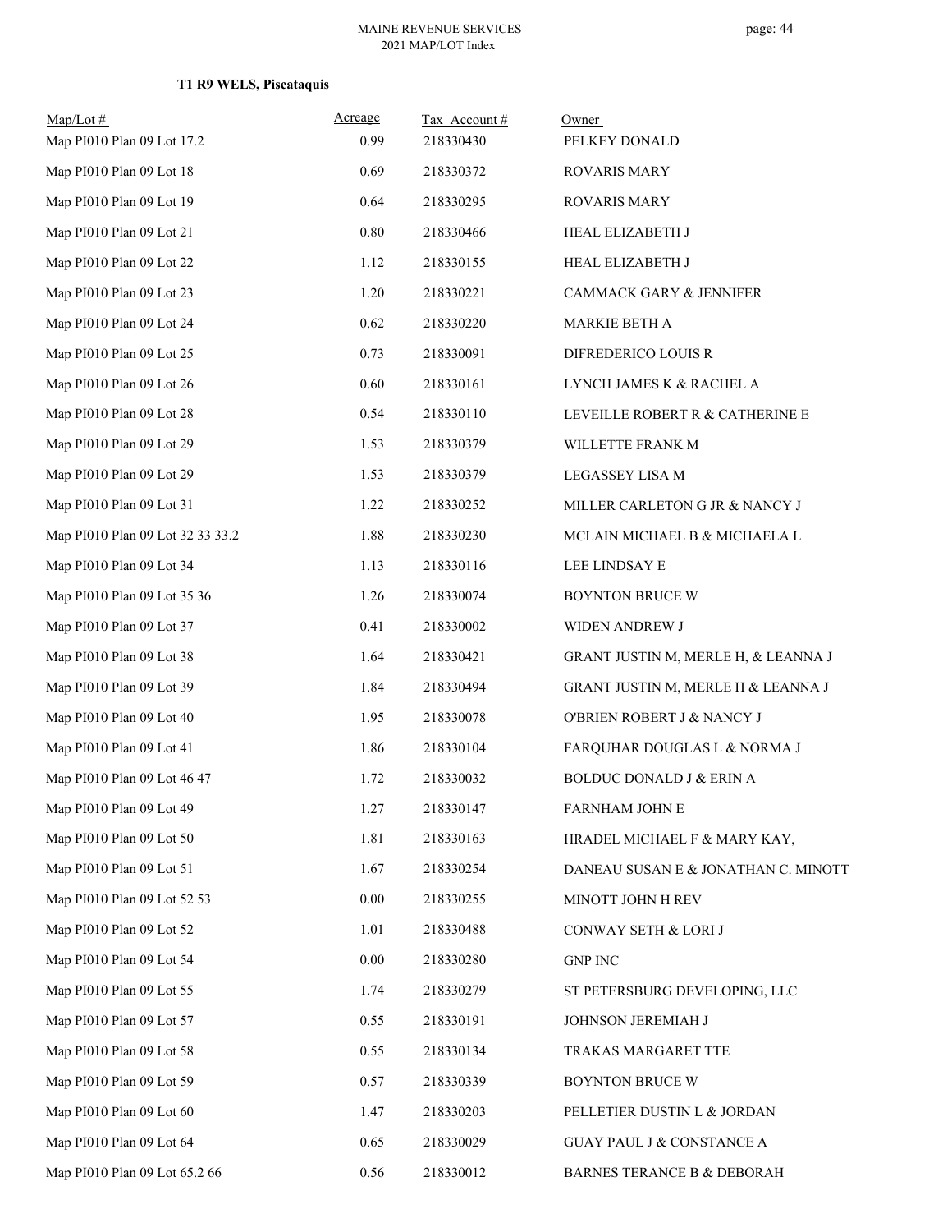### T1 R9 WELS, Piscataquis

| Map/Lot # | Acreage | Tax Account # | Owner |
|---|---|---|---|
| Map PI010 Plan 09 Lot 17.2 | 0.99 | 218330430 | PELKEY DONALD |
| Map PI010 Plan 09 Lot 18 | 0.69 | 218330372 | ROVARIS MARY |
| Map PI010 Plan 09 Lot 19 | 0.64 | 218330295 | ROVARIS MARY |
| Map PI010 Plan 09 Lot 21 | 0.80 | 218330466 | HEAL ELIZABETH J |
| Map PI010 Plan 09 Lot 22 | 1.12 | 218330155 | HEAL ELIZABETH J |
| Map PI010 Plan 09 Lot 23 | 1.20 | 218330221 | CAMMACK GARY & JENNIFER |
| Map PI010 Plan 09 Lot 24 | 0.62 | 218330220 | MARKIE BETH A |
| Map PI010 Plan 09 Lot 25 | 0.73 | 218330091 | DIFREDERICO LOUIS R |
| Map PI010 Plan 09 Lot 26 | 0.60 | 218330161 | LYNCH JAMES K & RACHEL A |
| Map PI010 Plan 09 Lot 28 | 0.54 | 218330110 | LEVEILLE ROBERT R & CATHERINE E |
| Map PI010 Plan 09 Lot 29 | 1.53 | 218330379 | WILLETTE FRANK M |
| Map PI010 Plan 09 Lot 29 | 1.53 | 218330379 | LEGASSEY LISA M |
| Map PI010 Plan 09 Lot 31 | 1.22 | 218330252 | MILLER CARLETON G JR & NANCY J |
| Map PI010 Plan 09 Lot 32 33 33.2 | 1.88 | 218330230 | MCLAIN MICHAEL B & MICHAELA L |
| Map PI010 Plan 09 Lot 34 | 1.13 | 218330116 | LEE LINDSAY E |
| Map PI010 Plan 09 Lot 35 36 | 1.26 | 218330074 | BOYNTON BRUCE W |
| Map PI010 Plan 09 Lot 37 | 0.41 | 218330002 | WIDEN ANDREW J |
| Map PI010 Plan 09 Lot 38 | 1.64 | 218330421 | GRANT JUSTIN M, MERLE H, & LEANNA J |
| Map PI010 Plan 09 Lot 39 | 1.84 | 218330494 | GRANT JUSTIN M, MERLE H & LEANNA J |
| Map PI010 Plan 09 Lot 40 | 1.95 | 218330078 | O'BRIEN ROBERT J & NANCY J |
| Map PI010 Plan 09 Lot 41 | 1.86 | 218330104 | FARQUHAR DOUGLAS L & NORMA J |
| Map PI010 Plan 09 Lot 46 47 | 1.72 | 218330032 | BOLDUC DONALD J & ERIN A |
| Map PI010 Plan 09 Lot 49 | 1.27 | 218330147 | FARNHAM JOHN E |
| Map PI010 Plan 09 Lot 50 | 1.81 | 218330163 | HRADEL MICHAEL F & MARY KAY, |
| Map PI010 Plan 09 Lot 51 | 1.67 | 218330254 | DANEAU SUSAN E & JONATHAN C. MINOTT |
| Map PI010 Plan 09 Lot 52 53 | 0.00 | 218330255 | MINOTT JOHN H REV |
| Map PI010 Plan 09 Lot 52 | 1.01 | 218330488 | CONWAY SETH & LORI J |
| Map PI010 Plan 09 Lot 54 | 0.00 | 218330280 | GNP INC |
| Map PI010 Plan 09 Lot 55 | 1.74 | 218330279 | ST PETERSBURG DEVELOPING, LLC |
| Map PI010 Plan 09 Lot 57 | 0.55 | 218330191 | JOHNSON JEREMIAH J |
| Map PI010 Plan 09 Lot 58 | 0.55 | 218330134 | TRAKAS MARGARET TTE |
| Map PI010 Plan 09 Lot 59 | 0.57 | 218330339 | BOYNTON BRUCE W |
| Map PI010 Plan 09 Lot 60 | 1.47 | 218330203 | PELLETIER DUSTIN L & JORDAN |
| Map PI010 Plan 09 Lot 64 | 0.65 | 218330029 | GUAY PAUL J & CONSTANCE A |
| Map PI010 Plan 09 Lot 65.2 66 | 0.56 | 218330012 | BARNES TERANCE B & DEBORAH |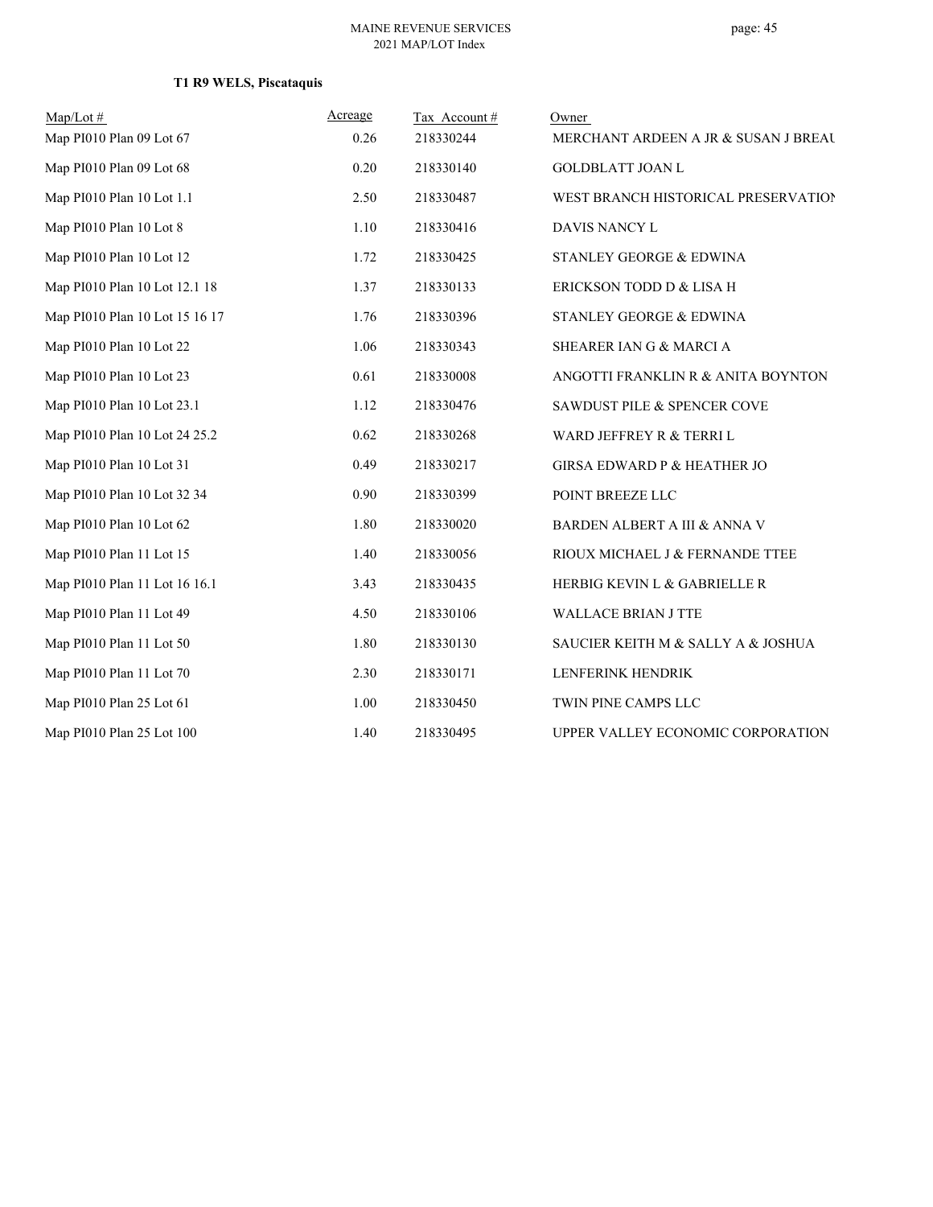**T1 R9 WELS, Piscataquis**

| Map/Lot # | Acreage | Tax Account # | Owner |
|---|---|---|---|
| Map PI010 Plan 09 Lot 67 | 0.26 | 218330244 | MERCHANT ARDEEN A JR & SUSAN J BREAU |
| Map PI010 Plan 09 Lot 68 | 0.20 | 218330140 | GOLDBLATT JOAN L |
| Map PI010 Plan 10 Lot 1.1 | 2.50 | 218330487 | WEST BRANCH HISTORICAL PRESERVATION |
| Map PI010 Plan 10 Lot 8 | 1.10 | 218330416 | DAVIS NANCY L |
| Map PI010 Plan 10 Lot 12 | 1.72 | 218330425 | STANLEY GEORGE & EDWINA |
| Map PI010 Plan 10 Lot 12.1 18 | 1.37 | 218330133 | ERICKSON TODD D & LISA H |
| Map PI010 Plan 10 Lot 15 16 17 | 1.76 | 218330396 | STANLEY GEORGE & EDWINA |
| Map PI010 Plan 10 Lot 22 | 1.06 | 218330343 | SHEARER IAN G & MARCI A |
| Map PI010 Plan 10 Lot 23 | 0.61 | 218330008 | ANGOTTI FRANKLIN R & ANITA BOYNTON |
| Map PI010 Plan 10 Lot 23.1 | 1.12 | 218330476 | SAWDUST PILE & SPENCER COVE |
| Map PI010 Plan 10 Lot 24 25.2 | 0.62 | 218330268 | WARD JEFFREY R & TERRI L |
| Map PI010 Plan 10 Lot 31 | 0.49 | 218330217 | GIRSA EDWARD P & HEATHER JO |
| Map PI010 Plan 10 Lot 32 34 | 0.90 | 218330399 | POINT BREEZE LLC |
| Map PI010 Plan 10 Lot 62 | 1.80 | 218330020 | BARDEN ALBERT A III & ANNA V |
| Map PI010 Plan 11 Lot 15 | 1.40 | 218330056 | RIOUX MICHAEL J & FERNANDE TTEE |
| Map PI010 Plan 11 Lot 16 16.1 | 3.43 | 218330435 | HERBIG KEVIN L & GABRIELLE R |
| Map PI010 Plan 11 Lot 49 | 4.50 | 218330106 | WALLACE BRIAN J TTE |
| Map PI010 Plan 11 Lot 50 | 1.80 | 218330130 | SAUCIER KEITH M & SALLY A & JOSHUA |
| Map PI010 Plan 11 Lot 70 | 2.30 | 218330171 | LENFERINK HENDRIK |
| Map PI010 Plan 25 Lot 61 | 1.00 | 218330450 | TWIN PINE CAMPS LLC |
| Map PI010 Plan 25 Lot 100 | 1.40 | 218330495 | UPPER VALLEY ECONOMIC CORPORATION |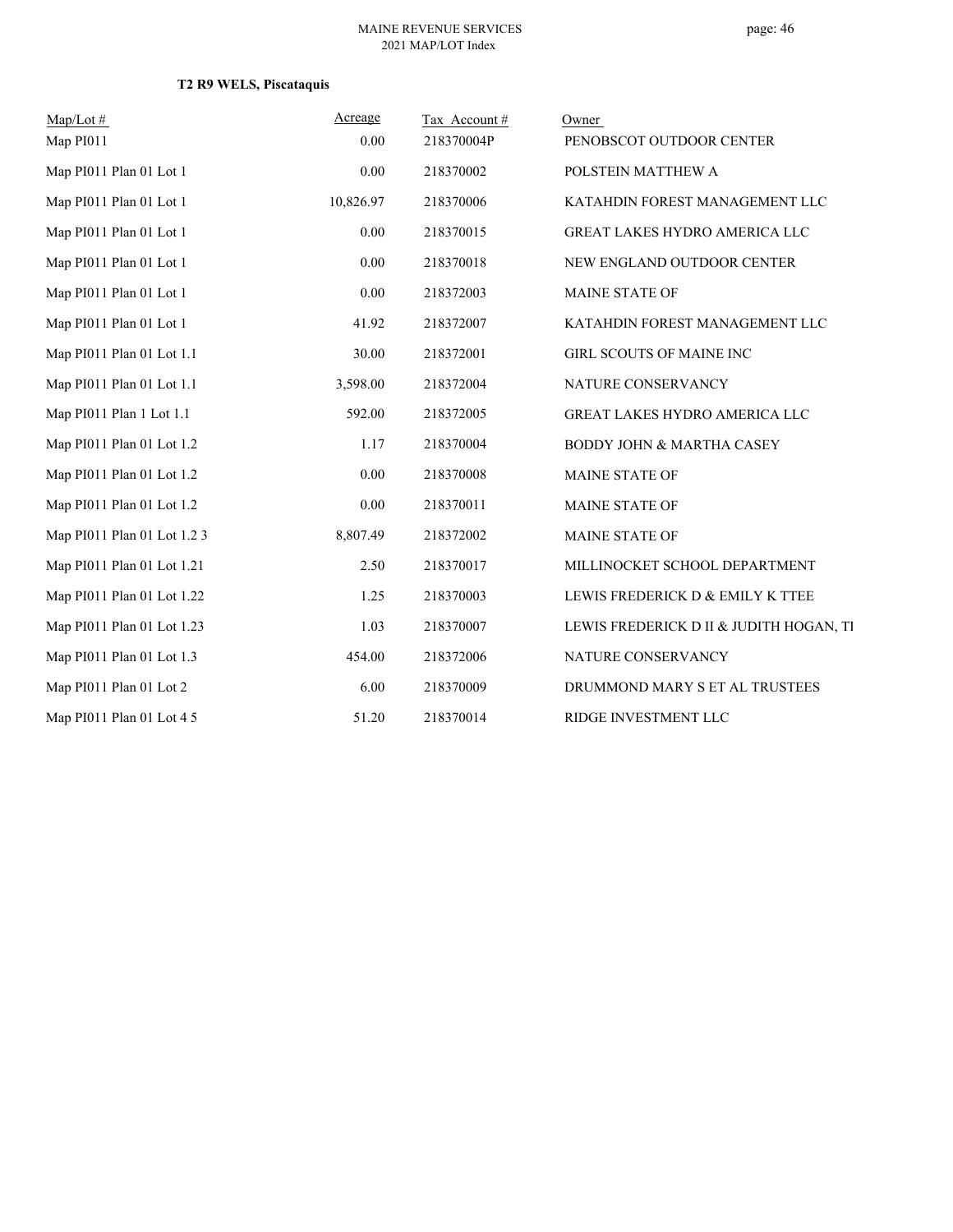**T2 R9 WELS, Piscataquis**

| Map/Lot # | Acreage | Tax Account # | Owner |
|---|---|---|---|
| Map PI011 | 0.00 | 218370004P | PENOBSCOT OUTDOOR CENTER |
| Map PI011 Plan 01 Lot 1 | 0.00 | 218370002 | POLSTEIN MATTHEW A |
| Map PI011 Plan 01 Lot 1 | 10,826.97 | 218370006 | KATAHDIN FOREST MANAGEMENT LLC |
| Map PI011 Plan 01 Lot 1 | 0.00 | 218370015 | GREAT LAKES HYDRO AMERICA LLC |
| Map PI011 Plan 01 Lot 1 | 0.00 | 218370018 | NEW ENGLAND OUTDOOR CENTER |
| Map PI011 Plan 01 Lot 1 | 0.00 | 218372003 | MAINE STATE OF |
| Map PI011 Plan 01 Lot 1 | 41.92 | 218372007 | KATAHDIN FOREST MANAGEMENT LLC |
| Map PI011 Plan 01 Lot 1.1 | 30.00 | 218372001 | GIRL SCOUTS OF MAINE INC |
| Map PI011 Plan 01 Lot 1.1 | 3,598.00 | 218372004 | NATURE CONSERVANCY |
| Map PI011 Plan 1 Lot 1.1 | 592.00 | 218372005 | GREAT LAKES HYDRO AMERICA LLC |
| Map PI011 Plan 01 Lot 1.2 | 1.17 | 218370004 | BODDY JOHN & MARTHA CASEY |
| Map PI011 Plan 01 Lot 1.2 | 0.00 | 218370008 | MAINE STATE OF |
| Map PI011 Plan 01 Lot 1.2 | 0.00 | 218370011 | MAINE STATE OF |
| Map PI011 Plan 01 Lot 1.2 3 | 8,807.49 | 218372002 | MAINE STATE OF |
| Map PI011 Plan 01 Lot 1.21 | 2.50 | 218370017 | MILLINOCKET SCHOOL DEPARTMENT |
| Map PI011 Plan 01 Lot 1.22 | 1.25 | 218370003 | LEWIS FREDERICK D & EMILY K TTEE |
| Map PI011 Plan 01 Lot 1.23 | 1.03 | 218370007 | LEWIS FREDERICK D II & JUDITH HOGAN, TI |
| Map PI011 Plan 01 Lot 1.3 | 454.00 | 218372006 | NATURE CONSERVANCY |
| Map PI011 Plan 01 Lot 2 | 6.00 | 218370009 | DRUMMOND MARY S ET AL TRUSTEES |
| Map PI011 Plan 01 Lot 4 5 | 51.20 | 218370014 | RIDGE INVESTMENT LLC |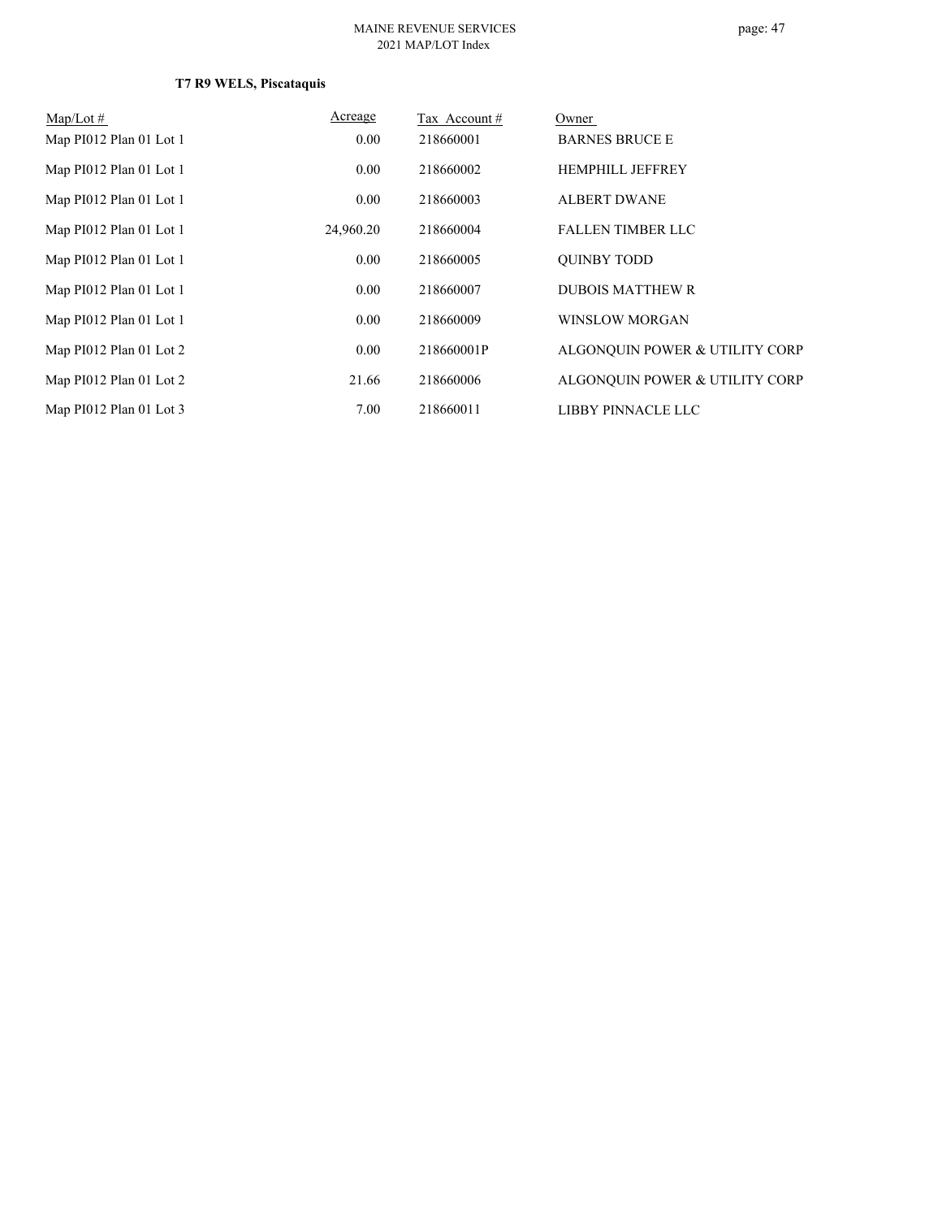**T7 R9 WELS, Piscataquis**

| Map/Lot # | Acreage | Tax Account # | Owner |
|---|---|---|---|
| Map PI012 Plan 01 Lot 1 | 0.00 | 218660001 | BARNES BRUCE E |
| Map PI012 Plan 01 Lot 1 | 0.00 | 218660002 | HEMPHILL JEFFREY |
| Map PI012 Plan 01 Lot 1 | 0.00 | 218660003 | ALBERT DWANE |
| Map PI012 Plan 01 Lot 1 | 24,960.20 | 218660004 | FALLEN TIMBER LLC |
| Map PI012 Plan 01 Lot 1 | 0.00 | 218660005 | QUINBY TODD |
| Map PI012 Plan 01 Lot 1 | 0.00 | 218660007 | DUBOIS MATTHEW R |
| Map PI012 Plan 01 Lot 1 | 0.00 | 218660009 | WINSLOW MORGAN |
| Map PI012 Plan 01 Lot 2 | 0.00 | 218660001P | ALGONQUIN POWER & UTILITY CORP |
| Map PI012 Plan 01 Lot 2 | 21.66 | 218660006 | ALGONQUIN POWER & UTILITY CORP |
| Map PI012 Plan 01 Lot 3 | 7.00 | 218660011 | LIBBY PINNACLE LLC |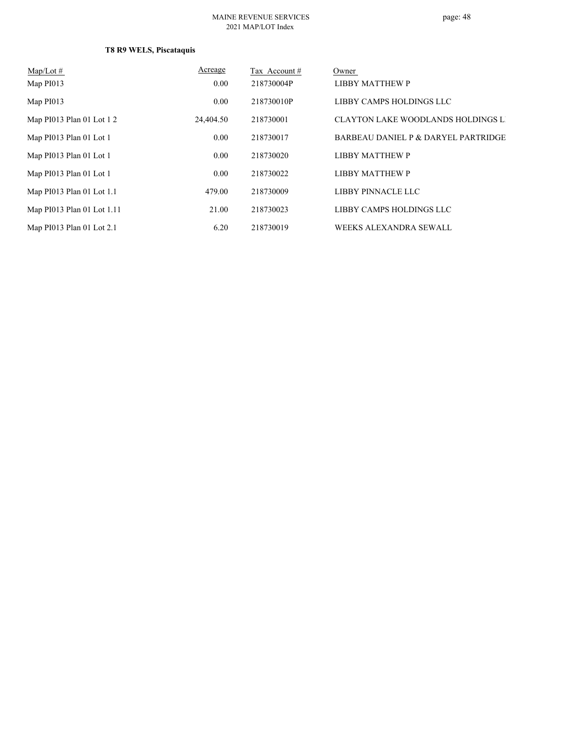**T8 R9 WELS, Piscataquis**

| Map/Lot # | Acreage | Tax Account # | Owner |
| --- | --- | --- | --- |
| Map PI013 | 0.00 | 218730004P | LIBBY MATTHEW P |
| Map PI013 | 0.00 | 218730010P | LIBBY CAMPS HOLDINGS LLC |
| Map PI013 Plan 01 Lot 1 2 | 24,404.50 | 218730001 | CLAYTON LAKE WOODLANDS HOLDINGS L |
| Map PI013 Plan 01 Lot 1 | 0.00 | 218730017 | BARBEAU DANIEL P & DARYEL PARTRIDGE |
| Map PI013 Plan 01 Lot 1 | 0.00 | 218730020 | LIBBY MATTHEW P |
| Map PI013 Plan 01 Lot 1 | 0.00 | 218730022 | LIBBY MATTHEW P |
| Map PI013 Plan 01 Lot 1.1 | 479.00 | 218730009 | LIBBY PINNACLE LLC |
| Map PI013 Plan 01 Lot 1.11 | 21.00 | 218730023 | LIBBY CAMPS HOLDINGS LLC |
| Map PI013 Plan 01 Lot 2.1 | 6.20 | 218730019 | WEEKS ALEXANDRA SEWALL |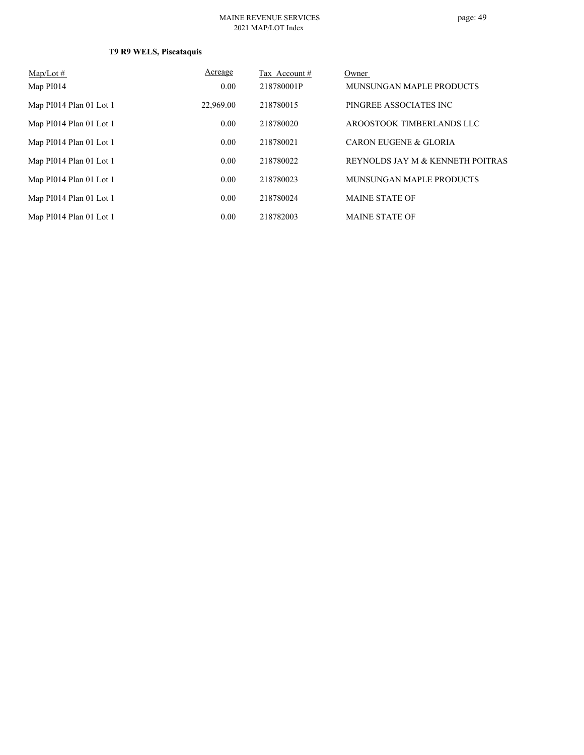**T9 R9 WELS, Piscataquis**

| Map/Lot # | Acreage | Tax Account # | Owner |
|---|---|---|---|
| Map PI014 | 0.00 | 218780001P | MUNSUNGAN MAPLE PRODUCTS |
| Map PI014 Plan 01 Lot 1 | 22,969.00 | 218780015 | PINGREE ASSOCIATES INC |
| Map PI014 Plan 01 Lot 1 | 0.00 | 218780020 | AROOSTOOK TIMBERLANDS LLC |
| Map PI014 Plan 01 Lot 1 | 0.00 | 218780021 | CARON EUGENE & GLORIA |
| Map PI014 Plan 01 Lot 1 | 0.00 | 218780022 | REYNOLDS JAY M & KENNETH POITRAS |
| Map PI014 Plan 01 Lot 1 | 0.00 | 218780023 | MUNSUNGAN MAPLE PRODUCTS |
| Map PI014 Plan 01 Lot 1 | 0.00 | 218780024 | MAINE STATE OF |
| Map PI014 Plan 01 Lot 1 | 0.00 | 218782003 | MAINE STATE OF |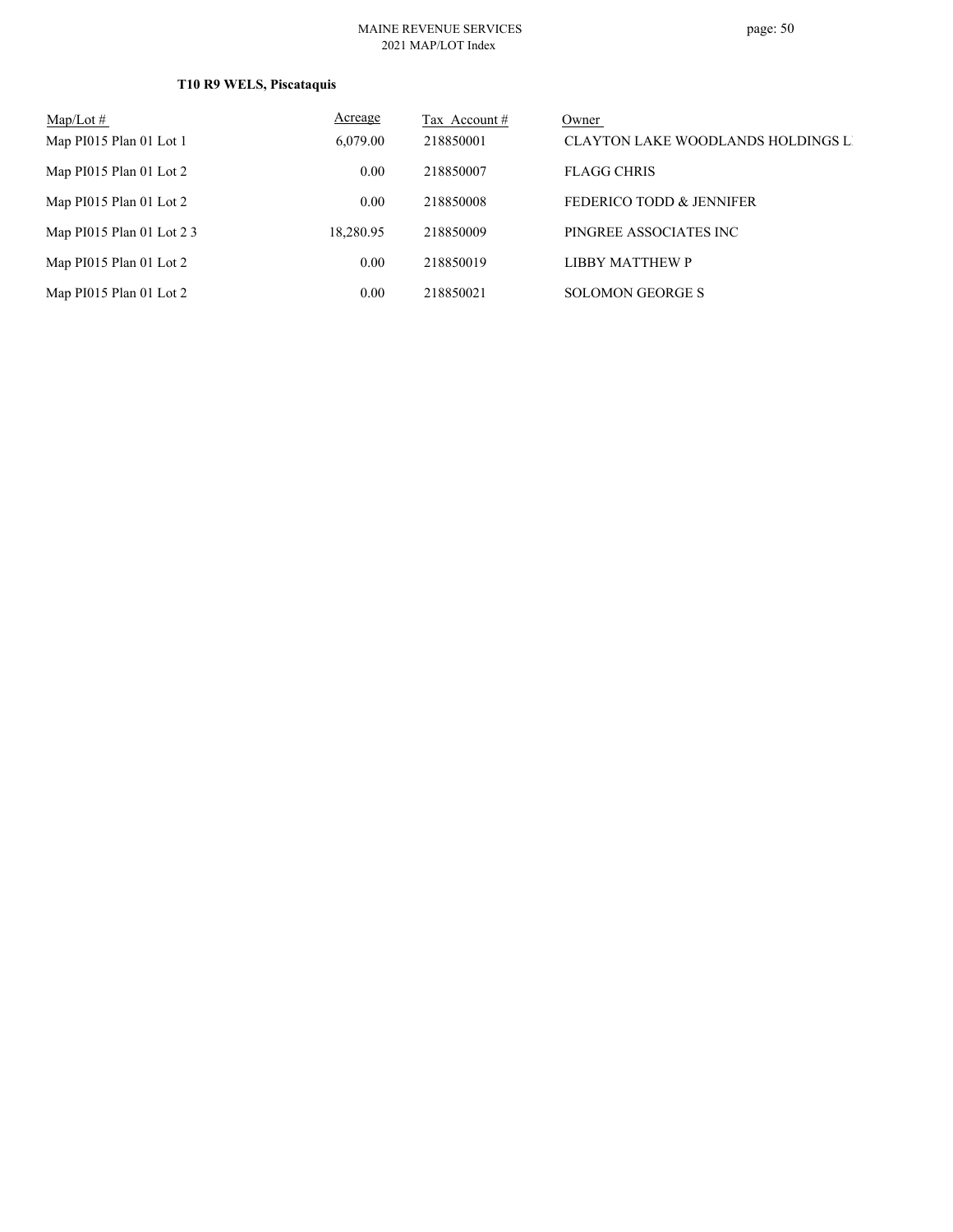### T10 R9 WELS, Piscataquis

| Map/Lot # | Acreage | Tax Account # | Owner |
|---|---|---|---|
| Map PI015 Plan 01 Lot 1 | 6,079.00 | 218850001 | CLAYTON LAKE WOODLANDS HOLDINGS L |
| Map PI015 Plan 01 Lot 2 | 0.00 | 218850007 | FLAGG CHRIS |
| Map PI015 Plan 01 Lot 2 | 0.00 | 218850008 | FEDERICO TODD & JENNIFER |
| Map PI015 Plan 01 Lot 2 3 | 18,280.95 | 218850009 | PINGREE ASSOCIATES INC |
| Map PI015 Plan 01 Lot 2 | 0.00 | 218850019 | LIBBY MATTHEW P |
| Map PI015 Plan 01 Lot 2 | 0.00 | 218850021 | SOLOMON GEORGE S |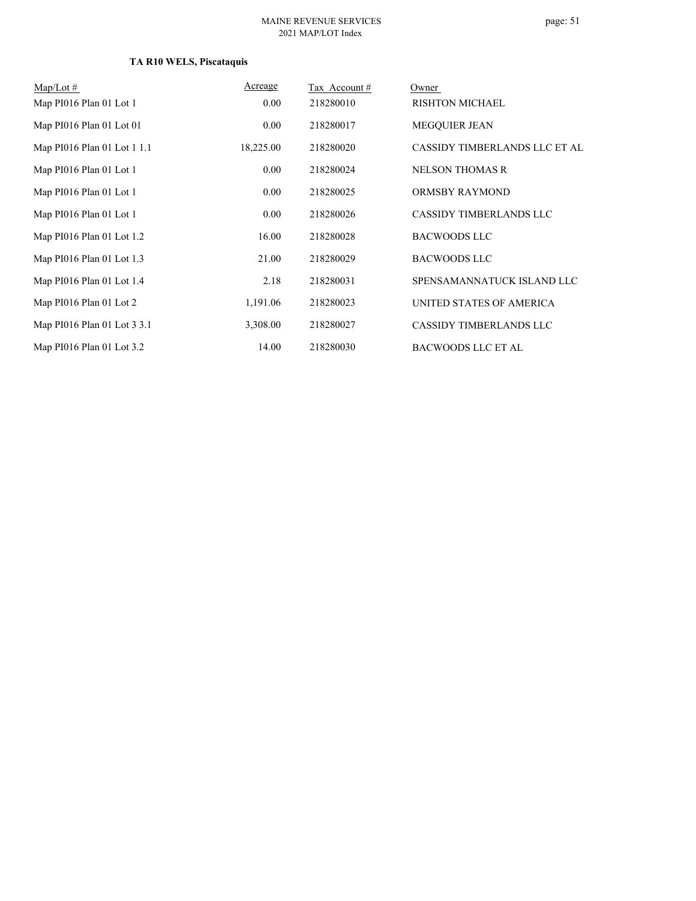**TA R10 WELS, Piscataquis**

| Map/Lot # | Acreage | Tax Account # | Owner |
|---|---|---|---|
| Map PI016 Plan 01 Lot 1 | 0.00 | 218280010 | RISHTON MICHAEL |
| Map PI016 Plan 01 Lot 01 | 0.00 | 218280017 | MEGQUIER JEAN |
| Map PI016 Plan 01 Lot 1 1.1 | 18,225.00 | 218280020 | CASSIDY TIMBERLANDS LLC ET AL |
| Map PI016 Plan 01 Lot 1 | 0.00 | 218280024 | NELSON THOMAS R |
| Map PI016 Plan 01 Lot 1 | 0.00 | 218280025 | ORMSBY RAYMOND |
| Map PI016 Plan 01 Lot 1 | 0.00 | 218280026 | CASSIDY TIMBERLANDS LLC |
| Map PI016 Plan 01 Lot 1.2 | 16.00 | 218280028 | BACWOODS LLC |
| Map PI016 Plan 01 Lot 1.3 | 21.00 | 218280029 | BACWOODS LLC |
| Map PI016 Plan 01 Lot 1.4 | 2.18 | 218280031 | SPENSAMANNATUCK ISLAND LLC |
| Map PI016 Plan 01 Lot 2 | 1,191.06 | 218280023 | UNITED STATES OF AMERICA |
| Map PI016 Plan 01 Lot 3 3.1 | 3,308.00 | 218280027 | CASSIDY TIMBERLANDS LLC |
| Map PI016 Plan 01 Lot 3.2 | 14.00 | 218280030 | BACWOODS LLC ET AL |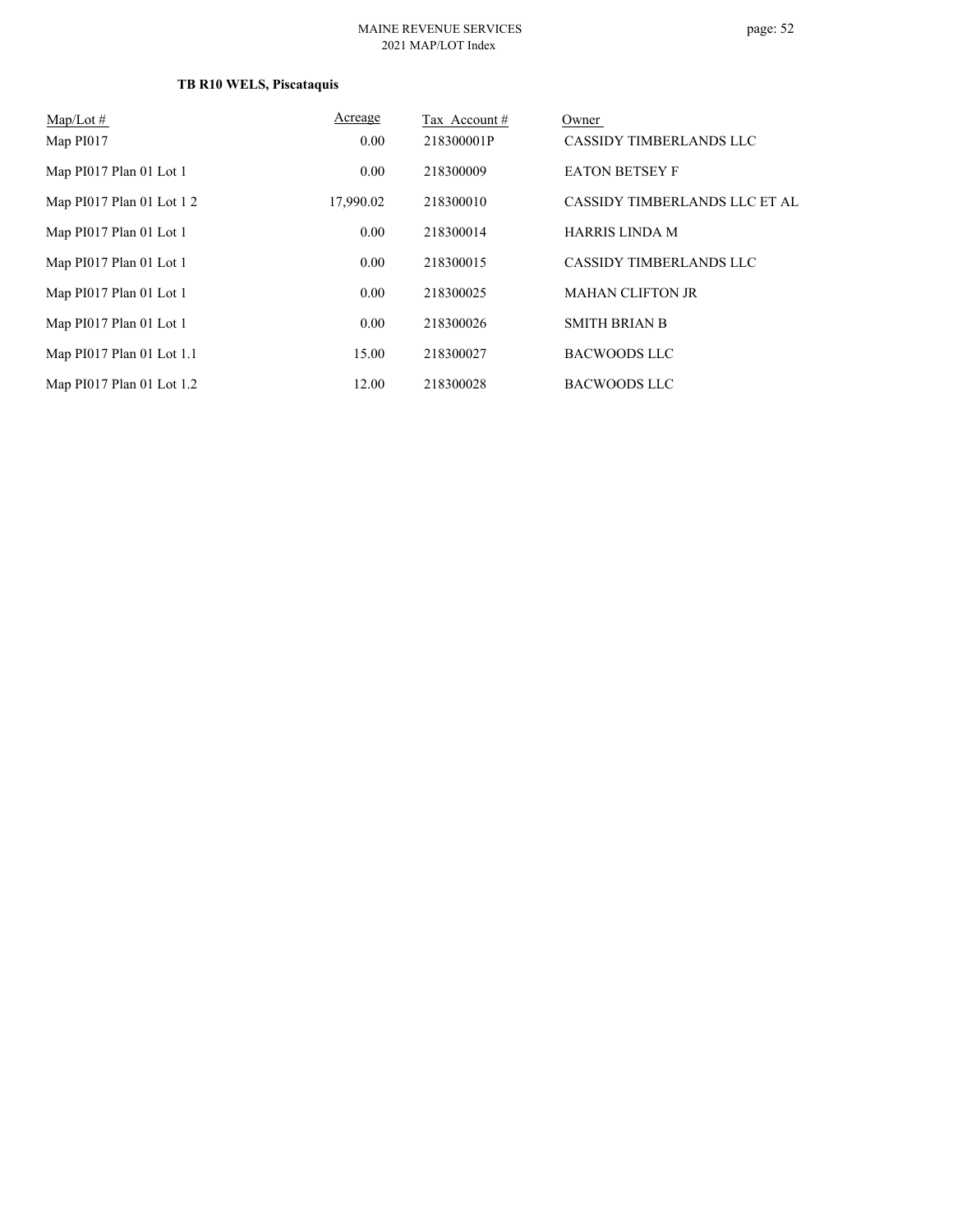**TB R10 WELS, Piscataquis**

| Map/Lot # | Acreage | Tax Account # | Owner |
|---|---|---|---|
| Map PI017 | 0.00 | 218300001P | CASSIDY TIMBERLANDS LLC |
| Map PI017 Plan 01 Lot 1 | 0.00 | 218300009 | EATON BETSEY F |
| Map PI017 Plan 01 Lot 1 2 | 17,990.02 | 218300010 | CASSIDY TIMBERLANDS LLC ET AL |
| Map PI017 Plan 01 Lot 1 | 0.00 | 218300014 | HARRIS LINDA M |
| Map PI017 Plan 01 Lot 1 | 0.00 | 218300015 | CASSIDY TIMBERLANDS LLC |
| Map PI017 Plan 01 Lot 1 | 0.00 | 218300025 | MAHAN CLIFTON JR |
| Map PI017 Plan 01 Lot 1 | 0.00 | 218300026 | SMITH BRIAN B |
| Map PI017 Plan 01 Lot 1.1 | 15.00 | 218300027 | BACWOODS LLC |
| Map PI017 Plan 01 Lot 1.2 | 12.00 | 218300028 | BACWOODS LLC |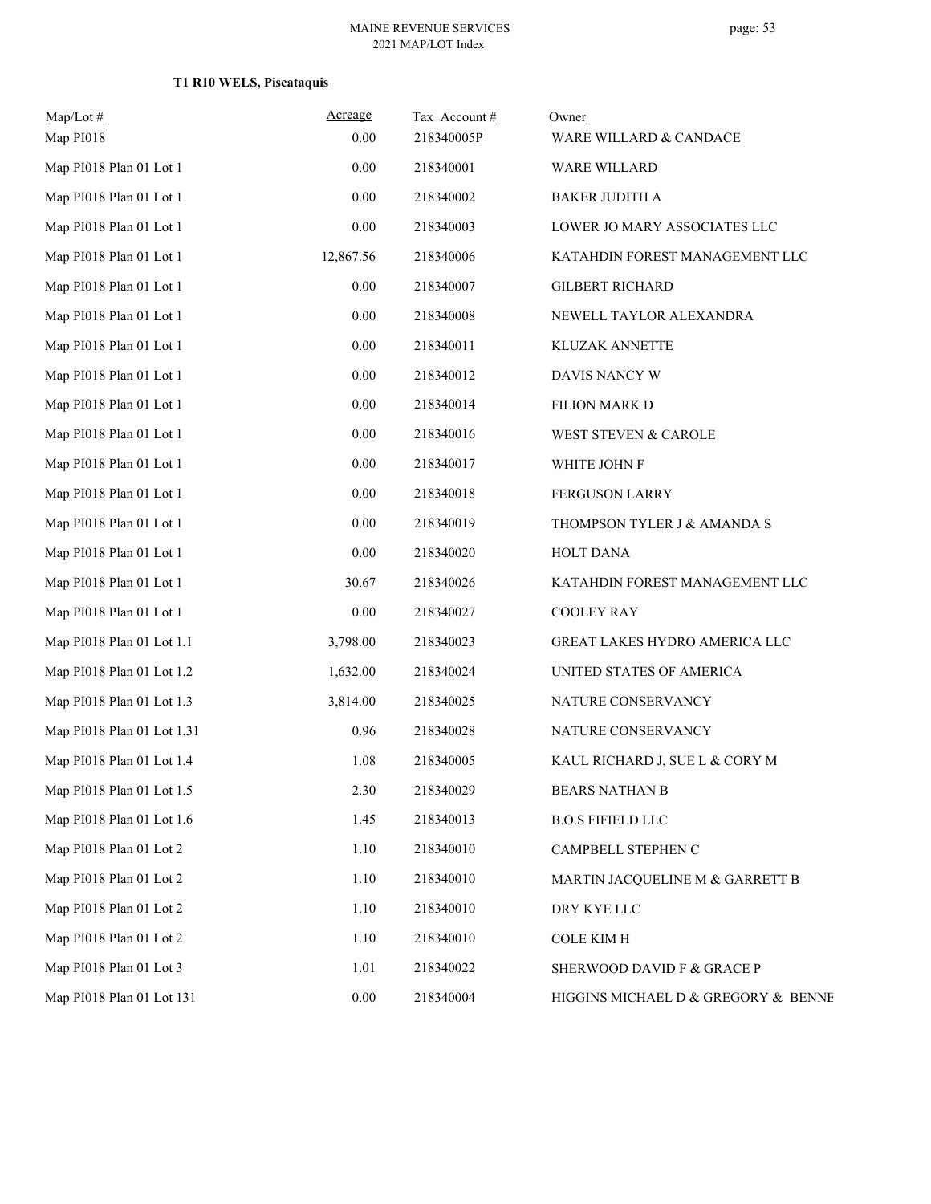### T1 R10 WELS, Piscataquis

| Map/Lot # | Acreage | Tax Account # | Owner |
|---|---|---|---|
| Map PI018 | 0.00 | 218340005P | WARE WILLARD & CANDACE |
| Map PI018 Plan 01 Lot 1 | 0.00 | 218340001 | WARE WILLARD |
| Map PI018 Plan 01 Lot 1 | 0.00 | 218340002 | BAKER JUDITH A |
| Map PI018 Plan 01 Lot 1 | 0.00 | 218340003 | LOWER JO MARY ASSOCIATES LLC |
| Map PI018 Plan 01 Lot 1 | 12,867.56 | 218340006 | KATAHDIN FOREST MANAGEMENT LLC |
| Map PI018 Plan 01 Lot 1 | 0.00 | 218340007 | GILBERT RICHARD |
| Map PI018 Plan 01 Lot 1 | 0.00 | 218340008 | NEWELL TAYLOR ALEXANDRA |
| Map PI018 Plan 01 Lot 1 | 0.00 | 218340011 | KLUZAK ANNETTE |
| Map PI018 Plan 01 Lot 1 | 0.00 | 218340012 | DAVIS NANCY W |
| Map PI018 Plan 01 Lot 1 | 0.00 | 218340014 | FILION MARK D |
| Map PI018 Plan 01 Lot 1 | 0.00 | 218340016 | WEST STEVEN & CAROLE |
| Map PI018 Plan 01 Lot 1 | 0.00 | 218340017 | WHITE JOHN F |
| Map PI018 Plan 01 Lot 1 | 0.00 | 218340018 | FERGUSON LARRY |
| Map PI018 Plan 01 Lot 1 | 0.00 | 218340019 | THOMPSON TYLER J & AMANDA S |
| Map PI018 Plan 01 Lot 1 | 0.00 | 218340020 | HOLT DANA |
| Map PI018 Plan 01 Lot 1 | 30.67 | 218340026 | KATAHDIN FOREST MANAGEMENT LLC |
| Map PI018 Plan 01 Lot 1 | 0.00 | 218340027 | COOLEY RAY |
| Map PI018 Plan 01 Lot 1.1 | 3,798.00 | 218340023 | GREAT LAKES HYDRO AMERICA LLC |
| Map PI018 Plan 01 Lot 1.2 | 1,632.00 | 218340024 | UNITED STATES OF AMERICA |
| Map PI018 Plan 01 Lot 1.3 | 3,814.00 | 218340025 | NATURE CONSERVANCY |
| Map PI018 Plan 01 Lot 1.31 | 0.96 | 218340028 | NATURE CONSERVANCY |
| Map PI018 Plan 01 Lot 1.4 | 1.08 | 218340005 | KAUL RICHARD J, SUE L & CORY M |
| Map PI018 Plan 01 Lot 1.5 | 2.30 | 218340029 | BEARS NATHAN B |
| Map PI018 Plan 01 Lot 1.6 | 1.45 | 218340013 | B.O.S FIFIELD LLC |
| Map PI018 Plan 01 Lot 2 | 1.10 | 218340010 | CAMPBELL STEPHEN C |
| Map PI018 Plan 01 Lot 2 | 1.10 | 218340010 | MARTIN JACQUELINE M & GARRETT B |
| Map PI018 Plan 01 Lot 2 | 1.10 | 218340010 | DRY KYE LLC |
| Map PI018 Plan 01 Lot 2 | 1.10 | 218340010 | COLE KIM H |
| Map PI018 Plan 01 Lot 3 | 1.01 | 218340022 | SHERWOOD DAVID F & GRACE P |
| Map PI018 Plan 01 Lot 131 | 0.00 | 218340004 | HIGGINS MICHAEL D & GREGORY & BENNE |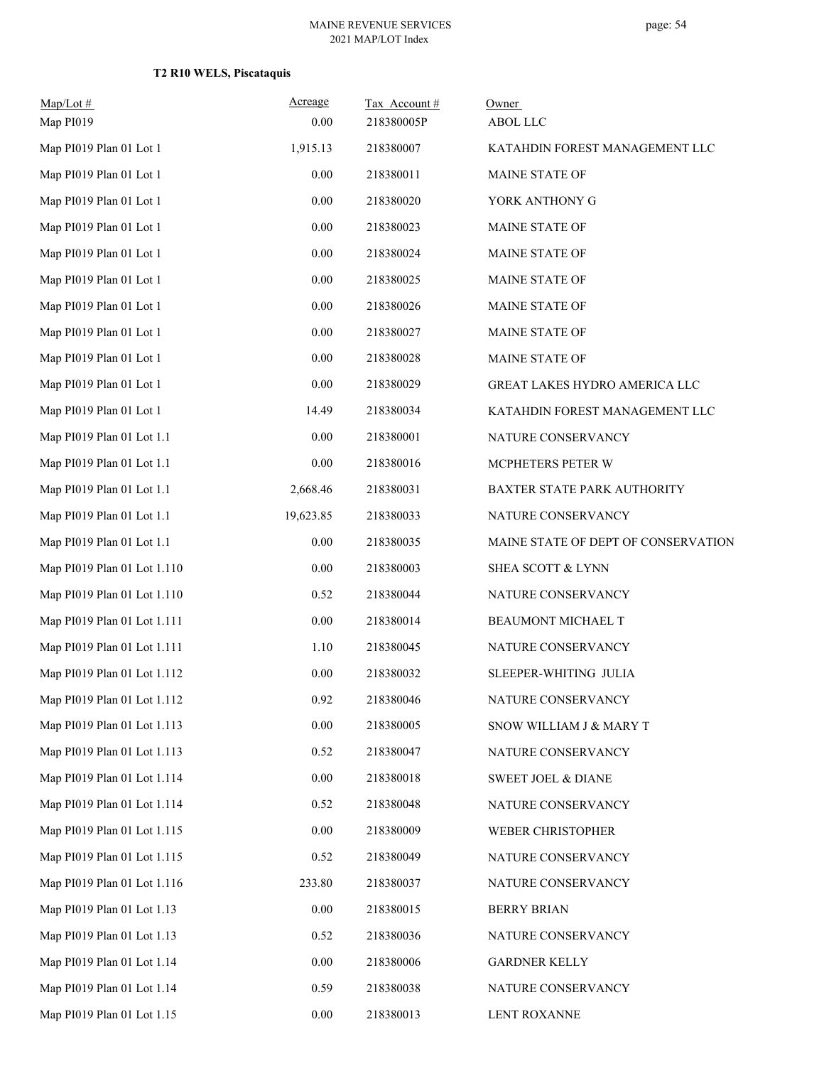**T2 R10 WELS, Piscataquis**

| Map/Lot # | Acreage | Tax Account # | Owner |
|---|---|---|---|
| Map PI019 | 0.00 | 218380005P | ABOL LLC |
| Map PI019 Plan 01 Lot 1 | 1,915.13 | 218380007 | KATAHDIN FOREST MANAGEMENT LLC |
| Map PI019 Plan 01 Lot 1 | 0.00 | 218380011 | MAINE STATE OF |
| Map PI019 Plan 01 Lot 1 | 0.00 | 218380020 | YORK ANTHONY G |
| Map PI019 Plan 01 Lot 1 | 0.00 | 218380023 | MAINE STATE OF |
| Map PI019 Plan 01 Lot 1 | 0.00 | 218380024 | MAINE STATE OF |
| Map PI019 Plan 01 Lot 1 | 0.00 | 218380025 | MAINE STATE OF |
| Map PI019 Plan 01 Lot 1 | 0.00 | 218380026 | MAINE STATE OF |
| Map PI019 Plan 01 Lot 1 | 0.00 | 218380027 | MAINE STATE OF |
| Map PI019 Plan 01 Lot 1 | 0.00 | 218380028 | MAINE STATE OF |
| Map PI019 Plan 01 Lot 1 | 0.00 | 218380029 | GREAT LAKES HYDRO AMERICA LLC |
| Map PI019 Plan 01 Lot 1 | 14.49 | 218380034 | KATAHDIN FOREST MANAGEMENT LLC |
| Map PI019 Plan 01 Lot 1.1 | 0.00 | 218380001 | NATURE CONSERVANCY |
| Map PI019 Plan 01 Lot 1.1 | 0.00 | 218380016 | MCPHETERS PETER W |
| Map PI019 Plan 01 Lot 1.1 | 2,668.46 | 218380031 | BAXTER STATE PARK AUTHORITY |
| Map PI019 Plan 01 Lot 1.1 | 19,623.85 | 218380033 | NATURE CONSERVANCY |
| Map PI019 Plan 01 Lot 1.1 | 0.00 | 218380035 | MAINE STATE OF DEPT OF CONSERVATION |
| Map PI019 Plan 01 Lot 1.110 | 0.00 | 218380003 | SHEA SCOTT & LYNN |
| Map PI019 Plan 01 Lot 1.110 | 0.52 | 218380044 | NATURE CONSERVANCY |
| Map PI019 Plan 01 Lot 1.111 | 0.00 | 218380014 | BEAUMONT MICHAEL T |
| Map PI019 Plan 01 Lot 1.111 | 1.10 | 218380045 | NATURE CONSERVANCY |
| Map PI019 Plan 01 Lot 1.112 | 0.00 | 218380032 | SLEEPER-WHITING JULIA |
| Map PI019 Plan 01 Lot 1.112 | 0.92 | 218380046 | NATURE CONSERVANCY |
| Map PI019 Plan 01 Lot 1.113 | 0.00 | 218380005 | SNOW WILLIAM J & MARY T |
| Map PI019 Plan 01 Lot 1.113 | 0.52 | 218380047 | NATURE CONSERVANCY |
| Map PI019 Plan 01 Lot 1.114 | 0.00 | 218380018 | SWEET JOEL & DIANE |
| Map PI019 Plan 01 Lot 1.114 | 0.52 | 218380048 | NATURE CONSERVANCY |
| Map PI019 Plan 01 Lot 1.115 | 0.00 | 218380009 | WEBER CHRISTOPHER |
| Map PI019 Plan 01 Lot 1.115 | 0.52 | 218380049 | NATURE CONSERVANCY |
| Map PI019 Plan 01 Lot 1.116 | 233.80 | 218380037 | NATURE CONSERVANCY |
| Map PI019 Plan 01 Lot 1.13 | 0.00 | 218380015 | BERRY BRIAN |
| Map PI019 Plan 01 Lot 1.13 | 0.52 | 218380036 | NATURE CONSERVANCY |
| Map PI019 Plan 01 Lot 1.14 | 0.00 | 218380006 | GARDNER KELLY |
| Map PI019 Plan 01 Lot 1.14 | 0.59 | 218380038 | NATURE CONSERVANCY |
| Map PI019 Plan 01 Lot 1.15 | 0.00 | 218380013 | LENT ROXANNE |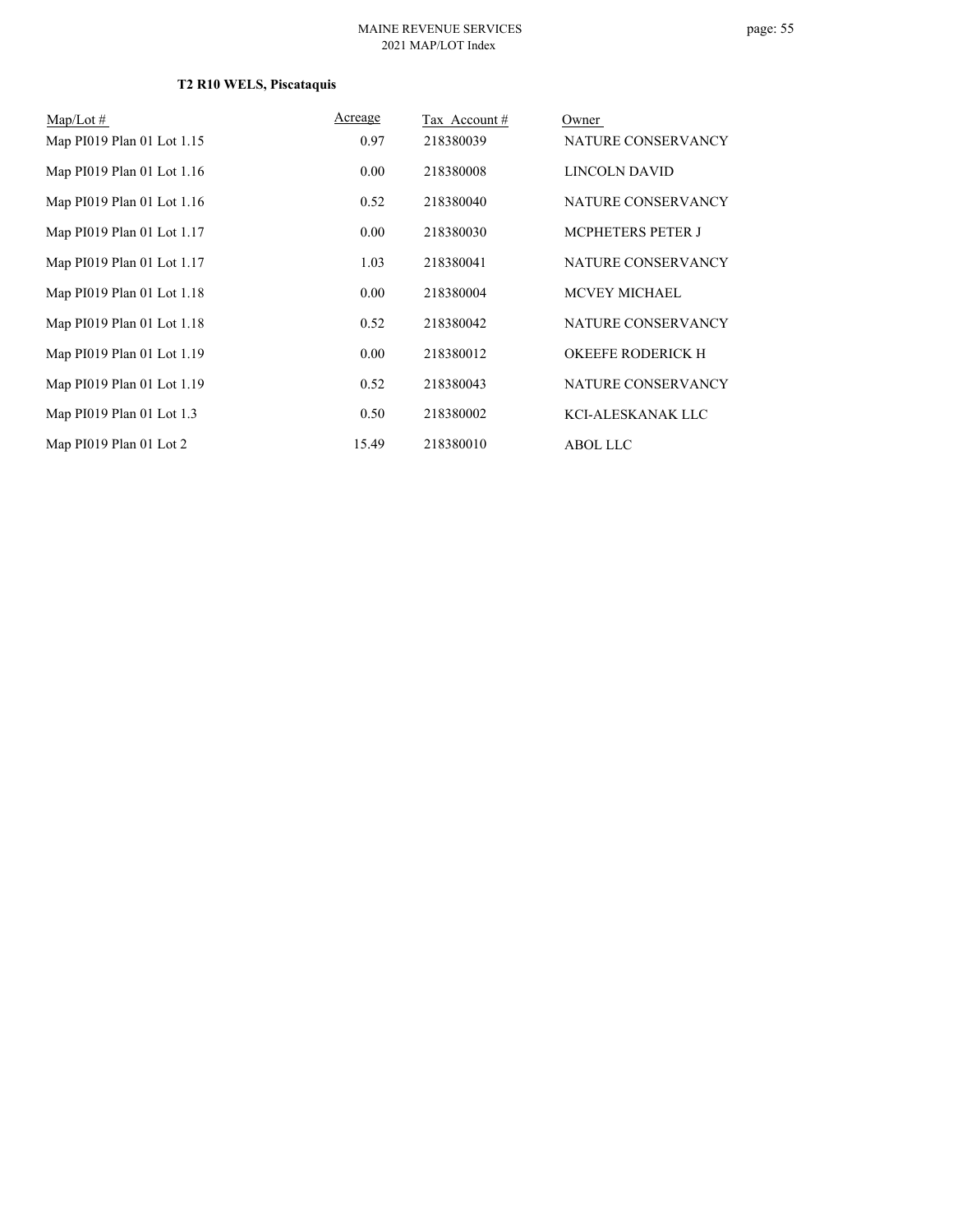**T2 R10 WELS, Piscataquis**

| Map/Lot # | Acreage | Tax Account # | Owner |
|---|---|---|---|
| Map PI019 Plan 01 Lot 1.15 | 0.97 | 218380039 | NATURE CONSERVANCY |
| Map PI019 Plan 01 Lot 1.16 | 0.00 | 218380008 | LINCOLN DAVID |
| Map PI019 Plan 01 Lot 1.16 | 0.52 | 218380040 | NATURE CONSERVANCY |
| Map PI019 Plan 01 Lot 1.17 | 0.00 | 218380030 | MCPHETERS PETER J |
| Map PI019 Plan 01 Lot 1.17 | 1.03 | 218380041 | NATURE CONSERVANCY |
| Map PI019 Plan 01 Lot 1.18 | 0.00 | 218380004 | MCVEY MICHAEL |
| Map PI019 Plan 01 Lot 1.18 | 0.52 | 218380042 | NATURE CONSERVANCY |
| Map PI019 Plan 01 Lot 1.19 | 0.00 | 218380012 | OKEEFE RODERICK H |
| Map PI019 Plan 01 Lot 1.19 | 0.52 | 218380043 | NATURE CONSERVANCY |
| Map PI019 Plan 01 Lot 1.3 | 0.50 | 218380002 | KCI-ALESKANAK LLC |
| Map PI019 Plan 01 Lot 2 | 15.49 | 218380010 | ABOL LLC |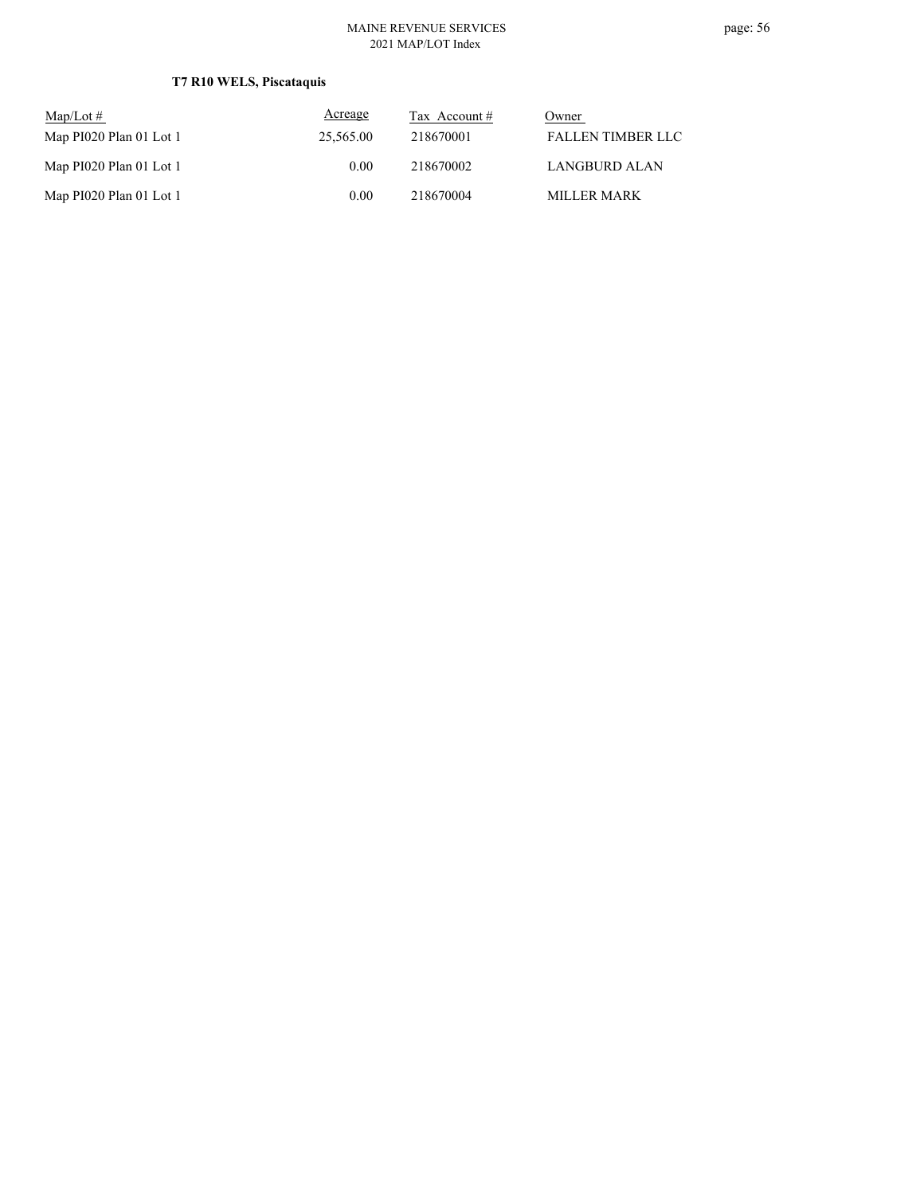**T7 R10 WELS, Piscataquis**

| Map/Lot # | Acreage | Tax Account # | Owner |
|---|---|---|---|
| Map PI020 Plan 01 Lot 1 | 25,565.00 | 218670001 | FALLEN TIMBER LLC |
| Map PI020 Plan 01 Lot 1 | 0.00 | 218670002 | LANGBURD ALAN |
| Map PI020 Plan 01 Lot 1 | 0.00 | 218670004 | MILLER MARK |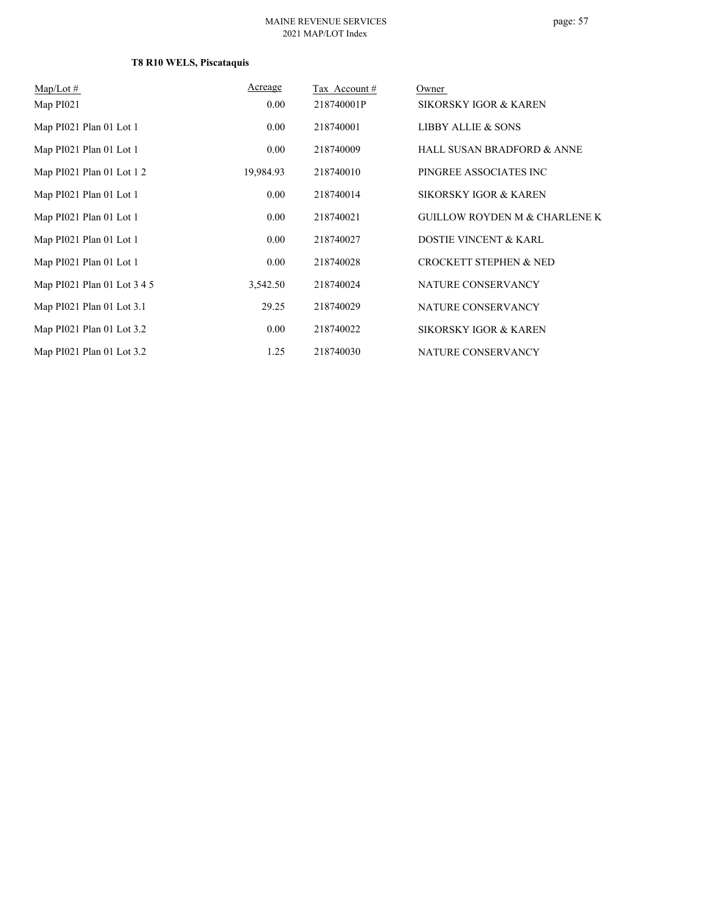### T8 R10 WELS, Piscataquis

| Map/Lot # | Acreage | Tax Account # | Owner |
|---|---|---|---|
| Map PI021 | 0.00 | 218740001P | SIKORSKY IGOR & KAREN |
| Map PI021 Plan 01 Lot 1 | 0.00 | 218740001 | LIBBY ALLIE & SONS |
| Map PI021 Plan 01 Lot 1 | 0.00 | 218740009 | HALL SUSAN BRADFORD & ANNE |
| Map PI021 Plan 01 Lot 1 2 | 19,984.93 | 218740010 | PINGREE ASSOCIATES INC |
| Map PI021 Plan 01 Lot 1 | 0.00 | 218740014 | SIKORSKY IGOR & KAREN |
| Map PI021 Plan 01 Lot 1 | 0.00 | 218740021 | GUILLOW ROYDEN M & CHARLENE K |
| Map PI021 Plan 01 Lot 1 | 0.00 | 218740027 | DOSTIE VINCENT & KARL |
| Map PI021 Plan 01 Lot 1 | 0.00 | 218740028 | CROCKETT STEPHEN & NED |
| Map PI021 Plan 01 Lot 3 4 5 | 3,542.50 | 218740024 | NATURE CONSERVANCY |
| Map PI021 Plan 01 Lot 3.1 | 29.25 | 218740029 | NATURE CONSERVANCY |
| Map PI021 Plan 01 Lot 3.2 | 0.00 | 218740022 | SIKORSKY IGOR & KAREN |
| Map PI021 Plan 01 Lot 3.2 | 1.25 | 218740030 | NATURE CONSERVANCY |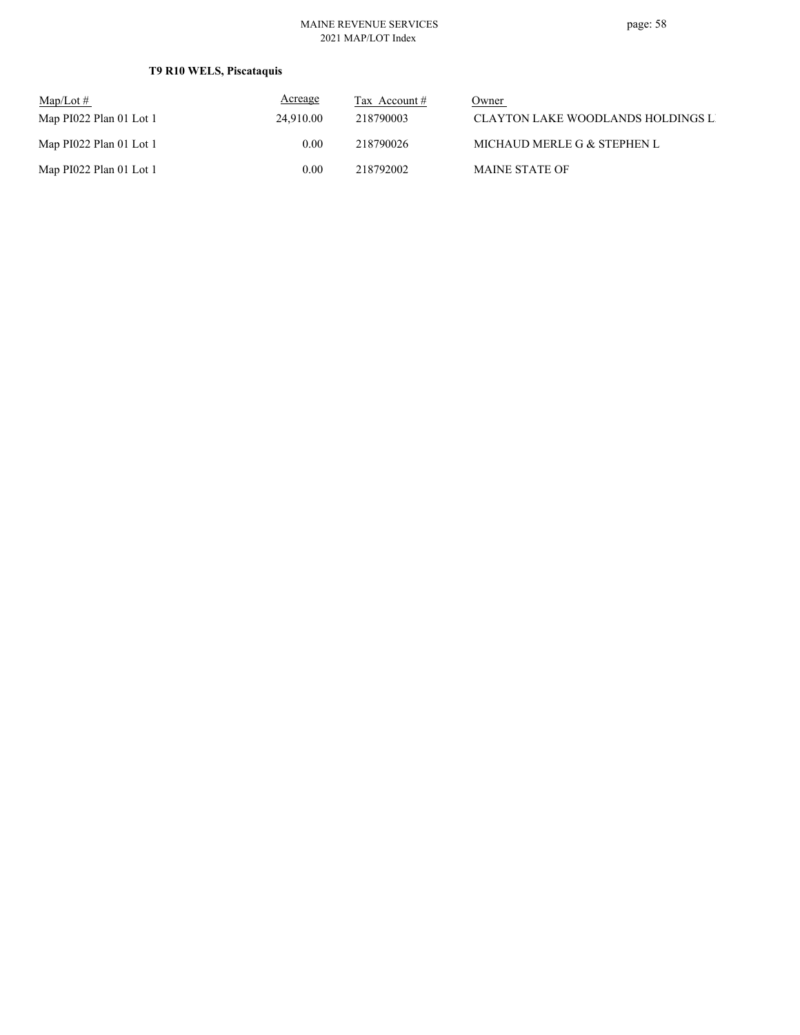**T9 R10 WELS, Piscataquis**

| Map/Lot # | Acreage | Tax Account # | Owner |
| --- | --- | --- | --- |
| Map PI022 Plan 01 Lot 1 | 24,910.00 | 218790003 | CLAYTON LAKE WOODLANDS HOLDINGS L |
| Map PI022 Plan 01 Lot 1 | 0.00 | 218790026 | MICHAUD MERLE G & STEPHEN L |
| Map PI022 Plan 01 Lot 1 | 0.00 | 218792002 | MAINE STATE OF |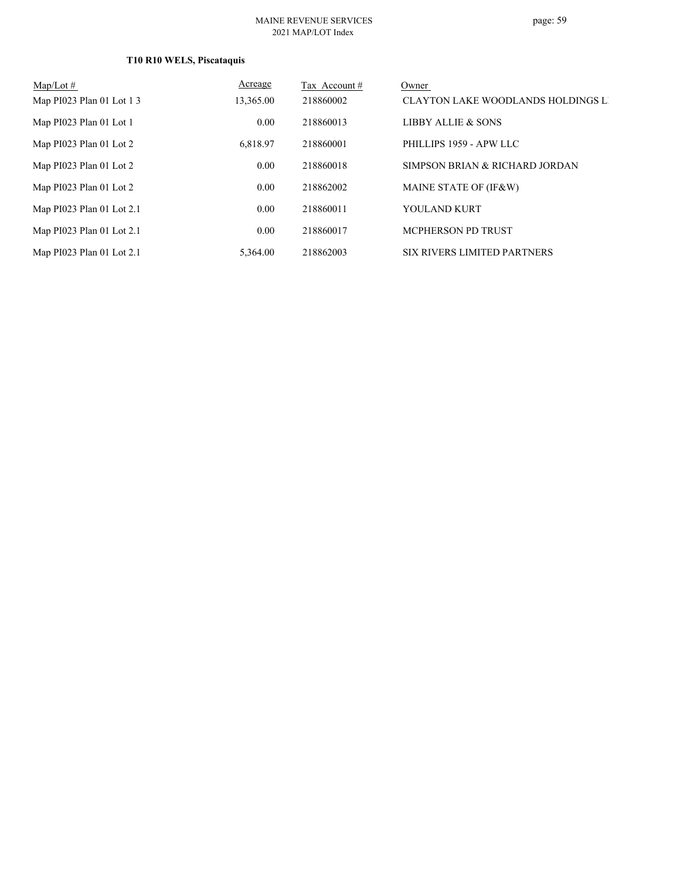### T10 R10 WELS, Piscataquis

| Map/Lot # | Acreage | Tax Account # | Owner |
|---|---|---|---|
| Map PI023 Plan 01 Lot 1 3 | 13,365.00 | 218860002 | CLAYTON LAKE WOODLANDS HOLDINGS L |
| Map PI023 Plan 01 Lot 1 | 0.00 | 218860013 | LIBBY ALLIE & SONS |
| Map PI023 Plan 01 Lot 2 | 6,818.97 | 218860001 | PHILLIPS 1959 - APW LLC |
| Map PI023 Plan 01 Lot 2 | 0.00 | 218860018 | SIMPSON BRIAN & RICHARD JORDAN |
| Map PI023 Plan 01 Lot 2 | 0.00 | 218862002 | MAINE STATE OF (IF&W) |
| Map PI023 Plan 01 Lot 2.1 | 0.00 | 218860011 | YOULAND KURT |
| Map PI023 Plan 01 Lot 2.1 | 0.00 | 218860017 | MCPHERSON PD TRUST |
| Map PI023 Plan 01 Lot 2.1 | 5,364.00 | 218862003 | SIX RIVERS LIMITED PARTNERS |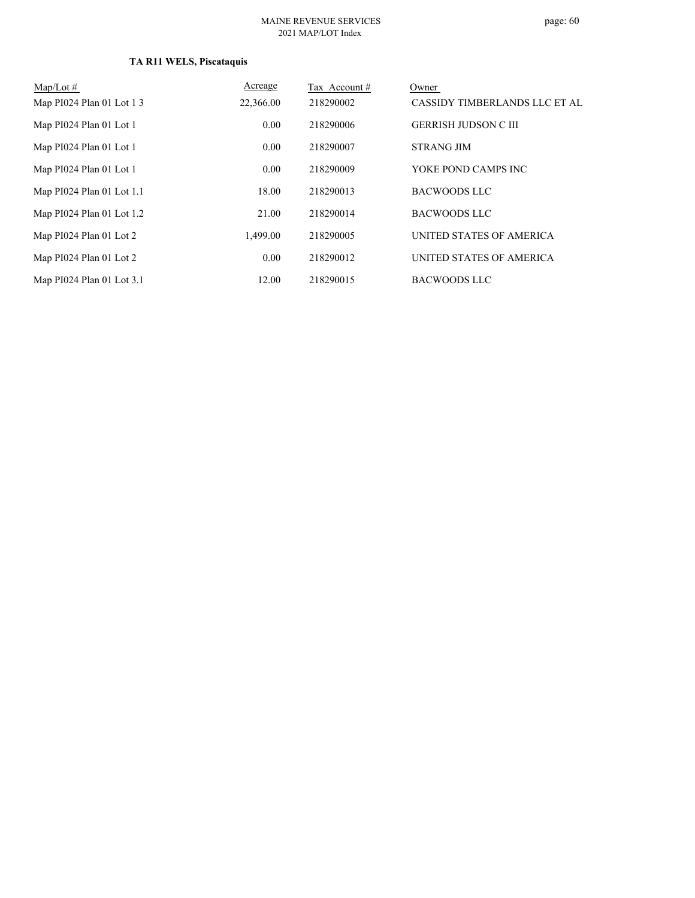**TA R11 WELS, Piscataquis**

| Map/Lot # | Acreage | Tax Account # | Owner |
|---|---|---|---|
| Map PI024 Plan 01 Lot 1 3 | 22,366.00 | 218290002 | CASSIDY TIMBERLANDS LLC ET AL |
| Map PI024 Plan 01 Lot 1 | 0.00 | 218290006 | GERRISH JUDSON C III |
| Map PI024 Plan 01 Lot 1 | 0.00 | 218290007 | STRANG JIM |
| Map PI024 Plan 01 Lot 1 | 0.00 | 218290009 | YOKE POND CAMPS INC |
| Map PI024 Plan 01 Lot 1.1 | 18.00 | 218290013 | BACWOODS LLC |
| Map PI024 Plan 01 Lot 1.2 | 21.00 | 218290014 | BACWOODS LLC |
| Map PI024 Plan 01 Lot 2 | 1,499.00 | 218290005 | UNITED STATES OF AMERICA |
| Map PI024 Plan 01 Lot 2 | 0.00 | 218290012 | UNITED STATES OF AMERICA |
| Map PI024 Plan 01 Lot 3.1 | 12.00 | 218290015 | BACWOODS LLC |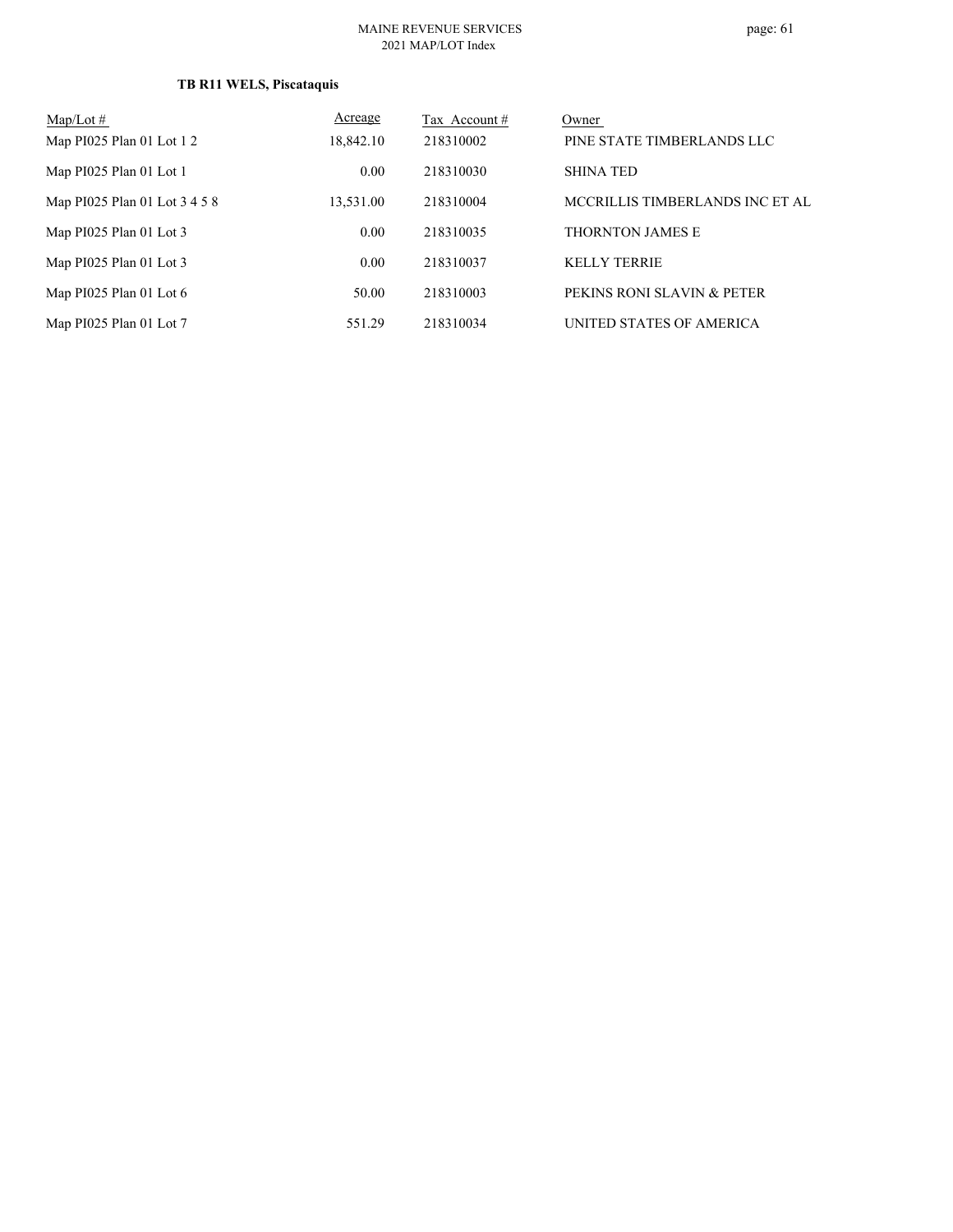**TB R11 WELS, Piscataquis**

| Map/Lot # | Acreage | Tax Account # | Owner |
|---|---|---|---|
| Map PI025 Plan 01 Lot 1 2 | 18,842.10 | 218310002 | PINE STATE TIMBERLANDS LLC |
| Map PI025 Plan 01 Lot 1 | 0.00 | 218310030 | SHINA TED |
| Map PI025 Plan 01 Lot 3 4 5 8 | 13,531.00 | 218310004 | MCCRILLIS TIMBERLANDS INC ET AL |
| Map PI025 Plan 01 Lot 3 | 0.00 | 218310035 | THORNTON JAMES E |
| Map PI025 Plan 01 Lot 3 | 0.00 | 218310037 | KELLY TERRIE |
| Map PI025 Plan 01 Lot 6 | 50.00 | 218310003 | PEKINS RONI SLAVIN & PETER |
| Map PI025 Plan 01 Lot 7 | 551.29 | 218310034 | UNITED STATES OF AMERICA |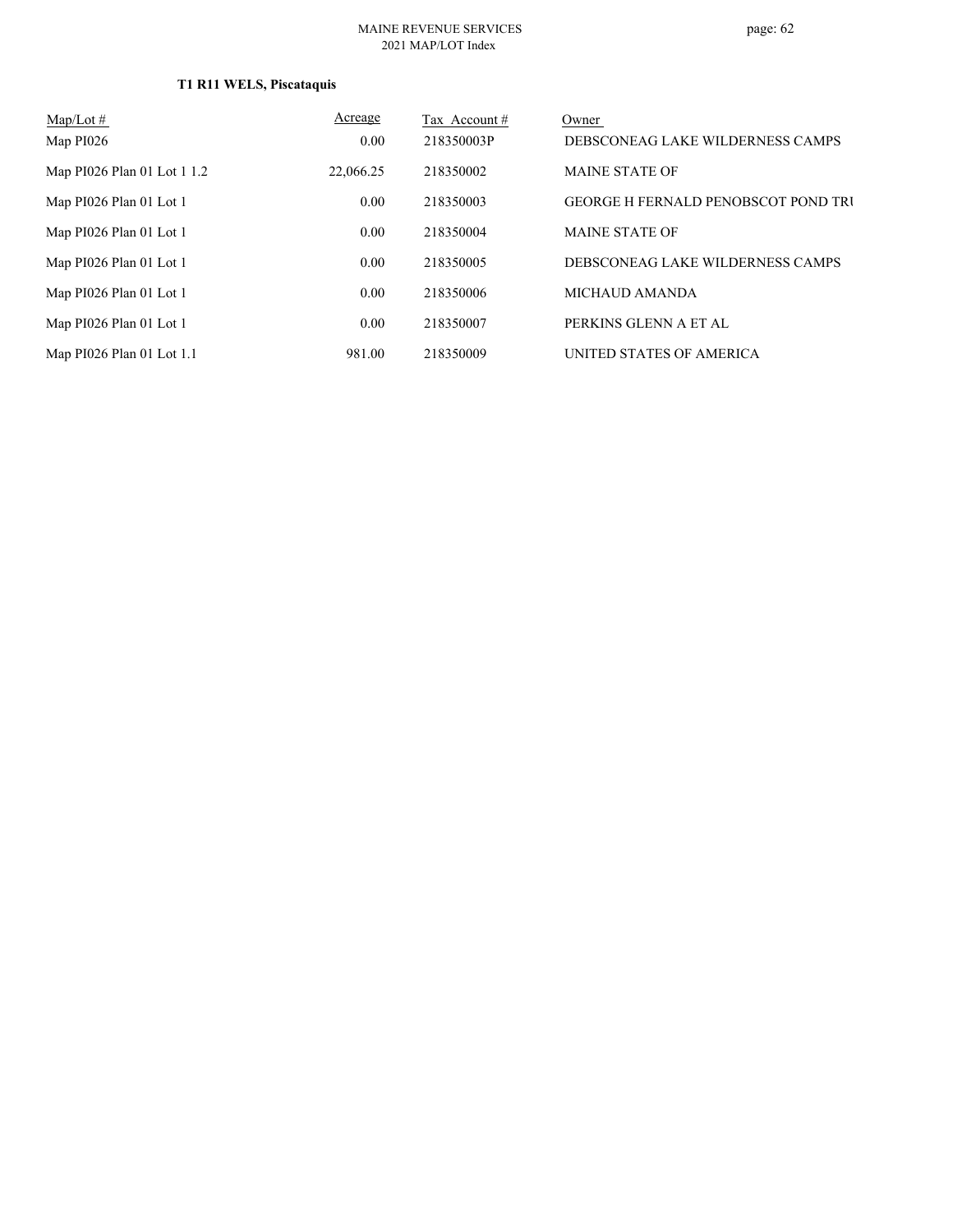### T1 R11 WELS, Piscataquis

| Map/Lot # | Acreage | Tax Account # | Owner |
|---|---|---|---|
| Map PI026 | 0.00 | 218350003P | DEBSCONEAG LAKE WILDERNESS CAMPS |
| Map PI026 Plan 01 Lot 1 1.2 | 22,066.25 | 218350002 | MAINE STATE OF |
| Map PI026 Plan 01 Lot 1 | 0.00 | 218350003 | GEORGE H FERNALD PENOBSCOT POND TRU |
| Map PI026 Plan 01 Lot 1 | 0.00 | 218350004 | MAINE STATE OF |
| Map PI026 Plan 01 Lot 1 | 0.00 | 218350005 | DEBSCONEAG LAKE WILDERNESS CAMPS |
| Map PI026 Plan 01 Lot 1 | 0.00 | 218350006 | MICHAUD AMANDA |
| Map PI026 Plan 01 Lot 1 | 0.00 | 218350007 | PERKINS GLENN A ET AL |
| Map PI026 Plan 01 Lot 1.1 | 981.00 | 218350009 | UNITED STATES OF AMERICA |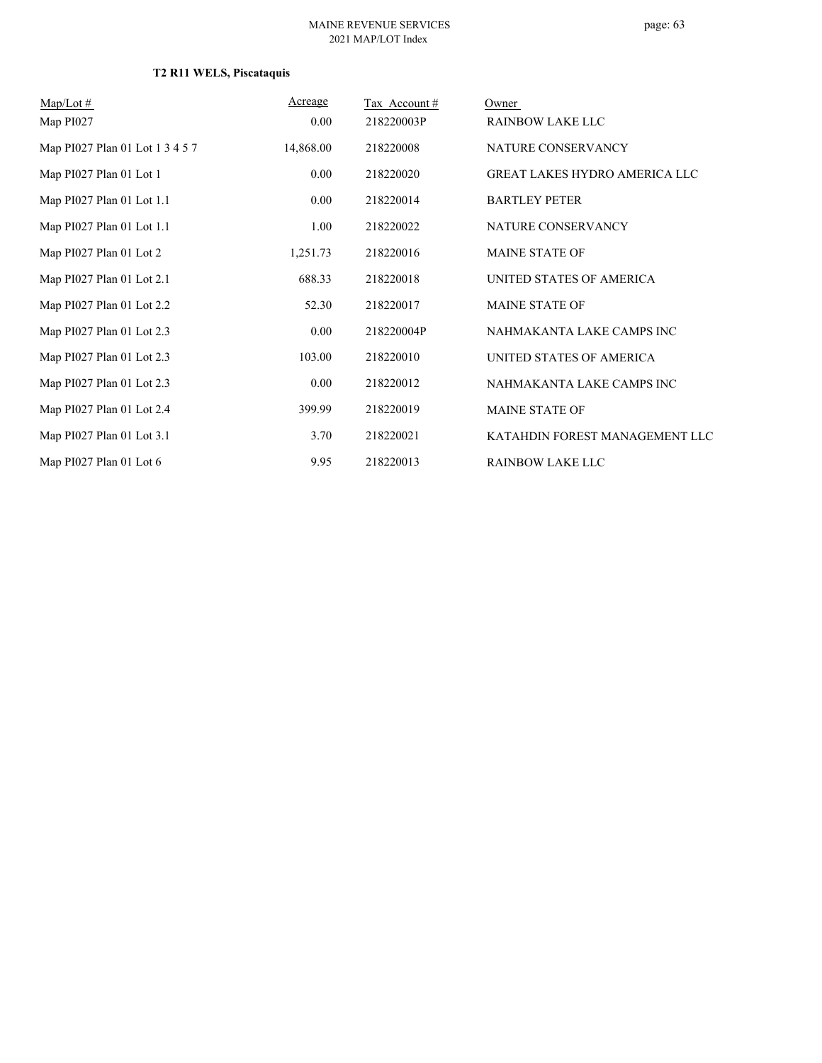**T2 R11 WELS, Piscataquis**

| Map/Lot # | Acreage | Tax Account # | Owner |
|---|---|---|---|
| Map PI027 | 0.00 | 218220003P | RAINBOW LAKE LLC |
| Map PI027 Plan 01 Lot 1 3 4 5 7 | 14,868.00 | 218220008 | NATURE CONSERVANCY |
| Map PI027 Plan 01 Lot 1 | 0.00 | 218220020 | GREAT LAKES HYDRO AMERICA LLC |
| Map PI027 Plan 01 Lot 1.1 | 0.00 | 218220014 | BARTLEY PETER |
| Map PI027 Plan 01 Lot 1.1 | 1.00 | 218220022 | NATURE CONSERVANCY |
| Map PI027 Plan 01 Lot 2 | 1,251.73 | 218220016 | MAINE STATE OF |
| Map PI027 Plan 01 Lot 2.1 | 688.33 | 218220018 | UNITED STATES OF AMERICA |
| Map PI027 Plan 01 Lot 2.2 | 52.30 | 218220017 | MAINE STATE OF |
| Map PI027 Plan 01 Lot 2.3 | 0.00 | 218220004P | NAHMAKANTA LAKE CAMPS INC |
| Map PI027 Plan 01 Lot 2.3 | 103.00 | 218220010 | UNITED STATES OF AMERICA |
| Map PI027 Plan 01 Lot 2.3 | 0.00 | 218220012 | NAHMAKANTA LAKE CAMPS INC |
| Map PI027 Plan 01 Lot 2.4 | 399.99 | 218220019 | MAINE STATE OF |
| Map PI027 Plan 01 Lot 3.1 | 3.70 | 218220021 | KATAHDIN FOREST MANAGEMENT LLC |
| Map PI027 Plan 01 Lot 6 | 9.95 | 218220013 | RAINBOW LAKE LLC |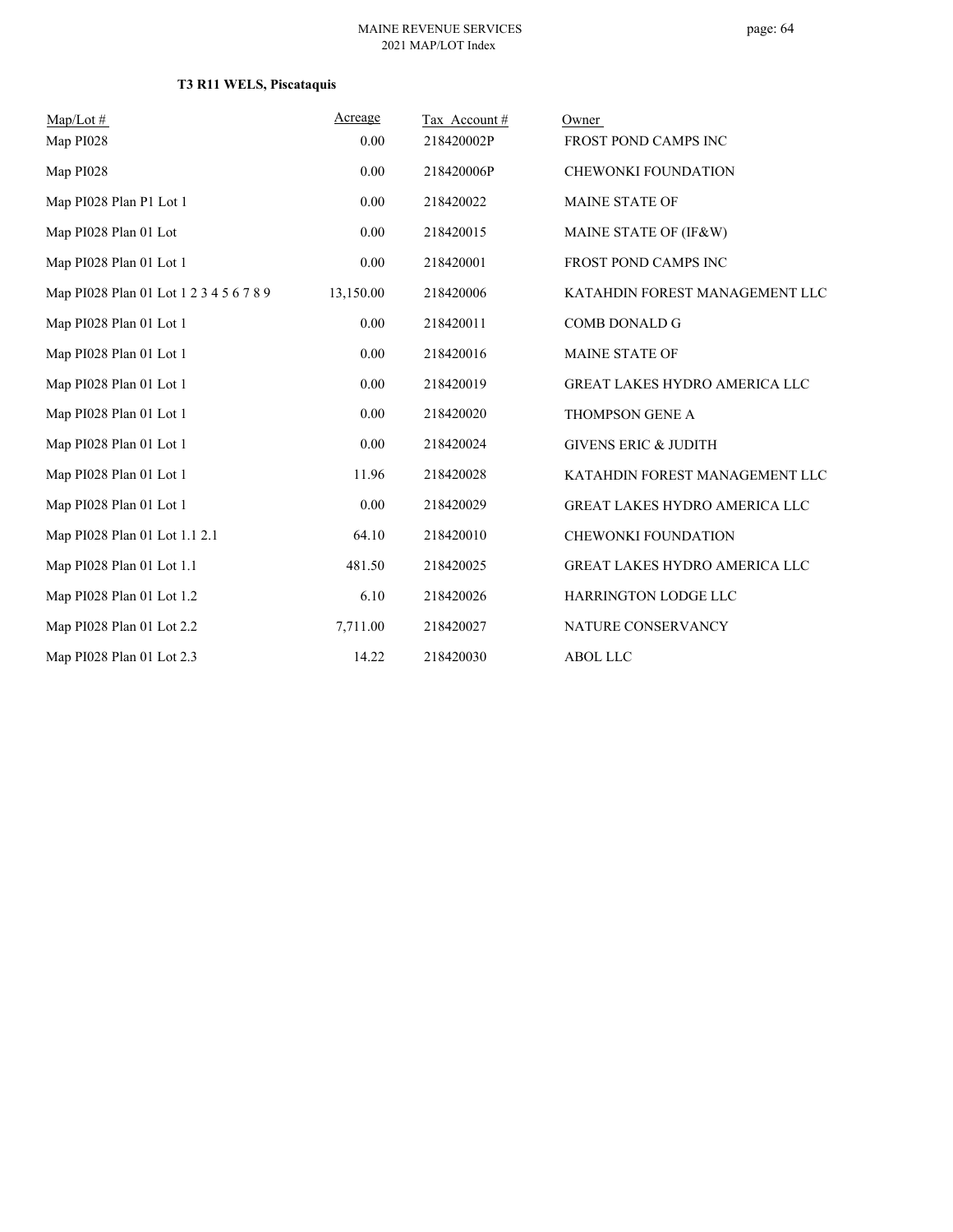### T3 R11 WELS, Piscataquis

| Map/Lot # | Acreage | Tax Account # | Owner |
|---|---|---|---|
| Map PI028 | 0.00 | 218420002P | FROST POND CAMPS INC |
| Map PI028 | 0.00 | 218420006P | CHEWONKI FOUNDATION |
| Map PI028 Plan P1 Lot 1 | 0.00 | 218420022 | MAINE STATE OF |
| Map PI028 Plan 01 Lot | 0.00 | 218420015 | MAINE STATE OF (IF&W) |
| Map PI028 Plan 01 Lot 1 | 0.00 | 218420001 | FROST POND CAMPS INC |
| Map PI028 Plan 01 Lot 1 2 3 4 5 6 7 8 9 | 13,150.00 | 218420006 | KATAHDIN FOREST MANAGEMENT LLC |
| Map PI028 Plan 01 Lot 1 | 0.00 | 218420011 | COMB DONALD G |
| Map PI028 Plan 01 Lot 1 | 0.00 | 218420016 | MAINE STATE OF |
| Map PI028 Plan 01 Lot 1 | 0.00 | 218420019 | GREAT LAKES HYDRO AMERICA LLC |
| Map PI028 Plan 01 Lot 1 | 0.00 | 218420020 | THOMPSON GENE A |
| Map PI028 Plan 01 Lot 1 | 0.00 | 218420024 | GIVENS ERIC & JUDITH |
| Map PI028 Plan 01 Lot 1 | 11.96 | 218420028 | KATAHDIN FOREST MANAGEMENT LLC |
| Map PI028 Plan 01 Lot 1 | 0.00 | 218420029 | GREAT LAKES HYDRO AMERICA LLC |
| Map PI028 Plan 01 Lot 1.1 2.1 | 64.10 | 218420010 | CHEWONKI FOUNDATION |
| Map PI028 Plan 01 Lot 1.1 | 481.50 | 218420025 | GREAT LAKES HYDRO AMERICA LLC |
| Map PI028 Plan 01 Lot 1.2 | 6.10 | 218420026 | HARRINGTON LODGE LLC |
| Map PI028 Plan 01 Lot 2.2 | 7,711.00 | 218420027 | NATURE CONSERVANCY |
| Map PI028 Plan 01 Lot 2.3 | 14.22 | 218420030 | ABOL LLC |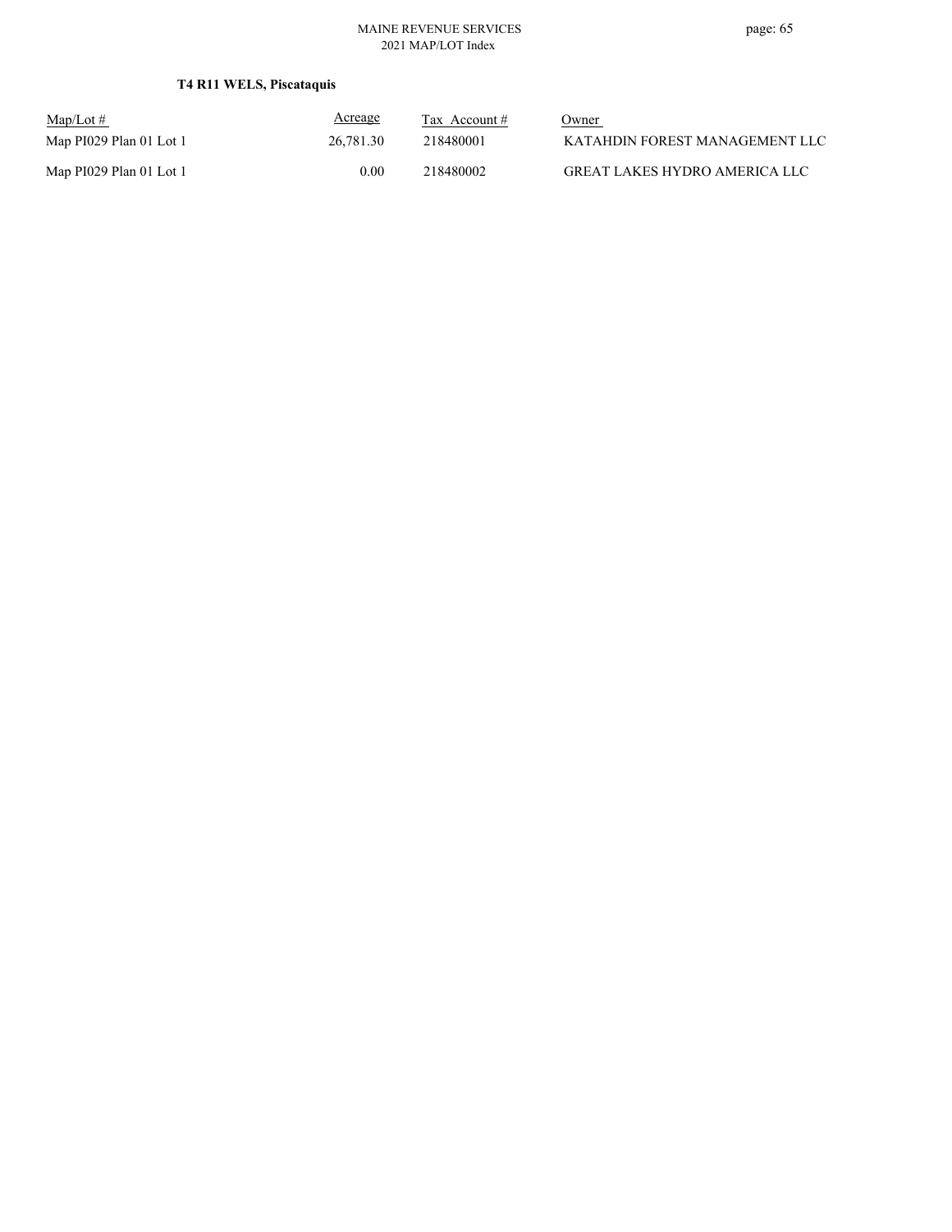**T4 R11 WELS, Piscataquis**

| Map/Lot # | Acreage | Tax Account # | Owner |
|---|---|---|---|
| Map PI029 Plan 01 Lot 1 | 26,781.30 | 218480001 | KATAHDIN FOREST MANAGEMENT LLC |
| Map PI029 Plan 01 Lot 1 | 0.00 | 218480002 | GREAT LAKES HYDRO AMERICA LLC |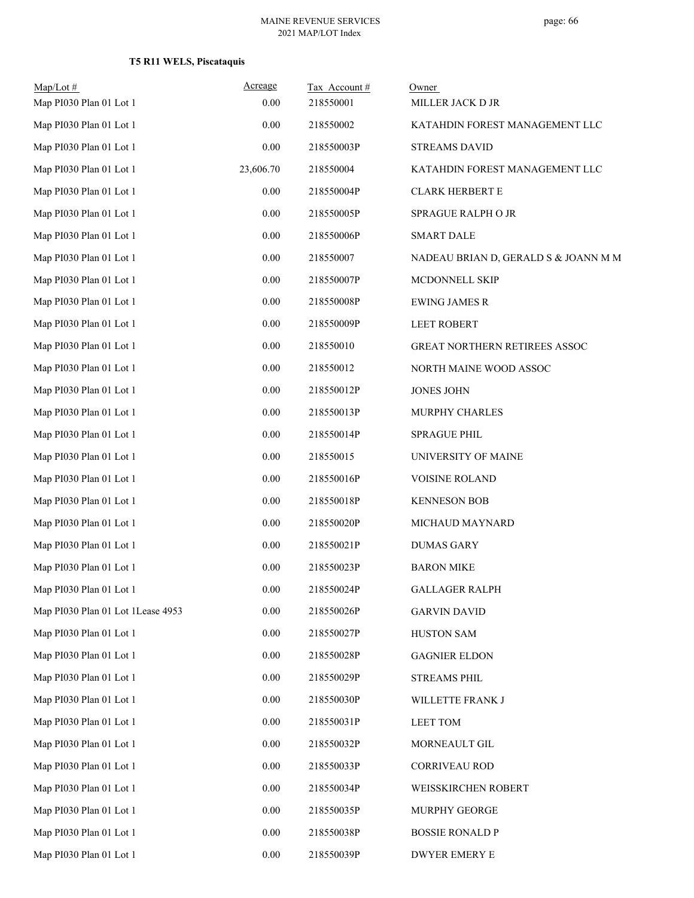**T5 R11 WELS, Piscataquis**

| Map/Lot # | Acreage | Tax Account # | Owner |
|---|---|---|---|
| Map PI030 Plan 01 Lot 1 | 0.00 | 218550001 | MILLER JACK D JR |
| Map PI030 Plan 01 Lot 1 | 0.00 | 218550002 | KATAHDIN FOREST MANAGEMENT LLC |
| Map PI030 Plan 01 Lot 1 | 0.00 | 218550003P | STREAMS DAVID |
| Map PI030 Plan 01 Lot 1 | 23,606.70 | 218550004 | KATAHDIN FOREST MANAGEMENT LLC |
| Map PI030 Plan 01 Lot 1 | 0.00 | 218550004P | CLARK HERBERT E |
| Map PI030 Plan 01 Lot 1 | 0.00 | 218550005P | SPRAGUE RALPH O JR |
| Map PI030 Plan 01 Lot 1 | 0.00 | 218550006P | SMART DALE |
| Map PI030 Plan 01 Lot 1 | 0.00 | 218550007 | NADEAU BRIAN D, GERALD S & JOANN M M |
| Map PI030 Plan 01 Lot 1 | 0.00 | 218550007P | MCDONNELL SKIP |
| Map PI030 Plan 01 Lot 1 | 0.00 | 218550008P | EWING JAMES R |
| Map PI030 Plan 01 Lot 1 | 0.00 | 218550009P | LEET ROBERT |
| Map PI030 Plan 01 Lot 1 | 0.00 | 218550010 | GREAT NORTHERN RETIREES ASSOC |
| Map PI030 Plan 01 Lot 1 | 0.00 | 218550012 | NORTH MAINE WOOD ASSOC |
| Map PI030 Plan 01 Lot 1 | 0.00 | 218550012P | JONES JOHN |
| Map PI030 Plan 01 Lot 1 | 0.00 | 218550013P | MURPHY CHARLES |
| Map PI030 Plan 01 Lot 1 | 0.00 | 218550014P | SPRAGUE PHIL |
| Map PI030 Plan 01 Lot 1 | 0.00 | 218550015 | UNIVERSITY OF MAINE |
| Map PI030 Plan 01 Lot 1 | 0.00 | 218550016P | VOISINE ROLAND |
| Map PI030 Plan 01 Lot 1 | 0.00 | 218550018P | KENNESON BOB |
| Map PI030 Plan 01 Lot 1 | 0.00 | 218550020P | MICHAUD MAYNARD |
| Map PI030 Plan 01 Lot 1 | 0.00 | 218550021P | DUMAS GARY |
| Map PI030 Plan 01 Lot 1 | 0.00 | 218550023P | BARON MIKE |
| Map PI030 Plan 01 Lot 1 | 0.00 | 218550024P | GALLAGER RALPH |
| Map PI030 Plan 01 Lot 1Lease 4953 | 0.00 | 218550026P | GARVIN DAVID |
| Map PI030 Plan 01 Lot 1 | 0.00 | 218550027P | HUSTON SAM |
| Map PI030 Plan 01 Lot 1 | 0.00 | 218550028P | GAGNIER ELDON |
| Map PI030 Plan 01 Lot 1 | 0.00 | 218550029P | STREAMS PHIL |
| Map PI030 Plan 01 Lot 1 | 0.00 | 218550030P | WILLETTE FRANK J |
| Map PI030 Plan 01 Lot 1 | 0.00 | 218550031P | LEET TOM |
| Map PI030 Plan 01 Lot 1 | 0.00 | 218550032P | MORNEAULT GIL |
| Map PI030 Plan 01 Lot 1 | 0.00 | 218550033P | CORRIVEAU ROD |
| Map PI030 Plan 01 Lot 1 | 0.00 | 218550034P | WEISSKIRCHEN ROBERT |
| Map PI030 Plan 01 Lot 1 | 0.00 | 218550035P | MURPHY GEORGE |
| Map PI030 Plan 01 Lot 1 | 0.00 | 218550038P | BOSSIE RONALD P |
| Map PI030 Plan 01 Lot 1 | 0.00 | 218550039P | DWYER EMERY E |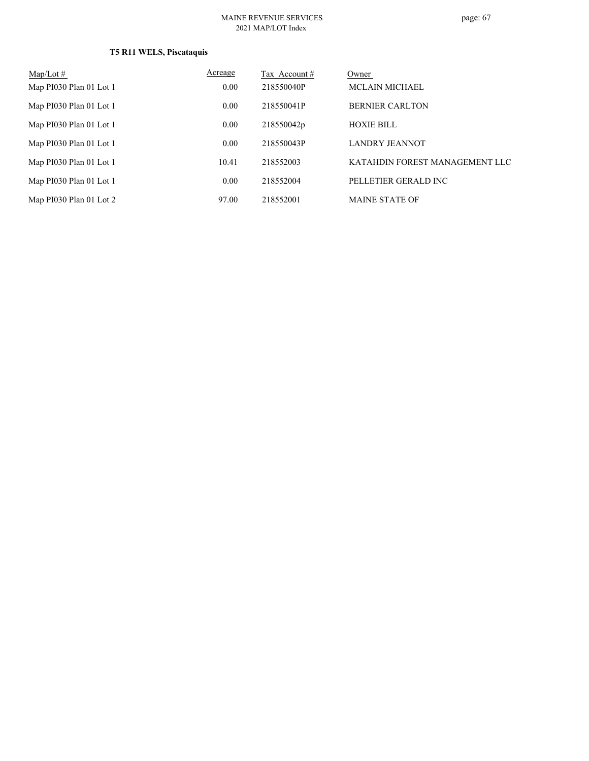**T5 R11 WELS, Piscataquis**

| Map/Lot # | Acreage | Tax Account # | Owner |
|---|---|---|---|
| Map PI030 Plan 01 Lot 1 | 0.00 | 218550040P | MCLAIN MICHAEL |
| Map PI030 Plan 01 Lot 1 | 0.00 | 218550041P | BERNIER CARLTON |
| Map PI030 Plan 01 Lot 1 | 0.00 | 218550042p | HOXIE BILL |
| Map PI030 Plan 01 Lot 1 | 0.00 | 218550043P | LANDRY JEANNOT |
| Map PI030 Plan 01 Lot 1 | 10.41 | 218552003 | KATAHDIN FOREST MANAGEMENT LLC |
| Map PI030 Plan 01 Lot 1 | 0.00 | 218552004 | PELLETIER GERALD INC |
| Map PI030 Plan 01 Lot 2 | 97.00 | 218552001 | MAINE STATE OF |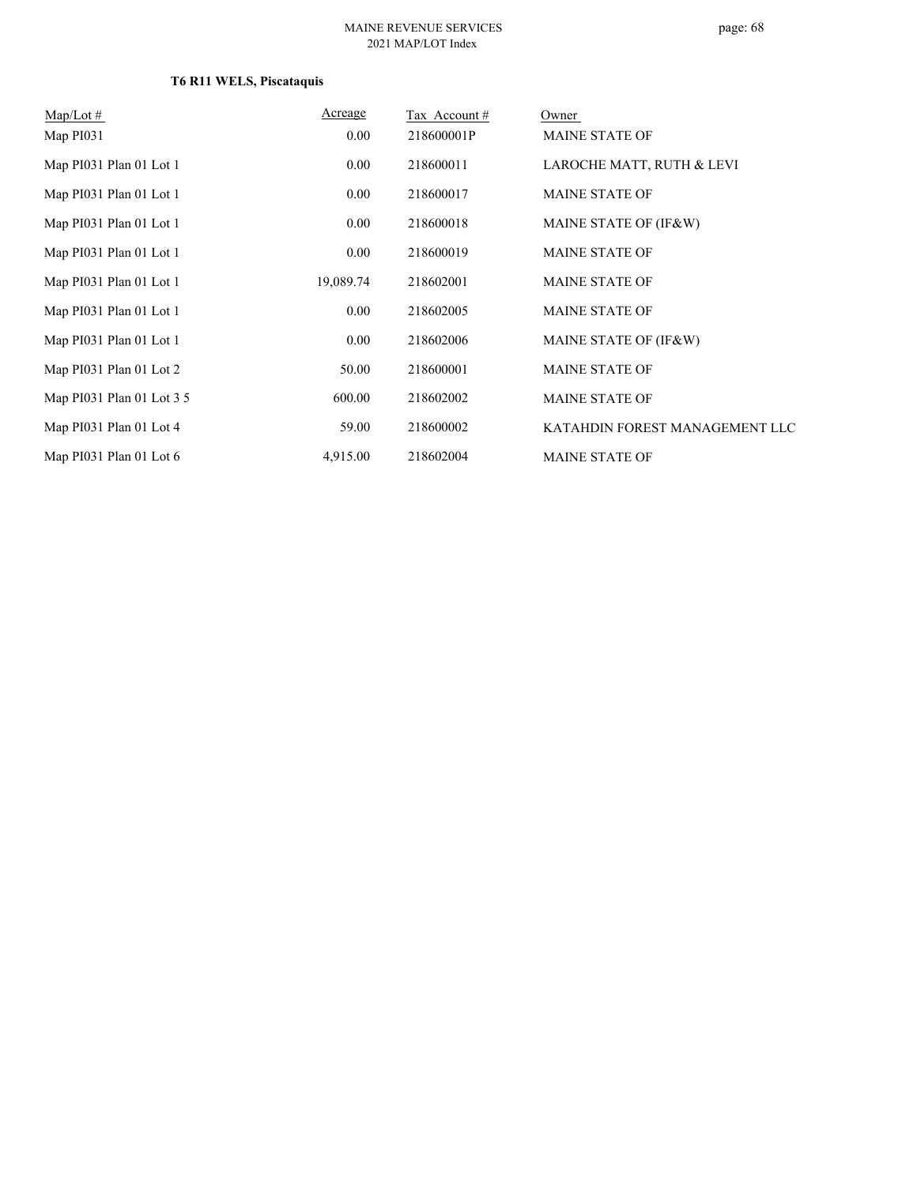**T6 R11 WELS, Piscataquis**

| Map/Lot # | Acreage | Tax Account # | Owner |
|---|---|---|---|
| Map PI031 | 0.00 | 218600001P | MAINE STATE OF |
| Map PI031 Plan 01 Lot 1 | 0.00 | 218600011 | LAROCHE MATT, RUTH & LEVI |
| Map PI031 Plan 01 Lot 1 | 0.00 | 218600017 | MAINE STATE OF |
| Map PI031 Plan 01 Lot 1 | 0.00 | 218600018 | MAINE STATE OF (IF&W) |
| Map PI031 Plan 01 Lot 1 | 0.00 | 218600019 | MAINE STATE OF |
| Map PI031 Plan 01 Lot 1 | 19,089.74 | 218602001 | MAINE STATE OF |
| Map PI031 Plan 01 Lot 1 | 0.00 | 218602005 | MAINE STATE OF |
| Map PI031 Plan 01 Lot 1 | 0.00 | 218602006 | MAINE STATE OF (IF&W) |
| Map PI031 Plan 01 Lot 2 | 50.00 | 218600001 | MAINE STATE OF |
| Map PI031 Plan 01 Lot 3 5 | 600.00 | 218602002 | MAINE STATE OF |
| Map PI031 Plan 01 Lot 4 | 59.00 | 218600002 | KATAHDIN FOREST MANAGEMENT LLC |
| Map PI031 Plan 01 Lot 6 | 4,915.00 | 218602004 | MAINE STATE OF |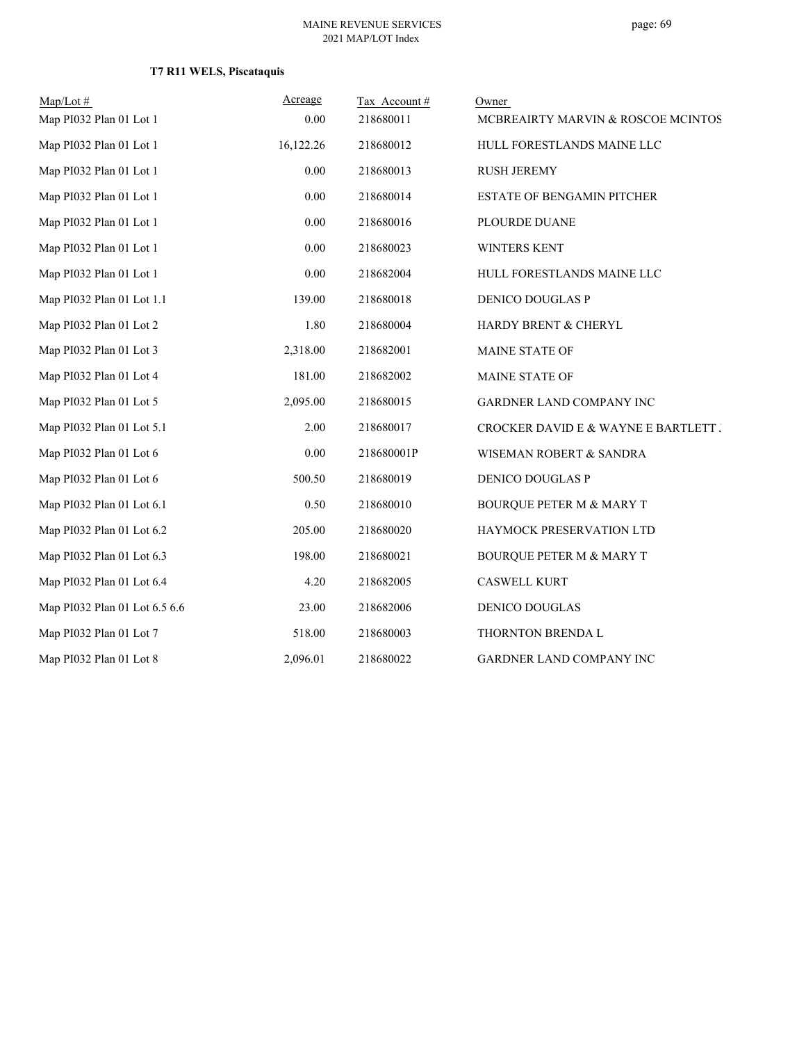**T7 R11 WELS, Piscataquis**

| Map/Lot # | Acreage | Tax Account # | Owner |
|---|---|---|---|
| Map PI032 Plan 01 Lot 1 | 0.00 | 218680011 | MCBREAIRTY MARVIN & ROSCOE MCINTOS |
| Map PI032 Plan 01 Lot 1 | 16,122.26 | 218680012 | HULL FORESTLANDS MAINE LLC |
| Map PI032 Plan 01 Lot 1 | 0.00 | 218680013 | RUSH JEREMY |
| Map PI032 Plan 01 Lot 1 | 0.00 | 218680014 | ESTATE OF BENGAMIN PITCHER |
| Map PI032 Plan 01 Lot 1 | 0.00 | 218680016 | PLOURDE DUANE |
| Map PI032 Plan 01 Lot 1 | 0.00 | 218680023 | WINTERS KENT |
| Map PI032 Plan 01 Lot 1 | 0.00 | 218682004 | HULL FORESTLANDS MAINE LLC |
| Map PI032 Plan 01 Lot 1.1 | 139.00 | 218680018 | DENICO DOUGLAS P |
| Map PI032 Plan 01 Lot 2 | 1.80 | 218680004 | HARDY BRENT & CHERYL |
| Map PI032 Plan 01 Lot 3 | 2,318.00 | 218682001 | MAINE STATE OF |
| Map PI032 Plan 01 Lot 4 | 181.00 | 218682002 | MAINE STATE OF |
| Map PI032 Plan 01 Lot 5 | 2,095.00 | 218680015 | GARDNER LAND COMPANY INC |
| Map PI032 Plan 01 Lot 5.1 | 2.00 | 218680017 | CROCKER DAVID E & WAYNE E BARTLETT . |
| Map PI032 Plan 01 Lot 6 | 0.00 | 218680001P | WISEMAN ROBERT & SANDRA |
| Map PI032 Plan 01 Lot 6 | 500.50 | 218680019 | DENICO DOUGLAS P |
| Map PI032 Plan 01 Lot 6.1 | 0.50 | 218680010 | BOURQUE PETER M & MARY T |
| Map PI032 Plan 01 Lot 6.2 | 205.00 | 218680020 | HAYMOCK PRESERVATION LTD |
| Map PI032 Plan 01 Lot 6.3 | 198.00 | 218680021 | BOURQUE PETER M & MARY T |
| Map PI032 Plan 01 Lot 6.4 | 4.20 | 218682005 | CASWELL KURT |
| Map PI032 Plan 01 Lot 6.5 6.6 | 23.00 | 218682006 | DENICO DOUGLAS |
| Map PI032 Plan 01 Lot 7 | 518.00 | 218680003 | THORNTON BRENDA L |
| Map PI032 Plan 01 Lot 8 | 2,096.01 | 218680022 | GARDNER LAND COMPANY INC |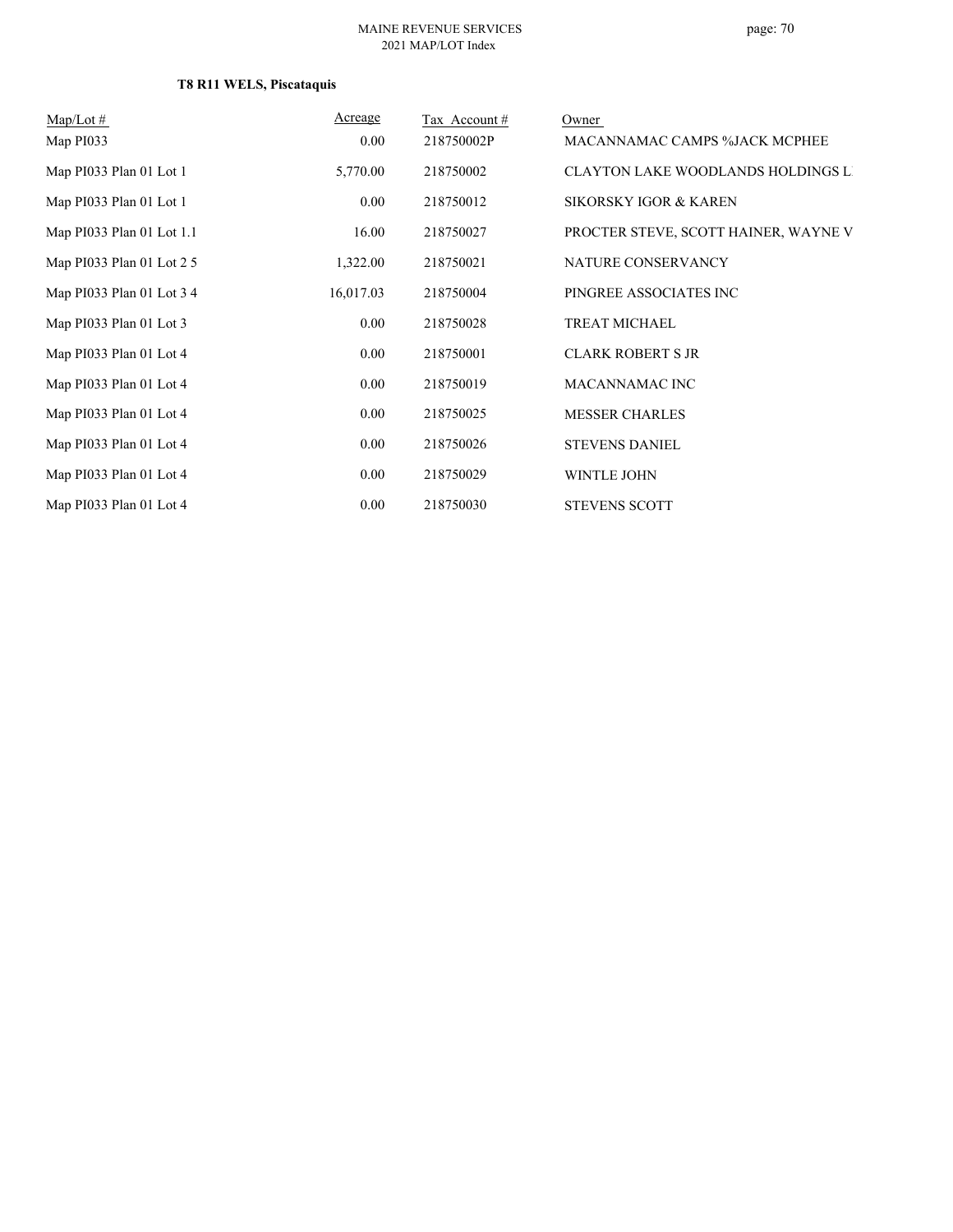**T8 R11 WELS, Piscataquis**

| Map/Lot # | Acreage | Tax Account # | Owner |
|---|---|---|---|
| Map PI033 | 0.00 | 218750002P | MACANNAMAC CAMPS %JACK MCPHEE |
| Map PI033 Plan 01 Lot 1 | 5,770.00 | 218750002 | CLAYTON LAKE WOODLANDS HOLDINGS L |
| Map PI033 Plan 01 Lot 1 | 0.00 | 218750012 | SIKORSKY IGOR & KAREN |
| Map PI033 Plan 01 Lot 1.1 | 16.00 | 218750027 | PROCTER STEVE, SCOTT HAINER, WAYNE V |
| Map PI033 Plan 01 Lot 2 5 | 1,322.00 | 218750021 | NATURE CONSERVANCY |
| Map PI033 Plan 01 Lot 3 4 | 16,017.03 | 218750004 | PINGREE ASSOCIATES INC |
| Map PI033 Plan 01 Lot 3 | 0.00 | 218750028 | TREAT MICHAEL |
| Map PI033 Plan 01 Lot 4 | 0.00 | 218750001 | CLARK ROBERT S JR |
| Map PI033 Plan 01 Lot 4 | 0.00 | 218750019 | MACANNAMAC INC |
| Map PI033 Plan 01 Lot 4 | 0.00 | 218750025 | MESSER CHARLES |
| Map PI033 Plan 01 Lot 4 | 0.00 | 218750026 | STEVENS DANIEL |
| Map PI033 Plan 01 Lot 4 | 0.00 | 218750029 | WINTLE JOHN |
| Map PI033 Plan 01 Lot 4 | 0.00 | 218750030 | STEVENS SCOTT |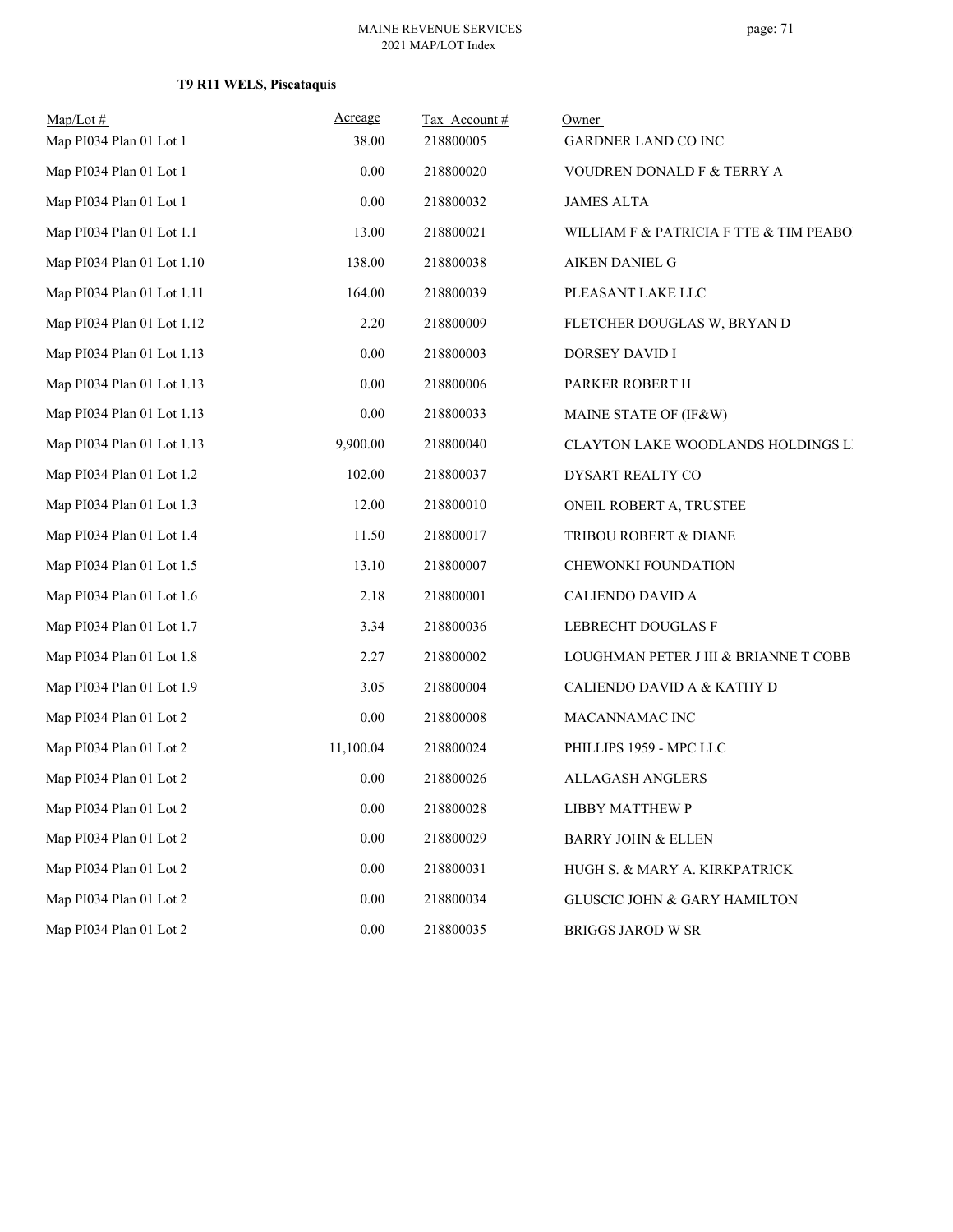**T9 R11 WELS, Piscataquis**

| Map/Lot # | Acreage | Tax Account # | Owner |
|---|---|---|---|
| Map PI034 Plan 01 Lot 1 | 38.00 | 218800005 | GARDNER LAND CO INC |
| Map PI034 Plan 01 Lot 1 | 0.00 | 218800020 | VOUDREN DONALD F & TERRY A |
| Map PI034 Plan 01 Lot 1 | 0.00 | 218800032 | JAMES ALTA |
| Map PI034 Plan 01 Lot 1.1 | 13.00 | 218800021 | WILLIAM F & PATRICIA F TTE & TIM PEABO |
| Map PI034 Plan 01 Lot 1.10 | 138.00 | 218800038 | AIKEN DANIEL G |
| Map PI034 Plan 01 Lot 1.11 | 164.00 | 218800039 | PLEASANT LAKE LLC |
| Map PI034 Plan 01 Lot 1.12 | 2.20 | 218800009 | FLETCHER DOUGLAS W, BRYAN D |
| Map PI034 Plan 01 Lot 1.13 | 0.00 | 218800003 | DORSEY DAVID I |
| Map PI034 Plan 01 Lot 1.13 | 0.00 | 218800006 | PARKER ROBERT H |
| Map PI034 Plan 01 Lot 1.13 | 0.00 | 218800033 | MAINE STATE OF (IF&W) |
| Map PI034 Plan 01 Lot 1.13 | 9,900.00 | 218800040 | CLAYTON LAKE WOODLANDS HOLDINGS L |
| Map PI034 Plan 01 Lot 1.2 | 102.00 | 218800037 | DYSART REALTY CO |
| Map PI034 Plan 01 Lot 1.3 | 12.00 | 218800010 | ONEIL ROBERT A, TRUSTEE |
| Map PI034 Plan 01 Lot 1.4 | 11.50 | 218800017 | TRIBOU ROBERT & DIANE |
| Map PI034 Plan 01 Lot 1.5 | 13.10 | 218800007 | CHEWONKI FOUNDATION |
| Map PI034 Plan 01 Lot 1.6 | 2.18 | 218800001 | CALIENDO DAVID A |
| Map PI034 Plan 01 Lot 1.7 | 3.34 | 218800036 | LEBRECHT DOUGLAS F |
| Map PI034 Plan 01 Lot 1.8 | 2.27 | 218800002 | LOUGHMAN PETER J III & BRIANNE T COBB |
| Map PI034 Plan 01 Lot 1.9 | 3.05 | 218800004 | CALIENDO DAVID A & KATHY D |
| Map PI034 Plan 01 Lot 2 | 0.00 | 218800008 | MACANNAMAC INC |
| Map PI034 Plan 01 Lot 2 | 11,100.04 | 218800024 | PHILLIPS 1959 - MPC LLC |
| Map PI034 Plan 01 Lot 2 | 0.00 | 218800026 | ALLAGASH ANGLERS |
| Map PI034 Plan 01 Lot 2 | 0.00 | 218800028 | LIBBY MATTHEW P |
| Map PI034 Plan 01 Lot 2 | 0.00 | 218800029 | BARRY JOHN & ELLEN |
| Map PI034 Plan 01 Lot 2 | 0.00 | 218800031 | HUGH S. & MARY A. KIRKPATRICK |
| Map PI034 Plan 01 Lot 2 | 0.00 | 218800034 | GLUSCIC JOHN & GARY HAMILTON |
| Map PI034 Plan 01 Lot 2 | 0.00 | 218800035 | BRIGGS JAROD W SR |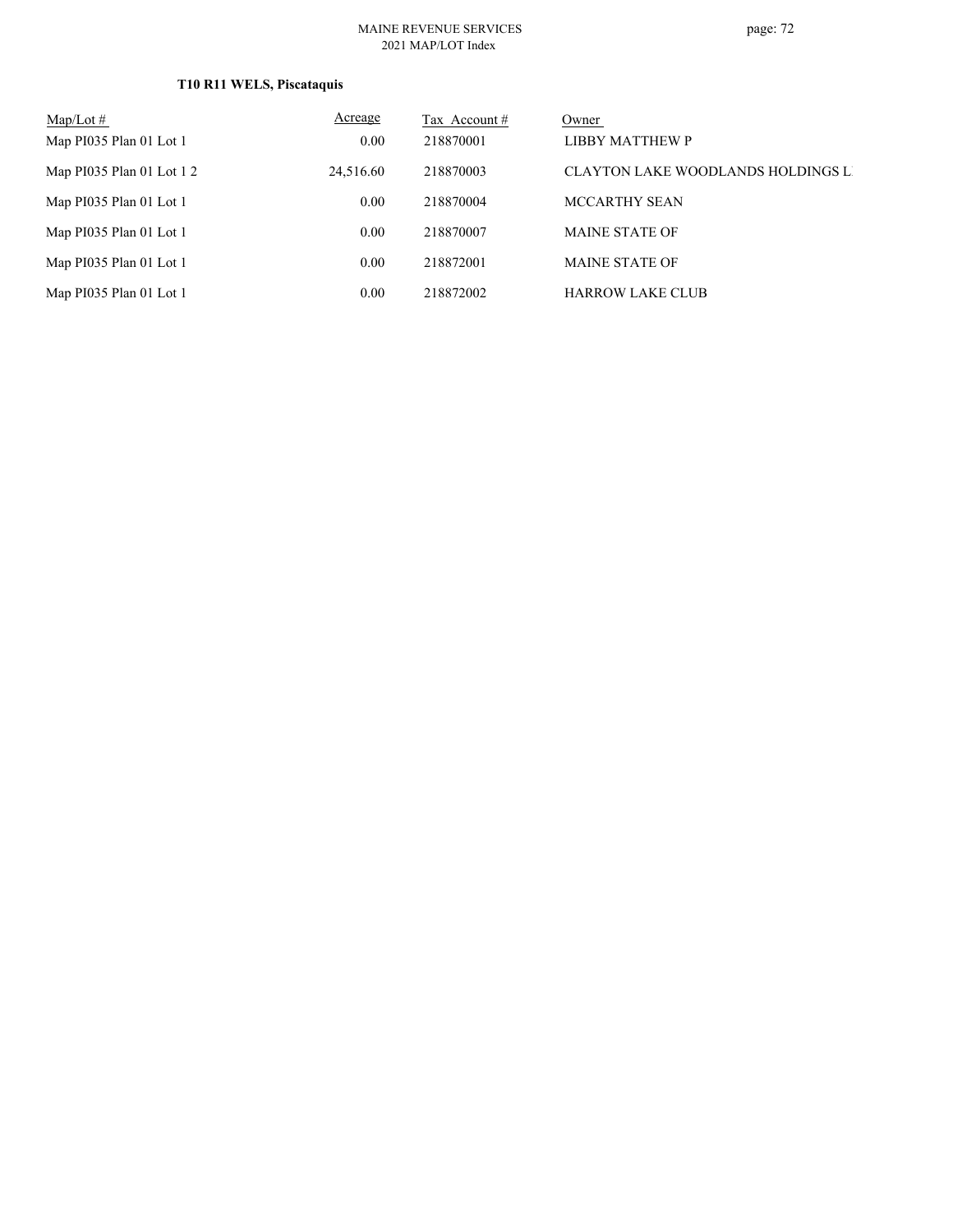**T10 R11 WELS, Piscataquis**

| Map/Lot # | Acreage | Tax Account # | Owner |
|---|---|---|---|
| Map PI035 Plan 01 Lot 1 | 0.00 | 218870001 | LIBBY MATTHEW P |
| Map PI035 Plan 01 Lot 1 2 | 24,516.60 | 218870003 | CLAYTON LAKE WOODLANDS HOLDINGS L |
| Map PI035 Plan 01 Lot 1 | 0.00 | 218870004 | MCCARTHY SEAN |
| Map PI035 Plan 01 Lot 1 | 0.00 | 218870007 | MAINE STATE OF |
| Map PI035 Plan 01 Lot 1 | 0.00 | 218872001 | MAINE STATE OF |
| Map PI035 Plan 01 Lot 1 | 0.00 | 218872002 | HARROW LAKE CLUB |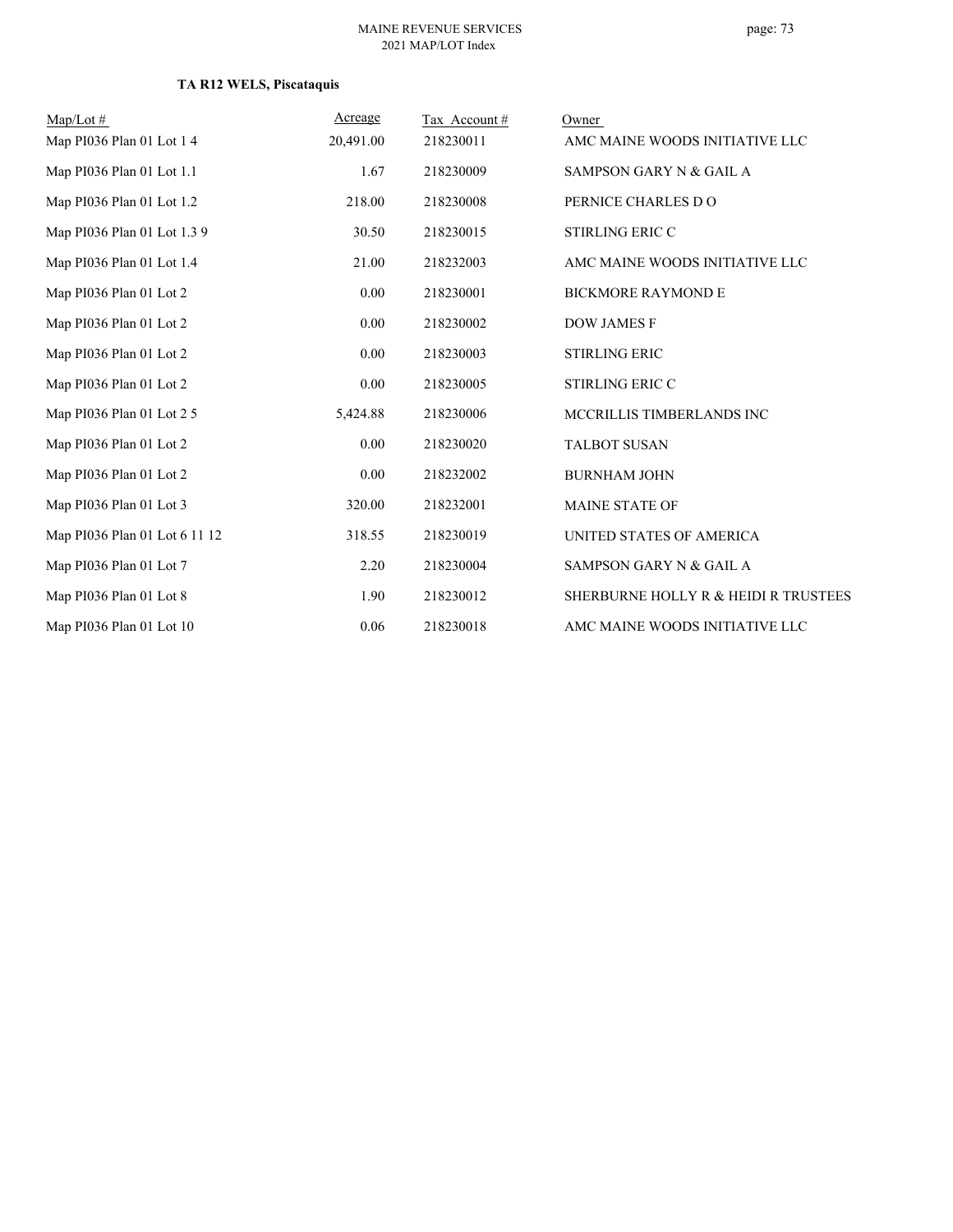**TA R12 WELS, Piscataquis**

| Map/Lot # | Acreage | Tax Account # | Owner |
|---|---|---|---|
| Map PI036 Plan 01 Lot 1 4 | 20,491.00 | 218230011 | AMC MAINE WOODS INITIATIVE LLC |
| Map PI036 Plan 01 Lot 1.1 | 1.67 | 218230009 | SAMPSON GARY N & GAIL A |
| Map PI036 Plan 01 Lot 1.2 | 218.00 | 218230008 | PERNICE CHARLES D O |
| Map PI036 Plan 01 Lot 1.3 9 | 30.50 | 218230015 | STIRLING ERIC C |
| Map PI036 Plan 01 Lot 1.4 | 21.00 | 218232003 | AMC MAINE WOODS INITIATIVE LLC |
| Map PI036 Plan 01 Lot 2 | 0.00 | 218230001 | BICKMORE RAYMOND E |
| Map PI036 Plan 01 Lot 2 | 0.00 | 218230002 | DOW JAMES F |
| Map PI036 Plan 01 Lot 2 | 0.00 | 218230003 | STIRLING ERIC |
| Map PI036 Plan 01 Lot 2 | 0.00 | 218230005 | STIRLING ERIC C |
| Map PI036 Plan 01 Lot 2 5 | 5,424.88 | 218230006 | MCCRILLIS TIMBERLANDS INC |
| Map PI036 Plan 01 Lot 2 | 0.00 | 218230020 | TALBOT SUSAN |
| Map PI036 Plan 01 Lot 2 | 0.00 | 218232002 | BURNHAM JOHN |
| Map PI036 Plan 01 Lot 3 | 320.00 | 218232001 | MAINE STATE OF |
| Map PI036 Plan 01 Lot 6 11 12 | 318.55 | 218230019 | UNITED STATES OF AMERICA |
| Map PI036 Plan 01 Lot 7 | 2.20 | 218230004 | SAMPSON GARY N & GAIL A |
| Map PI036 Plan 01 Lot 8 | 1.90 | 218230012 | SHERBURNE HOLLY R & HEIDI R TRUSTEES |
| Map PI036 Plan 01 Lot 10 | 0.06 | 218230018 | AMC MAINE WOODS INITIATIVE LLC |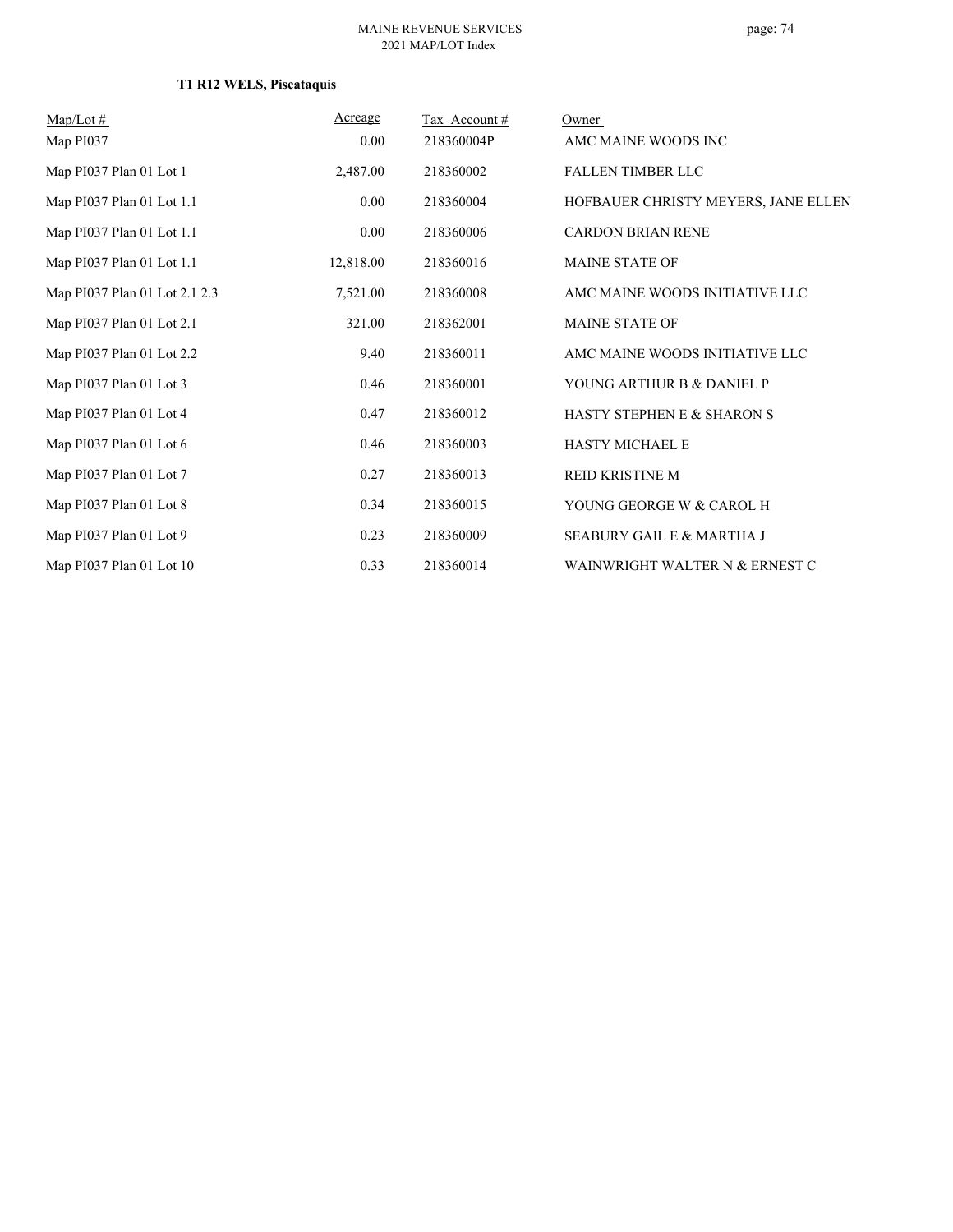### T1 R12 WELS, Piscataquis

| Map/Lot # | Acreage | Tax Account # | Owner |
|---|---|---|---|
| Map PI037 | 0.00 | 218360004P | AMC MAINE WOODS INC |
| Map PI037 Plan 01 Lot 1 | 2,487.00 | 218360002 | FALLEN TIMBER LLC |
| Map PI037 Plan 01 Lot 1.1 | 0.00 | 218360004 | HOFBAUER CHRISTY MEYERS, JANE ELLEN |
| Map PI037 Plan 01 Lot 1.1 | 0.00 | 218360006 | CARDON BRIAN RENE |
| Map PI037 Plan 01 Lot 1.1 | 12,818.00 | 218360016 | MAINE STATE OF |
| Map PI037 Plan 01 Lot 2.1 2.3 | 7,521.00 | 218360008 | AMC MAINE WOODS INITIATIVE LLC |
| Map PI037 Plan 01 Lot 2.1 | 321.00 | 218362001 | MAINE STATE OF |
| Map PI037 Plan 01 Lot 2.2 | 9.40 | 218360011 | AMC MAINE WOODS INITIATIVE LLC |
| Map PI037 Plan 01 Lot 3 | 0.46 | 218360001 | YOUNG ARTHUR B & DANIEL P |
| Map PI037 Plan 01 Lot 4 | 0.47 | 218360012 | HASTY STEPHEN E & SHARON S |
| Map PI037 Plan 01 Lot 6 | 0.46 | 218360003 | HASTY MICHAEL E |
| Map PI037 Plan 01 Lot 7 | 0.27 | 218360013 | REID KRISTINE M |
| Map PI037 Plan 01 Lot 8 | 0.34 | 218360015 | YOUNG GEORGE W & CAROL H |
| Map PI037 Plan 01 Lot 9 | 0.23 | 218360009 | SEABURY GAIL E & MARTHA J |
| Map PI037 Plan 01 Lot 10 | 0.33 | 218360014 | WAINWRIGHT WALTER N & ERNEST C |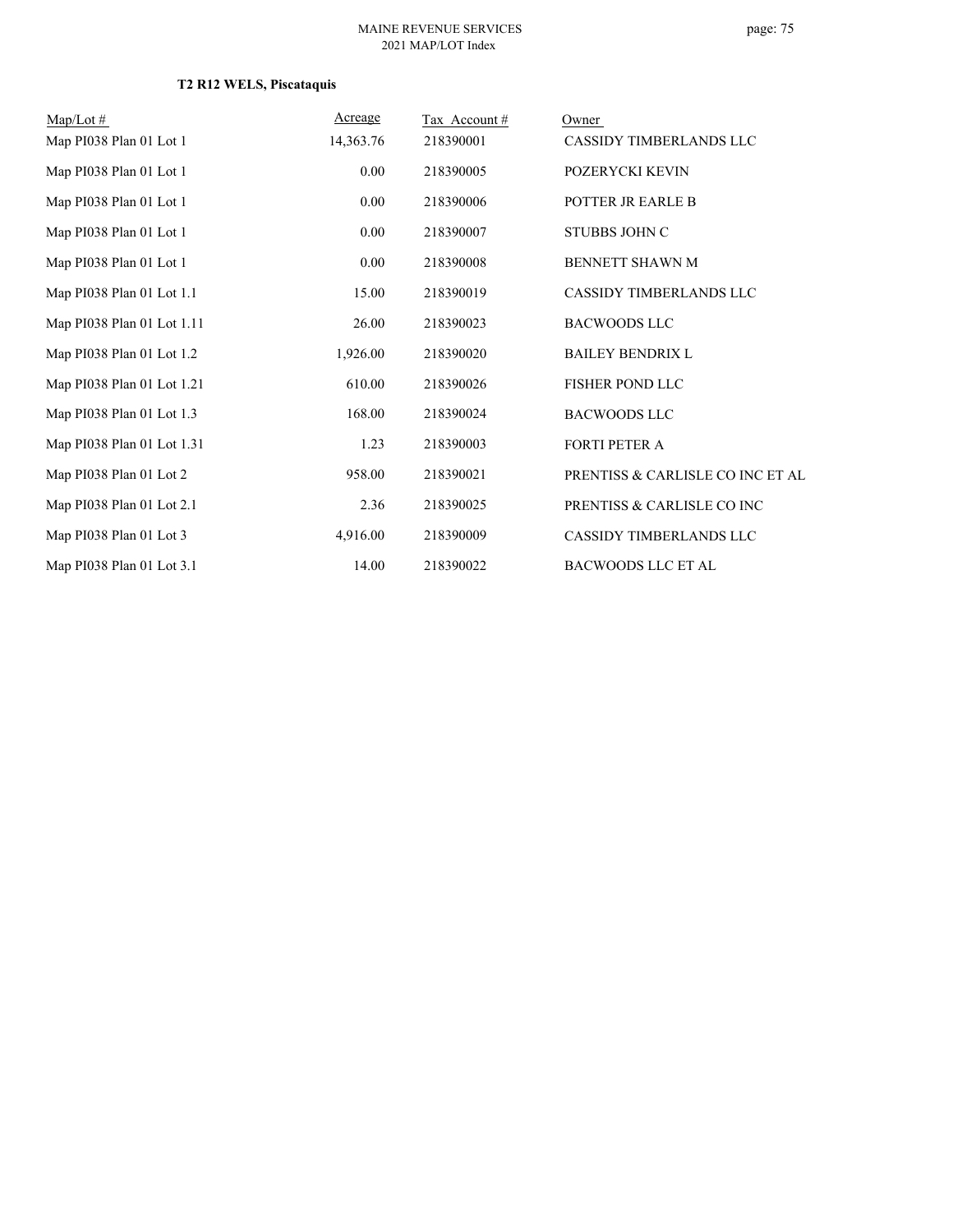**T2 R12 WELS, Piscataquis**

| Map/Lot # | Acreage | Tax Account # | Owner |
|---|---|---|---|
| Map PI038 Plan 01 Lot 1 | 14,363.76 | 218390001 | CASSIDY TIMBERLANDS LLC |
| Map PI038 Plan 01 Lot 1 | 0.00 | 218390005 | POZERYCKI KEVIN |
| Map PI038 Plan 01 Lot 1 | 0.00 | 218390006 | POTTER JR EARLE B |
| Map PI038 Plan 01 Lot 1 | 0.00 | 218390007 | STUBBS JOHN C |
| Map PI038 Plan 01 Lot 1 | 0.00 | 218390008 | BENNETT SHAWN M |
| Map PI038 Plan 01 Lot 1.1 | 15.00 | 218390019 | CASSIDY TIMBERLANDS LLC |
| Map PI038 Plan 01 Lot 1.11 | 26.00 | 218390023 | BACWOODS LLC |
| Map PI038 Plan 01 Lot 1.2 | 1,926.00 | 218390020 | BAILEY BENDRIX L |
| Map PI038 Plan 01 Lot 1.21 | 610.00 | 218390026 | FISHER POND LLC |
| Map PI038 Plan 01 Lot 1.3 | 168.00 | 218390024 | BACWOODS LLC |
| Map PI038 Plan 01 Lot 1.31 | 1.23 | 218390003 | FORTI PETER A |
| Map PI038 Plan 01 Lot 2 | 958.00 | 218390021 | PRENTISS & CARLISLE CO INC ET AL |
| Map PI038 Plan 01 Lot 2.1 | 2.36 | 218390025 | PRENTISS & CARLISLE CO INC |
| Map PI038 Plan 01 Lot 3 | 4,916.00 | 218390009 | CASSIDY TIMBERLANDS LLC |
| Map PI038 Plan 01 Lot 3.1 | 14.00 | 218390022 | BACWOODS LLC ET AL |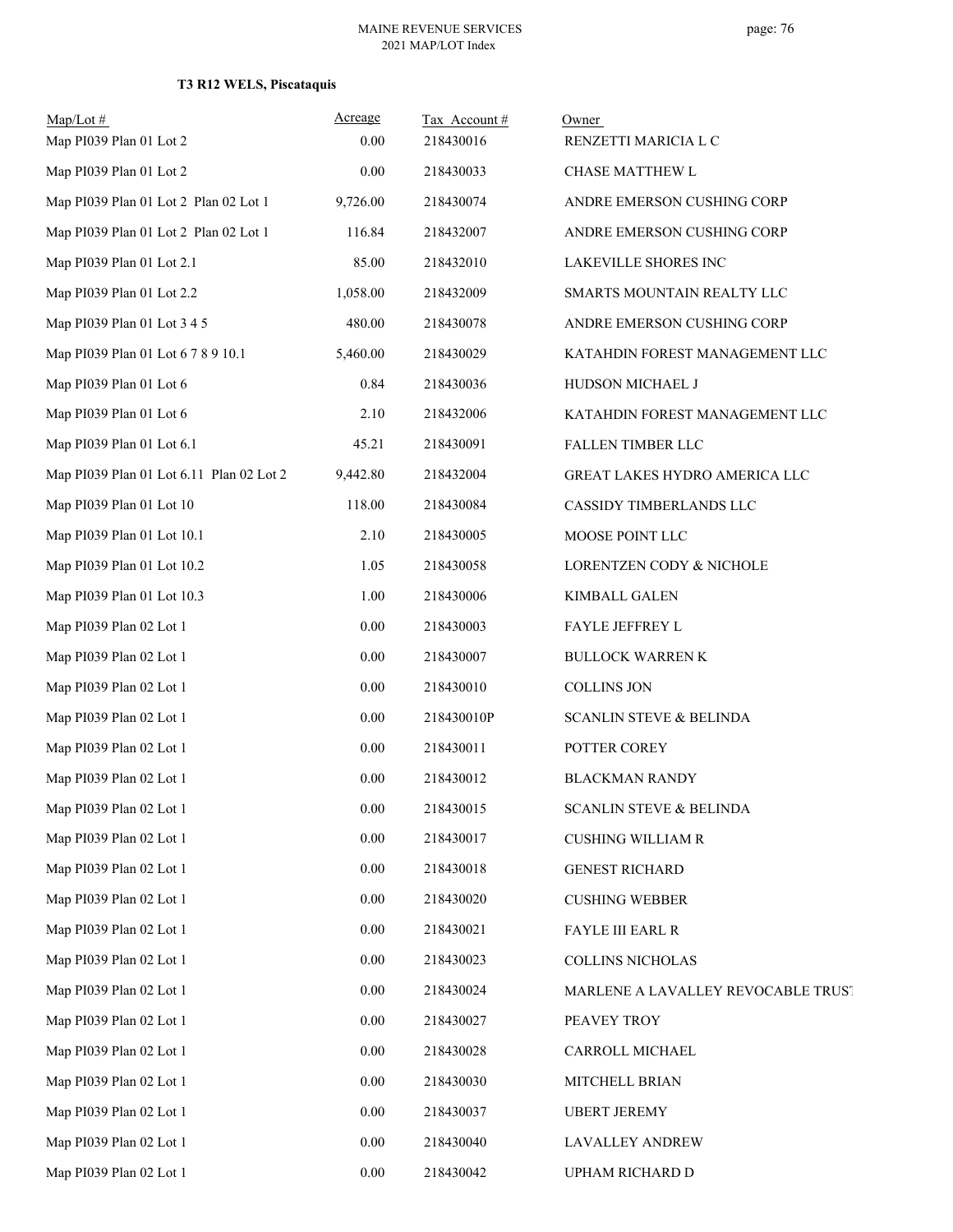**T3 R12 WELS, Piscataquis**

| Map/Lot # | Acreage | Tax Account # | Owner |
|---|---|---|---|
| Map PI039 Plan 01 Lot 2 | 0.00 | 218430016 | RENZETTI MARICIA L C |
| Map PI039 Plan 01 Lot 2 | 0.00 | 218430033 | CHASE MATTHEW L |
| Map PI039 Plan 01 Lot 2 Plan 02 Lot 1 | 9,726.00 | 218430074 | ANDRE EMERSON CUSHING CORP |
| Map PI039 Plan 01 Lot 2 Plan 02 Lot 1 | 116.84 | 218432007 | ANDRE EMERSON CUSHING CORP |
| Map PI039 Plan 01 Lot 2.1 | 85.00 | 218432010 | LAKEVILLE SHORES INC |
| Map PI039 Plan 01 Lot 2.2 | 1,058.00 | 218432009 | SMARTS MOUNTAIN REALTY LLC |
| Map PI039 Plan 01 Lot 3 4 5 | 480.00 | 218430078 | ANDRE EMERSON CUSHING CORP |
| Map PI039 Plan 01 Lot 6 7 8 9 10.1 | 5,460.00 | 218430029 | KATAHDIN FOREST MANAGEMENT LLC |
| Map PI039 Plan 01 Lot 6 | 0.84 | 218430036 | HUDSON MICHAEL J |
| Map PI039 Plan 01 Lot 6 | 2.10 | 218432006 | KATAHDIN FOREST MANAGEMENT LLC |
| Map PI039 Plan 01 Lot 6.1 | 45.21 | 218430091 | FALLEN TIMBER LLC |
| Map PI039 Plan 01 Lot 6.11 Plan 02 Lot 2 | 9,442.80 | 218432004 | GREAT LAKES HYDRO AMERICA LLC |
| Map PI039 Plan 01 Lot 10 | 118.00 | 218430084 | CASSIDY TIMBERLANDS LLC |
| Map PI039 Plan 01 Lot 10.1 | 2.10 | 218430005 | MOOSE POINT LLC |
| Map PI039 Plan 01 Lot 10.2 | 1.05 | 218430058 | LORENTZEN CODY & NICHOLE |
| Map PI039 Plan 01 Lot 10.3 | 1.00 | 218430006 | KIMBALL GALEN |
| Map PI039 Plan 02 Lot 1 | 0.00 | 218430003 | FAYLE JEFFREY L |
| Map PI039 Plan 02 Lot 1 | 0.00 | 218430007 | BULLOCK WARREN K |
| Map PI039 Plan 02 Lot 1 | 0.00 | 218430010 | COLLINS JON |
| Map PI039 Plan 02 Lot 1 | 0.00 | 218430010P | SCANLIN STEVE & BELINDA |
| Map PI039 Plan 02 Lot 1 | 0.00 | 218430011 | POTTER COREY |
| Map PI039 Plan 02 Lot 1 | 0.00 | 218430012 | BLACKMAN RANDY |
| Map PI039 Plan 02 Lot 1 | 0.00 | 218430015 | SCANLIN STEVE & BELINDA |
| Map PI039 Plan 02 Lot 1 | 0.00 | 218430017 | CUSHING WILLIAM R |
| Map PI039 Plan 02 Lot 1 | 0.00 | 218430018 | GENEST RICHARD |
| Map PI039 Plan 02 Lot 1 | 0.00 | 218430020 | CUSHING WEBBER |
| Map PI039 Plan 02 Lot 1 | 0.00 | 218430021 | FAYLE III EARL R |
| Map PI039 Plan 02 Lot 1 | 0.00 | 218430023 | COLLINS NICHOLAS |
| Map PI039 Plan 02 Lot 1 | 0.00 | 218430024 | MARLENE A LAVALLEY REVOCABLE TRUST |
| Map PI039 Plan 02 Lot 1 | 0.00 | 218430027 | PEAVEY TROY |
| Map PI039 Plan 02 Lot 1 | 0.00 | 218430028 | CARROLL MICHAEL |
| Map PI039 Plan 02 Lot 1 | 0.00 | 218430030 | MITCHELL BRIAN |
| Map PI039 Plan 02 Lot 1 | 0.00 | 218430037 | UBERT JEREMY |
| Map PI039 Plan 02 Lot 1 | 0.00 | 218430040 | LAVALLEY ANDREW |
| Map PI039 Plan 02 Lot 1 | 0.00 | 218430042 | UPHAM RICHARD D |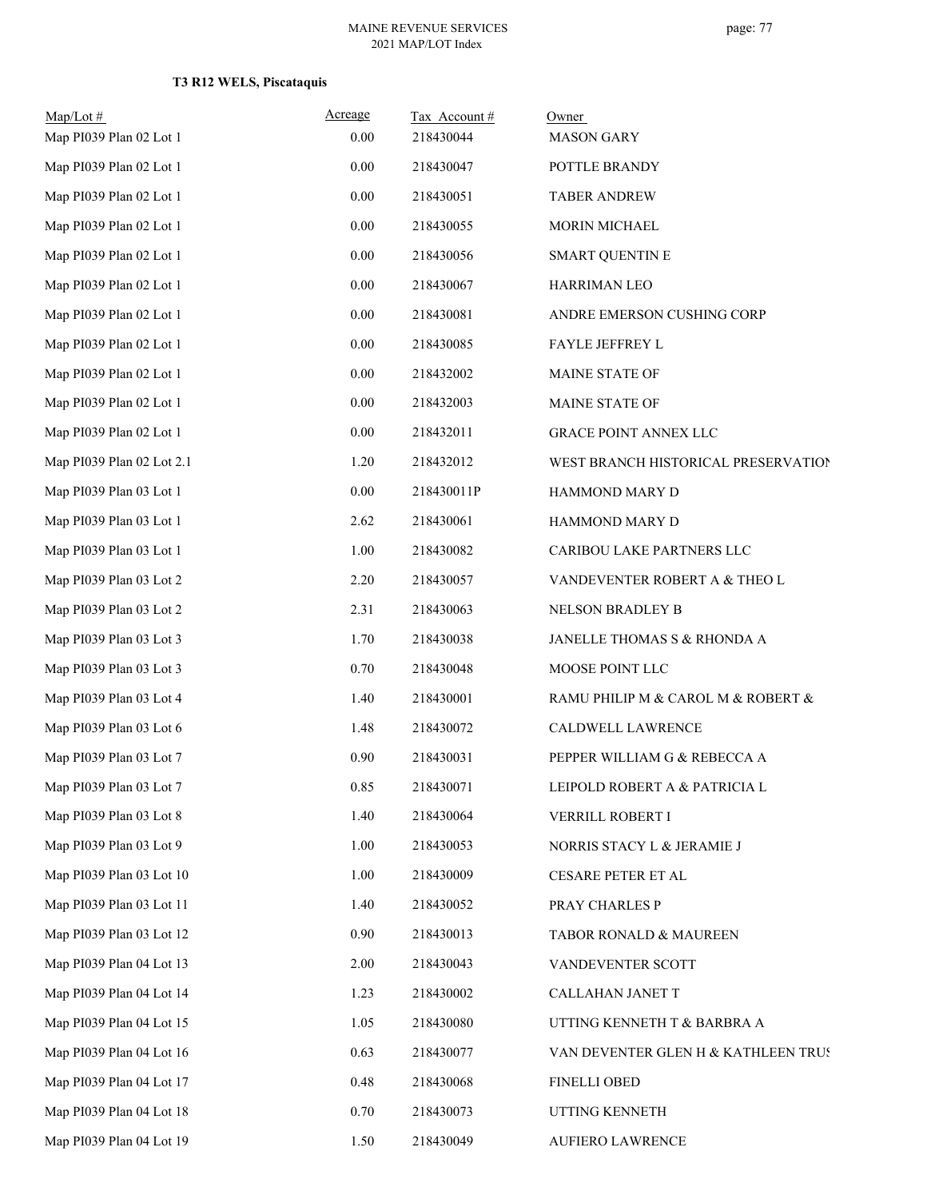**T3 R12 WELS, Piscataquis**

| Map/Lot # | Acreage | Tax Account # | Owner |
|---|---|---|---|
| Map PI039 Plan 02 Lot 1 | 0.00 | 218430044 | MASON GARY |
| Map PI039 Plan 02 Lot 1 | 0.00 | 218430047 | POTTLE BRANDY |
| Map PI039 Plan 02 Lot 1 | 0.00 | 218430051 | TABER ANDREW |
| Map PI039 Plan 02 Lot 1 | 0.00 | 218430055 | MORIN MICHAEL |
| Map PI039 Plan 02 Lot 1 | 0.00 | 218430056 | SMART QUENTIN E |
| Map PI039 Plan 02 Lot 1 | 0.00 | 218430067 | HARRIMAN LEO |
| Map PI039 Plan 02 Lot 1 | 0.00 | 218430081 | ANDRE EMERSON CUSHING CORP |
| Map PI039 Plan 02 Lot 1 | 0.00 | 218430085 | FAYLE JEFFREY L |
| Map PI039 Plan 02 Lot 1 | 0.00 | 218432002 | MAINE STATE OF |
| Map PI039 Plan 02 Lot 1 | 0.00 | 218432003 | MAINE STATE OF |
| Map PI039 Plan 02 Lot 1 | 0.00 | 218432011 | GRACE POINT ANNEX LLC |
| Map PI039 Plan 02 Lot 2.1 | 1.20 | 218432012 | WEST BRANCH HISTORICAL PRESERVATION |
| Map PI039 Plan 03 Lot 1 | 0.00 | 218430011P | HAMMOND MARY D |
| Map PI039 Plan 03 Lot 1 | 2.62 | 218430061 | HAMMOND MARY D |
| Map PI039 Plan 03 Lot 1 | 1.00 | 218430082 | CARIBOU LAKE PARTNERS LLC |
| Map PI039 Plan 03 Lot 2 | 2.20 | 218430057 | VANDEVENTER ROBERT A & THEO L |
| Map PI039 Plan 03 Lot 2 | 2.31 | 218430063 | NELSON BRADLEY B |
| Map PI039 Plan 03 Lot 3 | 1.70 | 218430038 | JANELLE THOMAS S & RHONDA A |
| Map PI039 Plan 03 Lot 3 | 0.70 | 218430048 | MOOSE POINT LLC |
| Map PI039 Plan 03 Lot 4 | 1.40 | 218430001 | RAMU PHILIP M & CAROL M & ROBERT & |
| Map PI039 Plan 03 Lot 6 | 1.48 | 218430072 | CALDWELL LAWRENCE |
| Map PI039 Plan 03 Lot 7 | 0.90 | 218430031 | PEPPER WILLIAM G & REBECCA A |
| Map PI039 Plan 03 Lot 7 | 0.85 | 218430071 | LEIPOLD ROBERT A & PATRICIA L |
| Map PI039 Plan 03 Lot 8 | 1.40 | 218430064 | VERRILL ROBERT I |
| Map PI039 Plan 03 Lot 9 | 1.00 | 218430053 | NORRIS STACY L & JERAMIE J |
| Map PI039 Plan 03 Lot 10 | 1.00 | 218430009 | CESARE PETER ET AL |
| Map PI039 Plan 03 Lot 11 | 1.40 | 218430052 | PRAY CHARLES P |
| Map PI039 Plan 03 Lot 12 | 0.90 | 218430013 | TABOR RONALD & MAUREEN |
| Map PI039 Plan 04 Lot 13 | 2.00 | 218430043 | VANDEVENTER SCOTT |
| Map PI039 Plan 04 Lot 14 | 1.23 | 218430002 | CALLAHAN JANET T |
| Map PI039 Plan 04 Lot 15 | 1.05 | 218430080 | UTTING KENNETH T & BARBRA A |
| Map PI039 Plan 04 Lot 16 | 0.63 | 218430077 | VAN DEVENTER GLEN H & KATHLEEN TRUS |
| Map PI039 Plan 04 Lot 17 | 0.48 | 218430068 | FINELLI OBED |
| Map PI039 Plan 04 Lot 18 | 0.70 | 218430073 | UTTING KENNETH |
| Map PI039 Plan 04 Lot 19 | 1.50 | 218430049 | AUFIERO LAWRENCE |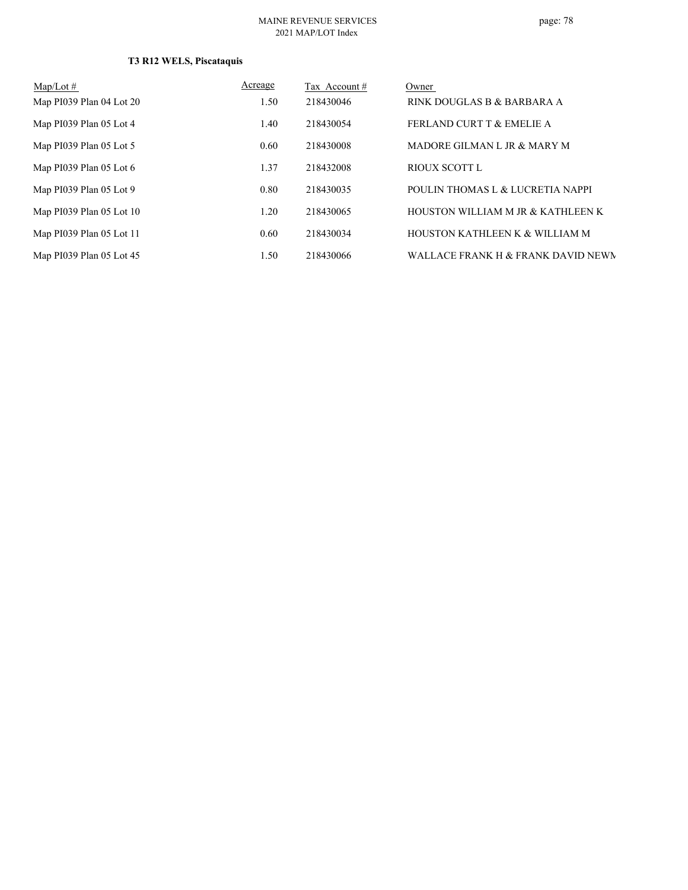**T3 R12 WELS, Piscataquis**

| Map/Lot # | Acreage | Tax Account # | Owner |
|---|---|---|---|
| Map PI039 Plan 04 Lot 20 | 1.50 | 218430046 | RINK DOUGLAS B & BARBARA A |
| Map PI039 Plan 05 Lot 4 | 1.40 | 218430054 | FERLAND CURT T & EMELIE A |
| Map PI039 Plan 05 Lot 5 | 0.60 | 218430008 | MADORE GILMAN L JR & MARY M |
| Map PI039 Plan 05 Lot 6 | 1.37 | 218432008 | RIOUX SCOTT L |
| Map PI039 Plan 05 Lot 9 | 0.80 | 218430035 | POULIN THOMAS L & LUCRETIA NAPPI |
| Map PI039 Plan 05 Lot 10 | 1.20 | 218430065 | HOUSTON WILLIAM M JR & KATHLEEN K |
| Map PI039 Plan 05 Lot 11 | 0.60 | 218430034 | HOUSTON KATHLEEN K & WILLIAM M |
| Map PI039 Plan 05 Lot 45 | 1.50 | 218430066 | WALLACE FRANK H & FRANK DAVID NEWM |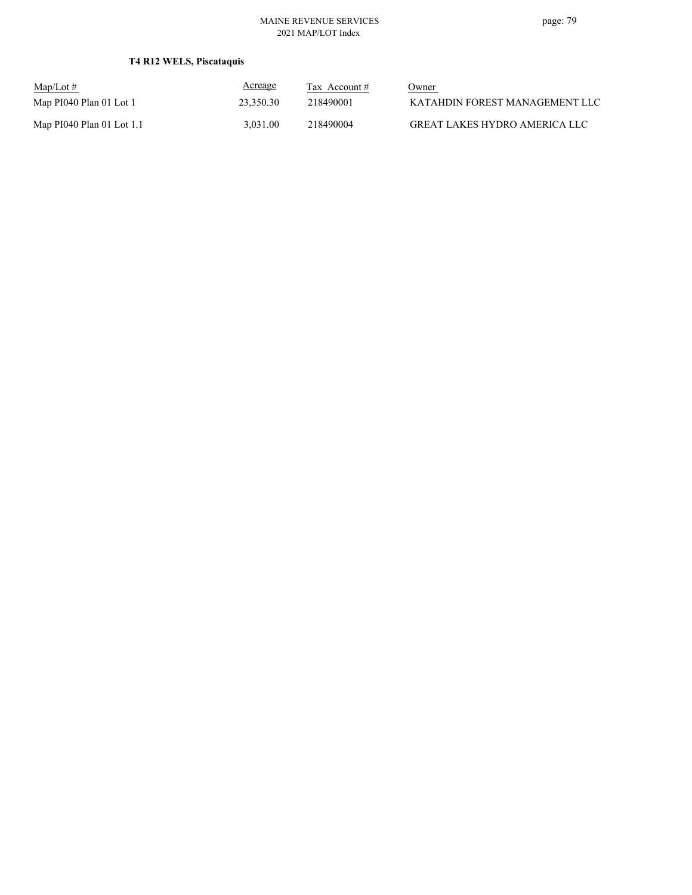**T4 R12 WELS, Piscataquis**

| Map/Lot # | Acreage | Tax Account # | Owner |
|---|---|---|---|
| Map PI040 Plan 01 Lot 1 | 23,350.30 | 218490001 | KATAHDIN FOREST MANAGEMENT LLC |
| Map PI040 Plan 01 Lot 1.1 | 3,031.00 | 218490004 | GREAT LAKES HYDRO AMERICA LLC |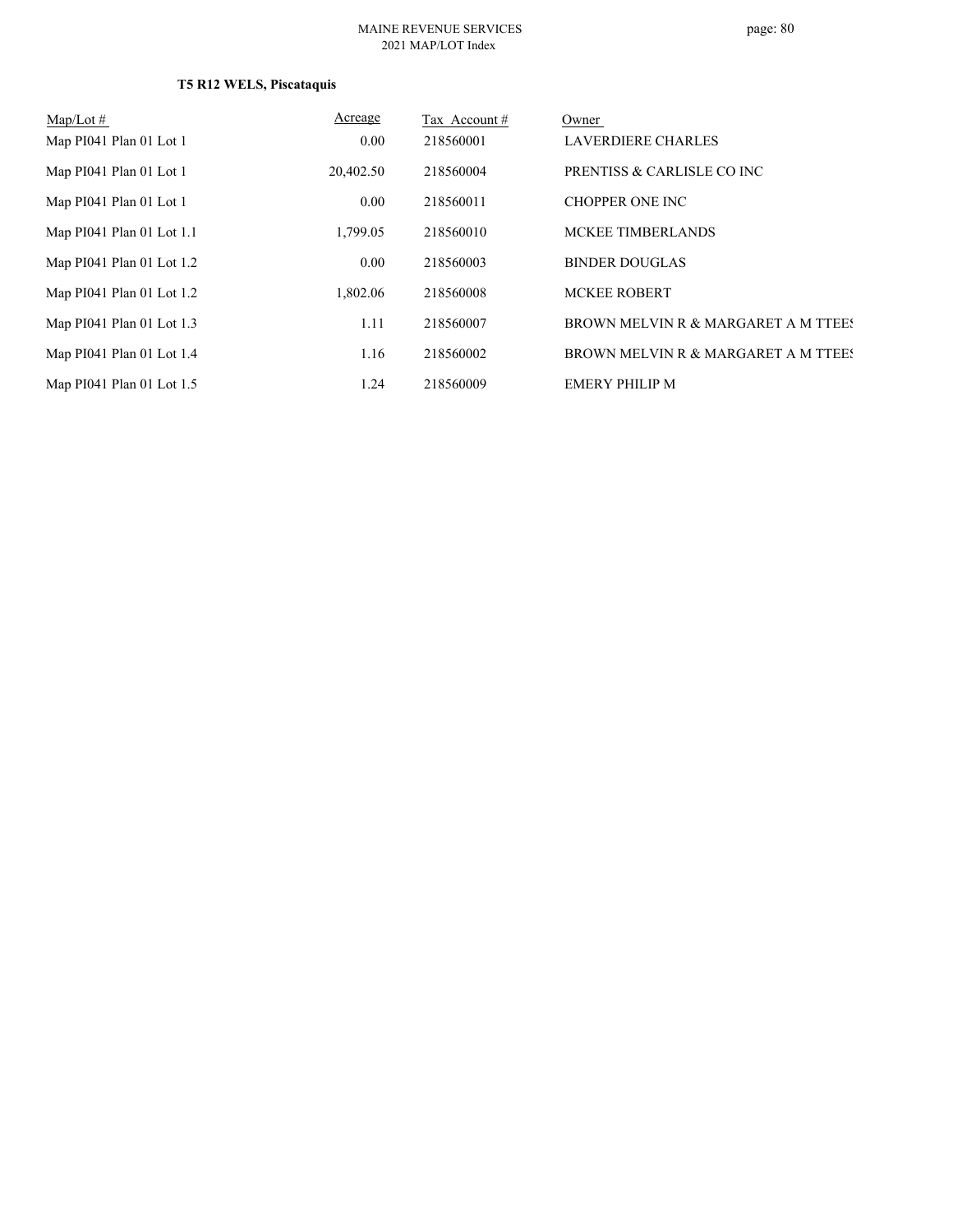### T5 R12 WELS, Piscataquis

| Map/Lot # | Acreage | Tax Account # | Owner |
|---|---|---|---|
| Map PI041 Plan 01 Lot 1 | 0.00 | 218560001 | LAVERDIERE CHARLES |
| Map PI041 Plan 01 Lot 1 | 20,402.50 | 218560004 | PRENTISS & CARLISLE CO INC |
| Map PI041 Plan 01 Lot 1 | 0.00 | 218560011 | CHOPPER ONE INC |
| Map PI041 Plan 01 Lot 1.1 | 1,799.05 | 218560010 | MCKEE TIMBERLANDS |
| Map PI041 Plan 01 Lot 1.2 | 0.00 | 218560003 | BINDER DOUGLAS |
| Map PI041 Plan 01 Lot 1.2 | 1,802.06 | 218560008 | MCKEE ROBERT |
| Map PI041 Plan 01 Lot 1.3 | 1.11 | 218560007 | BROWN MELVIN R & MARGARET A M TTEES |
| Map PI041 Plan 01 Lot 1.4 | 1.16 | 218560002 | BROWN MELVIN R & MARGARET A M TTEES |
| Map PI041 Plan 01 Lot 1.5 | 1.24 | 218560009 | EMERY PHILIP M |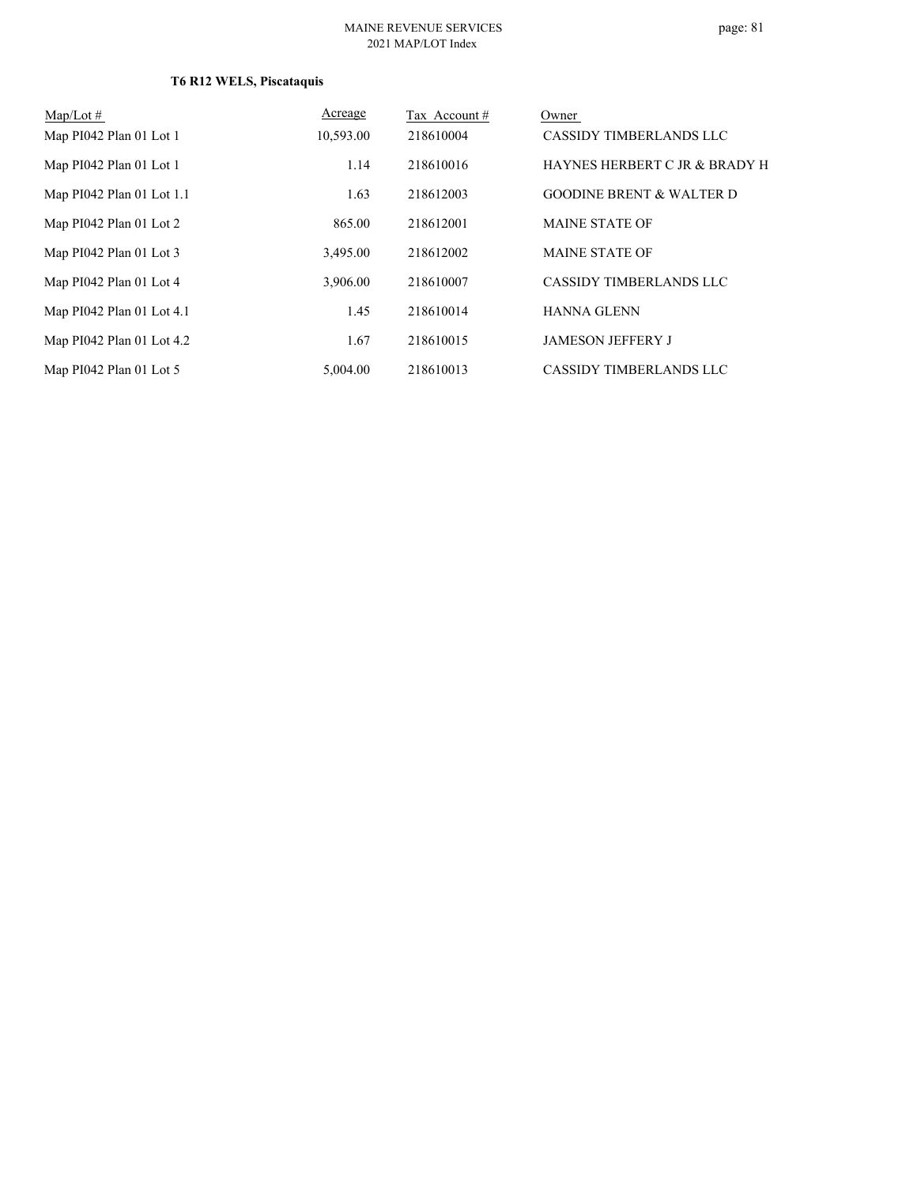**T6 R12 WELS, Piscataquis**

| Map/Lot # | Acreage | Tax Account # | Owner |
|---|---|---|---|
| Map PI042 Plan 01 Lot 1 | 10,593.00 | 218610004 | CASSIDY TIMBERLANDS LLC |
| Map PI042 Plan 01 Lot 1 | 1.14 | 218610016 | HAYNES HERBERT C JR & BRADY H |
| Map PI042 Plan 01 Lot 1.1 | 1.63 | 218612003 | GOODINE BRENT & WALTER D |
| Map PI042 Plan 01 Lot 2 | 865.00 | 218612001 | MAINE STATE OF |
| Map PI042 Plan 01 Lot 3 | 3,495.00 | 218612002 | MAINE STATE OF |
| Map PI042 Plan 01 Lot 4 | 3,906.00 | 218610007 | CASSIDY TIMBERLANDS LLC |
| Map PI042 Plan 01 Lot 4.1 | 1.45 | 218610014 | HANNA GLENN |
| Map PI042 Plan 01 Lot 4.2 | 1.67 | 218610015 | JAMESON JEFFERY J |
| Map PI042 Plan 01 Lot 5 | 5,004.00 | 218610013 | CASSIDY TIMBERLANDS LLC |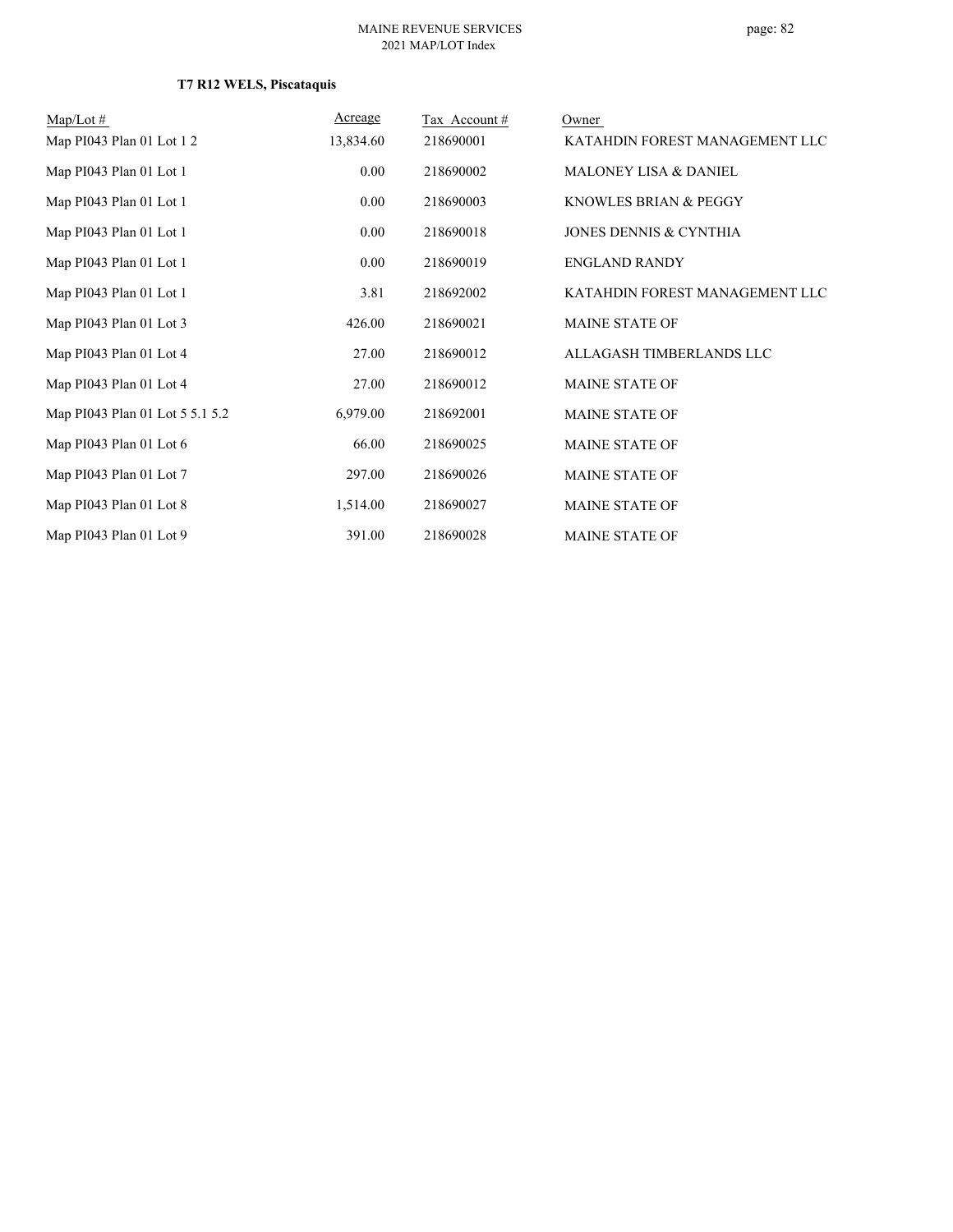**T7 R12 WELS, Piscataquis**

| Map/Lot # | Acreage | Tax Account # | Owner |
|---|---|---|---|
| Map PI043 Plan 01 Lot 1 2 | 13,834.60 | 218690001 | KATAHDIN FOREST MANAGEMENT LLC |
| Map PI043 Plan 01 Lot 1 | 0.00 | 218690002 | MALONEY LISA & DANIEL |
| Map PI043 Plan 01 Lot 1 | 0.00 | 218690003 | KNOWLES BRIAN & PEGGY |
| Map PI043 Plan 01 Lot 1 | 0.00 | 218690018 | JONES DENNIS & CYNTHIA |
| Map PI043 Plan 01 Lot 1 | 0.00 | 218690019 | ENGLAND RANDY |
| Map PI043 Plan 01 Lot 1 | 3.81 | 218692002 | KATAHDIN FOREST MANAGEMENT LLC |
| Map PI043 Plan 01 Lot 3 | 426.00 | 218690021 | MAINE STATE OF |
| Map PI043 Plan 01 Lot 4 | 27.00 | 218690012 | ALLAGASH TIMBERLANDS LLC |
| Map PI043 Plan 01 Lot 4 | 27.00 | 218690012 | MAINE STATE OF |
| Map PI043 Plan 01 Lot 5 5.1 5.2 | 6,979.00 | 218692001 | MAINE STATE OF |
| Map PI043 Plan 01 Lot 6 | 66.00 | 218690025 | MAINE STATE OF |
| Map PI043 Plan 01 Lot 7 | 297.00 | 218690026 | MAINE STATE OF |
| Map PI043 Plan 01 Lot 8 | 1,514.00 | 218690027 | MAINE STATE OF |
| Map PI043 Plan 01 Lot 9 | 391.00 | 218690028 | MAINE STATE OF |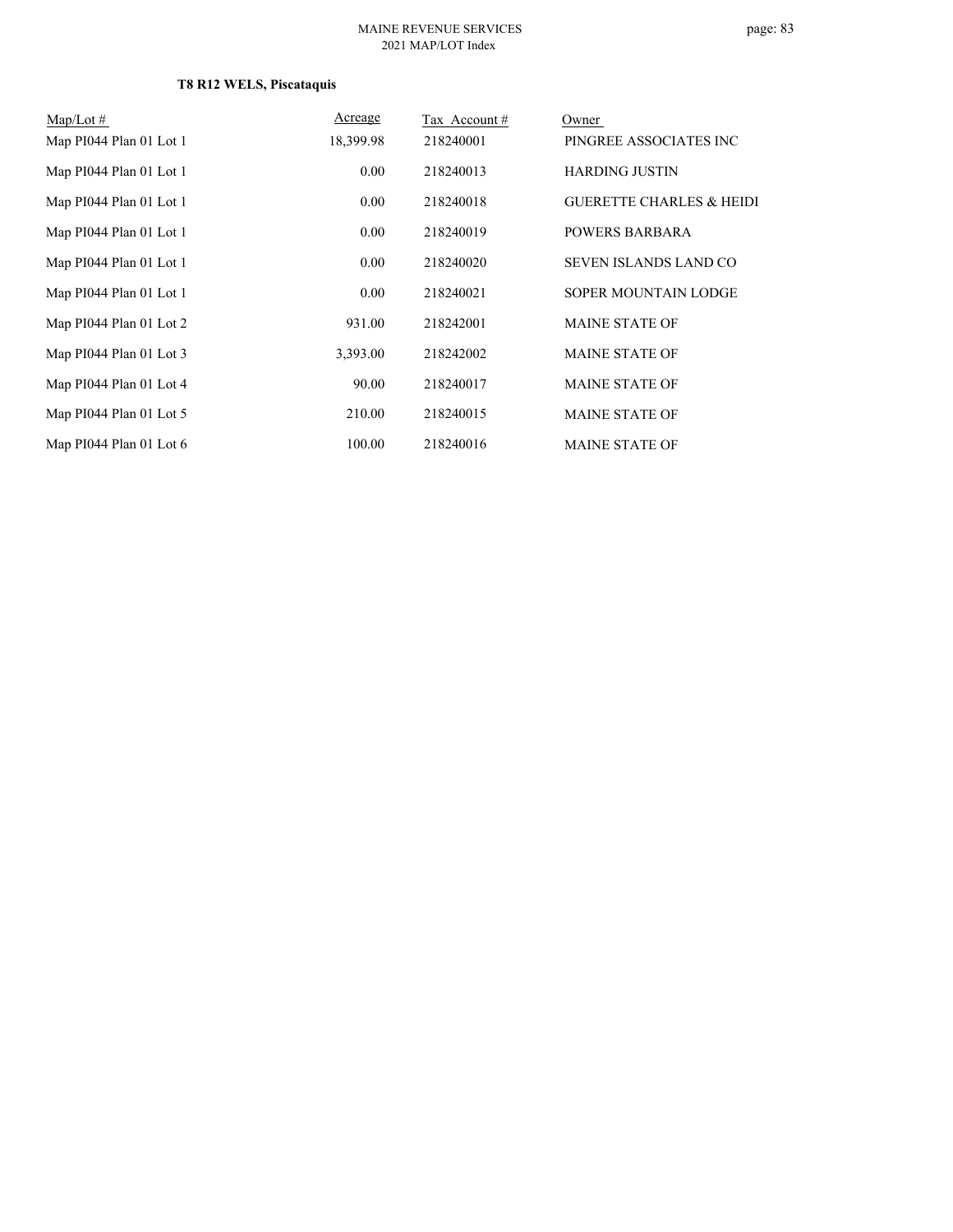**T8 R12 WELS, Piscataquis**

| Map/Lot # | Acreage | Tax Account # | Owner |
|---|---|---|---|
| Map PI044 Plan 01 Lot 1 | 18,399.98 | 218240001 | PINGREE ASSOCIATES INC |
| Map PI044 Plan 01 Lot 1 | 0.00 | 218240013 | HARDING JUSTIN |
| Map PI044 Plan 01 Lot 1 | 0.00 | 218240018 | GUERETTE CHARLES & HEIDI |
| Map PI044 Plan 01 Lot 1 | 0.00 | 218240019 | POWERS BARBARA |
| Map PI044 Plan 01 Lot 1 | 0.00 | 218240020 | SEVEN ISLANDS LAND CO |
| Map PI044 Plan 01 Lot 1 | 0.00 | 218240021 | SOPER MOUNTAIN LODGE |
| Map PI044 Plan 01 Lot 2 | 931.00 | 218242001 | MAINE STATE OF |
| Map PI044 Plan 01 Lot 3 | 3,393.00 | 218242002 | MAINE STATE OF |
| Map PI044 Plan 01 Lot 4 | 90.00 | 218240017 | MAINE STATE OF |
| Map PI044 Plan 01 Lot 5 | 210.00 | 218240015 | MAINE STATE OF |
| Map PI044 Plan 01 Lot 6 | 100.00 | 218240016 | MAINE STATE OF |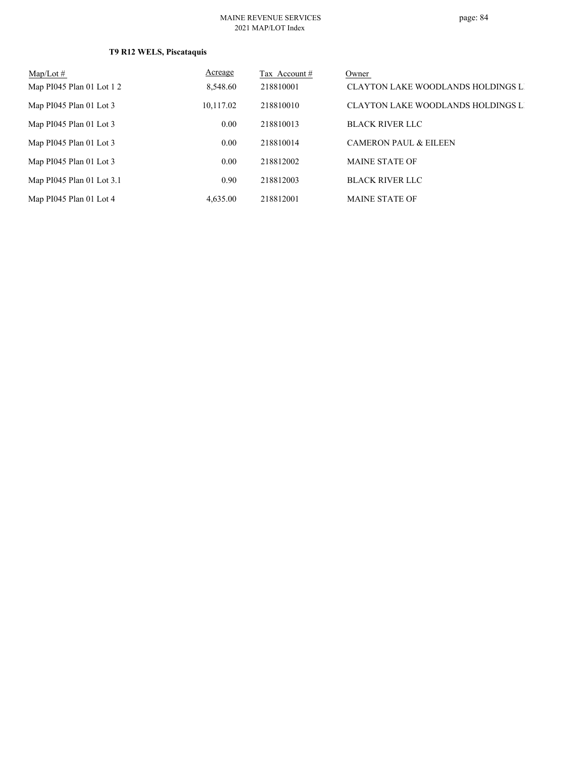**T9 R12 WELS, Piscataquis**

| Map/Lot # | Acreage | Tax Account # | Owner |
| --- | --- | --- | --- |
| Map PI045 Plan 01 Lot 1 2 | 8,548.60 | 218810001 | CLAYTON LAKE WOODLANDS HOLDINGS L |
| Map PI045 Plan 01 Lot 3 | 10,117.02 | 218810010 | CLAYTON LAKE WOODLANDS HOLDINGS L |
| Map PI045 Plan 01 Lot 3 | 0.00 | 218810013 | BLACK RIVER LLC |
| Map PI045 Plan 01 Lot 3 | 0.00 | 218810014 | CAMERON PAUL & EILEEN |
| Map PI045 Plan 01 Lot 3 | 0.00 | 218812002 | MAINE STATE OF |
| Map PI045 Plan 01 Lot 3.1 | 0.90 | 218812003 | BLACK RIVER LLC |
| Map PI045 Plan 01 Lot 4 | 4,635.00 | 218812001 | MAINE STATE OF |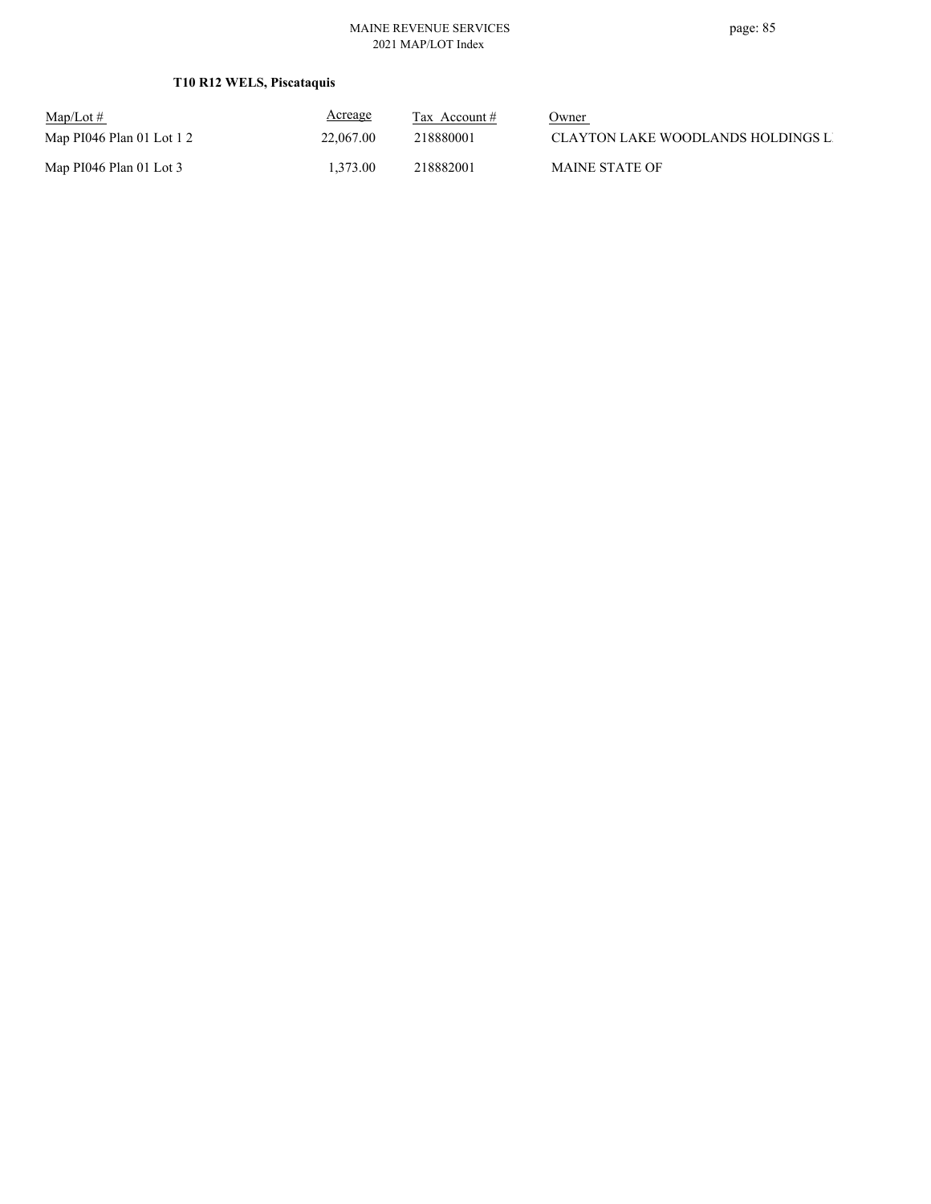### T10 R12 WELS, Piscataquis

| Map/Lot # | Acreage | Tax Account # | Owner |
| --- | --- | --- | --- |
| Map PI046 Plan 01 Lot 1 2 | 22,067.00 | 218880001 | CLAYTON LAKE WOODLANDS HOLDINGS L |
| Map PI046 Plan 01 Lot 3 | 1,373.00 | 218882001 | MAINE STATE OF |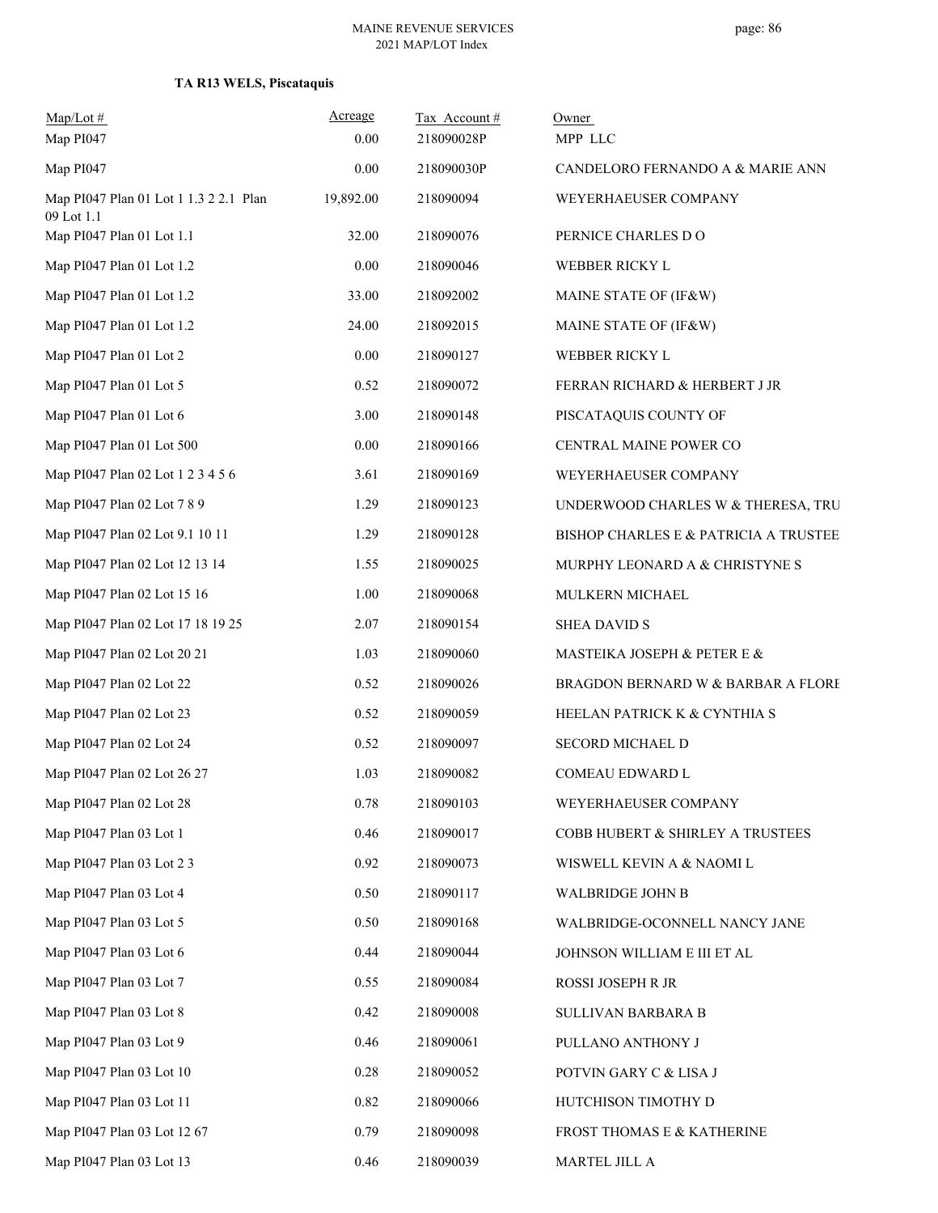**TA R13 WELS, Piscataquis**

| Map/Lot # | Acreage | Tax Account # | Owner |
|---|---|---|---|
| Map PI047 | 0.00 | 218090028P | MPP LLC |
| Map PI047 | 0.00 | 218090030P | CANDELORO FERNANDO A & MARIE ANN |
| Map PI047 Plan 01 Lot 1 1.3 2 2.1 Plan 09 Lot 1.1 | 19,892.00 | 218090094 | WEYERHAEUSER COMPANY |
| Map PI047 Plan 01 Lot 1.1 | 32.00 | 218090076 | PERNICE CHARLES D O |
| Map PI047 Plan 01 Lot 1.2 | 0.00 | 218090046 | WEBBER RICKY L |
| Map PI047 Plan 01 Lot 1.2 | 33.00 | 218092002 | MAINE STATE OF (IF&W) |
| Map PI047 Plan 01 Lot 1.2 | 24.00 | 218092015 | MAINE STATE OF (IF&W) |
| Map PI047 Plan 01 Lot 2 | 0.00 | 218090127 | WEBBER RICKY L |
| Map PI047 Plan 01 Lot 5 | 0.52 | 218090072 | FERRAN RICHARD & HERBERT J JR |
| Map PI047 Plan 01 Lot 6 | 3.00 | 218090148 | PISCATAQUIS COUNTY OF |
| Map PI047 Plan 01 Lot 500 | 0.00 | 218090166 | CENTRAL MAINE POWER CO |
| Map PI047 Plan 02 Lot 1 2 3 4 5 6 | 3.61 | 218090169 | WEYERHAEUSER COMPANY |
| Map PI047 Plan 02 Lot 7 8 9 | 1.29 | 218090123 | UNDERWOOD CHARLES W & THERESA, TRU |
| Map PI047 Plan 02 Lot 9.1 10 11 | 1.29 | 218090128 | BISHOP CHARLES E & PATRICIA A TRUSTEE |
| Map PI047 Plan 02 Lot 12 13 14 | 1.55 | 218090025 | MURPHY LEONARD A & CHRISTYNE S |
| Map PI047 Plan 02 Lot 15 16 | 1.00 | 218090068 | MULKERN MICHAEL |
| Map PI047 Plan 02 Lot 17 18 19 25 | 2.07 | 218090154 | SHEA DAVID S |
| Map PI047 Plan 02 Lot 20 21 | 1.03 | 218090060 | MASTEIKA JOSEPH & PETER E & |
| Map PI047 Plan 02 Lot 22 | 0.52 | 218090026 | BRAGDON BERNARD W & BARBAR A FLORI |
| Map PI047 Plan 02 Lot 23 | 0.52 | 218090059 | HEELAN PATRICK K & CYNTHIA S |
| Map PI047 Plan 02 Lot 24 | 0.52 | 218090097 | SECORD MICHAEL D |
| Map PI047 Plan 02 Lot 26 27 | 1.03 | 218090082 | COMEAU EDWARD L |
| Map PI047 Plan 02 Lot 28 | 0.78 | 218090103 | WEYERHAEUSER COMPANY |
| Map PI047 Plan 03 Lot 1 | 0.46 | 218090017 | COBB HUBERT & SHIRLEY A TRUSTEES |
| Map PI047 Plan 03 Lot 2 3 | 0.92 | 218090073 | WISWELL KEVIN A & NAOMI L |
| Map PI047 Plan 03 Lot 4 | 0.50 | 218090117 | WALBRIDGE JOHN B |
| Map PI047 Plan 03 Lot 5 | 0.50 | 218090168 | WALBRIDGE-OCONNELL NANCY JANE |
| Map PI047 Plan 03 Lot 6 | 0.44 | 218090044 | JOHNSON WILLIAM E III ET AL |
| Map PI047 Plan 03 Lot 7 | 0.55 | 218090084 | ROSSI JOSEPH R JR |
| Map PI047 Plan 03 Lot 8 | 0.42 | 218090008 | SULLIVAN BARBARA B |
| Map PI047 Plan 03 Lot 9 | 0.46 | 218090061 | PULLANO ANTHONY J |
| Map PI047 Plan 03 Lot 10 | 0.28 | 218090052 | POTVIN GARY C & LISA J |
| Map PI047 Plan 03 Lot 11 | 0.82 | 218090066 | HUTCHISON TIMOTHY D |
| Map PI047 Plan 03 Lot 12 67 | 0.79 | 218090098 | FROST THOMAS E & KATHERINE |
| Map PI047 Plan 03 Lot 13 | 0.46 | 218090039 | MARTEL JILL A |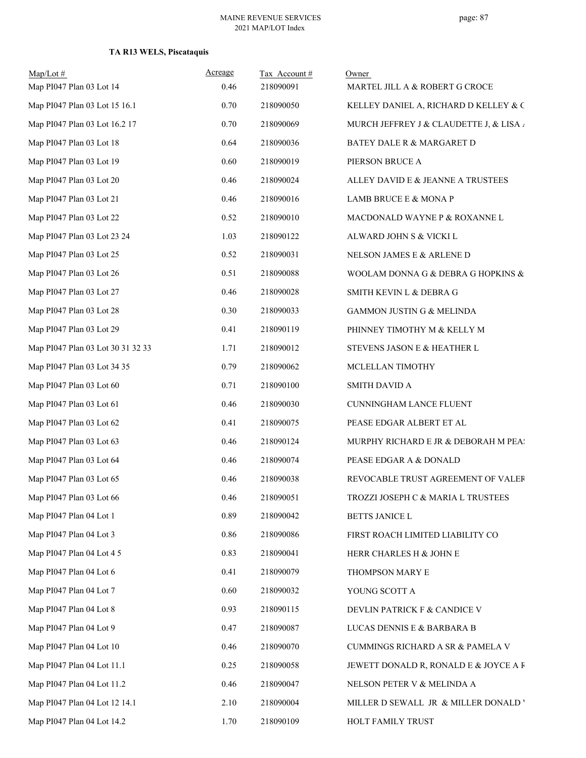**TA R13 WELS, Piscataquis**

| Map/Lot # | Acreage | Tax Account # | Owner |
|---|---|---|---|
| Map PI047 Plan 03 Lot 14 | 0.46 | 218090091 | MARTEL JILL A & ROBERT G CROCE |
| Map PI047 Plan 03 Lot 15 16.1 | 0.70 | 218090050 | KELLEY DANIEL A, RICHARD D KELLEY & C |
| Map PI047 Plan 03 Lot 16.2 17 | 0.70 | 218090069 | MURCH JEFFREY J & CLAUDETTE J, & LISA A |
| Map PI047 Plan 03 Lot 18 | 0.64 | 218090036 | BATEY DALE R & MARGARET D |
| Map PI047 Plan 03 Lot 19 | 0.60 | 218090019 | PIERSON BRUCE A |
| Map PI047 Plan 03 Lot 20 | 0.46 | 218090024 | ALLEY DAVID E & JEANNE A TRUSTEES |
| Map PI047 Plan 03 Lot 21 | 0.46 | 218090016 | LAMB BRUCE E & MONA P |
| Map PI047 Plan 03 Lot 22 | 0.52 | 218090010 | MACDONALD WAYNE P & ROXANNE L |
| Map PI047 Plan 03 Lot 23 24 | 1.03 | 218090122 | ALWARD JOHN S & VICKI L |
| Map PI047 Plan 03 Lot 25 | 0.52 | 218090031 | NELSON JAMES E & ARLENE D |
| Map PI047 Plan 03 Lot 26 | 0.51 | 218090088 | WOOLAM DONNA G & DEBRA G HOPKINS & |
| Map PI047 Plan 03 Lot 27 | 0.46 | 218090028 | SMITH KEVIN L & DEBRA G |
| Map PI047 Plan 03 Lot 28 | 0.30 | 218090033 | GAMMON JUSTIN G & MELINDA |
| Map PI047 Plan 03 Lot 29 | 0.41 | 218090119 | PHINNEY TIMOTHY M & KELLY M |
| Map PI047 Plan 03 Lot 30 31 32 33 | 1.71 | 218090012 | STEVENS JASON E & HEATHER L |
| Map PI047 Plan 03 Lot 34 35 | 0.79 | 218090062 | MCLELLAN TIMOTHY |
| Map PI047 Plan 03 Lot 60 | 0.71 | 218090100 | SMITH DAVID A |
| Map PI047 Plan 03 Lot 61 | 0.46 | 218090030 | CUNNINGHAM LANCE FLUENT |
| Map PI047 Plan 03 Lot 62 | 0.41 | 218090075 | PEASE EDGAR ALBERT ET AL |
| Map PI047 Plan 03 Lot 63 | 0.46 | 218090124 | MURPHY RICHARD E JR & DEBORAH M PEAS |
| Map PI047 Plan 03 Lot 64 | 0.46 | 218090074 | PEASE EDGAR A & DONALD |
| Map PI047 Plan 03 Lot 65 | 0.46 | 218090038 | REVOCABLE TRUST AGREEMENT OF VALER |
| Map PI047 Plan 03 Lot 66 | 0.46 | 218090051 | TROZZI JOSEPH C & MARIA L TRUSTEES |
| Map PI047 Plan 04 Lot 1 | 0.89 | 218090042 | BETTS JANICE L |
| Map PI047 Plan 04 Lot 3 | 0.86 | 218090086 | FIRST ROACH LIMITED LIABILITY CO |
| Map PI047 Plan 04 Lot 4 5 | 0.83 | 218090041 | HERR CHARLES H & JOHN E |
| Map PI047 Plan 04 Lot 6 | 0.41 | 218090079 | THOMPSON MARY E |
| Map PI047 Plan 04 Lot 7 | 0.60 | 218090032 | YOUNG SCOTT A |
| Map PI047 Plan 04 Lot 8 | 0.93 | 218090115 | DEVLIN PATRICK F & CANDICE V |
| Map PI047 Plan 04 Lot 9 | 0.47 | 218090087 | LUCAS DENNIS E & BARBARA B |
| Map PI047 Plan 04 Lot 10 | 0.46 | 218090070 | CUMMINGS RICHARD A SR & PAMELA V |
| Map PI047 Plan 04 Lot 11.1 | 0.25 | 218090058 | JEWETT DONALD R, RONALD E & JOYCE A F |
| Map PI047 Plan 04 Lot 11.2 | 0.46 | 218090047 | NELSON PETER V & MELINDA A |
| Map PI047 Plan 04 Lot 12 14.1 | 2.10 | 218090004 | MILLER D SEWALL JR & MILLER DONALD V |
| Map PI047 Plan 04 Lot 14.2 | 1.70 | 218090109 | HOLT FAMILY TRUST |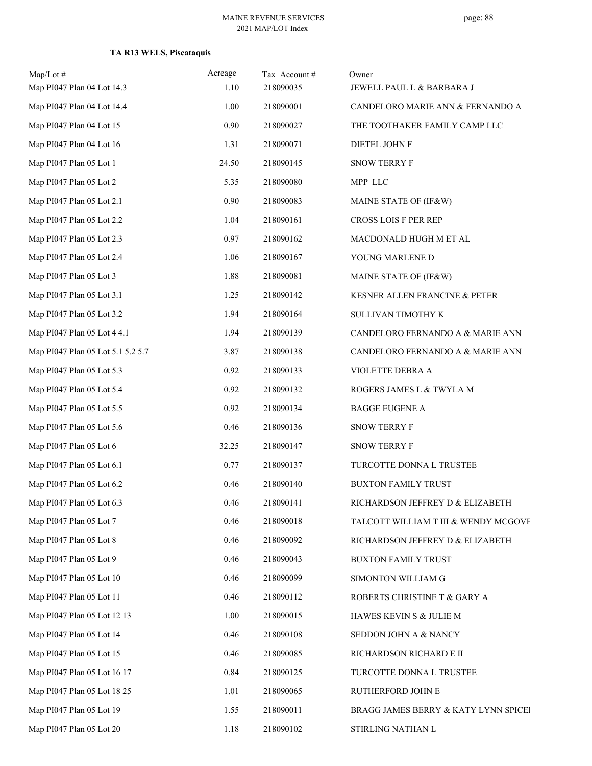**TA R13 WELS, Piscataquis**

| Map/Lot # | Acreage | Tax Account # | Owner |
|---|---|---|---|
| Map PI047 Plan 04 Lot 14.3 | 1.10 | 218090035 | JEWELL PAUL L & BARBARA J |
| Map PI047 Plan 04 Lot 14.4 | 1.00 | 218090001 | CANDELORO MARIE ANN & FERNANDO A |
| Map PI047 Plan 04 Lot 15 | 0.90 | 218090027 | THE TOOTHAKER FAMILY CAMP LLC |
| Map PI047 Plan 04 Lot 16 | 1.31 | 218090071 | DIETEL JOHN F |
| Map PI047 Plan 05 Lot 1 | 24.50 | 218090145 | SNOW TERRY F |
| Map PI047 Plan 05 Lot 2 | 5.35 | 218090080 | MPP LLC |
| Map PI047 Plan 05 Lot 2.1 | 0.90 | 218090083 | MAINE STATE OF (IF&W) |
| Map PI047 Plan 05 Lot 2.2 | 1.04 | 218090161 | CROSS LOIS F PER REP |
| Map PI047 Plan 05 Lot 2.3 | 0.97 | 218090162 | MACDONALD HUGH M ET AL |
| Map PI047 Plan 05 Lot 2.4 | 1.06 | 218090167 | YOUNG MARLENE D |
| Map PI047 Plan 05 Lot 3 | 1.88 | 218090081 | MAINE STATE OF (IF&W) |
| Map PI047 Plan 05 Lot 3.1 | 1.25 | 218090142 | KESNER ALLEN FRANCINE & PETER |
| Map PI047 Plan 05 Lot 3.2 | 1.94 | 218090164 | SULLIVAN TIMOTHY K |
| Map PI047 Plan 05 Lot 4 4.1 | 1.94 | 218090139 | CANDELORO FERNANDO A & MARIE ANN |
| Map PI047 Plan 05 Lot 5.1 5.2 5.7 | 3.87 | 218090138 | CANDELORO FERNANDO A & MARIE ANN |
| Map PI047 Plan 05 Lot 5.3 | 0.92 | 218090133 | VIOLETTE DEBRA A |
| Map PI047 Plan 05 Lot 5.4 | 0.92 | 218090132 | ROGERS JAMES L & TWYLA M |
| Map PI047 Plan 05 Lot 5.5 | 0.92 | 218090134 | BAGGE EUGENE A |
| Map PI047 Plan 05 Lot 5.6 | 0.46 | 218090136 | SNOW TERRY F |
| Map PI047 Plan 05 Lot 6 | 32.25 | 218090147 | SNOW TERRY F |
| Map PI047 Plan 05 Lot 6.1 | 0.77 | 218090137 | TURCOTTE DONNA L TRUSTEE |
| Map PI047 Plan 05 Lot 6.2 | 0.46 | 218090140 | BUXTON FAMILY TRUST |
| Map PI047 Plan 05 Lot 6.3 | 0.46 | 218090141 | RICHARDSON JEFFREY D & ELIZABETH |
| Map PI047 Plan 05 Lot 7 | 0.46 | 218090018 | TALCOTT WILLIAM T III & WENDY MCGOVE |
| Map PI047 Plan 05 Lot 8 | 0.46 | 218090092 | RICHARDSON JEFFREY D & ELIZABETH |
| Map PI047 Plan 05 Lot 9 | 0.46 | 218090043 | BUXTON FAMILY TRUST |
| Map PI047 Plan 05 Lot 10 | 0.46 | 218090099 | SIMONTON WILLIAM G |
| Map PI047 Plan 05 Lot 11 | 0.46 | 218090112 | ROBERTS CHRISTINE T & GARY A |
| Map PI047 Plan 05 Lot 12 13 | 1.00 | 218090015 | HAWES KEVIN S & JULIE M |
| Map PI047 Plan 05 Lot 14 | 0.46 | 218090108 | SEDDON JOHN A & NANCY |
| Map PI047 Plan 05 Lot 15 | 0.46 | 218090085 | RICHARDSON RICHARD E II |
| Map PI047 Plan 05 Lot 16 17 | 0.84 | 218090125 | TURCOTTE DONNA L TRUSTEE |
| Map PI047 Plan 05 Lot 18 25 | 1.01 | 218090065 | RUTHERFORD JOHN E |
| Map PI047 Plan 05 Lot 19 | 1.55 | 218090011 | BRAGG JAMES BERRY & KATY LYNN SPICEI |
| Map PI047 Plan 05 Lot 20 | 1.18 | 218090102 | STIRLING NATHAN L |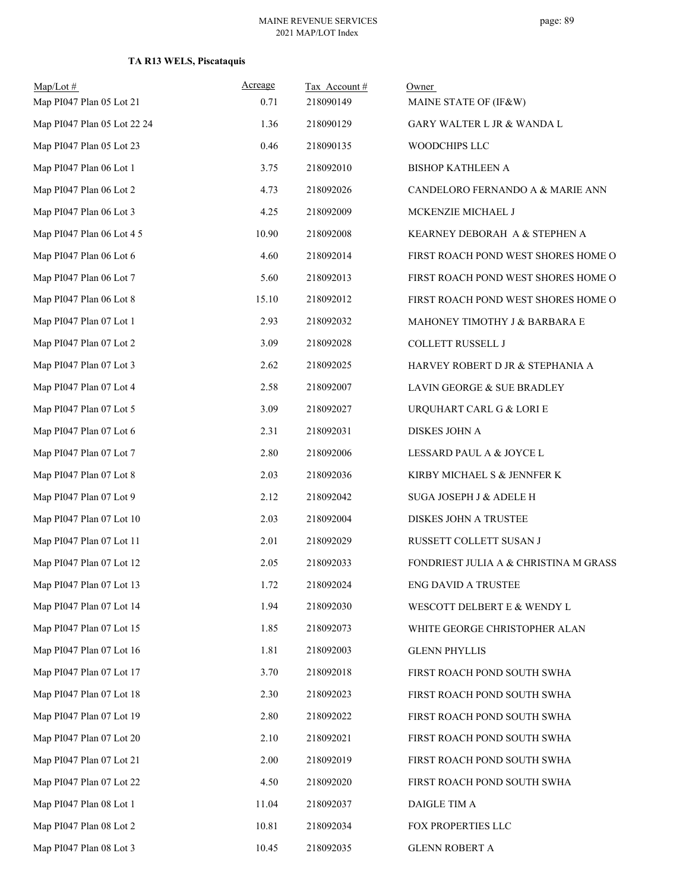**TA R13 WELS, Piscataquis**

| Map/Lot # | Acreage | Tax Account # | Owner |
|---|---|---|---|
| Map PI047 Plan 05 Lot 21 | 0.71 | 218090149 | MAINE STATE OF (IF&W) |
| Map PI047 Plan 05 Lot 22 24 | 1.36 | 218090129 | GARY WALTER L JR & WANDA L |
| Map PI047 Plan 05 Lot 23 | 0.46 | 218090135 | WOODCHIPS LLC |
| Map PI047 Plan 06 Lot 1 | 3.75 | 218092010 | BISHOP KATHLEEN A |
| Map PI047 Plan 06 Lot 2 | 4.73 | 218092026 | CANDELORO FERNANDO A & MARIE ANN |
| Map PI047 Plan 06 Lot 3 | 4.25 | 218092009 | MCKENZIE MICHAEL J |
| Map PI047 Plan 06 Lot 4 5 | 10.90 | 218092008 | KEARNEY DEBORAH A & STEPHEN A |
| Map PI047 Plan 06 Lot 6 | 4.60 | 218092014 | FIRST ROACH POND WEST SHORES HOME O |
| Map PI047 Plan 06 Lot 7 | 5.60 | 218092013 | FIRST ROACH POND WEST SHORES HOME O |
| Map PI047 Plan 06 Lot 8 | 15.10 | 218092012 | FIRST ROACH POND WEST SHORES HOME O |
| Map PI047 Plan 07 Lot 1 | 2.93 | 218092032 | MAHONEY TIMOTHY J & BARBARA E |
| Map PI047 Plan 07 Lot 2 | 3.09 | 218092028 | COLLETT RUSSELL J |
| Map PI047 Plan 07 Lot 3 | 2.62 | 218092025 | HARVEY ROBERT D JR & STEPHANIA A |
| Map PI047 Plan 07 Lot 4 | 2.58 | 218092007 | LAVIN GEORGE & SUE BRADLEY |
| Map PI047 Plan 07 Lot 5 | 3.09 | 218092027 | URQUHART CARL G & LORI E |
| Map PI047 Plan 07 Lot 6 | 2.31 | 218092031 | DISKES JOHN A |
| Map PI047 Plan 07 Lot 7 | 2.80 | 218092006 | LESSARD PAUL A & JOYCE L |
| Map PI047 Plan 07 Lot 8 | 2.03 | 218092036 | KIRBY MICHAEL S & JENNFER K |
| Map PI047 Plan 07 Lot 9 | 2.12 | 218092042 | SUGA JOSEPH J & ADELE H |
| Map PI047 Plan 07 Lot 10 | 2.03 | 218092004 | DISKES JOHN A TRUSTEE |
| Map PI047 Plan 07 Lot 11 | 2.01 | 218092029 | RUSSETT COLLETT SUSAN J |
| Map PI047 Plan 07 Lot 12 | 2.05 | 218092033 | FONDRIEST JULIA A & CHRISTINA M GRASS |
| Map PI047 Plan 07 Lot 13 | 1.72 | 218092024 | ENG DAVID A TRUSTEE |
| Map PI047 Plan 07 Lot 14 | 1.94 | 218092030 | WESCOTT DELBERT E & WENDY L |
| Map PI047 Plan 07 Lot 15 | 1.85 | 218092073 | WHITE GEORGE CHRISTOPHER ALAN |
| Map PI047 Plan 07 Lot 16 | 1.81 | 218092003 | GLENN PHYLLIS |
| Map PI047 Plan 07 Lot 17 | 3.70 | 218092018 | FIRST ROACH POND SOUTH SWHA |
| Map PI047 Plan 07 Lot 18 | 2.30 | 218092023 | FIRST ROACH POND SOUTH SWHA |
| Map PI047 Plan 07 Lot 19 | 2.80 | 218092022 | FIRST ROACH POND SOUTH SWHA |
| Map PI047 Plan 07 Lot 20 | 2.10 | 218092021 | FIRST ROACH POND SOUTH SWHA |
| Map PI047 Plan 07 Lot 21 | 2.00 | 218092019 | FIRST ROACH POND SOUTH SWHA |
| Map PI047 Plan 07 Lot 22 | 4.50 | 218092020 | FIRST ROACH POND SOUTH SWHA |
| Map PI047 Plan 08 Lot 1 | 11.04 | 218092037 | DAIGLE TIM A |
| Map PI047 Plan 08 Lot 2 | 10.81 | 218092034 | FOX PROPERTIES LLC |
| Map PI047 Plan 08 Lot 3 | 10.45 | 218092035 | GLENN ROBERT A |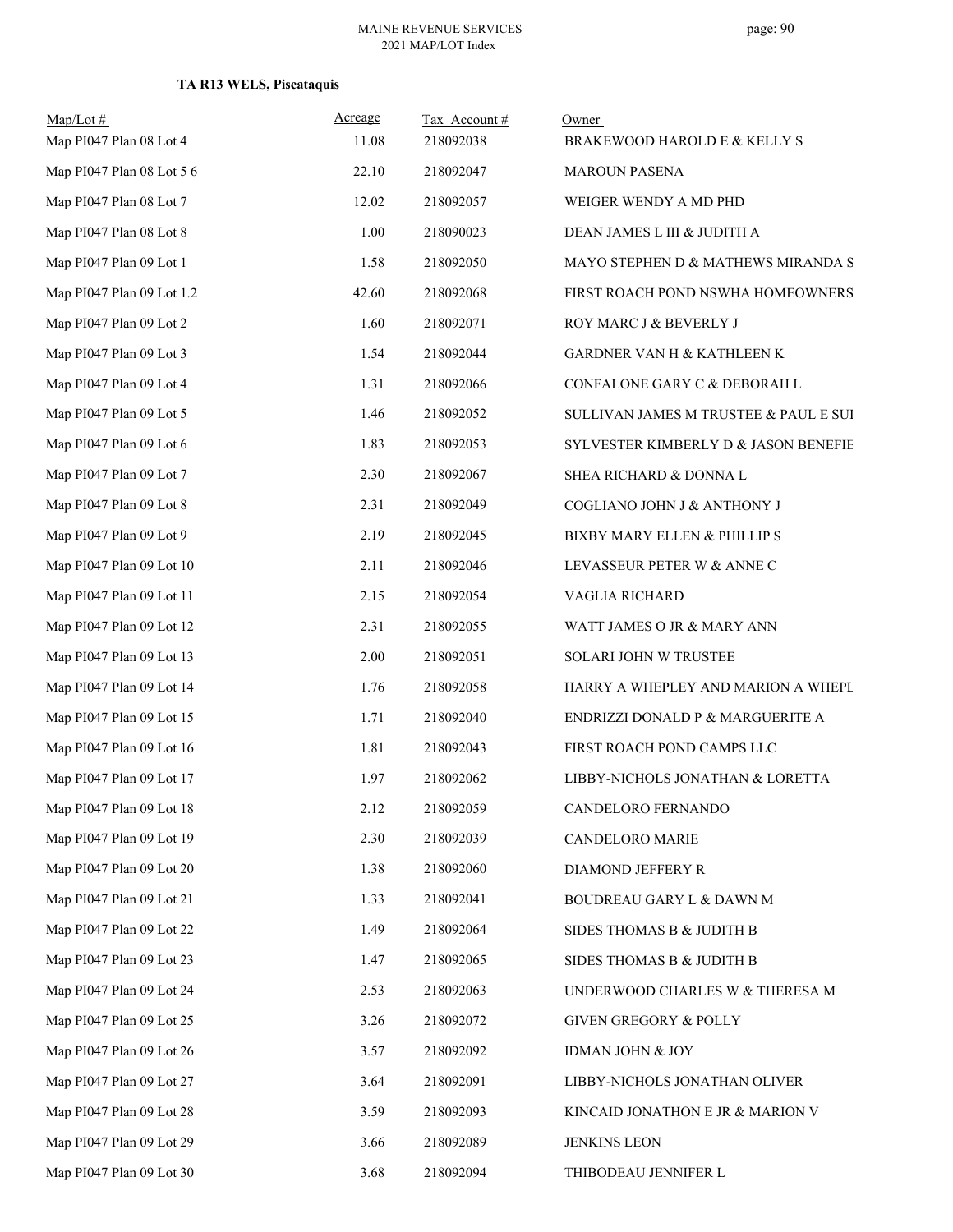**TA R13 WELS, Piscataquis**

| Map/Lot # | Acreage | Tax Account # | Owner |
|---|---|---|---|
| Map PI047 Plan 08 Lot 4 | 11.08 | 218092038 | BRAKEWOOD HAROLD E & KELLY S |
| Map PI047 Plan 08 Lot 5 6 | 22.10 | 218092047 | MAROUN PASENA |
| Map PI047 Plan 08 Lot 7 | 12.02 | 218092057 | WEIGER WENDY A MD PHD |
| Map PI047 Plan 08 Lot 8 | 1.00 | 218090023 | DEAN JAMES L III & JUDITH A |
| Map PI047 Plan 09 Lot 1 | 1.58 | 218092050 | MAYO STEPHEN D & MATHEWS MIRANDA S |
| Map PI047 Plan 09 Lot 1.2 | 42.60 | 218092068 | FIRST ROACH POND NSWHA HOMEOWNERS |
| Map PI047 Plan 09 Lot 2 | 1.60 | 218092071 | ROY MARC J & BEVERLY J |
| Map PI047 Plan 09 Lot 3 | 1.54 | 218092044 | GARDNER VAN H & KATHLEEN K |
| Map PI047 Plan 09 Lot 4 | 1.31 | 218092066 | CONFALONE GARY C & DEBORAH L |
| Map PI047 Plan 09 Lot 5 | 1.46 | 218092052 | SULLIVAN JAMES M TRUSTEE & PAUL E SUI |
| Map PI047 Plan 09 Lot 6 | 1.83 | 218092053 | SYLVESTER KIMBERLY D & JASON BENEFIE |
| Map PI047 Plan 09 Lot 7 | 2.30 | 218092067 | SHEA RICHARD & DONNA L |
| Map PI047 Plan 09 Lot 8 | 2.31 | 218092049 | COGLIANO JOHN J & ANTHONY J |
| Map PI047 Plan 09 Lot 9 | 2.19 | 218092045 | BIXBY MARY ELLEN & PHILLIP S |
| Map PI047 Plan 09 Lot 10 | 2.11 | 218092046 | LEVASSEUR PETER W & ANNE C |
| Map PI047 Plan 09 Lot 11 | 2.15 | 218092054 | VAGLIA RICHARD |
| Map PI047 Plan 09 Lot 12 | 2.31 | 218092055 | WATT JAMES O JR & MARY ANN |
| Map PI047 Plan 09 Lot 13 | 2.00 | 218092051 | SOLARI JOHN W TRUSTEE |
| Map PI047 Plan 09 Lot 14 | 1.76 | 218092058 | HARRY A WHEPLEY AND MARION A WHEPL |
| Map PI047 Plan 09 Lot 15 | 1.71 | 218092040 | ENDRIZZI DONALD P & MARGUERITE A |
| Map PI047 Plan 09 Lot 16 | 1.81 | 218092043 | FIRST ROACH POND CAMPS LLC |
| Map PI047 Plan 09 Lot 17 | 1.97 | 218092062 | LIBBY-NICHOLS JONATHAN & LORETTA |
| Map PI047 Plan 09 Lot 18 | 2.12 | 218092059 | CANDELORO FERNANDO |
| Map PI047 Plan 09 Lot 19 | 2.30 | 218092039 | CANDELORO MARIE |
| Map PI047 Plan 09 Lot 20 | 1.38 | 218092060 | DIAMOND JEFFERY R |
| Map PI047 Plan 09 Lot 21 | 1.33 | 218092041 | BOUDREAU GARY L & DAWN M |
| Map PI047 Plan 09 Lot 22 | 1.49 | 218092064 | SIDES THOMAS B & JUDITH B |
| Map PI047 Plan 09 Lot 23 | 1.47 | 218092065 | SIDES THOMAS B & JUDITH B |
| Map PI047 Plan 09 Lot 24 | 2.53 | 218092063 | UNDERWOOD CHARLES W & THERESA M |
| Map PI047 Plan 09 Lot 25 | 3.26 | 218092072 | GIVEN GREGORY & POLLY |
| Map PI047 Plan 09 Lot 26 | 3.57 | 218092092 | IDMAN JOHN & JOY |
| Map PI047 Plan 09 Lot 27 | 3.64 | 218092091 | LIBBY-NICHOLS JONATHAN OLIVER |
| Map PI047 Plan 09 Lot 28 | 3.59 | 218092093 | KINCAID JONATHON E JR & MARION V |
| Map PI047 Plan 09 Lot 29 | 3.66 | 218092089 | JENKINS LEON |
| Map PI047 Plan 09 Lot 30 | 3.68 | 218092094 | THIBODEAU JENNIFER L |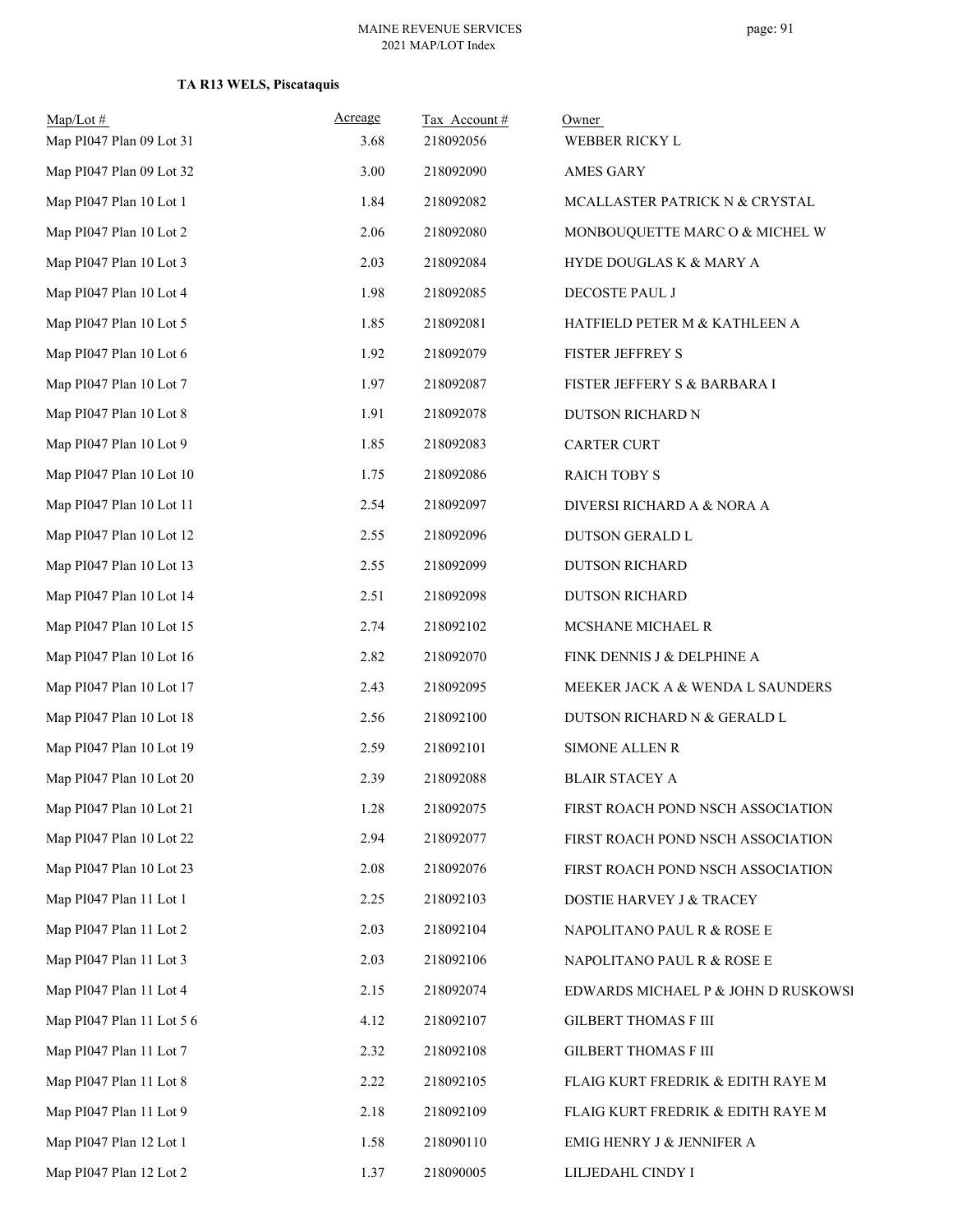**TA R13 WELS, Piscataquis**

| Map/Lot # | Acreage | Tax Account # | Owner |
|---|---|---|---|
| Map PI047 Plan 09 Lot 31 | 3.68 | 218092056 | WEBBER RICKY L |
| Map PI047 Plan 09 Lot 32 | 3.00 | 218092090 | AMES GARY |
| Map PI047 Plan 10 Lot 1 | 1.84 | 218092082 | MCALLASTER PATRICK N & CRYSTAL |
| Map PI047 Plan 10 Lot 2 | 2.06 | 218092080 | MONBOUQUETTE MARC O & MICHEL W |
| Map PI047 Plan 10 Lot 3 | 2.03 | 218092084 | HYDE DOUGLAS K & MARY A |
| Map PI047 Plan 10 Lot 4 | 1.98 | 218092085 | DECOSTE PAUL J |
| Map PI047 Plan 10 Lot 5 | 1.85 | 218092081 | HATFIELD PETER M & KATHLEEN A |
| Map PI047 Plan 10 Lot 6 | 1.92 | 218092079 | FISTER JEFFREY S |
| Map PI047 Plan 10 Lot 7 | 1.97 | 218092087 | FISTER JEFFERY S & BARBARA I |
| Map PI047 Plan 10 Lot 8 | 1.91 | 218092078 | DUTSON RICHARD N |
| Map PI047 Plan 10 Lot 9 | 1.85 | 218092083 | CARTER CURT |
| Map PI047 Plan 10 Lot 10 | 1.75 | 218092086 | RAICH TOBY S |
| Map PI047 Plan 10 Lot 11 | 2.54 | 218092097 | DIVERSI RICHARD A & NORA A |
| Map PI047 Plan 10 Lot 12 | 2.55 | 218092096 | DUTSON GERALD L |
| Map PI047 Plan 10 Lot 13 | 2.55 | 218092099 | DUTSON RICHARD |
| Map PI047 Plan 10 Lot 14 | 2.51 | 218092098 | DUTSON RICHARD |
| Map PI047 Plan 10 Lot 15 | 2.74 | 218092102 | MCSHANE MICHAEL R |
| Map PI047 Plan 10 Lot 16 | 2.82 | 218092070 | FINK DENNIS J & DELPHINE A |
| Map PI047 Plan 10 Lot 17 | 2.43 | 218092095 | MEEKER JACK A & WENDA L SAUNDERS |
| Map PI047 Plan 10 Lot 18 | 2.56 | 218092100 | DUTSON RICHARD N & GERALD L |
| Map PI047 Plan 10 Lot 19 | 2.59 | 218092101 | SIMONE ALLEN R |
| Map PI047 Plan 10 Lot 20 | 2.39 | 218092088 | BLAIR STACEY A |
| Map PI047 Plan 10 Lot 21 | 1.28 | 218092075 | FIRST ROACH POND NSCH ASSOCIATION |
| Map PI047 Plan 10 Lot 22 | 2.94 | 218092077 | FIRST ROACH POND NSCH ASSOCIATION |
| Map PI047 Plan 10 Lot 23 | 2.08 | 218092076 | FIRST ROACH POND NSCH ASSOCIATION |
| Map PI047 Plan 11 Lot 1 | 2.25 | 218092103 | DOSTIE HARVEY J & TRACEY |
| Map PI047 Plan 11 Lot 2 | 2.03 | 218092104 | NAPOLITANO PAUL R & ROSE E |
| Map PI047 Plan 11 Lot 3 | 2.03 | 218092106 | NAPOLITANO PAUL R & ROSE E |
| Map PI047 Plan 11 Lot 4 | 2.15 | 218092074 | EDWARDS MICHAEL P & JOHN D RUSKOWSI |
| Map PI047 Plan 11 Lot 5 6 | 4.12 | 218092107 | GILBERT THOMAS F III |
| Map PI047 Plan 11 Lot 7 | 2.32 | 218092108 | GILBERT THOMAS F III |
| Map PI047 Plan 11 Lot 8 | 2.22 | 218092105 | FLAIG KURT FREDRIK & EDITH RAYE M |
| Map PI047 Plan 11 Lot 9 | 2.18 | 218092109 | FLAIG KURT FREDRIK & EDITH RAYE M |
| Map PI047 Plan 12 Lot 1 | 1.58 | 218090110 | EMIG HENRY J & JENNIFER A |
| Map PI047 Plan 12 Lot 2 | 1.37 | 218090005 | LILJEDAHL CINDY I |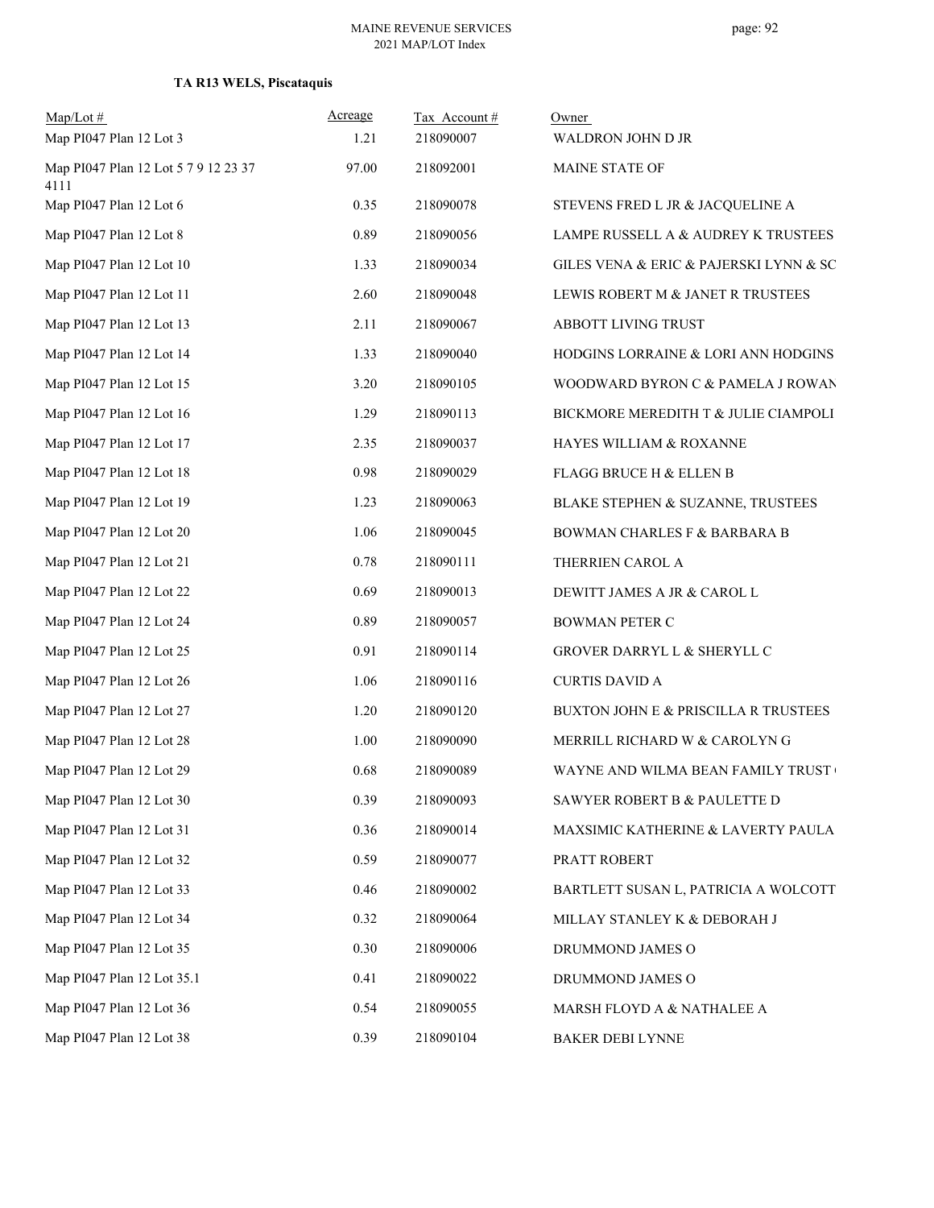### TA R13 WELS, Piscataquis

| Map/Lot # | Acreage | Tax Account # | Owner |
|---|---|---|---|
| Map PI047 Plan 12 Lot 3 | 1.21 | 218090007 | WALDRON JOHN D JR |
| Map PI047 Plan 12 Lot 5 7 9 12 23 37 4111 | 97.00 | 218092001 | MAINE STATE OF |
| Map PI047 Plan 12 Lot 6 | 0.35 | 218090078 | STEVENS FRED L JR & JACQUELINE A |
| Map PI047 Plan 12 Lot 8 | 0.89 | 218090056 | LAMPE RUSSELL A & AUDREY K TRUSTEES |
| Map PI047 Plan 12 Lot 10 | 1.33 | 218090034 | GILES VENA & ERIC & PAJERSKI LYNN & SC |
| Map PI047 Plan 12 Lot 11 | 2.60 | 218090048 | LEWIS ROBERT M & JANET R TRUSTEES |
| Map PI047 Plan 12 Lot 13 | 2.11 | 218090067 | ABBOTT LIVING TRUST |
| Map PI047 Plan 12 Lot 14 | 1.33 | 218090040 | HODGINS LORRAINE & LORI ANN HODGINS |
| Map PI047 Plan 12 Lot 15 | 3.20 | 218090105 | WOODWARD BYRON C & PAMELA J ROWAN |
| Map PI047 Plan 12 Lot 16 | 1.29 | 218090113 | BICKMORE MEREDITH T & JULIE CIAMPOLI |
| Map PI047 Plan 12 Lot 17 | 2.35 | 218090037 | HAYES WILLIAM & ROXANNE |
| Map PI047 Plan 12 Lot 18 | 0.98 | 218090029 | FLAGG BRUCE H & ELLEN B |
| Map PI047 Plan 12 Lot 19 | 1.23 | 218090063 | BLAKE STEPHEN & SUZANNE, TRUSTEES |
| Map PI047 Plan 12 Lot 20 | 1.06 | 218090045 | BOWMAN CHARLES F & BARBARA B |
| Map PI047 Plan 12 Lot 21 | 0.78 | 218090111 | THERRIEN CAROL A |
| Map PI047 Plan 12 Lot 22 | 0.69 | 218090013 | DEWITT JAMES A JR & CAROL L |
| Map PI047 Plan 12 Lot 24 | 0.89 | 218090057 | BOWMAN PETER C |
| Map PI047 Plan 12 Lot 25 | 0.91 | 218090114 | GROVER DARRYL L & SHERYLL C |
| Map PI047 Plan 12 Lot 26 | 1.06 | 218090116 | CURTIS DAVID A |
| Map PI047 Plan 12 Lot 27 | 1.20 | 218090120 | BUXTON JOHN E & PRISCILLA R TRUSTEES |
| Map PI047 Plan 12 Lot 28 | 1.00 | 218090090 | MERRILL RICHARD W & CAROLYN G |
| Map PI047 Plan 12 Lot 29 | 0.68 | 218090089 | WAYNE AND WILMA BEAN FAMILY TRUST |
| Map PI047 Plan 12 Lot 30 | 0.39 | 218090093 | SAWYER ROBERT B & PAULETTE D |
| Map PI047 Plan 12 Lot 31 | 0.36 | 218090014 | MAXSIMIC KATHERINE & LAVERTY PAULA |
| Map PI047 Plan 12 Lot 32 | 0.59 | 218090077 | PRATT ROBERT |
| Map PI047 Plan 12 Lot 33 | 0.46 | 218090002 | BARTLETT SUSAN L, PATRICIA A WOLCOTT |
| Map PI047 Plan 12 Lot 34 | 0.32 | 218090064 | MILLAY STANLEY K & DEBORAH J |
| Map PI047 Plan 12 Lot 35 | 0.30 | 218090006 | DRUMMOND JAMES O |
| Map PI047 Plan 12 Lot 35.1 | 0.41 | 218090022 | DRUMMOND JAMES O |
| Map PI047 Plan 12 Lot 36 | 0.54 | 218090055 | MARSH FLOYD A & NATHALEE A |
| Map PI047 Plan 12 Lot 38 | 0.39 | 218090104 | BAKER DEBI LYNNE |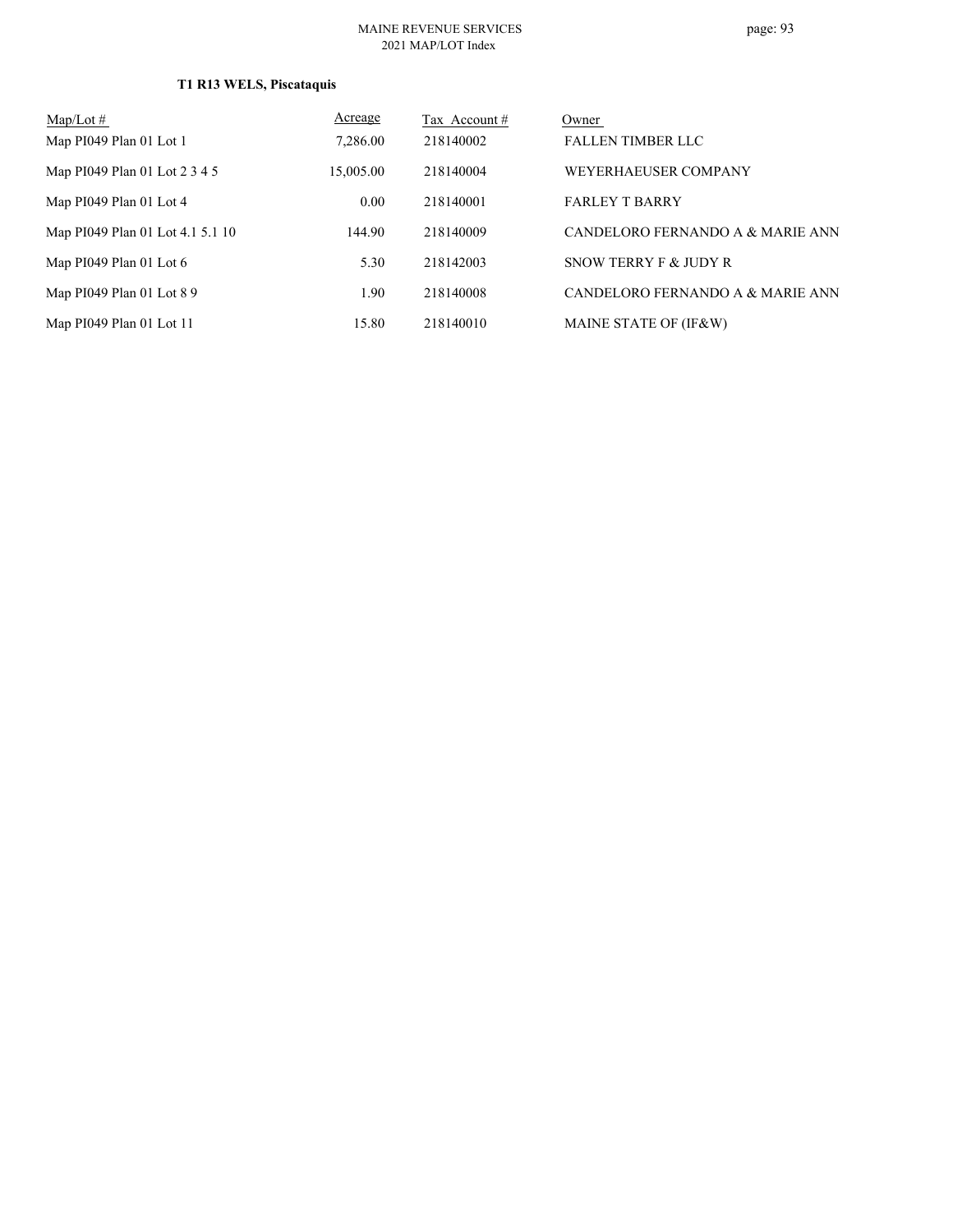**T1 R13 WELS, Piscataquis**

| Map/Lot # | Acreage | Tax Account # | Owner |
|---|---|---|---|
| Map PI049 Plan 01 Lot 1 | 7,286.00 | 218140002 | FALLEN TIMBER LLC |
| Map PI049 Plan 01 Lot 2 3 4 5 | 15,005.00 | 218140004 | WEYERHAEUSER COMPANY |
| Map PI049 Plan 01 Lot 4 | 0.00 | 218140001 | FARLEY T BARRY |
| Map PI049 Plan 01 Lot 4.1 5.1 10 | 144.90 | 218140009 | CANDELORO FERNANDO A & MARIE ANN |
| Map PI049 Plan 01 Lot 6 | 5.30 | 218142003 | SNOW TERRY F & JUDY R |
| Map PI049 Plan 01 Lot 8 9 | 1.90 | 218140008 | CANDELORO FERNANDO A & MARIE ANN |
| Map PI049 Plan 01 Lot 11 | 15.80 | 218140010 | MAINE STATE OF (IF&W) |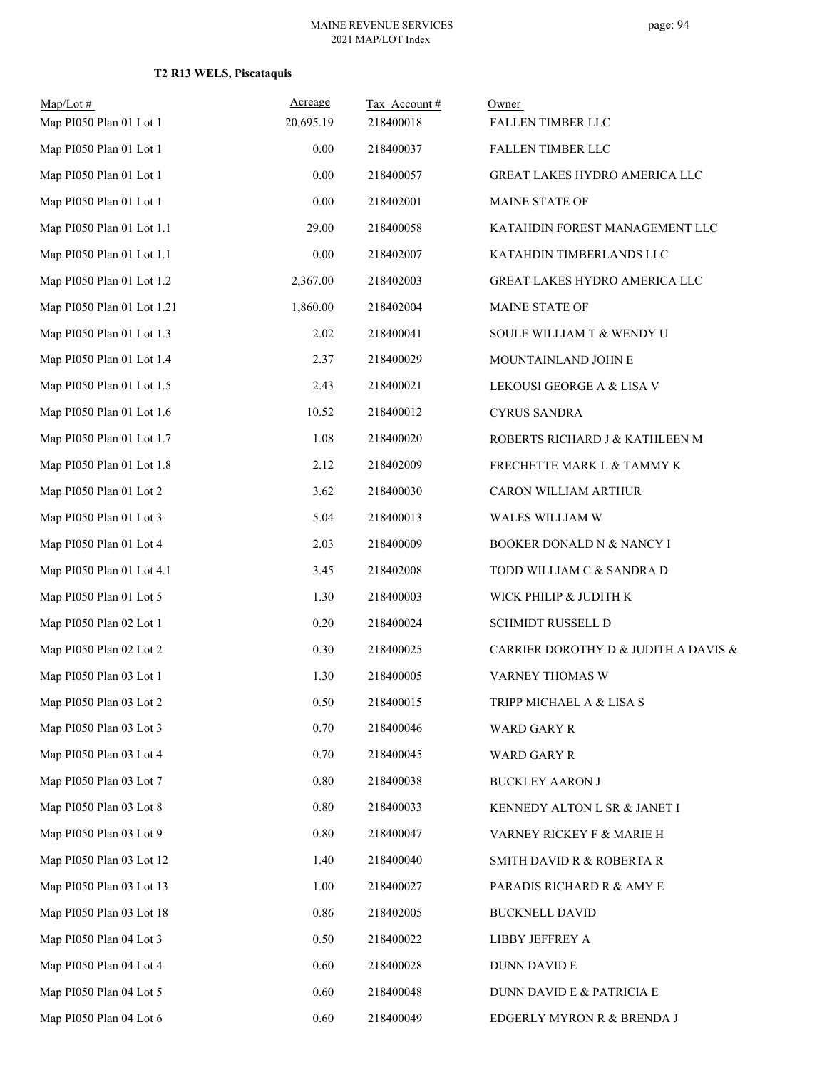**T2 R13 WELS, Piscataquis**

| Map/Lot # | Acreage | Tax Account # | Owner |
|---|---|---|---|
| Map PI050 Plan 01 Lot 1 | 20,695.19 | 218400018 | FALLEN TIMBER LLC |
| Map PI050 Plan 01 Lot 1 | 0.00 | 218400037 | FALLEN TIMBER LLC |
| Map PI050 Plan 01 Lot 1 | 0.00 | 218400057 | GREAT LAKES HYDRO AMERICA LLC |
| Map PI050 Plan 01 Lot 1 | 0.00 | 218402001 | MAINE STATE OF |
| Map PI050 Plan 01 Lot 1.1 | 29.00 | 218400058 | KATAHDIN FOREST MANAGEMENT LLC |
| Map PI050 Plan 01 Lot 1.1 | 0.00 | 218402007 | KATAHDIN TIMBERLANDS LLC |
| Map PI050 Plan 01 Lot 1.2 | 2,367.00 | 218402003 | GREAT LAKES HYDRO AMERICA LLC |
| Map PI050 Plan 01 Lot 1.21 | 1,860.00 | 218402004 | MAINE STATE OF |
| Map PI050 Plan 01 Lot 1.3 | 2.02 | 218400041 | SOULE WILLIAM T & WENDY U |
| Map PI050 Plan 01 Lot 1.4 | 2.37 | 218400029 | MOUNTAINLAND JOHN E |
| Map PI050 Plan 01 Lot 1.5 | 2.43 | 218400021 | LEKOUSI GEORGE A & LISA V |
| Map PI050 Plan 01 Lot 1.6 | 10.52 | 218400012 | CYRUS SANDRA |
| Map PI050 Plan 01 Lot 1.7 | 1.08 | 218400020 | ROBERTS RICHARD J & KATHLEEN M |
| Map PI050 Plan 01 Lot 1.8 | 2.12 | 218402009 | FRECHETTE MARK L & TAMMY K |
| Map PI050 Plan 01 Lot 2 | 3.62 | 218400030 | CARON WILLIAM ARTHUR |
| Map PI050 Plan 01 Lot 3 | 5.04 | 218400013 | WALES WILLIAM W |
| Map PI050 Plan 01 Lot 4 | 2.03 | 218400009 | BOOKER DONALD N & NANCY I |
| Map PI050 Plan 01 Lot 4.1 | 3.45 | 218402008 | TODD WILLIAM C & SANDRA D |
| Map PI050 Plan 01 Lot 5 | 1.30 | 218400003 | WICK PHILIP & JUDITH K |
| Map PI050 Plan 02 Lot 1 | 0.20 | 218400024 | SCHMIDT RUSSELL D |
| Map PI050 Plan 02 Lot 2 | 0.30 | 218400025 | CARRIER DOROTHY D & JUDITH A DAVIS & |
| Map PI050 Plan 03 Lot 1 | 1.30 | 218400005 | VARNEY THOMAS W |
| Map PI050 Plan 03 Lot 2 | 0.50 | 218400015 | TRIPP MICHAEL A & LISA S |
| Map PI050 Plan 03 Lot 3 | 0.70 | 218400046 | WARD GARY R |
| Map PI050 Plan 03 Lot 4 | 0.70 | 218400045 | WARD GARY R |
| Map PI050 Plan 03 Lot 7 | 0.80 | 218400038 | BUCKLEY AARON J |
| Map PI050 Plan 03 Lot 8 | 0.80 | 218400033 | KENNEDY ALTON L SR & JANET I |
| Map PI050 Plan 03 Lot 9 | 0.80 | 218400047 | VARNEY RICKEY F & MARIE H |
| Map PI050 Plan 03 Lot 12 | 1.40 | 218400040 | SMITH DAVID R & ROBERTA R |
| Map PI050 Plan 03 Lot 13 | 1.00 | 218400027 | PARADIS RICHARD R & AMY E |
| Map PI050 Plan 03 Lot 18 | 0.86 | 218402005 | BUCKNELL DAVID |
| Map PI050 Plan 04 Lot 3 | 0.50 | 218400022 | LIBBY JEFFREY A |
| Map PI050 Plan 04 Lot 4 | 0.60 | 218400028 | DUNN DAVID E |
| Map PI050 Plan 04 Lot 5 | 0.60 | 218400048 | DUNN DAVID E & PATRICIA E |
| Map PI050 Plan 04 Lot 6 | 0.60 | 218400049 | EDGERLY MYRON R & BRENDA J |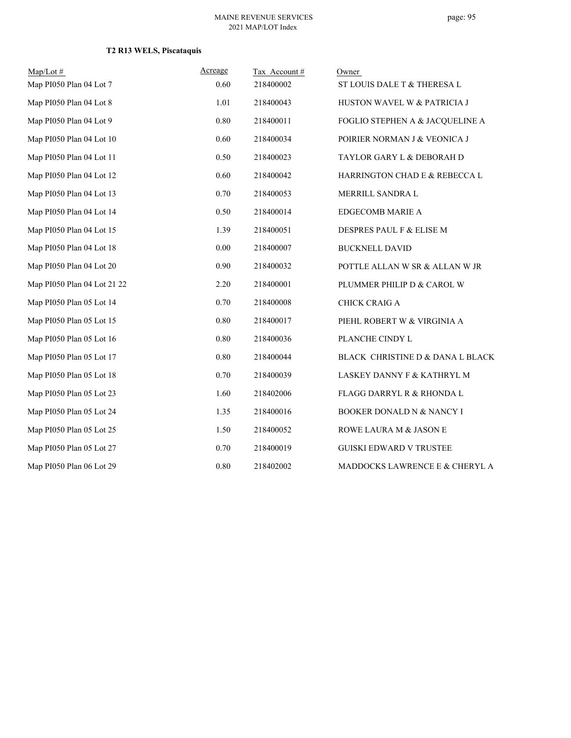**T2 R13 WELS, Piscataquis**

| Map/Lot # | Acreage | Tax Account # | Owner |
|---|---|---|---|
| Map PI050 Plan 04 Lot 7 | 0.60 | 218400002 | ST LOUIS DALE T & THERESA L |
| Map PI050 Plan 04 Lot 8 | 1.01 | 218400043 | HUSTON WAVEL W & PATRICIA J |
| Map PI050 Plan 04 Lot 9 | 0.80 | 218400011 | FOGLIO STEPHEN A & JACQUELINE A |
| Map PI050 Plan 04 Lot 10 | 0.60 | 218400034 | POIRIER NORMAN J & VEONICA J |
| Map PI050 Plan 04 Lot 11 | 0.50 | 218400023 | TAYLOR GARY L & DEBORAH D |
| Map PI050 Plan 04 Lot 12 | 0.60 | 218400042 | HARRINGTON CHAD E & REBECCA L |
| Map PI050 Plan 04 Lot 13 | 0.70 | 218400053 | MERRILL SANDRA L |
| Map PI050 Plan 04 Lot 14 | 0.50 | 218400014 | EDGECOMB MARIE A |
| Map PI050 Plan 04 Lot 15 | 1.39 | 218400051 | DESPRES PAUL F & ELISE M |
| Map PI050 Plan 04 Lot 18 | 0.00 | 218400007 | BUCKNELL DAVID |
| Map PI050 Plan 04 Lot 20 | 0.90 | 218400032 | POTTLE ALLAN W SR & ALLAN W JR |
| Map PI050 Plan 04 Lot 21 22 | 2.20 | 218400001 | PLUMMER PHILIP D & CAROL W |
| Map PI050 Plan 05 Lot 14 | 0.70 | 218400008 | CHICK CRAIG A |
| Map PI050 Plan 05 Lot 15 | 0.80 | 218400017 | PIEHL ROBERT W & VIRGINIA A |
| Map PI050 Plan 05 Lot 16 | 0.80 | 218400036 | PLANCHE CINDY L |
| Map PI050 Plan 05 Lot 17 | 0.80 | 218400044 | BLACK CHRISTINE D & DANA L BLACK |
| Map PI050 Plan 05 Lot 18 | 0.70 | 218400039 | LASKEY DANNY F & KATHRYL M |
| Map PI050 Plan 05 Lot 23 | 1.60 | 218402006 | FLAGG DARRYL R & RHONDA L |
| Map PI050 Plan 05 Lot 24 | 1.35 | 218400016 | BOOKER DONALD N & NANCY I |
| Map PI050 Plan 05 Lot 25 | 1.50 | 218400052 | ROWE LAURA M & JASON E |
| Map PI050 Plan 05 Lot 27 | 0.70 | 218400019 | GUISKI EDWARD V TRUSTEE |
| Map PI050 Plan 06 Lot 29 | 0.80 | 218402002 | MADDOCKS LAWRENCE E & CHERYL A |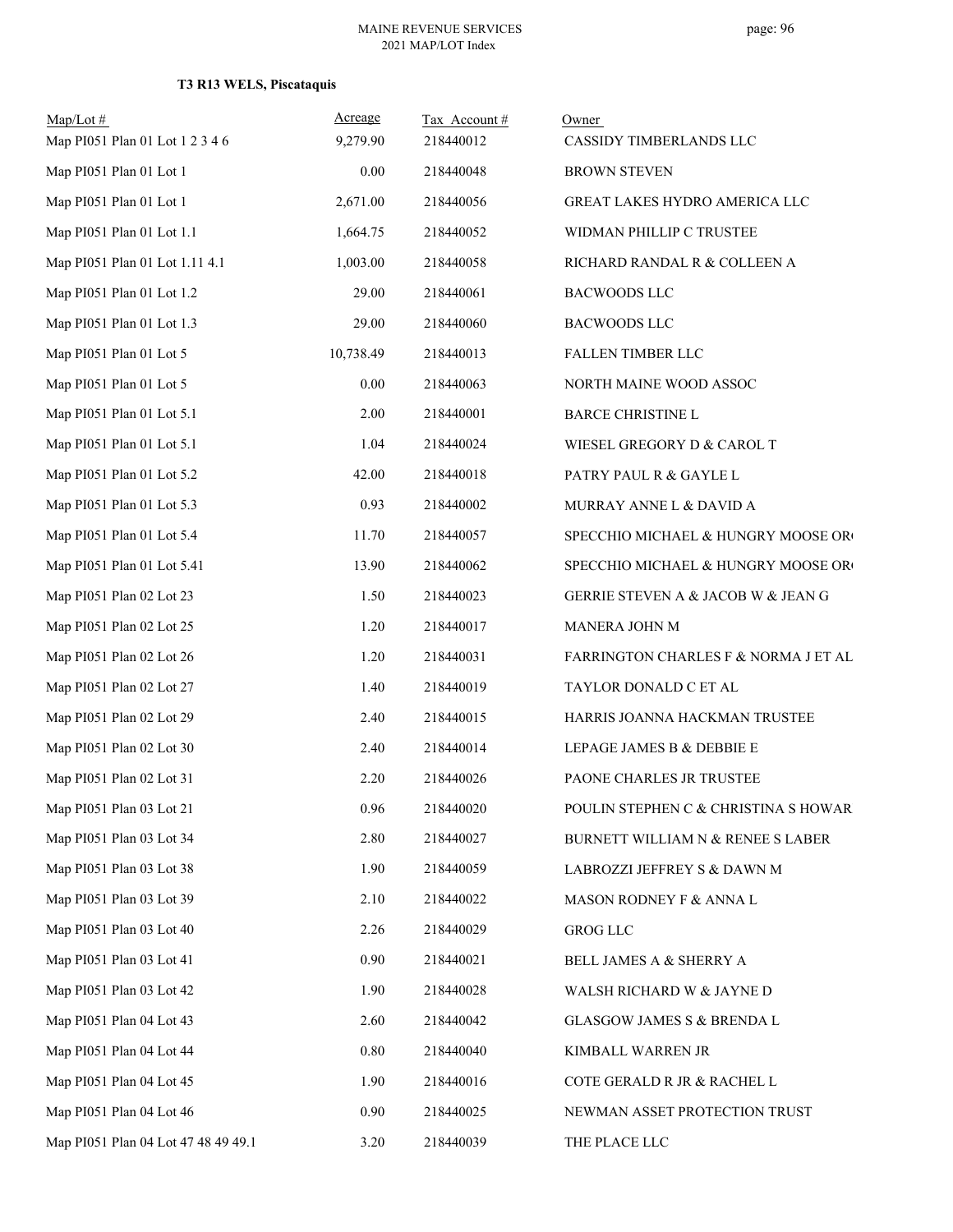MAINE REVENUE SERVICES
2021 MAP/LOT Index

### T3 R13 WELS, Piscataquis

| Map/Lot # | Acreage | Tax Account # | Owner |
|---|---|---|---|
| Map PI051 Plan 01 Lot 1 2 3 4 6 | 9,279.90 | 218440012 | CASSIDY TIMBERLANDS LLC |
| Map PI051 Plan 01 Lot 1 | 0.00 | 218440048 | BROWN STEVEN |
| Map PI051 Plan 01 Lot 1 | 2,671.00 | 218440056 | GREAT LAKES HYDRO AMERICA LLC |
| Map PI051 Plan 01 Lot 1.1 | 1,664.75 | 218440052 | WIDMAN PHILLIP C TRUSTEE |
| Map PI051 Plan 01 Lot 1.11 4.1 | 1,003.00 | 218440058 | RICHARD RANDAL R & COLLEEN A |
| Map PI051 Plan 01 Lot 1.2 | 29.00 | 218440061 | BACWOODS LLC |
| Map PI051 Plan 01 Lot 1.3 | 29.00 | 218440060 | BACWOODS LLC |
| Map PI051 Plan 01 Lot 5 | 10,738.49 | 218440013 | FALLEN TIMBER LLC |
| Map PI051 Plan 01 Lot 5 | 0.00 | 218440063 | NORTH MAINE WOOD ASSOC |
| Map PI051 Plan 01 Lot 5.1 | 2.00 | 218440001 | BARCE CHRISTINE L |
| Map PI051 Plan 01 Lot 5.1 | 1.04 | 218440024 | WIESEL GREGORY D & CAROL T |
| Map PI051 Plan 01 Lot 5.2 | 42.00 | 218440018 | PATRY PAUL R & GAYLE L |
| Map PI051 Plan 01 Lot 5.3 | 0.93 | 218440002 | MURRAY ANNE L & DAVID A |
| Map PI051 Plan 01 Lot 5.4 | 11.70 | 218440057 | SPECCHIO MICHAEL & HUNGRY MOOSE OR |
| Map PI051 Plan 01 Lot 5.41 | 13.90 | 218440062 | SPECCHIO MICHAEL & HUNGRY MOOSE OR |
| Map PI051 Plan 02 Lot 23 | 1.50 | 218440023 | GERRIE STEVEN A & JACOB W & JEAN G |
| Map PI051 Plan 02 Lot 25 | 1.20 | 218440017 | MANERA JOHN M |
| Map PI051 Plan 02 Lot 26 | 1.20 | 218440031 | FARRINGTON CHARLES F & NORMA J ET AL |
| Map PI051 Plan 02 Lot 27 | 1.40 | 218440019 | TAYLOR DONALD C ET AL |
| Map PI051 Plan 02 Lot 29 | 2.40 | 218440015 | HARRIS JOANNA HACKMAN TRUSTEE |
| Map PI051 Plan 02 Lot 30 | 2.40 | 218440014 | LEPAGE JAMES B & DEBBIE E |
| Map PI051 Plan 02 Lot 31 | 2.20 | 218440026 | PAONE CHARLES JR TRUSTEE |
| Map PI051 Plan 03 Lot 21 | 0.96 | 218440020 | POULIN STEPHEN C & CHRISTINA S HOWAR |
| Map PI051 Plan 03 Lot 34 | 2.80 | 218440027 | BURNETT WILLIAM N & RENEE S LABER |
| Map PI051 Plan 03 Lot 38 | 1.90 | 218440059 | LABROZZI JEFFREY S & DAWN M |
| Map PI051 Plan 03 Lot 39 | 2.10 | 218440022 | MASON RODNEY F & ANNA L |
| Map PI051 Plan 03 Lot 40 | 2.26 | 218440029 | GROG LLC |
| Map PI051 Plan 03 Lot 41 | 0.90 | 218440021 | BELL JAMES A & SHERRY A |
| Map PI051 Plan 03 Lot 42 | 1.90 | 218440028 | WALSH RICHARD W & JAYNE D |
| Map PI051 Plan 04 Lot 43 | 2.60 | 218440042 | GLASGOW JAMES S & BRENDA L |
| Map PI051 Plan 04 Lot 44 | 0.80 | 218440040 | KIMBALL WARREN JR |
| Map PI051 Plan 04 Lot 45 | 1.90 | 218440016 | COTE GERALD R JR & RACHEL L |
| Map PI051 Plan 04 Lot 46 | 0.90 | 218440025 | NEWMAN ASSET PROTECTION TRUST |
| Map PI051 Plan 04 Lot 47 48 49 49.1 | 3.20 | 218440039 | THE PLACE LLC |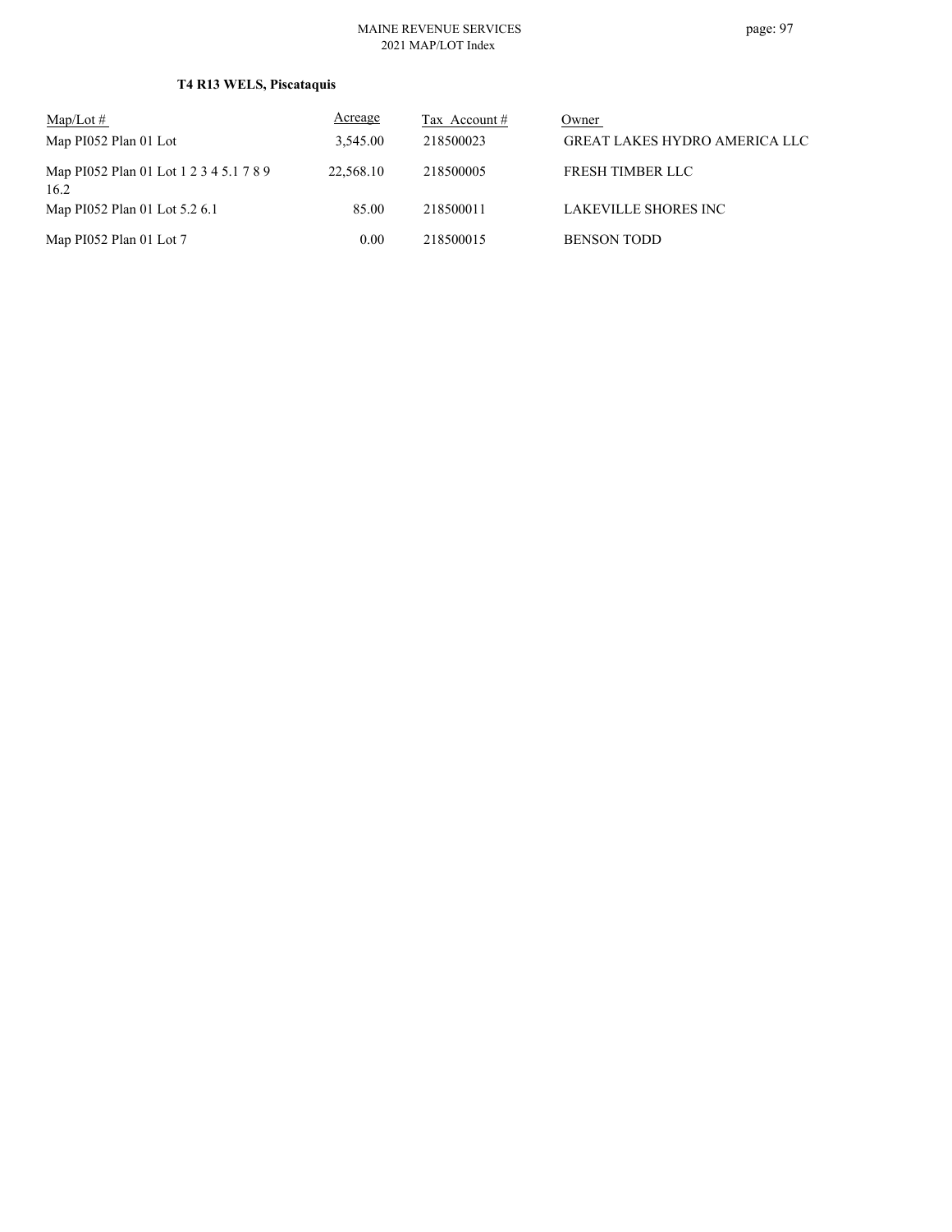### T4 R13 WELS, Piscataquis

| Map/Lot # | Acreage | Tax Account # | Owner |
|---|---|---|---|
| Map PI052 Plan 01 Lot | 3,545.00 | 218500023 | GREAT LAKES HYDRO AMERICA LLC |
| Map PI052 Plan 01 Lot 1 2 3 4 5.1 7 8 9 16.2 | 22,568.10 | 218500005 | FRESH TIMBER LLC |
| Map PI052 Plan 01 Lot 5.2 6.1 | 85.00 | 218500011 | LAKEVILLE SHORES INC |
| Map PI052 Plan 01 Lot 7 | 0.00 | 218500015 | BENSON TODD |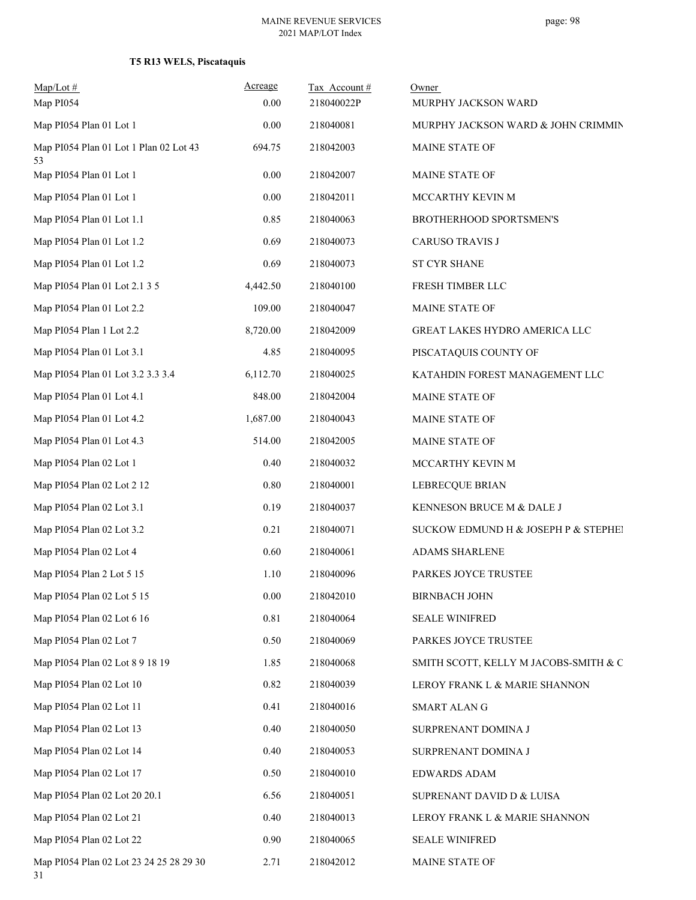MAINE REVENUE SERVICES
2021 MAP/LOT Index

**T5 R13 WELS, Piscataquis**

| Map/Lot # | Acreage | Tax Account # | Owner |
|---|---|---|---|
| Map PI054 | 0.00 | 218040022P | MURPHY JACKSON WARD |
| Map PI054 Plan 01 Lot 1 | 0.00 | 218040081 | MURPHY JACKSON WARD & JOHN CRIMMIN |
| Map PI054 Plan 01 Lot 1 Plan 02 Lot 43 53 | 694.75 | 218042003 | MAINE STATE OF |
| Map PI054 Plan 01 Lot 1 | 0.00 | 218042007 | MAINE STATE OF |
| Map PI054 Plan 01 Lot 1 | 0.00 | 218042011 | MCCARTHY KEVIN M |
| Map PI054 Plan 01 Lot 1.1 | 0.85 | 218040063 | BROTHERHOOD SPORTSMEN'S |
| Map PI054 Plan 01 Lot 1.2 | 0.69 | 218040073 | CARUSO TRAVIS J |
| Map PI054 Plan 01 Lot 1.2 | 0.69 | 218040073 | ST CYR SHANE |
| Map PI054 Plan 01 Lot 2.1 3 5 | 4,442.50 | 218040100 | FRESH TIMBER LLC |
| Map PI054 Plan 01 Lot 2.2 | 109.00 | 218040047 | MAINE STATE OF |
| Map PI054 Plan 1 Lot 2.2 | 8,720.00 | 218042009 | GREAT LAKES HYDRO AMERICA LLC |
| Map PI054 Plan 01 Lot 3.1 | 4.85 | 218040095 | PISCATAQUIS COUNTY OF |
| Map PI054 Plan 01 Lot 3.2 3.3 3.4 | 6,112.70 | 218040025 | KATAHDIN FOREST MANAGEMENT LLC |
| Map PI054 Plan 01 Lot 4.1 | 848.00 | 218042004 | MAINE STATE OF |
| Map PI054 Plan 01 Lot 4.2 | 1,687.00 | 218040043 | MAINE STATE OF |
| Map PI054 Plan 01 Lot 4.3 | 514.00 | 218042005 | MAINE STATE OF |
| Map PI054 Plan 02 Lot 1 | 0.40 | 218040032 | MCCARTHY KEVIN M |
| Map PI054 Plan 02 Lot 2 12 | 0.80 | 218040001 | LEBRECQUE BRIAN |
| Map PI054 Plan 02 Lot 3.1 | 0.19 | 218040037 | KENNESON BRUCE M & DALE J |
| Map PI054 Plan 02 Lot 3.2 | 0.21 | 218040071 | SUCKOW EDMUND H & JOSEPH P & STEPHEI |
| Map PI054 Plan 02 Lot 4 | 0.60 | 218040061 | ADAMS SHARLENE |
| Map PI054 Plan 2 Lot 5 15 | 1.10 | 218040096 | PARKES JOYCE TRUSTEE |
| Map PI054 Plan 02 Lot 5 15 | 0.00 | 218042010 | BIRNBACH JOHN |
| Map PI054 Plan 02 Lot 6 16 | 0.81 | 218040064 | SEALE WINIFRED |
| Map PI054 Plan 02 Lot 7 | 0.50 | 218040069 | PARKES JOYCE TRUSTEE |
| Map PI054 Plan 02 Lot 8 9 18 19 | 1.85 | 218040068 | SMITH SCOTT, KELLY M JACOBS-SMITH & C |
| Map PI054 Plan 02 Lot 10 | 0.82 | 218040039 | LEROY FRANK L & MARIE SHANNON |
| Map PI054 Plan 02 Lot 11 | 0.41 | 218040016 | SMART ALAN G |
| Map PI054 Plan 02 Lot 13 | 0.40 | 218040050 | SURPRENANT DOMINA J |
| Map PI054 Plan 02 Lot 14 | 0.40 | 218040053 | SURPRENANT DOMINA J |
| Map PI054 Plan 02 Lot 17 | 0.50 | 218040010 | EDWARDS ADAM |
| Map PI054 Plan 02 Lot 20 20.1 | 6.56 | 218040051 | SUPRENANT DAVID D & LUISA |
| Map PI054 Plan 02 Lot 21 | 0.40 | 218040013 | LEROY FRANK L & MARIE SHANNON |
| Map PI054 Plan 02 Lot 22 | 0.90 | 218040065 | SEALE WINIFRED |
| Map PI054 Plan 02 Lot 23 24 25 28 29 30 31 | 2.71 | 218042012 | MAINE STATE OF |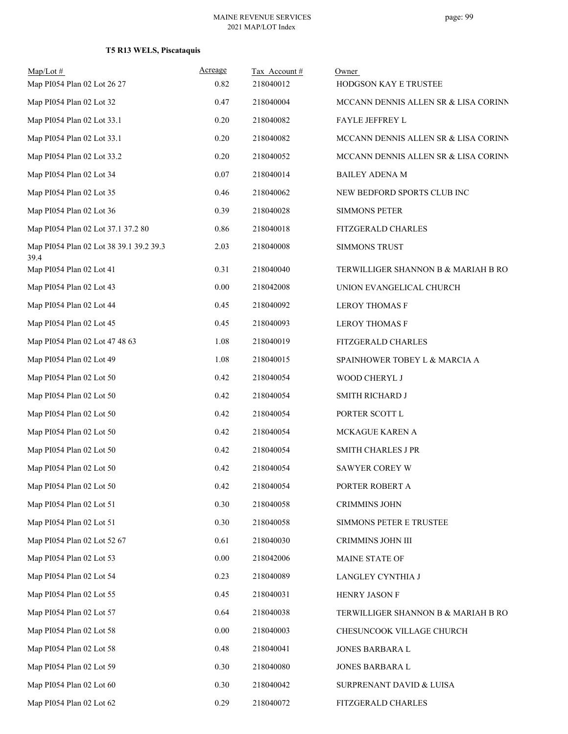**T5 R13 WELS, Piscataquis**

| Map/Lot # | Acreage | Tax Account # | Owner |
|---|---|---|---|
| Map PI054 Plan 02 Lot 26 27 | 0.82 | 218040012 | HODGSON KAY E TRUSTEE |
| Map PI054 Plan 02 Lot 32 | 0.47 | 218040004 | MCCANN DENNIS ALLEN SR & LISA CORINN |
| Map PI054 Plan 02 Lot 33.1 | 0.20 | 218040082 | FAYLE JEFFREY L |
| Map PI054 Plan 02 Lot 33.1 | 0.20 | 218040082 | MCCANN DENNIS ALLEN SR & LISA CORINN |
| Map PI054 Plan 02 Lot 33.2 | 0.20 | 218040052 | MCCANN DENNIS ALLEN SR & LISA CORINN |
| Map PI054 Plan 02 Lot 34 | 0.07 | 218040014 | BAILEY ADENA M |
| Map PI054 Plan 02 Lot 35 | 0.46 | 218040062 | NEW BEDFORD SPORTS CLUB INC |
| Map PI054 Plan 02 Lot 36 | 0.39 | 218040028 | SIMMONS PETER |
| Map PI054 Plan 02 Lot 37.1 37.2 80 | 0.86 | 218040018 | FITZGERALD CHARLES |
| Map PI054 Plan 02 Lot 38 39.1 39.2 39.3 39.4 | 2.03 | 218040008 | SIMMONS TRUST |
| Map PI054 Plan 02 Lot 41 | 0.31 | 218040040 | TERWILLIGER SHANNON B & MARIAH B RO |
| Map PI054 Plan 02 Lot 43 | 0.00 | 218042008 | UNION EVANGELICAL CHURCH |
| Map PI054 Plan 02 Lot 44 | 0.45 | 218040092 | LEROY THOMAS F |
| Map PI054 Plan 02 Lot 45 | 0.45 | 218040093 | LEROY THOMAS F |
| Map PI054 Plan 02 Lot 47 48 63 | 1.08 | 218040019 | FITZGERALD CHARLES |
| Map PI054 Plan 02 Lot 49 | 1.08 | 218040015 | SPAINHOWER TOBEY L & MARCIA A |
| Map PI054 Plan 02 Lot 50 | 0.42 | 218040054 | WOOD CHERYL J |
| Map PI054 Plan 02 Lot 50 | 0.42 | 218040054 | SMITH RICHARD J |
| Map PI054 Plan 02 Lot 50 | 0.42 | 218040054 | PORTER SCOTT L |
| Map PI054 Plan 02 Lot 50 | 0.42 | 218040054 | MCKAGUE KAREN A |
| Map PI054 Plan 02 Lot 50 | 0.42 | 218040054 | SMITH CHARLES J PR |
| Map PI054 Plan 02 Lot 50 | 0.42 | 218040054 | SAWYER COREY W |
| Map PI054 Plan 02 Lot 50 | 0.42 | 218040054 | PORTER ROBERT A |
| Map PI054 Plan 02 Lot 51 | 0.30 | 218040058 | CRIMMINS JOHN |
| Map PI054 Plan 02 Lot 51 | 0.30 | 218040058 | SIMMONS PETER E TRUSTEE |
| Map PI054 Plan 02 Lot 52 67 | 0.61 | 218040030 | CRIMMINS JOHN III |
| Map PI054 Plan 02 Lot 53 | 0.00 | 218042006 | MAINE STATE OF |
| Map PI054 Plan 02 Lot 54 | 0.23 | 218040089 | LANGLEY CYNTHIA J |
| Map PI054 Plan 02 Lot 55 | 0.45 | 218040031 | HENRY JASON F |
| Map PI054 Plan 02 Lot 57 | 0.64 | 218040038 | TERWILLIGER SHANNON B & MARIAH B RO |
| Map PI054 Plan 02 Lot 58 | 0.00 | 218040003 | CHESUNCOOK VILLAGE CHURCH |
| Map PI054 Plan 02 Lot 58 | 0.48 | 218040041 | JONES BARBARA L |
| Map PI054 Plan 02 Lot 59 | 0.30 | 218040080 | JONES BARBARA L |
| Map PI054 Plan 02 Lot 60 | 0.30 | 218040042 | SURPRENANT DAVID & LUISA |
| Map PI054 Plan 02 Lot 62 | 0.29 | 218040072 | FITZGERALD CHARLES |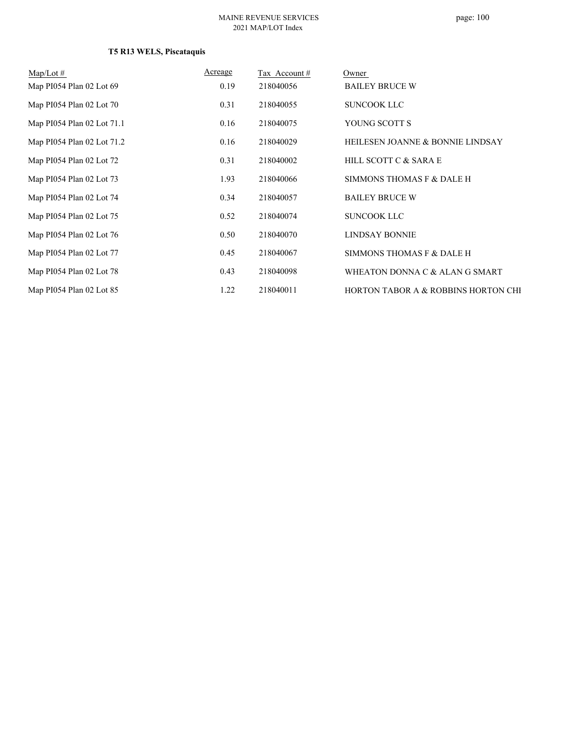### T5 R13 WELS, Piscataquis

| Map/Lot # | Acreage | Tax Account # | Owner |
|---|---|---|---|
| Map PI054 Plan 02 Lot 69 | 0.19 | 218040056 | BAILEY BRUCE W |
| Map PI054 Plan 02 Lot 70 | 0.31 | 218040055 | SUNCOOK LLC |
| Map PI054 Plan 02 Lot 71.1 | 0.16 | 218040075 | YOUNG SCOTT S |
| Map PI054 Plan 02 Lot 71.2 | 0.16 | 218040029 | HEILESEN JOANNE & BONNIE LINDSAY |
| Map PI054 Plan 02 Lot 72 | 0.31 | 218040002 | HILL SCOTT C & SARA E |
| Map PI054 Plan 02 Lot 73 | 1.93 | 218040066 | SIMMONS THOMAS F & DALE H |
| Map PI054 Plan 02 Lot 74 | 0.34 | 218040057 | BAILEY BRUCE W |
| Map PI054 Plan 02 Lot 75 | 0.52 | 218040074 | SUNCOOK LLC |
| Map PI054 Plan 02 Lot 76 | 0.50 | 218040070 | LINDSAY BONNIE |
| Map PI054 Plan 02 Lot 77 | 0.45 | 218040067 | SIMMONS THOMAS F & DALE H |
| Map PI054 Plan 02 Lot 78 | 0.43 | 218040098 | WHEATON DONNA C & ALAN G SMART |
| Map PI054 Plan 02 Lot 85 | 1.22 | 218040011 | HORTON TABOR A & ROBBINS HORTON CHI |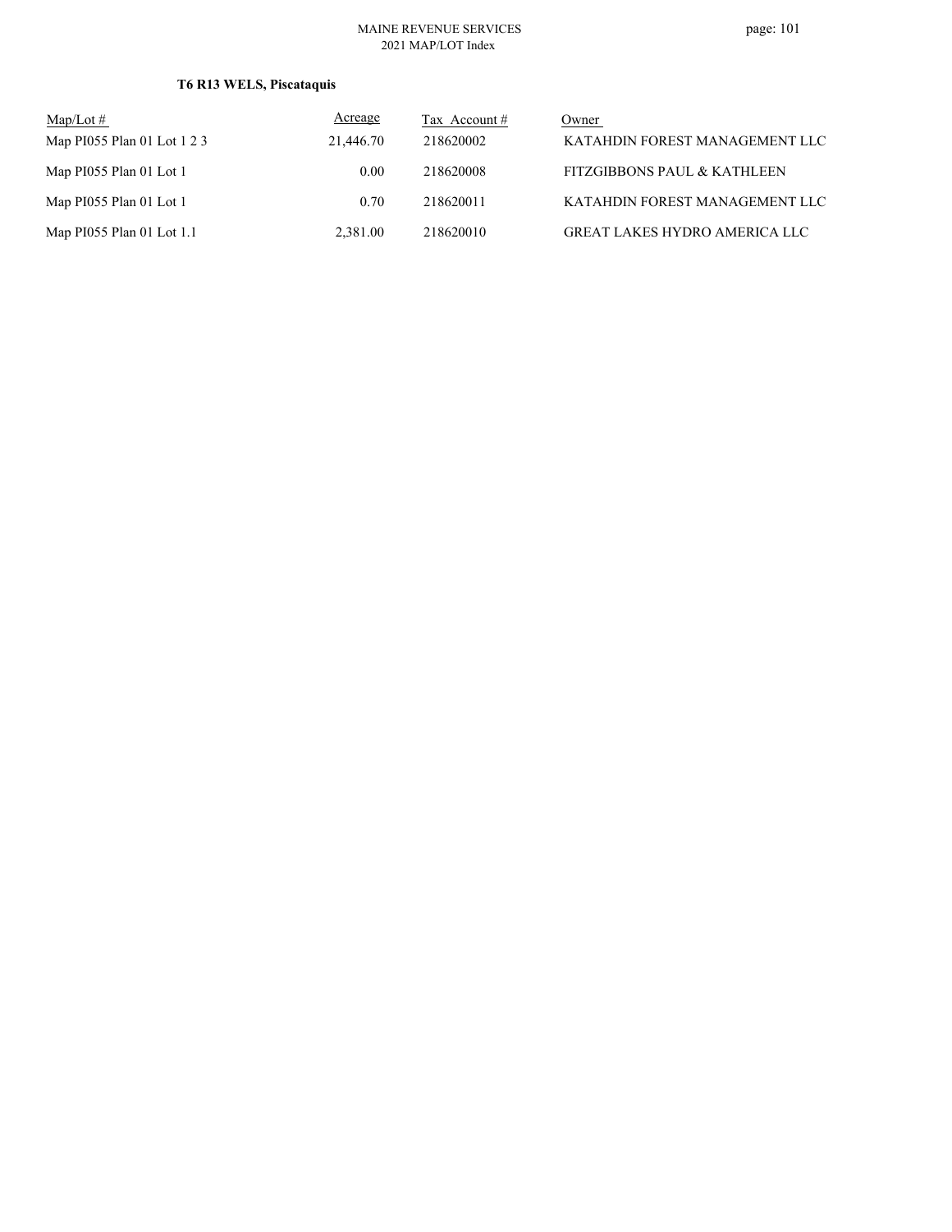**T6 R13 WELS, Piscataquis**

| Map/Lot # | Acreage | Tax Account # | Owner |
|---|---|---|---|
| Map PI055 Plan 01 Lot 1 2 3 | 21,446.70 | 218620002 | KATAHDIN FOREST MANAGEMENT LLC |
| Map PI055 Plan 01 Lot 1 | 0.00 | 218620008 | FITZGIBBONS PAUL & KATHLEEN |
| Map PI055 Plan 01 Lot 1 | 0.70 | 218620011 | KATAHDIN FOREST MANAGEMENT LLC |
| Map PI055 Plan 01 Lot 1.1 | 2,381.00 | 218620010 | GREAT LAKES HYDRO AMERICA LLC |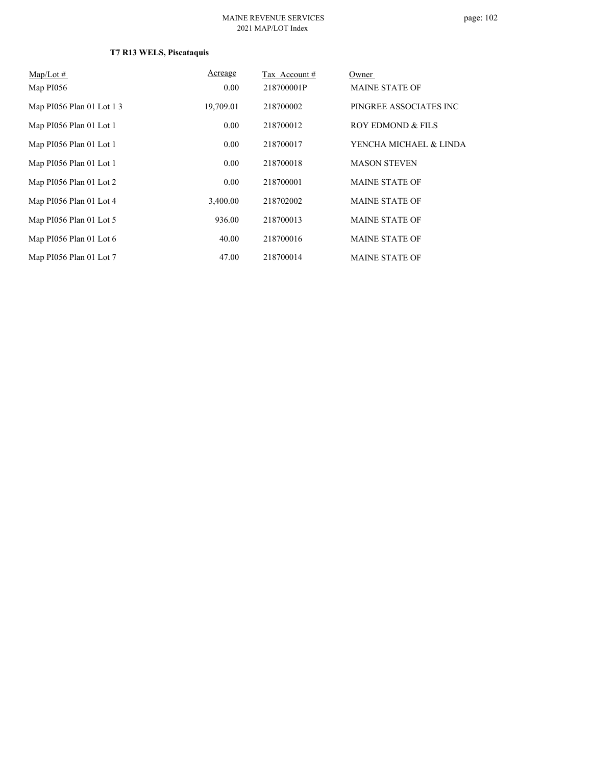**T7 R13 WELS, Piscataquis**

| Map/Lot # | Acreage | Tax Account # | Owner |
|---|---|---|---|
| Map PI056 | 0.00 | 218700001P | MAINE STATE OF |
| Map PI056 Plan 01 Lot 1 3 | 19,709.01 | 218700002 | PINGREE ASSOCIATES INC |
| Map PI056 Plan 01 Lot 1 | 0.00 | 218700012 | ROY EDMOND & FILS |
| Map PI056 Plan 01 Lot 1 | 0.00 | 218700017 | YENCHA MICHAEL & LINDA |
| Map PI056 Plan 01 Lot 1 | 0.00 | 218700018 | MASON STEVEN |
| Map PI056 Plan 01 Lot 2 | 0.00 | 218700001 | MAINE STATE OF |
| Map PI056 Plan 01 Lot 4 | 3,400.00 | 218702002 | MAINE STATE OF |
| Map PI056 Plan 01 Lot 5 | 936.00 | 218700013 | MAINE STATE OF |
| Map PI056 Plan 01 Lot 6 | 40.00 | 218700016 | MAINE STATE OF |
| Map PI056 Plan 01 Lot 7 | 47.00 | 218700014 | MAINE STATE OF |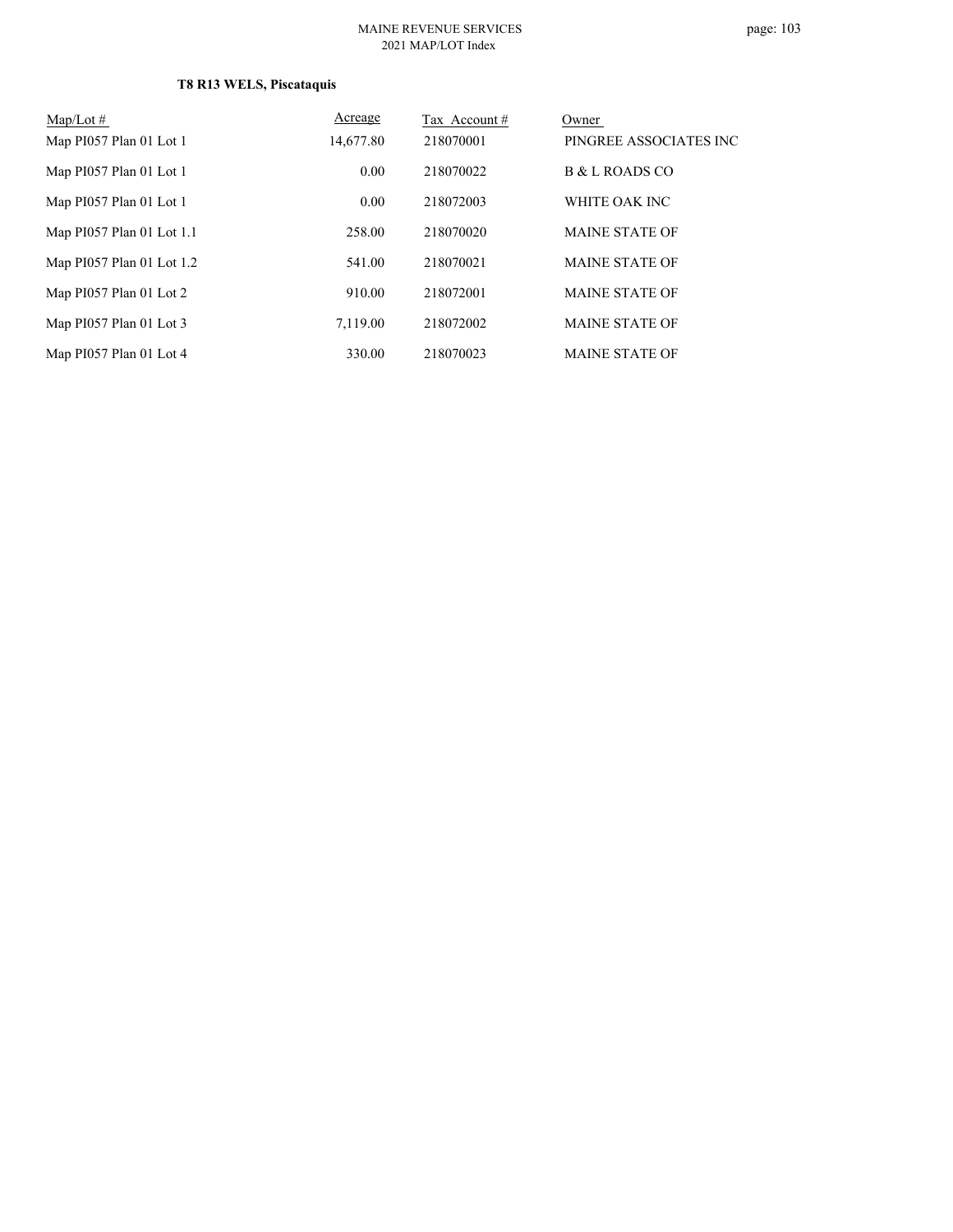**T8 R13 WELS, Piscataquis**

| Map/Lot # | Acreage | Tax Account # | Owner |
| --- | --- | --- | --- |
| Map PI057 Plan 01 Lot 1 | 14,677.80 | 218070001 | PINGREE ASSOCIATES INC |
| Map PI057 Plan 01 Lot 1 | 0.00 | 218070022 | B & L ROADS CO |
| Map PI057 Plan 01 Lot 1 | 0.00 | 218072003 | WHITE OAK INC |
| Map PI057 Plan 01 Lot 1.1 | 258.00 | 218070020 | MAINE STATE OF |
| Map PI057 Plan 01 Lot 1.2 | 541.00 | 218070021 | MAINE STATE OF |
| Map PI057 Plan 01 Lot 2 | 910.00 | 218072001 | MAINE STATE OF |
| Map PI057 Plan 01 Lot 3 | 7,119.00 | 218072002 | MAINE STATE OF |
| Map PI057 Plan 01 Lot 4 | 330.00 | 218070023 | MAINE STATE OF |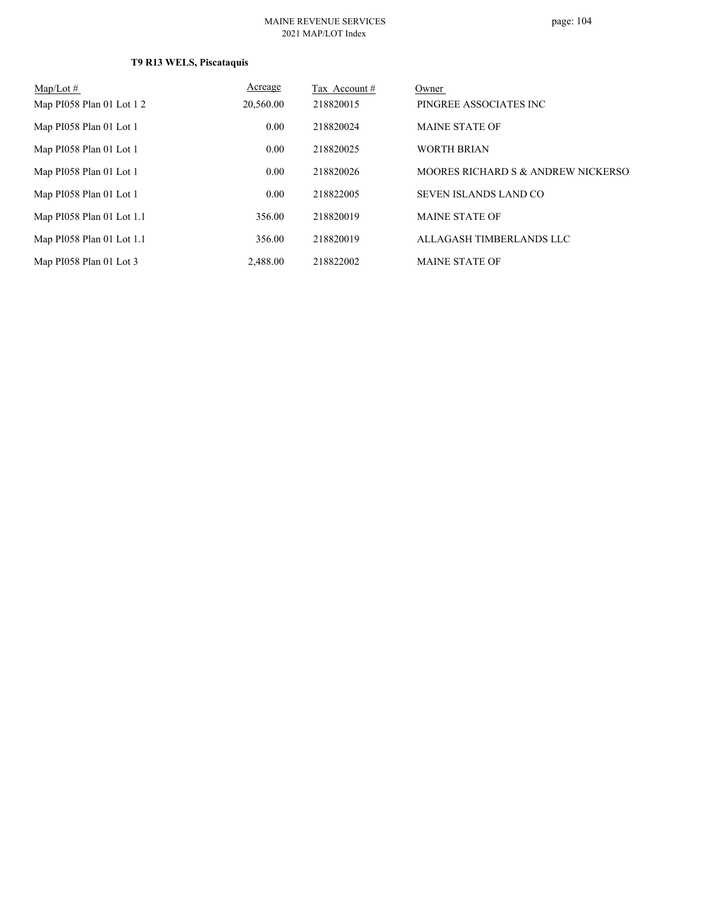### T9 R13 WELS, Piscataquis

| Map/Lot # | Acreage | Tax Account # | Owner |
|---|---|---|---|
| Map PI058 Plan 01 Lot 1 2 | 20,560.00 | 218820015 | PINGREE ASSOCIATES INC |
| Map PI058 Plan 01 Lot 1 | 0.00 | 218820024 | MAINE STATE OF |
| Map PI058 Plan 01 Lot 1 | 0.00 | 218820025 | WORTH BRIAN |
| Map PI058 Plan 01 Lot 1 | 0.00 | 218820026 | MOORES RICHARD S & ANDREW NICKERSO |
| Map PI058 Plan 01 Lot 1 | 0.00 | 218822005 | SEVEN ISLANDS LAND CO |
| Map PI058 Plan 01 Lot 1.1 | 356.00 | 218820019 | MAINE STATE OF |
| Map PI058 Plan 01 Lot 1.1 | 356.00 | 218820019 | ALLAGASH TIMBERLANDS LLC |
| Map PI058 Plan 01 Lot 3 | 2,488.00 | 218822002 | MAINE STATE OF |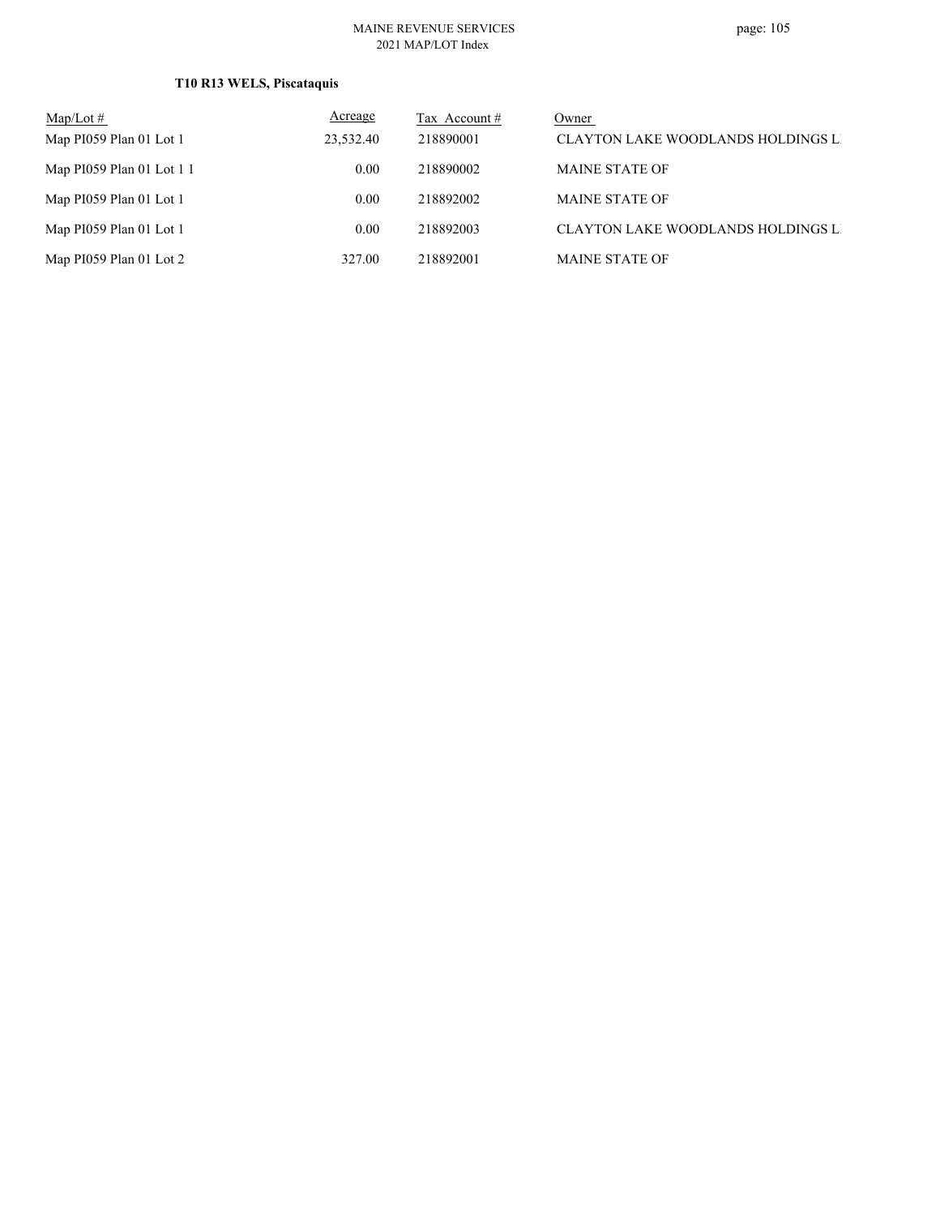**T10 R13 WELS, Piscataquis**

| Map/Lot # | Acreage | Tax Account # | Owner |
|---|---|---|---|
| Map PI059 Plan 01 Lot 1 | 23,532.40 | 218890001 | CLAYTON LAKE WOODLANDS HOLDINGS L |
| Map PI059 Plan 01 Lot 1 1 | 0.00 | 218890002 | MAINE STATE OF |
| Map PI059 Plan 01 Lot 1 | 0.00 | 218892002 | MAINE STATE OF |
| Map PI059 Plan 01 Lot 1 | 0.00 | 218892003 | CLAYTON LAKE WOODLANDS HOLDINGS L |
| Map PI059 Plan 01 Lot 2 | 327.00 | 218892001 | MAINE STATE OF |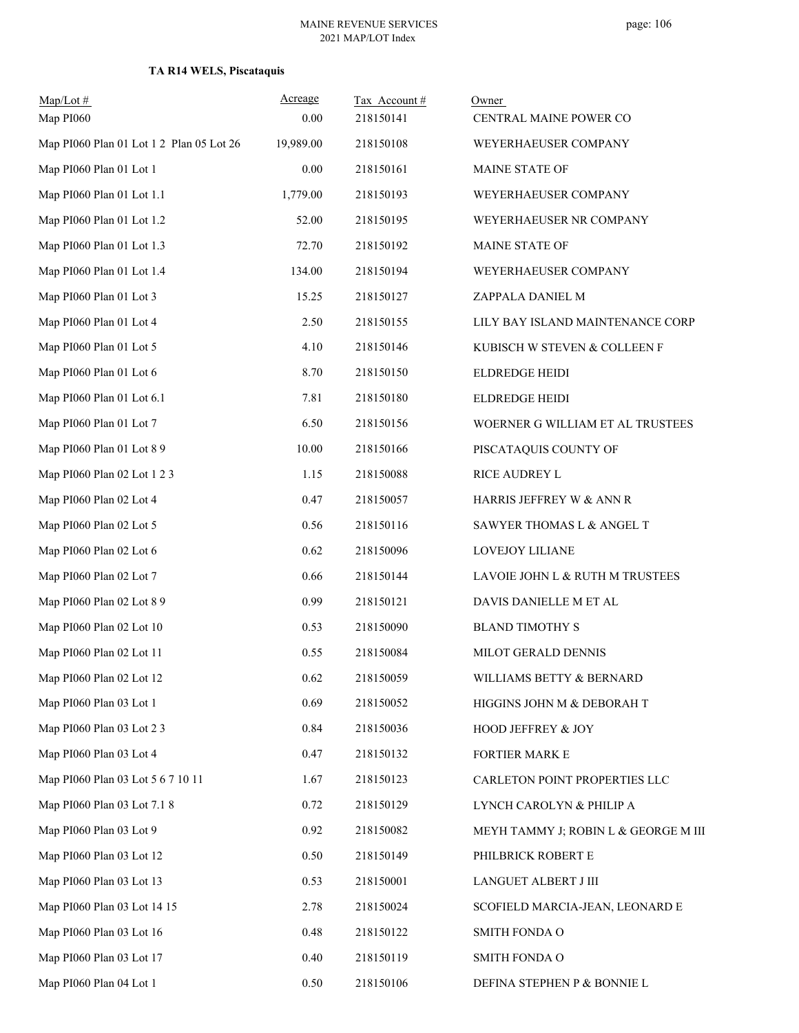**TA R14 WELS, Piscataquis**

| Map/Lot # | Acreage | Tax Account # | Owner |
|---|---|---|---|
| Map PI060 | 0.00 | 218150141 | CENTRAL MAINE POWER CO |
| Map PI060 Plan 01 Lot 1 2 Plan 05 Lot 26 | 19,989.00 | 218150108 | WEYERHAEUSER COMPANY |
| Map PI060 Plan 01 Lot 1 | 0.00 | 218150161 | MAINE STATE OF |
| Map PI060 Plan 01 Lot 1.1 | 1,779.00 | 218150193 | WEYERHAEUSER COMPANY |
| Map PI060 Plan 01 Lot 1.2 | 52.00 | 218150195 | WEYERHAEUSER NR COMPANY |
| Map PI060 Plan 01 Lot 1.3 | 72.70 | 218150192 | MAINE STATE OF |
| Map PI060 Plan 01 Lot 1.4 | 134.00 | 218150194 | WEYERHAEUSER COMPANY |
| Map PI060 Plan 01 Lot 3 | 15.25 | 218150127 | ZAPPALA DANIEL M |
| Map PI060 Plan 01 Lot 4 | 2.50 | 218150155 | LILY BAY ISLAND MAINTENANCE CORP |
| Map PI060 Plan 01 Lot 5 | 4.10 | 218150146 | KUBISCH W STEVEN & COLLEEN F |
| Map PI060 Plan 01 Lot 6 | 8.70 | 218150150 | ELDREDGE HEIDI |
| Map PI060 Plan 01 Lot 6.1 | 7.81 | 218150180 | ELDREDGE HEIDI |
| Map PI060 Plan 01 Lot 7 | 6.50 | 218150156 | WOERNER G WILLIAM ET AL TRUSTEES |
| Map PI060 Plan 01 Lot 8 9 | 10.00 | 218150166 | PISCATAQUIS COUNTY OF |
| Map PI060 Plan 02 Lot 1 2 3 | 1.15 | 218150088 | RICE AUDREY L |
| Map PI060 Plan 02 Lot 4 | 0.47 | 218150057 | HARRIS JEFFREY W & ANN R |
| Map PI060 Plan 02 Lot 5 | 0.56 | 218150116 | SAWYER THOMAS L & ANGEL T |
| Map PI060 Plan 02 Lot 6 | 0.62 | 218150096 | LOVEJOY LILIANE |
| Map PI060 Plan 02 Lot 7 | 0.66 | 218150144 | LAVOIE JOHN L & RUTH M TRUSTEES |
| Map PI060 Plan 02 Lot 8 9 | 0.99 | 218150121 | DAVIS DANIELLE M ET AL |
| Map PI060 Plan 02 Lot 10 | 0.53 | 218150090 | BLAND TIMOTHY S |
| Map PI060 Plan 02 Lot 11 | 0.55 | 218150084 | MILOT GERALD DENNIS |
| Map PI060 Plan 02 Lot 12 | 0.62 | 218150059 | WILLIAMS BETTY & BERNARD |
| Map PI060 Plan 03 Lot 1 | 0.69 | 218150052 | HIGGINS JOHN M & DEBORAH T |
| Map PI060 Plan 03 Lot 2 3 | 0.84 | 218150036 | HOOD JEFFREY & JOY |
| Map PI060 Plan 03 Lot 4 | 0.47 | 218150132 | FORTIER MARK E |
| Map PI060 Plan 03 Lot 5 6 7 10 11 | 1.67 | 218150123 | CARLETON POINT PROPERTIES LLC |
| Map PI060 Plan 03 Lot 7.1 8 | 0.72 | 218150129 | LYNCH CAROLYN & PHILIP A |
| Map PI060 Plan 03 Lot 9 | 0.92 | 218150082 | MEYH TAMMY J; ROBIN L & GEORGE M III |
| Map PI060 Plan 03 Lot 12 | 0.50 | 218150149 | PHILBRICK ROBERT E |
| Map PI060 Plan 03 Lot 13 | 0.53 | 218150001 | LANGUET ALBERT J III |
| Map PI060 Plan 03 Lot 14 15 | 2.78 | 218150024 | SCOFIELD MARCIA-JEAN, LEONARD E |
| Map PI060 Plan 03 Lot 16 | 0.48 | 218150122 | SMITH FONDA O |
| Map PI060 Plan 03 Lot 17 | 0.40 | 218150119 | SMITH FONDA O |
| Map PI060 Plan 04 Lot 1 | 0.50 | 218150106 | DEFINA STEPHEN P & BONNIE L |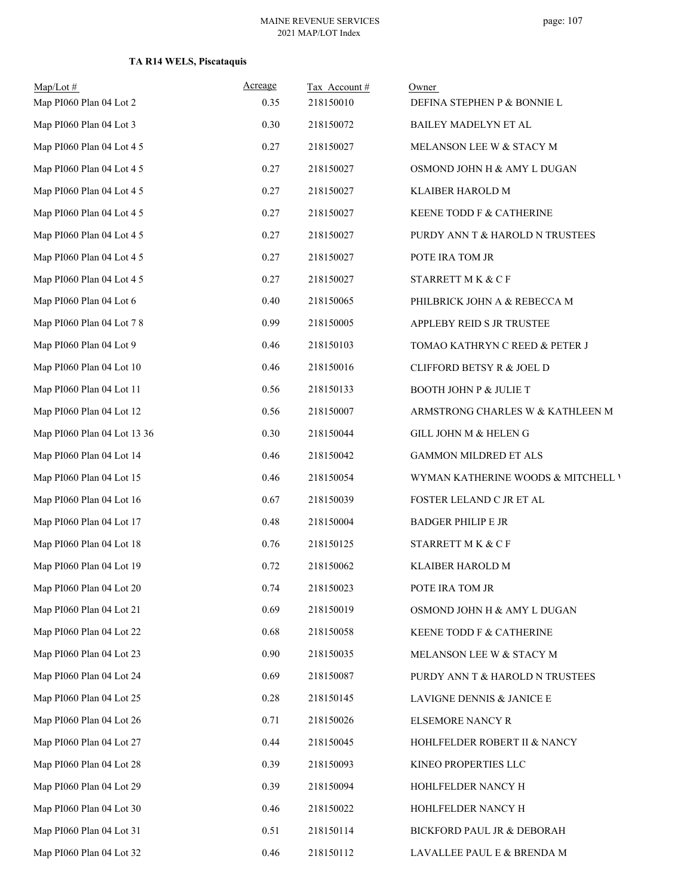**TA R14 WELS, Piscataquis**

| Map/Lot # | Acreage | Tax Account # | Owner |
|---|---|---|---|
| Map PI060 Plan 04 Lot 2 | 0.35 | 218150010 | DEFINA STEPHEN P & BONNIE L |
| Map PI060 Plan 04 Lot 3 | 0.30 | 218150072 | BAILEY MADELYN ET AL |
| Map PI060 Plan 04 Lot 4 5 | 0.27 | 218150027 | MELANSON LEE W & STACY M |
| Map PI060 Plan 04 Lot 4 5 | 0.27 | 218150027 | OSMOND JOHN H & AMY L DUGAN |
| Map PI060 Plan 04 Lot 4 5 | 0.27 | 218150027 | KLAIBER HAROLD M |
| Map PI060 Plan 04 Lot 4 5 | 0.27 | 218150027 | KEENE TODD F & CATHERINE |
| Map PI060 Plan 04 Lot 4 5 | 0.27 | 218150027 | PURDY ANN T & HAROLD N TRUSTEES |
| Map PI060 Plan 04 Lot 4 5 | 0.27 | 218150027 | POTE IRA TOM JR |
| Map PI060 Plan 04 Lot 4 5 | 0.27 | 218150027 | STARRETT M K & C F |
| Map PI060 Plan 04 Lot 6 | 0.40 | 218150065 | PHILBRICK JOHN A & REBECCA M |
| Map PI060 Plan 04 Lot 7 8 | 0.99 | 218150005 | APPLEBY REID S JR TRUSTEE |
| Map PI060 Plan 04 Lot 9 | 0.46 | 218150103 | TOMAO KATHRYN C REED & PETER J |
| Map PI060 Plan 04 Lot 10 | 0.46 | 218150016 | CLIFFORD BETSY R & JOEL D |
| Map PI060 Plan 04 Lot 11 | 0.56 | 218150133 | BOOTH JOHN P & JULIE T |
| Map PI060 Plan 04 Lot 12 | 0.56 | 218150007 | ARMSTRONG CHARLES W & KATHLEEN M |
| Map PI060 Plan 04 Lot 13 36 | 0.30 | 218150044 | GILL JOHN M & HELEN G |
| Map PI060 Plan 04 Lot 14 | 0.46 | 218150042 | GAMMON MILDRED ET ALS |
| Map PI060 Plan 04 Lot 15 | 0.46 | 218150054 | WYMAN KATHERINE WOODS & MITCHELL W |
| Map PI060 Plan 04 Lot 16 | 0.67 | 218150039 | FOSTER LELAND C JR ET AL |
| Map PI060 Plan 04 Lot 17 | 0.48 | 218150004 | BADGER PHILIP E JR |
| Map PI060 Plan 04 Lot 18 | 0.76 | 218150125 | STARRETT M K & C F |
| Map PI060 Plan 04 Lot 19 | 0.72 | 218150062 | KLAIBER HAROLD M |
| Map PI060 Plan 04 Lot 20 | 0.74 | 218150023 | POTE IRA TOM JR |
| Map PI060 Plan 04 Lot 21 | 0.69 | 218150019 | OSMOND JOHN H & AMY L DUGAN |
| Map PI060 Plan 04 Lot 22 | 0.68 | 218150058 | KEENE TODD F & CATHERINE |
| Map PI060 Plan 04 Lot 23 | 0.90 | 218150035 | MELANSON LEE W & STACY M |
| Map PI060 Plan 04 Lot 24 | 0.69 | 218150087 | PURDY ANN T & HAROLD N TRUSTEES |
| Map PI060 Plan 04 Lot 25 | 0.28 | 218150145 | LAVIGNE DENNIS & JANICE E |
| Map PI060 Plan 04 Lot 26 | 0.71 | 218150026 | ELSEMORE NANCY R |
| Map PI060 Plan 04 Lot 27 | 0.44 | 218150045 | HOHLFELDER ROBERT II & NANCY |
| Map PI060 Plan 04 Lot 28 | 0.39 | 218150093 | KINEO PROPERTIES LLC |
| Map PI060 Plan 04 Lot 29 | 0.39 | 218150094 | HOHLFELDER NANCY H |
| Map PI060 Plan 04 Lot 30 | 0.46 | 218150022 | HOHLFELDER NANCY H |
| Map PI060 Plan 04 Lot 31 | 0.51 | 218150114 | BICKFORD PAUL JR & DEBORAH |
| Map PI060 Plan 04 Lot 32 | 0.46 | 218150112 | LAVALLEE PAUL E & BRENDA M |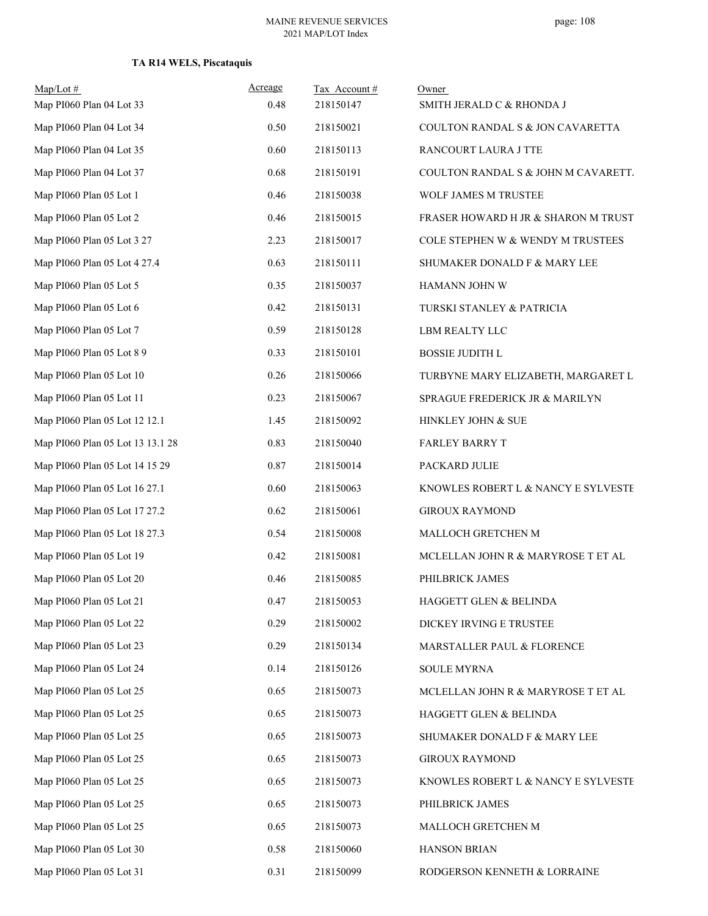**TA R14 WELS, Piscataquis**

| Map/Lot # | Acreage | Tax Account # | Owner |
|---|---|---|---|
| Map PI060 Plan 04 Lot 33 | 0.48 | 218150147 | SMITH JERALD C & RHONDA J |
| Map PI060 Plan 04 Lot 34 | 0.50 | 218150021 | COULTON RANDAL S & JON CAVARETTA |
| Map PI060 Plan 04 Lot 35 | 0.60 | 218150113 | RANCOURT LAURA J TTE |
| Map PI060 Plan 04 Lot 37 | 0.68 | 218150191 | COULTON RANDAL S & JOHN M CAVARETT. |
| Map PI060 Plan 05 Lot 1 | 0.46 | 218150038 | WOLF JAMES M TRUSTEE |
| Map PI060 Plan 05 Lot 2 | 0.46 | 218150015 | FRASER HOWARD H JR & SHARON M TRUST |
| Map PI060 Plan 05 Lot 3 27 | 2.23 | 218150017 | COLE STEPHEN W & WENDY M TRUSTEES |
| Map PI060 Plan 05 Lot 4 27.4 | 0.63 | 218150111 | SHUMAKER DONALD F & MARY LEE |
| Map PI060 Plan 05 Lot 5 | 0.35 | 218150037 | HAMANN JOHN W |
| Map PI060 Plan 05 Lot 6 | 0.42 | 218150131 | TURSKI STANLEY & PATRICIA |
| Map PI060 Plan 05 Lot 7 | 0.59 | 218150128 | LBM REALTY LLC |
| Map PI060 Plan 05 Lot 8 9 | 0.33 | 218150101 | BOSSIE JUDITH L |
| Map PI060 Plan 05 Lot 10 | 0.26 | 218150066 | TURBYNE MARY ELIZABETH, MARGARET L |
| Map PI060 Plan 05 Lot 11 | 0.23 | 218150067 | SPRAGUE FREDERICK JR & MARILYN |
| Map PI060 Plan 05 Lot 12 12.1 | 1.45 | 218150092 | HINKLEY JOHN & SUE |
| Map PI060 Plan 05 Lot 13 13.1 28 | 0.83 | 218150040 | FARLEY BARRY T |
| Map PI060 Plan 05 Lot 14 15 29 | 0.87 | 218150014 | PACKARD JULIE |
| Map PI060 Plan 05 Lot 16 27.1 | 0.60 | 218150063 | KNOWLES ROBERT L & NANCY E SYLVESTE |
| Map PI060 Plan 05 Lot 17 27.2 | 0.62 | 218150061 | GIROUX RAYMOND |
| Map PI060 Plan 05 Lot 18 27.3 | 0.54 | 218150008 | MALLOCH GRETCHEN M |
| Map PI060 Plan 05 Lot 19 | 0.42 | 218150081 | MCLELLAN JOHN R & MARYROSE T ET AL |
| Map PI060 Plan 05 Lot 20 | 0.46 | 218150085 | PHILBRICK JAMES |
| Map PI060 Plan 05 Lot 21 | 0.47 | 218150053 | HAGGETT GLEN & BELINDA |
| Map PI060 Plan 05 Lot 22 | 0.29 | 218150002 | DICKEY IRVING E TRUSTEE |
| Map PI060 Plan 05 Lot 23 | 0.29 | 218150134 | MARSTALLER PAUL & FLORENCE |
| Map PI060 Plan 05 Lot 24 | 0.14 | 218150126 | SOULE MYRNA |
| Map PI060 Plan 05 Lot 25 | 0.65 | 218150073 | MCLELLAN JOHN R & MARYROSE T ET AL |
| Map PI060 Plan 05 Lot 25 | 0.65 | 218150073 | HAGGETT GLEN & BELINDA |
| Map PI060 Plan 05 Lot 25 | 0.65 | 218150073 | SHUMAKER DONALD F & MARY LEE |
| Map PI060 Plan 05 Lot 25 | 0.65 | 218150073 | GIROUX RAYMOND |
| Map PI060 Plan 05 Lot 25 | 0.65 | 218150073 | KNOWLES ROBERT L & NANCY E SYLVESTE |
| Map PI060 Plan 05 Lot 25 | 0.65 | 218150073 | PHILBRICK JAMES |
| Map PI060 Plan 05 Lot 25 | 0.65 | 218150073 | MALLOCH GRETCHEN M |
| Map PI060 Plan 05 Lot 30 | 0.58 | 218150060 | HANSON BRIAN |
| Map PI060 Plan 05 Lot 31 | 0.31 | 218150099 | RODGERSON KENNETH & LORRAINE |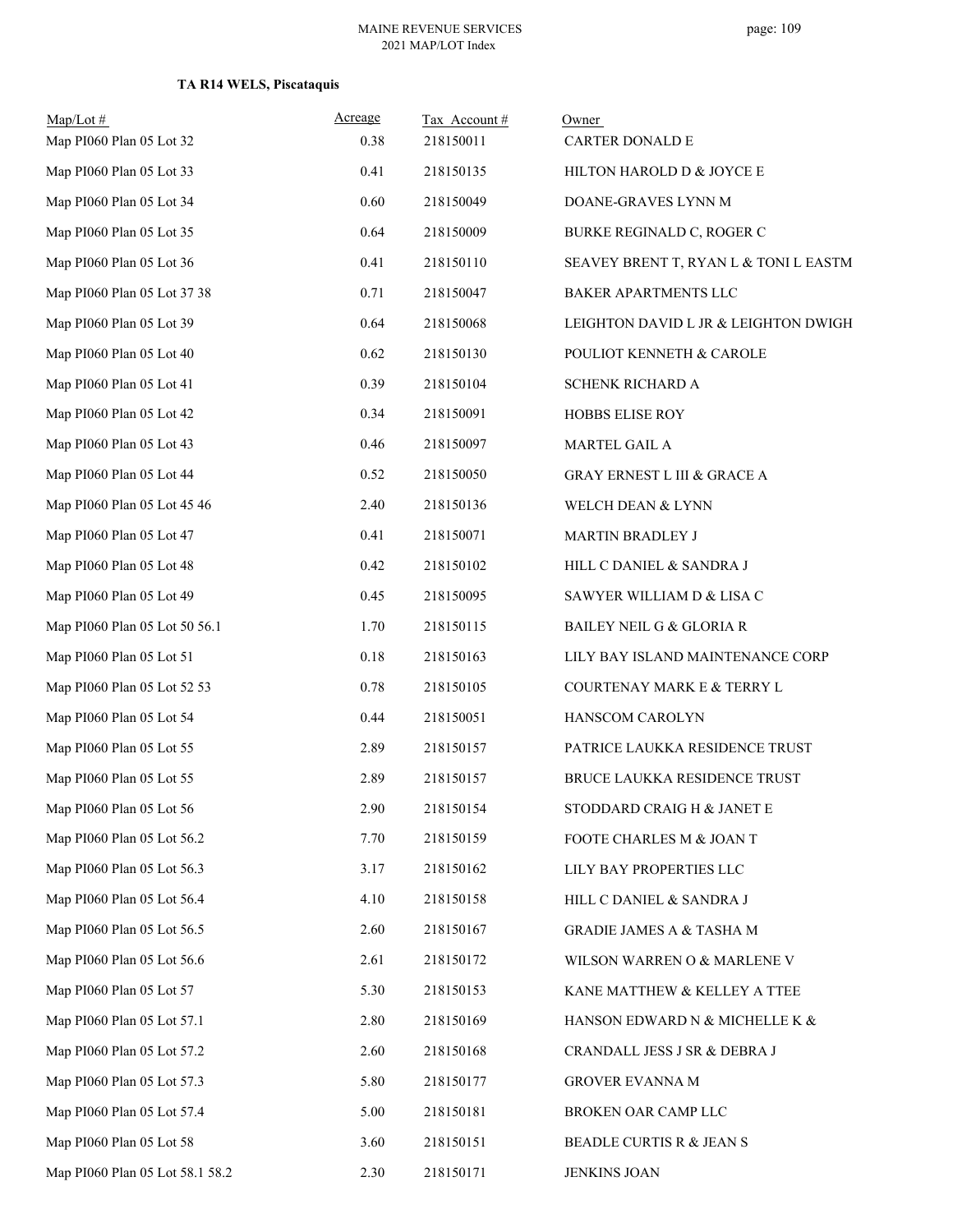**TA R14 WELS, Piscataquis**

| Map/Lot # | Acreage | Tax Account # | Owner |
|---|---|---|---|
| Map PI060 Plan 05 Lot 32 | 0.38 | 218150011 | CARTER DONALD E |
| Map PI060 Plan 05 Lot 33 | 0.41 | 218150135 | HILTON HAROLD D & JOYCE E |
| Map PI060 Plan 05 Lot 34 | 0.60 | 218150049 | DOANE-GRAVES LYNN M |
| Map PI060 Plan 05 Lot 35 | 0.64 | 218150009 | BURKE REGINALD C, ROGER C |
| Map PI060 Plan 05 Lot 36 | 0.41 | 218150110 | SEAVEY BRENT T, RYAN L & TONI L EASTM |
| Map PI060 Plan 05 Lot 37 38 | 0.71 | 218150047 | BAKER APARTMENTS LLC |
| Map PI060 Plan 05 Lot 39 | 0.64 | 218150068 | LEIGHTON DAVID L JR & LEIGHTON DWIGH |
| Map PI060 Plan 05 Lot 40 | 0.62 | 218150130 | POULIOT KENNETH & CAROLE |
| Map PI060 Plan 05 Lot 41 | 0.39 | 218150104 | SCHENK RICHARD A |
| Map PI060 Plan 05 Lot 42 | 0.34 | 218150091 | HOBBS ELISE ROY |
| Map PI060 Plan 05 Lot 43 | 0.46 | 218150097 | MARTEL GAIL A |
| Map PI060 Plan 05 Lot 44 | 0.52 | 218150050 | GRAY ERNEST L III & GRACE A |
| Map PI060 Plan 05 Lot 45 46 | 2.40 | 218150136 | WELCH DEAN & LYNN |
| Map PI060 Plan 05 Lot 47 | 0.41 | 218150071 | MARTIN BRADLEY J |
| Map PI060 Plan 05 Lot 48 | 0.42 | 218150102 | HILL C DANIEL & SANDRA J |
| Map PI060 Plan 05 Lot 49 | 0.45 | 218150095 | SAWYER WILLIAM D & LISA C |
| Map PI060 Plan 05 Lot 50 56.1 | 1.70 | 218150115 | BAILEY NEIL G & GLORIA R |
| Map PI060 Plan 05 Lot 51 | 0.18 | 218150163 | LILY BAY ISLAND MAINTENANCE CORP |
| Map PI060 Plan 05 Lot 52 53 | 0.78 | 218150105 | COURTENAY MARK E & TERRY L |
| Map PI060 Plan 05 Lot 54 | 0.44 | 218150051 | HANSCOM CAROLYN |
| Map PI060 Plan 05 Lot 55 | 2.89 | 218150157 | PATRICE LAUKKA RESIDENCE TRUST |
| Map PI060 Plan 05 Lot 55 | 2.89 | 218150157 | BRUCE LAUKKA RESIDENCE TRUST |
| Map PI060 Plan 05 Lot 56 | 2.90 | 218150154 | STODDARD CRAIG H & JANET E |
| Map PI060 Plan 05 Lot 56.2 | 7.70 | 218150159 | FOOTE CHARLES M & JOAN T |
| Map PI060 Plan 05 Lot 56.3 | 3.17 | 218150162 | LILY BAY PROPERTIES LLC |
| Map PI060 Plan 05 Lot 56.4 | 4.10 | 218150158 | HILL C DANIEL & SANDRA J |
| Map PI060 Plan 05 Lot 56.5 | 2.60 | 218150167 | GRADIE JAMES A & TASHA M |
| Map PI060 Plan 05 Lot 56.6 | 2.61 | 218150172 | WILSON WARREN O & MARLENE V |
| Map PI060 Plan 05 Lot 57 | 5.30 | 218150153 | KANE MATTHEW & KELLEY A TTEE |
| Map PI060 Plan 05 Lot 57.1 | 2.80 | 218150169 | HANSON EDWARD N & MICHELLE K & |
| Map PI060 Plan 05 Lot 57.2 | 2.60 | 218150168 | CRANDALL JESS J SR & DEBRA J |
| Map PI060 Plan 05 Lot 57.3 | 5.80 | 218150177 | GROVER EVANNA M |
| Map PI060 Plan 05 Lot 57.4 | 5.00 | 218150181 | BROKEN OAR CAMP LLC |
| Map PI060 Plan 05 Lot 58 | 3.60 | 218150151 | BEADLE CURTIS R & JEAN S |
| Map PI060 Plan 05 Lot 58.1 58.2 | 2.30 | 218150171 | JENKINS JOAN |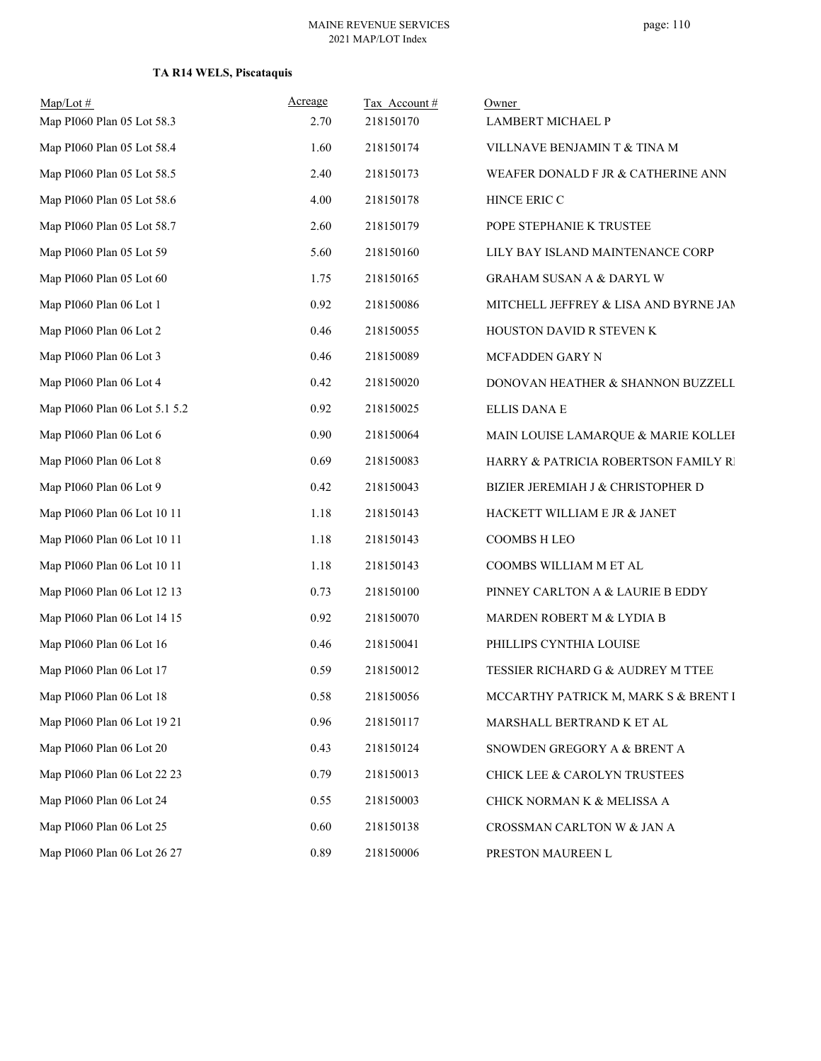**TA R14 WELS, Piscataquis**

| Map/Lot # | Acreage | Tax Account # | Owner |
|---|---|---|---|
| Map PI060 Plan 05 Lot 58.3 | 2.70 | 218150170 | LAMBERT MICHAEL P |
| Map PI060 Plan 05 Lot 58.4 | 1.60 | 218150174 | VILLNAVE BENJAMIN T & TINA M |
| Map PI060 Plan 05 Lot 58.5 | 2.40 | 218150173 | WEAFER DONALD F JR & CATHERINE ANN |
| Map PI060 Plan 05 Lot 58.6 | 4.00 | 218150178 | HINCE ERIC C |
| Map PI060 Plan 05 Lot 58.7 | 2.60 | 218150179 | POPE STEPHANIE K TRUSTEE |
| Map PI060 Plan 05 Lot 59 | 5.60 | 218150160 | LILY BAY ISLAND MAINTENANCE CORP |
| Map PI060 Plan 05 Lot 60 | 1.75 | 218150165 | GRAHAM SUSAN A & DARYL W |
| Map PI060 Plan 06 Lot 1 | 0.92 | 218150086 | MITCHELL JEFFREY & LISA AND BYRNE JAN |
| Map PI060 Plan 06 Lot 2 | 0.46 | 218150055 | HOUSTON DAVID R STEVEN K |
| Map PI060 Plan 06 Lot 3 | 0.46 | 218150089 | MCFADDEN GARY N |
| Map PI060 Plan 06 Lot 4 | 0.42 | 218150020 | DONOVAN HEATHER & SHANNON BUZZELL |
| Map PI060 Plan 06 Lot 5.1 5.2 | 0.92 | 218150025 | ELLIS DANA E |
| Map PI060 Plan 06 Lot 6 | 0.90 | 218150064 | MAIN LOUISE LAMARQUE & MARIE KOLLEI |
| Map PI060 Plan 06 Lot 8 | 0.69 | 218150083 | HARRY & PATRICIA ROBERTSON FAMILY RI |
| Map PI060 Plan 06 Lot 9 | 0.42 | 218150043 | BIZIER JEREMIAH J & CHRISTOPHER D |
| Map PI060 Plan 06 Lot 10 11 | 1.18 | 218150143 | HACKETT WILLIAM E JR & JANET |
| Map PI060 Plan 06 Lot 10 11 | 1.18 | 218150143 | COOMBS H LEO |
| Map PI060 Plan 06 Lot 10 11 | 1.18 | 218150143 | COOMBS WILLIAM M ET AL |
| Map PI060 Plan 06 Lot 12 13 | 0.73 | 218150100 | PINNEY CARLTON A & LAURIE B EDDY |
| Map PI060 Plan 06 Lot 14 15 | 0.92 | 218150070 | MARDEN ROBERT M & LYDIA B |
| Map PI060 Plan 06 Lot 16 | 0.46 | 218150041 | PHILLIPS CYNTHIA LOUISE |
| Map PI060 Plan 06 Lot 17 | 0.59 | 218150012 | TESSIER RICHARD G & AUDREY M TTEE |
| Map PI060 Plan 06 Lot 18 | 0.58 | 218150056 | MCCARTHY PATRICK M, MARK S & BRENT I |
| Map PI060 Plan 06 Lot 19 21 | 0.96 | 218150117 | MARSHALL BERTRAND K ET AL |
| Map PI060 Plan 06 Lot 20 | 0.43 | 218150124 | SNOWDEN GREGORY A & BRENT A |
| Map PI060 Plan 06 Lot 22 23 | 0.79 | 218150013 | CHICK LEE & CAROLYN TRUSTEES |
| Map PI060 Plan 06 Lot 24 | 0.55 | 218150003 | CHICK NORMAN K & MELISSA A |
| Map PI060 Plan 06 Lot 25 | 0.60 | 218150138 | CROSSMAN CARLTON W & JAN A |
| Map PI060 Plan 06 Lot 26 27 | 0.89 | 218150006 | PRESTON MAUREEN L |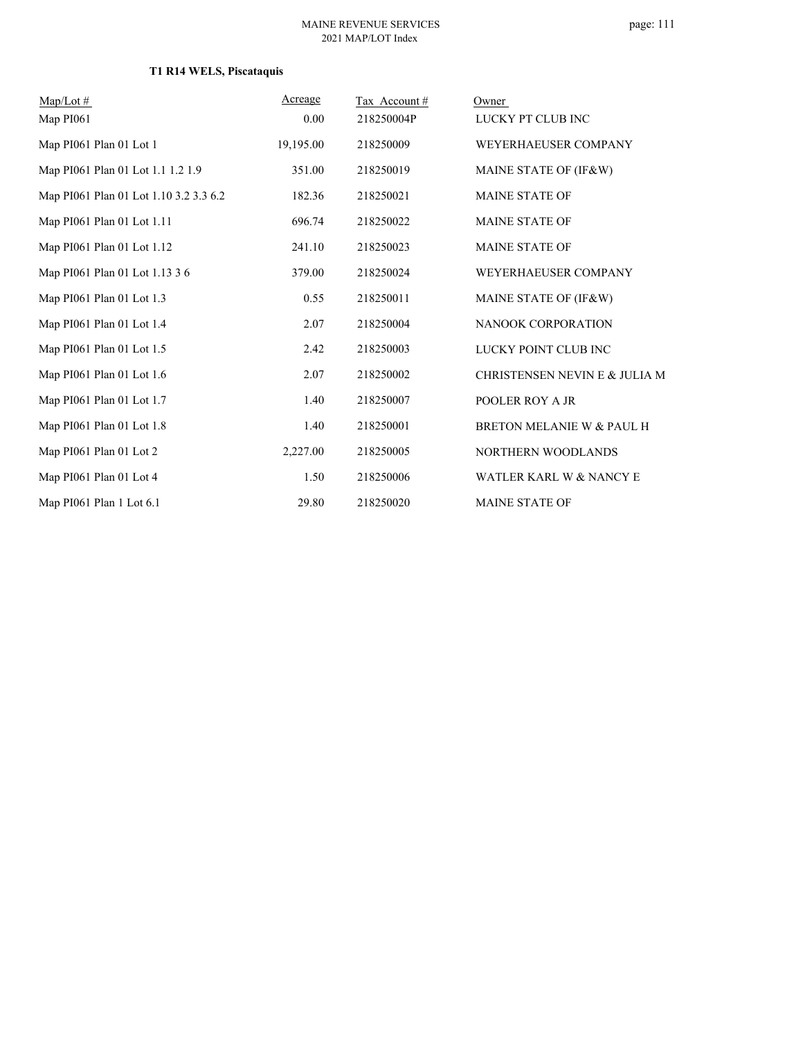**T1 R14 WELS, Piscataquis**

| Map/Lot # | Acreage | Tax Account # | Owner |
|---|---|---|---|
| Map PI061 | 0.00 | 218250004P | LUCKY PT CLUB INC |
| Map PI061 Plan 01 Lot 1 | 19,195.00 | 218250009 | WEYERHAEUSER COMPANY |
| Map PI061 Plan 01 Lot 1.1 1.2 1.9 | 351.00 | 218250019 | MAINE STATE OF (IF&W) |
| Map PI061 Plan 01 Lot 1.10 3.2 3.3 6.2 | 182.36 | 218250021 | MAINE STATE OF |
| Map PI061 Plan 01 Lot 1.11 | 696.74 | 218250022 | MAINE STATE OF |
| Map PI061 Plan 01 Lot 1.12 | 241.10 | 218250023 | MAINE STATE OF |
| Map PI061 Plan 01 Lot 1.13 3 6 | 379.00 | 218250024 | WEYERHAEUSER COMPANY |
| Map PI061 Plan 01 Lot 1.3 | 0.55 | 218250011 | MAINE STATE OF (IF&W) |
| Map PI061 Plan 01 Lot 1.4 | 2.07 | 218250004 | NANOOK CORPORATION |
| Map PI061 Plan 01 Lot 1.5 | 2.42 | 218250003 | LUCKY POINT CLUB INC |
| Map PI061 Plan 01 Lot 1.6 | 2.07 | 218250002 | CHRISTENSEN NEVIN E & JULIA M |
| Map PI061 Plan 01 Lot 1.7 | 1.40 | 218250007 | POOLER ROY A JR |
| Map PI061 Plan 01 Lot 1.8 | 1.40 | 218250001 | BRETON MELANIE W & PAUL H |
| Map PI061 Plan 01 Lot 2 | 2,227.00 | 218250005 | NORTHERN WOODLANDS |
| Map PI061 Plan 01 Lot 4 | 1.50 | 218250006 | WATLER KARL W & NANCY E |
| Map PI061 Plan 1 Lot 6.1 | 29.80 | 218250020 | MAINE STATE OF |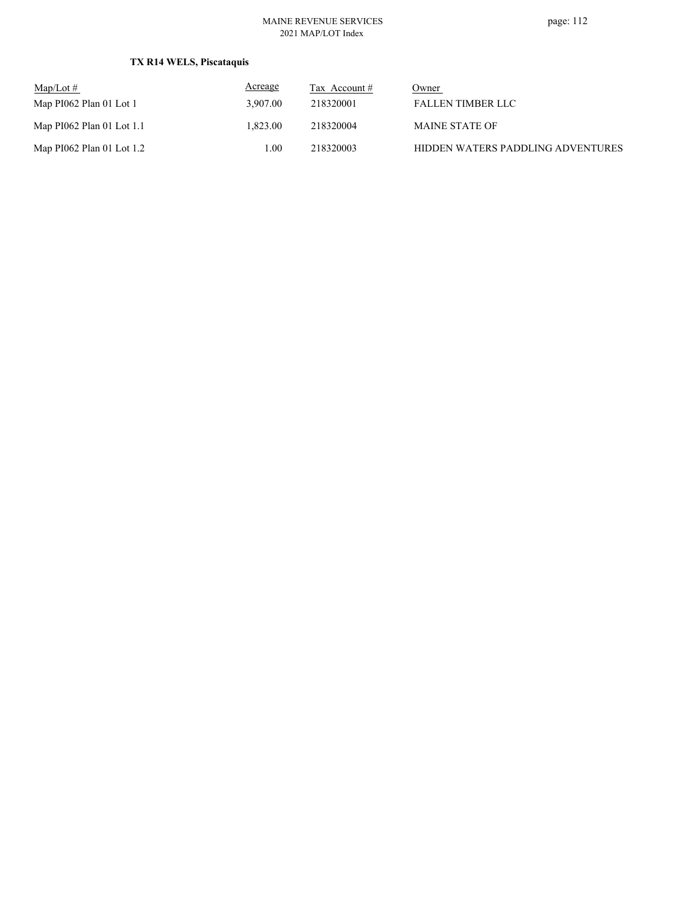**TX R14 WELS, Piscataquis**

| Map/Lot # | Acreage | Tax Account # | Owner |
|---|---|---|---|
| Map PI062 Plan 01 Lot 1 | 3,907.00 | 218320001 | FALLEN TIMBER LLC |
| Map PI062 Plan 01 Lot 1.1 | 1,823.00 | 218320004 | MAINE STATE OF |
| Map PI062 Plan 01 Lot 1.2 | 1.00 | 218320003 | HIDDEN WATERS PADDLING ADVENTURES |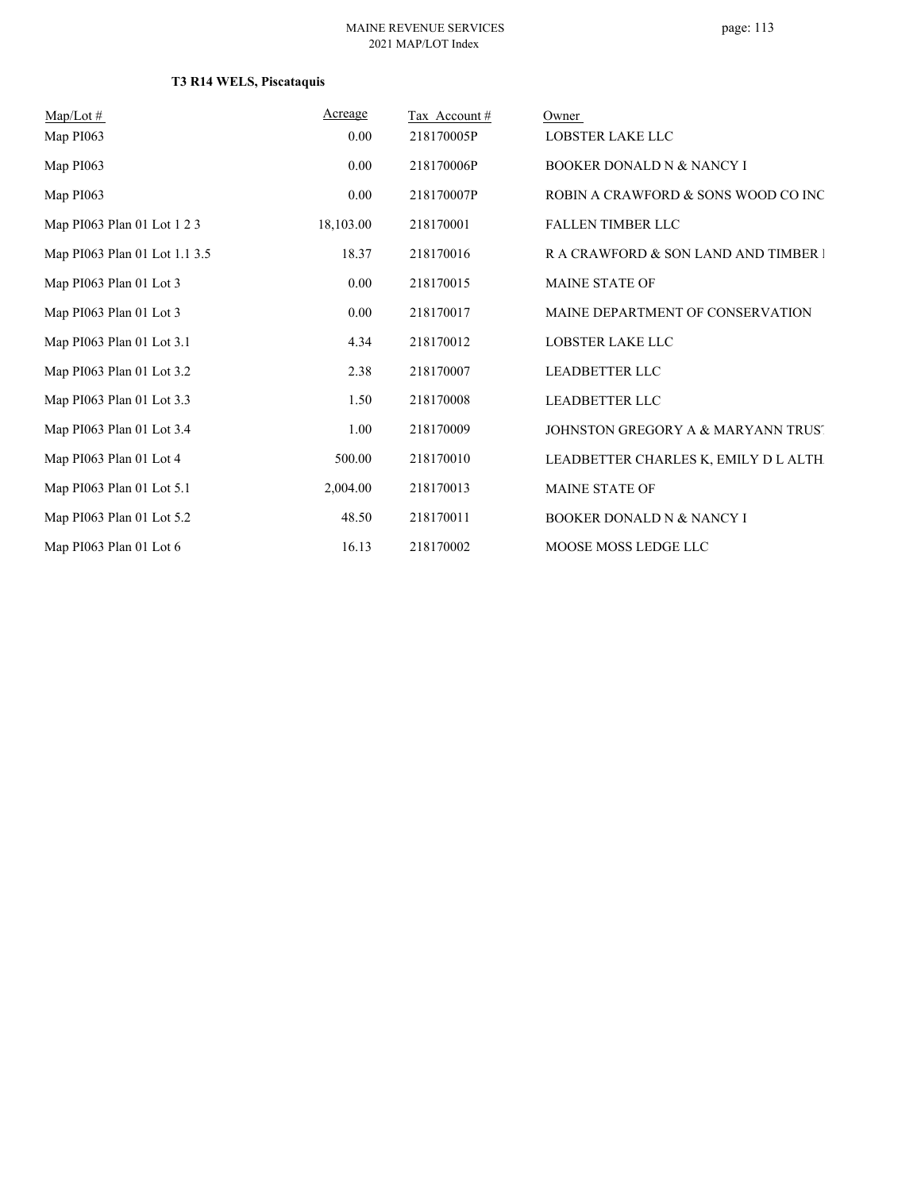### T3 R14 WELS, Piscataquis

| Map/Lot # | Acreage | Tax Account # | Owner |
|---|---|---|---|
| Map PI063 | 0.00 | 218170005P | LOBSTER LAKE LLC |
| Map PI063 | 0.00 | 218170006P | BOOKER DONALD N & NANCY I |
| Map PI063 | 0.00 | 218170007P | ROBIN A CRAWFORD & SONS WOOD CO INC |
| Map PI063 Plan 01 Lot 1 2 3 | 18,103.00 | 218170001 | FALLEN TIMBER LLC |
| Map PI063 Plan 01 Lot 1.1 3.5 | 18.37 | 218170016 | R A CRAWFORD & SON LAND AND TIMBER I |
| Map PI063 Plan 01 Lot 3 | 0.00 | 218170015 | MAINE STATE OF |
| Map PI063 Plan 01 Lot 3 | 0.00 | 218170017 | MAINE DEPARTMENT OF CONSERVATION |
| Map PI063 Plan 01 Lot 3.1 | 4.34 | 218170012 | LOBSTER LAKE LLC |
| Map PI063 Plan 01 Lot 3.2 | 2.38 | 218170007 | LEADBETTER LLC |
| Map PI063 Plan 01 Lot 3.3 | 1.50 | 218170008 | LEADBETTER LLC |
| Map PI063 Plan 01 Lot 3.4 | 1.00 | 218170009 | JOHNSTON GREGORY A & MARYANN TRUST |
| Map PI063 Plan 01 Lot 4 | 500.00 | 218170010 | LEADBETTER CHARLES K, EMILY D L ALTH |
| Map PI063 Plan 01 Lot 5.1 | 2,004.00 | 218170013 | MAINE STATE OF |
| Map PI063 Plan 01 Lot 5.2 | 48.50 | 218170011 | BOOKER DONALD N & NANCY I |
| Map PI063 Plan 01 Lot 6 | 16.13 | 218170002 | MOOSE MOSS LEDGE LLC |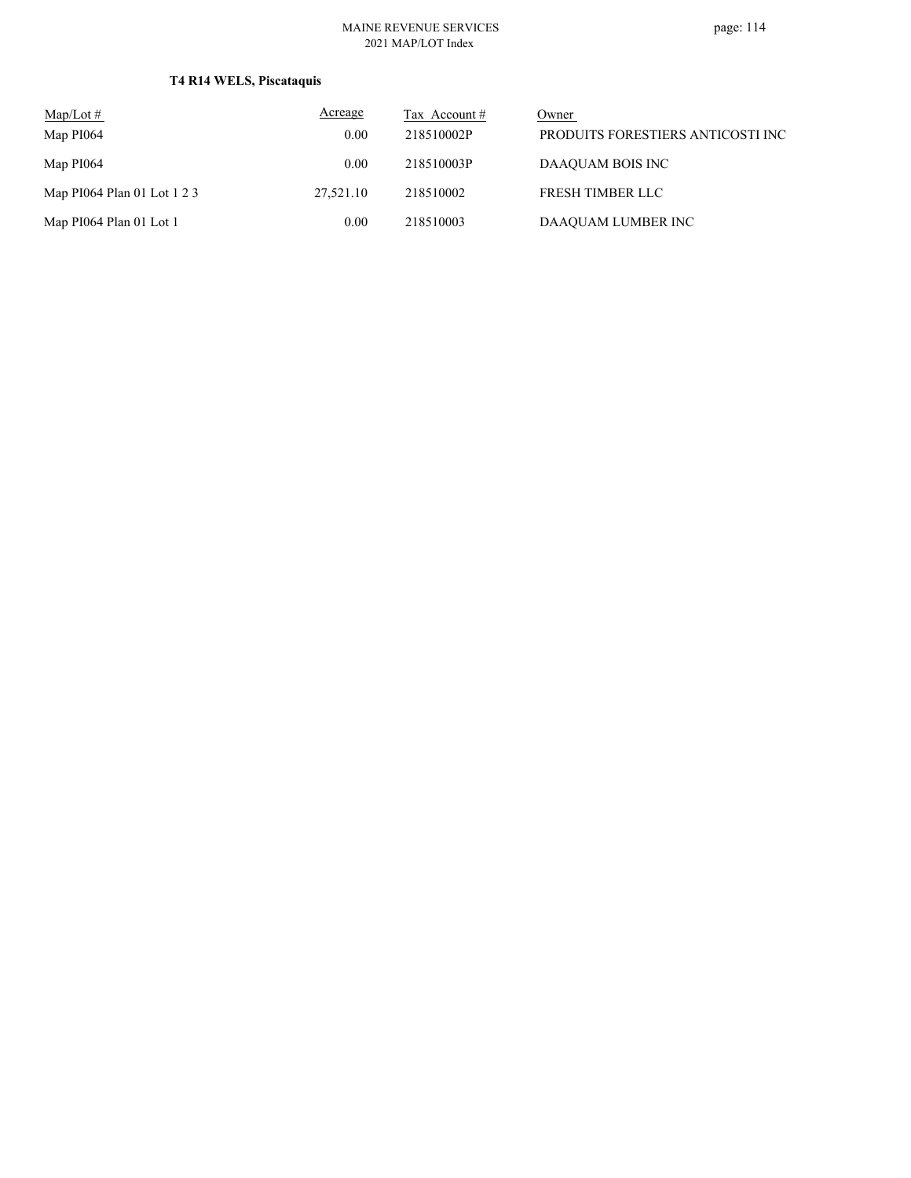**T4 R14 WELS, Piscataquis**

| Map/Lot # | Acreage | Tax Account # | Owner |
|---|---|---|---|
| Map PI064 | 0.00 | 218510002P | PRODUITS FORESTIERS ANTICOSTI INC |
| Map PI064 | 0.00 | 218510003P | DAAQUAM BOIS INC |
| Map PI064 Plan 01 Lot 1 2 3 | 27,521.10 | 218510002 | FRESH TIMBER LLC |
| Map PI064 Plan 01 Lot 1 | 0.00 | 218510003 | DAAQUAM LUMBER INC |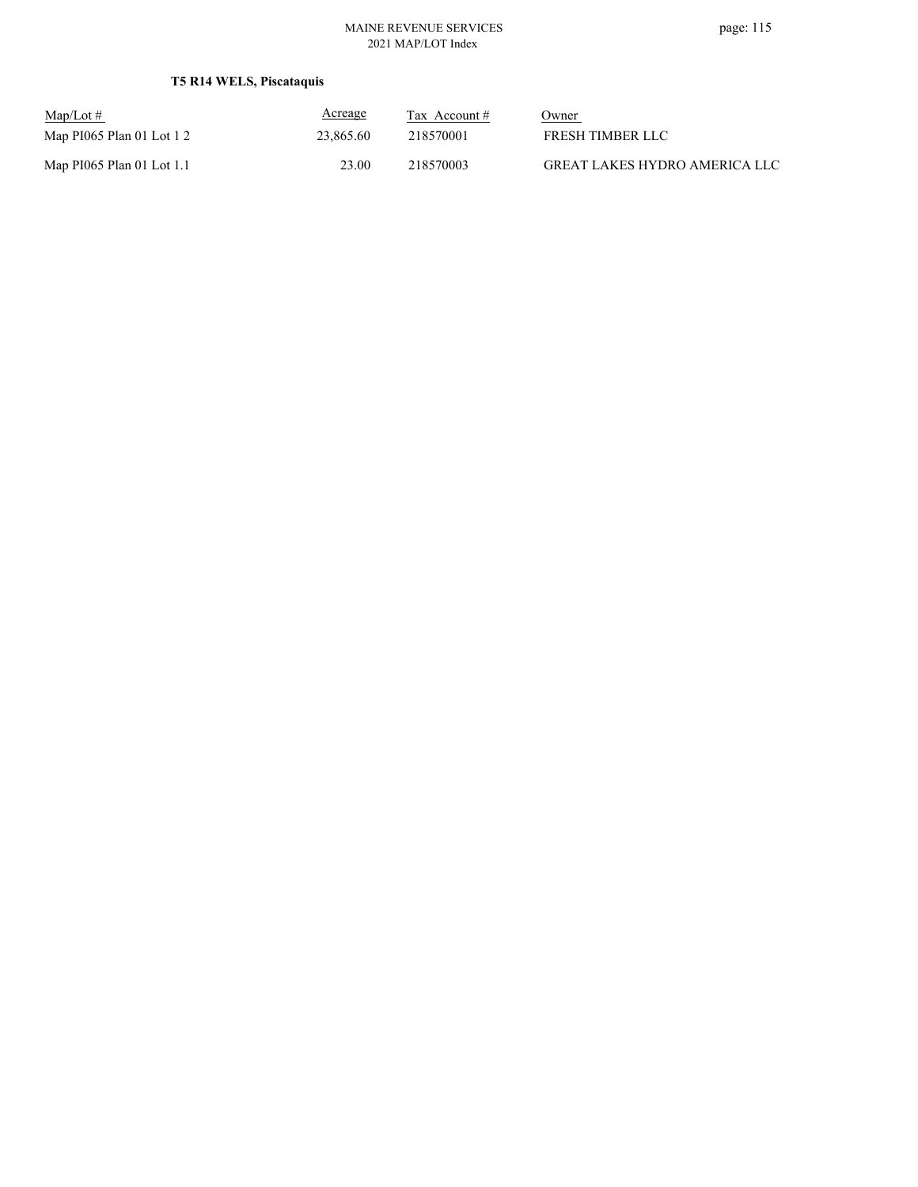**T5 R14 WELS, Piscataquis**

| Map/Lot # | Acreage | Tax Account # | Owner |
|---|---|---|---|
| Map PI065 Plan 01 Lot 1 2 | 23,865.60 | 218570001 | FRESH TIMBER LLC |
| Map PI065 Plan 01 Lot 1.1 | 23.00 | 218570003 | GREAT LAKES HYDRO AMERICA LLC |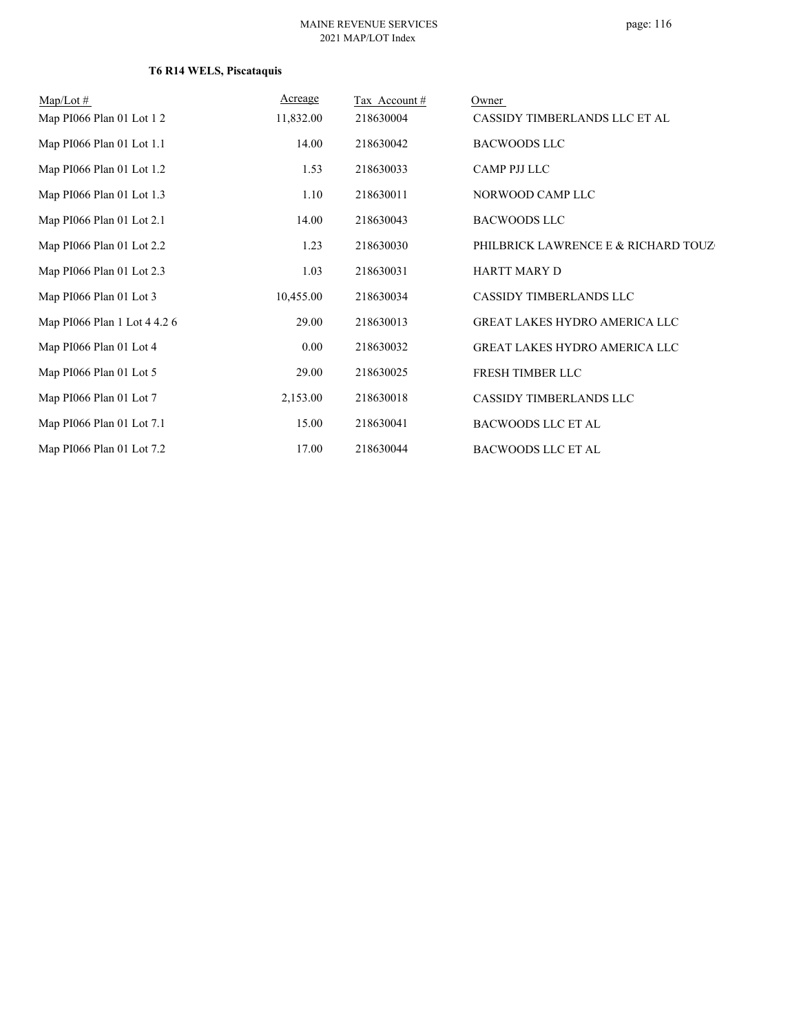## T6 R14 WELS, Piscataquis

| Map/Lot # | Acreage | Tax Account # | Owner |
|---|---|---|---|
| Map PI066 Plan 01 Lot 1 2 | 11,832.00 | 218630004 | CASSIDY TIMBERLANDS LLC ET AL |
| Map PI066 Plan 01 Lot 1.1 | 14.00 | 218630042 | BACWOODS LLC |
| Map PI066 Plan 01 Lot 1.2 | 1.53 | 218630033 | CAMP PJJ LLC |
| Map PI066 Plan 01 Lot 1.3 | 1.10 | 218630011 | NORWOOD CAMP LLC |
| Map PI066 Plan 01 Lot 2.1 | 14.00 | 218630043 | BACWOODS LLC |
| Map PI066 Plan 01 Lot 2.2 | 1.23 | 218630030 | PHILBRICK LAWRENCE E & RICHARD TOUZ |
| Map PI066 Plan 01 Lot 2.3 | 1.03 | 218630031 | HARTT MARY D |
| Map PI066 Plan 01 Lot 3 | 10,455.00 | 218630034 | CASSIDY TIMBERLANDS LLC |
| Map PI066 Plan 1 Lot 4 4.2 6 | 29.00 | 218630013 | GREAT LAKES HYDRO AMERICA LLC |
| Map PI066 Plan 01 Lot 4 | 0.00 | 218630032 | GREAT LAKES HYDRO AMERICA LLC |
| Map PI066 Plan 01 Lot 5 | 29.00 | 218630025 | FRESH TIMBER LLC |
| Map PI066 Plan 01 Lot 7 | 2,153.00 | 218630018 | CASSIDY TIMBERLANDS LLC |
| Map PI066 Plan 01 Lot 7.1 | 15.00 | 218630041 | BACWOODS LLC ET AL |
| Map PI066 Plan 01 Lot 7.2 | 17.00 | 218630044 | BACWOODS LLC ET AL |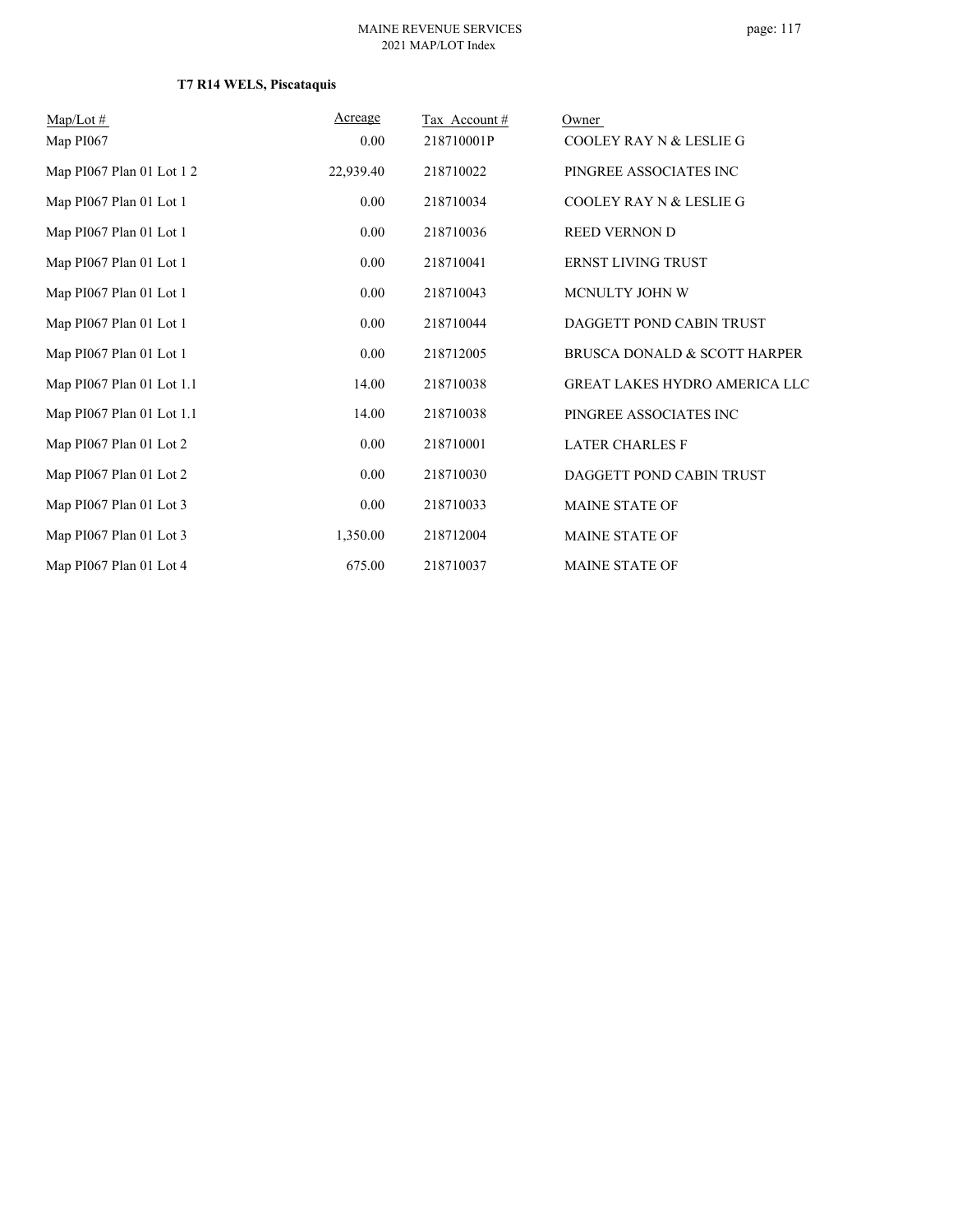**T7 R14 WELS, Piscataquis**

| Map/Lot # | Acreage | Tax Account # | Owner |
|---|---|---|---|
| Map PI067 | 0.00 | 218710001P | COOLEY RAY N & LESLIE G |
| Map PI067 Plan 01 Lot 1 2 | 22,939.40 | 218710022 | PINGREE ASSOCIATES INC |
| Map PI067 Plan 01 Lot 1 | 0.00 | 218710034 | COOLEY RAY N & LESLIE G |
| Map PI067 Plan 01 Lot 1 | 0.00 | 218710036 | REED VERNON D |
| Map PI067 Plan 01 Lot 1 | 0.00 | 218710041 | ERNST LIVING TRUST |
| Map PI067 Plan 01 Lot 1 | 0.00 | 218710043 | MCNULTY JOHN W |
| Map PI067 Plan 01 Lot 1 | 0.00 | 218710044 | DAGGETT POND CABIN TRUST |
| Map PI067 Plan 01 Lot 1 | 0.00 | 218712005 | BRUSCA DONALD & SCOTT HARPER |
| Map PI067 Plan 01 Lot 1.1 | 14.00 | 218710038 | GREAT LAKES HYDRO AMERICA LLC |
| Map PI067 Plan 01 Lot 1.1 | 14.00 | 218710038 | PINGREE ASSOCIATES INC |
| Map PI067 Plan 01 Lot 2 | 0.00 | 218710001 | LATER CHARLES F |
| Map PI067 Plan 01 Lot 2 | 0.00 | 218710030 | DAGGETT POND CABIN TRUST |
| Map PI067 Plan 01 Lot 3 | 0.00 | 218710033 | MAINE STATE OF |
| Map PI067 Plan 01 Lot 3 | 1,350.00 | 218712004 | MAINE STATE OF |
| Map PI067 Plan 01 Lot 4 | 675.00 | 218710037 | MAINE STATE OF |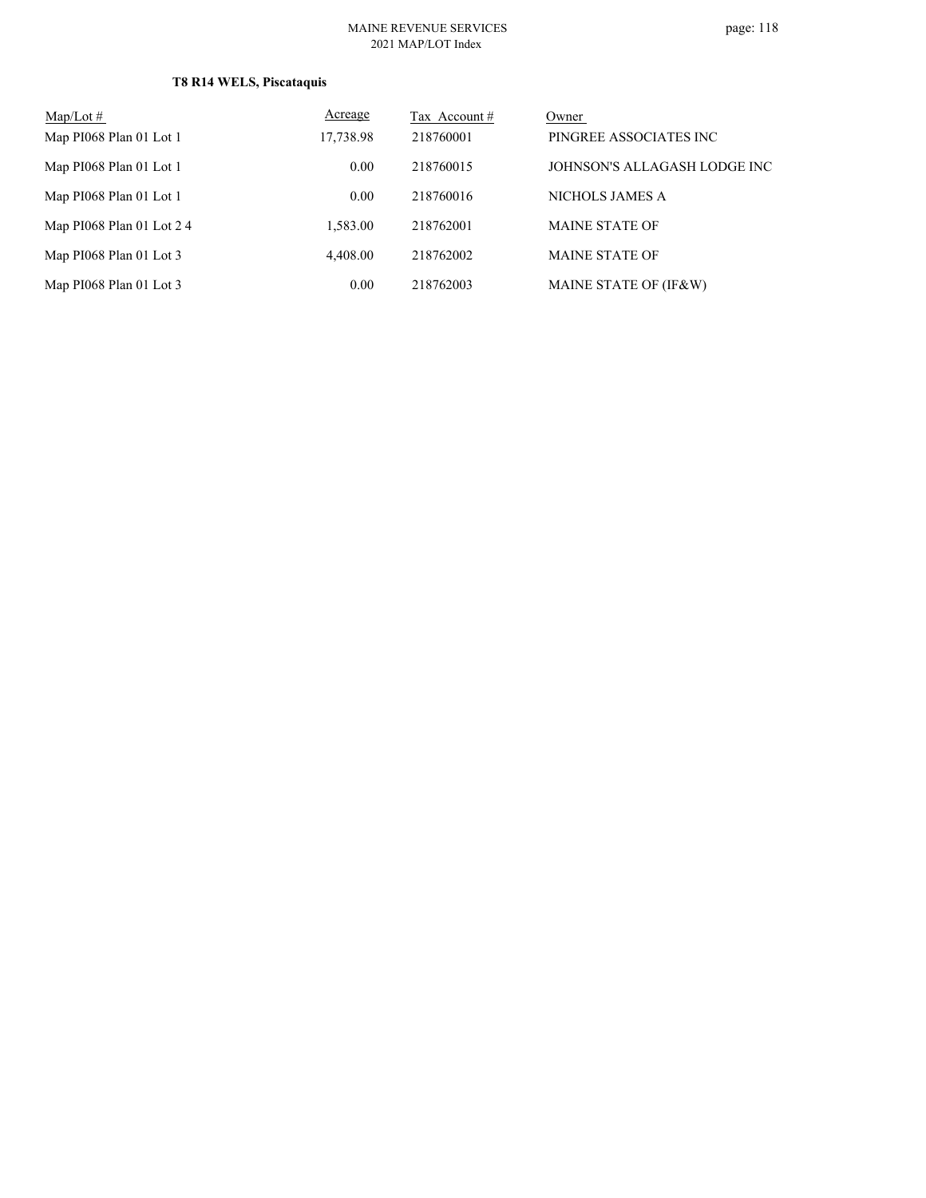## T8 R14 WELS, Piscataquis

| Map/Lot # | Acreage | Tax Account # | Owner |
|---|---|---|---|
| Map PI068 Plan 01 Lot 1 | 17,738.98 | 218760001 | PINGREE ASSOCIATES INC |
| Map PI068 Plan 01 Lot 1 | 0.00 | 218760015 | JOHNSON'S ALLAGASH LODGE INC |
| Map PI068 Plan 01 Lot 1 | 0.00 | 218760016 | NICHOLS JAMES A |
| Map PI068 Plan 01 Lot 2 4 | 1,583.00 | 218762001 | MAINE STATE OF |
| Map PI068 Plan 01 Lot 3 | 4,408.00 | 218762002 | MAINE STATE OF |
| Map PI068 Plan 01 Lot 3 | 0.00 | 218762003 | MAINE STATE OF (IF&W) |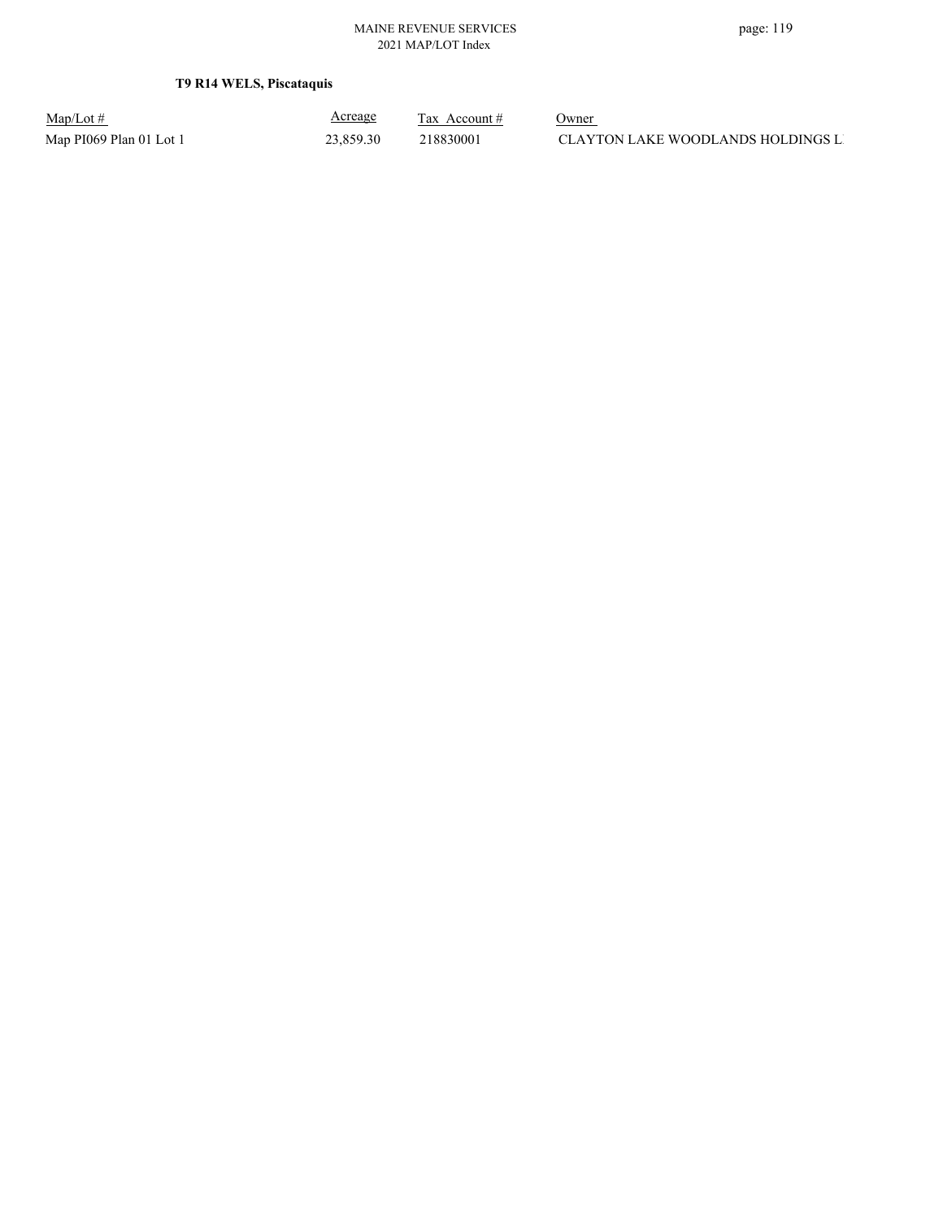**T9 R14 WELS, Piscataquis**

| Map/Lot # | Acreage | Tax Account # | Owner |
| --- | --- | --- | --- |
| Map PI069 Plan 01 Lot 1 | 23,859.30 | 218830001 | CLAYTON LAKE WOODLANDS HOLDINGS L |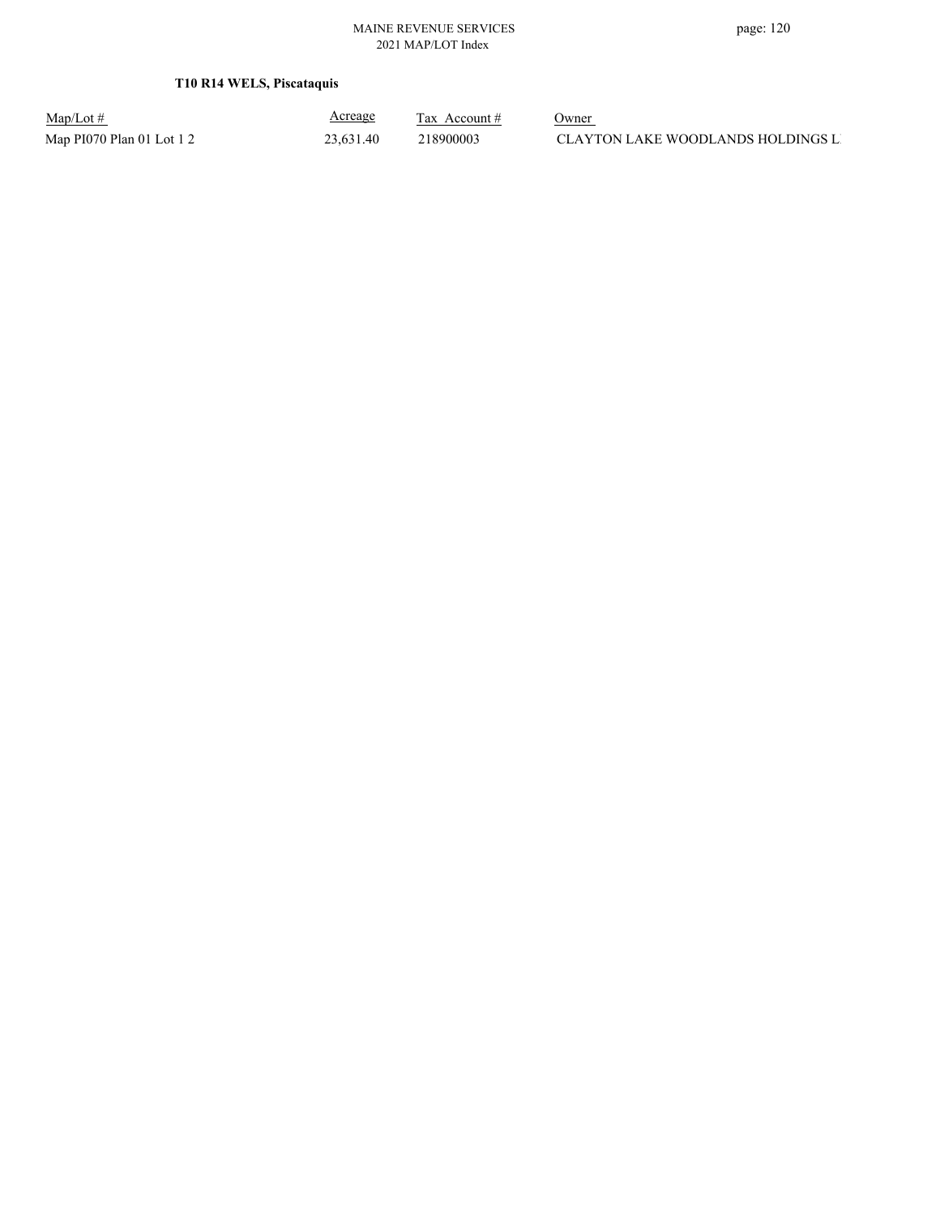**T10 R14 WELS, Piscataquis**

| Map/Lot # | Acreage | Tax Account # | Owner |
| --- | --- | --- | --- |
| Map PI070 Plan 01 Lot 1 2 | 23,631.40 | 218900003 | CLAYTON LAKE WOODLANDS HOLDINGS L |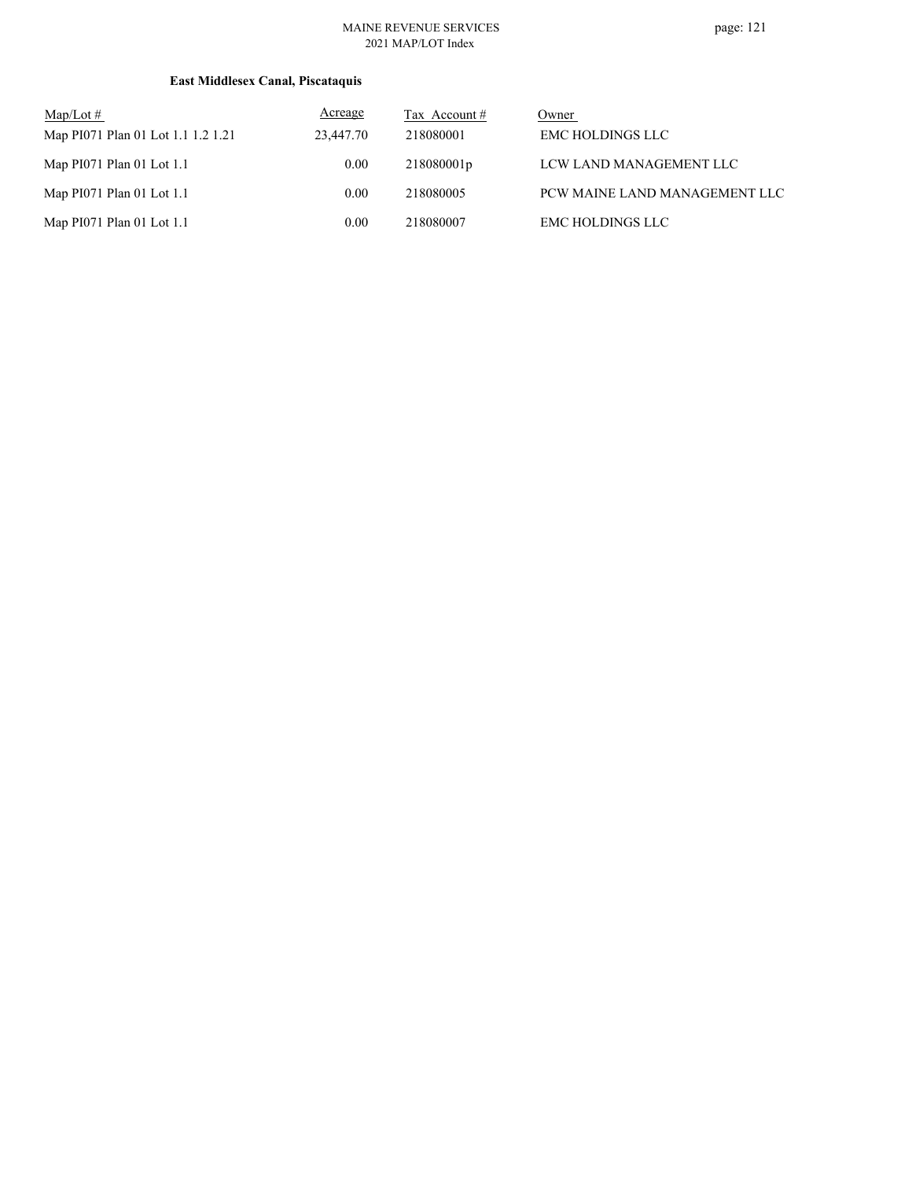**East Middlesex Canal, Piscataquis**

| Map/Lot # | Acreage | Tax Account # | Owner |
|---|---|---|---|
| Map PI071 Plan 01 Lot 1.1 1.2 1.21 | 23,447.70 | 218080001 | EMC HOLDINGS LLC |
| Map PI071 Plan 01 Lot 1.1 | 0.00 | 218080001p | LCW LAND MANAGEMENT LLC |
| Map PI071 Plan 01 Lot 1.1 | 0.00 | 218080005 | PCW MAINE LAND MANAGEMENT LLC |
| Map PI071 Plan 01 Lot 1.1 | 0.00 | 218080007 | EMC HOLDINGS LLC |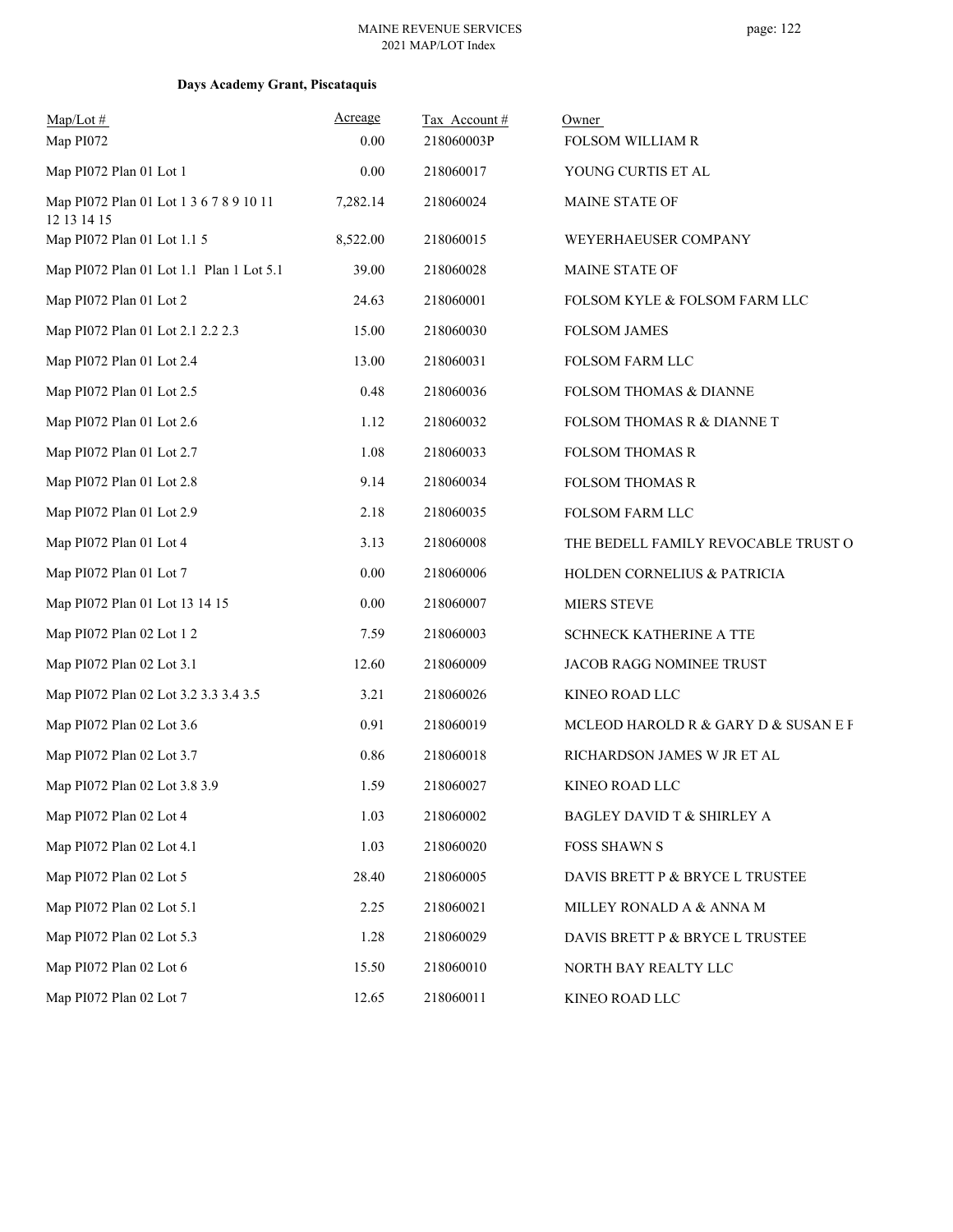**Days Academy Grant, Piscataquis**

| Map/Lot # | Acreage | Tax Account # | Owner |
|---|---|---|---|
| Map PI072 | 0.00 | 218060003P | FOLSOM WILLIAM R |
| Map PI072 Plan 01 Lot 1 | 0.00 | 218060017 | YOUNG CURTIS ET AL |
| Map PI072 Plan 01 Lot 1 3 6 7 8 9 10 11 12 13 14 15 | 7,282.14 | 218060024 | MAINE STATE OF |
| Map PI072 Plan 01 Lot 1.1 5 | 8,522.00 | 218060015 | WEYERHAEUSER COMPANY |
| Map PI072 Plan 01 Lot 1.1 Plan 1 Lot 5.1 | 39.00 | 218060028 | MAINE STATE OF |
| Map PI072 Plan 01 Lot 2 | 24.63 | 218060001 | FOLSOM KYLE & FOLSOM FARM LLC |
| Map PI072 Plan 01 Lot 2.1 2.2 2.3 | 15.00 | 218060030 | FOLSOM JAMES |
| Map PI072 Plan 01 Lot 2.4 | 13.00 | 218060031 | FOLSOM FARM LLC |
| Map PI072 Plan 01 Lot 2.5 | 0.48 | 218060036 | FOLSOM THOMAS & DIANNE |
| Map PI072 Plan 01 Lot 2.6 | 1.12 | 218060032 | FOLSOM THOMAS R & DIANNE T |
| Map PI072 Plan 01 Lot 2.7 | 1.08 | 218060033 | FOLSOM THOMAS R |
| Map PI072 Plan 01 Lot 2.8 | 9.14 | 218060034 | FOLSOM THOMAS R |
| Map PI072 Plan 01 Lot 2.9 | 2.18 | 218060035 | FOLSOM FARM LLC |
| Map PI072 Plan 01 Lot 4 | 3.13 | 218060008 | THE BEDELL FAMILY REVOCABLE TRUST O |
| Map PI072 Plan 01 Lot 7 | 0.00 | 218060006 | HOLDEN CORNELIUS & PATRICIA |
| Map PI072 Plan 01 Lot 13 14 15 | 0.00 | 218060007 | MIERS STEVE |
| Map PI072 Plan 02 Lot 1 2 | 7.59 | 218060003 | SCHNECK KATHERINE A TTE |
| Map PI072 Plan 02 Lot 3.1 | 12.60 | 218060009 | JACOB RAGG NOMINEE TRUST |
| Map PI072 Plan 02 Lot 3.2 3.3 3.4 3.5 | 3.21 | 218060026 | KINEO ROAD LLC |
| Map PI072 Plan 02 Lot 3.6 | 0.91 | 218060019 | MCLEOD HAROLD R & GARY D & SUSAN E F |
| Map PI072 Plan 02 Lot 3.7 | 0.86 | 218060018 | RICHARDSON JAMES W JR ET AL |
| Map PI072 Plan 02 Lot 3.8 3.9 | 1.59 | 218060027 | KINEO ROAD LLC |
| Map PI072 Plan 02 Lot 4 | 1.03 | 218060002 | BAGLEY DAVID T & SHIRLEY A |
| Map PI072 Plan 02 Lot 4.1 | 1.03 | 218060020 | FOSS SHAWN S |
| Map PI072 Plan 02 Lot 5 | 28.40 | 218060005 | DAVIS BRETT P & BRYCE L TRUSTEE |
| Map PI072 Plan 02 Lot 5.1 | 2.25 | 218060021 | MILLEY RONALD A & ANNA M |
| Map PI072 Plan 02 Lot 5.3 | 1.28 | 218060029 | DAVIS BRETT P & BRYCE L TRUSTEE |
| Map PI072 Plan 02 Lot 6 | 15.50 | 218060010 | NORTH BAY REALTY LLC |
| Map PI072 Plan 02 Lot 7 | 12.65 | 218060011 | KINEO ROAD LLC |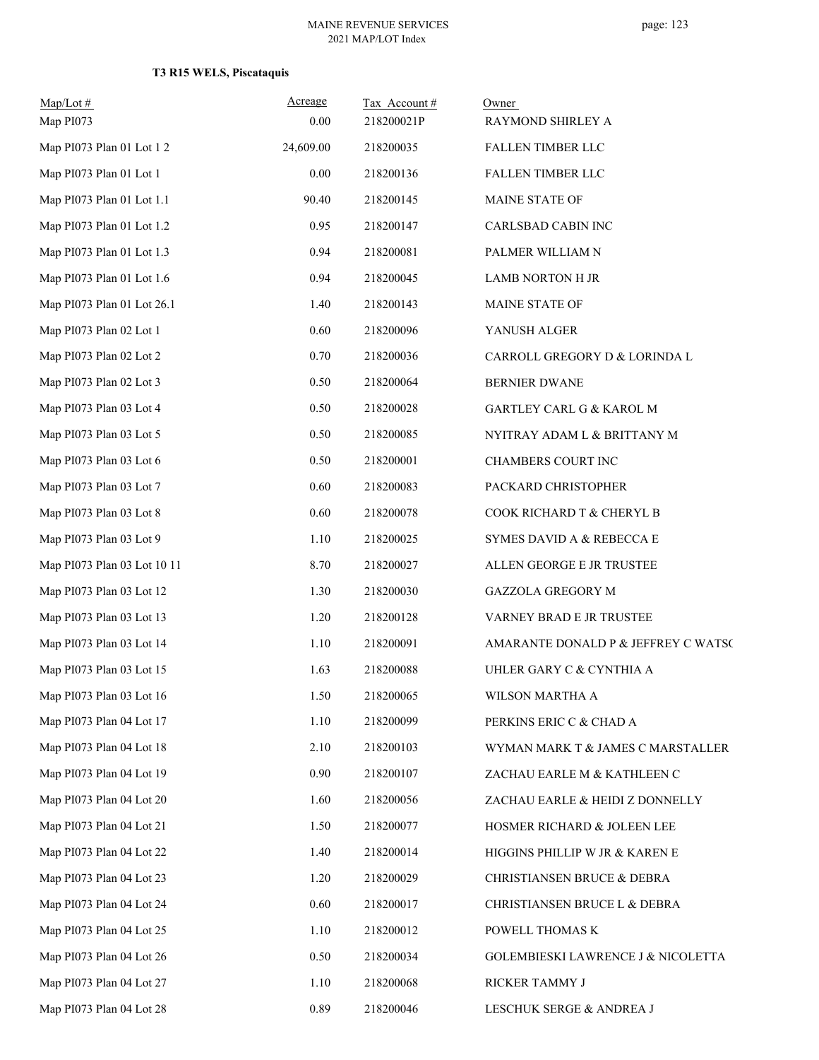### T3 R15 WELS, Piscataquis

| Map/Lot # | Acreage | Tax Account # | Owner |
|---|---|---|---|
| Map PI073 | 0.00 | 218200021P | RAYMOND SHIRLEY A |
| Map PI073 Plan 01 Lot 1 2 | 24,609.00 | 218200035 | FALLEN TIMBER LLC |
| Map PI073 Plan 01 Lot 1 | 0.00 | 218200136 | FALLEN TIMBER LLC |
| Map PI073 Plan 01 Lot 1.1 | 90.40 | 218200145 | MAINE STATE OF |
| Map PI073 Plan 01 Lot 1.2 | 0.95 | 218200147 | CARLSBAD CABIN INC |
| Map PI073 Plan 01 Lot 1.3 | 0.94 | 218200081 | PALMER WILLIAM N |
| Map PI073 Plan 01 Lot 1.6 | 0.94 | 218200045 | LAMB NORTON H JR |
| Map PI073 Plan 01 Lot 26.1 | 1.40 | 218200143 | MAINE STATE OF |
| Map PI073 Plan 02 Lot 1 | 0.60 | 218200096 | YANUSH ALGER |
| Map PI073 Plan 02 Lot 2 | 0.70 | 218200036 | CARROLL GREGORY D & LORINDA L |
| Map PI073 Plan 02 Lot 3 | 0.50 | 218200064 | BERNIER DWANE |
| Map PI073 Plan 03 Lot 4 | 0.50 | 218200028 | GARTLEY CARL G & KAROL M |
| Map PI073 Plan 03 Lot 5 | 0.50 | 218200085 | NYITRAY ADAM L & BRITTANY M |
| Map PI073 Plan 03 Lot 6 | 0.50 | 218200001 | CHAMBERS COURT INC |
| Map PI073 Plan 03 Lot 7 | 0.60 | 218200083 | PACKARD CHRISTOPHER |
| Map PI073 Plan 03 Lot 8 | 0.60 | 218200078 | COOK RICHARD T & CHERYL B |
| Map PI073 Plan 03 Lot 9 | 1.10 | 218200025 | SYMES DAVID A & REBECCA E |
| Map PI073 Plan 03 Lot 10 11 | 8.70 | 218200027 | ALLEN GEORGE E JR TRUSTEE |
| Map PI073 Plan 03 Lot 12 | 1.30 | 218200030 | GAZZOLA GREGORY M |
| Map PI073 Plan 03 Lot 13 | 1.20 | 218200128 | VARNEY BRAD E JR TRUSTEE |
| Map PI073 Plan 03 Lot 14 | 1.10 | 218200091 | AMARANTE DONALD P & JEFFREY C WATSO |
| Map PI073 Plan 03 Lot 15 | 1.63 | 218200088 | UHLER GARY C & CYNTHIA A |
| Map PI073 Plan 03 Lot 16 | 1.50 | 218200065 | WILSON MARTHA A |
| Map PI073 Plan 04 Lot 17 | 1.10 | 218200099 | PERKINS ERIC C & CHAD A |
| Map PI073 Plan 04 Lot 18 | 2.10 | 218200103 | WYMAN MARK T & JAMES C MARSTALLER |
| Map PI073 Plan 04 Lot 19 | 0.90 | 218200107 | ZACHAU EARLE M & KATHLEEN C |
| Map PI073 Plan 04 Lot 20 | 1.60 | 218200056 | ZACHAU EARLE & HEIDI Z DONNELLY |
| Map PI073 Plan 04 Lot 21 | 1.50 | 218200077 | HOSMER RICHARD & JOLEEN LEE |
| Map PI073 Plan 04 Lot 22 | 1.40 | 218200014 | HIGGINS PHILLIP W JR & KAREN E |
| Map PI073 Plan 04 Lot 23 | 1.20 | 218200029 | CHRISTIANSEN BRUCE & DEBRA |
| Map PI073 Plan 04 Lot 24 | 0.60 | 218200017 | CHRISTIANSEN BRUCE L & DEBRA |
| Map PI073 Plan 04 Lot 25 | 1.10 | 218200012 | POWELL THOMAS K |
| Map PI073 Plan 04 Lot 26 | 0.50 | 218200034 | GOLEMBIESKI LAWRENCE J & NICOLETTA |
| Map PI073 Plan 04 Lot 27 | 1.10 | 218200068 | RICKER TAMMY J |
| Map PI073 Plan 04 Lot 28 | 0.89 | 218200046 | LESCHUK SERGE & ANDREA J |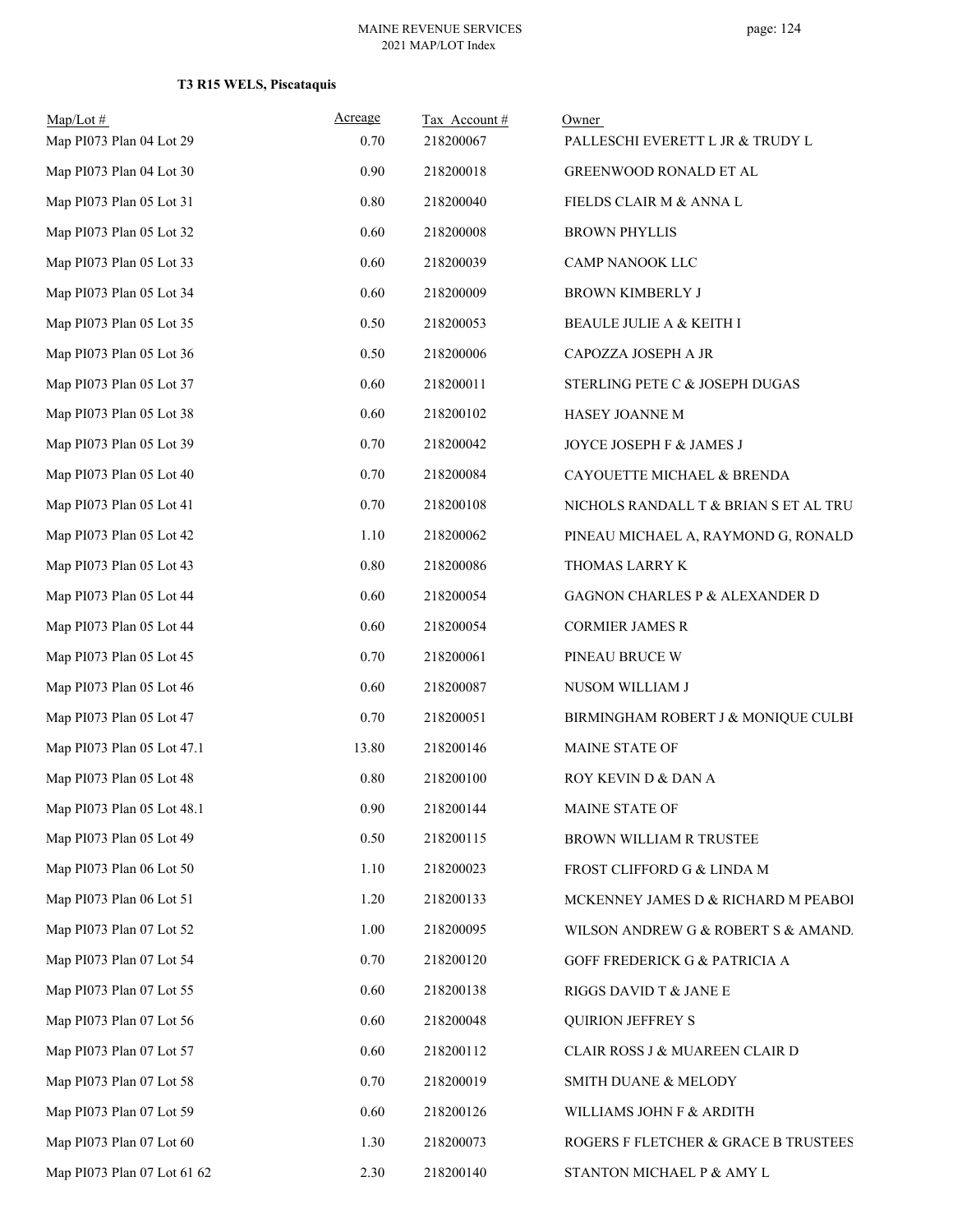**T3 R15 WELS, Piscataquis**

| Map/Lot # | Acreage | Tax Account # | Owner |
|---|---|---|---|
| Map PI073 Plan 04 Lot 29 | 0.70 | 218200067 | PALLESCHI EVERETT L JR & TRUDY L |
| Map PI073 Plan 04 Lot 30 | 0.90 | 218200018 | GREENWOOD RONALD ET AL |
| Map PI073 Plan 05 Lot 31 | 0.80 | 218200040 | FIELDS CLAIR M & ANNA L |
| Map PI073 Plan 05 Lot 32 | 0.60 | 218200008 | BROWN PHYLLIS |
| Map PI073 Plan 05 Lot 33 | 0.60 | 218200039 | CAMP NANOOK LLC |
| Map PI073 Plan 05 Lot 34 | 0.60 | 218200009 | BROWN KIMBERLY J |
| Map PI073 Plan 05 Lot 35 | 0.50 | 218200053 | BEAULE JULIE A & KEITH I |
| Map PI073 Plan 05 Lot 36 | 0.50 | 218200006 | CAPOZZA JOSEPH A JR |
| Map PI073 Plan 05 Lot 37 | 0.60 | 218200011 | STERLING PETE C & JOSEPH DUGAS |
| Map PI073 Plan 05 Lot 38 | 0.60 | 218200102 | HASEY JOANNE M |
| Map PI073 Plan 05 Lot 39 | 0.70 | 218200042 | JOYCE JOSEPH F & JAMES J |
| Map PI073 Plan 05 Lot 40 | 0.70 | 218200084 | CAYOUETTE MICHAEL & BRENDA |
| Map PI073 Plan 05 Lot 41 | 0.70 | 218200108 | NICHOLS RANDALL T & BRIAN S ET AL TRU |
| Map PI073 Plan 05 Lot 42 | 1.10 | 218200062 | PINEAU MICHAEL A, RAYMOND G, RONALD |
| Map PI073 Plan 05 Lot 43 | 0.80 | 218200086 | THOMAS LARRY K |
| Map PI073 Plan 05 Lot 44 | 0.60 | 218200054 | GAGNON CHARLES P & ALEXANDER D |
| Map PI073 Plan 05 Lot 44 | 0.60 | 218200054 | CORMIER JAMES R |
| Map PI073 Plan 05 Lot 45 | 0.70 | 218200061 | PINEAU BRUCE W |
| Map PI073 Plan 05 Lot 46 | 0.60 | 218200087 | NUSOM WILLIAM J |
| Map PI073 Plan 05 Lot 47 | 0.70 | 218200051 | BIRMINGHAM ROBERT J & MONIQUE CULBI |
| Map PI073 Plan 05 Lot 47.1 | 13.80 | 218200146 | MAINE STATE OF |
| Map PI073 Plan 05 Lot 48 | 0.80 | 218200100 | ROY KEVIN D & DAN A |
| Map PI073 Plan 05 Lot 48.1 | 0.90 | 218200144 | MAINE STATE OF |
| Map PI073 Plan 05 Lot 49 | 0.50 | 218200115 | BROWN WILLIAM R TRUSTEE |
| Map PI073 Plan 06 Lot 50 | 1.10 | 218200023 | FROST CLIFFORD G & LINDA M |
| Map PI073 Plan 06 Lot 51 | 1.20 | 218200133 | MCKENNEY JAMES D & RICHARD M PEABOI |
| Map PI073 Plan 07 Lot 52 | 1.00 | 218200095 | WILSON ANDREW G & ROBERT S & AMAND. |
| Map PI073 Plan 07 Lot 54 | 0.70 | 218200120 | GOFF FREDERICK G & PATRICIA A |
| Map PI073 Plan 07 Lot 55 | 0.60 | 218200138 | RIGGS DAVID T & JANE E |
| Map PI073 Plan 07 Lot 56 | 0.60 | 218200048 | QUIRION JEFFREY S |
| Map PI073 Plan 07 Lot 57 | 0.60 | 218200112 | CLAIR ROSS J & MUAREEN CLAIR D |
| Map PI073 Plan 07 Lot 58 | 0.70 | 218200019 | SMITH DUANE & MELODY |
| Map PI073 Plan 07 Lot 59 | 0.60 | 218200126 | WILLIAMS JOHN F & ARDITH |
| Map PI073 Plan 07 Lot 60 | 1.30 | 218200073 | ROGERS F FLETCHER & GRACE B TRUSTEES |
| Map PI073 Plan 07 Lot 61 62 | 2.30 | 218200140 | STANTON MICHAEL P & AMY L |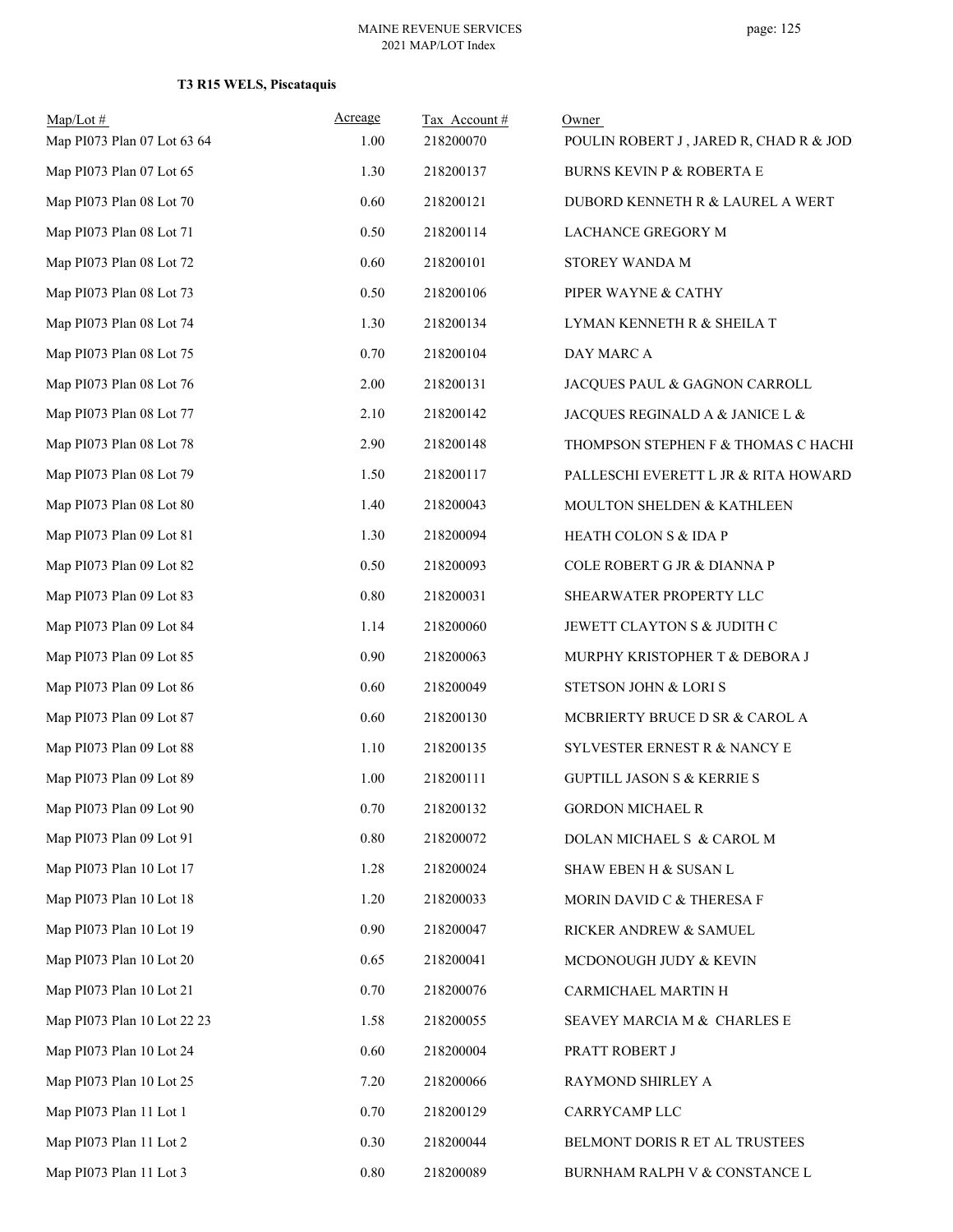**T3 R15 WELS, Piscataquis**

| Map/Lot # | Acreage | Tax Account # | Owner |
|---|---|---|---|
| Map PI073 Plan 07 Lot 63 64 | 1.00 | 218200070 | POULIN ROBERT J , JARED R, CHAD R & JOD |
| Map PI073 Plan 07 Lot 65 | 1.30 | 218200137 | BURNS KEVIN P & ROBERTA E |
| Map PI073 Plan 08 Lot 70 | 0.60 | 218200121 | DUBORD KENNETH R & LAUREL A WERT |
| Map PI073 Plan 08 Lot 71 | 0.50 | 218200114 | LACHANCE GREGORY M |
| Map PI073 Plan 08 Lot 72 | 0.60 | 218200101 | STOREY WANDA M |
| Map PI073 Plan 08 Lot 73 | 0.50 | 218200106 | PIPER WAYNE & CATHY |
| Map PI073 Plan 08 Lot 74 | 1.30 | 218200134 | LYMAN KENNETH R & SHEILA T |
| Map PI073 Plan 08 Lot 75 | 0.70 | 218200104 | DAY MARC A |
| Map PI073 Plan 08 Lot 76 | 2.00 | 218200131 | JACQUES PAUL & GAGNON CARROLL |
| Map PI073 Plan 08 Lot 77 | 2.10 | 218200142 | JACQUES REGINALD A & JANICE L & |
| Map PI073 Plan 08 Lot 78 | 2.90 | 218200148 | THOMPSON STEPHEN F & THOMAS C HACHI |
| Map PI073 Plan 08 Lot 79 | 1.50 | 218200117 | PALLESCHI EVERETT L JR & RITA HOWARD |
| Map PI073 Plan 08 Lot 80 | 1.40 | 218200043 | MOULTON SHELDEN & KATHLEEN |
| Map PI073 Plan 09 Lot 81 | 1.30 | 218200094 | HEATH COLON S & IDA P |
| Map PI073 Plan 09 Lot 82 | 0.50 | 218200093 | COLE ROBERT G JR & DIANNA P |
| Map PI073 Plan 09 Lot 83 | 0.80 | 218200031 | SHEARWATER PROPERTY LLC |
| Map PI073 Plan 09 Lot 84 | 1.14 | 218200060 | JEWETT CLAYTON S & JUDITH C |
| Map PI073 Plan 09 Lot 85 | 0.90 | 218200063 | MURPHY KRISTOPHER T & DEBORA J |
| Map PI073 Plan 09 Lot 86 | 0.60 | 218200049 | STETSON JOHN & LORI S |
| Map PI073 Plan 09 Lot 87 | 0.60 | 218200130 | MCBRIERTY BRUCE D SR & CAROL A |
| Map PI073 Plan 09 Lot 88 | 1.10 | 218200135 | SYLVESTER ERNEST R & NANCY E |
| Map PI073 Plan 09 Lot 89 | 1.00 | 218200111 | GUPTILL JASON S & KERRIE S |
| Map PI073 Plan 09 Lot 90 | 0.70 | 218200132 | GORDON MICHAEL R |
| Map PI073 Plan 09 Lot 91 | 0.80 | 218200072 | DOLAN MICHAEL S & CAROL M |
| Map PI073 Plan 10 Lot 17 | 1.28 | 218200024 | SHAW EBEN H & SUSAN L |
| Map PI073 Plan 10 Lot 18 | 1.20 | 218200033 | MORIN DAVID C & THERESA F |
| Map PI073 Plan 10 Lot 19 | 0.90 | 218200047 | RICKER ANDREW & SAMUEL |
| Map PI073 Plan 10 Lot 20 | 0.65 | 218200041 | MCDONOUGH JUDY & KEVIN |
| Map PI073 Plan 10 Lot 21 | 0.70 | 218200076 | CARMICHAEL MARTIN H |
| Map PI073 Plan 10 Lot 22 23 | 1.58 | 218200055 | SEAVEY MARCIA M & CHARLES E |
| Map PI073 Plan 10 Lot 24 | 0.60 | 218200004 | PRATT ROBERT J |
| Map PI073 Plan 10 Lot 25 | 7.20 | 218200066 | RAYMOND SHIRLEY A |
| Map PI073 Plan 11 Lot 1 | 0.70 | 218200129 | CARRYCAMP LLC |
| Map PI073 Plan 11 Lot 2 | 0.30 | 218200044 | BELMONT DORIS R ET AL TRUSTEES |
| Map PI073 Plan 11 Lot 3 | 0.80 | 218200089 | BURNHAM RALPH V & CONSTANCE L |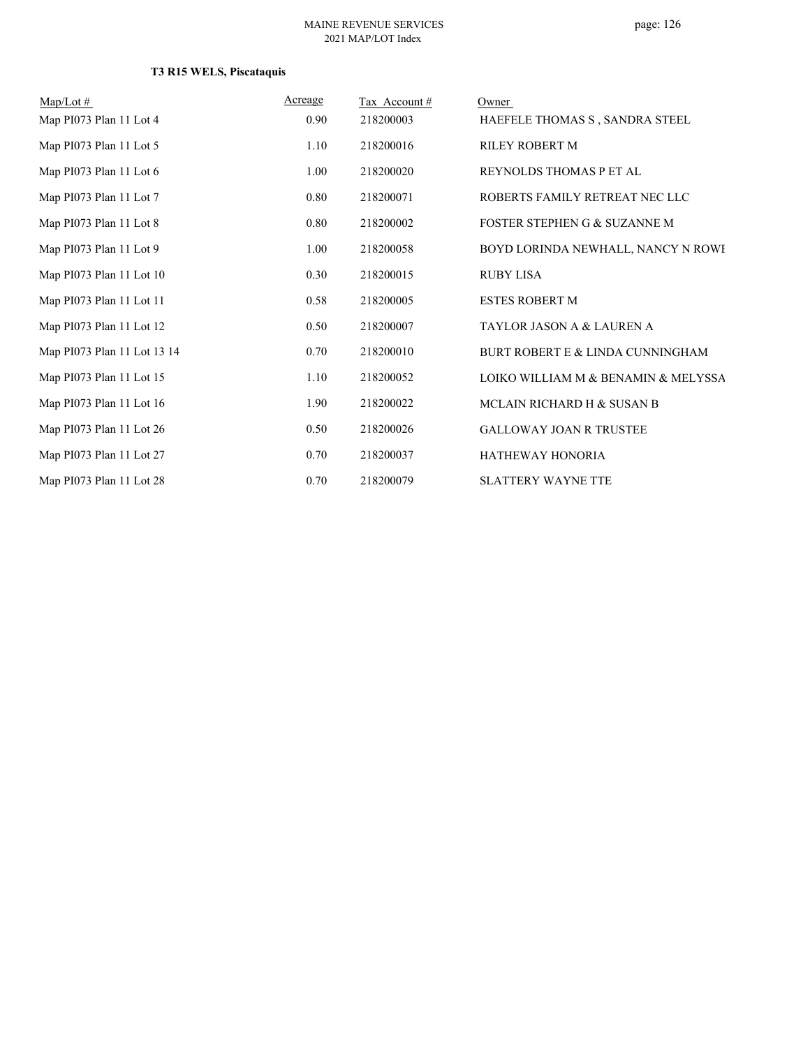### T3 R15 WELS, Piscataquis

| Map/Lot # | Acreage | Tax Account # | Owner |
|---|---|---|---|
| Map PI073 Plan 11 Lot 4 | 0.90 | 218200003 | HAEFELE THOMAS S , SANDRA STEEL |
| Map PI073 Plan 11 Lot 5 | 1.10 | 218200016 | RILEY ROBERT M |
| Map PI073 Plan 11 Lot 6 | 1.00 | 218200020 | REYNOLDS THOMAS P ET AL |
| Map PI073 Plan 11 Lot 7 | 0.80 | 218200071 | ROBERTS FAMILY RETREAT NEC LLC |
| Map PI073 Plan 11 Lot 8 | 0.80 | 218200002 | FOSTER STEPHEN G & SUZANNE M |
| Map PI073 Plan 11 Lot 9 | 1.00 | 218200058 | BOYD LORINDA NEWHALL, NANCY N ROWI |
| Map PI073 Plan 11 Lot 10 | 0.30 | 218200015 | RUBY LISA |
| Map PI073 Plan 11 Lot 11 | 0.58 | 218200005 | ESTES ROBERT M |
| Map PI073 Plan 11 Lot 12 | 0.50 | 218200007 | TAYLOR JASON A & LAUREN A |
| Map PI073 Plan 11 Lot 13 14 | 0.70 | 218200010 | BURT ROBERT E & LINDA CUNNINGHAM |
| Map PI073 Plan 11 Lot 15 | 1.10 | 218200052 | LOIKO WILLIAM M & BENAMIN & MELYSSA |
| Map PI073 Plan 11 Lot 16 | 1.90 | 218200022 | MCLAIN RICHARD H & SUSAN B |
| Map PI073 Plan 11 Lot 26 | 0.50 | 218200026 | GALLOWAY JOAN R TRUSTEE |
| Map PI073 Plan 11 Lot 27 | 0.70 | 218200037 | HATHEWAY HONORIA |
| Map PI073 Plan 11 Lot 28 | 0.70 | 218200079 | SLATTERY WAYNE TTE |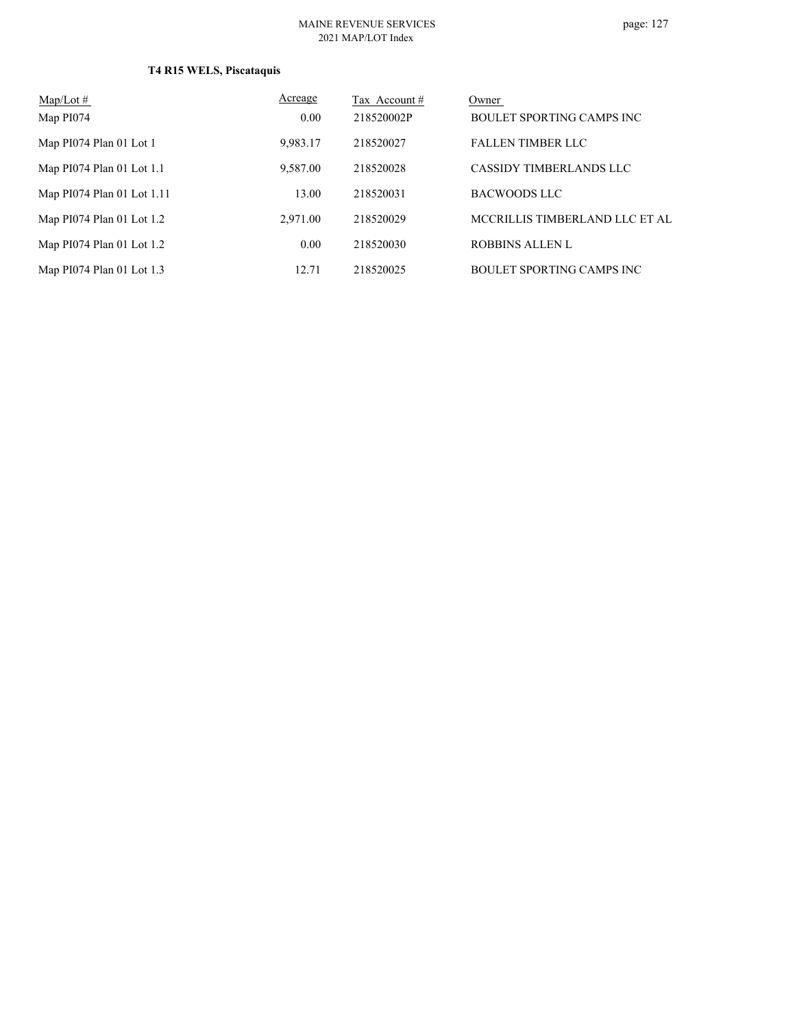**T4 R15 WELS, Piscataquis**

| Map/Lot # | Acreage | Tax Account # | Owner |
|---|---|---|---|
| Map PI074 | 0.00 | 218520002P | BOULET SPORTING CAMPS INC |
| Map PI074 Plan 01 Lot 1 | 9,983.17 | 218520027 | FALLEN TIMBER LLC |
| Map PI074 Plan 01 Lot 1.1 | 9,587.00 | 218520028 | CASSIDY TIMBERLANDS LLC |
| Map PI074 Plan 01 Lot 1.11 | 13.00 | 218520031 | BACWOODS LLC |
| Map PI074 Plan 01 Lot 1.2 | 2,971.00 | 218520029 | MCCRILLIS TIMBERLAND LLC ET AL |
| Map PI074 Plan 01 Lot 1.2 | 0.00 | 218520030 | ROBBINS ALLEN L |
| Map PI074 Plan 01 Lot 1.3 | 12.71 | 218520025 | BOULET SPORTING CAMPS INC |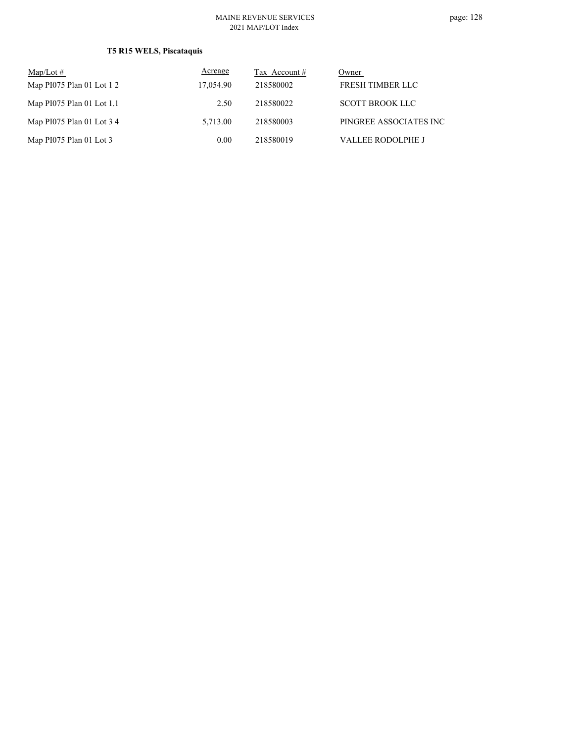**T5 R15 WELS, Piscataquis**

| Map/Lot # | Acreage | Tax Account # | Owner |
|---|---|---|---|
| Map PI075 Plan 01 Lot 1 2 | 17,054.90 | 218580002 | FRESH TIMBER LLC |
| Map PI075 Plan 01 Lot 1.1 | 2.50 | 218580022 | SCOTT BROOK LLC |
| Map PI075 Plan 01 Lot 3 4 | 5,713.00 | 218580003 | PINGREE ASSOCIATES INC |
| Map PI075 Plan 01 Lot 3 | 0.00 | 218580019 | VALLEE RODOLPHE J |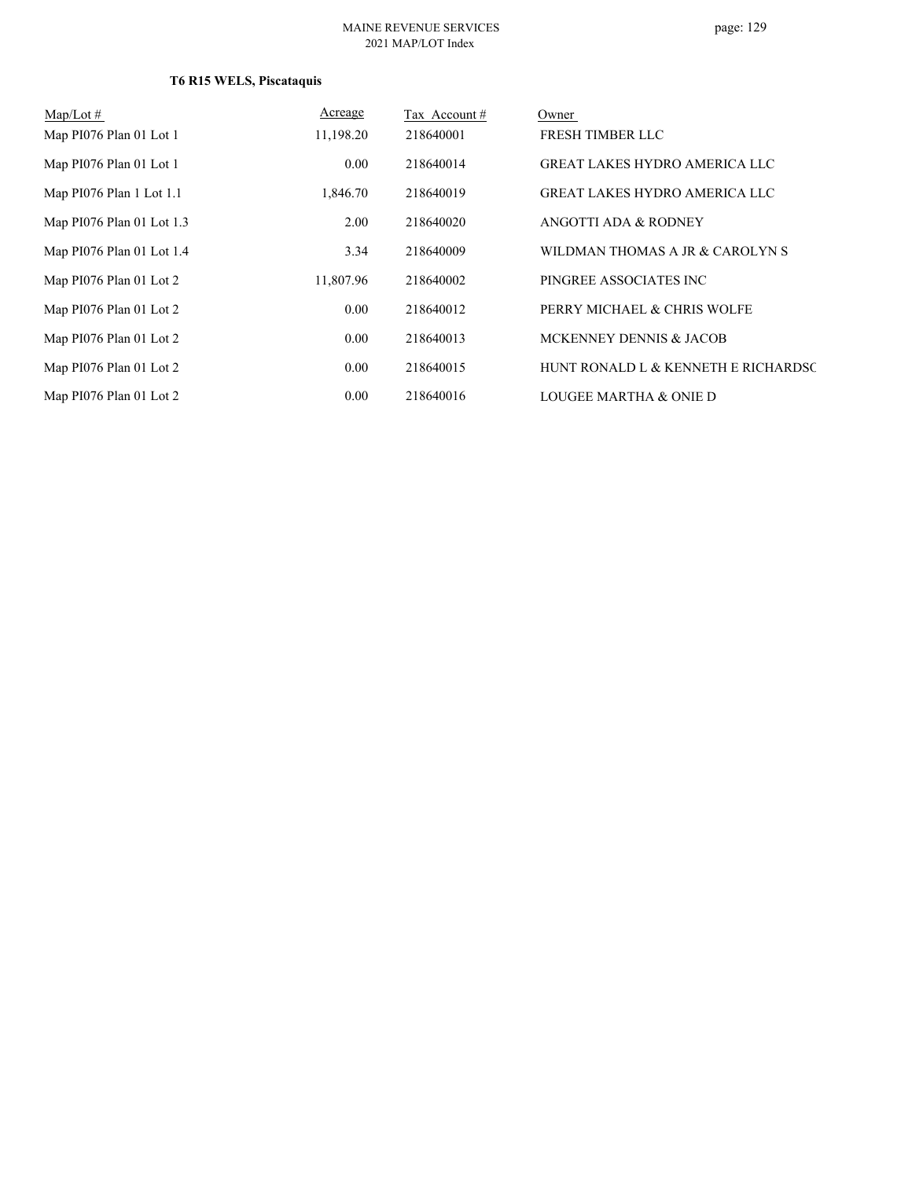**T6 R15 WELS, Piscataquis**

| Map/Lot # | Acreage | Tax Account # | Owner |
|---|---|---|---|
| Map PI076 Plan 01 Lot 1 | 11,198.20 | 218640001 | FRESH TIMBER LLC |
| Map PI076 Plan 01 Lot 1 | 0.00 | 218640014 | GREAT LAKES HYDRO AMERICA LLC |
| Map PI076 Plan 1 Lot 1.1 | 1,846.70 | 218640019 | GREAT LAKES HYDRO AMERICA LLC |
| Map PI076 Plan 01 Lot 1.3 | 2.00 | 218640020 | ANGOTTI ADA & RODNEY |
| Map PI076 Plan 01 Lot 1.4 | 3.34 | 218640009 | WILDMAN THOMAS A JR & CAROLYN S |
| Map PI076 Plan 01 Lot 2 | 11,807.96 | 218640002 | PINGREE ASSOCIATES INC |
| Map PI076 Plan 01 Lot 2 | 0.00 | 218640012 | PERRY MICHAEL & CHRIS WOLFE |
| Map PI076 Plan 01 Lot 2 | 0.00 | 218640013 | MCKENNEY DENNIS & JACOB |
| Map PI076 Plan 01 Lot 2 | 0.00 | 218640015 | HUNT RONALD L & KENNETH E RICHARDSC |
| Map PI076 Plan 01 Lot 2 | 0.00 | 218640016 | LOUGEE MARTHA & ONIE D |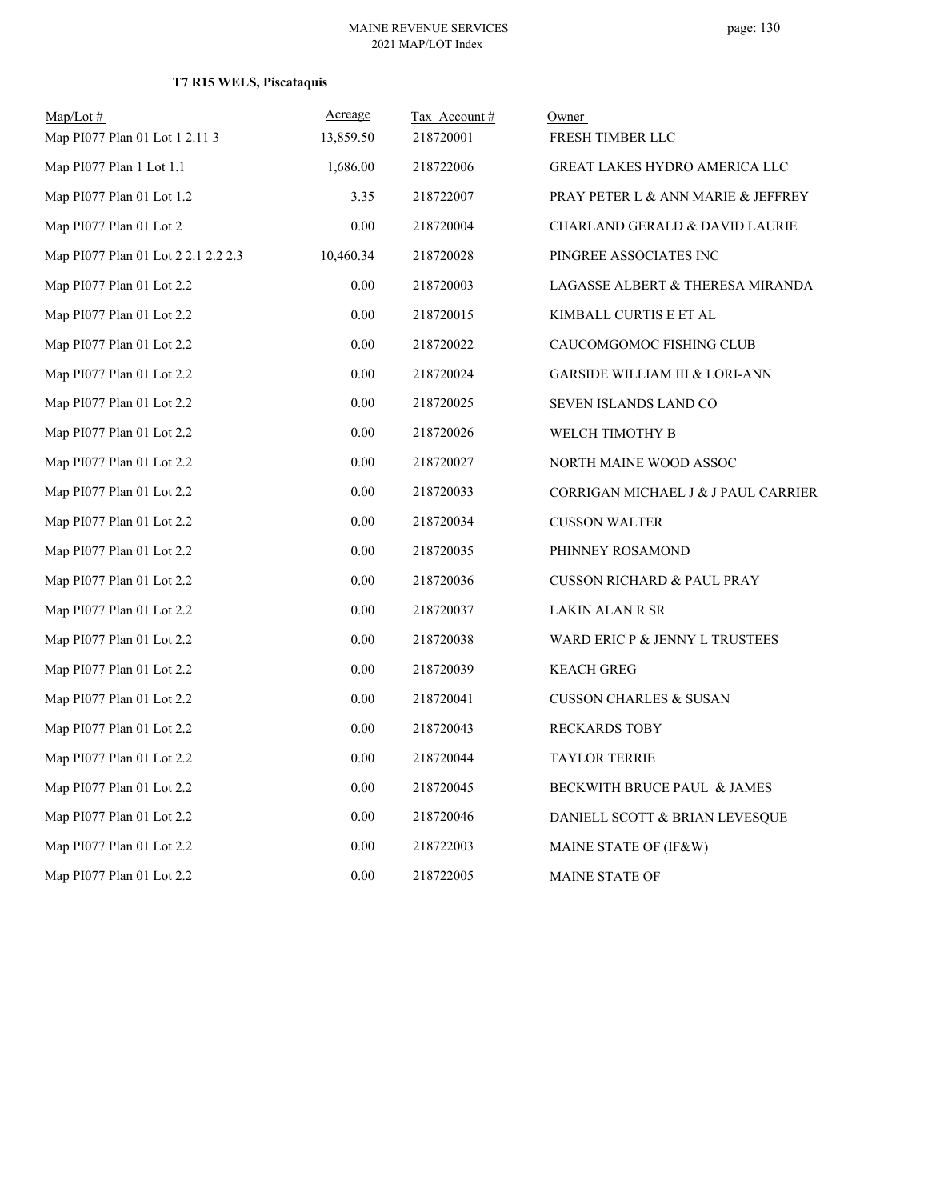**T7 R15 WELS, Piscataquis**

| Map/Lot # | Acreage | Tax Account # | Owner |
|---|---|---|---|
| Map PI077 Plan 01 Lot 1 2.11 3 | 13,859.50 | 218720001 | FRESH TIMBER LLC |
| Map PI077 Plan 1 Lot 1.1 | 1,686.00 | 218722006 | GREAT LAKES HYDRO AMERICA LLC |
| Map PI077 Plan 01 Lot 1.2 | 3.35 | 218722007 | PRAY PETER L & ANN MARIE & JEFFREY |
| Map PI077 Plan 01 Lot 2 | 0.00 | 218720004 | CHARLAND GERALD & DAVID LAURIE |
| Map PI077 Plan 01 Lot 2 2.1 2.2 2.3 | 10,460.34 | 218720028 | PINGREE ASSOCIATES INC |
| Map PI077 Plan 01 Lot 2.2 | 0.00 | 218720003 | LAGASSE ALBERT & THERESA MIRANDA |
| Map PI077 Plan 01 Lot 2.2 | 0.00 | 218720015 | KIMBALL CURTIS E ET AL |
| Map PI077 Plan 01 Lot 2.2 | 0.00 | 218720022 | CAUCOMGOMOC FISHING CLUB |
| Map PI077 Plan 01 Lot 2.2 | 0.00 | 218720024 | GARSIDE WILLIAM III & LORI-ANN |
| Map PI077 Plan 01 Lot 2.2 | 0.00 | 218720025 | SEVEN ISLANDS LAND CO |
| Map PI077 Plan 01 Lot 2.2 | 0.00 | 218720026 | WELCH TIMOTHY B |
| Map PI077 Plan 01 Lot 2.2 | 0.00 | 218720027 | NORTH MAINE WOOD ASSOC |
| Map PI077 Plan 01 Lot 2.2 | 0.00 | 218720033 | CORRIGAN MICHAEL J & J PAUL CARRIER |
| Map PI077 Plan 01 Lot 2.2 | 0.00 | 218720034 | CUSSON WALTER |
| Map PI077 Plan 01 Lot 2.2 | 0.00 | 218720035 | PHINNEY ROSAMOND |
| Map PI077 Plan 01 Lot 2.2 | 0.00 | 218720036 | CUSSON RICHARD & PAUL PRAY |
| Map PI077 Plan 01 Lot 2.2 | 0.00 | 218720037 | LAKIN ALAN R SR |
| Map PI077 Plan 01 Lot 2.2 | 0.00 | 218720038 | WARD ERIC P & JENNY L TRUSTEES |
| Map PI077 Plan 01 Lot 2.2 | 0.00 | 218720039 | KEACH GREG |
| Map PI077 Plan 01 Lot 2.2 | 0.00 | 218720041 | CUSSON CHARLES & SUSAN |
| Map PI077 Plan 01 Lot 2.2 | 0.00 | 218720043 | RECKARDS TOBY |
| Map PI077 Plan 01 Lot 2.2 | 0.00 | 218720044 | TAYLOR TERRIE |
| Map PI077 Plan 01 Lot 2.2 | 0.00 | 218720045 | BECKWITH BRUCE PAUL & JAMES |
| Map PI077 Plan 01 Lot 2.2 | 0.00 | 218720046 | DANIELL SCOTT & BRIAN LEVESQUE |
| Map PI077 Plan 01 Lot 2.2 | 0.00 | 218722003 | MAINE STATE OF (IF&W) |
| Map PI077 Plan 01 Lot 2.2 | 0.00 | 218722005 | MAINE STATE OF |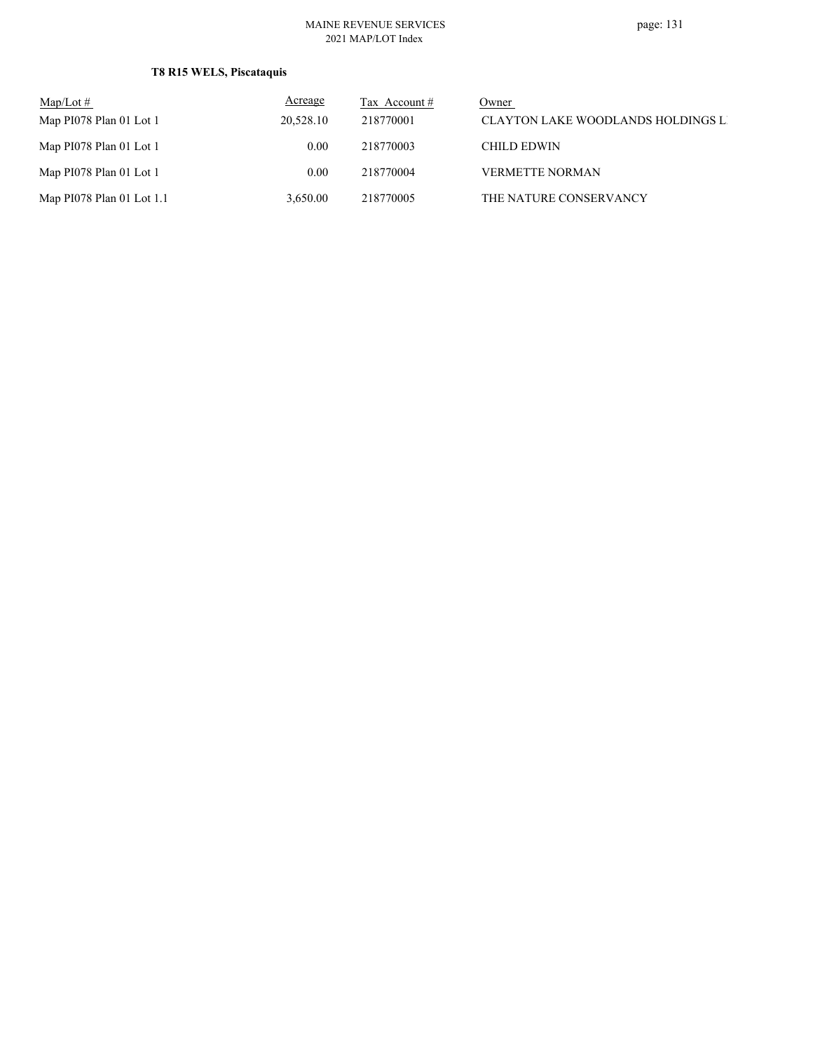**T8 R15 WELS, Piscataquis**

| Map/Lot # | Acreage | Tax Account # | Owner |
|---|---|---|---|
| Map PI078 Plan 01 Lot 1 | 20,528.10 | 218770001 | CLAYTON LAKE WOODLANDS HOLDINGS L |
| Map PI078 Plan 01 Lot 1 | 0.00 | 218770003 | CHILD EDWIN |
| Map PI078 Plan 01 Lot 1 | 0.00 | 218770004 | VERMETTE NORMAN |
| Map PI078 Plan 01 Lot 1.1 | 3,650.00 | 218770005 | THE NATURE CONSERVANCY |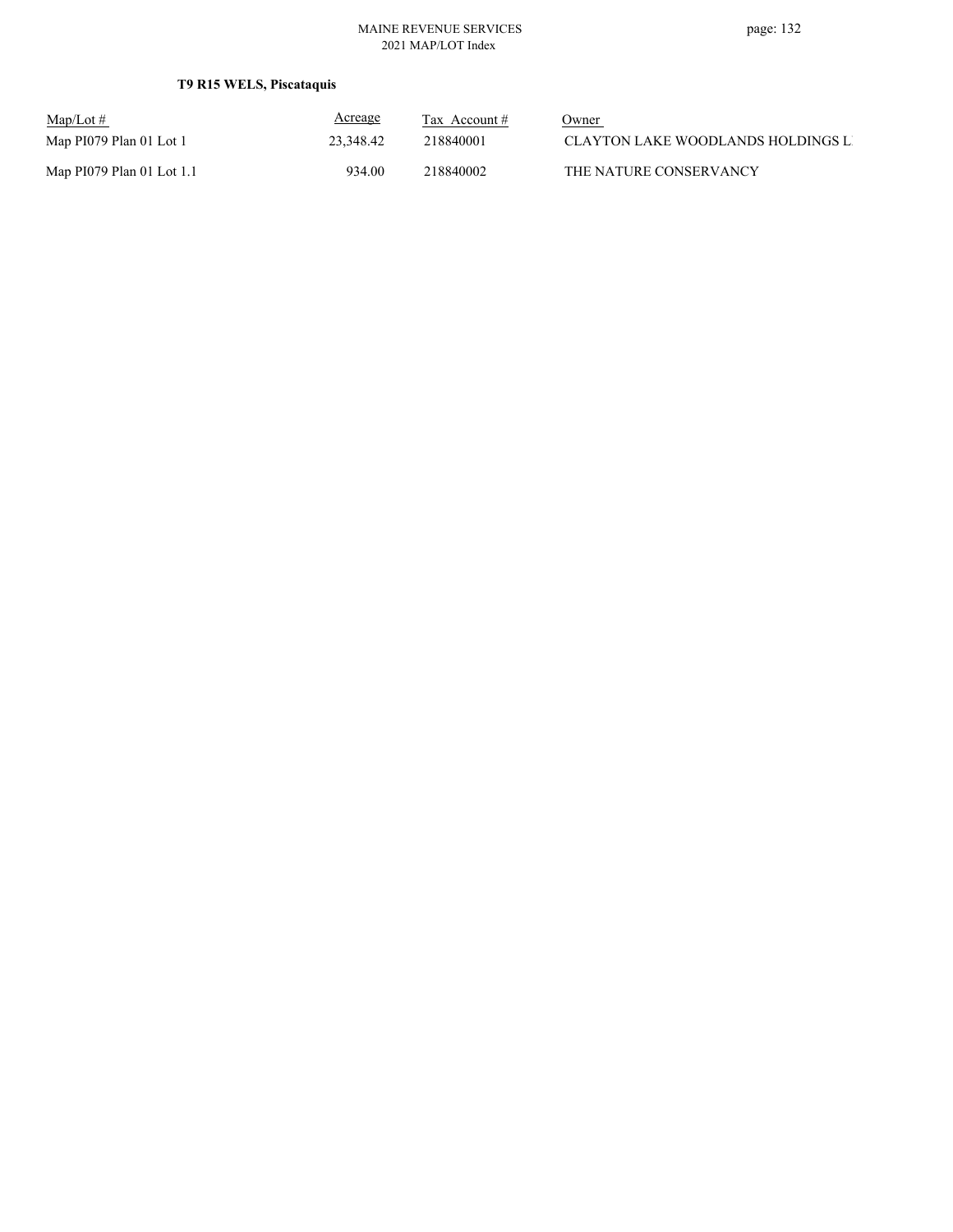**T9 R15 WELS, Piscataquis**

| Map/Lot # | Acreage | Tax Account # | Owner |
|---|---|---|---|
| Map PI079 Plan 01 Lot 1 | 23,348.42 | 218840001 | CLAYTON LAKE WOODLANDS HOLDINGS L |
| Map PI079 Plan 01 Lot 1.1 | 934.00 | 218840002 | THE NATURE CONSERVANCY |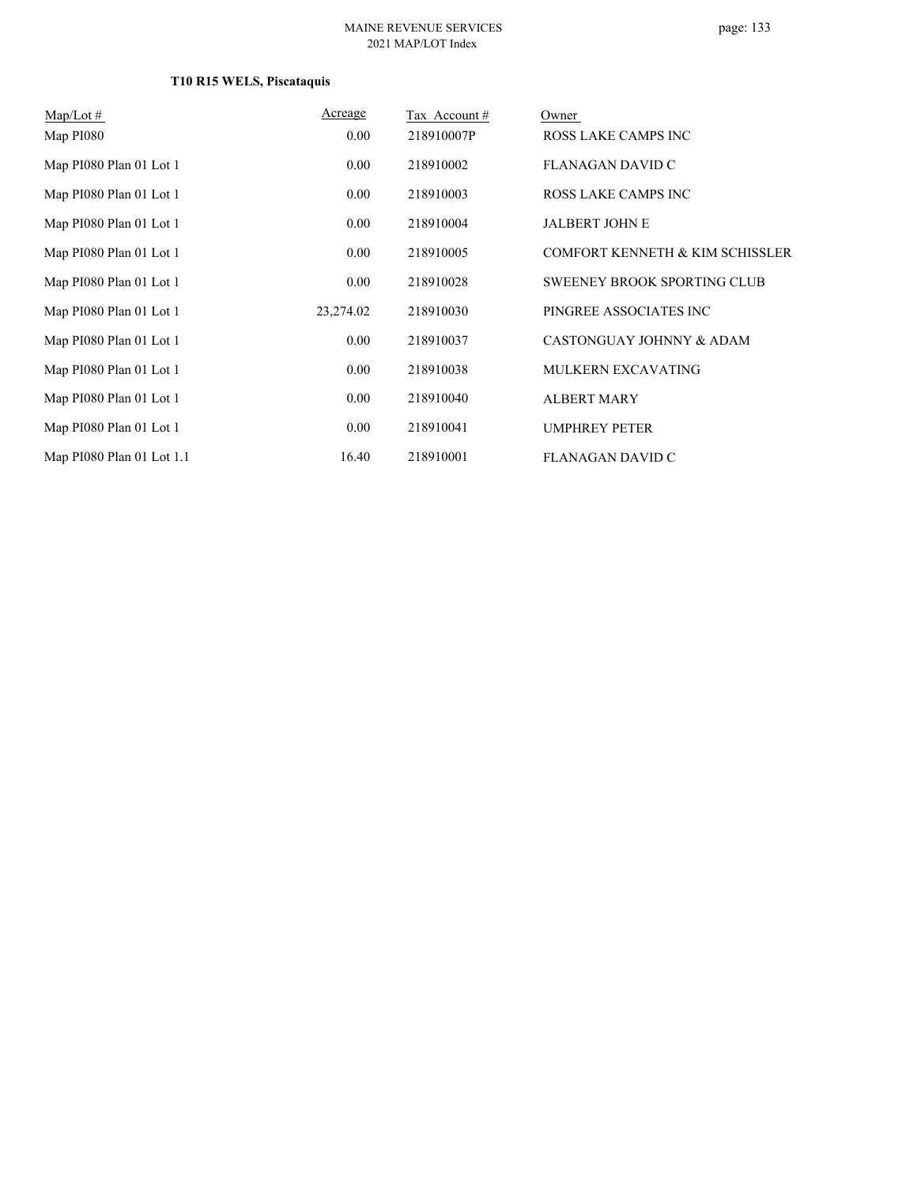**T10 R15 WELS, Piscataquis**

| Map/Lot # | Acreage | Tax Account # | Owner |
|---|---|---|---|
| Map PI080 | 0.00 | 218910007P | ROSS LAKE CAMPS INC |
| Map PI080 Plan 01 Lot 1 | 0.00 | 218910002 | FLANAGAN DAVID C |
| Map PI080 Plan 01 Lot 1 | 0.00 | 218910003 | ROSS LAKE CAMPS INC |
| Map PI080 Plan 01 Lot 1 | 0.00 | 218910004 | JALBERT JOHN E |
| Map PI080 Plan 01 Lot 1 | 0.00 | 218910005 | COMFORT KENNETH & KIM SCHISSLER |
| Map PI080 Plan 01 Lot 1 | 0.00 | 218910028 | SWEENEY BROOK SPORTING CLUB |
| Map PI080 Plan 01 Lot 1 | 23,274.02 | 218910030 | PINGREE ASSOCIATES INC |
| Map PI080 Plan 01 Lot 1 | 0.00 | 218910037 | CASTONGUAY JOHNNY & ADAM |
| Map PI080 Plan 01 Lot 1 | 0.00 | 218910038 | MULKERN EXCAVATING |
| Map PI080 Plan 01 Lot 1 | 0.00 | 218910040 | ALBERT MARY |
| Map PI080 Plan 01 Lot 1 | 0.00 | 218910041 | UMPHREY PETER |
| Map PI080 Plan 01 Lot 1.1 | 16.40 | 218910001 | FLANAGAN DAVID C |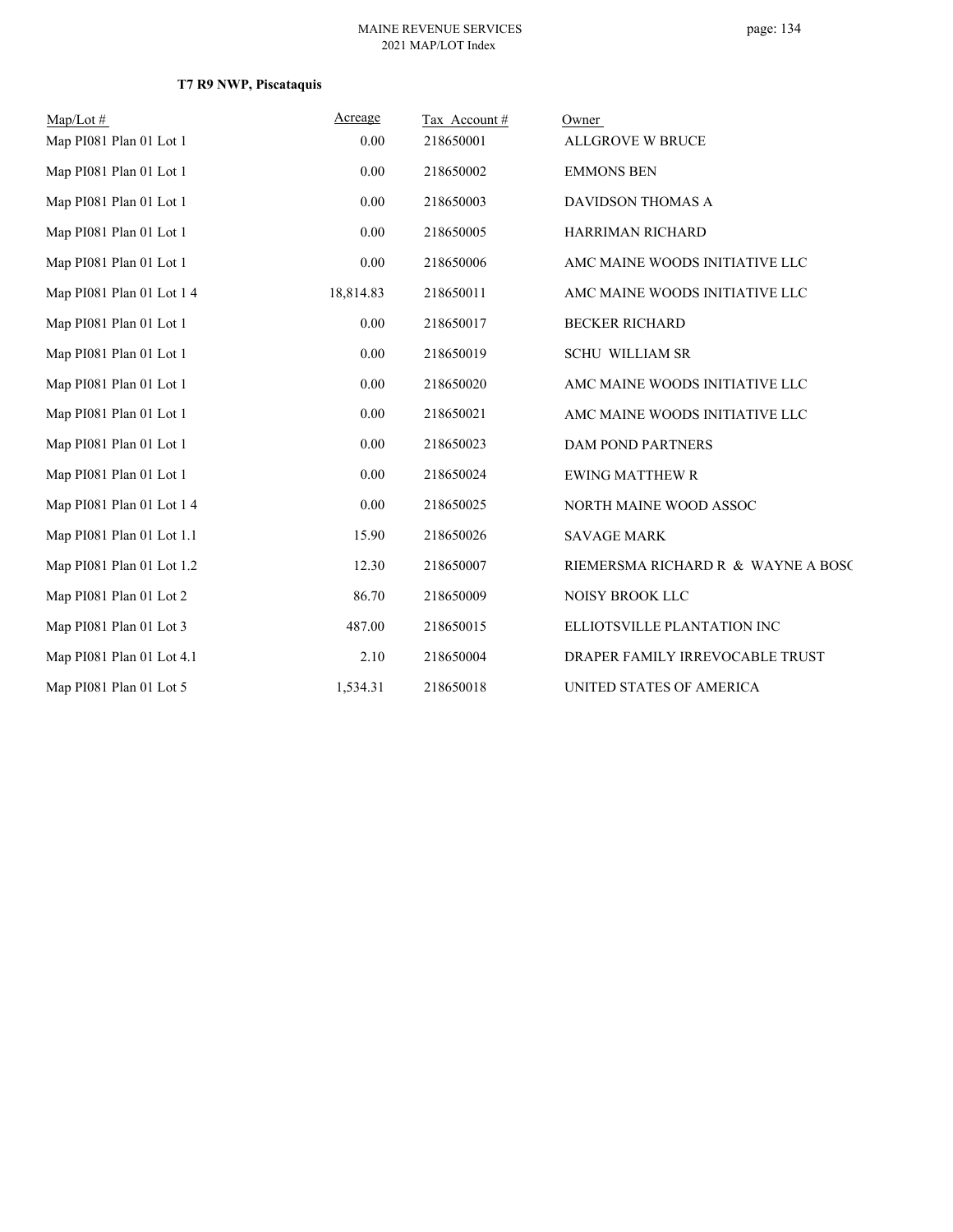**T7 R9 NWP, Piscataquis**

| Map/Lot # | Acreage | Tax Account # | Owner |
|---|---|---|---|
| Map PI081 Plan 01 Lot 1 | 0.00 | 218650001 | ALLGROVE W BRUCE |
| Map PI081 Plan 01 Lot 1 | 0.00 | 218650002 | EMMONS BEN |
| Map PI081 Plan 01 Lot 1 | 0.00 | 218650003 | DAVIDSON THOMAS A |
| Map PI081 Plan 01 Lot 1 | 0.00 | 218650005 | HARRIMAN RICHARD |
| Map PI081 Plan 01 Lot 1 | 0.00 | 218650006 | AMC MAINE WOODS INITIATIVE LLC |
| Map PI081 Plan 01 Lot 1 4 | 18,814.83 | 218650011 | AMC MAINE WOODS INITIATIVE LLC |
| Map PI081 Plan 01 Lot 1 | 0.00 | 218650017 | BECKER RICHARD |
| Map PI081 Plan 01 Lot 1 | 0.00 | 218650019 | SCHU WILLIAM SR |
| Map PI081 Plan 01 Lot 1 | 0.00 | 218650020 | AMC MAINE WOODS INITIATIVE LLC |
| Map PI081 Plan 01 Lot 1 | 0.00 | 218650021 | AMC MAINE WOODS INITIATIVE LLC |
| Map PI081 Plan 01 Lot 1 | 0.00 | 218650023 | DAM POND PARTNERS |
| Map PI081 Plan 01 Lot 1 | 0.00 | 218650024 | EWING MATTHEW R |
| Map PI081 Plan 01 Lot 1 4 | 0.00 | 218650025 | NORTH MAINE WOOD ASSOC |
| Map PI081 Plan 01 Lot 1.1 | 15.90 | 218650026 | SAVAGE MARK |
| Map PI081 Plan 01 Lot 1.2 | 12.30 | 218650007 | RIEMERSMA RICHARD R & WAYNE A BOSC |
| Map PI081 Plan 01 Lot 2 | 86.70 | 218650009 | NOISY BROOK LLC |
| Map PI081 Plan 01 Lot 3 | 487.00 | 218650015 | ELLIOTSVILLE PLANTATION INC |
| Map PI081 Plan 01 Lot 4.1 | 2.10 | 218650004 | DRAPER FAMILY IRREVOCABLE TRUST |
| Map PI081 Plan 01 Lot 5 | 1,534.31 | 218650018 | UNITED STATES OF AMERICA |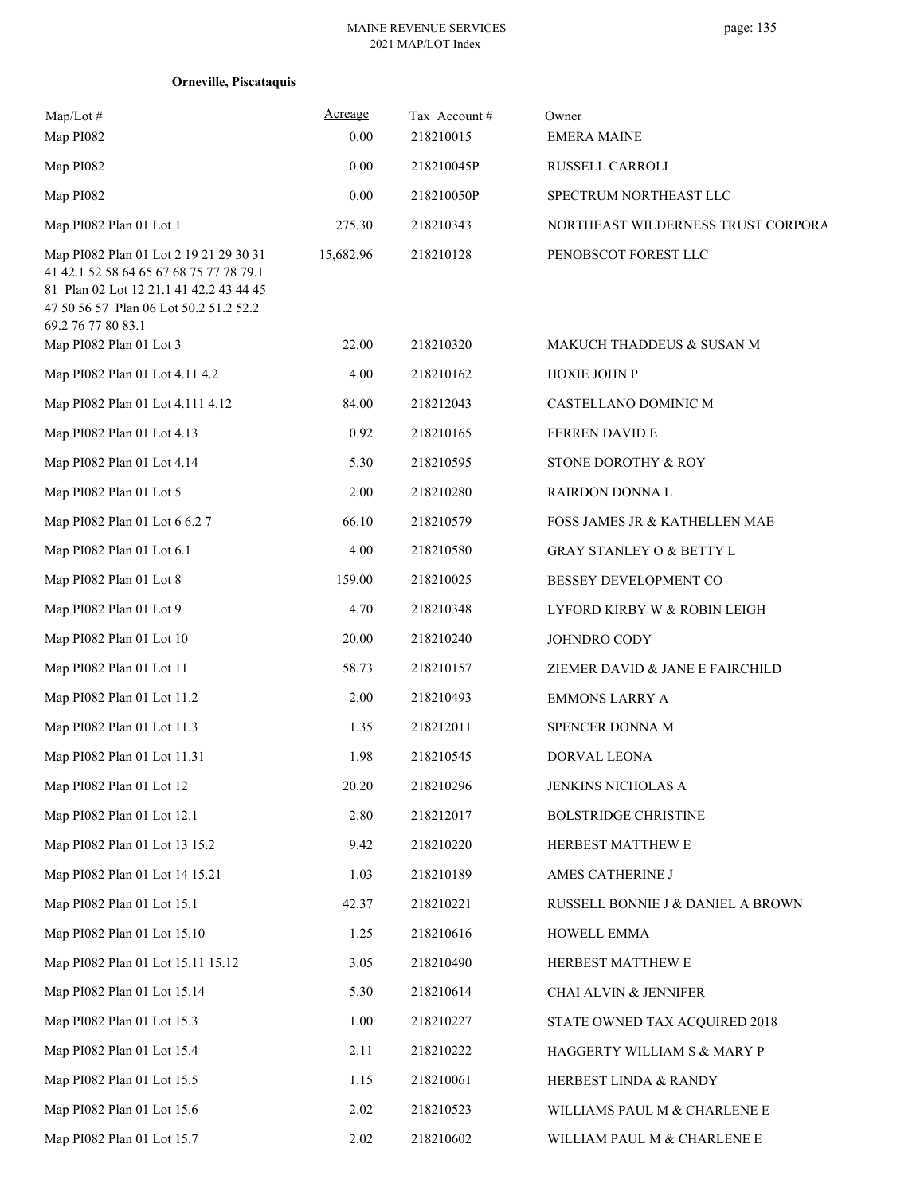**Orneville, Piscataquis**

| Map/Lot # | Acreage | Tax Account # | Owner |
|---|---|---|---|
| Map PI082 | 0.00 | 218210015 | EMERA MAINE |
| Map PI082 | 0.00 | 218210045P | RUSSELL CARROLL |
| Map PI082 | 0.00 | 218210050P | SPECTRUM NORTHEAST LLC |
| Map PI082 Plan 01 Lot 1 | 275.30 | 218210343 | NORTHEAST WILDERNESS TRUST CORPORA |
| Map PI082 Plan 01 Lot 2 19 21 29 30 31 41 42.1 52 58 64 65 67 68 75 77 78 79.1 81 Plan 02 Lot 12 21.1 41 42.2 43 44 45 47 50 56 57 Plan 06 Lot 50.2 51.2 52.2 69.2 76 77 80 83.1 | 15,682.96 | 218210128 | PENOBSCOT FOREST LLC |
| Map PI082 Plan 01 Lot 3 | 22.00 | 218210320 | MAKUCH THADDEUS & SUSAN M |
| Map PI082 Plan 01 Lot 4.11 4.2 | 4.00 | 218210162 | HOXIE JOHN P |
| Map PI082 Plan 01 Lot 4.111 4.12 | 84.00 | 218212043 | CASTELLANO DOMINIC M |
| Map PI082 Plan 01 Lot 4.13 | 0.92 | 218210165 | FERREN DAVID E |
| Map PI082 Plan 01 Lot 4.14 | 5.30 | 218210595 | STONE DOROTHY & ROY |
| Map PI082 Plan 01 Lot 5 | 2.00 | 218210280 | RAIRDON DONNA L |
| Map PI082 Plan 01 Lot 6 6.2 7 | 66.10 | 218210579 | FOSS JAMES JR & KATHELLEN MAE |
| Map PI082 Plan 01 Lot 6.1 | 4.00 | 218210580 | GRAY STANLEY O & BETTY L |
| Map PI082 Plan 01 Lot 8 | 159.00 | 218210025 | BESSEY DEVELOPMENT CO |
| Map PI082 Plan 01 Lot 9 | 4.70 | 218210348 | LYFORD KIRBY W & ROBIN LEIGH |
| Map PI082 Plan 01 Lot 10 | 20.00 | 218210240 | JOHNDRO CODY |
| Map PI082 Plan 01 Lot 11 | 58.73 | 218210157 | ZIEMER DAVID & JANE E FAIRCHILD |
| Map PI082 Plan 01 Lot 11.2 | 2.00 | 218210493 | EMMONS LARRY A |
| Map PI082 Plan 01 Lot 11.3 | 1.35 | 218212011 | SPENCER DONNA M |
| Map PI082 Plan 01 Lot 11.31 | 1.98 | 218210545 | DORVAL LEONA |
| Map PI082 Plan 01 Lot 12 | 20.20 | 218210296 | JENKINS NICHOLAS A |
| Map PI082 Plan 01 Lot 12.1 | 2.80 | 218212017 | BOLSTRIDGE CHRISTINE |
| Map PI082 Plan 01 Lot 13 15.2 | 9.42 | 218210220 | HERBEST MATTHEW E |
| Map PI082 Plan 01 Lot 14 15.21 | 1.03 | 218210189 | AMES CATHERINE J |
| Map PI082 Plan 01 Lot 15.1 | 42.37 | 218210221 | RUSSELL BONNIE J & DANIEL A BROWN |
| Map PI082 Plan 01 Lot 15.10 | 1.25 | 218210616 | HOWELL EMMA |
| Map PI082 Plan 01 Lot 15.11 15.12 | 3.05 | 218210490 | HERBEST MATTHEW E |
| Map PI082 Plan 01 Lot 15.14 | 5.30 | 218210614 | CHAI ALVIN & JENNIFER |
| Map PI082 Plan 01 Lot 15.3 | 1.00 | 218210227 | STATE OWNED TAX ACQUIRED 2018 |
| Map PI082 Plan 01 Lot 15.4 | 2.11 | 218210222 | HAGGERTY WILLIAM S & MARY P |
| Map PI082 Plan 01 Lot 15.5 | 1.15 | 218210061 | HERBEST LINDA & RANDY |
| Map PI082 Plan 01 Lot 15.6 | 2.02 | 218210523 | WILLIAMS PAUL M & CHARLENE E |
| Map PI082 Plan 01 Lot 15.7 | 2.02 | 218210602 | WILLIAM PAUL M & CHARLENE E |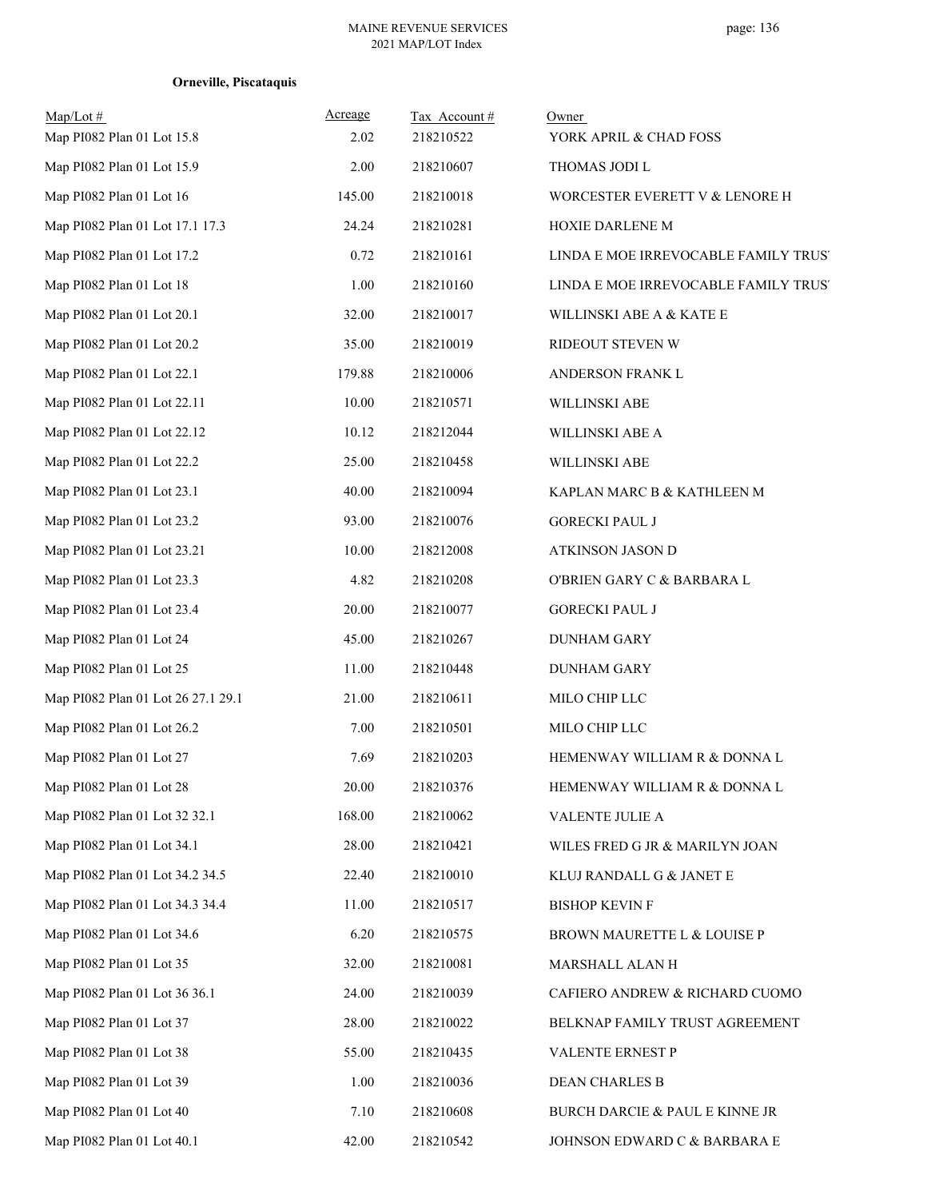**Orneville, Piscataquis**

| Map/Lot # | Acreage | Tax Account # | Owner |
|---|---|---|---|
| Map PI082 Plan 01 Lot 15.8 | 2.02 | 218210522 | YORK APRIL & CHAD FOSS |
| Map PI082 Plan 01 Lot 15.9 | 2.00 | 218210607 | THOMAS JODI L |
| Map PI082 Plan 01 Lot 16 | 145.00 | 218210018 | WORCESTER EVERETT V & LENORE H |
| Map PI082 Plan 01 Lot 17.1 17.3 | 24.24 | 218210281 | HOXIE DARLENE M |
| Map PI082 Plan 01 Lot 17.2 | 0.72 | 218210161 | LINDA E MOE IRREVOCABLE FAMILY TRUST |
| Map PI082 Plan 01 Lot 18 | 1.00 | 218210160 | LINDA E MOE IRREVOCABLE FAMILY TRUST |
| Map PI082 Plan 01 Lot 20.1 | 32.00 | 218210017 | WILLINSKI ABE A & KATE E |
| Map PI082 Plan 01 Lot 20.2 | 35.00 | 218210019 | RIDEOUT STEVEN W |
| Map PI082 Plan 01 Lot 22.1 | 179.88 | 218210006 | ANDERSON FRANK L |
| Map PI082 Plan 01 Lot 22.11 | 10.00 | 218210571 | WILLINSKI ABE |
| Map PI082 Plan 01 Lot 22.12 | 10.12 | 218212044 | WILLINSKI ABE A |
| Map PI082 Plan 01 Lot 22.2 | 25.00 | 218210458 | WILLINSKI ABE |
| Map PI082 Plan 01 Lot 23.1 | 40.00 | 218210094 | KAPLAN MARC B & KATHLEEN M |
| Map PI082 Plan 01 Lot 23.2 | 93.00 | 218210076 | GORECKI PAUL J |
| Map PI082 Plan 01 Lot 23.21 | 10.00 | 218212008 | ATKINSON JASON D |
| Map PI082 Plan 01 Lot 23.3 | 4.82 | 218210208 | O'BRIEN GARY C & BARBARA L |
| Map PI082 Plan 01 Lot 23.4 | 20.00 | 218210077 | GORECKI PAUL J |
| Map PI082 Plan 01 Lot 24 | 45.00 | 218210267 | DUNHAM GARY |
| Map PI082 Plan 01 Lot 25 | 11.00 | 218210448 | DUNHAM GARY |
| Map PI082 Plan 01 Lot 26 27.1 29.1 | 21.00 | 218210611 | MILO CHIP LLC |
| Map PI082 Plan 01 Lot 26.2 | 7.00 | 218210501 | MILO CHIP LLC |
| Map PI082 Plan 01 Lot 27 | 7.69 | 218210203 | HEMENWAY WILLIAM R & DONNA L |
| Map PI082 Plan 01 Lot 28 | 20.00 | 218210376 | HEMENWAY WILLIAM R & DONNA L |
| Map PI082 Plan 01 Lot 32 32.1 | 168.00 | 218210062 | VALENTE JULIE A |
| Map PI082 Plan 01 Lot 34.1 | 28.00 | 218210421 | WILES FRED G JR & MARILYN JOAN |
| Map PI082 Plan 01 Lot 34.2 34.5 | 22.40 | 218210010 | KLUJ RANDALL G & JANET E |
| Map PI082 Plan 01 Lot 34.3 34.4 | 11.00 | 218210517 | BISHOP KEVIN F |
| Map PI082 Plan 01 Lot 34.6 | 6.20 | 218210575 | BROWN MAURETTE L & LOUISE P |
| Map PI082 Plan 01 Lot 35 | 32.00 | 218210081 | MARSHALL ALAN H |
| Map PI082 Plan 01 Lot 36 36.1 | 24.00 | 218210039 | CAFIERO ANDREW & RICHARD CUOMO |
| Map PI082 Plan 01 Lot 37 | 28.00 | 218210022 | BELKNAP FAMILY TRUST AGREEMENT |
| Map PI082 Plan 01 Lot 38 | 55.00 | 218210435 | VALENTE ERNEST P |
| Map PI082 Plan 01 Lot 39 | 1.00 | 218210036 | DEAN CHARLES B |
| Map PI082 Plan 01 Lot 40 | 7.10 | 218210608 | BURCH DARCIE & PAUL E KINNE JR |
| Map PI082 Plan 01 Lot 40.1 | 42.00 | 218210542 | JOHNSON EDWARD C & BARBARA E |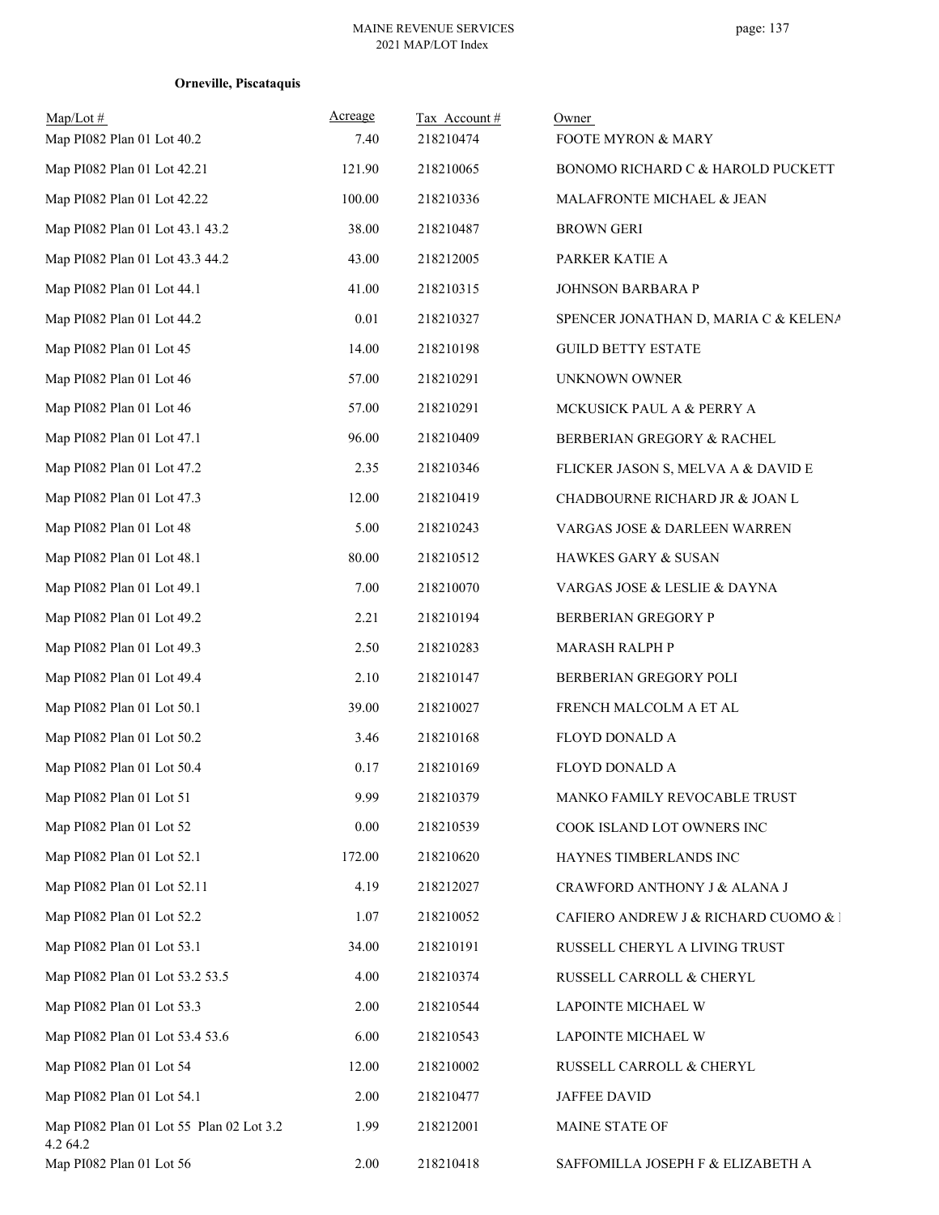**Orneville, Piscataquis**

| Map/Lot # | Acreage | Tax Account # | Owner |
|---|---|---|---|
| Map PI082 Plan 01 Lot 40.2 | 7.40 | 218210474 | FOOTE MYRON & MARY |
| Map PI082 Plan 01 Lot 42.21 | 121.90 | 218210065 | BONOMO RICHARD C & HAROLD PUCKETT |
| Map PI082 Plan 01 Lot 42.22 | 100.00 | 218210336 | MALAFRONTE MICHAEL & JEAN |
| Map PI082 Plan 01 Lot 43.1 43.2 | 38.00 | 218210487 | BROWN GERI |
| Map PI082 Plan 01 Lot 43.3 44.2 | 43.00 | 218212005 | PARKER KATIE A |
| Map PI082 Plan 01 Lot 44.1 | 41.00 | 218210315 | JOHNSON BARBARA P |
| Map PI082 Plan 01 Lot 44.2 | 0.01 | 218210327 | SPENCER JONATHAN D, MARIA C & KELENA |
| Map PI082 Plan 01 Lot 45 | 14.00 | 218210198 | GUILD BETTY ESTATE |
| Map PI082 Plan 01 Lot 46 | 57.00 | 218210291 | UNKNOWN OWNER |
| Map PI082 Plan 01 Lot 46 | 57.00 | 218210291 | MCKUSICK PAUL A & PERRY A |
| Map PI082 Plan 01 Lot 47.1 | 96.00 | 218210409 | BERBERIAN GREGORY & RACHEL |
| Map PI082 Plan 01 Lot 47.2 | 2.35 | 218210346 | FLICKER JASON S, MELVA A & DAVID E |
| Map PI082 Plan 01 Lot 47.3 | 12.00 | 218210419 | CHADBOURNE RICHARD JR & JOAN L |
| Map PI082 Plan 01 Lot 48 | 5.00 | 218210243 | VARGAS JOSE & DARLEEN WARREN |
| Map PI082 Plan 01 Lot 48.1 | 80.00 | 218210512 | HAWKES GARY & SUSAN |
| Map PI082 Plan 01 Lot 49.1 | 7.00 | 218210070 | VARGAS JOSE & LESLIE & DAYNA |
| Map PI082 Plan 01 Lot 49.2 | 2.21 | 218210194 | BERBERIAN GREGORY P |
| Map PI082 Plan 01 Lot 49.3 | 2.50 | 218210283 | MARASH RALPH P |
| Map PI082 Plan 01 Lot 49.4 | 2.10 | 218210147 | BERBERIAN GREGORY POLI |
| Map PI082 Plan 01 Lot 50.1 | 39.00 | 218210027 | FRENCH MALCOLM A ET AL |
| Map PI082 Plan 01 Lot 50.2 | 3.46 | 218210168 | FLOYD DONALD A |
| Map PI082 Plan 01 Lot 50.4 | 0.17 | 218210169 | FLOYD DONALD A |
| Map PI082 Plan 01 Lot 51 | 9.99 | 218210379 | MANKO FAMILY REVOCABLE TRUST |
| Map PI082 Plan 01 Lot 52 | 0.00 | 218210539 | COOK ISLAND LOT OWNERS INC |
| Map PI082 Plan 01 Lot 52.1 | 172.00 | 218210620 | HAYNES TIMBERLANDS INC |
| Map PI082 Plan 01 Lot 52.11 | 4.19 | 218212027 | CRAWFORD ANTHONY J & ALANA J |
| Map PI082 Plan 01 Lot 52.2 | 1.07 | 218210052 | CAFIERO ANDREW J & RICHARD CUOMO & I |
| Map PI082 Plan 01 Lot 53.1 | 34.00 | 218210191 | RUSSELL CHERYL A LIVING TRUST |
| Map PI082 Plan 01 Lot 53.2 53.5 | 4.00 | 218210374 | RUSSELL CARROLL & CHERYL |
| Map PI082 Plan 01 Lot 53.3 | 2.00 | 218210544 | LAPOINTE MICHAEL W |
| Map PI082 Plan 01 Lot 53.4 53.6 | 6.00 | 218210543 | LAPOINTE MICHAEL W |
| Map PI082 Plan 01 Lot 54 | 12.00 | 218210002 | RUSSELL CARROLL & CHERYL |
| Map PI082 Plan 01 Lot 54.1 | 2.00 | 218210477 | JAFFEE DAVID |
| Map PI082 Plan 01 Lot 55 Plan 02 Lot 3.2 4.2 64.2 | 1.99 | 218212001 | MAINE STATE OF |
| Map PI082 Plan 01 Lot 56 | 2.00 | 218210418 | SAFFOMILLA JOSEPH F & ELIZABETH A |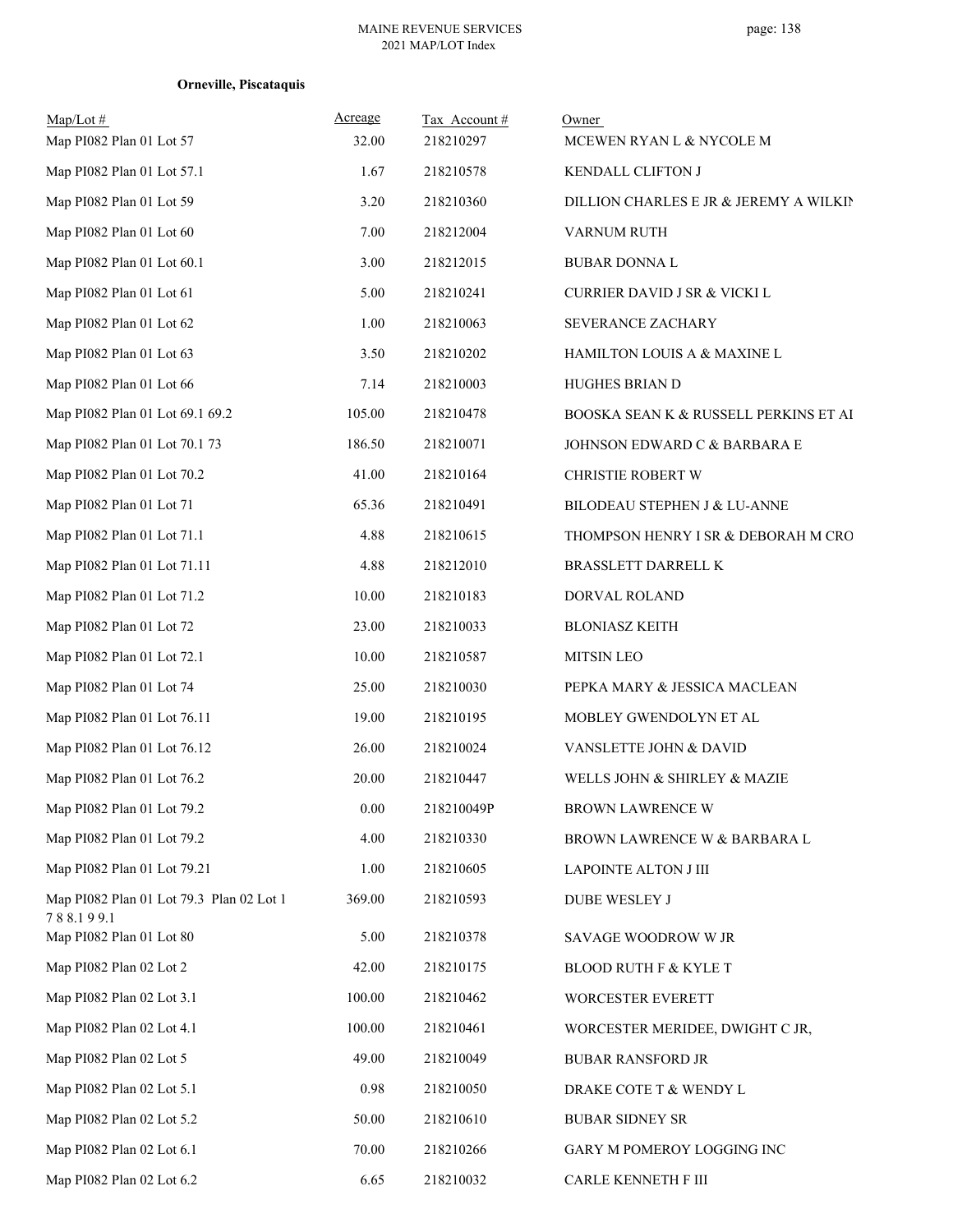**Orneville, Piscataquis**

| Map/Lot # | Acreage | Tax Account # | Owner |
|---|---|---|---|
| Map PI082 Plan 01 Lot 57 | 32.00 | 218210297 | MCEWEN RYAN L & NYCOLE M |
| Map PI082 Plan 01 Lot 57.1 | 1.67 | 218210578 | KENDALL CLIFTON J |
| Map PI082 Plan 01 Lot 59 | 3.20 | 218210360 | DILLION CHARLES E JR & JEREMY A WILKIN |
| Map PI082 Plan 01 Lot 60 | 7.00 | 218212004 | VARNUM RUTH |
| Map PI082 Plan 01 Lot 60.1 | 3.00 | 218212015 | BUBAR DONNA L |
| Map PI082 Plan 01 Lot 61 | 5.00 | 218210241 | CURRIER DAVID J SR & VICKI L |
| Map PI082 Plan 01 Lot 62 | 1.00 | 218210063 | SEVERANCE ZACHARY |
| Map PI082 Plan 01 Lot 63 | 3.50 | 218210202 | HAMILTON LOUIS A & MAXINE L |
| Map PI082 Plan 01 Lot 66 | 7.14 | 218210003 | HUGHES BRIAN D |
| Map PI082 Plan 01 Lot 69.1 69.2 | 105.00 | 218210478 | BOOSKA SEAN K & RUSSELL PERKINS ET AI |
| Map PI082 Plan 01 Lot 70.1 73 | 186.50 | 218210071 | JOHNSON EDWARD C & BARBARA E |
| Map PI082 Plan 01 Lot 70.2 | 41.00 | 218210164 | CHRISTIE ROBERT W |
| Map PI082 Plan 01 Lot 71 | 65.36 | 218210491 | BILODEAU STEPHEN J & LU-ANNE |
| Map PI082 Plan 01 Lot 71.1 | 4.88 | 218210615 | THOMPSON HENRY I SR & DEBORAH M CRO |
| Map PI082 Plan 01 Lot 71.11 | 4.88 | 218212010 | BRASSLETT DARRELL K |
| Map PI082 Plan 01 Lot 71.2 | 10.00 | 218210183 | DORVAL ROLAND |
| Map PI082 Plan 01 Lot 72 | 23.00 | 218210033 | BLONIASZ KEITH |
| Map PI082 Plan 01 Lot 72.1 | 10.00 | 218210587 | MITSIN LEO |
| Map PI082 Plan 01 Lot 74 | 25.00 | 218210030 | PEPKA MARY & JESSICA MACLEAN |
| Map PI082 Plan 01 Lot 76.11 | 19.00 | 218210195 | MOBLEY GWENDOLYN ET AL |
| Map PI082 Plan 01 Lot 76.12 | 26.00 | 218210024 | VANSLETTE JOHN & DAVID |
| Map PI082 Plan 01 Lot 76.2 | 20.00 | 218210447 | WELLS JOHN & SHIRLEY & MAZIE |
| Map PI082 Plan 01 Lot 79.2 | 0.00 | 218210049P | BROWN LAWRENCE W |
| Map PI082 Plan 01 Lot 79.2 | 4.00 | 218210330 | BROWN LAWRENCE W & BARBARA L |
| Map PI082 Plan 01 Lot 79.21 | 1.00 | 218210605 | LAPOINTE ALTON J III |
| Map PI082 Plan 01 Lot 79.3 Plan 02 Lot 1 7 8 8.1 9 9.1 | 369.00 | 218210593 | DUBE WESLEY J |
| Map PI082 Plan 01 Lot 80 | 5.00 | 218210378 | SAVAGE WOODROW W JR |
| Map PI082 Plan 02 Lot 2 | 42.00 | 218210175 | BLOOD RUTH F & KYLE T |
| Map PI082 Plan 02 Lot 3.1 | 100.00 | 218210462 | WORCESTER EVERETT |
| Map PI082 Plan 02 Lot 4.1 | 100.00 | 218210461 | WORCESTER MERIDEE, DWIGHT C JR, |
| Map PI082 Plan 02 Lot 5 | 49.00 | 218210049 | BUBAR RANSFORD JR |
| Map PI082 Plan 02 Lot 5.1 | 0.98 | 218210050 | DRAKE COTE T & WENDY L |
| Map PI082 Plan 02 Lot 5.2 | 50.00 | 218210610 | BUBAR SIDNEY SR |
| Map PI082 Plan 02 Lot 6.1 | 70.00 | 218210266 | GARY M POMEROY LOGGING INC |
| Map PI082 Plan 02 Lot 6.2 | 6.65 | 218210032 | CARLE KENNETH F III |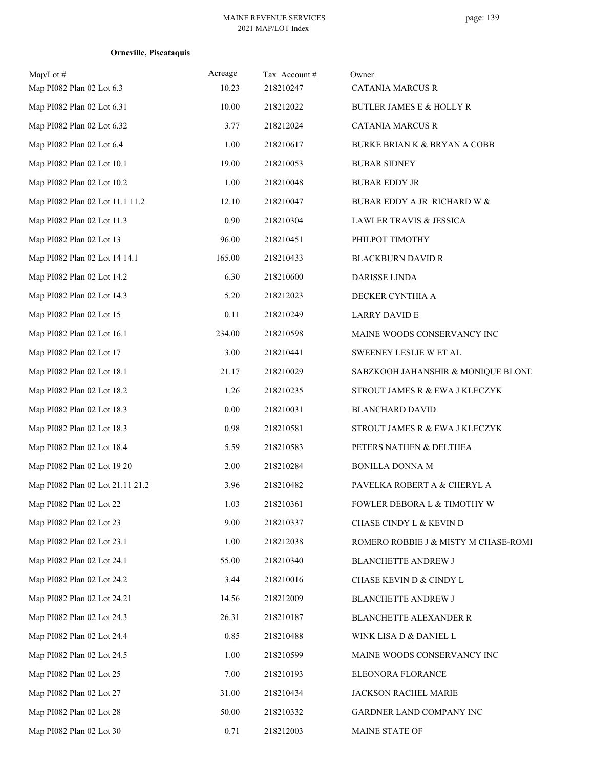**Orneville, Piscataquis**

| Map/Lot # | Acreage | Tax Account # | Owner |
|---|---|---|---|
| Map PI082 Plan 02 Lot 6.3 | 10.23 | 218210247 | CATANIA MARCUS R |
| Map PI082 Plan 02 Lot 6.31 | 10.00 | 218212022 | BUTLER JAMES E & HOLLY R |
| Map PI082 Plan 02 Lot 6.32 | 3.77 | 218212024 | CATANIA MARCUS R |
| Map PI082 Plan 02 Lot 6.4 | 1.00 | 218210617 | BURKE BRIAN K & BRYAN A COBB |
| Map PI082 Plan 02 Lot 10.1 | 19.00 | 218210053 | BUBAR SIDNEY |
| Map PI082 Plan 02 Lot 10.2 | 1.00 | 218210048 | BUBAR EDDY JR |
| Map PI082 Plan 02 Lot 11.1 11.2 | 12.10 | 218210047 | BUBAR EDDY A JR RICHARD W & |
| Map PI082 Plan 02 Lot 11.3 | 0.90 | 218210304 | LAWLER TRAVIS & JESSICA |
| Map PI082 Plan 02 Lot 13 | 96.00 | 218210451 | PHILPOT TIMOTHY |
| Map PI082 Plan 02 Lot 14 14.1 | 165.00 | 218210433 | BLACKBURN DAVID R |
| Map PI082 Plan 02 Lot 14.2 | 6.30 | 218210600 | DARISSE LINDA |
| Map PI082 Plan 02 Lot 14.3 | 5.20 | 218212023 | DECKER CYNTHIA A |
| Map PI082 Plan 02 Lot 15 | 0.11 | 218210249 | LARRY DAVID E |
| Map PI082 Plan 02 Lot 16.1 | 234.00 | 218210598 | MAINE WOODS CONSERVANCY INC |
| Map PI082 Plan 02 Lot 17 | 3.00 | 218210441 | SWEENEY LESLIE W ET AL |
| Map PI082 Plan 02 Lot 18.1 | 21.17 | 218210029 | SABZKOOH JAHANSHIR & MONIQUE BLONE |
| Map PI082 Plan 02 Lot 18.2 | 1.26 | 218210235 | STROUT JAMES R & EWA J KLECZYK |
| Map PI082 Plan 02 Lot 18.3 | 0.00 | 218210031 | BLANCHARD DAVID |
| Map PI082 Plan 02 Lot 18.3 | 0.98 | 218210581 | STROUT JAMES R & EWA J KLECZYK |
| Map PI082 Plan 02 Lot 18.4 | 5.59 | 218210583 | PETERS NATHEN & DELTHEA |
| Map PI082 Plan 02 Lot 19 20 | 2.00 | 218210284 | BONILLA DONNA M |
| Map PI082 Plan 02 Lot 21.11 21.2 | 3.96 | 218210482 | PAVELKA ROBERT A & CHERYL A |
| Map PI082 Plan 02 Lot 22 | 1.03 | 218210361 | FOWLER DEBORA L & TIMOTHY W |
| Map PI082 Plan 02 Lot 23 | 9.00 | 218210337 | CHASE CINDY L & KEVIN D |
| Map PI082 Plan 02 Lot 23.1 | 1.00 | 218212038 | ROMERO ROBBIE J & MISTY M CHASE-ROMI |
| Map PI082 Plan 02 Lot 24.1 | 55.00 | 218210340 | BLANCHETTE ANDREW J |
| Map PI082 Plan 02 Lot 24.2 | 3.44 | 218210016 | CHASE KEVIN D & CINDY L |
| Map PI082 Plan 02 Lot 24.21 | 14.56 | 218212009 | BLANCHETTE ANDREW J |
| Map PI082 Plan 02 Lot 24.3 | 26.31 | 218210187 | BLANCHETTE ALEXANDER R |
| Map PI082 Plan 02 Lot 24.4 | 0.85 | 218210488 | WINK LISA D & DANIEL L |
| Map PI082 Plan 02 Lot 24.5 | 1.00 | 218210599 | MAINE WOODS CONSERVANCY INC |
| Map PI082 Plan 02 Lot 25 | 7.00 | 218210193 | ELEONORA FLORANCE |
| Map PI082 Plan 02 Lot 27 | 31.00 | 218210434 | JACKSON RACHEL MARIE |
| Map PI082 Plan 02 Lot 28 | 50.00 | 218210332 | GARDNER LAND COMPANY INC |
| Map PI082 Plan 02 Lot 30 | 0.71 | 218212003 | MAINE STATE OF |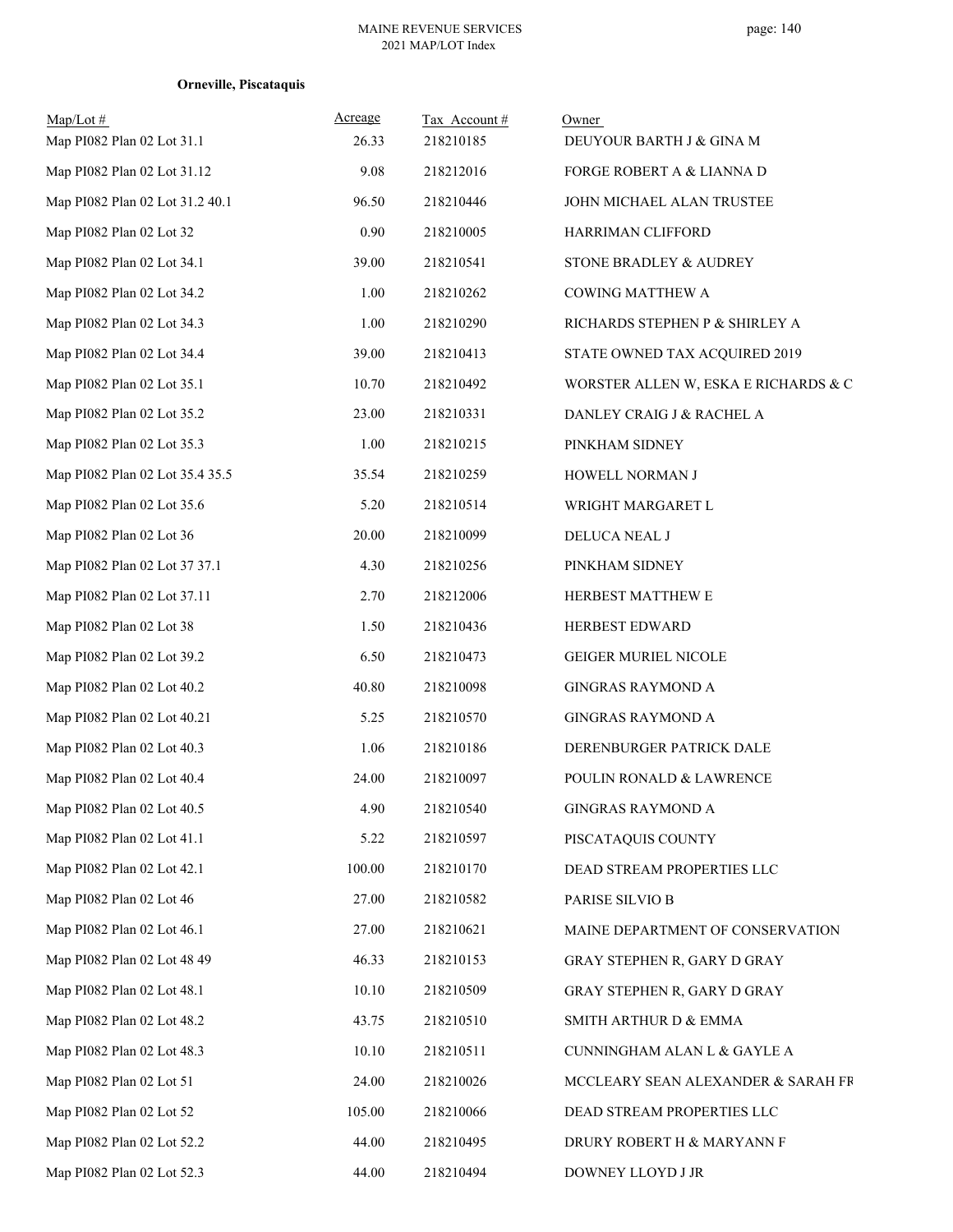**Orneville, Piscataquis**

| Map/Lot # | Acreage | Tax Account # | Owner |
|---|---|---|---|
| Map PI082 Plan 02 Lot 31.1 | 26.33 | 218210185 | DEUYOUR BARTH J & GINA M |
| Map PI082 Plan 02 Lot 31.12 | 9.08 | 218212016 | FORGE ROBERT A & LIANNA D |
| Map PI082 Plan 02 Lot 31.2 40.1 | 96.50 | 218210446 | JOHN MICHAEL ALAN TRUSTEE |
| Map PI082 Plan 02 Lot 32 | 0.90 | 218210005 | HARRIMAN CLIFFORD |
| Map PI082 Plan 02 Lot 34.1 | 39.00 | 218210541 | STONE BRADLEY & AUDREY |
| Map PI082 Plan 02 Lot 34.2 | 1.00 | 218210262 | COWING MATTHEW A |
| Map PI082 Plan 02 Lot 34.3 | 1.00 | 218210290 | RICHARDS STEPHEN P & SHIRLEY A |
| Map PI082 Plan 02 Lot 34.4 | 39.00 | 218210413 | STATE OWNED TAX ACQUIRED 2019 |
| Map PI082 Plan 02 Lot 35.1 | 10.70 | 218210492 | WORSTER ALLEN W, ESKA E RICHARDS & C |
| Map PI082 Plan 02 Lot 35.2 | 23.00 | 218210331 | DANLEY CRAIG J & RACHEL A |
| Map PI082 Plan 02 Lot 35.3 | 1.00 | 218210215 | PINKHAM SIDNEY |
| Map PI082 Plan 02 Lot 35.4 35.5 | 35.54 | 218210259 | HOWELL NORMAN J |
| Map PI082 Plan 02 Lot 35.6 | 5.20 | 218210514 | WRIGHT MARGARET L |
| Map PI082 Plan 02 Lot 36 | 20.00 | 218210099 | DELUCA NEAL J |
| Map PI082 Plan 02 Lot 37 37.1 | 4.30 | 218210256 | PINKHAM SIDNEY |
| Map PI082 Plan 02 Lot 37.11 | 2.70 | 218212006 | HERBEST MATTHEW E |
| Map PI082 Plan 02 Lot 38 | 1.50 | 218210436 | HERBEST EDWARD |
| Map PI082 Plan 02 Lot 39.2 | 6.50 | 218210473 | GEIGER MURIEL NICOLE |
| Map PI082 Plan 02 Lot 40.2 | 40.80 | 218210098 | GINGRAS RAYMOND A |
| Map PI082 Plan 02 Lot 40.21 | 5.25 | 218210570 | GINGRAS RAYMOND A |
| Map PI082 Plan 02 Lot 40.3 | 1.06 | 218210186 | DERENBURGER PATRICK DALE |
| Map PI082 Plan 02 Lot 40.4 | 24.00 | 218210097 | POULIN RONALD & LAWRENCE |
| Map PI082 Plan 02 Lot 40.5 | 4.90 | 218210540 | GINGRAS RAYMOND A |
| Map PI082 Plan 02 Lot 41.1 | 5.22 | 218210597 | PISCATAQUIS COUNTY |
| Map PI082 Plan 02 Lot 42.1 | 100.00 | 218210170 | DEAD STREAM PROPERTIES LLC |
| Map PI082 Plan 02 Lot 46 | 27.00 | 218210582 | PARISE SILVIO B |
| Map PI082 Plan 02 Lot 46.1 | 27.00 | 218210621 | MAINE DEPARTMENT OF CONSERVATION |
| Map PI082 Plan 02 Lot 48 49 | 46.33 | 218210153 | GRAY STEPHEN R, GARY D GRAY |
| Map PI082 Plan 02 Lot 48.1 | 10.10 | 218210509 | GRAY STEPHEN R, GARY D GRAY |
| Map PI082 Plan 02 Lot 48.2 | 43.75 | 218210510 | SMITH ARTHUR D & EMMA |
| Map PI082 Plan 02 Lot 48.3 | 10.10 | 218210511 | CUNNINGHAM ALAN L & GAYLE A |
| Map PI082 Plan 02 Lot 51 | 24.00 | 218210026 | MCCLEARY SEAN ALEXANDER & SARAH FR |
| Map PI082 Plan 02 Lot 52 | 105.00 | 218210066 | DEAD STREAM PROPERTIES LLC |
| Map PI082 Plan 02 Lot 52.2 | 44.00 | 218210495 | DRURY ROBERT H & MARYANN F |
| Map PI082 Plan 02 Lot 52.3 | 44.00 | 218210494 | DOWNEY LLOYD J JR |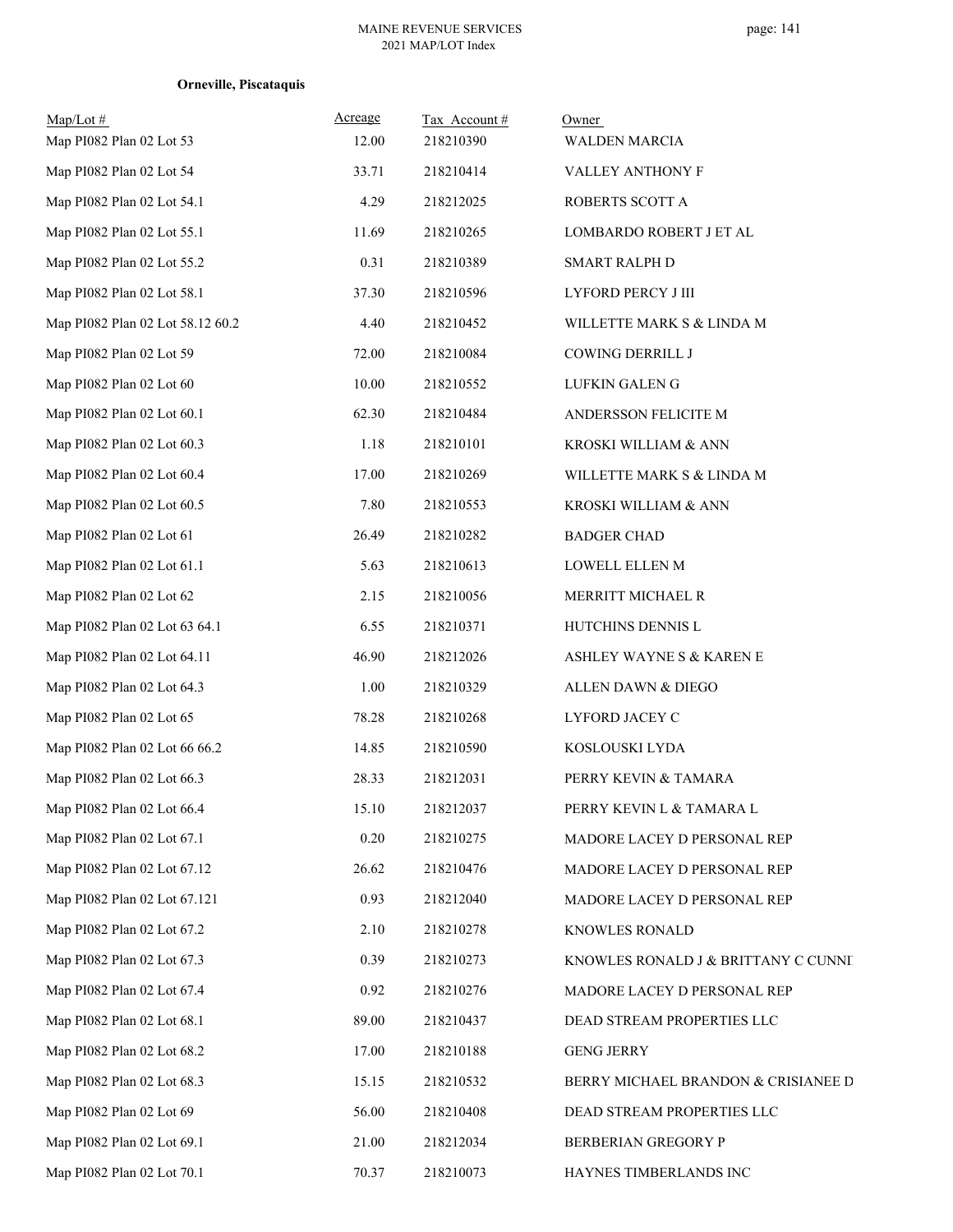**Orneville, Piscataquis**

| Map/Lot # | Acreage | Tax Account # | Owner |
|---|---|---|---|
| Map PI082 Plan 02 Lot 53 | 12.00 | 218210390 | WALDEN MARCIA |
| Map PI082 Plan 02 Lot 54 | 33.71 | 218210414 | VALLEY ANTHONY F |
| Map PI082 Plan 02 Lot 54.1 | 4.29 | 218212025 | ROBERTS SCOTT A |
| Map PI082 Plan 02 Lot 55.1 | 11.69 | 218210265 | LOMBARDO ROBERT J ET AL |
| Map PI082 Plan 02 Lot 55.2 | 0.31 | 218210389 | SMART RALPH D |
| Map PI082 Plan 02 Lot 58.1 | 37.30 | 218210596 | LYFORD PERCY J III |
| Map PI082 Plan 02 Lot 58.12 60.2 | 4.40 | 218210452 | WILLETTE MARK S & LINDA M |
| Map PI082 Plan 02 Lot 59 | 72.00 | 218210084 | COWING DERRILL J |
| Map PI082 Plan 02 Lot 60 | 10.00 | 218210552 | LUFKIN GALEN G |
| Map PI082 Plan 02 Lot 60.1 | 62.30 | 218210484 | ANDERSSON FELICITE M |
| Map PI082 Plan 02 Lot 60.3 | 1.18 | 218210101 | KROSKI WILLIAM & ANN |
| Map PI082 Plan 02 Lot 60.4 | 17.00 | 218210269 | WILLETTE MARK S & LINDA M |
| Map PI082 Plan 02 Lot 60.5 | 7.80 | 218210553 | KROSKI WILLIAM & ANN |
| Map PI082 Plan 02 Lot 61 | 26.49 | 218210282 | BADGER CHAD |
| Map PI082 Plan 02 Lot 61.1 | 5.63 | 218210613 | LOWELL ELLEN M |
| Map PI082 Plan 02 Lot 62 | 2.15 | 218210056 | MERRITT MICHAEL R |
| Map PI082 Plan 02 Lot 63 64.1 | 6.55 | 218210371 | HUTCHINS DENNIS L |
| Map PI082 Plan 02 Lot 64.11 | 46.90 | 218212026 | ASHLEY WAYNE S & KAREN E |
| Map PI082 Plan 02 Lot 64.3 | 1.00 | 218210329 | ALLEN DAWN & DIEGO |
| Map PI082 Plan 02 Lot 65 | 78.28 | 218210268 | LYFORD JACEY C |
| Map PI082 Plan 02 Lot 66 66.2 | 14.85 | 218210590 | KOSLOUSKI LYDA |
| Map PI082 Plan 02 Lot 66.3 | 28.33 | 218212031 | PERRY KEVIN & TAMARA |
| Map PI082 Plan 02 Lot 66.4 | 15.10 | 218212037 | PERRY KEVIN L & TAMARA L |
| Map PI082 Plan 02 Lot 67.1 | 0.20 | 218210275 | MADORE LACEY D PERSONAL REP |
| Map PI082 Plan 02 Lot 67.12 | 26.62 | 218210476 | MADORE LACEY D PERSONAL REP |
| Map PI082 Plan 02 Lot 67.121 | 0.93 | 218212040 | MADORE LACEY D PERSONAL REP |
| Map PI082 Plan 02 Lot 67.2 | 2.10 | 218210278 | KNOWLES RONALD |
| Map PI082 Plan 02 Lot 67.3 | 0.39 | 218210273 | KNOWLES RONALD J & BRITTANY C CUNNI |
| Map PI082 Plan 02 Lot 67.4 | 0.92 | 218210276 | MADORE LACEY D PERSONAL REP |
| Map PI082 Plan 02 Lot 68.1 | 89.00 | 218210437 | DEAD STREAM PROPERTIES LLC |
| Map PI082 Plan 02 Lot 68.2 | 17.00 | 218210188 | GENG JERRY |
| Map PI082 Plan 02 Lot 68.3 | 15.15 | 218210532 | BERRY MICHAEL BRANDON & CRISIANEE D |
| Map PI082 Plan 02 Lot 69 | 56.00 | 218210408 | DEAD STREAM PROPERTIES LLC |
| Map PI082 Plan 02 Lot 69.1 | 21.00 | 218212034 | BERBERIAN GREGORY P |
| Map PI082 Plan 02 Lot 70.1 | 70.37 | 218210073 | HAYNES TIMBERLANDS INC |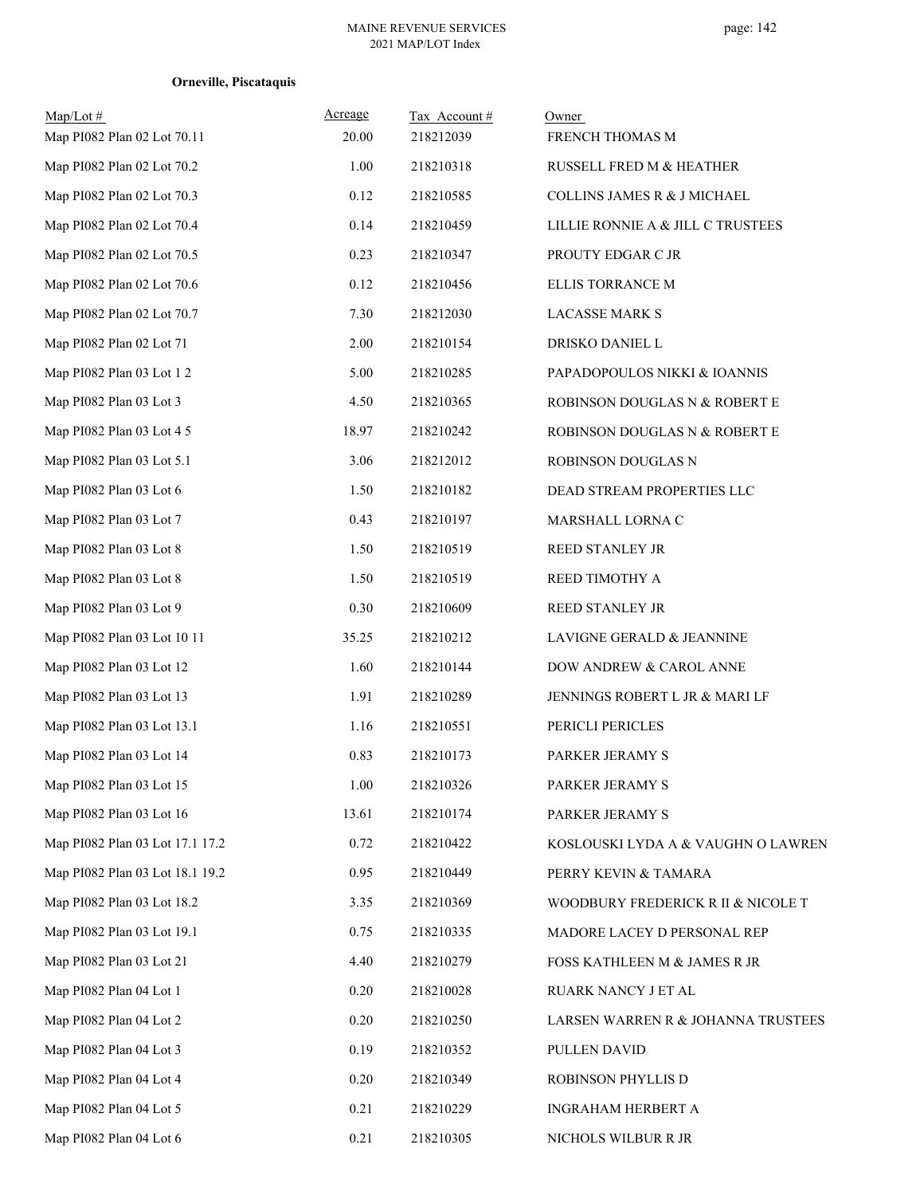**Orneville, Piscataquis**

| Map/Lot # | Acreage | Tax Account # | Owner |
|---|---|---|---|
| Map PI082 Plan 02 Lot 70.11 | 20.00 | 218212039 | FRENCH THOMAS M |
| Map PI082 Plan 02 Lot 70.2 | 1.00 | 218210318 | RUSSELL FRED M & HEATHER |
| Map PI082 Plan 02 Lot 70.3 | 0.12 | 218210585 | COLLINS JAMES R & J MICHAEL |
| Map PI082 Plan 02 Lot 70.4 | 0.14 | 218210459 | LILLIE RONNIE A & JILL C TRUSTEES |
| Map PI082 Plan 02 Lot 70.5 | 0.23 | 218210347 | PROUTY EDGAR C JR |
| Map PI082 Plan 02 Lot 70.6 | 0.12 | 218210456 | ELLIS TORRANCE M |
| Map PI082 Plan 02 Lot 70.7 | 7.30 | 218212030 | LACASSE MARK S |
| Map PI082 Plan 02 Lot 71 | 2.00 | 218210154 | DRISKO DANIEL L |
| Map PI082 Plan 03 Lot 1 2 | 5.00 | 218210285 | PAPADOPOULOS NIKKI & IOANNIS |
| Map PI082 Plan 03 Lot 3 | 4.50 | 218210365 | ROBINSON DOUGLAS N & ROBERT E |
| Map PI082 Plan 03 Lot 4 5 | 18.97 | 218210242 | ROBINSON DOUGLAS N & ROBERT E |
| Map PI082 Plan 03 Lot 5.1 | 3.06 | 218212012 | ROBINSON DOUGLAS N |
| Map PI082 Plan 03 Lot 6 | 1.50 | 218210182 | DEAD STREAM PROPERTIES LLC |
| Map PI082 Plan 03 Lot 7 | 0.43 | 218210197 | MARSHALL LORNA C |
| Map PI082 Plan 03 Lot 8 | 1.50 | 218210519 | REED STANLEY JR |
| Map PI082 Plan 03 Lot 8 | 1.50 | 218210519 | REED TIMOTHY A |
| Map PI082 Plan 03 Lot 9 | 0.30 | 218210609 | REED STANLEY JR |
| Map PI082 Plan 03 Lot 10 11 | 35.25 | 218210212 | LAVIGNE GERALD & JEANNINE |
| Map PI082 Plan 03 Lot 12 | 1.60 | 218210144 | DOW ANDREW & CAROL ANNE |
| Map PI082 Plan 03 Lot 13 | 1.91 | 218210289 | JENNINGS ROBERT L JR & MARI LF |
| Map PI082 Plan 03 Lot 13.1 | 1.16 | 218210551 | PERICLI PERICLES |
| Map PI082 Plan 03 Lot 14 | 0.83 | 218210173 | PARKER JERAMY S |
| Map PI082 Plan 03 Lot 15 | 1.00 | 218210326 | PARKER JERAMY S |
| Map PI082 Plan 03 Lot 16 | 13.61 | 218210174 | PARKER JERAMY S |
| Map PI082 Plan 03 Lot 17.1 17.2 | 0.72 | 218210422 | KOSLOUSKI LYDA A & VAUGHN O LAWREN |
| Map PI082 Plan 03 Lot 18.1 19.2 | 0.95 | 218210449 | PERRY KEVIN & TAMARA |
| Map PI082 Plan 03 Lot 18.2 | 3.35 | 218210369 | WOODBURY FREDERICK R II & NICOLE T |
| Map PI082 Plan 03 Lot 19.1 | 0.75 | 218210335 | MADORE LACEY D PERSONAL REP |
| Map PI082 Plan 03 Lot 21 | 4.40 | 218210279 | FOSS KATHLEEN M & JAMES R JR |
| Map PI082 Plan 04 Lot 1 | 0.20 | 218210028 | RUARK NANCY J ET AL |
| Map PI082 Plan 04 Lot 2 | 0.20 | 218210250 | LARSEN WARREN R & JOHANNA TRUSTEES |
| Map PI082 Plan 04 Lot 3 | 0.19 | 218210352 | PULLEN DAVID |
| Map PI082 Plan 04 Lot 4 | 0.20 | 218210349 | ROBINSON PHYLLIS D |
| Map PI082 Plan 04 Lot 5 | 0.21 | 218210229 | INGRAHAM HERBERT A |
| Map PI082 Plan 04 Lot 6 | 0.21 | 218210305 | NICHOLS WILBUR R JR |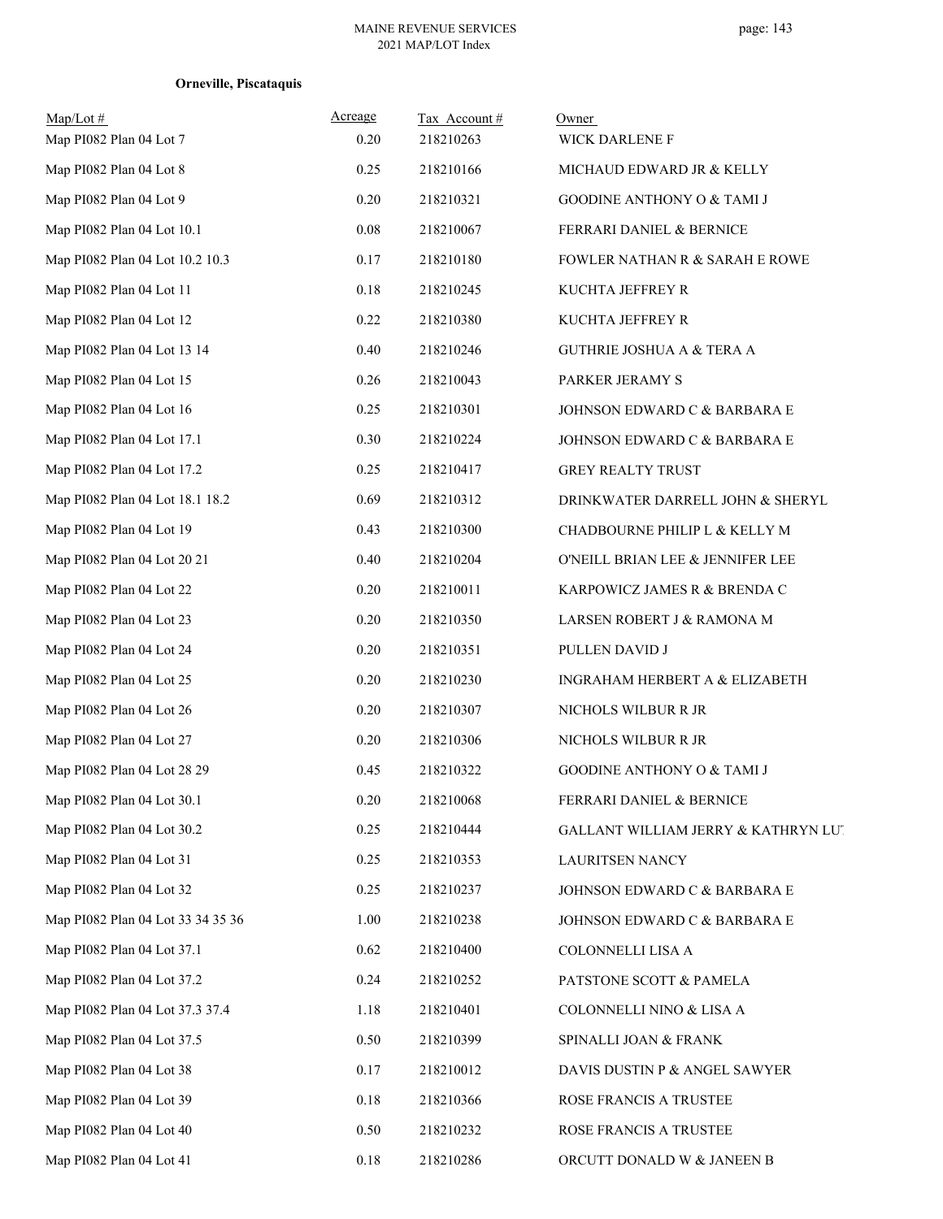**Orneville, Piscataquis**

| Map/Lot # | Acreage | Tax Account # | Owner |
|---|---|---|---|
| Map PI082 Plan 04 Lot 7 | 0.20 | 218210263 | WICK DARLENE F |
| Map PI082 Plan 04 Lot 8 | 0.25 | 218210166 | MICHAUD EDWARD JR & KELLY |
| Map PI082 Plan 04 Lot 9 | 0.20 | 218210321 | GOODINE ANTHONY O & TAMI J |
| Map PI082 Plan 04 Lot 10.1 | 0.08 | 218210067 | FERRARI DANIEL & BERNICE |
| Map PI082 Plan 04 Lot 10.2 10.3 | 0.17 | 218210180 | FOWLER NATHAN R & SARAH E ROWE |
| Map PI082 Plan 04 Lot 11 | 0.18 | 218210245 | KUCHTA JEFFREY R |
| Map PI082 Plan 04 Lot 12 | 0.22 | 218210380 | KUCHTA JEFFREY R |
| Map PI082 Plan 04 Lot 13 14 | 0.40 | 218210246 | GUTHRIE JOSHUA A & TERA A |
| Map PI082 Plan 04 Lot 15 | 0.26 | 218210043 | PARKER JERAMY S |
| Map PI082 Plan 04 Lot 16 | 0.25 | 218210301 | JOHNSON EDWARD C & BARBARA E |
| Map PI082 Plan 04 Lot 17.1 | 0.30 | 218210224 | JOHNSON EDWARD C & BARBARA E |
| Map PI082 Plan 04 Lot 17.2 | 0.25 | 218210417 | GREY REALTY TRUST |
| Map PI082 Plan 04 Lot 18.1 18.2 | 0.69 | 218210312 | DRINKWATER DARRELL JOHN & SHERYL |
| Map PI082 Plan 04 Lot 19 | 0.43 | 218210300 | CHADBOURNE PHILIP L & KELLY M |
| Map PI082 Plan 04 Lot 20 21 | 0.40 | 218210204 | O'NEILL BRIAN LEE & JENNIFER LEE |
| Map PI082 Plan 04 Lot 22 | 0.20 | 218210011 | KARPOWICZ JAMES R & BRENDA C |
| Map PI082 Plan 04 Lot 23 | 0.20 | 218210350 | LARSEN ROBERT J & RAMONA M |
| Map PI082 Plan 04 Lot 24 | 0.20 | 218210351 | PULLEN DAVID J |
| Map PI082 Plan 04 Lot 25 | 0.20 | 218210230 | INGRAHAM HERBERT A & ELIZABETH |
| Map PI082 Plan 04 Lot 26 | 0.20 | 218210307 | NICHOLS WILBUR R JR |
| Map PI082 Plan 04 Lot 27 | 0.20 | 218210306 | NICHOLS WILBUR R JR |
| Map PI082 Plan 04 Lot 28 29 | 0.45 | 218210322 | GOODINE ANTHONY O & TAMI J |
| Map PI082 Plan 04 Lot 30.1 | 0.20 | 218210068 | FERRARI DANIEL & BERNICE |
| Map PI082 Plan 04 Lot 30.2 | 0.25 | 218210444 | GALLANT WILLIAM JERRY & KATHRYN LU |
| Map PI082 Plan 04 Lot 31 | 0.25 | 218210353 | LAURITSEN NANCY |
| Map PI082 Plan 04 Lot 32 | 0.25 | 218210237 | JOHNSON EDWARD C & BARBARA E |
| Map PI082 Plan 04 Lot 33 34 35 36 | 1.00 | 218210238 | JOHNSON EDWARD C & BARBARA E |
| Map PI082 Plan 04 Lot 37.1 | 0.62 | 218210400 | COLONNELLI LISA A |
| Map PI082 Plan 04 Lot 37.2 | 0.24 | 218210252 | PATSTONE SCOTT & PAMELA |
| Map PI082 Plan 04 Lot 37.3 37.4 | 1.18 | 218210401 | COLONNELLI NINO & LISA A |
| Map PI082 Plan 04 Lot 37.5 | 0.50 | 218210399 | SPINALLI JOAN & FRANK |
| Map PI082 Plan 04 Lot 38 | 0.17 | 218210012 | DAVIS DUSTIN P & ANGEL SAWYER |
| Map PI082 Plan 04 Lot 39 | 0.18 | 218210366 | ROSE FRANCIS A TRUSTEE |
| Map PI082 Plan 04 Lot 40 | 0.50 | 218210232 | ROSE FRANCIS A TRUSTEE |
| Map PI082 Plan 04 Lot 41 | 0.18 | 218210286 | ORCUTT DONALD W & JANEEN B |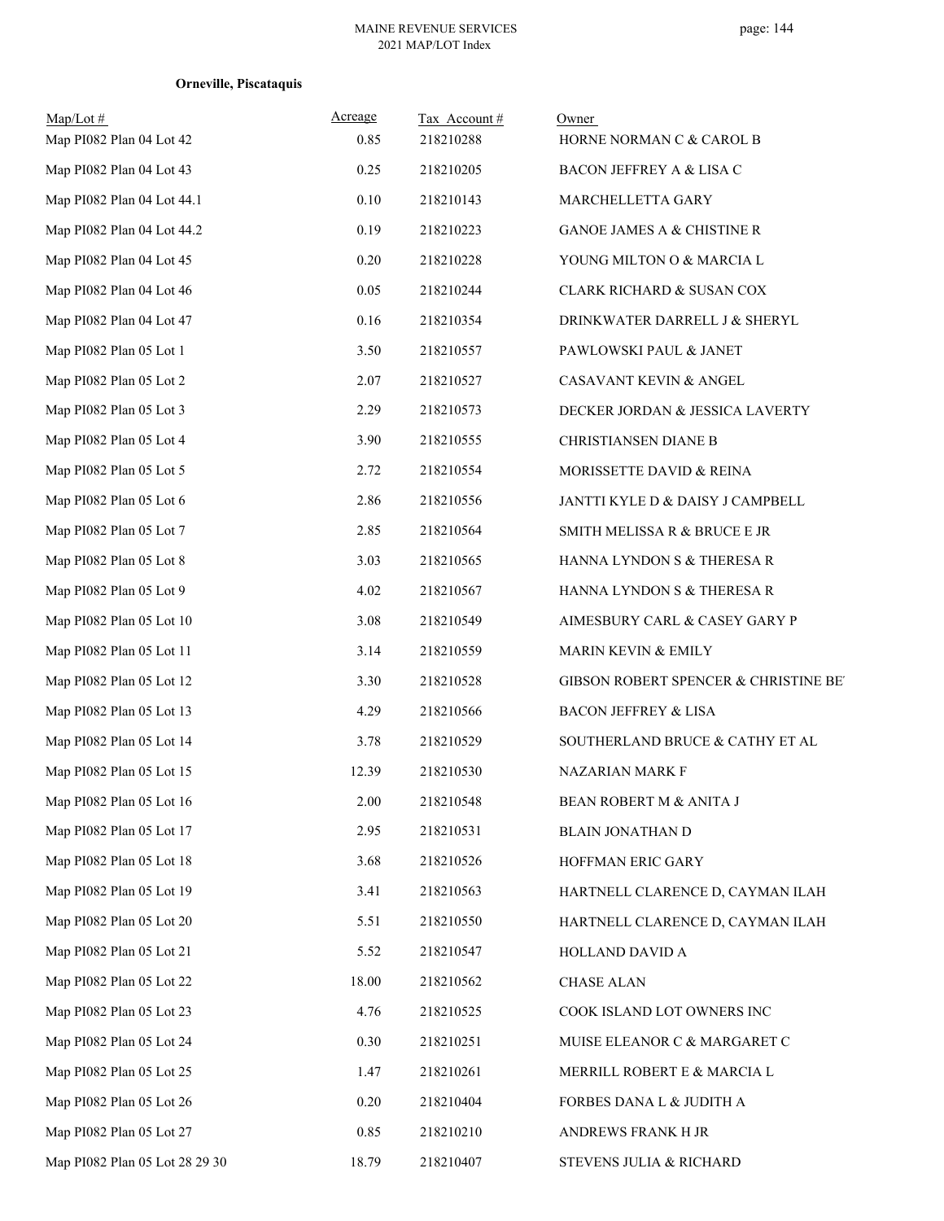**Orneville, Piscataquis**

| Map/Lot # | Acreage | Tax Account # | Owner |
|---|---|---|---|
| Map PI082 Plan 04 Lot 42 | 0.85 | 218210288 | HORNE NORMAN C & CAROL B |
| Map PI082 Plan 04 Lot 43 | 0.25 | 218210205 | BACON JEFFREY A & LISA C |
| Map PI082 Plan 04 Lot 44.1 | 0.10 | 218210143 | MARCHELLETTA GARY |
| Map PI082 Plan 04 Lot 44.2 | 0.19 | 218210223 | GANOE JAMES A & CHISTINE R |
| Map PI082 Plan 04 Lot 45 | 0.20 | 218210228 | YOUNG MILTON O & MARCIA L |
| Map PI082 Plan 04 Lot 46 | 0.05 | 218210244 | CLARK RICHARD & SUSAN COX |
| Map PI082 Plan 04 Lot 47 | 0.16 | 218210354 | DRINKWATER DARRELL J & SHERYL |
| Map PI082 Plan 05 Lot 1 | 3.50 | 218210557 | PAWLOWSKI PAUL & JANET |
| Map PI082 Plan 05 Lot 2 | 2.07 | 218210527 | CASAVANT KEVIN & ANGEL |
| Map PI082 Plan 05 Lot 3 | 2.29 | 218210573 | DECKER JORDAN & JESSICA LAVERTY |
| Map PI082 Plan 05 Lot 4 | 3.90 | 218210555 | CHRISTIANSEN DIANE B |
| Map PI082 Plan 05 Lot 5 | 2.72 | 218210554 | MORISSETTE DAVID & REINA |
| Map PI082 Plan 05 Lot 6 | 2.86 | 218210556 | JANTTI KYLE D & DAISY J CAMPBELL |
| Map PI082 Plan 05 Lot 7 | 2.85 | 218210564 | SMITH MELISSA R & BRUCE E JR |
| Map PI082 Plan 05 Lot 8 | 3.03 | 218210565 | HANNA LYNDON S & THERESA R |
| Map PI082 Plan 05 Lot 9 | 4.02 | 218210567 | HANNA LYNDON S & THERESA R |
| Map PI082 Plan 05 Lot 10 | 3.08 | 218210549 | AIMESBURY CARL & CASEY GARY P |
| Map PI082 Plan 05 Lot 11 | 3.14 | 218210559 | MARIN KEVIN & EMILY |
| Map PI082 Plan 05 Lot 12 | 3.30 | 218210528 | GIBSON ROBERT SPENCER & CHRISTINE BE |
| Map PI082 Plan 05 Lot 13 | 4.29 | 218210566 | BACON JEFFREY & LISA |
| Map PI082 Plan 05 Lot 14 | 3.78 | 218210529 | SOUTHERLAND BRUCE & CATHY ET AL |
| Map PI082 Plan 05 Lot 15 | 12.39 | 218210530 | NAZARIAN MARK F |
| Map PI082 Plan 05 Lot 16 | 2.00 | 218210548 | BEAN ROBERT M & ANITA J |
| Map PI082 Plan 05 Lot 17 | 2.95 | 218210531 | BLAIN JONATHAN D |
| Map PI082 Plan 05 Lot 18 | 3.68 | 218210526 | HOFFMAN ERIC GARY |
| Map PI082 Plan 05 Lot 19 | 3.41 | 218210563 | HARTNELL CLARENCE D, CAYMAN ILAH |
| Map PI082 Plan 05 Lot 20 | 5.51 | 218210550 | HARTNELL CLARENCE D, CAYMAN ILAH |
| Map PI082 Plan 05 Lot 21 | 5.52 | 218210547 | HOLLAND DAVID A |
| Map PI082 Plan 05 Lot 22 | 18.00 | 218210562 | CHASE ALAN |
| Map PI082 Plan 05 Lot 23 | 4.76 | 218210525 | COOK ISLAND LOT OWNERS INC |
| Map PI082 Plan 05 Lot 24 | 0.30 | 218210251 | MUISE ELEANOR C & MARGARET C |
| Map PI082 Plan 05 Lot 25 | 1.47 | 218210261 | MERRILL ROBERT E & MARCIA L |
| Map PI082 Plan 05 Lot 26 | 0.20 | 218210404 | FORBES DANA L & JUDITH A |
| Map PI082 Plan 05 Lot 27 | 0.85 | 218210210 | ANDREWS FRANK H JR |
| Map PI082 Plan 05 Lot 28 29 30 | 18.79 | 218210407 | STEVENS JULIA & RICHARD |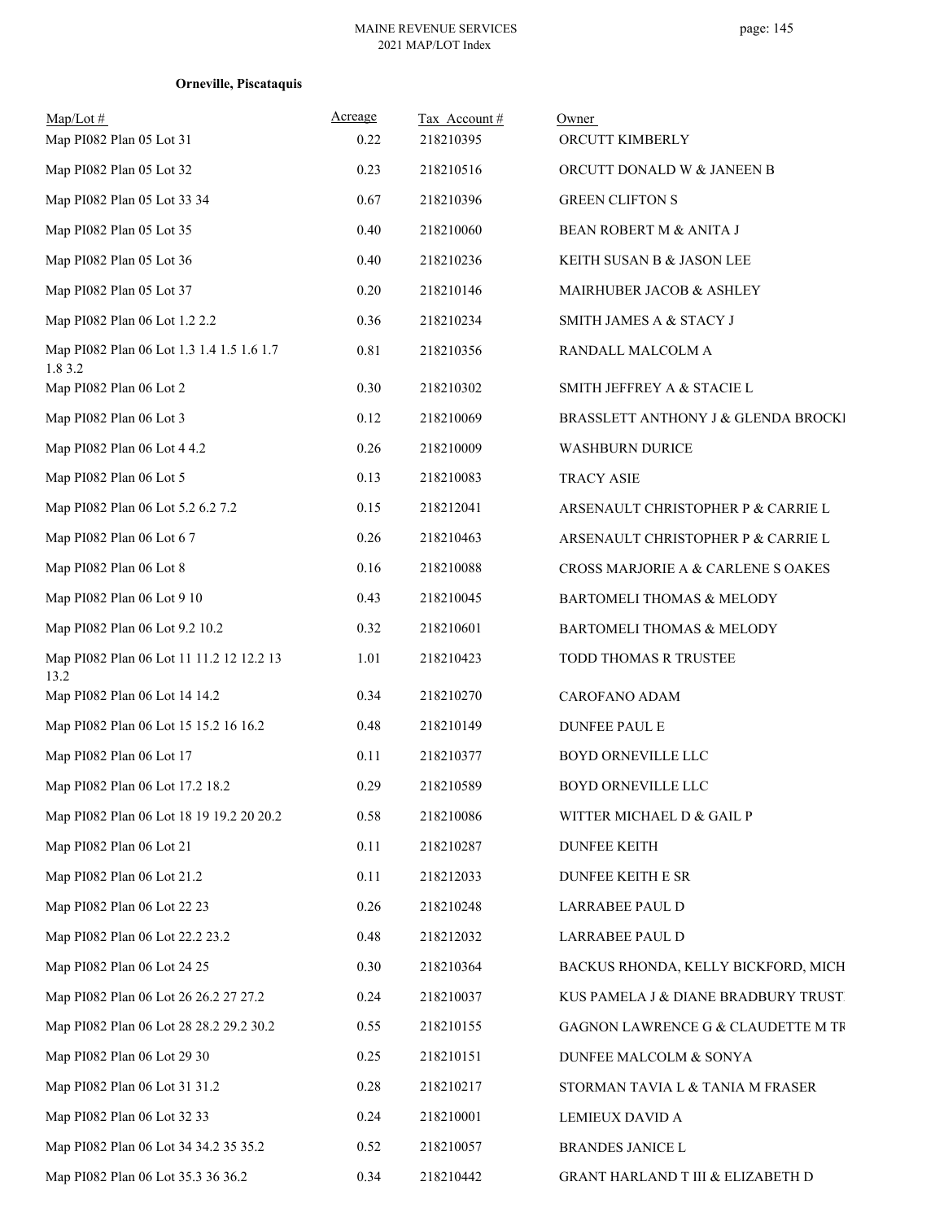**Orneville, Piscataquis**

| Map/Lot # | Acreage | Tax Account # | Owner |
|---|---|---|---|
| Map PI082 Plan 05 Lot 31 | 0.22 | 218210395 | ORCUTT KIMBERLY |
| Map PI082 Plan 05 Lot 32 | 0.23 | 218210516 | ORCUTT DONALD W & JANEEN B |
| Map PI082 Plan 05 Lot 33 34 | 0.67 | 218210396 | GREEN CLIFTON S |
| Map PI082 Plan 05 Lot 35 | 0.40 | 218210060 | BEAN ROBERT M & ANITA J |
| Map PI082 Plan 05 Lot 36 | 0.40 | 218210236 | KEITH SUSAN B & JASON LEE |
| Map PI082 Plan 05 Lot 37 | 0.20 | 218210146 | MAIRHUBER JACOB & ASHLEY |
| Map PI082 Plan 06 Lot 1.2 2.2 | 0.36 | 218210234 | SMITH JAMES A & STACY J |
| Map PI082 Plan 06 Lot 1.3 1.4 1.5 1.6 1.7 1.8 3.2 | 0.81 | 218210356 | RANDALL MALCOLM A |
| Map PI082 Plan 06 Lot 2 | 0.30 | 218210302 | SMITH JEFFREY A & STACIE L |
| Map PI082 Plan 06 Lot 3 | 0.12 | 218210069 | BRASSLETT ANTHONY J & GLENDA BROCKI |
| Map PI082 Plan 06 Lot 4 4.2 | 0.26 | 218210009 | WASHBURN DURICE |
| Map PI082 Plan 06 Lot 5 | 0.13 | 218210083 | TRACY ASIE |
| Map PI082 Plan 06 Lot 5.2 6.2 7.2 | 0.15 | 218212041 | ARSENAULT CHRISTOPHER P & CARRIE L |
| Map PI082 Plan 06 Lot 6 7 | 0.26 | 218210463 | ARSENAULT CHRISTOPHER P & CARRIE L |
| Map PI082 Plan 06 Lot 8 | 0.16 | 218210088 | CROSS MARJORIE A & CARLENE S OAKES |
| Map PI082 Plan 06 Lot 9 10 | 0.43 | 218210045 | BARTOMELI THOMAS & MELODY |
| Map PI082 Plan 06 Lot 9.2 10.2 | 0.32 | 218210601 | BARTOMELI THOMAS & MELODY |
| Map PI082 Plan 06 Lot 11 11.2 12 12.2 13 13.2 | 1.01 | 218210423 | TODD THOMAS R TRUSTEE |
| Map PI082 Plan 06 Lot 14 14.2 | 0.34 | 218210270 | CAROFANO ADAM |
| Map PI082 Plan 06 Lot 15 15.2 16 16.2 | 0.48 | 218210149 | DUNFEE PAUL E |
| Map PI082 Plan 06 Lot 17 | 0.11 | 218210377 | BOYD ORNEVILLE LLC |
| Map PI082 Plan 06 Lot 17.2 18.2 | 0.29 | 218210589 | BOYD ORNEVILLE LLC |
| Map PI082 Plan 06 Lot 18 19 19.2 20 20.2 | 0.58 | 218210086 | WITTER MICHAEL D & GAIL P |
| Map PI082 Plan 06 Lot 21 | 0.11 | 218210287 | DUNFEE KEITH |
| Map PI082 Plan 06 Lot 21.2 | 0.11 | 218212033 | DUNFEE KEITH E SR |
| Map PI082 Plan 06 Lot 22 23 | 0.26 | 218210248 | LARRABEE PAUL D |
| Map PI082 Plan 06 Lot 22.2 23.2 | 0.48 | 218212032 | LARRABEE PAUL D |
| Map PI082 Plan 06 Lot 24 25 | 0.30 | 218210364 | BACKUS RHONDA, KELLY BICKFORD, MICH |
| Map PI082 Plan 06 Lot 26 26.2 27 27.2 | 0.24 | 218210037 | KUS PAMELA J & DIANE BRADBURY TRUST |
| Map PI082 Plan 06 Lot 28 28.2 29.2 30.2 | 0.55 | 218210155 | GAGNON LAWRENCE G & CLAUDETTE M TR |
| Map PI082 Plan 06 Lot 29 30 | 0.25 | 218210151 | DUNFEE MALCOLM & SONYA |
| Map PI082 Plan 06 Lot 31 31.2 | 0.28 | 218210217 | STORMAN TAVIA L & TANIA M FRASER |
| Map PI082 Plan 06 Lot 32 33 | 0.24 | 218210001 | LEMIEUX DAVID A |
| Map PI082 Plan 06 Lot 34 34.2 35 35.2 | 0.52 | 218210057 | BRANDES JANICE L |
| Map PI082 Plan 06 Lot 35.3 36 36.2 | 0.34 | 218210442 | GRANT HARLAND T III & ELIZABETH D |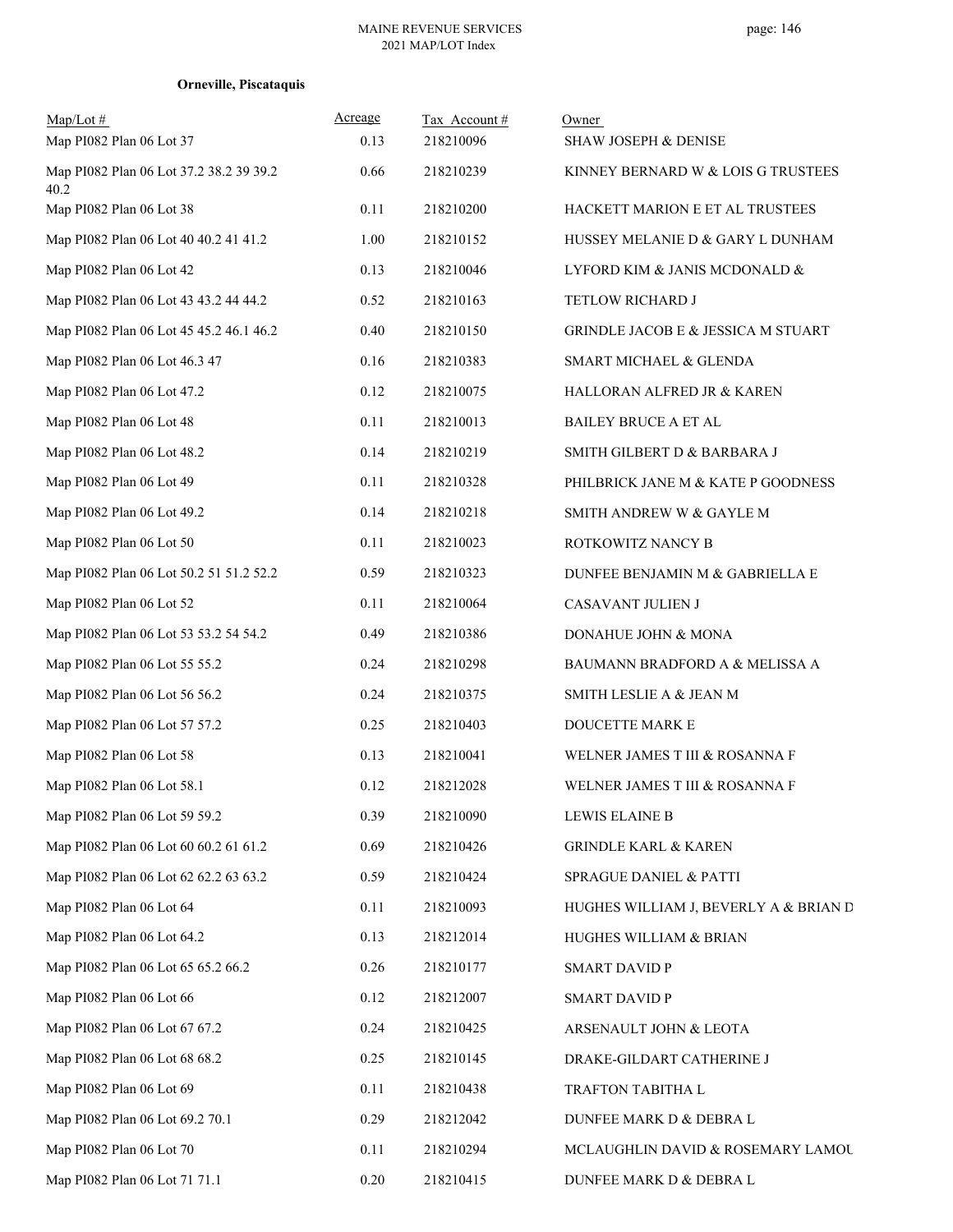**Orneville, Piscataquis**

| Map/Lot # | Acreage | Tax Account # | Owner |
|---|---|---|---|
| Map PI082 Plan 06 Lot 37 | 0.13 | 218210096 | SHAW JOSEPH & DENISE |
| Map PI082 Plan 06 Lot 37.2 38.2 39 39.2 40.2 | 0.66 | 218210239 | KINNEY BERNARD W & LOIS G TRUSTEES |
| Map PI082 Plan 06 Lot 38 | 0.11 | 218210200 | HACKETT MARION E ET AL TRUSTEES |
| Map PI082 Plan 06 Lot 40 40.2 41 41.2 | 1.00 | 218210152 | HUSSEY MELANIE D & GARY L DUNHAM |
| Map PI082 Plan 06 Lot 42 | 0.13 | 218210046 | LYFORD KIM & JANIS MCDONALD & |
| Map PI082 Plan 06 Lot 43 43.2 44 44.2 | 0.52 | 218210163 | TETLOW RICHARD J |
| Map PI082 Plan 06 Lot 45 45.2 46.1 46.2 | 0.40 | 218210150 | GRINDLE JACOB E & JESSICA M STUART |
| Map PI082 Plan 06 Lot 46.3 47 | 0.16 | 218210383 | SMART MICHAEL & GLENDA |
| Map PI082 Plan 06 Lot 47.2 | 0.12 | 218210075 | HALLORAN ALFRED JR & KAREN |
| Map PI082 Plan 06 Lot 48 | 0.11 | 218210013 | BAILEY BRUCE A ET AL |
| Map PI082 Plan 06 Lot 48.2 | 0.14 | 218210219 | SMITH GILBERT D & BARBARA J |
| Map PI082 Plan 06 Lot 49 | 0.11 | 218210328 | PHILBRICK JANE M & KATE P GOODNESS |
| Map PI082 Plan 06 Lot 49.2 | 0.14 | 218210218 | SMITH ANDREW W & GAYLE M |
| Map PI082 Plan 06 Lot 50 | 0.11 | 218210023 | ROTKOWITZ NANCY B |
| Map PI082 Plan 06 Lot 50.2 51 51.2 52.2 | 0.59 | 218210323 | DUNFEE BENJAMIN M & GABRIELLA E |
| Map PI082 Plan 06 Lot 52 | 0.11 | 218210064 | CASAVANT JULIEN J |
| Map PI082 Plan 06 Lot 53 53.2 54 54.2 | 0.49 | 218210386 | DONAHUE JOHN & MONA |
| Map PI082 Plan 06 Lot 55 55.2 | 0.24 | 218210298 | BAUMANN BRADFORD A & MELISSA A |
| Map PI082 Plan 06 Lot 56 56.2 | 0.24 | 218210375 | SMITH LESLIE A & JEAN M |
| Map PI082 Plan 06 Lot 57 57.2 | 0.25 | 218210403 | DOUCETTE MARK E |
| Map PI082 Plan 06 Lot 58 | 0.13 | 218210041 | WELNER JAMES T III & ROSANNA F |
| Map PI082 Plan 06 Lot 58.1 | 0.12 | 218212028 | WELNER JAMES T III & ROSANNA F |
| Map PI082 Plan 06 Lot 59 59.2 | 0.39 | 218210090 | LEWIS ELAINE B |
| Map PI082 Plan 06 Lot 60 60.2 61 61.2 | 0.69 | 218210426 | GRINDLE KARL & KAREN |
| Map PI082 Plan 06 Lot 62 62.2 63 63.2 | 0.59 | 218210424 | SPRAGUE DANIEL & PATTI |
| Map PI082 Plan 06 Lot 64 | 0.11 | 218210093 | HUGHES WILLIAM J, BEVERLY A & BRIAN D |
| Map PI082 Plan 06 Lot 64.2 | 0.13 | 218212014 | HUGHES WILLIAM & BRIAN |
| Map PI082 Plan 06 Lot 65 65.2 66.2 | 0.26 | 218210177 | SMART DAVID P |
| Map PI082 Plan 06 Lot 66 | 0.12 | 218212007 | SMART DAVID P |
| Map PI082 Plan 06 Lot 67 67.2 | 0.24 | 218210425 | ARSENAULT JOHN & LEOTA |
| Map PI082 Plan 06 Lot 68 68.2 | 0.25 | 218210145 | DRAKE-GILDART CATHERINE J |
| Map PI082 Plan 06 Lot 69 | 0.11 | 218210438 | TRAFTON TABITHA L |
| Map PI082 Plan 06 Lot 69.2 70.1 | 0.29 | 218212042 | DUNFEE MARK D & DEBRA L |
| Map PI082 Plan 06 Lot 70 | 0.11 | 218210294 | MCLAUGHLIN DAVID & ROSEMARY LAMOU |
| Map PI082 Plan 06 Lot 71 71.1 | 0.20 | 218210415 | DUNFEE MARK D & DEBRA L |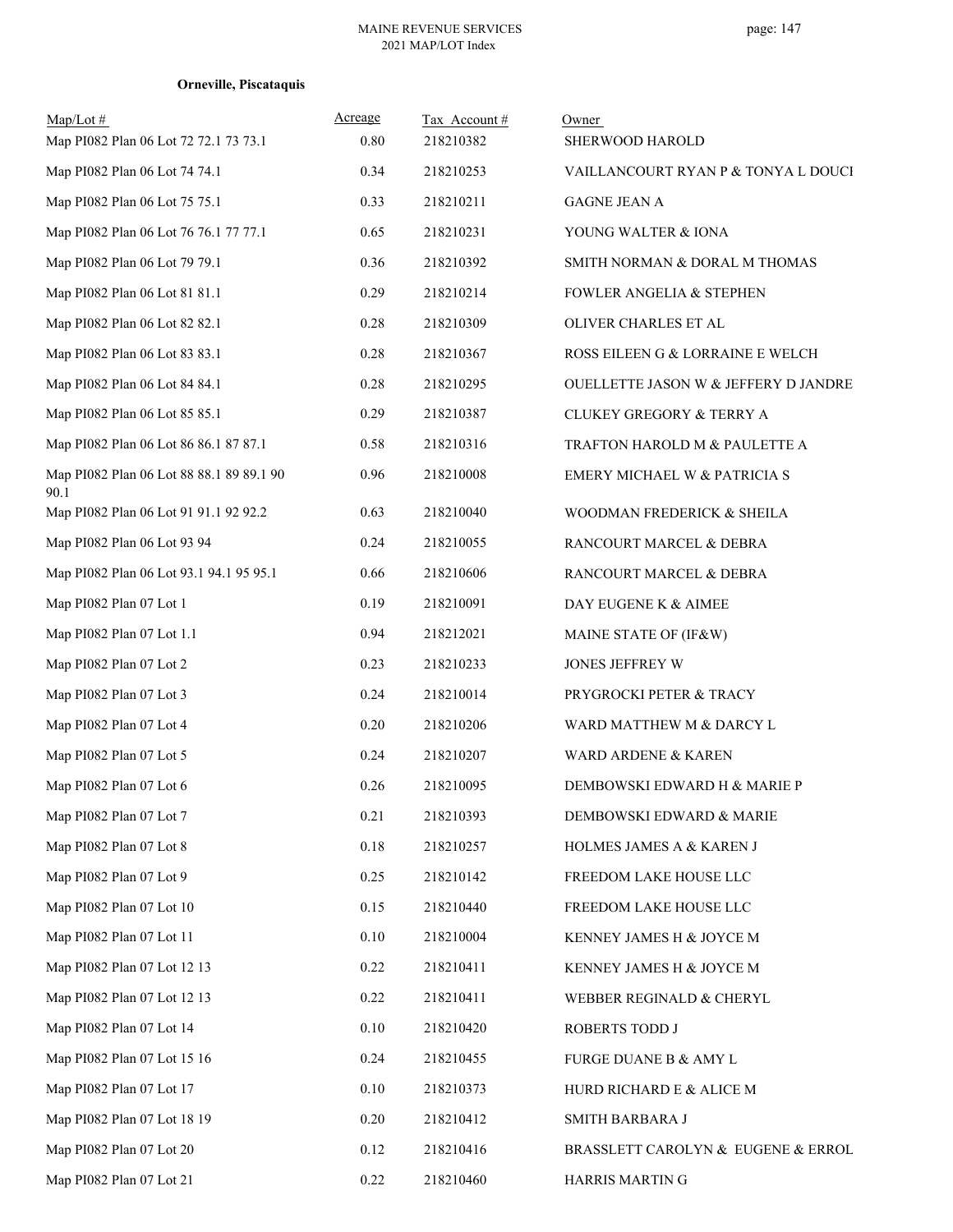**Orneville, Piscataquis**

| Map/Lot # | Acreage | Tax Account # | Owner |
|---|---|---|---|
| Map PI082 Plan 06 Lot 72 72.1 73 73.1 | 0.80 | 218210382 | SHERWOOD HAROLD |
| Map PI082 Plan 06 Lot 74 74.1 | 0.34 | 218210253 | VAILLANCOURT RYAN P & TONYA L DOUCI |
| Map PI082 Plan 06 Lot 75 75.1 | 0.33 | 218210211 | GAGNE JEAN A |
| Map PI082 Plan 06 Lot 76 76.1 77 77.1 | 0.65 | 218210231 | YOUNG WALTER & IONA |
| Map PI082 Plan 06 Lot 79 79.1 | 0.36 | 218210392 | SMITH NORMAN & DORAL M THOMAS |
| Map PI082 Plan 06 Lot 81 81.1 | 0.29 | 218210214 | FOWLER ANGELIA & STEPHEN |
| Map PI082 Plan 06 Lot 82 82.1 | 0.28 | 218210309 | OLIVER CHARLES ET AL |
| Map PI082 Plan 06 Lot 83 83.1 | 0.28 | 218210367 | ROSS EILEEN G & LORRAINE E WELCH |
| Map PI082 Plan 06 Lot 84 84.1 | 0.28 | 218210295 | OUELLETTE JASON W & JEFFERY D JANDRE |
| Map PI082 Plan 06 Lot 85 85.1 | 0.29 | 218210387 | CLUKEY GREGORY & TERRY A |
| Map PI082 Plan 06 Lot 86 86.1 87 87.1 | 0.58 | 218210316 | TRAFTON HAROLD M & PAULETTE A |
| Map PI082 Plan 06 Lot 88 88.1 89 89.1 90 90.1 | 0.96 | 218210008 | EMERY MICHAEL W & PATRICIA S |
| Map PI082 Plan 06 Lot 91 91.1 92 92.2 | 0.63 | 218210040 | WOODMAN FREDERICK & SHEILA |
| Map PI082 Plan 06 Lot 93 94 | 0.24 | 218210055 | RANCOURT MARCEL & DEBRA |
| Map PI082 Plan 06 Lot 93.1 94.1 95 95.1 | 0.66 | 218210606 | RANCOURT MARCEL & DEBRA |
| Map PI082 Plan 07 Lot 1 | 0.19 | 218210091 | DAY EUGENE K & AIMEE |
| Map PI082 Plan 07 Lot 1.1 | 0.94 | 218212021 | MAINE STATE OF (IF&W) |
| Map PI082 Plan 07 Lot 2 | 0.23 | 218210233 | JONES JEFFREY W |
| Map PI082 Plan 07 Lot 3 | 0.24 | 218210014 | PRYGROCKI PETER & TRACY |
| Map PI082 Plan 07 Lot 4 | 0.20 | 218210206 | WARD MATTHEW M & DARCY L |
| Map PI082 Plan 07 Lot 5 | 0.24 | 218210207 | WARD ARDENE & KAREN |
| Map PI082 Plan 07 Lot 6 | 0.26 | 218210095 | DEMBOWSKI EDWARD H & MARIE P |
| Map PI082 Plan 07 Lot 7 | 0.21 | 218210393 | DEMBOWSKI EDWARD & MARIE |
| Map PI082 Plan 07 Lot 8 | 0.18 | 218210257 | HOLMES JAMES A & KAREN J |
| Map PI082 Plan 07 Lot 9 | 0.25 | 218210142 | FREEDOM LAKE HOUSE LLC |
| Map PI082 Plan 07 Lot 10 | 0.15 | 218210440 | FREEDOM LAKE HOUSE LLC |
| Map PI082 Plan 07 Lot 11 | 0.10 | 218210004 | KENNEY JAMES H & JOYCE M |
| Map PI082 Plan 07 Lot 12 13 | 0.22 | 218210411 | KENNEY JAMES H & JOYCE M |
| Map PI082 Plan 07 Lot 12 13 | 0.22 | 218210411 | WEBBER REGINALD & CHERYL |
| Map PI082 Plan 07 Lot 14 | 0.10 | 218210420 | ROBERTS TODD J |
| Map PI082 Plan 07 Lot 15 16 | 0.24 | 218210455 | FURGE DUANE B & AMY L |
| Map PI082 Plan 07 Lot 17 | 0.10 | 218210373 | HURD RICHARD E & ALICE M |
| Map PI082 Plan 07 Lot 18 19 | 0.20 | 218210412 | SMITH BARBARA J |
| Map PI082 Plan 07 Lot 20 | 0.12 | 218210416 | BRASSLETT CAROLYN & EUGENE & ERROL |
| Map PI082 Plan 07 Lot 21 | 0.22 | 218210460 | HARRIS MARTIN G |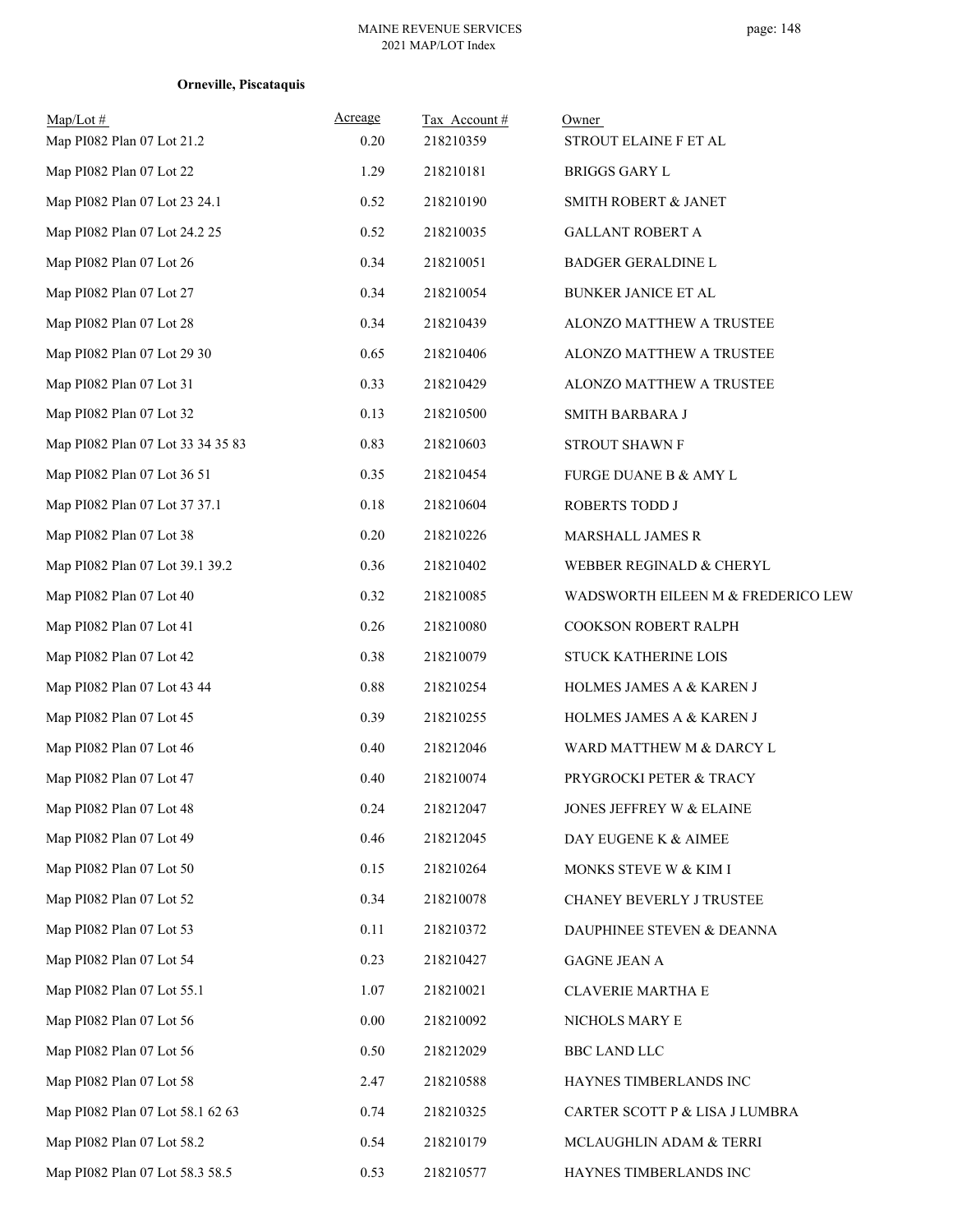**Orneville, Piscataquis**

| Map/Lot # | Acreage | Tax Account # | Owner |
|---|---|---|---|
| Map PI082 Plan 07 Lot 21.2 | 0.20 | 218210359 | STROUT ELAINE F ET AL |
| Map PI082 Plan 07 Lot 22 | 1.29 | 218210181 | BRIGGS GARY L |
| Map PI082 Plan 07 Lot 23 24.1 | 0.52 | 218210190 | SMITH ROBERT & JANET |
| Map PI082 Plan 07 Lot 24.2 25 | 0.52 | 218210035 | GALLANT ROBERT A |
| Map PI082 Plan 07 Lot 26 | 0.34 | 218210051 | BADGER GERALDINE L |
| Map PI082 Plan 07 Lot 27 | 0.34 | 218210054 | BUNKER JANICE ET AL |
| Map PI082 Plan 07 Lot 28 | 0.34 | 218210439 | ALONZO MATTHEW A TRUSTEE |
| Map PI082 Plan 07 Lot 29 30 | 0.65 | 218210406 | ALONZO MATTHEW A TRUSTEE |
| Map PI082 Plan 07 Lot 31 | 0.33 | 218210429 | ALONZO MATTHEW A TRUSTEE |
| Map PI082 Plan 07 Lot 32 | 0.13 | 218210500 | SMITH BARBARA J |
| Map PI082 Plan 07 Lot 33 34 35 83 | 0.83 | 218210603 | STROUT SHAWN F |
| Map PI082 Plan 07 Lot 36 51 | 0.35 | 218210454 | FURGE DUANE B & AMY L |
| Map PI082 Plan 07 Lot 37 37.1 | 0.18 | 218210604 | ROBERTS TODD J |
| Map PI082 Plan 07 Lot 38 | 0.20 | 218210226 | MARSHALL JAMES R |
| Map PI082 Plan 07 Lot 39.1 39.2 | 0.36 | 218210402 | WEBBER REGINALD & CHERYL |
| Map PI082 Plan 07 Lot 40 | 0.32 | 218210085 | WADSWORTH EILEEN M & FREDERICO LEW |
| Map PI082 Plan 07 Lot 41 | 0.26 | 218210080 | COOKSON ROBERT RALPH |
| Map PI082 Plan 07 Lot 42 | 0.38 | 218210079 | STUCK KATHERINE LOIS |
| Map PI082 Plan 07 Lot 43 44 | 0.88 | 218210254 | HOLMES JAMES A & KAREN J |
| Map PI082 Plan 07 Lot 45 | 0.39 | 218210255 | HOLMES JAMES A & KAREN J |
| Map PI082 Plan 07 Lot 46 | 0.40 | 218212046 | WARD MATTHEW M & DARCY L |
| Map PI082 Plan 07 Lot 47 | 0.40 | 218210074 | PRYGROCKI PETER & TRACY |
| Map PI082 Plan 07 Lot 48 | 0.24 | 218212047 | JONES JEFFREY W & ELAINE |
| Map PI082 Plan 07 Lot 49 | 0.46 | 218212045 | DAY EUGENE K & AIMEE |
| Map PI082 Plan 07 Lot 50 | 0.15 | 218210264 | MONKS STEVE W & KIM I |
| Map PI082 Plan 07 Lot 52 | 0.34 | 218210078 | CHANEY BEVERLY J TRUSTEE |
| Map PI082 Plan 07 Lot 53 | 0.11 | 218210372 | DAUPHINEE STEVEN & DEANNA |
| Map PI082 Plan 07 Lot 54 | 0.23 | 218210427 | GAGNE JEAN A |
| Map PI082 Plan 07 Lot 55.1 | 1.07 | 218210021 | CLAVERIE MARTHA E |
| Map PI082 Plan 07 Lot 56 | 0.00 | 218210092 | NICHOLS MARY E |
| Map PI082 Plan 07 Lot 56 | 0.50 | 218212029 | BBC LAND LLC |
| Map PI082 Plan 07 Lot 58 | 2.47 | 218210588 | HAYNES TIMBERLANDS INC |
| Map PI082 Plan 07 Lot 58.1 62 63 | 0.74 | 218210325 | CARTER SCOTT P & LISA J LUMBRA |
| Map PI082 Plan 07 Lot 58.2 | 0.54 | 218210179 | MCLAUGHLIN ADAM & TERRI |
| Map PI082 Plan 07 Lot 58.3 58.5 | 0.53 | 218210577 | HAYNES TIMBERLANDS INC |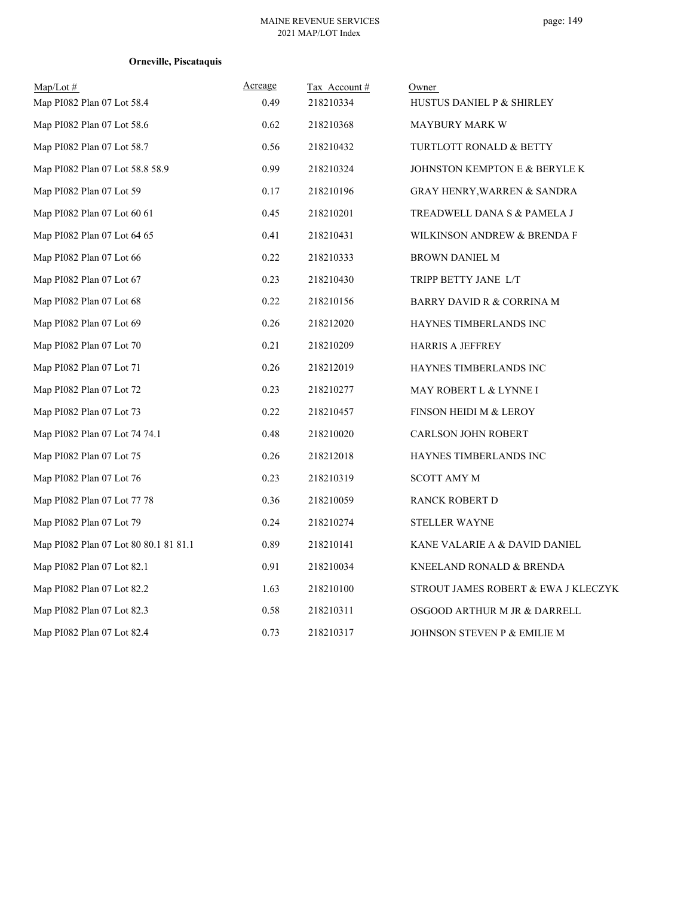**Orneville, Piscataquis**

| Map/Lot # | Acreage | Tax Account # | Owner |
|---|---|---|---|
| Map PI082 Plan 07 Lot 58.4 | 0.49 | 218210334 | HUSTUS DANIEL P & SHIRLEY |
| Map PI082 Plan 07 Lot 58.6 | 0.62 | 218210368 | MAYBURY MARK W |
| Map PI082 Plan 07 Lot 58.7 | 0.56 | 218210432 | TURTLOTT RONALD & BETTY |
| Map PI082 Plan 07 Lot 58.8 58.9 | 0.99 | 218210324 | JOHNSTON KEMPTON E & BERYLE K |
| Map PI082 Plan 07 Lot 59 | 0.17 | 218210196 | GRAY HENRY,WARREN & SANDRA |
| Map PI082 Plan 07 Lot 60 61 | 0.45 | 218210201 | TREADWELL DANA S & PAMELA J |
| Map PI082 Plan 07 Lot 64 65 | 0.41 | 218210431 | WILKINSON ANDREW & BRENDA F |
| Map PI082 Plan 07 Lot 66 | 0.22 | 218210333 | BROWN DANIEL M |
| Map PI082 Plan 07 Lot 67 | 0.23 | 218210430 | TRIPP BETTY JANE L/T |
| Map PI082 Plan 07 Lot 68 | 0.22 | 218210156 | BARRY DAVID R & CORRINA M |
| Map PI082 Plan 07 Lot 69 | 0.26 | 218212020 | HAYNES TIMBERLANDS INC |
| Map PI082 Plan 07 Lot 70 | 0.21 | 218210209 | HARRIS A JEFFREY |
| Map PI082 Plan 07 Lot 71 | 0.26 | 218212019 | HAYNES TIMBERLANDS INC |
| Map PI082 Plan 07 Lot 72 | 0.23 | 218210277 | MAY ROBERT L & LYNNE I |
| Map PI082 Plan 07 Lot 73 | 0.22 | 218210457 | FINSON HEIDI M & LEROY |
| Map PI082 Plan 07 Lot 74 74.1 | 0.48 | 218210020 | CARLSON JOHN ROBERT |
| Map PI082 Plan 07 Lot 75 | 0.26 | 218212018 | HAYNES TIMBERLANDS INC |
| Map PI082 Plan 07 Lot 76 | 0.23 | 218210319 | SCOTT AMY M |
| Map PI082 Plan 07 Lot 77 78 | 0.36 | 218210059 | RANCK ROBERT D |
| Map PI082 Plan 07 Lot 79 | 0.24 | 218210274 | STELLER WAYNE |
| Map PI082 Plan 07 Lot 80 80.1 81 81.1 | 0.89 | 218210141 | KANE VALARIE A & DAVID DANIEL |
| Map PI082 Plan 07 Lot 82.1 | 0.91 | 218210034 | KNEELAND RONALD & BRENDA |
| Map PI082 Plan 07 Lot 82.2 | 1.63 | 218210100 | STROUT JAMES ROBERT & EWA J KLECZYK |
| Map PI082 Plan 07 Lot 82.3 | 0.58 | 218210311 | OSGOOD ARTHUR M JR & DARRELL |
| Map PI082 Plan 07 Lot 82.4 | 0.73 | 218210317 | JOHNSON STEVEN P & EMILIE M |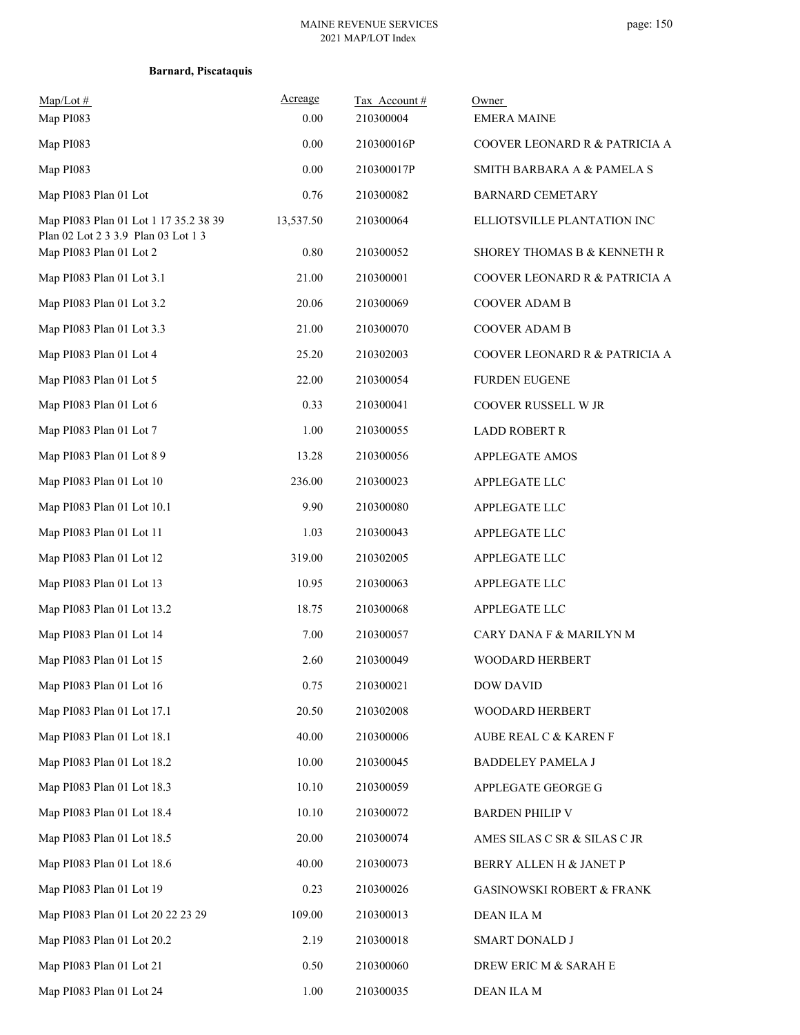**Barnard, Piscataquis**

| Map/Lot # | Acreage | Tax Account # | Owner |
|---|---|---|---|
| Map PI083 | 0.00 | 210300004 | EMERA MAINE |
| Map PI083 | 0.00 | 210300016P | COOVER LEONARD R & PATRICIA A |
| Map PI083 | 0.00 | 210300017P | SMITH BARBARA A & PAMELA S |
| Map PI083 Plan 01 Lot | 0.76 | 210300082 | BARNARD CEMETARY |
| Map PI083 Plan 01 Lot 1 17 35.2 38 39 Plan 02 Lot 2 3 3.9 Plan 03 Lot 1 3 | 13,537.50 | 210300064 | ELLIOTSVILLE PLANTATION INC |
| Map PI083 Plan 01 Lot 2 | 0.80 | 210300052 | SHOREY THOMAS B & KENNETH R |
| Map PI083 Plan 01 Lot 3.1 | 21.00 | 210300001 | COOVER LEONARD R & PATRICIA A |
| Map PI083 Plan 01 Lot 3.2 | 20.06 | 210300069 | COOVER ADAM B |
| Map PI083 Plan 01 Lot 3.3 | 21.00 | 210300070 | COOVER ADAM B |
| Map PI083 Plan 01 Lot 4 | 25.20 | 210302003 | COOVER LEONARD R & PATRICIA A |
| Map PI083 Plan 01 Lot 5 | 22.00 | 210300054 | FURDEN EUGENE |
| Map PI083 Plan 01 Lot 6 | 0.33 | 210300041 | COOVER RUSSELL W JR |
| Map PI083 Plan 01 Lot 7 | 1.00 | 210300055 | LADD ROBERT R |
| Map PI083 Plan 01 Lot 8 9 | 13.28 | 210300056 | APPLEGATE AMOS |
| Map PI083 Plan 01 Lot 10 | 236.00 | 210300023 | APPLEGATE LLC |
| Map PI083 Plan 01 Lot 10.1 | 9.90 | 210300080 | APPLEGATE LLC |
| Map PI083 Plan 01 Lot 11 | 1.03 | 210300043 | APPLEGATE LLC |
| Map PI083 Plan 01 Lot 12 | 319.00 | 210302005 | APPLEGATE LLC |
| Map PI083 Plan 01 Lot 13 | 10.95 | 210300063 | APPLEGATE LLC |
| Map PI083 Plan 01 Lot 13.2 | 18.75 | 210300068 | APPLEGATE LLC |
| Map PI083 Plan 01 Lot 14 | 7.00 | 210300057 | CARY DANA F & MARILYN M |
| Map PI083 Plan 01 Lot 15 | 2.60 | 210300049 | WOODARD HERBERT |
| Map PI083 Plan 01 Lot 16 | 0.75 | 210300021 | DOW DAVID |
| Map PI083 Plan 01 Lot 17.1 | 20.50 | 210302008 | WOODARD HERBERT |
| Map PI083 Plan 01 Lot 18.1 | 40.00 | 210300006 | AUBE REAL C & KAREN F |
| Map PI083 Plan 01 Lot 18.2 | 10.00 | 210300045 | BADDELEY PAMELA J |
| Map PI083 Plan 01 Lot 18.3 | 10.10 | 210300059 | APPLEGATE GEORGE G |
| Map PI083 Plan 01 Lot 18.4 | 10.10 | 210300072 | BARDEN PHILIP V |
| Map PI083 Plan 01 Lot 18.5 | 20.00 | 210300074 | AMES SILAS C SR & SILAS C JR |
| Map PI083 Plan 01 Lot 18.6 | 40.00 | 210300073 | BERRY ALLEN H & JANET P |
| Map PI083 Plan 01 Lot 19 | 0.23 | 210300026 | GASINOWSKI ROBERT & FRANK |
| Map PI083 Plan 01 Lot 20 22 23 29 | 109.00 | 210300013 | DEAN ILA M |
| Map PI083 Plan 01 Lot 20.2 | 2.19 | 210300018 | SMART DONALD J |
| Map PI083 Plan 01 Lot 21 | 0.50 | 210300060 | DREW ERIC M & SARAH E |
| Map PI083 Plan 01 Lot 24 | 1.00 | 210300035 | DEAN ILA M |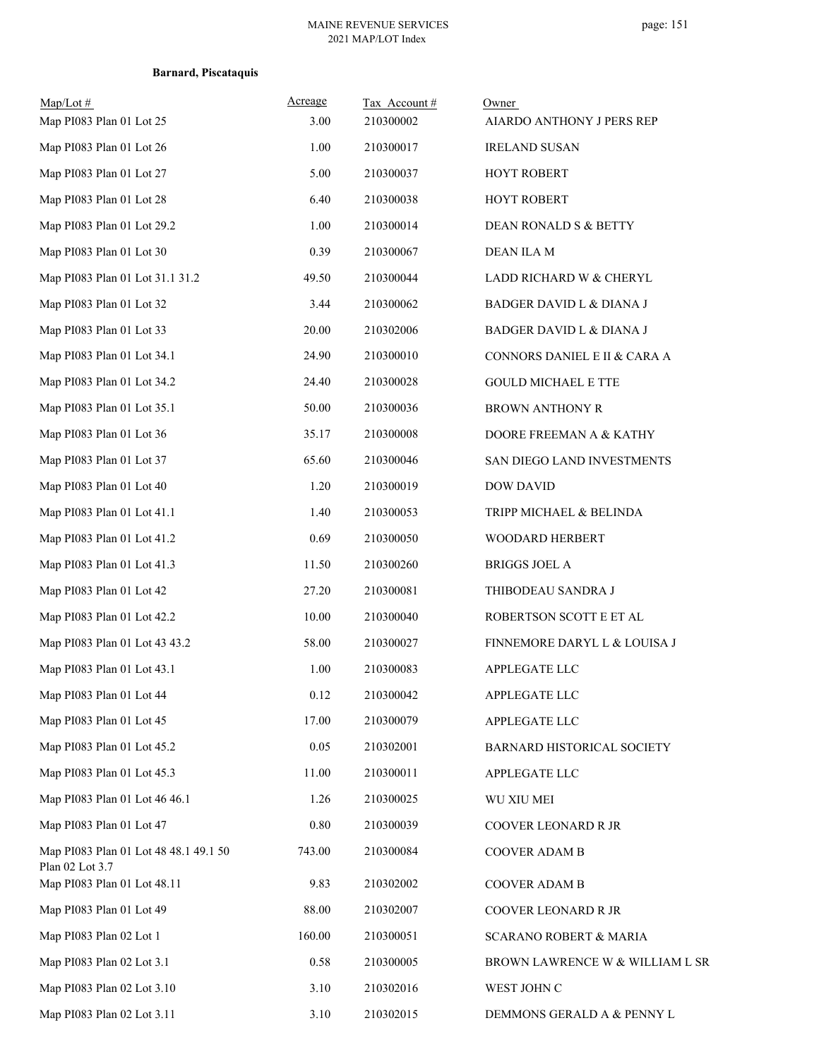**Barnard, Piscataquis**

| Map/Lot # | Acreage | Tax Account # | Owner |
|---|---|---|---|
| Map PI083 Plan 01 Lot 25 | 3.00 | 210300002 | AIARDO ANTHONY J PERS REP |
| Map PI083 Plan 01 Lot 26 | 1.00 | 210300017 | IRELAND SUSAN |
| Map PI083 Plan 01 Lot 27 | 5.00 | 210300037 | HOYT ROBERT |
| Map PI083 Plan 01 Lot 28 | 6.40 | 210300038 | HOYT ROBERT |
| Map PI083 Plan 01 Lot 29.2 | 1.00 | 210300014 | DEAN RONALD S & BETTY |
| Map PI083 Plan 01 Lot 30 | 0.39 | 210300067 | DEAN ILA M |
| Map PI083 Plan 01 Lot 31.1 31.2 | 49.50 | 210300044 | LADD RICHARD W & CHERYL |
| Map PI083 Plan 01 Lot 32 | 3.44 | 210300062 | BADGER DAVID L & DIANA J |
| Map PI083 Plan 01 Lot 33 | 20.00 | 210302006 | BADGER DAVID L & DIANA J |
| Map PI083 Plan 01 Lot 34.1 | 24.90 | 210300010 | CONNORS DANIEL E II & CARA A |
| Map PI083 Plan 01 Lot 34.2 | 24.40 | 210300028 | GOULD MICHAEL E TTE |
| Map PI083 Plan 01 Lot 35.1 | 50.00 | 210300036 | BROWN ANTHONY R |
| Map PI083 Plan 01 Lot 36 | 35.17 | 210300008 | DOORE FREEMAN A & KATHY |
| Map PI083 Plan 01 Lot 37 | 65.60 | 210300046 | SAN DIEGO LAND INVESTMENTS |
| Map PI083 Plan 01 Lot 40 | 1.20 | 210300019 | DOW DAVID |
| Map PI083 Plan 01 Lot 41.1 | 1.40 | 210300053 | TRIPP MICHAEL & BELINDA |
| Map PI083 Plan 01 Lot 41.2 | 0.69 | 210300050 | WOODARD HERBERT |
| Map PI083 Plan 01 Lot 41.3 | 11.50 | 210300260 | BRIGGS JOEL A |
| Map PI083 Plan 01 Lot 42 | 27.20 | 210300081 | THIBODEAU SANDRA J |
| Map PI083 Plan 01 Lot 42.2 | 10.00 | 210300040 | ROBERTSON SCOTT E ET AL |
| Map PI083 Plan 01 Lot 43 43.2 | 58.00 | 210300027 | FINNEMORE DARYL L & LOUISA J |
| Map PI083 Plan 01 Lot 43.1 | 1.00 | 210300083 | APPLEGATE LLC |
| Map PI083 Plan 01 Lot 44 | 0.12 | 210300042 | APPLEGATE LLC |
| Map PI083 Plan 01 Lot 45 | 17.00 | 210300079 | APPLEGATE LLC |
| Map PI083 Plan 01 Lot 45.2 | 0.05 | 210302001 | BARNARD HISTORICAL SOCIETY |
| Map PI083 Plan 01 Lot 45.3 | 11.00 | 210300011 | APPLEGATE LLC |
| Map PI083 Plan 01 Lot 46 46.1 | 1.26 | 210300025 | WU XIU MEI |
| Map PI083 Plan 01 Lot 47 | 0.80 | 210300039 | COOVER LEONARD R JR |
| Map PI083 Plan 01 Lot 48 48.1 49.1 50 Plan 02 Lot 3.7 | 743.00 | 210300084 | COOVER ADAM B |
| Map PI083 Plan 01 Lot 48.11 | 9.83 | 210302002 | COOVER ADAM B |
| Map PI083 Plan 01 Lot 49 | 88.00 | 210302007 | COOVER LEONARD R JR |
| Map PI083 Plan 02 Lot 1 | 160.00 | 210300051 | SCARANO ROBERT & MARIA |
| Map PI083 Plan 02 Lot 3.1 | 0.58 | 210300005 | BROWN LAWRENCE W & WILLIAM L SR |
| Map PI083 Plan 02 Lot 3.10 | 3.10 | 210302016 | WEST JOHN C |
| Map PI083 Plan 02 Lot 3.11 | 3.10 | 210302015 | DEMMONS GERALD A & PENNY L |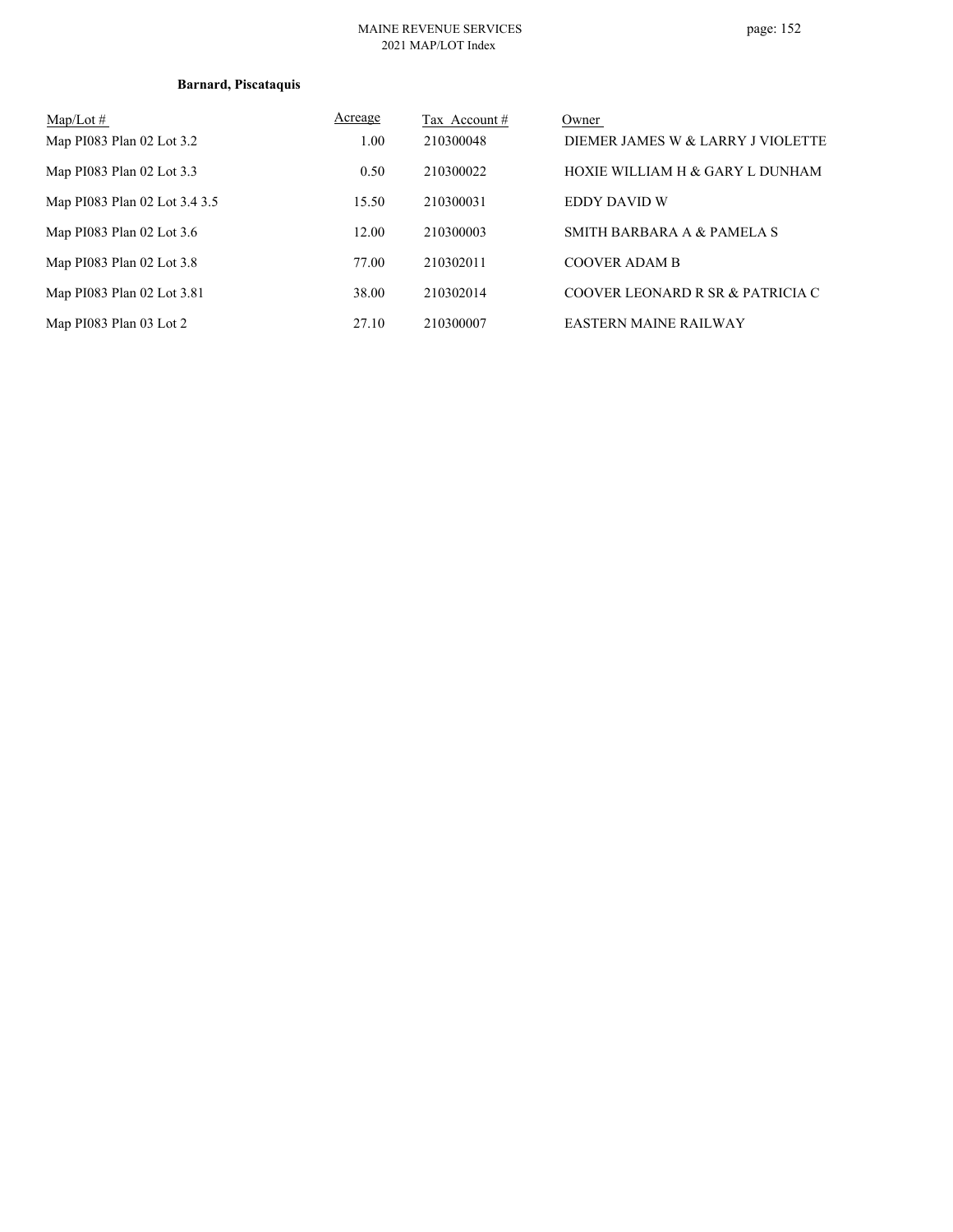**Barnard, Piscataquis**

| Map/Lot # | Acreage | Tax Account # | Owner |
|---|---|---|---|
| Map PI083 Plan 02 Lot 3.2 | 1.00 | 210300048 | DIEMER JAMES W & LARRY J VIOLETTE |
| Map PI083 Plan 02 Lot 3.3 | 0.50 | 210300022 | HOXIE WILLIAM H & GARY L DUNHAM |
| Map PI083 Plan 02 Lot 3.4 3.5 | 15.50 | 210300031 | EDDY DAVID W |
| Map PI083 Plan 02 Lot 3.6 | 12.00 | 210300003 | SMITH BARBARA A & PAMELA S |
| Map PI083 Plan 02 Lot 3.8 | 77.00 | 210302011 | COOVER ADAM B |
| Map PI083 Plan 02 Lot 3.81 | 38.00 | 210302014 | COOVER LEONARD R SR & PATRICIA C |
| Map PI083 Plan 03 Lot 2 | 27.10 | 210300007 | EASTERN MAINE RAILWAY |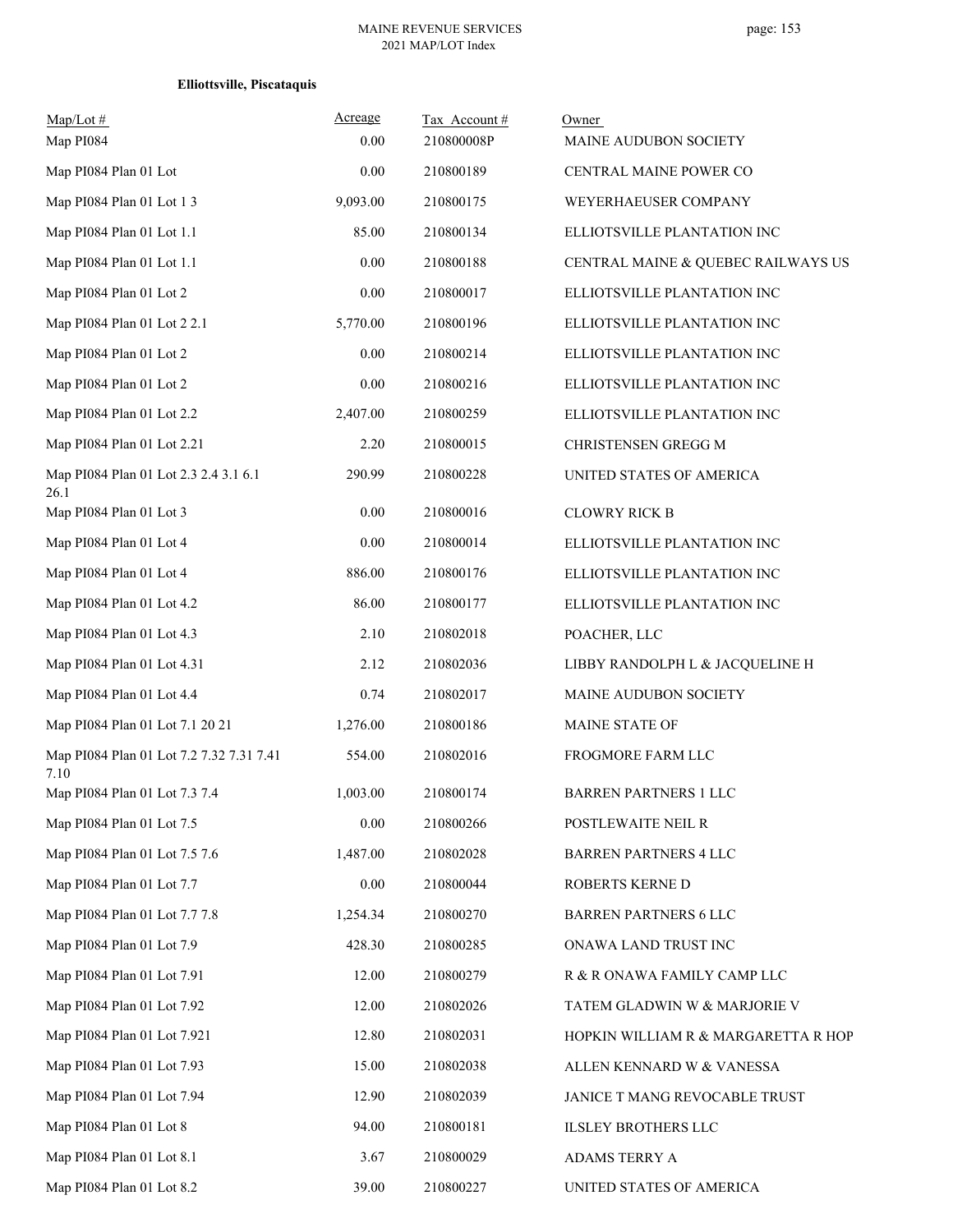**Elliottsville, Piscataquis**

| Map/Lot # | Acreage | Tax Account # | Owner |
|---|---|---|---|
| Map PI084 | 0.00 | 210800008P | MAINE AUDUBON SOCIETY |
| Map PI084 Plan 01 Lot | 0.00 | 210800189 | CENTRAL MAINE POWER CO |
| Map PI084 Plan 01 Lot 1 3 | 9,093.00 | 210800175 | WEYERHAEUSER COMPANY |
| Map PI084 Plan 01 Lot 1.1 | 85.00 | 210800134 | ELLIOTSVILLE PLANTATION INC |
| Map PI084 Plan 01 Lot 1.1 | 0.00 | 210800188 | CENTRAL MAINE & QUEBEC RAILWAYS US |
| Map PI084 Plan 01 Lot 2 | 0.00 | 210800017 | ELLIOTSVILLE PLANTATION INC |
| Map PI084 Plan 01 Lot 2 2.1 | 5,770.00 | 210800196 | ELLIOTSVILLE PLANTATION INC |
| Map PI084 Plan 01 Lot 2 | 0.00 | 210800214 | ELLIOTSVILLE PLANTATION INC |
| Map PI084 Plan 01 Lot 2 | 0.00 | 210800216 | ELLIOTSVILLE PLANTATION INC |
| Map PI084 Plan 01 Lot 2.2 | 2,407.00 | 210800259 | ELLIOTSVILLE PLANTATION INC |
| Map PI084 Plan 01 Lot 2.21 | 2.20 | 210800015 | CHRISTENSEN GREGG M |
| Map PI084 Plan 01 Lot 2.3 2.4 3.1 6.1 26.1 | 290.99 | 210800228 | UNITED STATES OF AMERICA |
| Map PI084 Plan 01 Lot 3 | 0.00 | 210800016 | CLOWRY RICK B |
| Map PI084 Plan 01 Lot 4 | 0.00 | 210800014 | ELLIOTSVILLE PLANTATION INC |
| Map PI084 Plan 01 Lot 4 | 886.00 | 210800176 | ELLIOTSVILLE PLANTATION INC |
| Map PI084 Plan 01 Lot 4.2 | 86.00 | 210800177 | ELLIOTSVILLE PLANTATION INC |
| Map PI084 Plan 01 Lot 4.3 | 2.10 | 210802018 | POACHER, LLC |
| Map PI084 Plan 01 Lot 4.31 | 2.12 | 210802036 | LIBBY RANDOLPH L & JACQUELINE H |
| Map PI084 Plan 01 Lot 4.4 | 0.74 | 210802017 | MAINE AUDUBON SOCIETY |
| Map PI084 Plan 01 Lot 7.1 20 21 | 1,276.00 | 210800186 | MAINE STATE OF |
| Map PI084 Plan 01 Lot 7.2 7.32 7.31 7.41 7.10 | 554.00 | 210802016 | FROGMORE FARM LLC |
| Map PI084 Plan 01 Lot 7.3 7.4 | 1,003.00 | 210800174 | BARREN PARTNERS 1 LLC |
| Map PI084 Plan 01 Lot 7.5 | 0.00 | 210800266 | POSTLEWAITE NEIL R |
| Map PI084 Plan 01 Lot 7.5 7.6 | 1,487.00 | 210802028 | BARREN PARTNERS 4 LLC |
| Map PI084 Plan 01 Lot 7.7 | 0.00 | 210800044 | ROBERTS KERNE D |
| Map PI084 Plan 01 Lot 7.7 7.8 | 1,254.34 | 210800270 | BARREN PARTNERS 6 LLC |
| Map PI084 Plan 01 Lot 7.9 | 428.30 | 210800285 | ONAWA LAND TRUST INC |
| Map PI084 Plan 01 Lot 7.91 | 12.00 | 210800279 | R & R ONAWA FAMILY CAMP LLC |
| Map PI084 Plan 01 Lot 7.92 | 12.00 | 210802026 | TATEM GLADWIN W & MARJORIE V |
| Map PI084 Plan 01 Lot 7.921 | 12.80 | 210802031 | HOPKIN WILLIAM R & MARGARETTA R HOP |
| Map PI084 Plan 01 Lot 7.93 | 15.00 | 210802038 | ALLEN KENNARD W & VANESSA |
| Map PI084 Plan 01 Lot 7.94 | 12.90 | 210802039 | JANICE T MANG REVOCABLE TRUST |
| Map PI084 Plan 01 Lot 8 | 94.00 | 210800181 | ILSLEY BROTHERS LLC |
| Map PI084 Plan 01 Lot 8.1 | 3.67 | 210800029 | ADAMS TERRY A |
| Map PI084 Plan 01 Lot 8.2 | 39.00 | 210800227 | UNITED STATES OF AMERICA |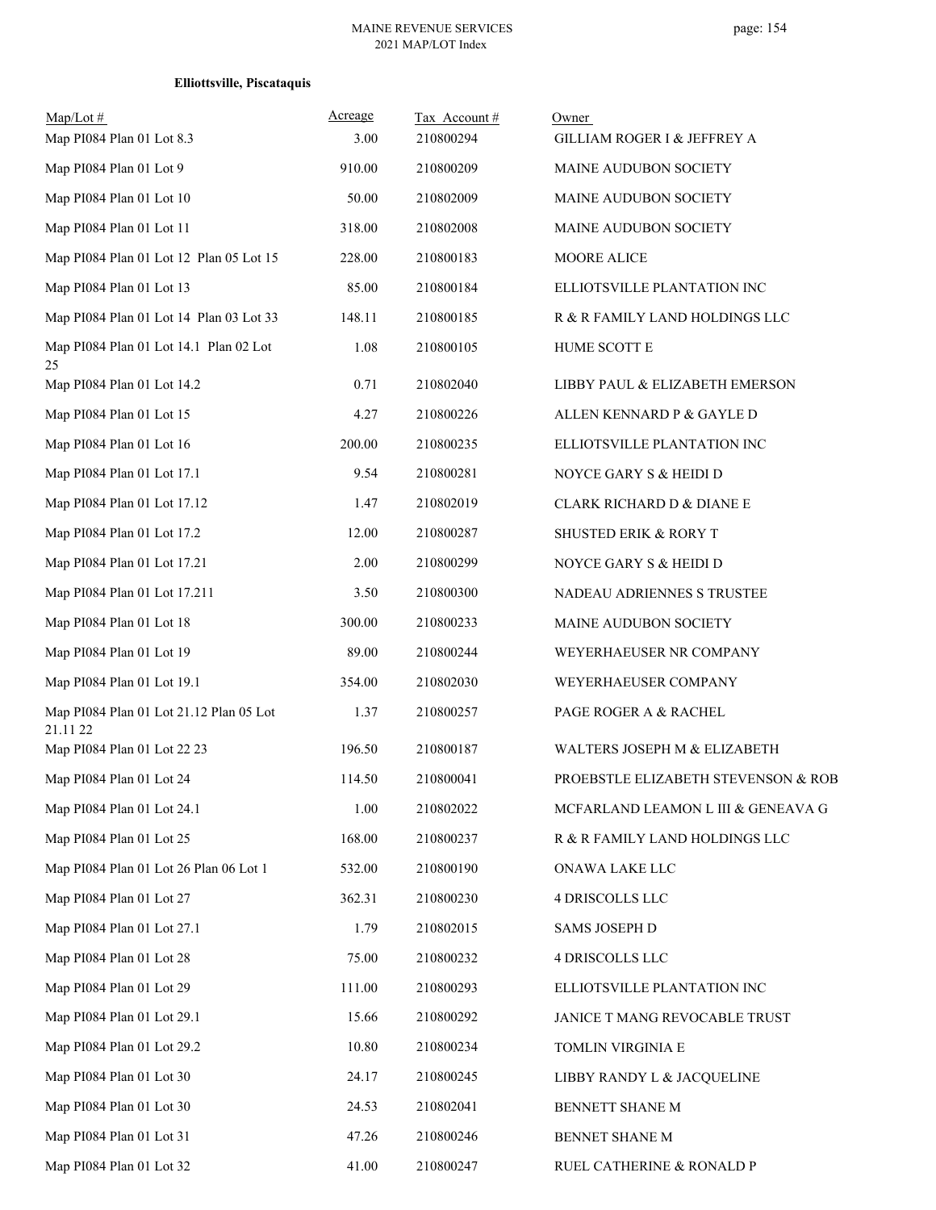**Elliottsville, Piscataquis**

| Map/Lot # | Acreage | Tax Account # | Owner |
|---|---|---|---|
| Map PI084 Plan 01 Lot 8.3 | 3.00 | 210800294 | GILLIAM ROGER I & JEFFREY A |
| Map PI084 Plan 01 Lot 9 | 910.00 | 210800209 | MAINE AUDUBON SOCIETY |
| Map PI084 Plan 01 Lot 10 | 50.00 | 210802009 | MAINE AUDUBON SOCIETY |
| Map PI084 Plan 01 Lot 11 | 318.00 | 210802008 | MAINE AUDUBON SOCIETY |
| Map PI084 Plan 01 Lot 12 Plan 05 Lot 15 | 228.00 | 210800183 | MOORE ALICE |
| Map PI084 Plan 01 Lot 13 | 85.00 | 210800184 | ELLIOTSVILLE PLANTATION INC |
| Map PI084 Plan 01 Lot 14 Plan 03 Lot 33 | 148.11 | 210800185 | R & R FAMILY LAND HOLDINGS LLC |
| Map PI084 Plan 01 Lot 14.1 Plan 02 Lot 25 | 1.08 | 210800105 | HUME SCOTT E |
| Map PI084 Plan 01 Lot 14.2 | 0.71 | 210802040 | LIBBY PAUL & ELIZABETH EMERSON |
| Map PI084 Plan 01 Lot 15 | 4.27 | 210800226 | ALLEN KENNARD P & GAYLE D |
| Map PI084 Plan 01 Lot 16 | 200.00 | 210800235 | ELLIOTSVILLE PLANTATION INC |
| Map PI084 Plan 01 Lot 17.1 | 9.54 | 210800281 | NOYCE GARY S & HEIDI D |
| Map PI084 Plan 01 Lot 17.12 | 1.47 | 210802019 | CLARK RICHARD D & DIANE E |
| Map PI084 Plan 01 Lot 17.2 | 12.00 | 210800287 | SHUSTED ERIK & RORY T |
| Map PI084 Plan 01 Lot 17.21 | 2.00 | 210800299 | NOYCE GARY S & HEIDI D |
| Map PI084 Plan 01 Lot 17.211 | 3.50 | 210800300 | NADEAU ADRIENNES S TRUSTEE |
| Map PI084 Plan 01 Lot 18 | 300.00 | 210800233 | MAINE AUDUBON SOCIETY |
| Map PI084 Plan 01 Lot 19 | 89.00 | 210800244 | WEYERHAEUSER NR COMPANY |
| Map PI084 Plan 01 Lot 19.1 | 354.00 | 210802030 | WEYERHAEUSER COMPANY |
| Map PI084 Plan 01 Lot 21.12 Plan 05 Lot 21.11 22 | 1.37 | 210800257 | PAGE ROGER A & RACHEL |
| Map PI084 Plan 01 Lot 22 23 | 196.50 | 210800187 | WALTERS JOSEPH M & ELIZABETH |
| Map PI084 Plan 01 Lot 24 | 114.50 | 210800041 | PROEBSTLE ELIZABETH STEVENSON & ROB |
| Map PI084 Plan 01 Lot 24.1 | 1.00 | 210802022 | MCFARLAND LEAMON L III & GENEAVA G |
| Map PI084 Plan 01 Lot 25 | 168.00 | 210800237 | R & R FAMILY LAND HOLDINGS LLC |
| Map PI084 Plan 01 Lot 26 Plan 06 Lot 1 | 532.00 | 210800190 | ONAWA LAKE LLC |
| Map PI084 Plan 01 Lot 27 | 362.31 | 210800230 | 4 DRISCOLLS LLC |
| Map PI084 Plan 01 Lot 27.1 | 1.79 | 210802015 | SAMS JOSEPH D |
| Map PI084 Plan 01 Lot 28 | 75.00 | 210800232 | 4 DRISCOLLS LLC |
| Map PI084 Plan 01 Lot 29 | 111.00 | 210800293 | ELLIOTSVILLE PLANTATION INC |
| Map PI084 Plan 01 Lot 29.1 | 15.66 | 210800292 | JANICE T MANG REVOCABLE TRUST |
| Map PI084 Plan 01 Lot 29.2 | 10.80 | 210800234 | TOMLIN VIRGINIA E |
| Map PI084 Plan 01 Lot 30 | 24.17 | 210800245 | LIBBY RANDY L & JACQUELINE |
| Map PI084 Plan 01 Lot 30 | 24.53 | 210802041 | BENNETT SHANE M |
| Map PI084 Plan 01 Lot 31 | 47.26 | 210800246 | BENNET SHANE M |
| Map PI084 Plan 01 Lot 32 | 41.00 | 210800247 | RUEL CATHERINE & RONALD P |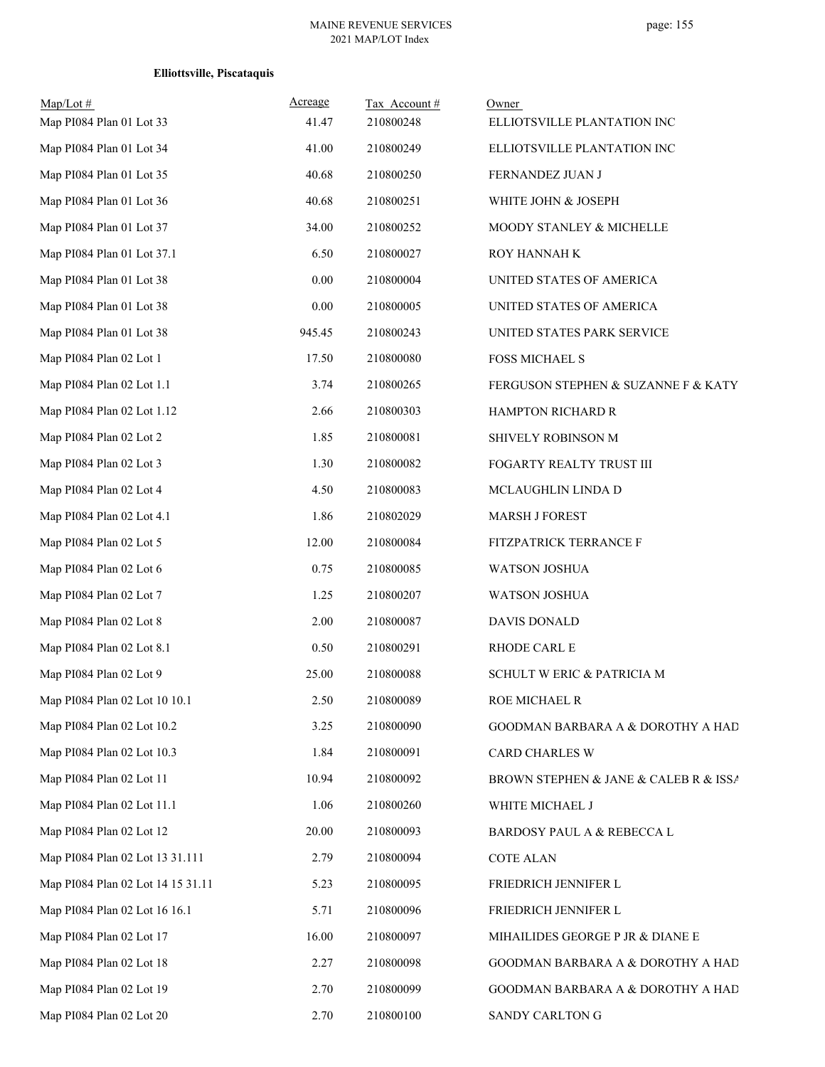**Elliottsville, Piscataquis**

| Map/Lot # | Acreage | Tax Account # | Owner |
|---|---|---|---|
| Map PI084 Plan 01 Lot 33 | 41.47 | 210800248 | ELLIOTSVILLE PLANTATION INC |
| Map PI084 Plan 01 Lot 34 | 41.00 | 210800249 | ELLIOTSVILLE PLANTATION INC |
| Map PI084 Plan 01 Lot 35 | 40.68 | 210800250 | FERNANDEZ JUAN J |
| Map PI084 Plan 01 Lot 36 | 40.68 | 210800251 | WHITE JOHN & JOSEPH |
| Map PI084 Plan 01 Lot 37 | 34.00 | 210800252 | MOODY STANLEY & MICHELLE |
| Map PI084 Plan 01 Lot 37.1 | 6.50 | 210800027 | ROY HANNAH K |
| Map PI084 Plan 01 Lot 38 | 0.00 | 210800004 | UNITED STATES OF AMERICA |
| Map PI084 Plan 01 Lot 38 | 0.00 | 210800005 | UNITED STATES OF AMERICA |
| Map PI084 Plan 01 Lot 38 | 945.45 | 210800243 | UNITED STATES PARK SERVICE |
| Map PI084 Plan 02 Lot 1 | 17.50 | 210800080 | FOSS MICHAEL S |
| Map PI084 Plan 02 Lot 1.1 | 3.74 | 210800265 | FERGUSON STEPHEN & SUZANNE F & KATY |
| Map PI084 Plan 02 Lot 1.12 | 2.66 | 210800303 | HAMPTON RICHARD R |
| Map PI084 Plan 02 Lot 2 | 1.85 | 210800081 | SHIVELY ROBINSON M |
| Map PI084 Plan 02 Lot 3 | 1.30 | 210800082 | FOGARTY REALTY TRUST III |
| Map PI084 Plan 02 Lot 4 | 4.50 | 210800083 | MCLAUGHLIN LINDA D |
| Map PI084 Plan 02 Lot 4.1 | 1.86 | 210802029 | MARSH J FOREST |
| Map PI084 Plan 02 Lot 5 | 12.00 | 210800084 | FITZPATRICK TERRANCE F |
| Map PI084 Plan 02 Lot 6 | 0.75 | 210800085 | WATSON JOSHUA |
| Map PI084 Plan 02 Lot 7 | 1.25 | 210800207 | WATSON JOSHUA |
| Map PI084 Plan 02 Lot 8 | 2.00 | 210800087 | DAVIS DONALD |
| Map PI084 Plan 02 Lot 8.1 | 0.50 | 210800291 | RHODE CARL E |
| Map PI084 Plan 02 Lot 9 | 25.00 | 210800088 | SCHULT W ERIC & PATRICIA M |
| Map PI084 Plan 02 Lot 10 10.1 | 2.50 | 210800089 | ROE MICHAEL R |
| Map PI084 Plan 02 Lot 10.2 | 3.25 | 210800090 | GOODMAN BARBARA A & DOROTHY A HAD |
| Map PI084 Plan 02 Lot 10.3 | 1.84 | 210800091 | CARD CHARLES W |
| Map PI084 Plan 02 Lot 11 | 10.94 | 210800092 | BROWN STEPHEN & JANE & CALEB R & ISSA |
| Map PI084 Plan 02 Lot 11.1 | 1.06 | 210800260 | WHITE MICHAEL J |
| Map PI084 Plan 02 Lot 12 | 20.00 | 210800093 | BARDOSY PAUL A & REBECCA L |
| Map PI084 Plan 02 Lot 13 31.111 | 2.79 | 210800094 | COTE ALAN |
| Map PI084 Plan 02 Lot 14 15 31.11 | 5.23 | 210800095 | FRIEDRICH JENNIFER L |
| Map PI084 Plan 02 Lot 16 16.1 | 5.71 | 210800096 | FRIEDRICH JENNIFER L |
| Map PI084 Plan 02 Lot 17 | 16.00 | 210800097 | MIHAILIDES GEORGE P JR & DIANE E |
| Map PI084 Plan 02 Lot 18 | 2.27 | 210800098 | GOODMAN BARBARA A & DOROTHY A HAD |
| Map PI084 Plan 02 Lot 19 | 2.70 | 210800099 | GOODMAN BARBARA A & DOROTHY A HAD |
| Map PI084 Plan 02 Lot 20 | 2.70 | 210800100 | SANDY CARLTON G |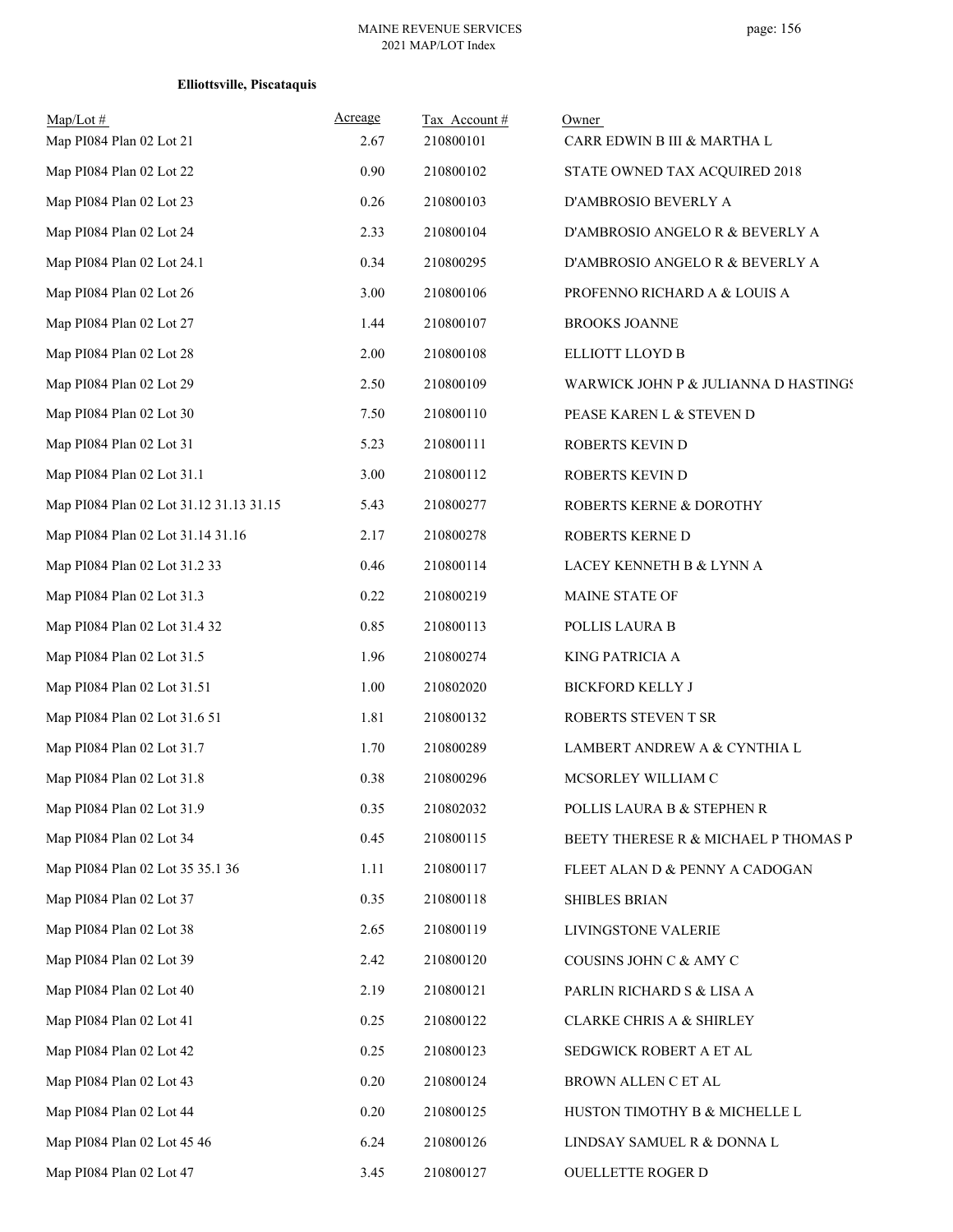**Elliottsville, Piscataquis**

| Map/Lot # | Acreage | Tax Account # | Owner |
|---|---|---|---|
| Map PI084 Plan 02 Lot 21 | 2.67 | 210800101 | CARR EDWIN B III & MARTHA L |
| Map PI084 Plan 02 Lot 22 | 0.90 | 210800102 | STATE OWNED TAX ACQUIRED 2018 |
| Map PI084 Plan 02 Lot 23 | 0.26 | 210800103 | D'AMBROSIO BEVERLY A |
| Map PI084 Plan 02 Lot 24 | 2.33 | 210800104 | D'AMBROSIO ANGELO R & BEVERLY A |
| Map PI084 Plan 02 Lot 24.1 | 0.34 | 210800295 | D'AMBROSIO ANGELO R & BEVERLY A |
| Map PI084 Plan 02 Lot 26 | 3.00 | 210800106 | PROFENNO RICHARD A & LOUIS A |
| Map PI084 Plan 02 Lot 27 | 1.44 | 210800107 | BROOKS JOANNE |
| Map PI084 Plan 02 Lot 28 | 2.00 | 210800108 | ELLIOTT LLOYD B |
| Map PI084 Plan 02 Lot 29 | 2.50 | 210800109 | WARWICK JOHN P & JULIANNA D HASTINGS |
| Map PI084 Plan 02 Lot 30 | 7.50 | 210800110 | PEASE KAREN L & STEVEN D |
| Map PI084 Plan 02 Lot 31 | 5.23 | 210800111 | ROBERTS KEVIN D |
| Map PI084 Plan 02 Lot 31.1 | 3.00 | 210800112 | ROBERTS KEVIN D |
| Map PI084 Plan 02 Lot 31.12 31.13 31.15 | 5.43 | 210800277 | ROBERTS KERNE & DOROTHY |
| Map PI084 Plan 02 Lot 31.14 31.16 | 2.17 | 210800278 | ROBERTS KERNE D |
| Map PI084 Plan 02 Lot 31.2 33 | 0.46 | 210800114 | LACEY KENNETH B & LYNN A |
| Map PI084 Plan 02 Lot 31.3 | 0.22 | 210800219 | MAINE STATE OF |
| Map PI084 Plan 02 Lot 31.4 32 | 0.85 | 210800113 | POLLIS LAURA B |
| Map PI084 Plan 02 Lot 31.5 | 1.96 | 210800274 | KING PATRICIA A |
| Map PI084 Plan 02 Lot 31.51 | 1.00 | 210802020 | BICKFORD KELLY J |
| Map PI084 Plan 02 Lot 31.6 51 | 1.81 | 210800132 | ROBERTS STEVEN T SR |
| Map PI084 Plan 02 Lot 31.7 | 1.70 | 210800289 | LAMBERT ANDREW A & CYNTHIA L |
| Map PI084 Plan 02 Lot 31.8 | 0.38 | 210800296 | MCSORLEY WILLIAM C |
| Map PI084 Plan 02 Lot 31.9 | 0.35 | 210802032 | POLLIS LAURA B & STEPHEN R |
| Map PI084 Plan 02 Lot 34 | 0.45 | 210800115 | BEETY THERESE R & MICHAEL P THOMAS P |
| Map PI084 Plan 02 Lot 35 35.1 36 | 1.11 | 210800117 | FLEET ALAN D & PENNY A CADOGAN |
| Map PI084 Plan 02 Lot 37 | 0.35 | 210800118 | SHIBLES BRIAN |
| Map PI084 Plan 02 Lot 38 | 2.65 | 210800119 | LIVINGSTONE VALERIE |
| Map PI084 Plan 02 Lot 39 | 2.42 | 210800120 | COUSINS JOHN C & AMY C |
| Map PI084 Plan 02 Lot 40 | 2.19 | 210800121 | PARLIN RICHARD S & LISA A |
| Map PI084 Plan 02 Lot 41 | 0.25 | 210800122 | CLARKE CHRIS A & SHIRLEY |
| Map PI084 Plan 02 Lot 42 | 0.25 | 210800123 | SEDGWICK ROBERT A ET AL |
| Map PI084 Plan 02 Lot 43 | 0.20 | 210800124 | BROWN ALLEN C ET AL |
| Map PI084 Plan 02 Lot 44 | 0.20 | 210800125 | HUSTON TIMOTHY B & MICHELLE L |
| Map PI084 Plan 02 Lot 45 46 | 6.24 | 210800126 | LINDSAY SAMUEL R & DONNA L |
| Map PI084 Plan 02 Lot 47 | 3.45 | 210800127 | OUELLETTE ROGER D |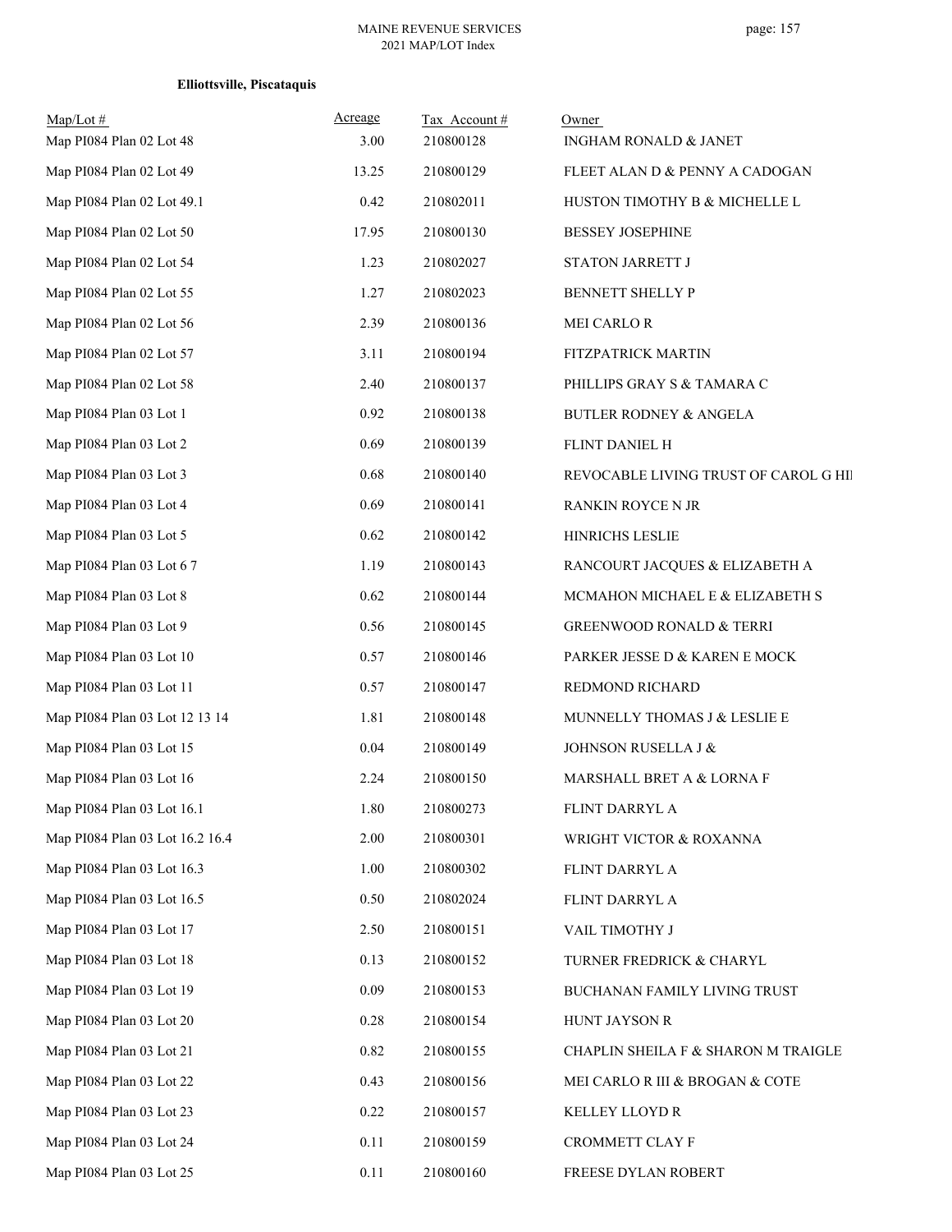**Elliottsville, Piscataquis**

| Map/Lot # | Acreage | Tax Account # | Owner |
|---|---|---|---|
| Map PI084 Plan 02 Lot 48 | 3.00 | 210800128 | INGHAM RONALD & JANET |
| Map PI084 Plan 02 Lot 49 | 13.25 | 210800129 | FLEET ALAN D & PENNY A CADOGAN |
| Map PI084 Plan 02 Lot 49.1 | 0.42 | 210802011 | HUSTON TIMOTHY B & MICHELLE L |
| Map PI084 Plan 02 Lot 50 | 17.95 | 210800130 | BESSEY JOSEPHINE |
| Map PI084 Plan 02 Lot 54 | 1.23 | 210802027 | STATON JARRETT J |
| Map PI084 Plan 02 Lot 55 | 1.27 | 210802023 | BENNETT SHELLY P |
| Map PI084 Plan 02 Lot 56 | 2.39 | 210800136 | MEI CARLO R |
| Map PI084 Plan 02 Lot 57 | 3.11 | 210800194 | FITZPATRICK MARTIN |
| Map PI084 Plan 02 Lot 58 | 2.40 | 210800137 | PHILLIPS GRAY S & TAMARA C |
| Map PI084 Plan 03 Lot 1 | 0.92 | 210800138 | BUTLER RODNEY & ANGELA |
| Map PI084 Plan 03 Lot 2 | 0.69 | 210800139 | FLINT DANIEL H |
| Map PI084 Plan 03 Lot 3 | 0.68 | 210800140 | REVOCABLE LIVING TRUST OF CAROL G HII |
| Map PI084 Plan 03 Lot 4 | 0.69 | 210800141 | RANKIN ROYCE N JR |
| Map PI084 Plan 03 Lot 5 | 0.62 | 210800142 | HINRICHS LESLIE |
| Map PI084 Plan 03 Lot 6 7 | 1.19 | 210800143 | RANCOURT JACQUES & ELIZABETH A |
| Map PI084 Plan 03 Lot 8 | 0.62 | 210800144 | MCMAHON MICHAEL E & ELIZABETH S |
| Map PI084 Plan 03 Lot 9 | 0.56 | 210800145 | GREENWOOD RONALD & TERRI |
| Map PI084 Plan 03 Lot 10 | 0.57 | 210800146 | PARKER JESSE D & KAREN E MOCK |
| Map PI084 Plan 03 Lot 11 | 0.57 | 210800147 | REDMOND RICHARD |
| Map PI084 Plan 03 Lot 12 13 14 | 1.81 | 210800148 | MUNNELLY THOMAS J & LESLIE E |
| Map PI084 Plan 03 Lot 15 | 0.04 | 210800149 | JOHNSON RUSELLA J & |
| Map PI084 Plan 03 Lot 16 | 2.24 | 210800150 | MARSHALL BRET A & LORNA F |
| Map PI084 Plan 03 Lot 16.1 | 1.80 | 210800273 | FLINT DARRYL A |
| Map PI084 Plan 03 Lot 16.2 16.4 | 2.00 | 210800301 | WRIGHT VICTOR & ROXANNA |
| Map PI084 Plan 03 Lot 16.3 | 1.00 | 210800302 | FLINT DARRYL A |
| Map PI084 Plan 03 Lot 16.5 | 0.50 | 210802024 | FLINT DARRYL A |
| Map PI084 Plan 03 Lot 17 | 2.50 | 210800151 | VAIL TIMOTHY J |
| Map PI084 Plan 03 Lot 18 | 0.13 | 210800152 | TURNER FREDRICK & CHARYL |
| Map PI084 Plan 03 Lot 19 | 0.09 | 210800153 | BUCHANAN FAMILY LIVING TRUST |
| Map PI084 Plan 03 Lot 20 | 0.28 | 210800154 | HUNT JAYSON R |
| Map PI084 Plan 03 Lot 21 | 0.82 | 210800155 | CHAPLIN SHEILA F & SHARON M TRAIGLE |
| Map PI084 Plan 03 Lot 22 | 0.43 | 210800156 | MEI CARLO R III & BROGAN & COTE |
| Map PI084 Plan 03 Lot 23 | 0.22 | 210800157 | KELLEY LLOYD R |
| Map PI084 Plan 03 Lot 24 | 0.11 | 210800159 | CROMMETT CLAY F |
| Map PI084 Plan 03 Lot 25 | 0.11 | 210800160 | FREESE DYLAN ROBERT |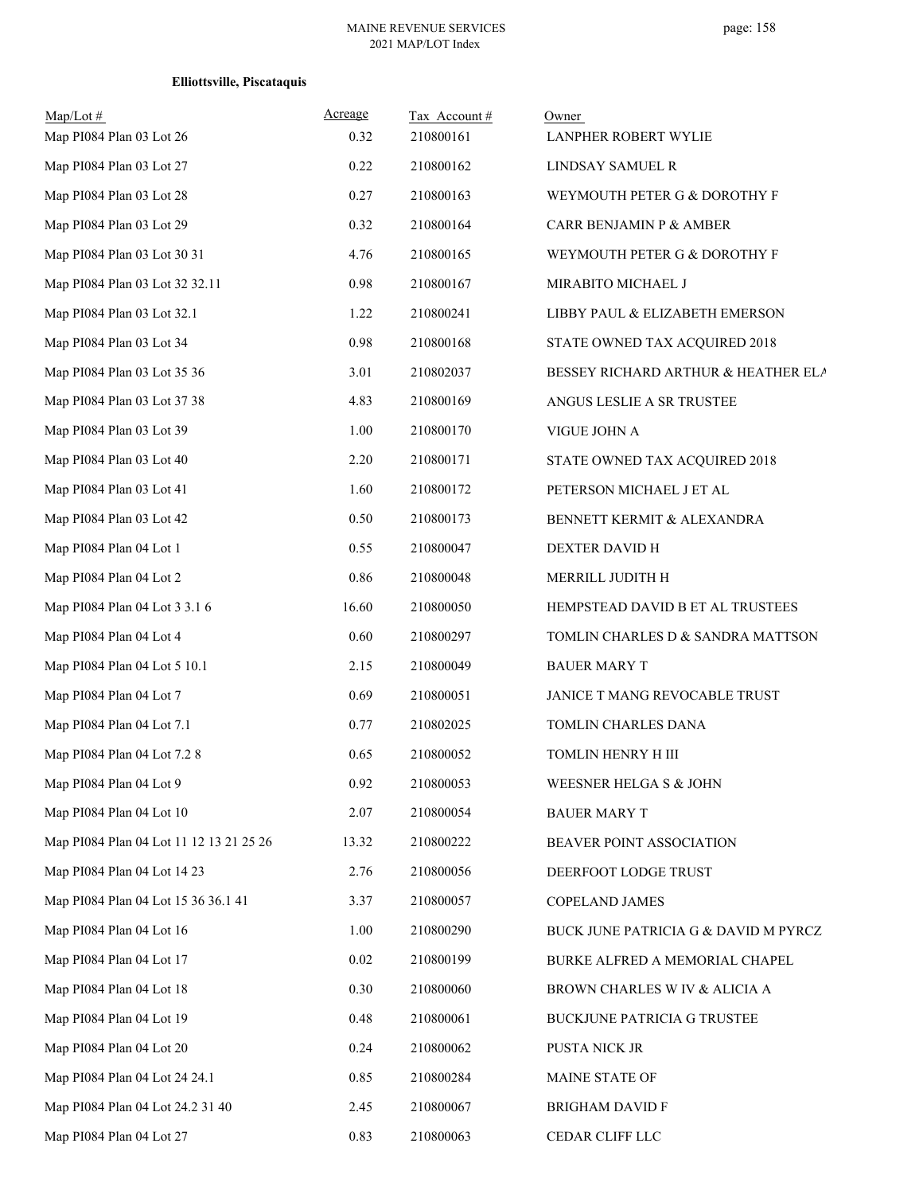**Elliottsville, Piscataquis**

| Map/Lot # | Acreage | Tax Account # | Owner |
|---|---|---|---|
| Map PI084 Plan 03 Lot 26 | 0.32 | 210800161 | LANPHER ROBERT WYLIE |
| Map PI084 Plan 03 Lot 27 | 0.22 | 210800162 | LINDSAY SAMUEL R |
| Map PI084 Plan 03 Lot 28 | 0.27 | 210800163 | WEYMOUTH PETER G & DOROTHY F |
| Map PI084 Plan 03 Lot 29 | 0.32 | 210800164 | CARR BENJAMIN P & AMBER |
| Map PI084 Plan 03 Lot 30 31 | 4.76 | 210800165 | WEYMOUTH PETER G & DOROTHY F |
| Map PI084 Plan 03 Lot 32 32.11 | 0.98 | 210800167 | MIRABITO MICHAEL J |
| Map PI084 Plan 03 Lot 32.1 | 1.22 | 210800241 | LIBBY PAUL & ELIZABETH EMERSON |
| Map PI084 Plan 03 Lot 34 | 0.98 | 210800168 | STATE OWNED TAX ACQUIRED 2018 |
| Map PI084 Plan 03 Lot 35 36 | 3.01 | 210802037 | BESSEY RICHARD ARTHUR & HEATHER ELA |
| Map PI084 Plan 03 Lot 37 38 | 4.83 | 210800169 | ANGUS LESLIE A SR TRUSTEE |
| Map PI084 Plan 03 Lot 39 | 1.00 | 210800170 | VIGUE JOHN A |
| Map PI084 Plan 03 Lot 40 | 2.20 | 210800171 | STATE OWNED TAX ACQUIRED 2018 |
| Map PI084 Plan 03 Lot 41 | 1.60 | 210800172 | PETERSON MICHAEL J ET AL |
| Map PI084 Plan 03 Lot 42 | 0.50 | 210800173 | BENNETT KERMIT & ALEXANDRA |
| Map PI084 Plan 04 Lot 1 | 0.55 | 210800047 | DEXTER DAVID H |
| Map PI084 Plan 04 Lot 2 | 0.86 | 210800048 | MERRILL JUDITH H |
| Map PI084 Plan 04 Lot 3 3.1 6 | 16.60 | 210800050 | HEMPSTEAD DAVID B ET AL TRUSTEES |
| Map PI084 Plan 04 Lot 4 | 0.60 | 210800297 | TOMLIN CHARLES D & SANDRA MATTSON |
| Map PI084 Plan 04 Lot 5 10.1 | 2.15 | 210800049 | BAUER MARY T |
| Map PI084 Plan 04 Lot 7 | 0.69 | 210800051 | JANICE T MANG REVOCABLE TRUST |
| Map PI084 Plan 04 Lot 7.1 | 0.77 | 210802025 | TOMLIN CHARLES DANA |
| Map PI084 Plan 04 Lot 7.2 8 | 0.65 | 210800052 | TOMLIN HENRY H III |
| Map PI084 Plan 04 Lot 9 | 0.92 | 210800053 | WEESNER HELGA S & JOHN |
| Map PI084 Plan 04 Lot 10 | 2.07 | 210800054 | BAUER MARY T |
| Map PI084 Plan 04 Lot 11 12 13 21 25 26 | 13.32 | 210800222 | BEAVER POINT ASSOCIATION |
| Map PI084 Plan 04 Lot 14 23 | 2.76 | 210800056 | DEERFOOT LODGE TRUST |
| Map PI084 Plan 04 Lot 15 36 36.1 41 | 3.37 | 210800057 | COPELAND JAMES |
| Map PI084 Plan 04 Lot 16 | 1.00 | 210800290 | BUCK JUNE PATRICIA G & DAVID M PYRCZ |
| Map PI084 Plan 04 Lot 17 | 0.02 | 210800199 | BURKE ALFRED A MEMORIAL CHAPEL |
| Map PI084 Plan 04 Lot 18 | 0.30 | 210800060 | BROWN CHARLES W IV & ALICIA A |
| Map PI084 Plan 04 Lot 19 | 0.48 | 210800061 | BUCKJUNE PATRICIA G TRUSTEE |
| Map PI084 Plan 04 Lot 20 | 0.24 | 210800062 | PUSTA NICK JR |
| Map PI084 Plan 04 Lot 24 24.1 | 0.85 | 210800284 | MAINE STATE OF |
| Map PI084 Plan 04 Lot 24.2 31 40 | 2.45 | 210800067 | BRIGHAM DAVID F |
| Map PI084 Plan 04 Lot 27 | 0.83 | 210800063 | CEDAR CLIFF LLC |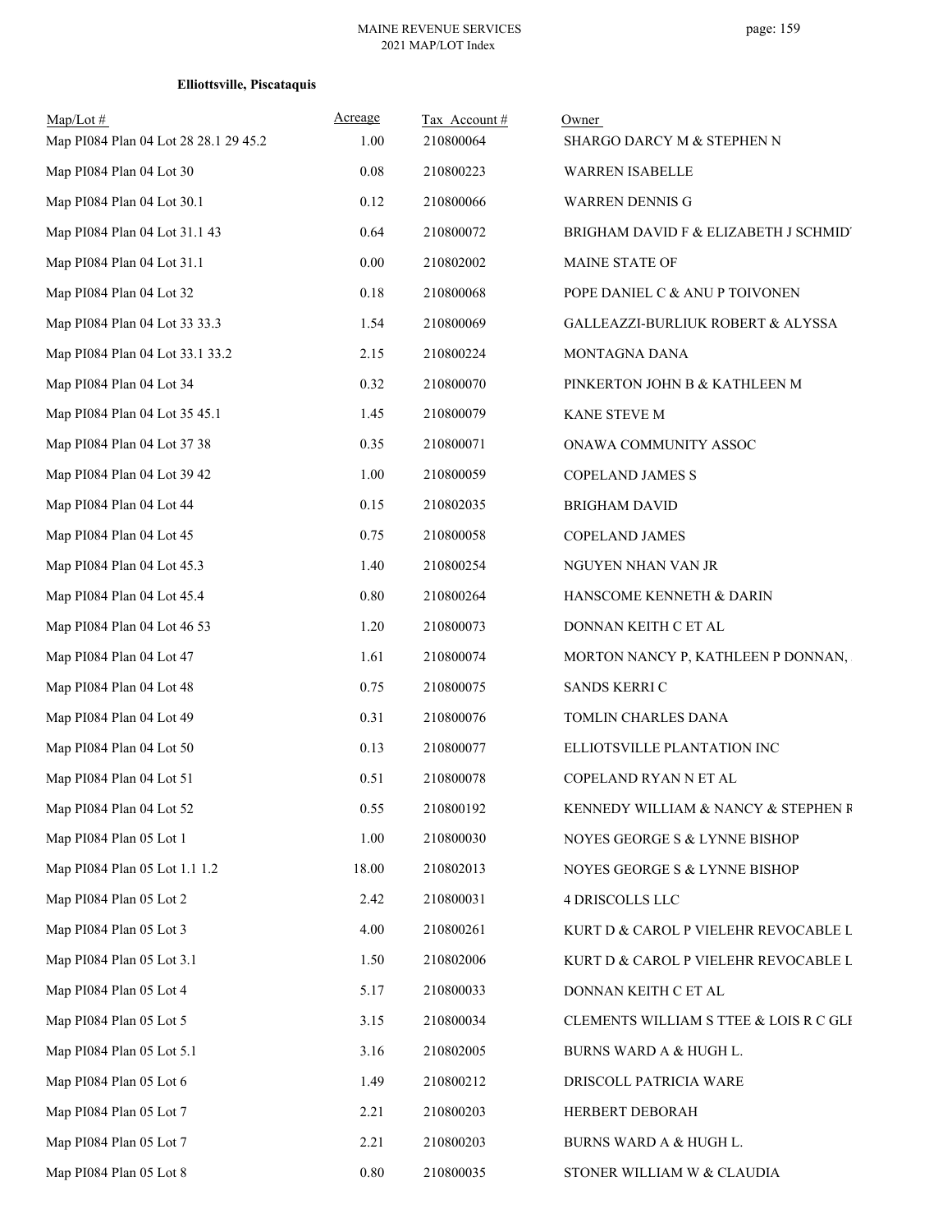**Elliottsville, Piscataquis**

| Map/Lot # | Acreage | Tax Account # | Owner |
|---|---|---|---|
| Map PI084 Plan 04 Lot 28 28.1 29 45.2 | 1.00 | 210800064 | SHARGO DARCY M & STEPHEN N |
| Map PI084 Plan 04 Lot 30 | 0.08 | 210800223 | WARREN ISABELLE |
| Map PI084 Plan 04 Lot 30.1 | 0.12 | 210800066 | WARREN DENNIS G |
| Map PI084 Plan 04 Lot 31.1 43 | 0.64 | 210800072 | BRIGHAM DAVID F & ELIZABETH J SCHMIDT |
| Map PI084 Plan 04 Lot 31.1 | 0.00 | 210802002 | MAINE STATE OF |
| Map PI084 Plan 04 Lot 32 | 0.18 | 210800068 | POPE DANIEL C & ANU P TOIVONEN |
| Map PI084 Plan 04 Lot 33 33.3 | 1.54 | 210800069 | GALLEAZZI-BURLIUK ROBERT & ALYSSA |
| Map PI084 Plan 04 Lot 33.1 33.2 | 2.15 | 210800224 | MONTAGNA DANA |
| Map PI084 Plan 04 Lot 34 | 0.32 | 210800070 | PINKERTON JOHN B & KATHLEEN M |
| Map PI084 Plan 04 Lot 35 45.1 | 1.45 | 210800079 | KANE STEVE M |
| Map PI084 Plan 04 Lot 37 38 | 0.35 | 210800071 | ONAWA COMMUNITY ASSOC |
| Map PI084 Plan 04 Lot 39 42 | 1.00 | 210800059 | COPELAND JAMES S |
| Map PI084 Plan 04 Lot 44 | 0.15 | 210802035 | BRIGHAM DAVID |
| Map PI084 Plan 04 Lot 45 | 0.75 | 210800058 | COPELAND JAMES |
| Map PI084 Plan 04 Lot 45.3 | 1.40 | 210800254 | NGUYEN NHAN VAN JR |
| Map PI084 Plan 04 Lot 45.4 | 0.80 | 210800264 | HANSCOME KENNETH & DARIN |
| Map PI084 Plan 04 Lot 46 53 | 1.20 | 210800073 | DONNAN KEITH C ET AL |
| Map PI084 Plan 04 Lot 47 | 1.61 | 210800074 | MORTON NANCY P, KATHLEEN P DONNAN, |
| Map PI084 Plan 04 Lot 48 | 0.75 | 210800075 | SANDS KERRI C |
| Map PI084 Plan 04 Lot 49 | 0.31 | 210800076 | TOMLIN CHARLES DANA |
| Map PI084 Plan 04 Lot 50 | 0.13 | 210800077 | ELLIOTSVILLE PLANTATION INC |
| Map PI084 Plan 04 Lot 51 | 0.51 | 210800078 | COPELAND RYAN N ET AL |
| Map PI084 Plan 04 Lot 52 | 0.55 | 210800192 | KENNEDY WILLIAM & NANCY & STEPHEN R |
| Map PI084 Plan 05 Lot 1 | 1.00 | 210800030 | NOYES GEORGE S & LYNNE BISHOP |
| Map PI084 Plan 05 Lot 1.1 1.2 | 18.00 | 210802013 | NOYES GEORGE S & LYNNE BISHOP |
| Map PI084 Plan 05 Lot 2 | 2.42 | 210800031 | 4 DRISCOLLS LLC |
| Map PI084 Plan 05 Lot 3 | 4.00 | 210800261 | KURT D & CAROL P VIELEHR REVOCABLE L |
| Map PI084 Plan 05 Lot 3.1 | 1.50 | 210802006 | KURT D & CAROL P VIELEHR REVOCABLE L |
| Map PI084 Plan 05 Lot 4 | 5.17 | 210800033 | DONNAN KEITH C ET AL |
| Map PI084 Plan 05 Lot 5 | 3.15 | 210800034 | CLEMENTS WILLIAM S TTEE & LOIS R C GLE |
| Map PI084 Plan 05 Lot 5.1 | 3.16 | 210802005 | BURNS WARD A & HUGH L. |
| Map PI084 Plan 05 Lot 6 | 1.49 | 210800212 | DRISCOLL PATRICIA WARE |
| Map PI084 Plan 05 Lot 7 | 2.21 | 210800203 | HERBERT DEBORAH |
| Map PI084 Plan 05 Lot 7 | 2.21 | 210800203 | BURNS WARD A & HUGH L. |
| Map PI084 Plan 05 Lot 8 | 0.80 | 210800035 | STONER WILLIAM W & CLAUDIA |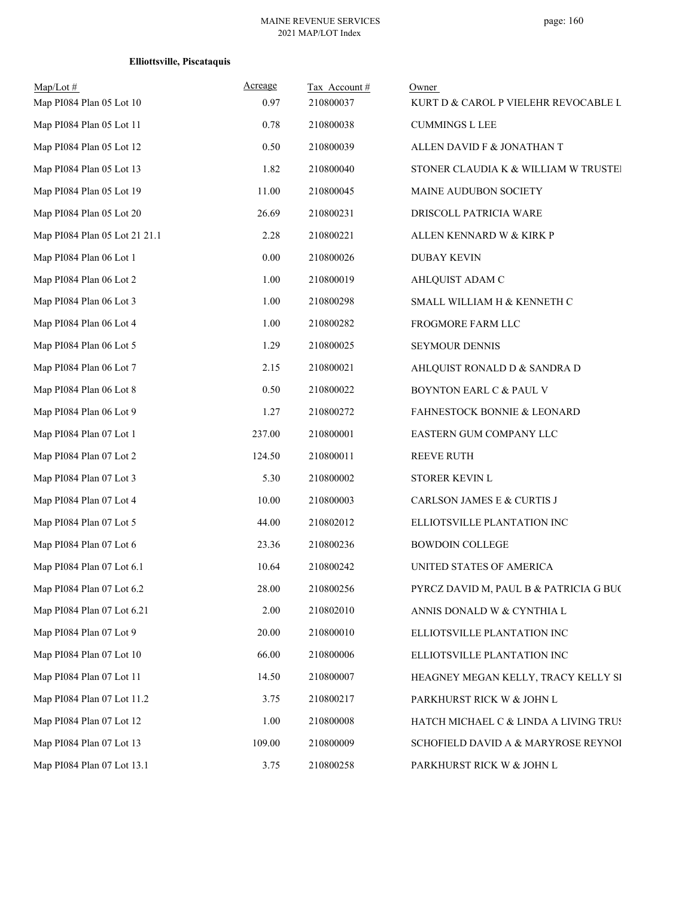**Elliottsville, Piscataquis**

| Map/Lot # | Acreage | Tax Account # | Owner |
|---|---|---|---|
| Map PI084 Plan 05 Lot 10 | 0.97 | 210800037 | KURT D & CAROL P VIELEHR REVOCABLE L |
| Map PI084 Plan 05 Lot 11 | 0.78 | 210800038 | CUMMINGS L LEE |
| Map PI084 Plan 05 Lot 12 | 0.50 | 210800039 | ALLEN DAVID F & JONATHAN T |
| Map PI084 Plan 05 Lot 13 | 1.82 | 210800040 | STONER CLAUDIA K & WILLIAM W TRUSTEI |
| Map PI084 Plan 05 Lot 19 | 11.00 | 210800045 | MAINE AUDUBON SOCIETY |
| Map PI084 Plan 05 Lot 20 | 26.69 | 210800231 | DRISCOLL PATRICIA WARE |
| Map PI084 Plan 05 Lot 21 21.1 | 2.28 | 210800221 | ALLEN KENNARD W & KIRK P |
| Map PI084 Plan 06 Lot 1 | 0.00 | 210800026 | DUBAY KEVIN |
| Map PI084 Plan 06 Lot 2 | 1.00 | 210800019 | AHLQUIST ADAM C |
| Map PI084 Plan 06 Lot 3 | 1.00 | 210800298 | SMALL WILLIAM H & KENNETH C |
| Map PI084 Plan 06 Lot 4 | 1.00 | 210800282 | FROGMORE FARM LLC |
| Map PI084 Plan 06 Lot 5 | 1.29 | 210800025 | SEYMOUR DENNIS |
| Map PI084 Plan 06 Lot 7 | 2.15 | 210800021 | AHLQUIST RONALD D & SANDRA D |
| Map PI084 Plan 06 Lot 8 | 0.50 | 210800022 | BOYNTON EARL C & PAUL V |
| Map PI084 Plan 06 Lot 9 | 1.27 | 210800272 | FAHNESTOCK BONNIE & LEONARD |
| Map PI084 Plan 07 Lot 1 | 237.00 | 210800001 | EASTERN GUM COMPANY LLC |
| Map PI084 Plan 07 Lot 2 | 124.50 | 210800011 | REEVE RUTH |
| Map PI084 Plan 07 Lot 3 | 5.30 | 210800002 | STORER KEVIN L |
| Map PI084 Plan 07 Lot 4 | 10.00 | 210800003 | CARLSON JAMES E & CURTIS J |
| Map PI084 Plan 07 Lot 5 | 44.00 | 210802012 | ELLIOTSVILLE PLANTATION INC |
| Map PI084 Plan 07 Lot 6 | 23.36 | 210800236 | BOWDOIN COLLEGE |
| Map PI084 Plan 07 Lot 6.1 | 10.64 | 210800242 | UNITED STATES OF AMERICA |
| Map PI084 Plan 07 Lot 6.2 | 28.00 | 210800256 | PYRCZ DAVID M, PAUL B & PATRICIA G BU( |
| Map PI084 Plan 07 Lot 6.21 | 2.00 | 210802010 | ANNIS DONALD W & CYNTHIA L |
| Map PI084 Plan 07 Lot 9 | 20.00 | 210800010 | ELLIOTSVILLE PLANTATION INC |
| Map PI084 Plan 07 Lot 10 | 66.00 | 210800006 | ELLIOTSVILLE PLANTATION INC |
| Map PI084 Plan 07 Lot 11 | 14.50 | 210800007 | HEAGNEY MEGAN KELLY, TRACY KELLY SI |
| Map PI084 Plan 07 Lot 11.2 | 3.75 | 210800217 | PARKHURST RICK W & JOHN L |
| Map PI084 Plan 07 Lot 12 | 1.00 | 210800008 | HATCH MICHAEL C & LINDA A LIVING TRUS |
| Map PI084 Plan 07 Lot 13 | 109.00 | 210800009 | SCHOFIELD DAVID A & MARYROSE REYNOI |
| Map PI084 Plan 07 Lot 13.1 | 3.75 | 210800258 | PARKHURST RICK W & JOHN L |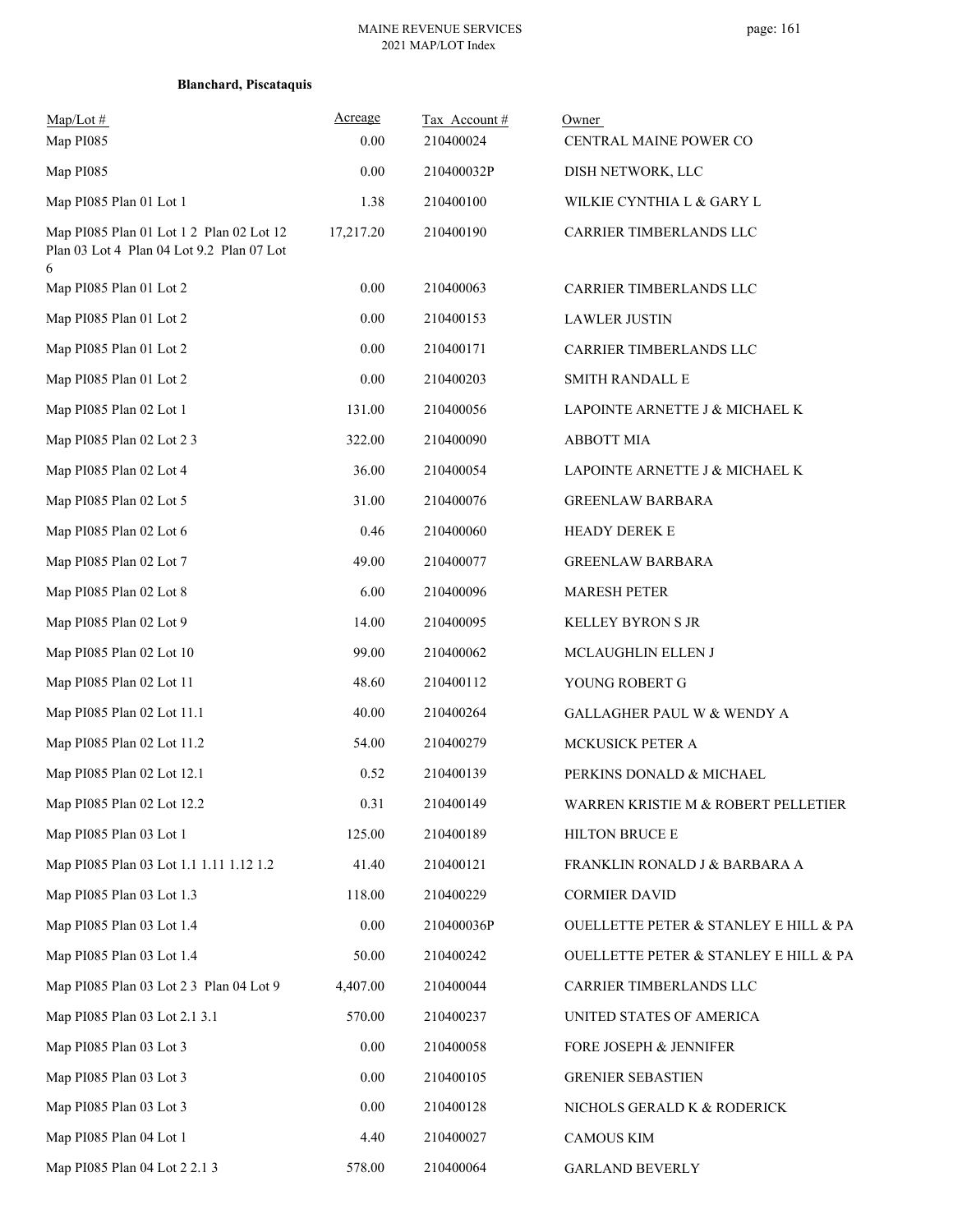**Blanchard, Piscataquis**

| Map/Lot # | Acreage | Tax Account # | Owner |
|---|---|---|---|
| Map PI085 | 0.00 | 210400024 | CENTRAL MAINE POWER CO |
| Map PI085 | 0.00 | 210400032P | DISH NETWORK, LLC |
| Map PI085 Plan 01 Lot 1 | 1.38 | 210400100 | WILKIE CYNTHIA L & GARY L |
| Map PI085 Plan 01 Lot 1 2 Plan 02 Lot 12 Plan 03 Lot 4 Plan 04 Lot 9.2 Plan 07 Lot 6 | 17,217.20 | 210400190 | CARRIER TIMBERLANDS LLC |
| Map PI085 Plan 01 Lot 2 | 0.00 | 210400063 | CARRIER TIMBERLANDS LLC |
| Map PI085 Plan 01 Lot 2 | 0.00 | 210400153 | LAWLER JUSTIN |
| Map PI085 Plan 01 Lot 2 | 0.00 | 210400171 | CARRIER TIMBERLANDS LLC |
| Map PI085 Plan 01 Lot 2 | 0.00 | 210400203 | SMITH RANDALL E |
| Map PI085 Plan 02 Lot 1 | 131.00 | 210400056 | LAPOINTE ARNETTE J & MICHAEL K |
| Map PI085 Plan 02 Lot 2 3 | 322.00 | 210400090 | ABBOTT MIA |
| Map PI085 Plan 02 Lot 4 | 36.00 | 210400054 | LAPOINTE ARNETTE J & MICHAEL K |
| Map PI085 Plan 02 Lot 5 | 31.00 | 210400076 | GREENLAW BARBARA |
| Map PI085 Plan 02 Lot 6 | 0.46 | 210400060 | HEADY DEREK E |
| Map PI085 Plan 02 Lot 7 | 49.00 | 210400077 | GREENLAW BARBARA |
| Map PI085 Plan 02 Lot 8 | 6.00 | 210400096 | MARESH PETER |
| Map PI085 Plan 02 Lot 9 | 14.00 | 210400095 | KELLEY BYRON S JR |
| Map PI085 Plan 02 Lot 10 | 99.00 | 210400062 | MCLAUGHLIN ELLEN J |
| Map PI085 Plan 02 Lot 11 | 48.60 | 210400112 | YOUNG ROBERT G |
| Map PI085 Plan 02 Lot 11.1 | 40.00 | 210400264 | GALLAGHER PAUL W & WENDY A |
| Map PI085 Plan 02 Lot 11.2 | 54.00 | 210400279 | MCKUSICK PETER A |
| Map PI085 Plan 02 Lot 12.1 | 0.52 | 210400139 | PERKINS DONALD & MICHAEL |
| Map PI085 Plan 02 Lot 12.2 | 0.31 | 210400149 | WARREN KRISTIE M & ROBERT PELLETIER |
| Map PI085 Plan 03 Lot 1 | 125.00 | 210400189 | HILTON BRUCE E |
| Map PI085 Plan 03 Lot 1.1 1.11 1.12 1.2 | 41.40 | 210400121 | FRANKLIN RONALD J & BARBARA A |
| Map PI085 Plan 03 Lot 1.3 | 118.00 | 210400229 | CORMIER DAVID |
| Map PI085 Plan 03 Lot 1.4 | 0.00 | 210400036P | OUELLETTE PETER & STANLEY E HILL & PA |
| Map PI085 Plan 03 Lot 1.4 | 50.00 | 210400242 | OUELLETTE PETER & STANLEY E HILL & PA |
| Map PI085 Plan 03 Lot 2 3 Plan 04 Lot 9 | 4,407.00 | 210400044 | CARRIER TIMBERLANDS LLC |
| Map PI085 Plan 03 Lot 2.1 3.1 | 570.00 | 210400237 | UNITED STATES OF AMERICA |
| Map PI085 Plan 03 Lot 3 | 0.00 | 210400058 | FORE JOSEPH & JENNIFER |
| Map PI085 Plan 03 Lot 3 | 0.00 | 210400105 | GRENIER SEBASTIEN |
| Map PI085 Plan 03 Lot 3 | 0.00 | 210400128 | NICHOLS GERALD K & RODERICK |
| Map PI085 Plan 04 Lot 1 | 4.40 | 210400027 | CAMOUS KIM |
| Map PI085 Plan 04 Lot 2 2.1 3 | 578.00 | 210400064 | GARLAND BEVERLY |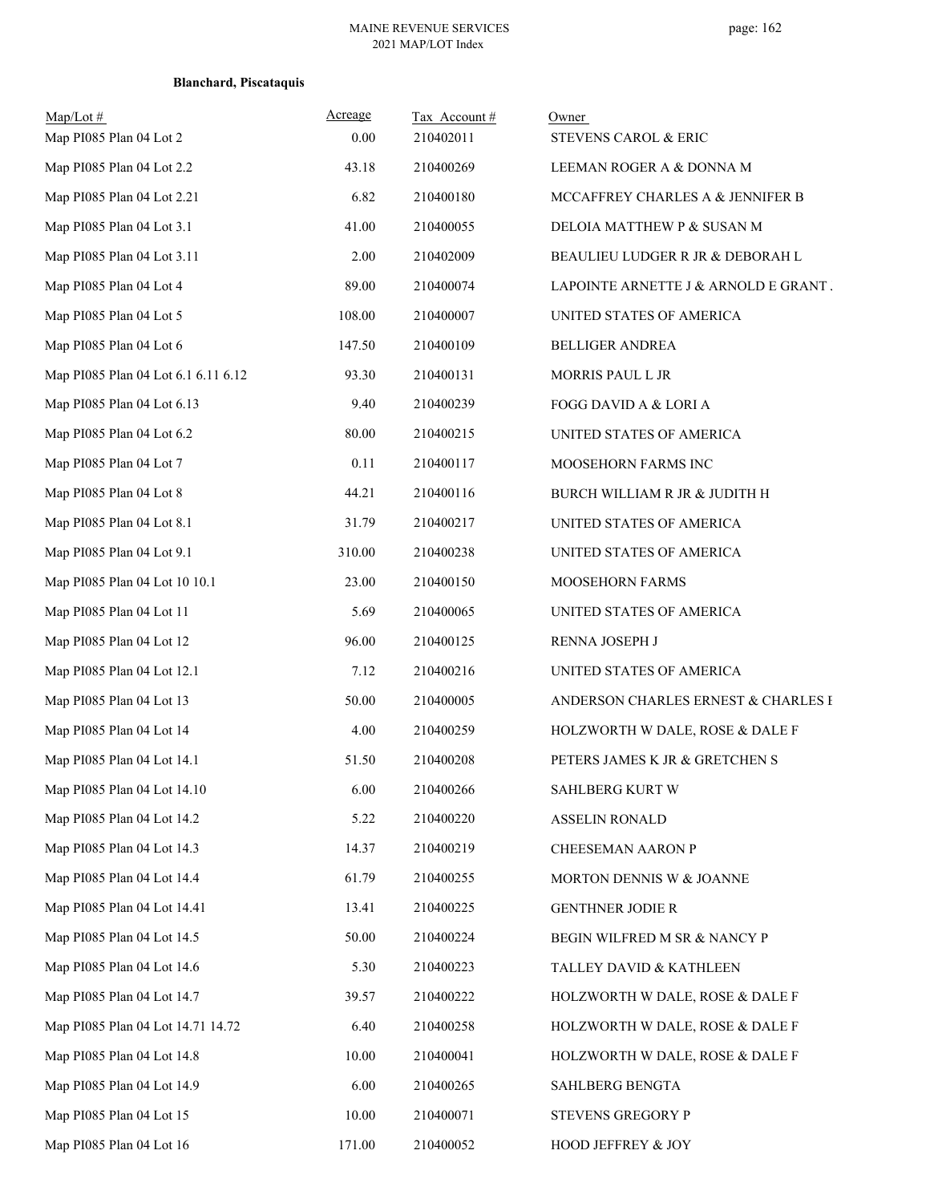**Blanchard, Piscataquis**

| Map/Lot # | Acreage | Tax Account # | Owner |
|---|---|---|---|
| Map PI085 Plan 04 Lot 2 | 0.00 | 210402011 | STEVENS CAROL & ERIC |
| Map PI085 Plan 04 Lot 2.2 | 43.18 | 210400269 | LEEMAN ROGER A & DONNA M |
| Map PI085 Plan 04 Lot 2.21 | 6.82 | 210400180 | MCCAFFREY CHARLES A & JENNIFER B |
| Map PI085 Plan 04 Lot 3.1 | 41.00 | 210400055 | DELOIA MATTHEW P & SUSAN M |
| Map PI085 Plan 04 Lot 3.11 | 2.00 | 210402009 | BEAULIEU LUDGER R JR & DEBORAH L |
| Map PI085 Plan 04 Lot 4 | 89.00 | 210400074 | LAPOINTE ARNETTE J & ARNOLD E GRANT . |
| Map PI085 Plan 04 Lot 5 | 108.00 | 210400007 | UNITED STATES OF AMERICA |
| Map PI085 Plan 04 Lot 6 | 147.50 | 210400109 | BELLIGER ANDREA |
| Map PI085 Plan 04 Lot 6.1 6.11 6.12 | 93.30 | 210400131 | MORRIS PAUL L JR |
| Map PI085 Plan 04 Lot 6.13 | 9.40 | 210400239 | FOGG DAVID A & LORI A |
| Map PI085 Plan 04 Lot 6.2 | 80.00 | 210400215 | UNITED STATES OF AMERICA |
| Map PI085 Plan 04 Lot 7 | 0.11 | 210400117 | MOOSEHORN FARMS INC |
| Map PI085 Plan 04 Lot 8 | 44.21 | 210400116 | BURCH WILLIAM R JR & JUDITH H |
| Map PI085 Plan 04 Lot 8.1 | 31.79 | 210400217 | UNITED STATES OF AMERICA |
| Map PI085 Plan 04 Lot 9.1 | 310.00 | 210400238 | UNITED STATES OF AMERICA |
| Map PI085 Plan 04 Lot 10 10.1 | 23.00 | 210400150 | MOOSEHORN FARMS |
| Map PI085 Plan 04 Lot 11 | 5.69 | 210400065 | UNITED STATES OF AMERICA |
| Map PI085 Plan 04 Lot 12 | 96.00 | 210400125 | RENNA JOSEPH J |
| Map PI085 Plan 04 Lot 12.1 | 7.12 | 210400216 | UNITED STATES OF AMERICA |
| Map PI085 Plan 04 Lot 13 | 50.00 | 210400005 | ANDERSON CHARLES ERNEST & CHARLES E |
| Map PI085 Plan 04 Lot 14 | 4.00 | 210400259 | HOLZWORTH W DALE, ROSE & DALE F |
| Map PI085 Plan 04 Lot 14.1 | 51.50 | 210400208 | PETERS JAMES K JR & GRETCHEN S |
| Map PI085 Plan 04 Lot 14.10 | 6.00 | 210400266 | SAHLBERG KURT W |
| Map PI085 Plan 04 Lot 14.2 | 5.22 | 210400220 | ASSELIN RONALD |
| Map PI085 Plan 04 Lot 14.3 | 14.37 | 210400219 | CHEESEMAN AARON P |
| Map PI085 Plan 04 Lot 14.4 | 61.79 | 210400255 | MORTON DENNIS W & JOANNE |
| Map PI085 Plan 04 Lot 14.41 | 13.41 | 210400225 | GENTHNER JODIE R |
| Map PI085 Plan 04 Lot 14.5 | 50.00 | 210400224 | BEGIN WILFRED M SR & NANCY P |
| Map PI085 Plan 04 Lot 14.6 | 5.30 | 210400223 | TALLEY DAVID & KATHLEEN |
| Map PI085 Plan 04 Lot 14.7 | 39.57 | 210400222 | HOLZWORTH W DALE, ROSE & DALE F |
| Map PI085 Plan 04 Lot 14.71 14.72 | 6.40 | 210400258 | HOLZWORTH W DALE, ROSE & DALE F |
| Map PI085 Plan 04 Lot 14.8 | 10.00 | 210400041 | HOLZWORTH W DALE, ROSE & DALE F |
| Map PI085 Plan 04 Lot 14.9 | 6.00 | 210400265 | SAHLBERG BENGTA |
| Map PI085 Plan 04 Lot 15 | 10.00 | 210400071 | STEVENS GREGORY P |
| Map PI085 Plan 04 Lot 16 | 171.00 | 210400052 | HOOD JEFFREY & JOY |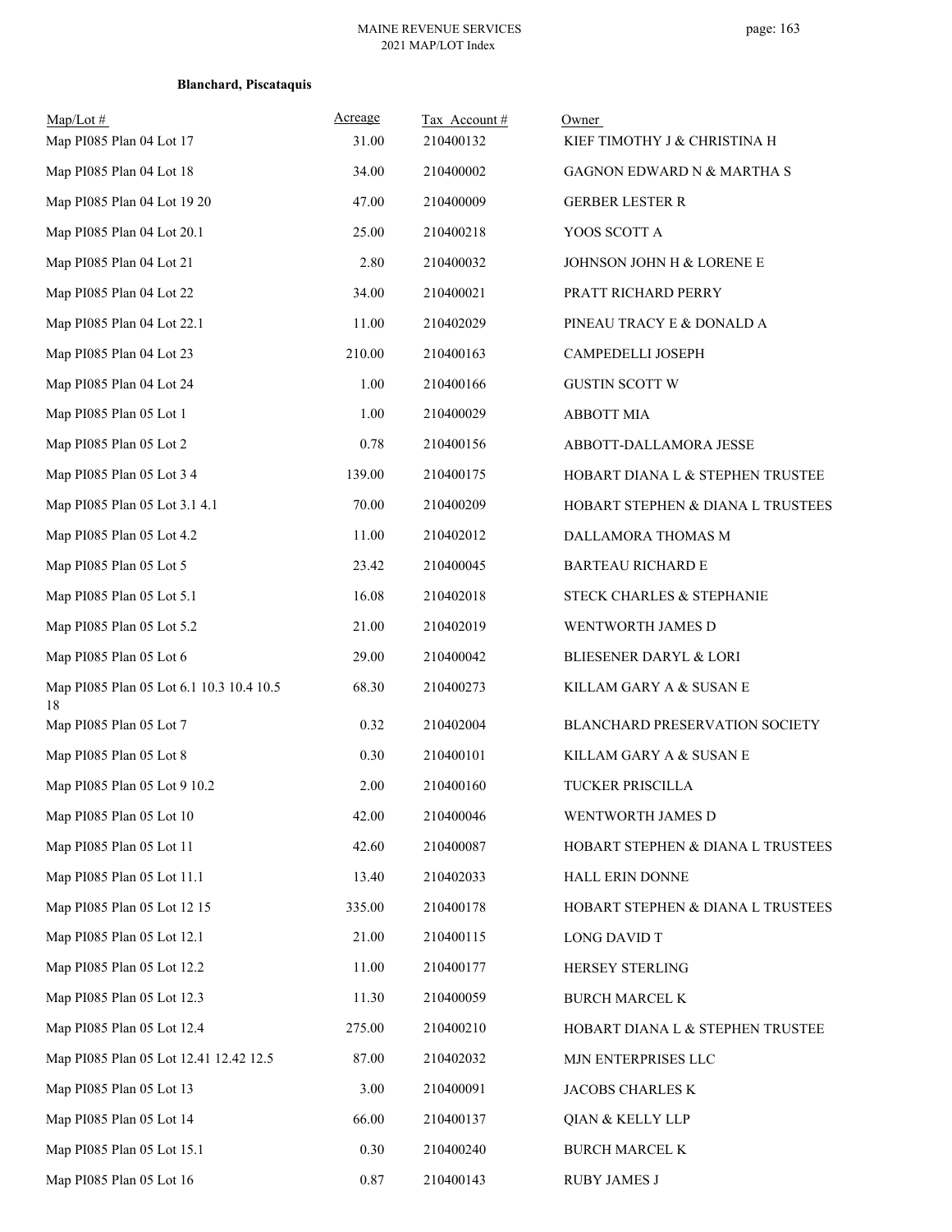**Blanchard, Piscataquis**

| Map/Lot # | Acreage | Tax Account # | Owner |
|---|---|---|---|
| Map PI085 Plan 04 Lot 17 | 31.00 | 210400132 | KIEF TIMOTHY J & CHRISTINA H |
| Map PI085 Plan 04 Lot 18 | 34.00 | 210400002 | GAGNON EDWARD N & MARTHA S |
| Map PI085 Plan 04 Lot 19 20 | 47.00 | 210400009 | GERBER LESTER R |
| Map PI085 Plan 04 Lot 20.1 | 25.00 | 210400218 | YOOS SCOTT A |
| Map PI085 Plan 04 Lot 21 | 2.80 | 210400032 | JOHNSON JOHN H & LORENE E |
| Map PI085 Plan 04 Lot 22 | 34.00 | 210400021 | PRATT RICHARD PERRY |
| Map PI085 Plan 04 Lot 22.1 | 11.00 | 210402029 | PINEAU TRACY E & DONALD A |
| Map PI085 Plan 04 Lot 23 | 210.00 | 210400163 | CAMPEDELLI JOSEPH |
| Map PI085 Plan 04 Lot 24 | 1.00 | 210400166 | GUSTIN SCOTT W |
| Map PI085 Plan 05 Lot 1 | 1.00 | 210400029 | ABBOTT MIA |
| Map PI085 Plan 05 Lot 2 | 0.78 | 210400156 | ABBOTT-DALLAMORA JESSE |
| Map PI085 Plan 05 Lot 3 4 | 139.00 | 210400175 | HOBART DIANA L & STEPHEN TRUSTEE |
| Map PI085 Plan 05 Lot 3.1 4.1 | 70.00 | 210400209 | HOBART STEPHEN & DIANA L TRUSTEES |
| Map PI085 Plan 05 Lot 4.2 | 11.00 | 210402012 | DALLAMORA THOMAS M |
| Map PI085 Plan 05 Lot 5 | 23.42 | 210400045 | BARTEAU RICHARD E |
| Map PI085 Plan 05 Lot 5.1 | 16.08 | 210402018 | STECK CHARLES & STEPHANIE |
| Map PI085 Plan 05 Lot 5.2 | 21.00 | 210402019 | WENTWORTH JAMES D |
| Map PI085 Plan 05 Lot 6 | 29.00 | 210400042 | BLIESENER DARYL & LORI |
| Map PI085 Plan 05 Lot 6.1 10.3 10.4 10.5 18 | 68.30 | 210400273 | KILLAM GARY A & SUSAN E |
| Map PI085 Plan 05 Lot 7 | 0.32 | 210402004 | BLANCHARD PRESERVATION SOCIETY |
| Map PI085 Plan 05 Lot 8 | 0.30 | 210400101 | KILLAM GARY A & SUSAN E |
| Map PI085 Plan 05 Lot 9 10.2 | 2.00 | 210400160 | TUCKER PRISCILLA |
| Map PI085 Plan 05 Lot 10 | 42.00 | 210400046 | WENTWORTH JAMES D |
| Map PI085 Plan 05 Lot 11 | 42.60 | 210400087 | HOBART STEPHEN & DIANA L TRUSTEES |
| Map PI085 Plan 05 Lot 11.1 | 13.40 | 210402033 | HALL ERIN DONNE |
| Map PI085 Plan 05 Lot 12 15 | 335.00 | 210400178 | HOBART STEPHEN & DIANA L TRUSTEES |
| Map PI085 Plan 05 Lot 12.1 | 21.00 | 210400115 | LONG DAVID T |
| Map PI085 Plan 05 Lot 12.2 | 11.00 | 210400177 | HERSEY STERLING |
| Map PI085 Plan 05 Lot 12.3 | 11.30 | 210400059 | BURCH MARCEL K |
| Map PI085 Plan 05 Lot 12.4 | 275.00 | 210400210 | HOBART DIANA L & STEPHEN TRUSTEE |
| Map PI085 Plan 05 Lot 12.41 12.42 12.5 | 87.00 | 210402032 | MJN ENTERPRISES LLC |
| Map PI085 Plan 05 Lot 13 | 3.00 | 210400091 | JACOBS CHARLES K |
| Map PI085 Plan 05 Lot 14 | 66.00 | 210400137 | QIAN & KELLY LLP |
| Map PI085 Plan 05 Lot 15.1 | 0.30 | 210400240 | BURCH MARCEL K |
| Map PI085 Plan 05 Lot 16 | 0.87 | 210400143 | RUBY JAMES J |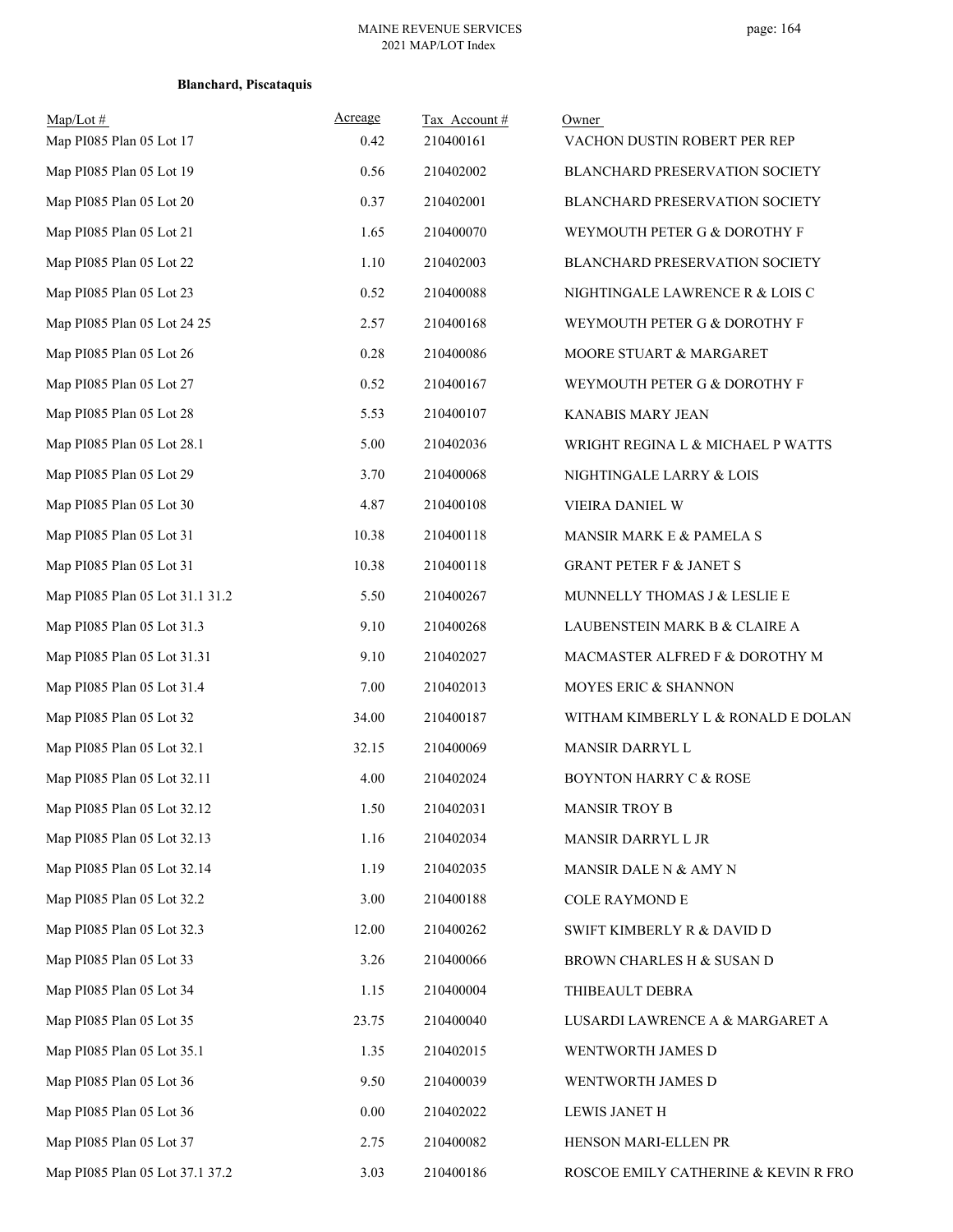**Blanchard, Piscataquis**

| Map/Lot # | Acreage | Tax Account # | Owner |
|---|---|---|---|
| Map PI085 Plan 05 Lot 17 | 0.42 | 210400161 | VACHON DUSTIN ROBERT PER REP |
| Map PI085 Plan 05 Lot 19 | 0.56 | 210402002 | BLANCHARD PRESERVATION SOCIETY |
| Map PI085 Plan 05 Lot 20 | 0.37 | 210402001 | BLANCHARD PRESERVATION SOCIETY |
| Map PI085 Plan 05 Lot 21 | 1.65 | 210400070 | WEYMOUTH PETER G & DOROTHY F |
| Map PI085 Plan 05 Lot 22 | 1.10 | 210402003 | BLANCHARD PRESERVATION SOCIETY |
| Map PI085 Plan 05 Lot 23 | 0.52 | 210400088 | NIGHTINGALE LAWRENCE R & LOIS C |
| Map PI085 Plan 05 Lot 24 25 | 2.57 | 210400168 | WEYMOUTH PETER G & DOROTHY F |
| Map PI085 Plan 05 Lot 26 | 0.28 | 210400086 | MOORE STUART & MARGARET |
| Map PI085 Plan 05 Lot 27 | 0.52 | 210400167 | WEYMOUTH PETER G & DOROTHY F |
| Map PI085 Plan 05 Lot 28 | 5.53 | 210400107 | KANABIS MARY JEAN |
| Map PI085 Plan 05 Lot 28.1 | 5.00 | 210402036 | WRIGHT REGINA L & MICHAEL P WATTS |
| Map PI085 Plan 05 Lot 29 | 3.70 | 210400068 | NIGHTINGALE LARRY & LOIS |
| Map PI085 Plan 05 Lot 30 | 4.87 | 210400108 | VIEIRA DANIEL W |
| Map PI085 Plan 05 Lot 31 | 10.38 | 210400118 | MANSIR MARK E & PAMELA S |
| Map PI085 Plan 05 Lot 31 | 10.38 | 210400118 | GRANT PETER F & JANET S |
| Map PI085 Plan 05 Lot 31.1 31.2 | 5.50 | 210400267 | MUNNELLY THOMAS J & LESLIE E |
| Map PI085 Plan 05 Lot 31.3 | 9.10 | 210400268 | LAUBENSTEIN MARK B & CLAIRE A |
| Map PI085 Plan 05 Lot 31.31 | 9.10 | 210402027 | MACMASTER ALFRED F & DOROTHY M |
| Map PI085 Plan 05 Lot 31.4 | 7.00 | 210402013 | MOYES ERIC & SHANNON |
| Map PI085 Plan 05 Lot 32 | 34.00 | 210400187 | WITHAM KIMBERLY L & RONALD E DOLAN |
| Map PI085 Plan 05 Lot 32.1 | 32.15 | 210400069 | MANSIR DARRYL L |
| Map PI085 Plan 05 Lot 32.11 | 4.00 | 210402024 | BOYNTON HARRY C & ROSE |
| Map PI085 Plan 05 Lot 32.12 | 1.50 | 210402031 | MANSIR TROY B |
| Map PI085 Plan 05 Lot 32.13 | 1.16 | 210402034 | MANSIR DARRYL L JR |
| Map PI085 Plan 05 Lot 32.14 | 1.19 | 210402035 | MANSIR DALE N & AMY N |
| Map PI085 Plan 05 Lot 32.2 | 3.00 | 210400188 | COLE RAYMOND E |
| Map PI085 Plan 05 Lot 32.3 | 12.00 | 210400262 | SWIFT KIMBERLY R & DAVID D |
| Map PI085 Plan 05 Lot 33 | 3.26 | 210400066 | BROWN CHARLES H & SUSAN D |
| Map PI085 Plan 05 Lot 34 | 1.15 | 210400004 | THIBEAULT DEBRA |
| Map PI085 Plan 05 Lot 35 | 23.75 | 210400040 | LUSARDI LAWRENCE A & MARGARET A |
| Map PI085 Plan 05 Lot 35.1 | 1.35 | 210402015 | WENTWORTH JAMES D |
| Map PI085 Plan 05 Lot 36 | 9.50 | 210400039 | WENTWORTH JAMES D |
| Map PI085 Plan 05 Lot 36 | 0.00 | 210402022 | LEWIS JANET H |
| Map PI085 Plan 05 Lot 37 | 2.75 | 210400082 | HENSON MARI-ELLEN PR |
| Map PI085 Plan 05 Lot 37.1 37.2 | 3.03 | 210400186 | ROSCOE EMILY CATHERINE & KEVIN R FRO |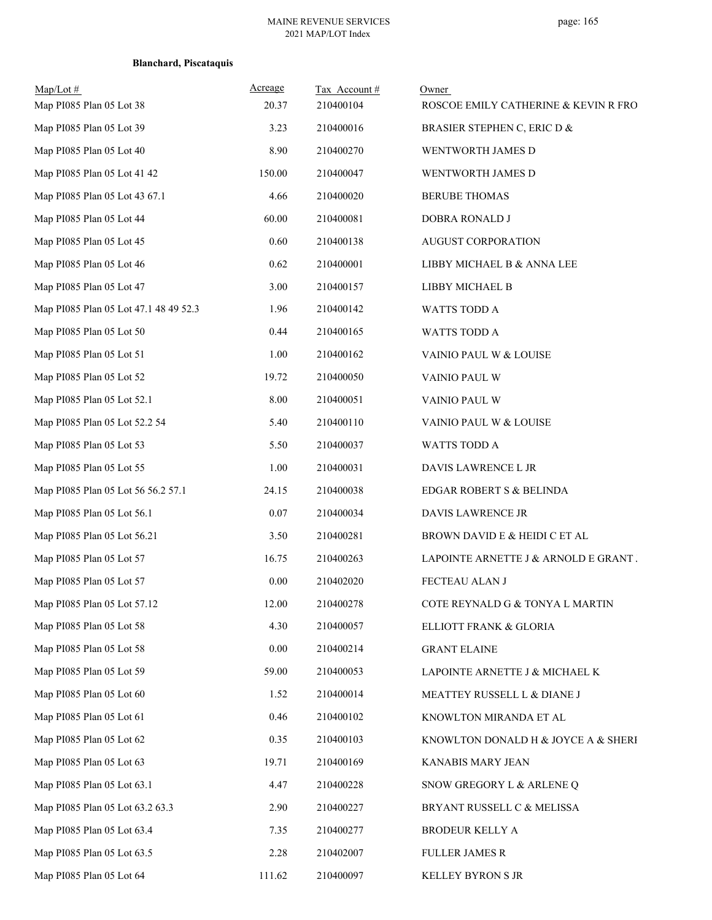**Blanchard, Piscataquis**

| Map/Lot # | Acreage | Tax Account # | Owner |
|---|---|---|---|
| Map PI085 Plan 05 Lot 38 | 20.37 | 210400104 | ROSCOE EMILY CATHERINE & KEVIN R FRO |
| Map PI085 Plan 05 Lot 39 | 3.23 | 210400016 | BRASIER STEPHEN C, ERIC D & |
| Map PI085 Plan 05 Lot 40 | 8.90 | 210400270 | WENTWORTH JAMES D |
| Map PI085 Plan 05 Lot 41 42 | 150.00 | 210400047 | WENTWORTH JAMES D |
| Map PI085 Plan 05 Lot 43 67.1 | 4.66 | 210400020 | BERUBE THOMAS |
| Map PI085 Plan 05 Lot 44 | 60.00 | 210400081 | DOBRA RONALD J |
| Map PI085 Plan 05 Lot 45 | 0.60 | 210400138 | AUGUST CORPORATION |
| Map PI085 Plan 05 Lot 46 | 0.62 | 210400001 | LIBBY MICHAEL B & ANNA LEE |
| Map PI085 Plan 05 Lot 47 | 3.00 | 210400157 | LIBBY MICHAEL B |
| Map PI085 Plan 05 Lot 47.1 48 49 52.3 | 1.96 | 210400142 | WATTS TODD A |
| Map PI085 Plan 05 Lot 50 | 0.44 | 210400165 | WATTS TODD A |
| Map PI085 Plan 05 Lot 51 | 1.00 | 210400162 | VAINIO PAUL W & LOUISE |
| Map PI085 Plan 05 Lot 52 | 19.72 | 210400050 | VAINIO PAUL W |
| Map PI085 Plan 05 Lot 52.1 | 8.00 | 210400051 | VAINIO PAUL W |
| Map PI085 Plan 05 Lot 52.2 54 | 5.40 | 210400110 | VAINIO PAUL W & LOUISE |
| Map PI085 Plan 05 Lot 53 | 5.50 | 210400037 | WATTS TODD A |
| Map PI085 Plan 05 Lot 55 | 1.00 | 210400031 | DAVIS LAWRENCE L JR |
| Map PI085 Plan 05 Lot 56 56.2 57.1 | 24.15 | 210400038 | EDGAR ROBERT S & BELINDA |
| Map PI085 Plan 05 Lot 56.1 | 0.07 | 210400034 | DAVIS LAWRENCE JR |
| Map PI085 Plan 05 Lot 56.21 | 3.50 | 210400281 | BROWN DAVID E & HEIDI C ET AL |
| Map PI085 Plan 05 Lot 57 | 16.75 | 210400263 | LAPOINTE ARNETTE J & ARNOLD E GRANT . |
| Map PI085 Plan 05 Lot 57 | 0.00 | 210402020 | FECTEAU ALAN J |
| Map PI085 Plan 05 Lot 57.12 | 12.00 | 210400278 | COTE REYNALD G & TONYA L MARTIN |
| Map PI085 Plan 05 Lot 58 | 4.30 | 210400057 | ELLIOTT FRANK & GLORIA |
| Map PI085 Plan 05 Lot 58 | 0.00 | 210400214 | GRANT ELAINE |
| Map PI085 Plan 05 Lot 59 | 59.00 | 210400053 | LAPOINTE ARNETTE J & MICHAEL K |
| Map PI085 Plan 05 Lot 60 | 1.52 | 210400014 | MEATTEY RUSSELL L & DIANE J |
| Map PI085 Plan 05 Lot 61 | 0.46 | 210400102 | KNOWLTON MIRANDA ET AL |
| Map PI085 Plan 05 Lot 62 | 0.35 | 210400103 | KNOWLTON DONALD H & JOYCE A & SHERI |
| Map PI085 Plan 05 Lot 63 | 19.71 | 210400169 | KANABIS MARY JEAN |
| Map PI085 Plan 05 Lot 63.1 | 4.47 | 210400228 | SNOW GREGORY L & ARLENE Q |
| Map PI085 Plan 05 Lot 63.2 63.3 | 2.90 | 210400227 | BRYANT RUSSELL C & MELISSA |
| Map PI085 Plan 05 Lot 63.4 | 7.35 | 210400277 | BRODEUR KELLY A |
| Map PI085 Plan 05 Lot 63.5 | 2.28 | 210402007 | FULLER JAMES R |
| Map PI085 Plan 05 Lot 64 | 111.62 | 210400097 | KELLEY BYRON S JR |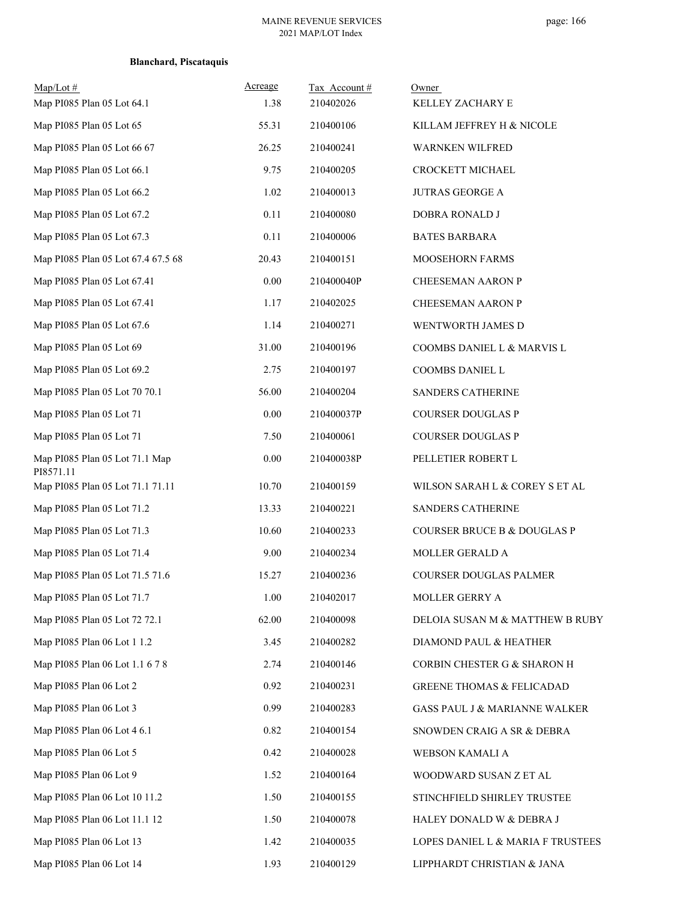**Blanchard, Piscataquis**

| Map/Lot # | Acreage | Tax Account # | Owner |
|---|---|---|---|
| Map PI085 Plan 05 Lot 64.1 | 1.38 | 210402026 | KELLEY ZACHARY E |
| Map PI085 Plan 05 Lot 65 | 55.31 | 210400106 | KILLAM JEFFREY H & NICOLE |
| Map PI085 Plan 05 Lot 66 67 | 26.25 | 210400241 | WARNKEN WILFRED |
| Map PI085 Plan 05 Lot 66.1 | 9.75 | 210400205 | CROCKETT MICHAEL |
| Map PI085 Plan 05 Lot 66.2 | 1.02 | 210400013 | JUTRAS GEORGE A |
| Map PI085 Plan 05 Lot 67.2 | 0.11 | 210400080 | DOBRA RONALD J |
| Map PI085 Plan 05 Lot 67.3 | 0.11 | 210400006 | BATES BARBARA |
| Map PI085 Plan 05 Lot 67.4 67.5 68 | 20.43 | 210400151 | MOOSEHORN FARMS |
| Map PI085 Plan 05 Lot 67.41 | 0.00 | 210400040P | CHEESEMAN AARON P |
| Map PI085 Plan 05 Lot 67.41 | 1.17 | 210402025 | CHEESEMAN AARON P |
| Map PI085 Plan 05 Lot 67.6 | 1.14 | 210400271 | WENTWORTH JAMES D |
| Map PI085 Plan 05 Lot 69 | 31.00 | 210400196 | COOMBS DANIEL L & MARVIS L |
| Map PI085 Plan 05 Lot 69.2 | 2.75 | 210400197 | COOMBS DANIEL L |
| Map PI085 Plan 05 Lot 70 70.1 | 56.00 | 210400204 | SANDERS CATHERINE |
| Map PI085 Plan 05 Lot 71 | 0.00 | 210400037P | COURSER DOUGLAS P |
| Map PI085 Plan 05 Lot 71 | 7.50 | 210400061 | COURSER DOUGLAS P |
| Map PI085 Plan 05 Lot 71.1 Map PI8571.11 | 0.00 | 210400038P | PELLETIER ROBERT L |
| Map PI085 Plan 05 Lot 71.1 71.11 | 10.70 | 210400159 | WILSON SARAH L & COREY S ET AL |
| Map PI085 Plan 05 Lot 71.2 | 13.33 | 210400221 | SANDERS CATHERINE |
| Map PI085 Plan 05 Lot 71.3 | 10.60 | 210400233 | COURSER BRUCE B & DOUGLAS P |
| Map PI085 Plan 05 Lot 71.4 | 9.00 | 210400234 | MOLLER GERALD A |
| Map PI085 Plan 05 Lot 71.5 71.6 | 15.27 | 210400236 | COURSER DOUGLAS PALMER |
| Map PI085 Plan 05 Lot 71.7 | 1.00 | 210402017 | MOLLER GERRY A |
| Map PI085 Plan 05 Lot 72 72.1 | 62.00 | 210400098 | DELOIA SUSAN M & MATTHEW B RUBY |
| Map PI085 Plan 06 Lot 1 1.2 | 3.45 | 210400282 | DIAMOND PAUL & HEATHER |
| Map PI085 Plan 06 Lot 1.1 6 7 8 | 2.74 | 210400146 | CORBIN CHESTER G & SHARON H |
| Map PI085 Plan 06 Lot 2 | 0.92 | 210400231 | GREENE THOMAS & FELICADAD |
| Map PI085 Plan 06 Lot 3 | 0.99 | 210400283 | GASS PAUL J & MARIANNE WALKER |
| Map PI085 Plan 06 Lot 4 6.1 | 0.82 | 210400154 | SNOWDEN CRAIG A SR & DEBRA |
| Map PI085 Plan 06 Lot 5 | 0.42 | 210400028 | WEBSON KAMALI A |
| Map PI085 Plan 06 Lot 9 | 1.52 | 210400164 | WOODWARD SUSAN Z ET AL |
| Map PI085 Plan 06 Lot 10 11.2 | 1.50 | 210400155 | STINCHFIELD SHIRLEY TRUSTEE |
| Map PI085 Plan 06 Lot 11.1 12 | 1.50 | 210400078 | HALEY DONALD W & DEBRA J |
| Map PI085 Plan 06 Lot 13 | 1.42 | 210400035 | LOPES DANIEL L & MARIA F TRUSTEES |
| Map PI085 Plan 06 Lot 14 | 1.93 | 210400129 | LIPPHARDT CHRISTIAN & JANA |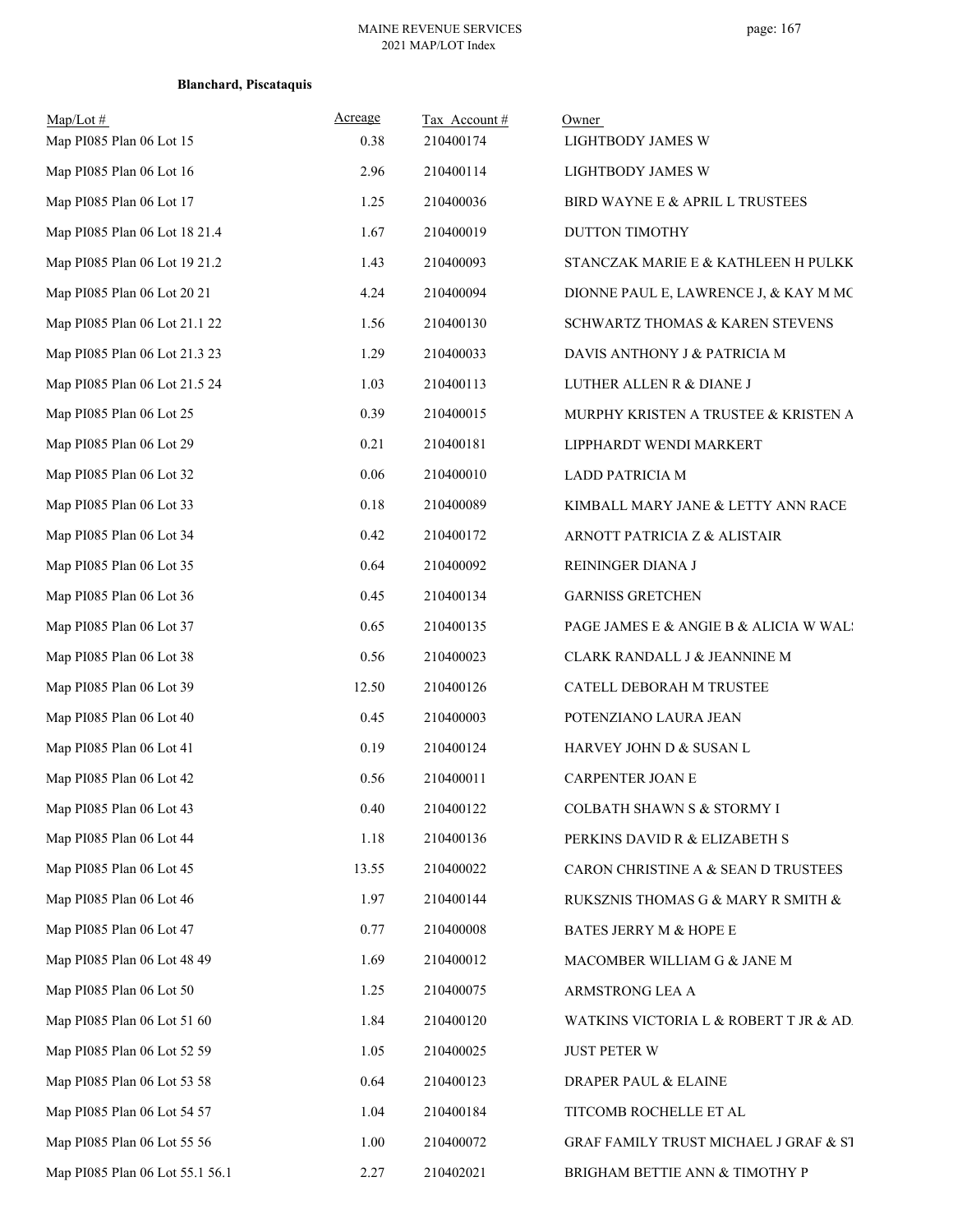**Blanchard, Piscataquis**

| Map/Lot # | Acreage | Tax Account # | Owner |
|---|---|---|---|
| Map PI085 Plan 06 Lot 15 | 0.38 | 210400174 | LIGHTBODY JAMES W |
| Map PI085 Plan 06 Lot 16 | 2.96 | 210400114 | LIGHTBODY JAMES W |
| Map PI085 Plan 06 Lot 17 | 1.25 | 210400036 | BIRD WAYNE E & APRIL L TRUSTEES |
| Map PI085 Plan 06 Lot 18 21.4 | 1.67 | 210400019 | DUTTON TIMOTHY |
| Map PI085 Plan 06 Lot 19 21.2 | 1.43 | 210400093 | STANCZAK MARIE E & KATHLEEN H PULKK |
| Map PI085 Plan 06 Lot 20 21 | 4.24 | 210400094 | DIONNE PAUL E, LAWRENCE J, & KAY M MC |
| Map PI085 Plan 06 Lot 21.1 22 | 1.56 | 210400130 | SCHWARTZ THOMAS & KAREN STEVENS |
| Map PI085 Plan 06 Lot 21.3 23 | 1.29 | 210400033 | DAVIS ANTHONY J & PATRICIA M |
| Map PI085 Plan 06 Lot 21.5 24 | 1.03 | 210400113 | LUTHER ALLEN R & DIANE J |
| Map PI085 Plan 06 Lot 25 | 0.39 | 210400015 | MURPHY KRISTEN A TRUSTEE & KRISTEN A |
| Map PI085 Plan 06 Lot 29 | 0.21 | 210400181 | LIPPHARDT WENDI MARKERT |
| Map PI085 Plan 06 Lot 32 | 0.06 | 210400010 | LADD PATRICIA M |
| Map PI085 Plan 06 Lot 33 | 0.18 | 210400089 | KIMBALL MARY JANE & LETTY ANN RACE |
| Map PI085 Plan 06 Lot 34 | 0.42 | 210400172 | ARNOTT PATRICIA Z & ALISTAIR |
| Map PI085 Plan 06 Lot 35 | 0.64 | 210400092 | REININGER DIANA J |
| Map PI085 Plan 06 Lot 36 | 0.45 | 210400134 | GARNISS GRETCHEN |
| Map PI085 Plan 06 Lot 37 | 0.65 | 210400135 | PAGE JAMES E & ANGIE B & ALICIA W WAL |
| Map PI085 Plan 06 Lot 38 | 0.56 | 210400023 | CLARK RANDALL J & JEANNINE M |
| Map PI085 Plan 06 Lot 39 | 12.50 | 210400126 | CATELL DEBORAH M TRUSTEE |
| Map PI085 Plan 06 Lot 40 | 0.45 | 210400003 | POTENZIANO LAURA JEAN |
| Map PI085 Plan 06 Lot 41 | 0.19 | 210400124 | HARVEY JOHN D & SUSAN L |
| Map PI085 Plan 06 Lot 42 | 0.56 | 210400011 | CARPENTER JOAN E |
| Map PI085 Plan 06 Lot 43 | 0.40 | 210400122 | COLBATH SHAWN S & STORMY I |
| Map PI085 Plan 06 Lot 44 | 1.18 | 210400136 | PERKINS DAVID R & ELIZABETH S |
| Map PI085 Plan 06 Lot 45 | 13.55 | 210400022 | CARON CHRISTINE A & SEAN D TRUSTEES |
| Map PI085 Plan 06 Lot 46 | 1.97 | 210400144 | RUKSZNIS THOMAS G & MARY R SMITH & |
| Map PI085 Plan 06 Lot 47 | 0.77 | 210400008 | BATES JERRY M & HOPE E |
| Map PI085 Plan 06 Lot 48 49 | 1.69 | 210400012 | MACOMBER WILLIAM G & JANE M |
| Map PI085 Plan 06 Lot 50 | 1.25 | 210400075 | ARMSTRONG LEA A |
| Map PI085 Plan 06 Lot 51 60 | 1.84 | 210400120 | WATKINS VICTORIA L & ROBERT T JR & AD |
| Map PI085 Plan 06 Lot 52 59 | 1.05 | 210400025 | JUST PETER W |
| Map PI085 Plan 06 Lot 53 58 | 0.64 | 210400123 | DRAPER PAUL & ELAINE |
| Map PI085 Plan 06 Lot 54 57 | 1.04 | 210400184 | TITCOMB ROCHELLE ET AL |
| Map PI085 Plan 06 Lot 55 56 | 1.00 | 210400072 | GRAF FAMILY TRUST MICHAEL J GRAF & ST |
| Map PI085 Plan 06 Lot 55.1 56.1 | 2.27 | 210402021 | BRIGHAM BETTIE ANN & TIMOTHY P |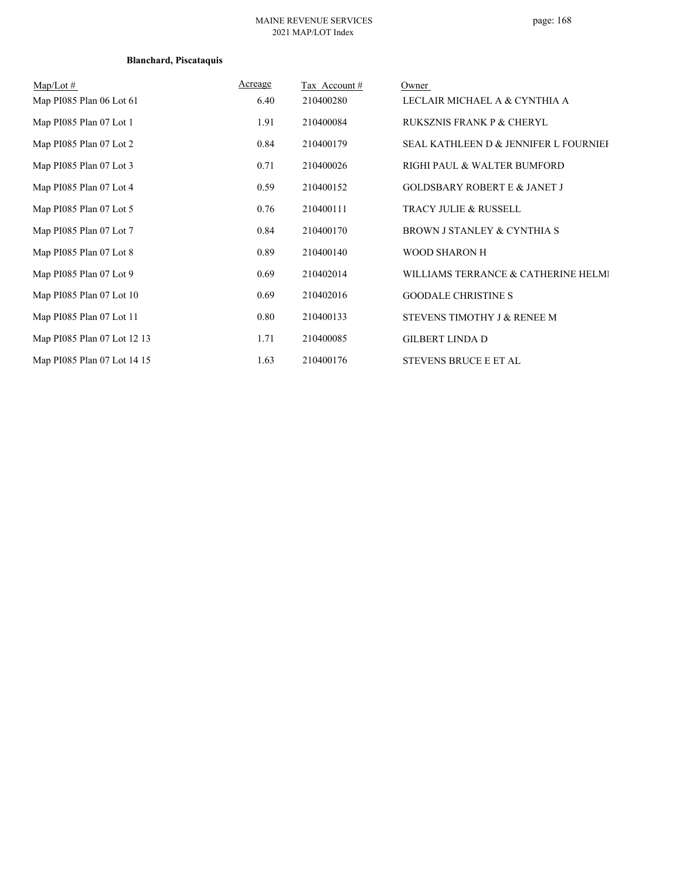**Blanchard, Piscataquis**

| Map/Lot # | Acreage | Tax Account # | Owner |
|---|---|---|---|
| Map PI085 Plan 06 Lot 61 | 6.40 | 210400280 | LECLAIR MICHAEL A & CYNTHIA A |
| Map PI085 Plan 07 Lot 1 | 1.91 | 210400084 | RUKSZNIS FRANK P & CHERYL |
| Map PI085 Plan 07 Lot 2 | 0.84 | 210400179 | SEAL KATHLEEN D & JENNIFER L FOURNIEI |
| Map PI085 Plan 07 Lot 3 | 0.71 | 210400026 | RIGHI PAUL & WALTER BUMFORD |
| Map PI085 Plan 07 Lot 4 | 0.59 | 210400152 | GOLDSBARY ROBERT E & JANET J |
| Map PI085 Plan 07 Lot 5 | 0.76 | 210400111 | TRACY JULIE & RUSSELL |
| Map PI085 Plan 07 Lot 7 | 0.84 | 210400170 | BROWN J STANLEY & CYNTHIA S |
| Map PI085 Plan 07 Lot 8 | 0.89 | 210400140 | WOOD SHARON H |
| Map PI085 Plan 07 Lot 9 | 0.69 | 210402014 | WILLIAMS TERRANCE & CATHERINE HELMI |
| Map PI085 Plan 07 Lot 10 | 0.69 | 210402016 | GOODALE CHRISTINE S |
| Map PI085 Plan 07 Lot 11 | 0.80 | 210400133 | STEVENS TIMOTHY J & RENEE M |
| Map PI085 Plan 07 Lot 12 13 | 1.71 | 210400085 | GILBERT LINDA D |
| Map PI085 Plan 07 Lot 14 15 | 1.63 | 210400176 | STEVENS BRUCE E ET AL |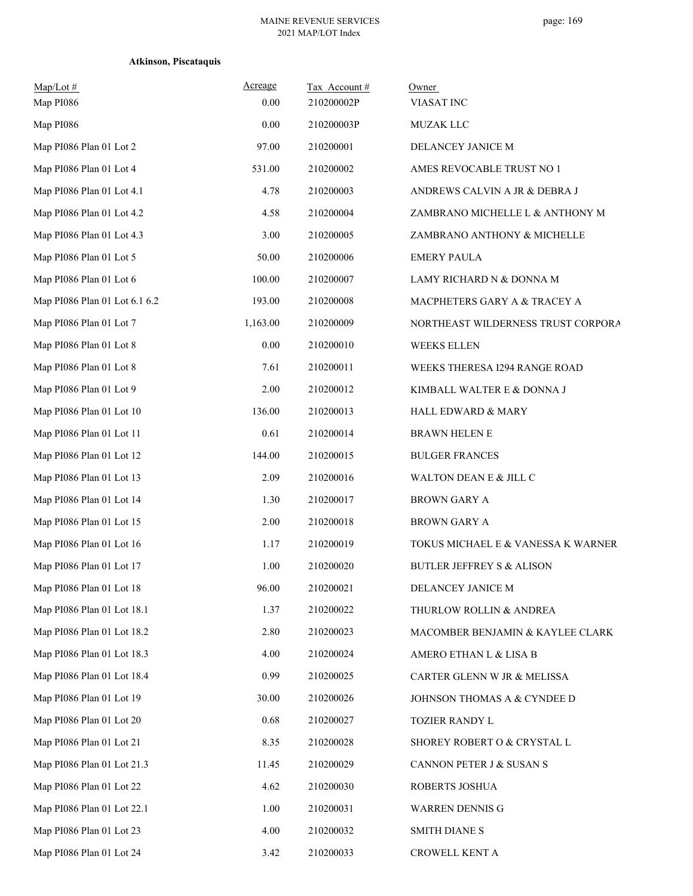**Atkinson, Piscataquis**

| Map/Lot # | Acreage | Tax Account # | Owner |
|---|---|---|---|
| Map PI086 | 0.00 | 210200002P | VIASAT INC |
| Map PI086 | 0.00 | 210200003P | MUZAK LLC |
| Map PI086 Plan 01 Lot 2 | 97.00 | 210200001 | DELANCEY JANICE M |
| Map PI086 Plan 01 Lot 4 | 531.00 | 210200002 | AMES REVOCABLE TRUST NO 1 |
| Map PI086 Plan 01 Lot 4.1 | 4.78 | 210200003 | ANDREWS CALVIN A JR & DEBRA J |
| Map PI086 Plan 01 Lot 4.2 | 4.58 | 210200004 | ZAMBRANO MICHELLE L & ANTHONY M |
| Map PI086 Plan 01 Lot 4.3 | 3.00 | 210200005 | ZAMBRANO ANTHONY & MICHELLE |
| Map PI086 Plan 01 Lot 5 | 50.00 | 210200006 | EMERY PAULA |
| Map PI086 Plan 01 Lot 6 | 100.00 | 210200007 | LAMY RICHARD N & DONNA M |
| Map PI086 Plan 01 Lot 6.1 6.2 | 193.00 | 210200008 | MACPHETERS GARY A & TRACEY A |
| Map PI086 Plan 01 Lot 7 | 1,163.00 | 210200009 | NORTHEAST WILDERNESS TRUST CORPORA |
| Map PI086 Plan 01 Lot 8 | 0.00 | 210200010 | WEEKS ELLEN |
| Map PI086 Plan 01 Lot 8 | 7.61 | 210200011 | WEEKS THERESA I294 RANGE ROAD |
| Map PI086 Plan 01 Lot 9 | 2.00 | 210200012 | KIMBALL WALTER E & DONNA J |
| Map PI086 Plan 01 Lot 10 | 136.00 | 210200013 | HALL EDWARD & MARY |
| Map PI086 Plan 01 Lot 11 | 0.61 | 210200014 | BRAWN HELEN E |
| Map PI086 Plan 01 Lot 12 | 144.00 | 210200015 | BULGER FRANCES |
| Map PI086 Plan 01 Lot 13 | 2.09 | 210200016 | WALTON DEAN E & JILL C |
| Map PI086 Plan 01 Lot 14 | 1.30 | 210200017 | BROWN GARY A |
| Map PI086 Plan 01 Lot 15 | 2.00 | 210200018 | BROWN GARY A |
| Map PI086 Plan 01 Lot 16 | 1.17 | 210200019 | TOKUS MICHAEL E & VANESSA K WARNER |
| Map PI086 Plan 01 Lot 17 | 1.00 | 210200020 | BUTLER JEFFREY S & ALISON |
| Map PI086 Plan 01 Lot 18 | 96.00 | 210200021 | DELANCEY JANICE M |
| Map PI086 Plan 01 Lot 18.1 | 1.37 | 210200022 | THURLOW ROLLIN & ANDREA |
| Map PI086 Plan 01 Lot 18.2 | 2.80 | 210200023 | MACOMBER BENJAMIN & KAYLEE CLARK |
| Map PI086 Plan 01 Lot 18.3 | 4.00 | 210200024 | AMERO ETHAN L & LISA B |
| Map PI086 Plan 01 Lot 18.4 | 0.99 | 210200025 | CARTER GLENN W JR & MELISSA |
| Map PI086 Plan 01 Lot 19 | 30.00 | 210200026 | JOHNSON THOMAS A & CYNDEE D |
| Map PI086 Plan 01 Lot 20 | 0.68 | 210200027 | TOZIER RANDY L |
| Map PI086 Plan 01 Lot 21 | 8.35 | 210200028 | SHOREY ROBERT O & CRYSTAL L |
| Map PI086 Plan 01 Lot 21.3 | 11.45 | 210200029 | CANNON PETER J & SUSAN S |
| Map PI086 Plan 01 Lot 22 | 4.62 | 210200030 | ROBERTS JOSHUA |
| Map PI086 Plan 01 Lot 22.1 | 1.00 | 210200031 | WARREN DENNIS G |
| Map PI086 Plan 01 Lot 23 | 4.00 | 210200032 | SMITH DIANE S |
| Map PI086 Plan 01 Lot 24 | 3.42 | 210200033 | CROWELL KENT A |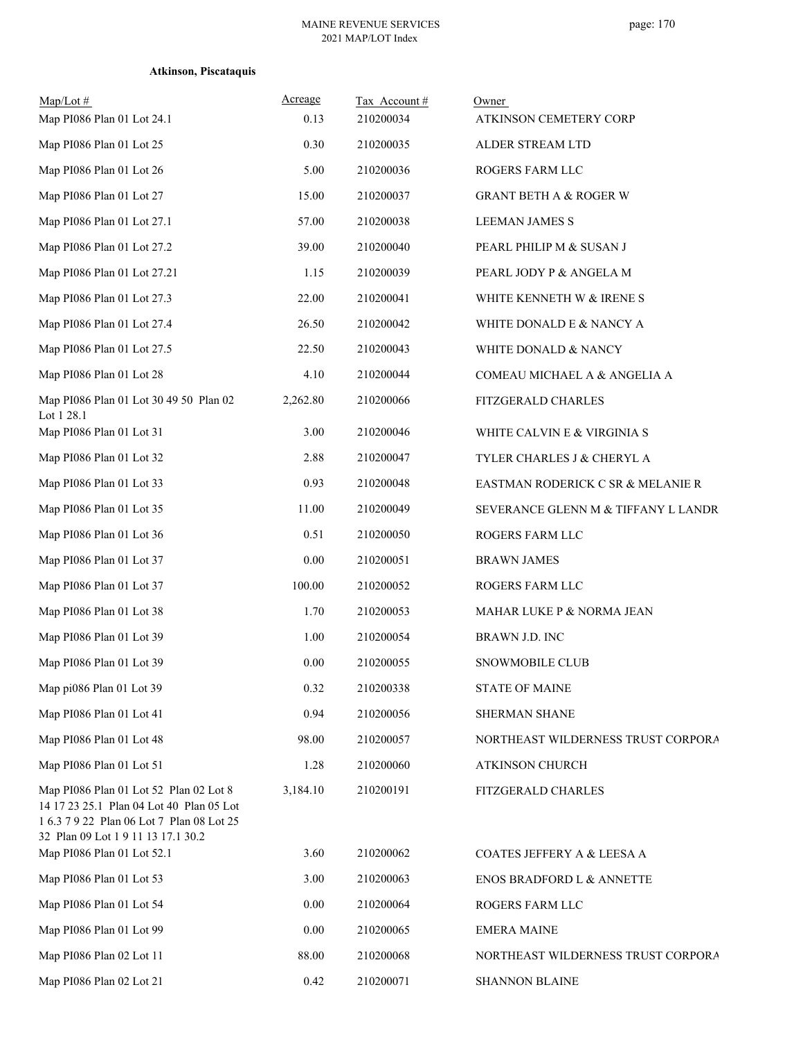**Atkinson, Piscataquis**

| Map/Lot # | Acreage | Tax Account # | Owner |
|---|---|---|---|
| Map PI086 Plan 01 Lot 24.1 | 0.13 | 210200034 | ATKINSON CEMETERY CORP |
| Map PI086 Plan 01 Lot 25 | 0.30 | 210200035 | ALDER STREAM LTD |
| Map PI086 Plan 01 Lot 26 | 5.00 | 210200036 | ROGERS FARM LLC |
| Map PI086 Plan 01 Lot 27 | 15.00 | 210200037 | GRANT BETH A & ROGER W |
| Map PI086 Plan 01 Lot 27.1 | 57.00 | 210200038 | LEEMAN JAMES S |
| Map PI086 Plan 01 Lot 27.2 | 39.00 | 210200040 | PEARL PHILIP M & SUSAN J |
| Map PI086 Plan 01 Lot 27.21 | 1.15 | 210200039 | PEARL JODY P & ANGELA M |
| Map PI086 Plan 01 Lot 27.3 | 22.00 | 210200041 | WHITE KENNETH W & IRENE S |
| Map PI086 Plan 01 Lot 27.4 | 26.50 | 210200042 | WHITE DONALD E & NANCY A |
| Map PI086 Plan 01 Lot 27.5 | 22.50 | 210200043 | WHITE DONALD & NANCY |
| Map PI086 Plan 01 Lot 28 | 4.10 | 210200044 | COMEAU MICHAEL A & ANGELIA A |
| Map PI086 Plan 01 Lot 30 49 50 Plan 02 Lot 1 28.1 | 2,262.80 | 210200066 | FITZGERALD CHARLES |
| Map PI086 Plan 01 Lot 31 | 3.00 | 210200046 | WHITE CALVIN E & VIRGINIA S |
| Map PI086 Plan 01 Lot 32 | 2.88 | 210200047 | TYLER CHARLES J & CHERYL A |
| Map PI086 Plan 01 Lot 33 | 0.93 | 210200048 | EASTMAN RODERICK C SR & MELANIE R |
| Map PI086 Plan 01 Lot 35 | 11.00 | 210200049 | SEVERANCE GLENN M & TIFFANY L LANDR |
| Map PI086 Plan 01 Lot 36 | 0.51 | 210200050 | ROGERS FARM LLC |
| Map PI086 Plan 01 Lot 37 | 0.00 | 210200051 | BRAWN JAMES |
| Map PI086 Plan 01 Lot 37 | 100.00 | 210200052 | ROGERS FARM LLC |
| Map PI086 Plan 01 Lot 38 | 1.70 | 210200053 | MAHAR LUKE P & NORMA JEAN |
| Map PI086 Plan 01 Lot 39 | 1.00 | 210200054 | BRAWN J.D. INC |
| Map PI086 Plan 01 Lot 39 | 0.00 | 210200055 | SNOWMOBILE CLUB |
| Map pi086 Plan 01 Lot 39 | 0.32 | 210200338 | STATE OF MAINE |
| Map PI086 Plan 01 Lot 41 | 0.94 | 210200056 | SHERMAN SHANE |
| Map PI086 Plan 01 Lot 48 | 98.00 | 210200057 | NORTHEAST WILDERNESS TRUST CORPORA |
| Map PI086 Plan 01 Lot 51 | 1.28 | 210200060 | ATKINSON CHURCH |
| Map PI086 Plan 01 Lot 52 Plan 02 Lot 8 14 17 23 25.1 Plan 04 Lot 40 Plan 05 Lot 1 6.3 7 9 22 Plan 06 Lot 7 Plan 08 Lot 25 32 Plan 09 Lot 1 9 11 13 17.1 30.2 | 3,184.10 | 210200191 | FITZGERALD CHARLES |
| Map PI086 Plan 01 Lot 52.1 | 3.60 | 210200062 | COATES JEFFERY A & LEESA A |
| Map PI086 Plan 01 Lot 53 | 3.00 | 210200063 | ENOS BRADFORD L & ANNETTE |
| Map PI086 Plan 01 Lot 54 | 0.00 | 210200064 | ROGERS FARM LLC |
| Map PI086 Plan 01 Lot 99 | 0.00 | 210200065 | EMERA MAINE |
| Map PI086 Plan 02 Lot 11 | 88.00 | 210200068 | NORTHEAST WILDERNESS TRUST CORPORA |
| Map PI086 Plan 02 Lot 21 | 0.42 | 210200071 | SHANNON BLAINE |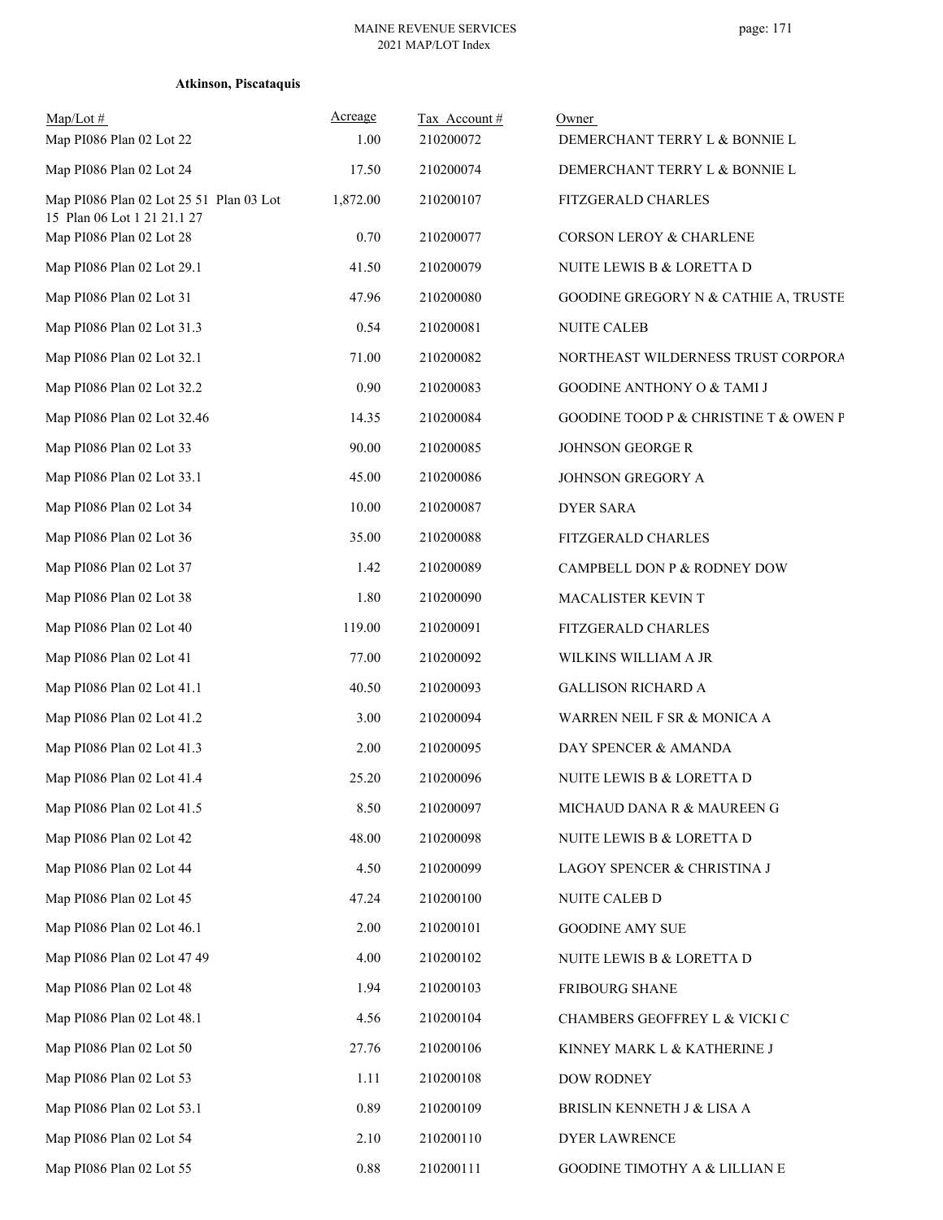**Atkinson, Piscataquis**

| Map/Lot # | Acreage | Tax Account # | Owner |
|---|---|---|---|
| Map PI086 Plan 02 Lot 22 | 1.00 | 210200072 | DEMERCHANT TERRY L & BONNIE L |
| Map PI086 Plan 02 Lot 24 | 17.50 | 210200074 | DEMERCHANT TERRY L & BONNIE L |
| Map PI086 Plan 02 Lot 25 51 Plan 03 Lot 15 Plan 06 Lot 1 21 21.1 27 | 1,872.00 | 210200107 | FITZGERALD CHARLES |
| Map PI086 Plan 02 Lot 28 | 0.70 | 210200077 | CORSON LEROY & CHARLENE |
| Map PI086 Plan 02 Lot 29.1 | 41.50 | 210200079 | NUITE LEWIS B & LORETTA D |
| Map PI086 Plan 02 Lot 31 | 47.96 | 210200080 | GOODINE GREGORY N & CATHIE A, TRUSTE |
| Map PI086 Plan 02 Lot 31.3 | 0.54 | 210200081 | NUITE CALEB |
| Map PI086 Plan 02 Lot 32.1 | 71.00 | 210200082 | NORTHEAST WILDERNESS TRUST CORPORA |
| Map PI086 Plan 02 Lot 32.2 | 0.90 | 210200083 | GOODINE ANTHONY O & TAMI J |
| Map PI086 Plan 02 Lot 32.46 | 14.35 | 210200084 | GOODINE TOOD P & CHRISTINE T & OWEN P |
| Map PI086 Plan 02 Lot 33 | 90.00 | 210200085 | JOHNSON GEORGE R |
| Map PI086 Plan 02 Lot 33.1 | 45.00 | 210200086 | JOHNSON GREGORY A |
| Map PI086 Plan 02 Lot 34 | 10.00 | 210200087 | DYER SARA |
| Map PI086 Plan 02 Lot 36 | 35.00 | 210200088 | FITZGERALD CHARLES |
| Map PI086 Plan 02 Lot 37 | 1.42 | 210200089 | CAMPBELL DON P & RODNEY DOW |
| Map PI086 Plan 02 Lot 38 | 1.80 | 210200090 | MACALISTER KEVIN T |
| Map PI086 Plan 02 Lot 40 | 119.00 | 210200091 | FITZGERALD CHARLES |
| Map PI086 Plan 02 Lot 41 | 77.00 | 210200092 | WILKINS WILLIAM A JR |
| Map PI086 Plan 02 Lot 41.1 | 40.50 | 210200093 | GALLISON RICHARD A |
| Map PI086 Plan 02 Lot 41.2 | 3.00 | 210200094 | WARREN NEIL F SR & MONICA A |
| Map PI086 Plan 02 Lot 41.3 | 2.00 | 210200095 | DAY SPENCER & AMANDA |
| Map PI086 Plan 02 Lot 41.4 | 25.20 | 210200096 | NUITE LEWIS B & LORETTA D |
| Map PI086 Plan 02 Lot 41.5 | 8.50 | 210200097 | MICHAUD DANA R & MAUREEN G |
| Map PI086 Plan 02 Lot 42 | 48.00 | 210200098 | NUITE LEWIS B & LORETTA D |
| Map PI086 Plan 02 Lot 44 | 4.50 | 210200099 | LAGOY SPENCER & CHRISTINA J |
| Map PI086 Plan 02 Lot 45 | 47.24 | 210200100 | NUITE CALEB D |
| Map PI086 Plan 02 Lot 46.1 | 2.00 | 210200101 | GOODINE AMY SUE |
| Map PI086 Plan 02 Lot 47 49 | 4.00 | 210200102 | NUITE LEWIS B & LORETTA D |
| Map PI086 Plan 02 Lot 48 | 1.94 | 210200103 | FRIBOURG SHANE |
| Map PI086 Plan 02 Lot 48.1 | 4.56 | 210200104 | CHAMBERS GEOFFREY L & VICKI C |
| Map PI086 Plan 02 Lot 50 | 27.76 | 210200106 | KINNEY MARK L & KATHERINE J |
| Map PI086 Plan 02 Lot 53 | 1.11 | 210200108 | DOW RODNEY |
| Map PI086 Plan 02 Lot 53.1 | 0.89 | 210200109 | BRISLIN KENNETH J & LISA A |
| Map PI086 Plan 02 Lot 54 | 2.10 | 210200110 | DYER LAWRENCE |
| Map PI086 Plan 02 Lot 55 | 0.88 | 210200111 | GOODINE TIMOTHY A & LILLIAN E |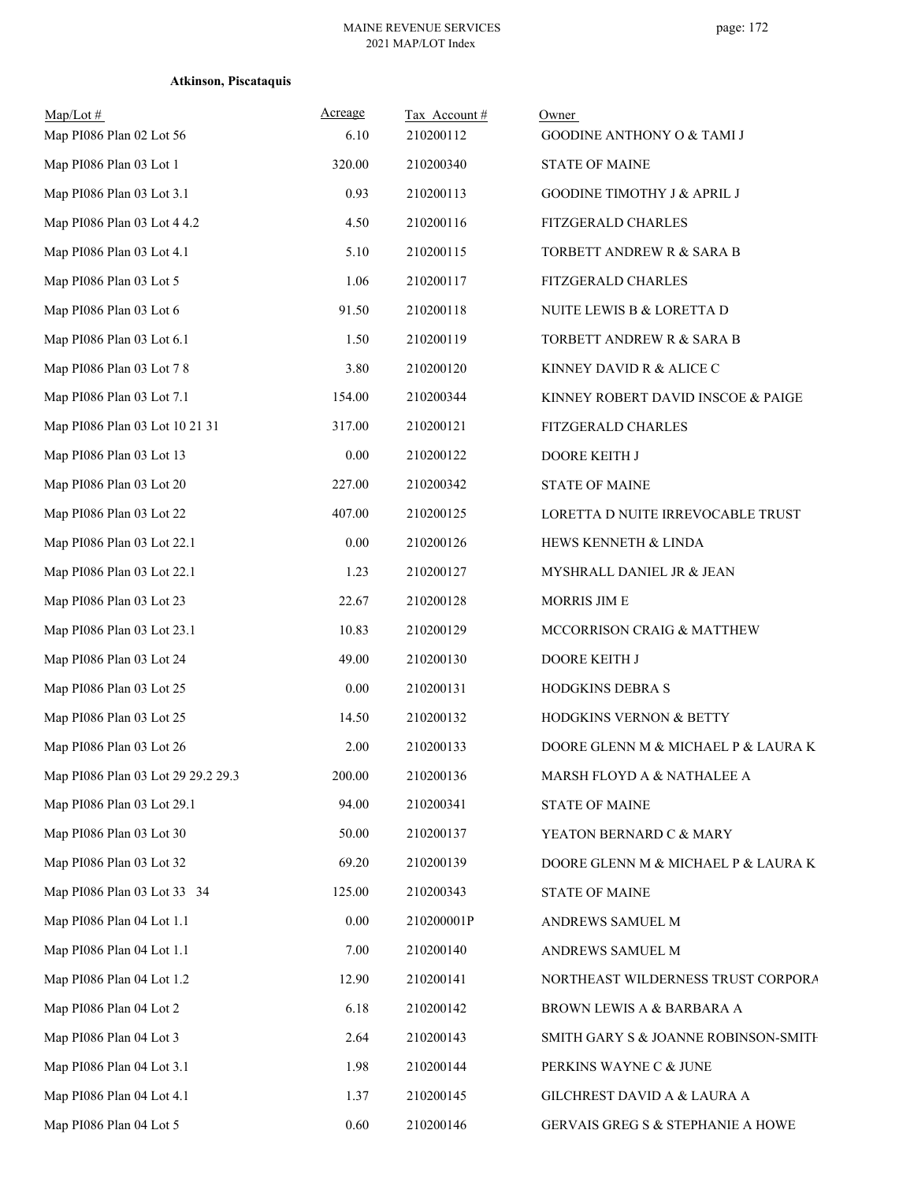**Atkinson, Piscataquis**

| Map/Lot # | Acreage | Tax Account # | Owner |
|---|---|---|---|
| Map PI086 Plan 02 Lot 56 | 6.10 | 210200112 | GOODINE ANTHONY O & TAMI J |
| Map PI086 Plan 03 Lot 1 | 320.00 | 210200340 | STATE OF MAINE |
| Map PI086 Plan 03 Lot 3.1 | 0.93 | 210200113 | GOODINE TIMOTHY J & APRIL J |
| Map PI086 Plan 03 Lot 4 4.2 | 4.50 | 210200116 | FITZGERALD CHARLES |
| Map PI086 Plan 03 Lot 4.1 | 5.10 | 210200115 | TORBETT ANDREW R & SARA B |
| Map PI086 Plan 03 Lot 5 | 1.06 | 210200117 | FITZGERALD CHARLES |
| Map PI086 Plan 03 Lot 6 | 91.50 | 210200118 | NUITE LEWIS B & LORETTA D |
| Map PI086 Plan 03 Lot 6.1 | 1.50 | 210200119 | TORBETT ANDREW R & SARA B |
| Map PI086 Plan 03 Lot 7 8 | 3.80 | 210200120 | KINNEY DAVID R & ALICE C |
| Map PI086 Plan 03 Lot 7.1 | 154.00 | 210200344 | KINNEY ROBERT DAVID INSCOE & PAIGE |
| Map PI086 Plan 03 Lot 10 21 31 | 317.00 | 210200121 | FITZGERALD CHARLES |
| Map PI086 Plan 03 Lot 13 | 0.00 | 210200122 | DOORE KEITH J |
| Map PI086 Plan 03 Lot 20 | 227.00 | 210200342 | STATE OF MAINE |
| Map PI086 Plan 03 Lot 22 | 407.00 | 210200125 | LORETTA D NUITE IRREVOCABLE TRUST |
| Map PI086 Plan 03 Lot 22.1 | 0.00 | 210200126 | HEWS KENNETH & LINDA |
| Map PI086 Plan 03 Lot 22.1 | 1.23 | 210200127 | MYSHRALL DANIEL JR & JEAN |
| Map PI086 Plan 03 Lot 23 | 22.67 | 210200128 | MORRIS JIM E |
| Map PI086 Plan 03 Lot 23.1 | 10.83 | 210200129 | MCCORRISON CRAIG & MATTHEW |
| Map PI086 Plan 03 Lot 24 | 49.00 | 210200130 | DOORE KEITH J |
| Map PI086 Plan 03 Lot 25 | 0.00 | 210200131 | HODGKINS DEBRA S |
| Map PI086 Plan 03 Lot 25 | 14.50 | 210200132 | HODGKINS VERNON & BETTY |
| Map PI086 Plan 03 Lot 26 | 2.00 | 210200133 | DOORE GLENN M & MICHAEL P & LAURA K |
| Map PI086 Plan 03 Lot 29 29.2 29.3 | 200.00 | 210200136 | MARSH FLOYD A & NATHALEE A |
| Map PI086 Plan 03 Lot 29.1 | 94.00 | 210200341 | STATE OF MAINE |
| Map PI086 Plan 03 Lot 30 | 50.00 | 210200137 | YEATON BERNARD C & MARY |
| Map PI086 Plan 03 Lot 32 | 69.20 | 210200139 | DOORE GLENN M & MICHAEL P & LAURA K |
| Map PI086 Plan 03 Lot 33 34 | 125.00 | 210200343 | STATE OF MAINE |
| Map PI086 Plan 04 Lot 1.1 | 0.00 | 210200001P | ANDREWS SAMUEL M |
| Map PI086 Plan 04 Lot 1.1 | 7.00 | 210200140 | ANDREWS SAMUEL M |
| Map PI086 Plan 04 Lot 1.2 | 12.90 | 210200141 | NORTHEAST WILDERNESS TRUST CORPORA |
| Map PI086 Plan 04 Lot 2 | 6.18 | 210200142 | BROWN LEWIS A & BARBARA A |
| Map PI086 Plan 04 Lot 3 | 2.64 | 210200143 | SMITH GARY S & JOANNE ROBINSON-SMITH |
| Map PI086 Plan 04 Lot 3.1 | 1.98 | 210200144 | PERKINS WAYNE C & JUNE |
| Map PI086 Plan 04 Lot 4.1 | 1.37 | 210200145 | GILCHREST DAVID A & LAURA A |
| Map PI086 Plan 04 Lot 5 | 0.60 | 210200146 | GERVAIS GREG S & STEPHANIE A HOWE |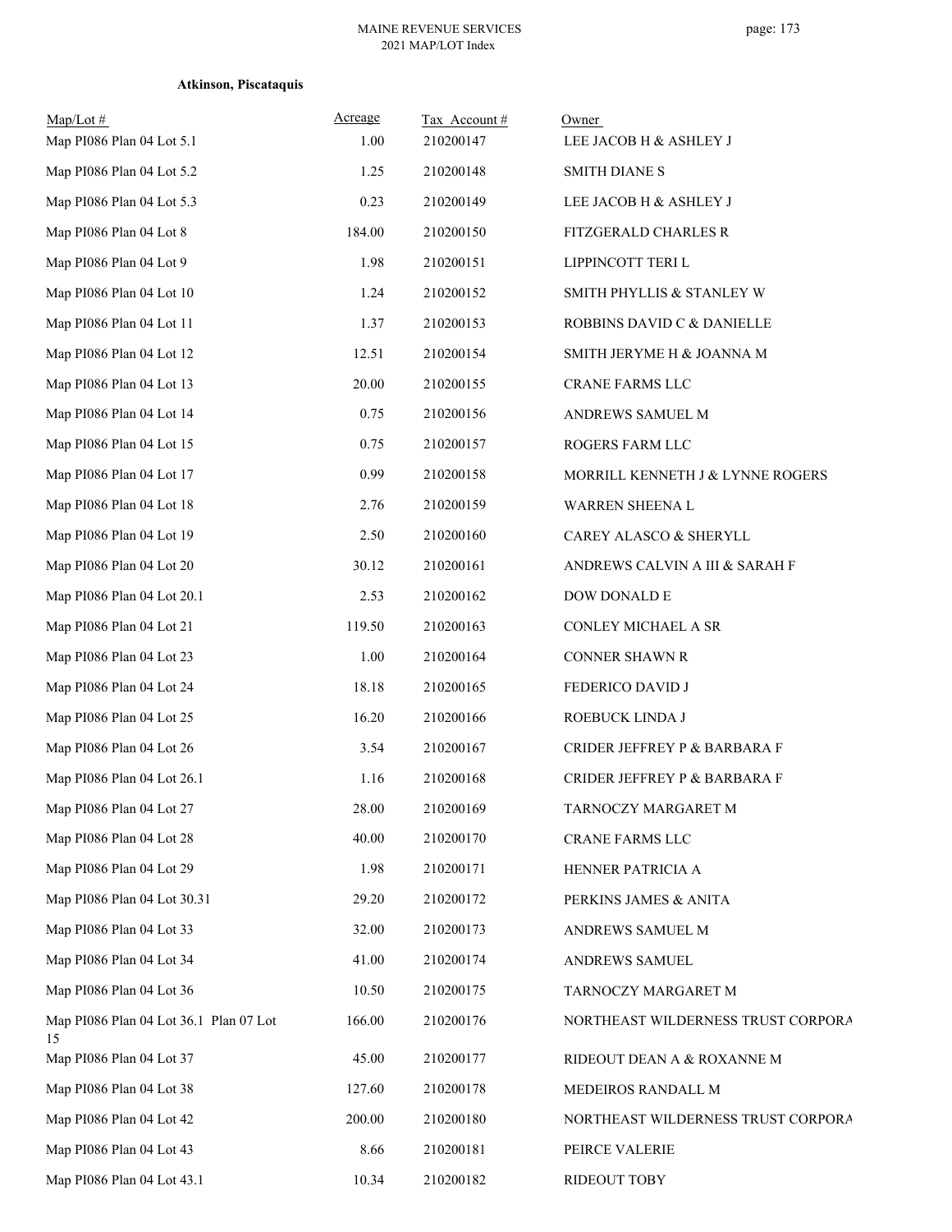**Atkinson, Piscataquis**

| Map/Lot # | Acreage | Tax Account # | Owner |
|---|---|---|---|
| Map PI086 Plan 04 Lot 5.1 | 1.00 | 210200147 | LEE JACOB H & ASHLEY J |
| Map PI086 Plan 04 Lot 5.2 | 1.25 | 210200148 | SMITH DIANE S |
| Map PI086 Plan 04 Lot 5.3 | 0.23 | 210200149 | LEE JACOB H & ASHLEY J |
| Map PI086 Plan 04 Lot 8 | 184.00 | 210200150 | FITZGERALD CHARLES R |
| Map PI086 Plan 04 Lot 9 | 1.98 | 210200151 | LIPPINCOTT TERI L |
| Map PI086 Plan 04 Lot 10 | 1.24 | 210200152 | SMITH PHYLLIS & STANLEY W |
| Map PI086 Plan 04 Lot 11 | 1.37 | 210200153 | ROBBINS DAVID C & DANIELLE |
| Map PI086 Plan 04 Lot 12 | 12.51 | 210200154 | SMITH JERYME H & JOANNA M |
| Map PI086 Plan 04 Lot 13 | 20.00 | 210200155 | CRANE FARMS LLC |
| Map PI086 Plan 04 Lot 14 | 0.75 | 210200156 | ANDREWS SAMUEL M |
| Map PI086 Plan 04 Lot 15 | 0.75 | 210200157 | ROGERS FARM LLC |
| Map PI086 Plan 04 Lot 17 | 0.99 | 210200158 | MORRILL KENNETH J & LYNNE ROGERS |
| Map PI086 Plan 04 Lot 18 | 2.76 | 210200159 | WARREN SHEENA L |
| Map PI086 Plan 04 Lot 19 | 2.50 | 210200160 | CAREY ALASCO & SHERYLL |
| Map PI086 Plan 04 Lot 20 | 30.12 | 210200161 | ANDREWS CALVIN A III & SARAH F |
| Map PI086 Plan 04 Lot 20.1 | 2.53 | 210200162 | DOW DONALD E |
| Map PI086 Plan 04 Lot 21 | 119.50 | 210200163 | CONLEY MICHAEL A SR |
| Map PI086 Plan 04 Lot 23 | 1.00 | 210200164 | CONNER SHAWN R |
| Map PI086 Plan 04 Lot 24 | 18.18 | 210200165 | FEDERICO DAVID J |
| Map PI086 Plan 04 Lot 25 | 16.20 | 210200166 | ROEBUCK LINDA J |
| Map PI086 Plan 04 Lot 26 | 3.54 | 210200167 | CRIDER JEFFREY P & BARBARA F |
| Map PI086 Plan 04 Lot 26.1 | 1.16 | 210200168 | CRIDER JEFFREY P & BARBARA F |
| Map PI086 Plan 04 Lot 27 | 28.00 | 210200169 | TARNOCZY MARGARET M |
| Map PI086 Plan 04 Lot 28 | 40.00 | 210200170 | CRANE FARMS LLC |
| Map PI086 Plan 04 Lot 29 | 1.98 | 210200171 | HENNER PATRICIA A |
| Map PI086 Plan 04 Lot 30.31 | 29.20 | 210200172 | PERKINS JAMES & ANITA |
| Map PI086 Plan 04 Lot 33 | 32.00 | 210200173 | ANDREWS SAMUEL M |
| Map PI086 Plan 04 Lot 34 | 41.00 | 210200174 | ANDREWS SAMUEL |
| Map PI086 Plan 04 Lot 36 | 10.50 | 210200175 | TARNOCZY MARGARET M |
| Map PI086 Plan 04 Lot 36.1 Plan 07 Lot 15 | 166.00 | 210200176 | NORTHEAST WILDERNESS TRUST CORPORA |
| Map PI086 Plan 04 Lot 37 | 45.00 | 210200177 | RIDEOUT DEAN A & ROXANNE M |
| Map PI086 Plan 04 Lot 38 | 127.60 | 210200178 | MEDEIROS RANDALL M |
| Map PI086 Plan 04 Lot 42 | 200.00 | 210200180 | NORTHEAST WILDERNESS TRUST CORPORA |
| Map PI086 Plan 04 Lot 43 | 8.66 | 210200181 | PEIRCE VALERIE |
| Map PI086 Plan 04 Lot 43.1 | 10.34 | 210200182 | RIDEOUT TOBY |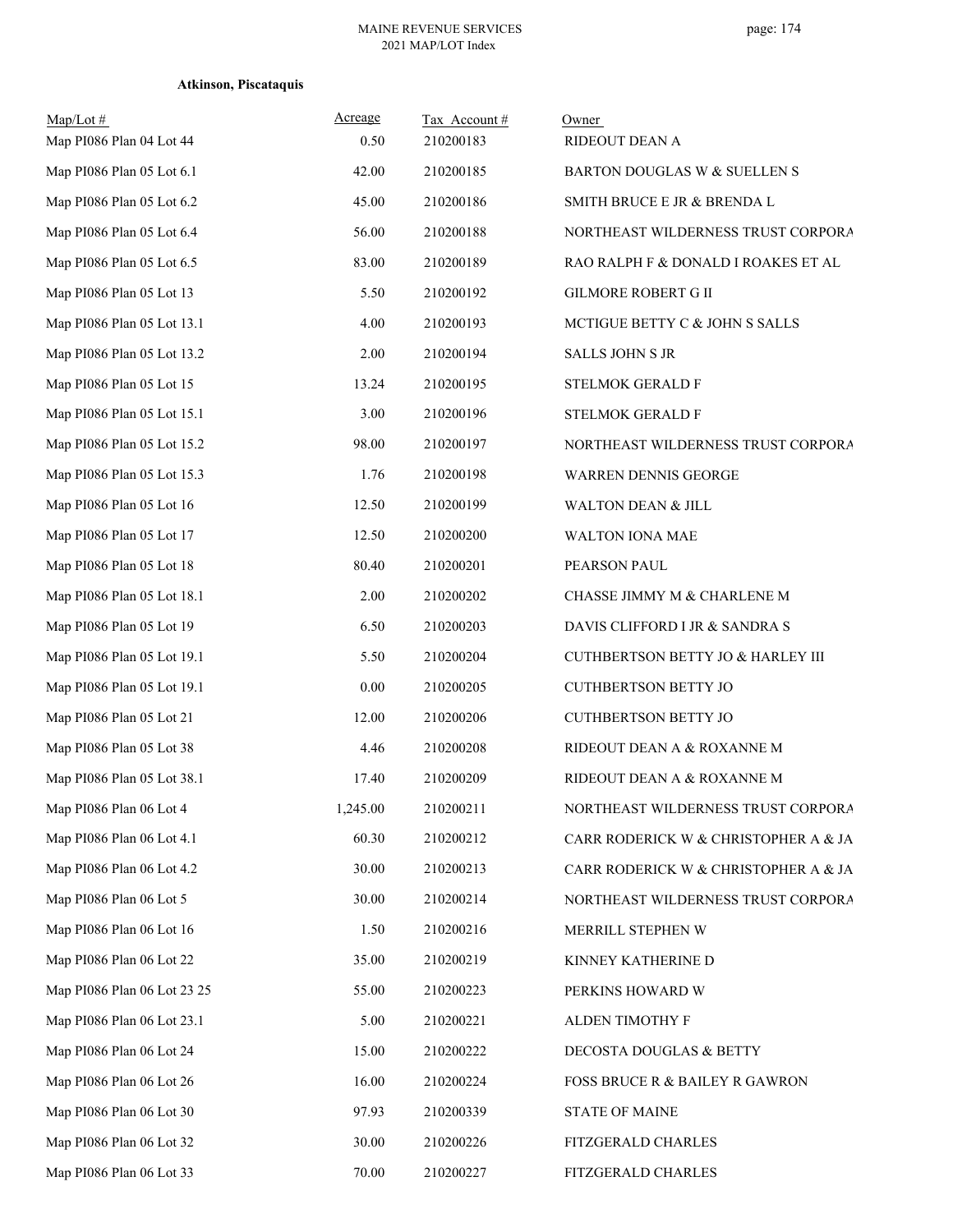**Atkinson, Piscataquis**

| Map/Lot # | Acreage | Tax Account # | Owner |
|---|---|---|---|
| Map PI086 Plan 04 Lot 44 | 0.50 | 210200183 | RIDEOUT DEAN A |
| Map PI086 Plan 05 Lot 6.1 | 42.00 | 210200185 | BARTON DOUGLAS W & SUELLEN S |
| Map PI086 Plan 05 Lot 6.2 | 45.00 | 210200186 | SMITH BRUCE E JR & BRENDA L |
| Map PI086 Plan 05 Lot 6.4 | 56.00 | 210200188 | NORTHEAST WILDERNESS TRUST CORPORA |
| Map PI086 Plan 05 Lot 6.5 | 83.00 | 210200189 | RAO RALPH F & DONALD I ROAKES ET AL |
| Map PI086 Plan 05 Lot 13 | 5.50 | 210200192 | GILMORE ROBERT G II |
| Map PI086 Plan 05 Lot 13.1 | 4.00 | 210200193 | MCTIGUE BETTY C & JOHN S SALLS |
| Map PI086 Plan 05 Lot 13.2 | 2.00 | 210200194 | SALLS JOHN S JR |
| Map PI086 Plan 05 Lot 15 | 13.24 | 210200195 | STELMOK GERALD F |
| Map PI086 Plan 05 Lot 15.1 | 3.00 | 210200196 | STELMOK GERALD F |
| Map PI086 Plan 05 Lot 15.2 | 98.00 | 210200197 | NORTHEAST WILDERNESS TRUST CORPORA |
| Map PI086 Plan 05 Lot 15.3 | 1.76 | 210200198 | WARREN DENNIS GEORGE |
| Map PI086 Plan 05 Lot 16 | 12.50 | 210200199 | WALTON DEAN & JILL |
| Map PI086 Plan 05 Lot 17 | 12.50 | 210200200 | WALTON IONA MAE |
| Map PI086 Plan 05 Lot 18 | 80.40 | 210200201 | PEARSON PAUL |
| Map PI086 Plan 05 Lot 18.1 | 2.00 | 210200202 | CHASSE JIMMY M & CHARLENE M |
| Map PI086 Plan 05 Lot 19 | 6.50 | 210200203 | DAVIS CLIFFORD I JR & SANDRA S |
| Map PI086 Plan 05 Lot 19.1 | 5.50 | 210200204 | CUTHBERTSON BETTY JO & HARLEY III |
| Map PI086 Plan 05 Lot 19.1 | 0.00 | 210200205 | CUTHBERTSON BETTY JO |
| Map PI086 Plan 05 Lot 21 | 12.00 | 210200206 | CUTHBERTSON BETTY JO |
| Map PI086 Plan 05 Lot 38 | 4.46 | 210200208 | RIDEOUT DEAN A & ROXANNE M |
| Map PI086 Plan 05 Lot 38.1 | 17.40 | 210200209 | RIDEOUT DEAN A & ROXANNE M |
| Map PI086 Plan 06 Lot 4 | 1,245.00 | 210200211 | NORTHEAST WILDERNESS TRUST CORPORA |
| Map PI086 Plan 06 Lot 4.1 | 60.30 | 210200212 | CARR RODERICK W & CHRISTOPHER A & JA |
| Map PI086 Plan 06 Lot 4.2 | 30.00 | 210200213 | CARR RODERICK W & CHRISTOPHER A & JA |
| Map PI086 Plan 06 Lot 5 | 30.00 | 210200214 | NORTHEAST WILDERNESS TRUST CORPORA |
| Map PI086 Plan 06 Lot 16 | 1.50 | 210200216 | MERRILL STEPHEN W |
| Map PI086 Plan 06 Lot 22 | 35.00 | 210200219 | KINNEY KATHERINE D |
| Map PI086 Plan 06 Lot 23 25 | 55.00 | 210200223 | PERKINS HOWARD W |
| Map PI086 Plan 06 Lot 23.1 | 5.00 | 210200221 | ALDEN TIMOTHY F |
| Map PI086 Plan 06 Lot 24 | 15.00 | 210200222 | DECOSTA DOUGLAS & BETTY |
| Map PI086 Plan 06 Lot 26 | 16.00 | 210200224 | FOSS BRUCE R & BAILEY R GAWRON |
| Map PI086 Plan 06 Lot 30 | 97.93 | 210200339 | STATE OF MAINE |
| Map PI086 Plan 06 Lot 32 | 30.00 | 210200226 | FITZGERALD CHARLES |
| Map PI086 Plan 06 Lot 33 | 70.00 | 210200227 | FITZGERALD CHARLES |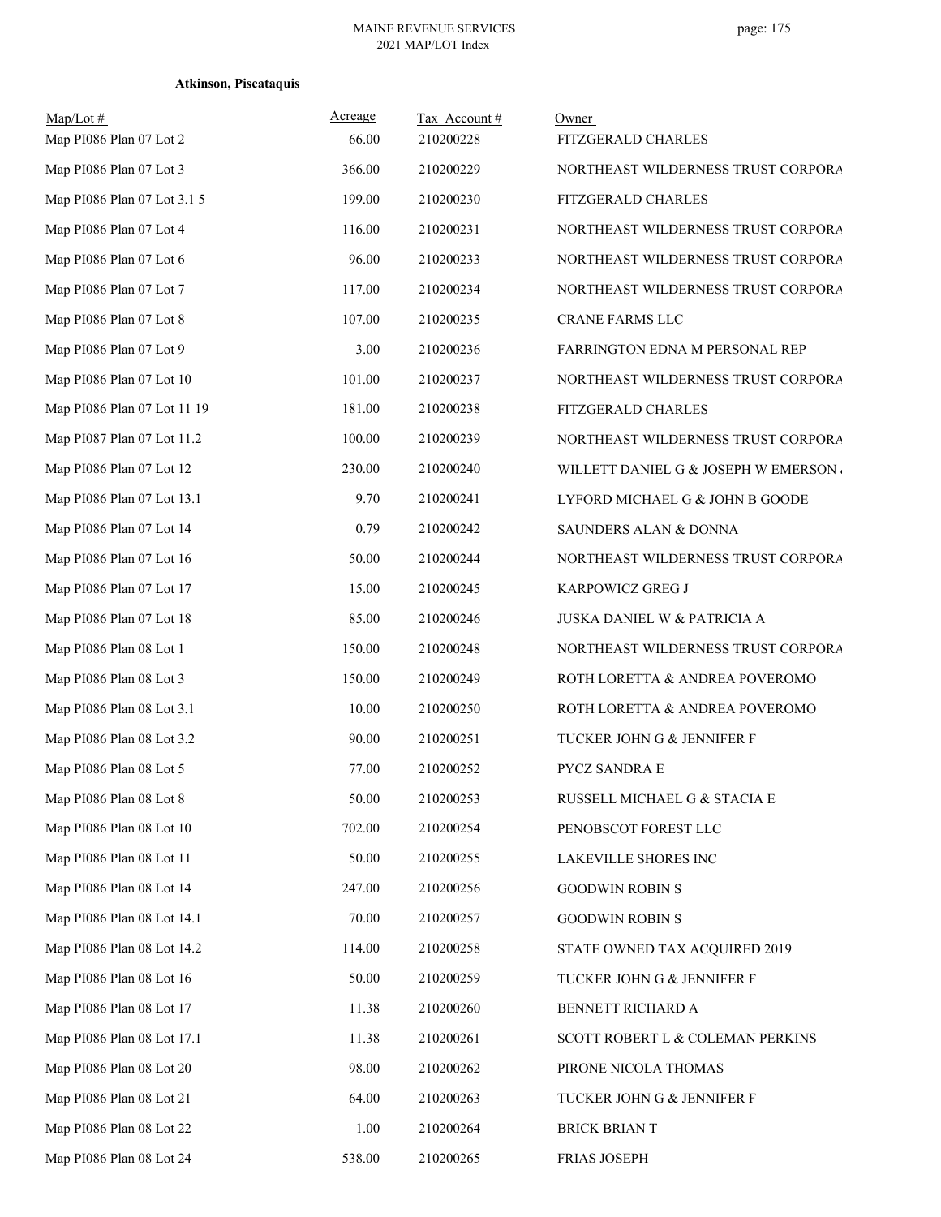**Atkinson, Piscataquis**

| Map/Lot # | Acreage | Tax Account # | Owner |
|---|---|---|---|
| Map PI086 Plan 07 Lot 2 | 66.00 | 210200228 | FITZGERALD CHARLES |
| Map PI086 Plan 07 Lot 3 | 366.00 | 210200229 | NORTHEAST WILDERNESS TRUST CORPORA |
| Map PI086 Plan 07 Lot 3.1 5 | 199.00 | 210200230 | FITZGERALD CHARLES |
| Map PI086 Plan 07 Lot 4 | 116.00 | 210200231 | NORTHEAST WILDERNESS TRUST CORPORA |
| Map PI086 Plan 07 Lot 6 | 96.00 | 210200233 | NORTHEAST WILDERNESS TRUST CORPORA |
| Map PI086 Plan 07 Lot 7 | 117.00 | 210200234 | NORTHEAST WILDERNESS TRUST CORPORA |
| Map PI086 Plan 07 Lot 8 | 107.00 | 210200235 | CRANE FARMS LLC |
| Map PI086 Plan 07 Lot 9 | 3.00 | 210200236 | FARRINGTON EDNA M PERSONAL REP |
| Map PI086 Plan 07 Lot 10 | 101.00 | 210200237 | NORTHEAST WILDERNESS TRUST CORPORA |
| Map PI086 Plan 07 Lot 11 19 | 181.00 | 210200238 | FITZGERALD CHARLES |
| Map PI087 Plan 07 Lot 11.2 | 100.00 | 210200239 | NORTHEAST WILDERNESS TRUST CORPORA |
| Map PI086 Plan 07 Lot 12 | 230.00 | 210200240 | WILLETT DANIEL G & JOSEPH W EMERSON . |
| Map PI086 Plan 07 Lot 13.1 | 9.70 | 210200241 | LYFORD MICHAEL G & JOHN B GOODE |
| Map PI086 Plan 07 Lot 14 | 0.79 | 210200242 | SAUNDERS ALAN & DONNA |
| Map PI086 Plan 07 Lot 16 | 50.00 | 210200244 | NORTHEAST WILDERNESS TRUST CORPORA |
| Map PI086 Plan 07 Lot 17 | 15.00 | 210200245 | KARPOWICZ GREG J |
| Map PI086 Plan 07 Lot 18 | 85.00 | 210200246 | JUSKA DANIEL W & PATRICIA A |
| Map PI086 Plan 08 Lot 1 | 150.00 | 210200248 | NORTHEAST WILDERNESS TRUST CORPORA |
| Map PI086 Plan 08 Lot 3 | 150.00 | 210200249 | ROTH LORETTA & ANDREA POVEROMO |
| Map PI086 Plan 08 Lot 3.1 | 10.00 | 210200250 | ROTH LORETTA & ANDREA POVEROMO |
| Map PI086 Plan 08 Lot 3.2 | 90.00 | 210200251 | TUCKER JOHN G & JENNIFER F |
| Map PI086 Plan 08 Lot 5 | 77.00 | 210200252 | PYCZ SANDRA E |
| Map PI086 Plan 08 Lot 8 | 50.00 | 210200253 | RUSSELL MICHAEL G & STACIA E |
| Map PI086 Plan 08 Lot 10 | 702.00 | 210200254 | PENOBSCOT FOREST LLC |
| Map PI086 Plan 08 Lot 11 | 50.00 | 210200255 | LAKEVILLE SHORES INC |
| Map PI086 Plan 08 Lot 14 | 247.00 | 210200256 | GOODWIN ROBIN S |
| Map PI086 Plan 08 Lot 14.1 | 70.00 | 210200257 | GOODWIN ROBIN S |
| Map PI086 Plan 08 Lot 14.2 | 114.00 | 210200258 | STATE OWNED TAX ACQUIRED 2019 |
| Map PI086 Plan 08 Lot 16 | 50.00 | 210200259 | TUCKER JOHN G & JENNIFER F |
| Map PI086 Plan 08 Lot 17 | 11.38 | 210200260 | BENNETT RICHARD A |
| Map PI086 Plan 08 Lot 17.1 | 11.38 | 210200261 | SCOTT ROBERT L & COLEMAN PERKINS |
| Map PI086 Plan 08 Lot 20 | 98.00 | 210200262 | PIRONE NICOLA THOMAS |
| Map PI086 Plan 08 Lot 21 | 64.00 | 210200263 | TUCKER JOHN G & JENNIFER F |
| Map PI086 Plan 08 Lot 22 | 1.00 | 210200264 | BRICK BRIAN T |
| Map PI086 Plan 08 Lot 24 | 538.00 | 210200265 | FRIAS JOSEPH |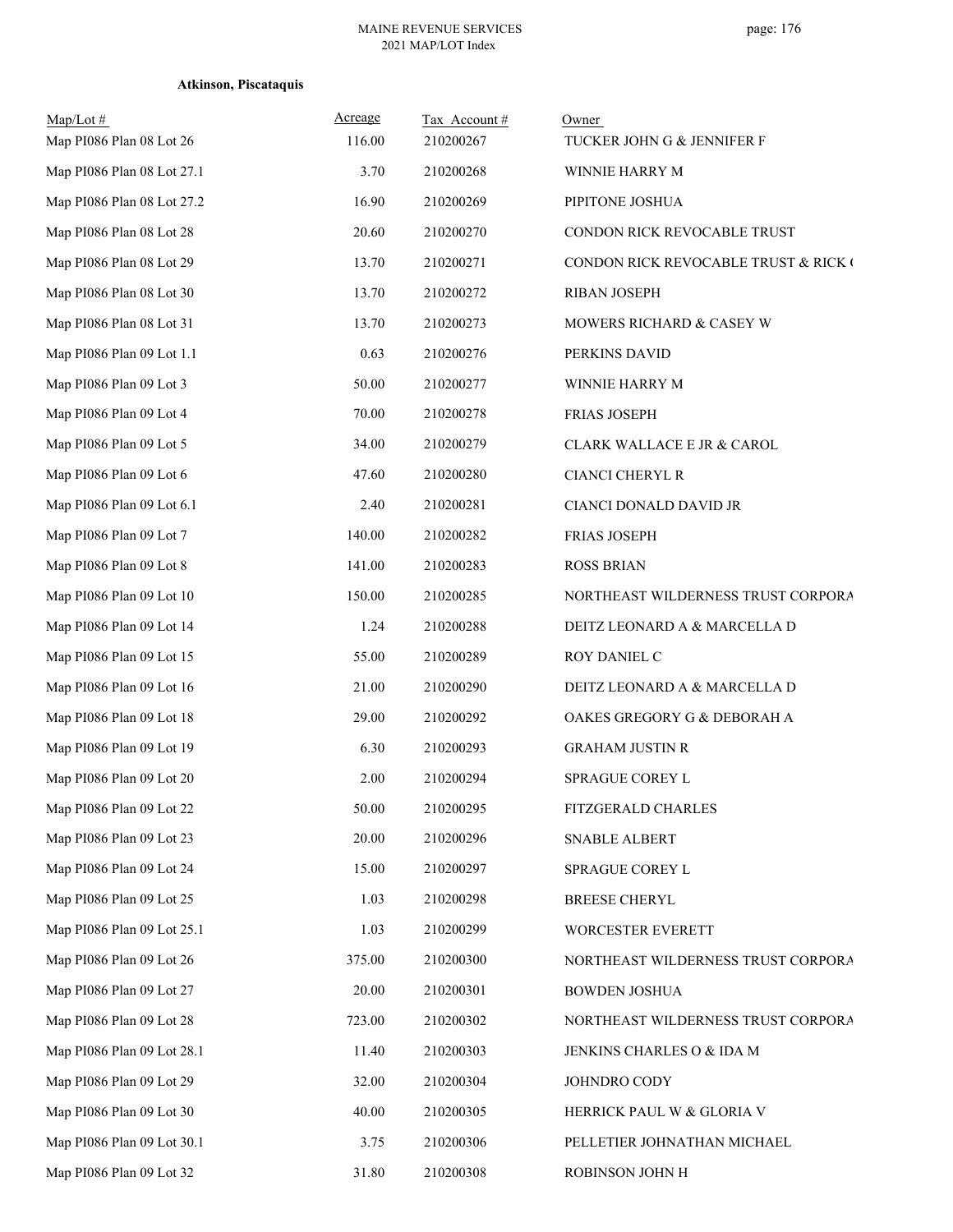**Atkinson, Piscataquis**

| Map/Lot # | Acreage | Tax Account # | Owner |
|---|---|---|---|
| Map PI086 Plan 08 Lot 26 | 116.00 | 210200267 | TUCKER JOHN G & JENNIFER F |
| Map PI086 Plan 08 Lot 27.1 | 3.70 | 210200268 | WINNIE HARRY M |
| Map PI086 Plan 08 Lot 27.2 | 16.90 | 210200269 | PIPITONE JOSHUA |
| Map PI086 Plan 08 Lot 28 | 20.60 | 210200270 | CONDON RICK REVOCABLE TRUST |
| Map PI086 Plan 08 Lot 29 | 13.70 | 210200271 | CONDON RICK REVOCABLE TRUST & RICK ( |
| Map PI086 Plan 08 Lot 30 | 13.70 | 210200272 | RIBAN JOSEPH |
| Map PI086 Plan 08 Lot 31 | 13.70 | 210200273 | MOWERS RICHARD & CASEY W |
| Map PI086 Plan 09 Lot 1.1 | 0.63 | 210200276 | PERKINS DAVID |
| Map PI086 Plan 09 Lot 3 | 50.00 | 210200277 | WINNIE HARRY M |
| Map PI086 Plan 09 Lot 4 | 70.00 | 210200278 | FRIAS JOSEPH |
| Map PI086 Plan 09 Lot 5 | 34.00 | 210200279 | CLARK WALLACE E JR & CAROL |
| Map PI086 Plan 09 Lot 6 | 47.60 | 210200280 | CIANCI CHERYL R |
| Map PI086 Plan 09 Lot 6.1 | 2.40 | 210200281 | CIANCI DONALD DAVID JR |
| Map PI086 Plan 09 Lot 7 | 140.00 | 210200282 | FRIAS JOSEPH |
| Map PI086 Plan 09 Lot 8 | 141.00 | 210200283 | ROSS BRIAN |
| Map PI086 Plan 09 Lot 10 | 150.00 | 210200285 | NORTHEAST WILDERNESS TRUST CORPORA |
| Map PI086 Plan 09 Lot 14 | 1.24 | 210200288 | DEITZ LEONARD A & MARCELLA D |
| Map PI086 Plan 09 Lot 15 | 55.00 | 210200289 | ROY DANIEL C |
| Map PI086 Plan 09 Lot 16 | 21.00 | 210200290 | DEITZ LEONARD A & MARCELLA D |
| Map PI086 Plan 09 Lot 18 | 29.00 | 210200292 | OAKES GREGORY G & DEBORAH A |
| Map PI086 Plan 09 Lot 19 | 6.30 | 210200293 | GRAHAM JUSTIN R |
| Map PI086 Plan 09 Lot 20 | 2.00 | 210200294 | SPRAGUE COREY L |
| Map PI086 Plan 09 Lot 22 | 50.00 | 210200295 | FITZGERALD CHARLES |
| Map PI086 Plan 09 Lot 23 | 20.00 | 210200296 | SNABLE ALBERT |
| Map PI086 Plan 09 Lot 24 | 15.00 | 210200297 | SPRAGUE COREY L |
| Map PI086 Plan 09 Lot 25 | 1.03 | 210200298 | BREESE CHERYL |
| Map PI086 Plan 09 Lot 25.1 | 1.03 | 210200299 | WORCESTER EVERETT |
| Map PI086 Plan 09 Lot 26 | 375.00 | 210200300 | NORTHEAST WILDERNESS TRUST CORPORA |
| Map PI086 Plan 09 Lot 27 | 20.00 | 210200301 | BOWDEN JOSHUA |
| Map PI086 Plan 09 Lot 28 | 723.00 | 210200302 | NORTHEAST WILDERNESS TRUST CORPORA |
| Map PI086 Plan 09 Lot 28.1 | 11.40 | 210200303 | JENKINS CHARLES O & IDA M |
| Map PI086 Plan 09 Lot 29 | 32.00 | 210200304 | JOHNDRO CODY |
| Map PI086 Plan 09 Lot 30 | 40.00 | 210200305 | HERRICK PAUL W & GLORIA V |
| Map PI086 Plan 09 Lot 30.1 | 3.75 | 210200306 | PELLETIER JOHNATHAN MICHAEL |
| Map PI086 Plan 09 Lot 32 | 31.80 | 210200308 | ROBINSON JOHN H |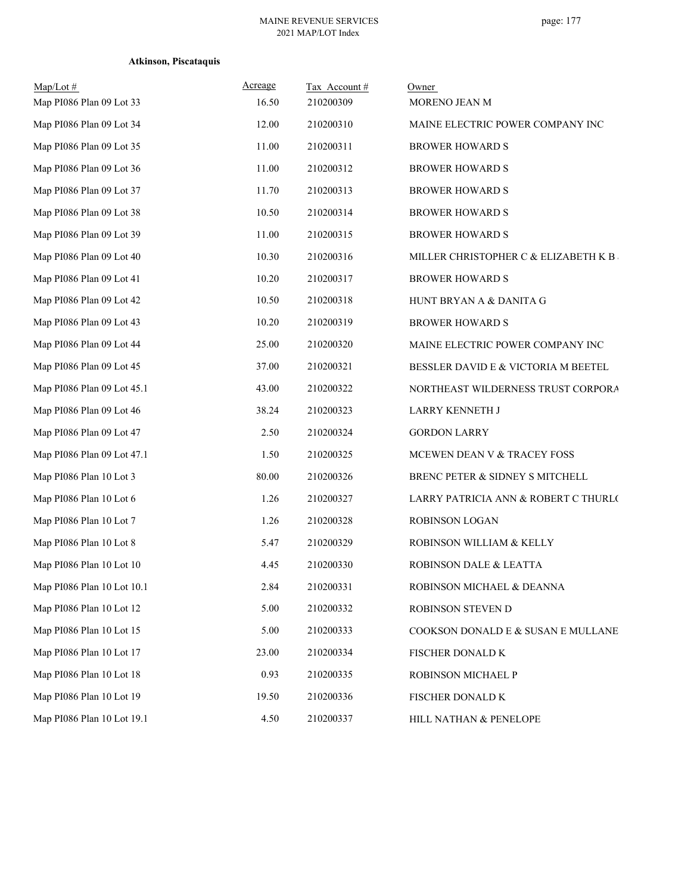**Atkinson, Piscataquis**

| Map/Lot # | Acreage | Tax Account # | Owner |
|---|---|---|---|
| Map PI086 Plan 09 Lot 33 | 16.50 | 210200309 | MORENO JEAN M |
| Map PI086 Plan 09 Lot 34 | 12.00 | 210200310 | MAINE ELECTRIC POWER COMPANY INC |
| Map PI086 Plan 09 Lot 35 | 11.00 | 210200311 | BROWER HOWARD S |
| Map PI086 Plan 09 Lot 36 | 11.00 | 210200312 | BROWER HOWARD S |
| Map PI086 Plan 09 Lot 37 | 11.70 | 210200313 | BROWER HOWARD S |
| Map PI086 Plan 09 Lot 38 | 10.50 | 210200314 | BROWER HOWARD S |
| Map PI086 Plan 09 Lot 39 | 11.00 | 210200315 | BROWER HOWARD S |
| Map PI086 Plan 09 Lot 40 | 10.30 | 210200316 | MILLER CHRISTOPHER C & ELIZABETH K B |
| Map PI086 Plan 09 Lot 41 | 10.20 | 210200317 | BROWER HOWARD S |
| Map PI086 Plan 09 Lot 42 | 10.50 | 210200318 | HUNT BRYAN A & DANITA G |
| Map PI086 Plan 09 Lot 43 | 10.20 | 210200319 | BROWER HOWARD S |
| Map PI086 Plan 09 Lot 44 | 25.00 | 210200320 | MAINE ELECTRIC POWER COMPANY INC |
| Map PI086 Plan 09 Lot 45 | 37.00 | 210200321 | BESSLER DAVID E & VICTORIA M BEETEL |
| Map PI086 Plan 09 Lot 45.1 | 43.00 | 210200322 | NORTHEAST WILDERNESS TRUST CORPORA |
| Map PI086 Plan 09 Lot 46 | 38.24 | 210200323 | LARRY KENNETH J |
| Map PI086 Plan 09 Lot 47 | 2.50 | 210200324 | GORDON LARRY |
| Map PI086 Plan 09 Lot 47.1 | 1.50 | 210200325 | MCEWEN DEAN V & TRACEY FOSS |
| Map PI086 Plan 10 Lot 3 | 80.00 | 210200326 | BRENC PETER & SIDNEY S MITCHELL |
| Map PI086 Plan 10 Lot 6 | 1.26 | 210200327 | LARRY PATRICIA ANN & ROBERT C THURLO |
| Map PI086 Plan 10 Lot 7 | 1.26 | 210200328 | ROBINSON LOGAN |
| Map PI086 Plan 10 Lot 8 | 5.47 | 210200329 | ROBINSON WILLIAM & KELLY |
| Map PI086 Plan 10 Lot 10 | 4.45 | 210200330 | ROBINSON DALE & LEATTA |
| Map PI086 Plan 10 Lot 10.1 | 2.84 | 210200331 | ROBINSON MICHAEL & DEANNA |
| Map PI086 Plan 10 Lot 12 | 5.00 | 210200332 | ROBINSON STEVEN D |
| Map PI086 Plan 10 Lot 15 | 5.00 | 210200333 | COOKSON DONALD E & SUSAN E MULLANE |
| Map PI086 Plan 10 Lot 17 | 23.00 | 210200334 | FISCHER DONALD K |
| Map PI086 Plan 10 Lot 18 | 0.93 | 210200335 | ROBINSON MICHAEL P |
| Map PI086 Plan 10 Lot 19 | 19.50 | 210200336 | FISCHER DONALD K |
| Map PI086 Plan 10 Lot 19.1 | 4.50 | 210200337 | HILL NATHAN & PENELOPE |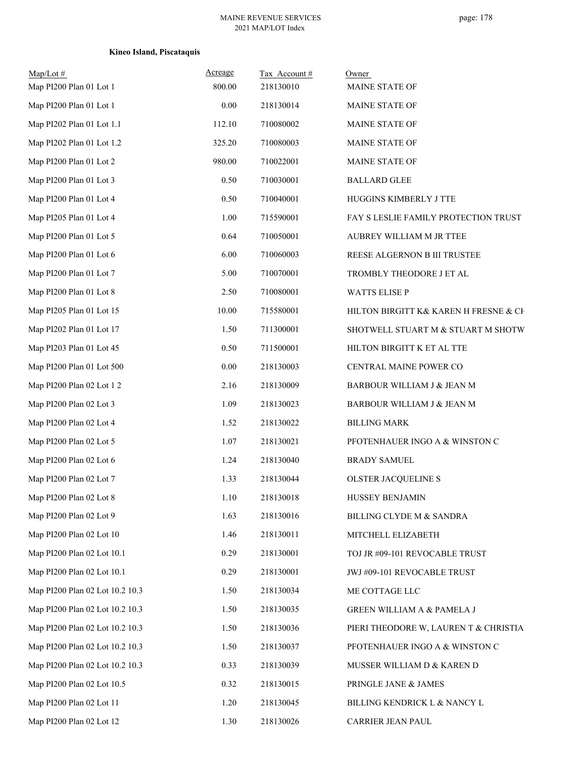**Kineo Island, Piscataquis**

| Map/Lot # | Acreage | Tax Account # | Owner |
|---|---|---|---|
| Map PI200 Plan 01 Lot 1 | 800.00 | 218130010 | MAINE STATE OF |
| Map PI200 Plan 01 Lot 1 | 0.00 | 218130014 | MAINE STATE OF |
| Map PI202 Plan 01 Lot 1.1 | 112.10 | 710080002 | MAINE STATE OF |
| Map PI202 Plan 01 Lot 1.2 | 325.20 | 710080003 | MAINE STATE OF |
| Map PI200 Plan 01 Lot 2 | 980.00 | 710022001 | MAINE STATE OF |
| Map PI200 Plan 01 Lot 3 | 0.50 | 710030001 | BALLARD GLEE |
| Map PI200 Plan 01 Lot 4 | 0.50 | 710040001 | HUGGINS KIMBERLY J TTE |
| Map PI205 Plan 01 Lot 4 | 1.00 | 715590001 | FAY S LESLIE FAMILY PROTECTION TRUST |
| Map PI200 Plan 01 Lot 5 | 0.64 | 710050001 | AUBREY WILLIAM M JR TTEE |
| Map PI200 Plan 01 Lot 6 | 6.00 | 710060003 | REESE ALGERNON B III TRUSTEE |
| Map PI200 Plan 01 Lot 7 | 5.00 | 710070001 | TROMBLY THEODORE J ET AL |
| Map PI200 Plan 01 Lot 8 | 2.50 | 710080001 | WATTS ELISE P |
| Map PI205 Plan 01 Lot 15 | 10.00 | 715580001 | HILTON BIRGITT K& KAREN H FRESNE & CH |
| Map PI202 Plan 01 Lot 17 | 1.50 | 711300001 | SHOTWELL STUART M & STUART M SHOTW |
| Map PI203 Plan 01 Lot 45 | 0.50 | 711500001 | HILTON BIRGITT K ET AL TTE |
| Map PI200 Plan 01 Lot 500 | 0.00 | 218130003 | CENTRAL MAINE POWER CO |
| Map PI200 Plan 02 Lot 1 2 | 2.16 | 218130009 | BARBOUR WILLIAM J & JEAN M |
| Map PI200 Plan 02 Lot 3 | 1.09 | 218130023 | BARBOUR WILLIAM J & JEAN M |
| Map PI200 Plan 02 Lot 4 | 1.52 | 218130022 | BILLING MARK |
| Map PI200 Plan 02 Lot 5 | 1.07 | 218130021 | PFOTENHAUER INGO A & WINSTON C |
| Map PI200 Plan 02 Lot 6 | 1.24 | 218130040 | BRADY SAMUEL |
| Map PI200 Plan 02 Lot 7 | 1.33 | 218130044 | OLSTER JACQUELINE S |
| Map PI200 Plan 02 Lot 8 | 1.10 | 218130018 | HUSSEY BENJAMIN |
| Map PI200 Plan 02 Lot 9 | 1.63 | 218130016 | BILLING CLYDE M & SANDRA |
| Map PI200 Plan 02 Lot 10 | 1.46 | 218130011 | MITCHELL ELIZABETH |
| Map PI200 Plan 02 Lot 10.1 | 0.29 | 218130001 | TOJ JR #09-101 REVOCABLE TRUST |
| Map PI200 Plan 02 Lot 10.1 | 0.29 | 218130001 | JWJ #09-101 REVOCABLE TRUST |
| Map PI200 Plan 02 Lot 10.2 10.3 | 1.50 | 218130034 | ME COTTAGE LLC |
| Map PI200 Plan 02 Lot 10.2 10.3 | 1.50 | 218130035 | GREEN WILLIAM A & PAMELA J |
| Map PI200 Plan 02 Lot 10.2 10.3 | 1.50 | 218130036 | PIERI THEODORE W, LAUREN T & CHRISTIA |
| Map PI200 Plan 02 Lot 10.2 10.3 | 1.50 | 218130037 | PFOTENHAUER INGO A & WINSTON C |
| Map PI200 Plan 02 Lot 10.2 10.3 | 0.33 | 218130039 | MUSSER WILLIAM D & KAREN D |
| Map PI200 Plan 02 Lot 10.5 | 0.32 | 218130015 | PRINGLE JANE & JAMES |
| Map PI200 Plan 02 Lot 11 | 1.20 | 218130045 | BILLING KENDRICK L & NANCY L |
| Map PI200 Plan 02 Lot 12 | 1.30 | 218130026 | CARRIER JEAN PAUL |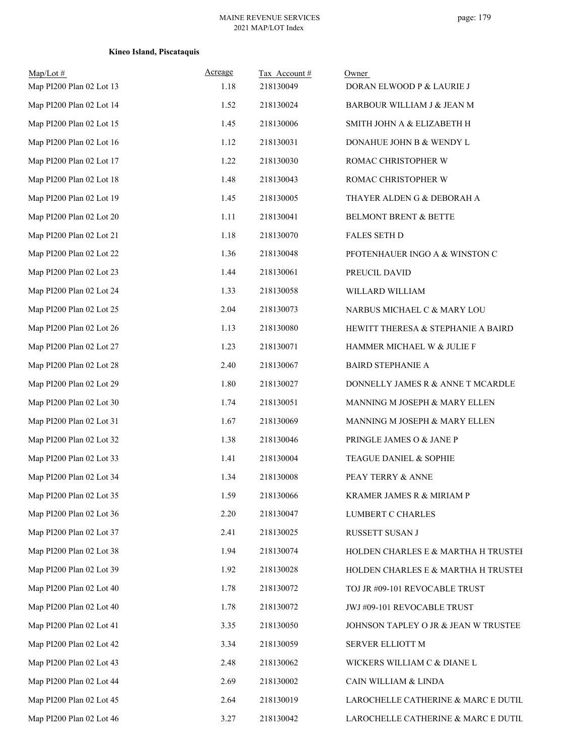**Kineo Island, Piscataquis**

| Map/Lot # | Acreage | Tax Account # | Owner |
|---|---|---|---|
| Map PI200 Plan 02 Lot 13 | 1.18 | 218130049 | DORAN ELWOOD P & LAURIE J |
| Map PI200 Plan 02 Lot 14 | 1.52 | 218130024 | BARBOUR WILLIAM J & JEAN M |
| Map PI200 Plan 02 Lot 15 | 1.45 | 218130006 | SMITH JOHN A & ELIZABETH H |
| Map PI200 Plan 02 Lot 16 | 1.12 | 218130031 | DONAHUE JOHN B & WENDY L |
| Map PI200 Plan 02 Lot 17 | 1.22 | 218130030 | ROMAC CHRISTOPHER W |
| Map PI200 Plan 02 Lot 18 | 1.48 | 218130043 | ROMAC CHRISTOPHER W |
| Map PI200 Plan 02 Lot 19 | 1.45 | 218130005 | THAYER ALDEN G & DEBORAH A |
| Map PI200 Plan 02 Lot 20 | 1.11 | 218130041 | BELMONT BRENT & BETTE |
| Map PI200 Plan 02 Lot 21 | 1.18 | 218130070 | FALES SETH D |
| Map PI200 Plan 02 Lot 22 | 1.36 | 218130048 | PFOTENHAUER INGO A & WINSTON C |
| Map PI200 Plan 02 Lot 23 | 1.44 | 218130061 | PREUCIL DAVID |
| Map PI200 Plan 02 Lot 24 | 1.33 | 218130058 | WILLARD WILLIAM |
| Map PI200 Plan 02 Lot 25 | 2.04 | 218130073 | NARBUS MICHAEL C & MARY LOU |
| Map PI200 Plan 02 Lot 26 | 1.13 | 218130080 | HEWITT THERESA & STEPHANIE A BAIRD |
| Map PI200 Plan 02 Lot 27 | 1.23 | 218130071 | HAMMER MICHAEL W & JULIE F |
| Map PI200 Plan 02 Lot 28 | 2.40 | 218130067 | BAIRD STEPHANIE A |
| Map PI200 Plan 02 Lot 29 | 1.80 | 218130027 | DONNELLY JAMES R & ANNE T MCARDLE |
| Map PI200 Plan 02 Lot 30 | 1.74 | 218130051 | MANNING M JOSEPH & MARY ELLEN |
| Map PI200 Plan 02 Lot 31 | 1.67 | 218130069 | MANNING M JOSEPH & MARY ELLEN |
| Map PI200 Plan 02 Lot 32 | 1.38 | 218130046 | PRINGLE JAMES O & JANE P |
| Map PI200 Plan 02 Lot 33 | 1.41 | 218130004 | TEAGUE DANIEL & SOPHIE |
| Map PI200 Plan 02 Lot 34 | 1.34 | 218130008 | PEAY TERRY & ANNE |
| Map PI200 Plan 02 Lot 35 | 1.59 | 218130066 | KRAMER JAMES R & MIRIAM P |
| Map PI200 Plan 02 Lot 36 | 2.20 | 218130047 | LUMBERT C CHARLES |
| Map PI200 Plan 02 Lot 37 | 2.41 | 218130025 | RUSSETT SUSAN J |
| Map PI200 Plan 02 Lot 38 | 1.94 | 218130074 | HOLDEN CHARLES E & MARTHA H TRUSTEI |
| Map PI200 Plan 02 Lot 39 | 1.92 | 218130028 | HOLDEN CHARLES E & MARTHA H TRUSTEI |
| Map PI200 Plan 02 Lot 40 | 1.78 | 218130072 | TOJ JR #09-101 REVOCABLE TRUST |
| Map PI200 Plan 02 Lot 40 | 1.78 | 218130072 | JWJ #09-101 REVOCABLE TRUST |
| Map PI200 Plan 02 Lot 41 | 3.35 | 218130050 | JOHNSON TAPLEY O JR & JEAN W TRUSTEE |
| Map PI200 Plan 02 Lot 42 | 3.34 | 218130059 | SERVER ELLIOTT M |
| Map PI200 Plan 02 Lot 43 | 2.48 | 218130062 | WICKERS WILLIAM C & DIANE L |
| Map PI200 Plan 02 Lot 44 | 2.69 | 218130002 | CAIN WILLIAM & LINDA |
| Map PI200 Plan 02 Lot 45 | 2.64 | 218130019 | LAROCHELLE CATHERINE & MARC E DUTIL |
| Map PI200 Plan 02 Lot 46 | 3.27 | 218130042 | LAROCHELLE CATHERINE & MARC E DUTIL |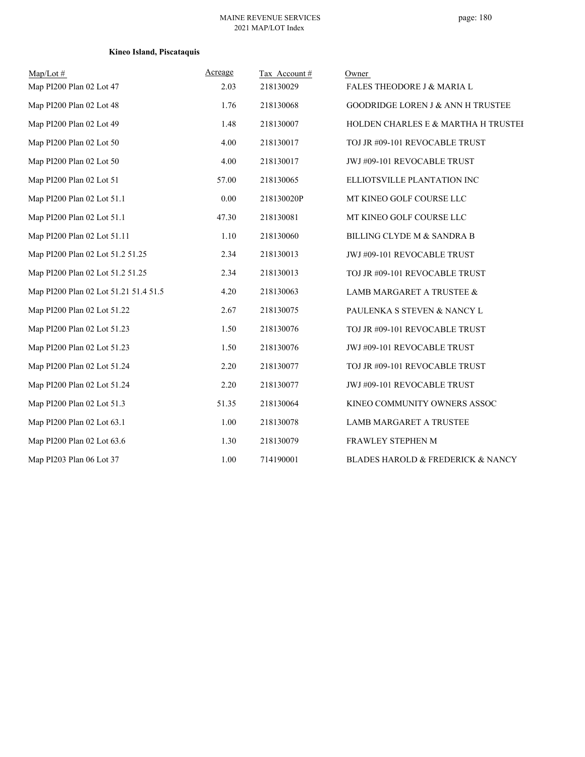**Kineo Island, Piscataquis**

| Map/Lot # | Acreage | Tax Account # | Owner |
|---|---|---|---|
| Map PI200 Plan 02 Lot 47 | 2.03 | 218130029 | FALES THEODORE J & MARIA L |
| Map PI200 Plan 02 Lot 48 | 1.76 | 218130068 | GOODRIDGE LOREN J & ANN H TRUSTEE |
| Map PI200 Plan 02 Lot 49 | 1.48 | 218130007 | HOLDEN CHARLES E & MARTHA H TRUSTEI |
| Map PI200 Plan 02 Lot 50 | 4.00 | 218130017 | TOJ JR #09-101 REVOCABLE TRUST |
| Map PI200 Plan 02 Lot 50 | 4.00 | 218130017 | JWJ #09-101 REVOCABLE TRUST |
| Map PI200 Plan 02 Lot 51 | 57.00 | 218130065 | ELLIOTSVILLE PLANTATION INC |
| Map PI200 Plan 02 Lot 51.1 | 0.00 | 218130020P | MT KINEO GOLF COURSE LLC |
| Map PI200 Plan 02 Lot 51.1 | 47.30 | 218130081 | MT KINEO GOLF COURSE LLC |
| Map PI200 Plan 02 Lot 51.11 | 1.10 | 218130060 | BILLING CLYDE M & SANDRA B |
| Map PI200 Plan 02 Lot 51.2 51.25 | 2.34 | 218130013 | JWJ #09-101 REVOCABLE TRUST |
| Map PI200 Plan 02 Lot 51.2 51.25 | 2.34 | 218130013 | TOJ JR #09-101 REVOCABLE TRUST |
| Map PI200 Plan 02 Lot 51.21 51.4 51.5 | 4.20 | 218130063 | LAMB MARGARET A TRUSTEE & |
| Map PI200 Plan 02 Lot 51.22 | 2.67 | 218130075 | PAULENKA S STEVEN & NANCY L |
| Map PI200 Plan 02 Lot 51.23 | 1.50 | 218130076 | TOJ JR #09-101 REVOCABLE TRUST |
| Map PI200 Plan 02 Lot 51.23 | 1.50 | 218130076 | JWJ #09-101 REVOCABLE TRUST |
| Map PI200 Plan 02 Lot 51.24 | 2.20 | 218130077 | TOJ JR #09-101 REVOCABLE TRUST |
| Map PI200 Plan 02 Lot 51.24 | 2.20 | 218130077 | JWJ #09-101 REVOCABLE TRUST |
| Map PI200 Plan 02 Lot 51.3 | 51.35 | 218130064 | KINEO COMMUNITY OWNERS ASSOC |
| Map PI200 Plan 02 Lot 63.1 | 1.00 | 218130078 | LAMB MARGARET A TRUSTEE |
| Map PI200 Plan 02 Lot 63.6 | 1.30 | 218130079 | FRAWLEY STEPHEN M |
| Map PI203 Plan 06 Lot 37 | 1.00 | 714190001 | BLADES HAROLD & FREDERICK & NANCY |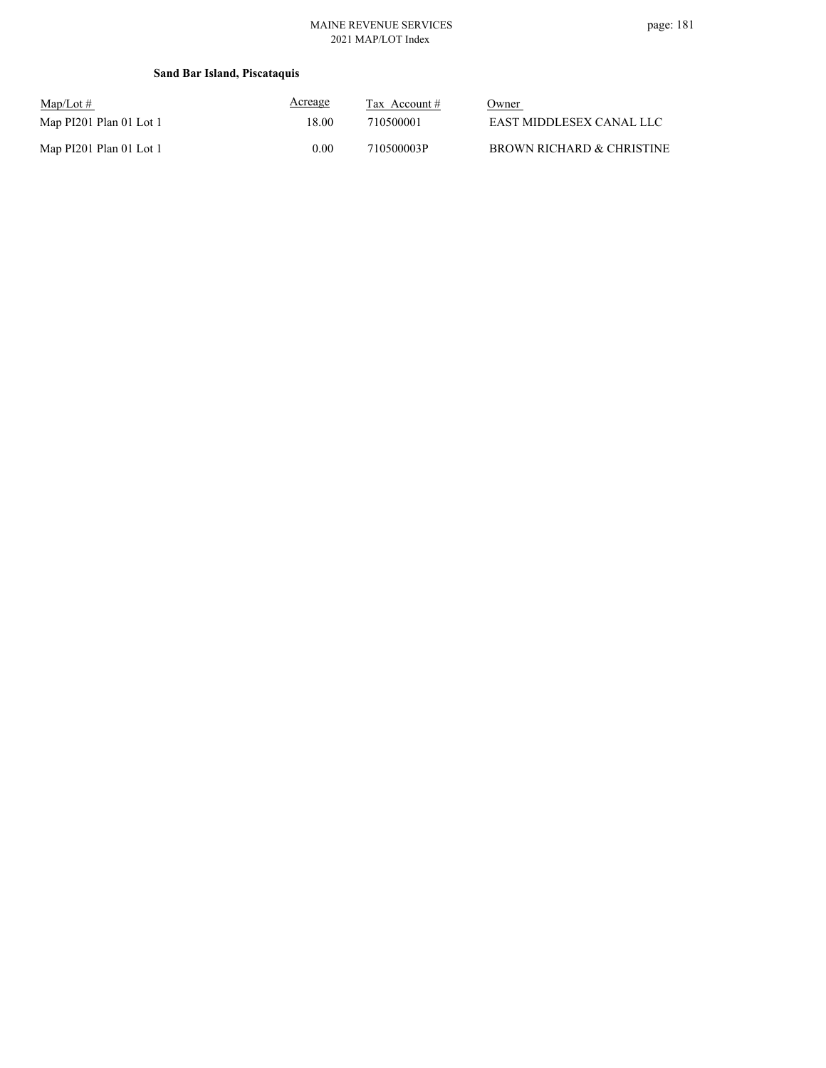**Sand Bar Island, Piscataquis**

| Map/Lot # | Acreage | Tax Account # | Owner |
|---|---|---|---|
| Map PI201 Plan 01 Lot 1 | 18.00 | 710500001 | EAST MIDDLESEX CANAL LLC |
| Map PI201 Plan 01 Lot 1 | 0.00 | 710500003P | BROWN RICHARD & CHRISTINE |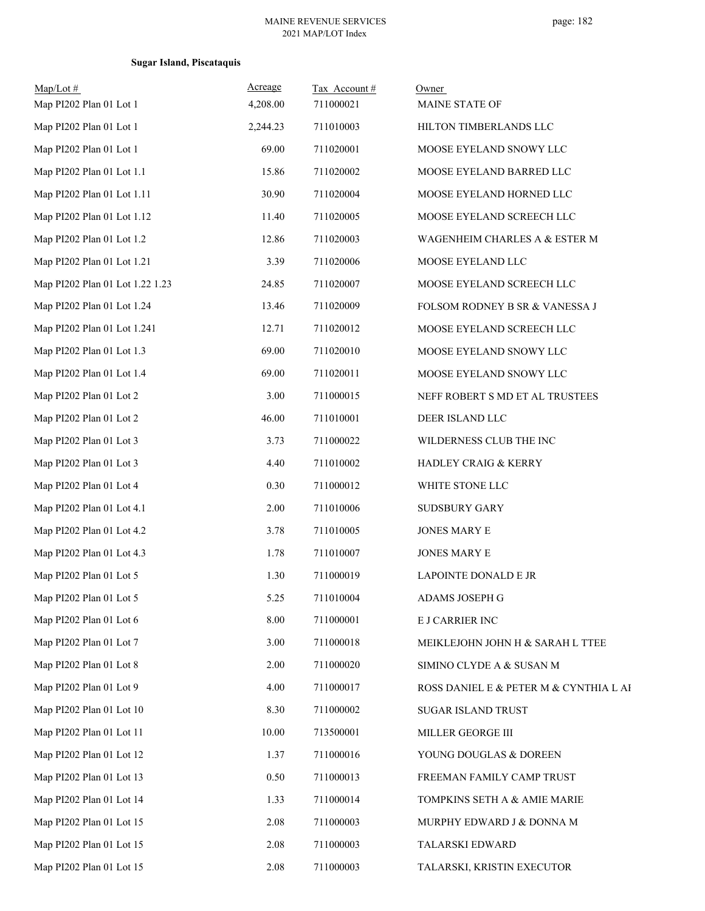**Sugar Island, Piscataquis**

| Map/Lot # | Acreage | Tax Account # | Owner |
|---|---|---|---|
| Map PI202 Plan 01 Lot 1 | 4,208.00 | 711000021 | MAINE STATE OF |
| Map PI202 Plan 01 Lot 1 | 2,244.23 | 711010003 | HILTON TIMBERLANDS LLC |
| Map PI202 Plan 01 Lot 1 | 69.00 | 711020001 | MOOSE EYELAND SNOWY LLC |
| Map PI202 Plan 01 Lot 1.1 | 15.86 | 711020002 | MOOSE EYELAND BARRED LLC |
| Map PI202 Plan 01 Lot 1.11 | 30.90 | 711020004 | MOOSE EYELAND HORNED LLC |
| Map PI202 Plan 01 Lot 1.12 | 11.40 | 711020005 | MOOSE EYELAND SCREECH LLC |
| Map PI202 Plan 01 Lot 1.2 | 12.86 | 711020003 | WAGENHEIM CHARLES A & ESTER M |
| Map PI202 Plan 01 Lot 1.21 | 3.39 | 711020006 | MOOSE EYELAND LLC |
| Map PI202 Plan 01 Lot 1.22 1.23 | 24.85 | 711020007 | MOOSE EYELAND SCREECH LLC |
| Map PI202 Plan 01 Lot 1.24 | 13.46 | 711020009 | FOLSOM RODNEY B SR & VANESSA J |
| Map PI202 Plan 01 Lot 1.241 | 12.71 | 711020012 | MOOSE EYELAND SCREECH LLC |
| Map PI202 Plan 01 Lot 1.3 | 69.00 | 711020010 | MOOSE EYELAND SNOWY LLC |
| Map PI202 Plan 01 Lot 1.4 | 69.00 | 711020011 | MOOSE EYELAND SNOWY LLC |
| Map PI202 Plan 01 Lot 2 | 3.00 | 711000015 | NEFF ROBERT S MD ET AL TRUSTEES |
| Map PI202 Plan 01 Lot 2 | 46.00 | 711010001 | DEER ISLAND LLC |
| Map PI202 Plan 01 Lot 3 | 3.73 | 711000022 | WILDERNESS CLUB THE INC |
| Map PI202 Plan 01 Lot 3 | 4.40 | 711010002 | HADLEY CRAIG & KERRY |
| Map PI202 Plan 01 Lot 4 | 0.30 | 711000012 | WHITE STONE LLC |
| Map PI202 Plan 01 Lot 4.1 | 2.00 | 711010006 | SUDSBURY GARY |
| Map PI202 Plan 01 Lot 4.2 | 3.78 | 711010005 | JONES MARY E |
| Map PI202 Plan 01 Lot 4.3 | 1.78 | 711010007 | JONES MARY E |
| Map PI202 Plan 01 Lot 5 | 1.30 | 711000019 | LAPOINTE DONALD E JR |
| Map PI202 Plan 01 Lot 5 | 5.25 | 711010004 | ADAMS JOSEPH G |
| Map PI202 Plan 01 Lot 6 | 8.00 | 711000001 | E J CARRIER INC |
| Map PI202 Plan 01 Lot 7 | 3.00 | 711000018 | MEIKLEJOHN JOHN H & SARAH L TTEE |
| Map PI202 Plan 01 Lot 8 | 2.00 | 711000020 | SIMINO CLYDE A & SUSAN M |
| Map PI202 Plan 01 Lot 9 | 4.00 | 711000017 | ROSS DANIEL E & PETER M & CYNTHIA L AI |
| Map PI202 Plan 01 Lot 10 | 8.30 | 711000002 | SUGAR ISLAND TRUST |
| Map PI202 Plan 01 Lot 11 | 10.00 | 713500001 | MILLER GEORGE III |
| Map PI202 Plan 01 Lot 12 | 1.37 | 711000016 | YOUNG DOUGLAS & DOREEN |
| Map PI202 Plan 01 Lot 13 | 0.50 | 711000013 | FREEMAN FAMILY CAMP TRUST |
| Map PI202 Plan 01 Lot 14 | 1.33 | 711000014 | TOMPKINS SETH A & AMIE MARIE |
| Map PI202 Plan 01 Lot 15 | 2.08 | 711000003 | MURPHY EDWARD J & DONNA M |
| Map PI202 Plan 01 Lot 15 | 2.08 | 711000003 | TALARSKI EDWARD |
| Map PI202 Plan 01 Lot 15 | 2.08 | 711000003 | TALARSKI, KRISTIN EXECUTOR |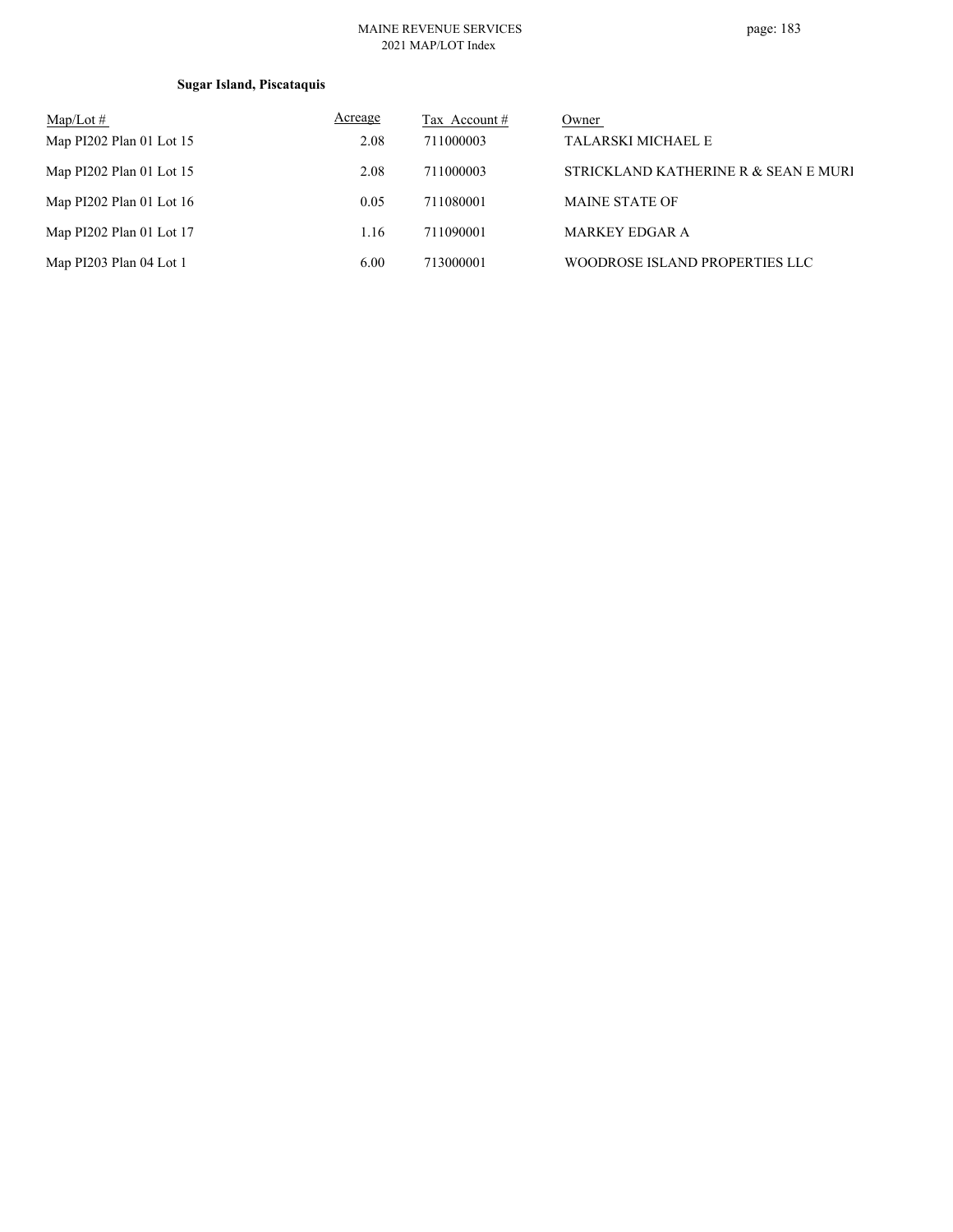**Sugar Island, Piscataquis**

| Map/Lot # | Acreage | Tax Account # | Owner |
|---|---|---|---|
| Map PI202 Plan 01 Lot 15 | 2.08 | 711000003 | TALARSKI MICHAEL E |
| Map PI202 Plan 01 Lot 15 | 2.08 | 711000003 | STRICKLAND KATHERINE R & SEAN E MURI |
| Map PI202 Plan 01 Lot 16 | 0.05 | 711080001 | MAINE STATE OF |
| Map PI202 Plan 01 Lot 17 | 1.16 | 711090001 | MARKEY EDGAR A |
| Map PI203 Plan 04 Lot 1 | 6.00 | 713000001 | WOODROSE ISLAND PROPERTIES LLC |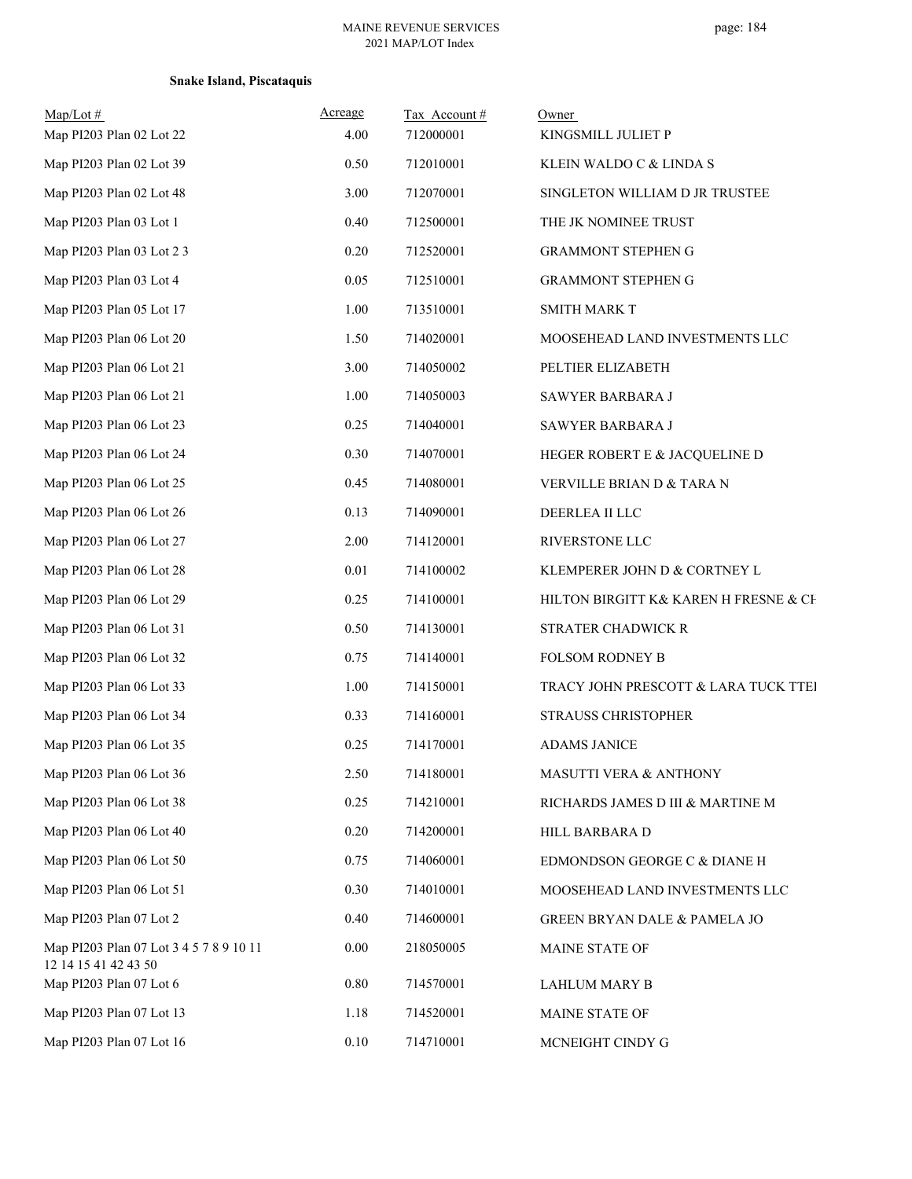**Snake Island, Piscataquis**

| Map/Lot # | Acreage | Tax Account # | Owner |
|---|---|---|---|
| Map PI203 Plan 02 Lot 22 | 4.00 | 712000001 | KINGSMILL JULIET P |
| Map PI203 Plan 02 Lot 39 | 0.50 | 712010001 | KLEIN WALDO C & LINDA S |
| Map PI203 Plan 02 Lot 48 | 3.00 | 712070001 | SINGLETON WILLIAM D JR TRUSTEE |
| Map PI203 Plan 03 Lot 1 | 0.40 | 712500001 | THE JK NOMINEE TRUST |
| Map PI203 Plan 03 Lot 2 3 | 0.20 | 712520001 | GRAMMONT STEPHEN G |
| Map PI203 Plan 03 Lot 4 | 0.05 | 712510001 | GRAMMONT STEPHEN G |
| Map PI203 Plan 05 Lot 17 | 1.00 | 713510001 | SMITH MARK T |
| Map PI203 Plan 06 Lot 20 | 1.50 | 714020001 | MOOSEHEAD LAND INVESTMENTS LLC |
| Map PI203 Plan 06 Lot 21 | 3.00 | 714050002 | PELTIER ELIZABETH |
| Map PI203 Plan 06 Lot 21 | 1.00 | 714050003 | SAWYER BARBARA J |
| Map PI203 Plan 06 Lot 23 | 0.25 | 714040001 | SAWYER BARBARA J |
| Map PI203 Plan 06 Lot 24 | 0.30 | 714070001 | HEGER ROBERT E & JACQUELINE D |
| Map PI203 Plan 06 Lot 25 | 0.45 | 714080001 | VERVILLE BRIAN D & TARA N |
| Map PI203 Plan 06 Lot 26 | 0.13 | 714090001 | DEERLEA II LLC |
| Map PI203 Plan 06 Lot 27 | 2.00 | 714120001 | RIVERSTONE LLC |
| Map PI203 Plan 06 Lot 28 | 0.01 | 714100002 | KLEMPERER JOHN D & CORTNEY L |
| Map PI203 Plan 06 Lot 29 | 0.25 | 714100001 | HILTON BIRGITT K& KAREN H FRESNE & CH |
| Map PI203 Plan 06 Lot 31 | 0.50 | 714130001 | STRATER CHADWICK R |
| Map PI203 Plan 06 Lot 32 | 0.75 | 714140001 | FOLSOM RODNEY B |
| Map PI203 Plan 06 Lot 33 | 1.00 | 714150001 | TRACY JOHN PRESCOTT & LARA TUCK TTEI |
| Map PI203 Plan 06 Lot 34 | 0.33 | 714160001 | STRAUSS CHRISTOPHER |
| Map PI203 Plan 06 Lot 35 | 0.25 | 714170001 | ADAMS JANICE |
| Map PI203 Plan 06 Lot 36 | 2.50 | 714180001 | MASUTTI VERA & ANTHONY |
| Map PI203 Plan 06 Lot 38 | 0.25 | 714210001 | RICHARDS JAMES D III & MARTINE M |
| Map PI203 Plan 06 Lot 40 | 0.20 | 714200001 | HILL BARBARA D |
| Map PI203 Plan 06 Lot 50 | 0.75 | 714060001 | EDMONDSON GEORGE C & DIANE H |
| Map PI203 Plan 06 Lot 51 | 0.30 | 714010001 | MOOSEHEAD LAND INVESTMENTS LLC |
| Map PI203 Plan 07 Lot 2 | 0.40 | 714600001 | GREEN BRYAN DALE & PAMELA JO |
| Map PI203 Plan 07 Lot 3 4 5 7 8 9 10 11 12 14 15 41 42 43 50 | 0.00 | 218050005 | MAINE STATE OF |
| Map PI203 Plan 07 Lot 6 | 0.80 | 714570001 | LAHLUM MARY B |
| Map PI203 Plan 07 Lot 13 | 1.18 | 714520001 | MAINE STATE OF |
| Map PI203 Plan 07 Lot 16 | 0.10 | 714710001 | MCNEIGHT CINDY G |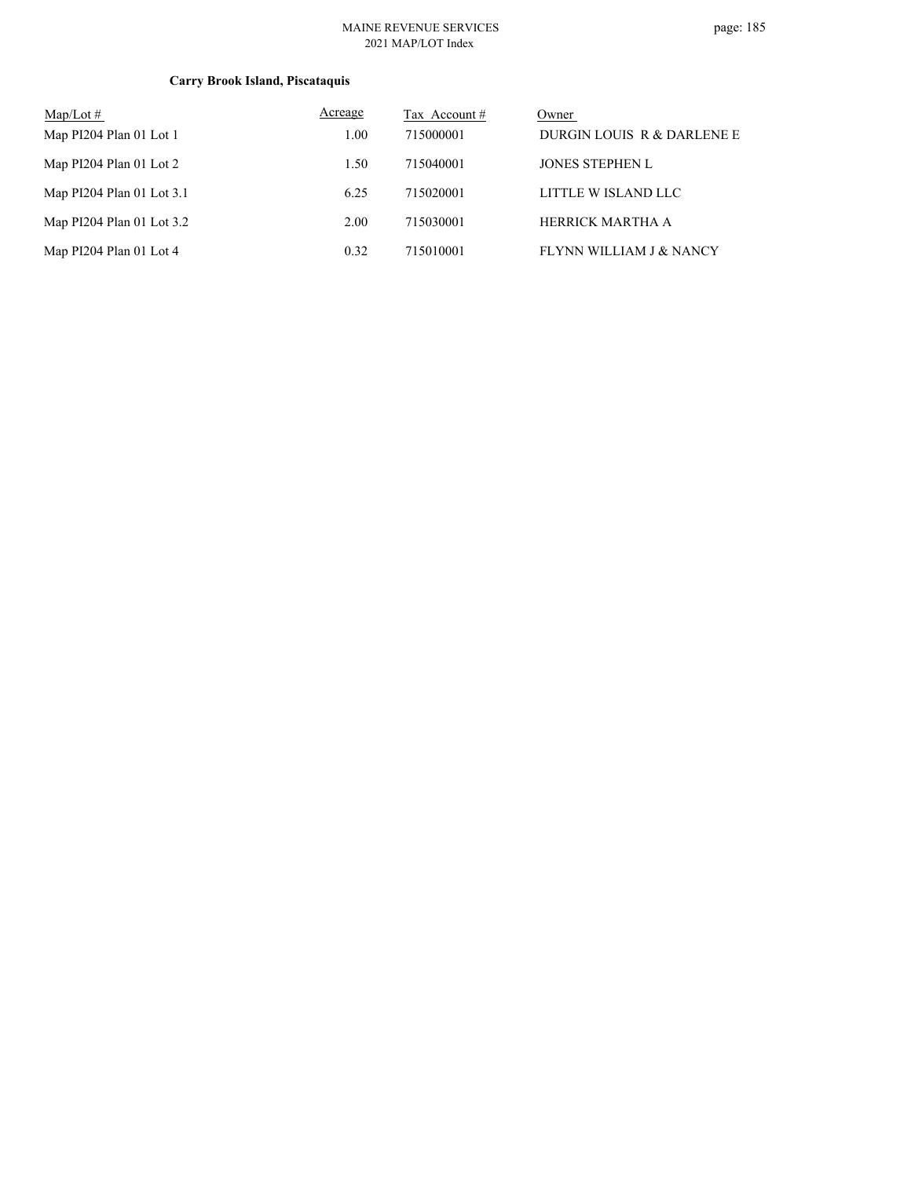**Carry Brook Island, Piscataquis**

| Map/Lot # | Acreage | Tax Account # | Owner |
|---|---|---|---|
| Map PI204 Plan 01 Lot 1 | 1.00 | 715000001 | DURGIN LOUIS R & DARLENE E |
| Map PI204 Plan 01 Lot 2 | 1.50 | 715040001 | JONES STEPHEN L |
| Map PI204 Plan 01 Lot 3.1 | 6.25 | 715020001 | LITTLE W ISLAND LLC |
| Map PI204 Plan 01 Lot 3.2 | 2.00 | 715030001 | HERRICK MARTHA A |
| Map PI204 Plan 01 Lot 4 | 0.32 | 715010001 | FLYNN WILLIAM J & NANCY |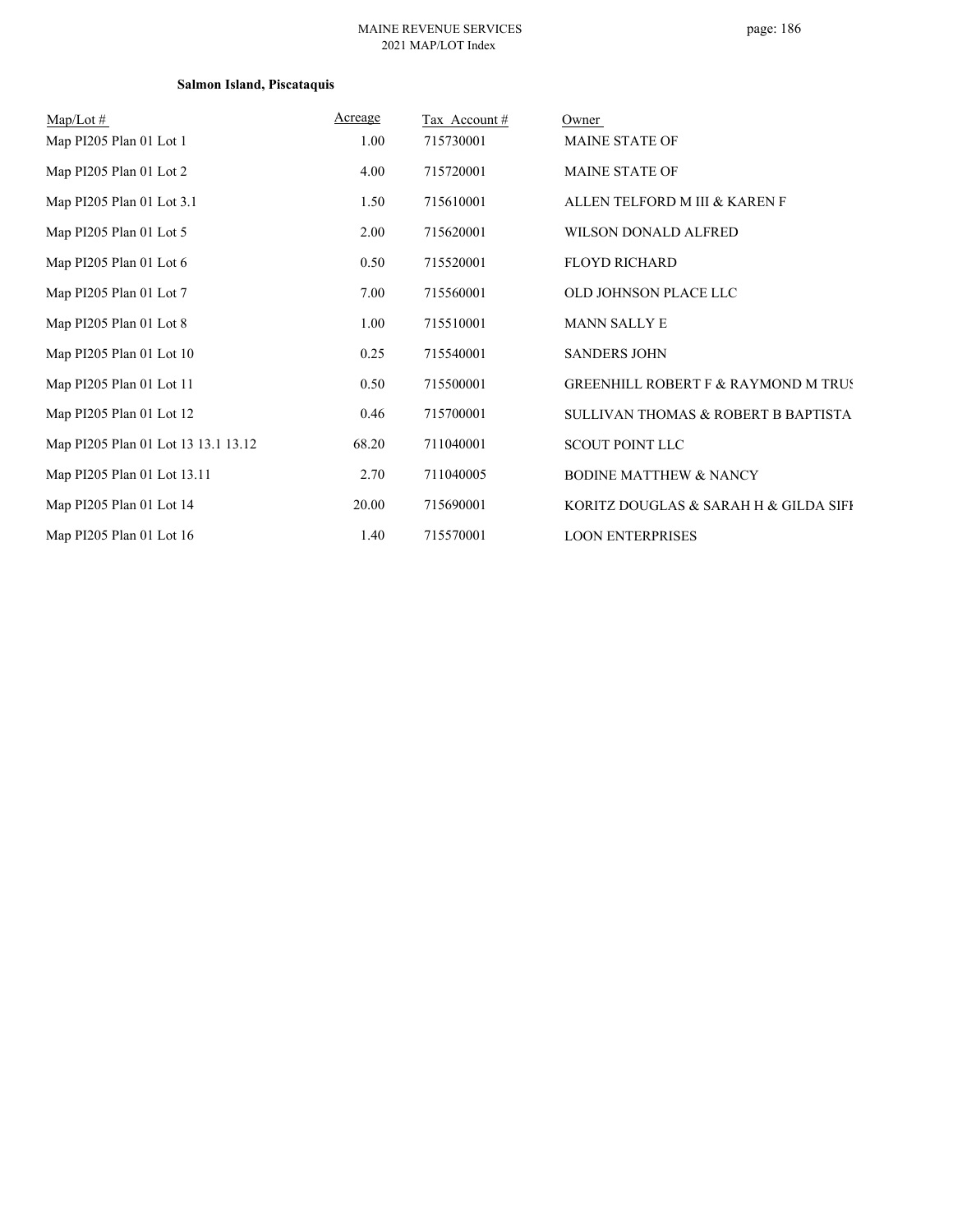**Salmon Island, Piscataquis**

| Map/Lot # | Acreage | Tax Account # | Owner |
|---|---|---|---|
| Map PI205 Plan 01 Lot 1 | 1.00 | 715730001 | MAINE STATE OF |
| Map PI205 Plan 01 Lot 2 | 4.00 | 715720001 | MAINE STATE OF |
| Map PI205 Plan 01 Lot 3.1 | 1.50 | 715610001 | ALLEN TELFORD M III & KAREN F |
| Map PI205 Plan 01 Lot 5 | 2.00 | 715620001 | WILSON DONALD ALFRED |
| Map PI205 Plan 01 Lot 6 | 0.50 | 715520001 | FLOYD RICHARD |
| Map PI205 Plan 01 Lot 7 | 7.00 | 715560001 | OLD JOHNSON PLACE LLC |
| Map PI205 Plan 01 Lot 8 | 1.00 | 715510001 | MANN SALLY E |
| Map PI205 Plan 01 Lot 10 | 0.25 | 715540001 | SANDERS JOHN |
| Map PI205 Plan 01 Lot 11 | 0.50 | 715500001 | GREENHILL ROBERT F & RAYMOND M TRUS |
| Map PI205 Plan 01 Lot 12 | 0.46 | 715700001 | SULLIVAN THOMAS & ROBERT B BAPTISTA |
| Map PI205 Plan 01 Lot 13 13.1 13.12 | 68.20 | 711040001 | SCOUT POINT LLC |
| Map PI205 Plan 01 Lot 13.11 | 2.70 | 711040005 | BODINE MATTHEW & NANCY |
| Map PI205 Plan 01 Lot 14 | 20.00 | 715690001 | KORITZ DOUGLAS & SARAH H & GILDA SIFI |
| Map PI205 Plan 01 Lot 16 | 1.40 | 715570001 | LOON ENTERPRISES |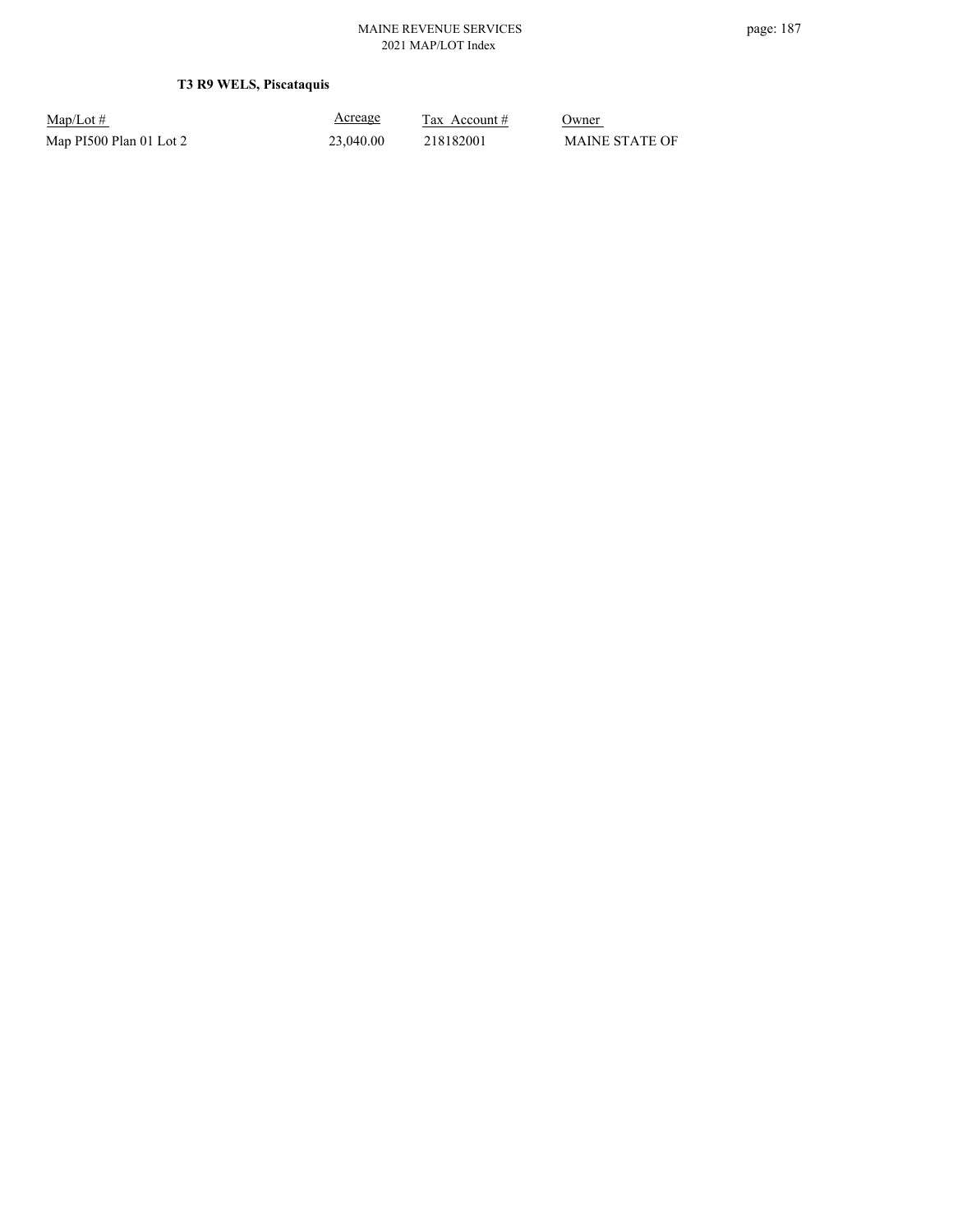**T3 R9 WELS, Piscataquis**

| Map/Lot # | Acreage | Tax Account # | Owner |
| --- | --- | --- | --- |
| Map PI500 Plan 01 Lot 2 | 23,040.00 | 218182001 | MAINE STATE OF |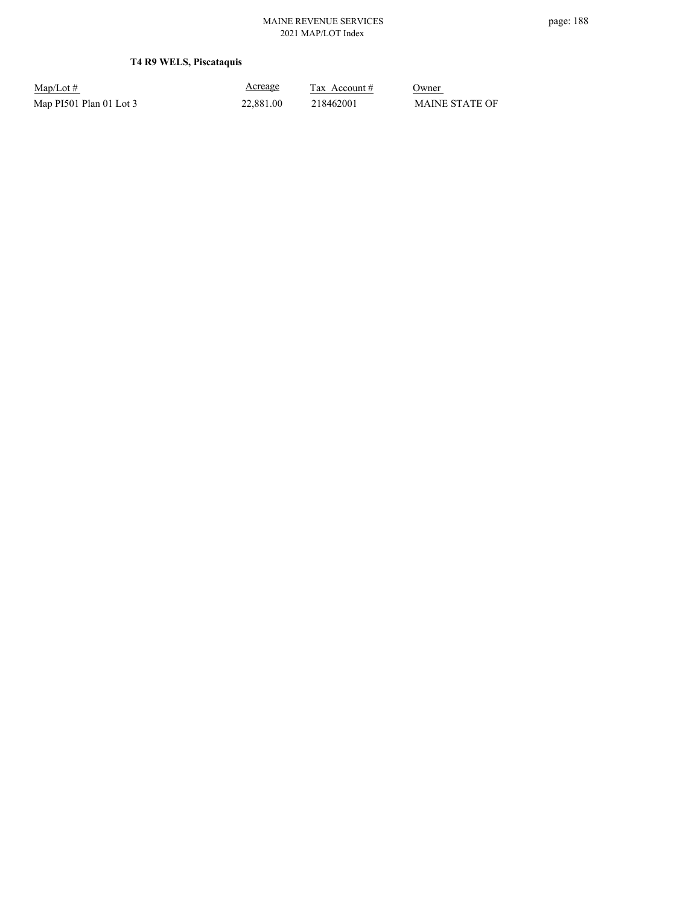**T4 R9 WELS, Piscataquis**

| Map/Lot # | Acreage | Tax Account # | Owner |
| --- | --- | --- | --- |
| Map PI501 Plan 01 Lot 3 | 22,881.00 | 218462001 | MAINE STATE OF |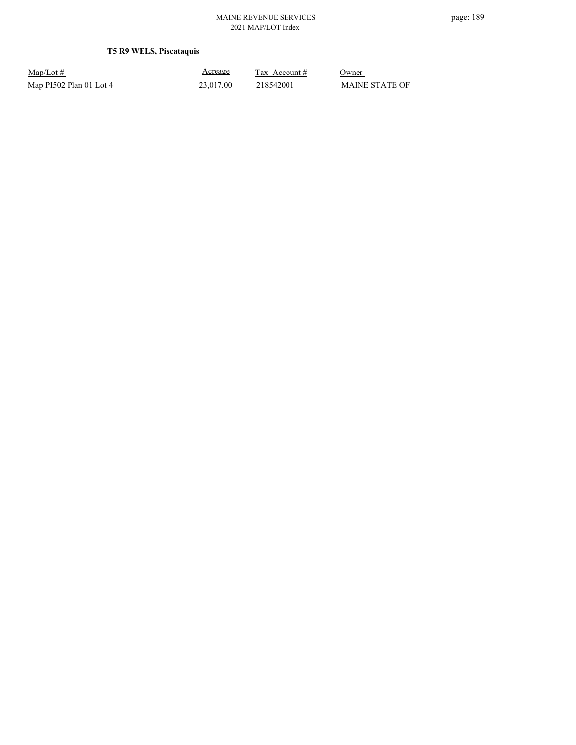**T5 R9 WELS, Piscataquis**

| Map/Lot # | Acreage | Tax Account # | Owner |
|---|---|---|---|
| Map PI502 Plan 01 Lot 4 | 23,017.00 | 218542001 | MAINE STATE OF |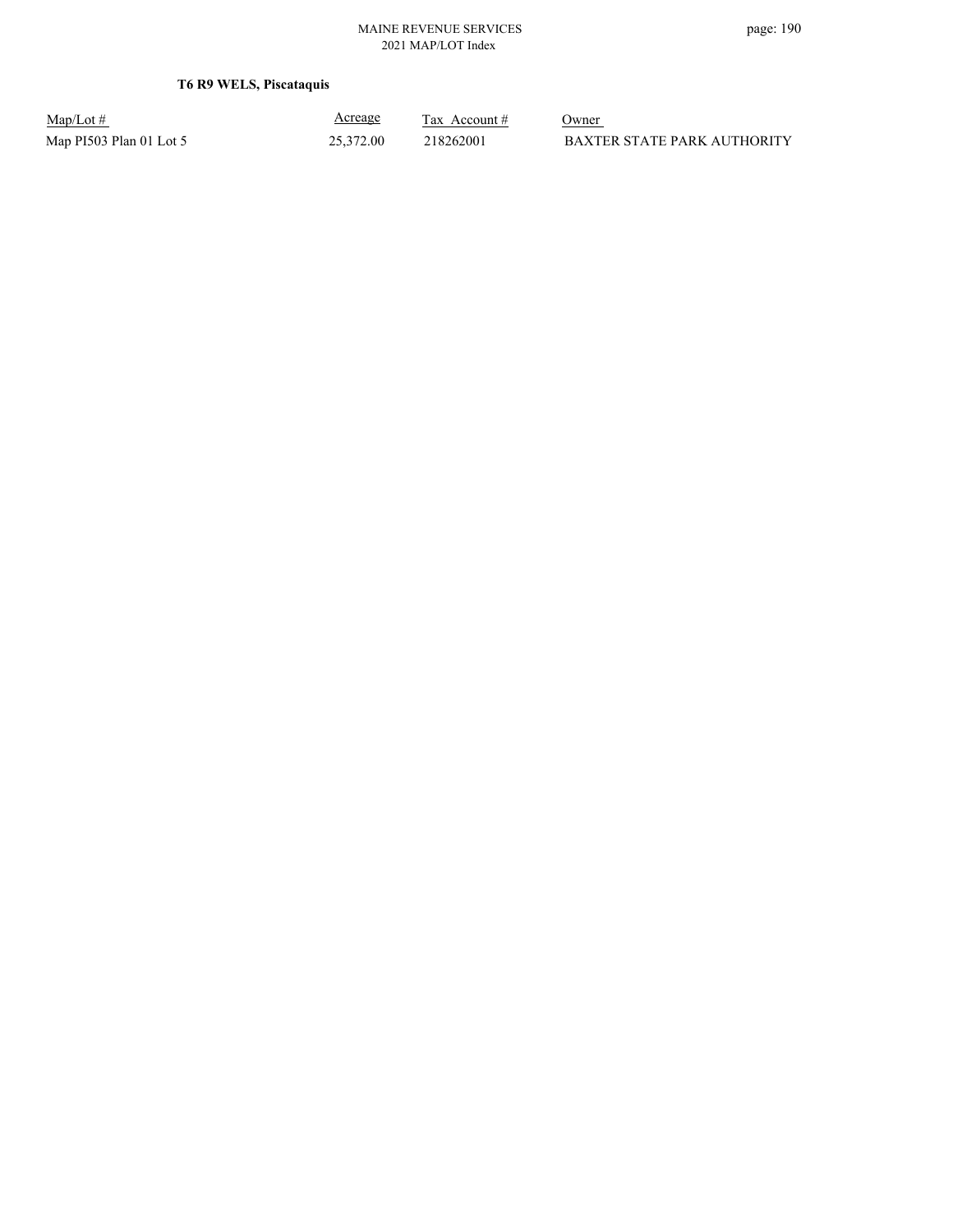**T6 R9 WELS, Piscataquis**

| Map/Lot # | Acreage | Tax Account # | Owner |
| --- | --- | --- | --- |
| Map PI503 Plan 01 Lot 5 | 25,372.00 | 218262001 | BAXTER STATE PARK AUTHORITY |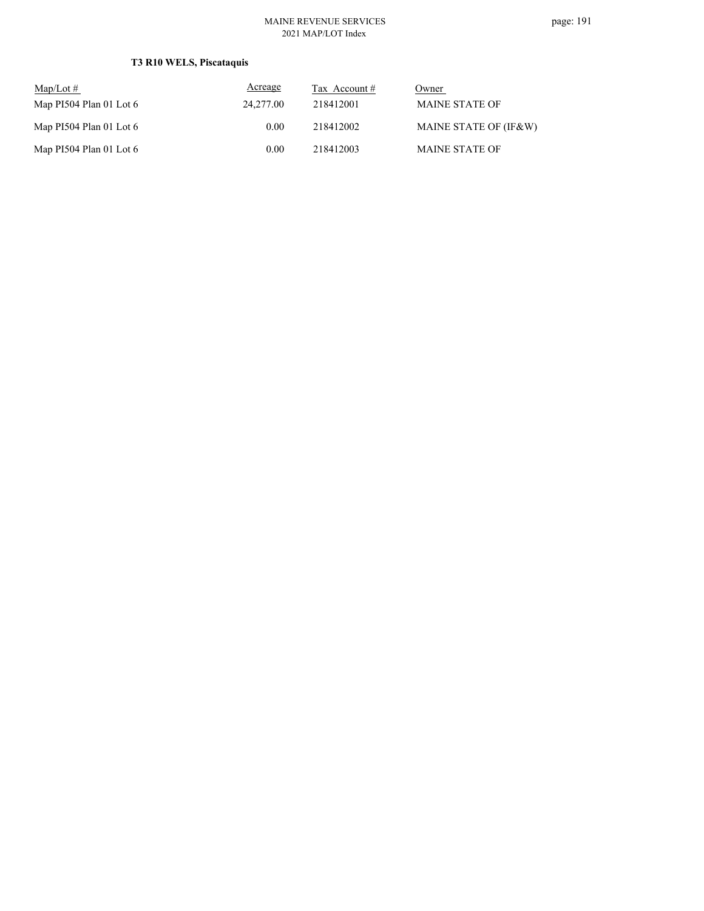### T3 R10 WELS, Piscataquis

| Map/Lot # | Acreage | Tax Account # | Owner |
|---|---|---|---|
| Map PI504 Plan 01 Lot 6 | 24,277.00 | 218412001 | MAINE STATE OF |
| Map PI504 Plan 01 Lot 6 | 0.00 | 218412002 | MAINE STATE OF (IF&W) |
| Map PI504 Plan 01 Lot 6 | 0.00 | 218412003 | MAINE STATE OF |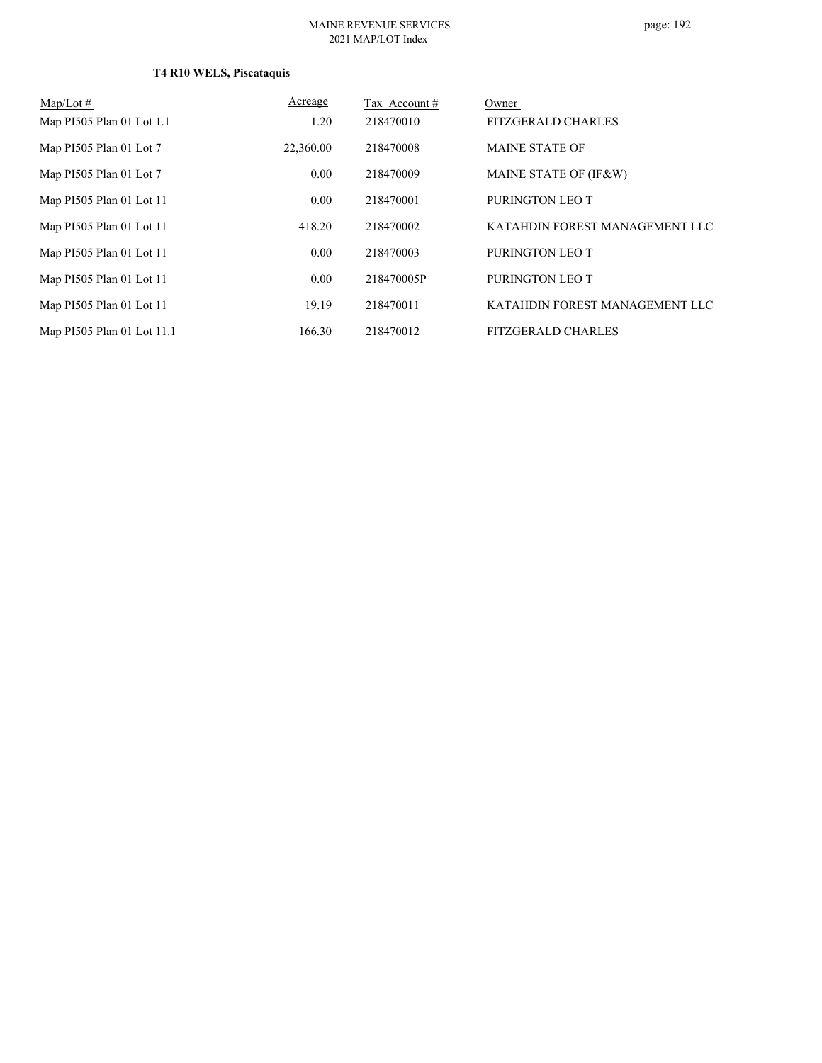**T4 R10 WELS, Piscataquis**

| Map/Lot # | Acreage | Tax Account # | Owner |
|---|---|---|---|
| Map PI505 Plan 01 Lot 1.1 | 1.20 | 218470010 | FITZGERALD CHARLES |
| Map PI505 Plan 01 Lot 7 | 22,360.00 | 218470008 | MAINE STATE OF |
| Map PI505 Plan 01 Lot 7 | 0.00 | 218470009 | MAINE STATE OF (IF&W) |
| Map PI505 Plan 01 Lot 11 | 0.00 | 218470001 | PURINGTON LEO T |
| Map PI505 Plan 01 Lot 11 | 418.20 | 218470002 | KATAHDIN FOREST MANAGEMENT LLC |
| Map PI505 Plan 01 Lot 11 | 0.00 | 218470003 | PURINGTON LEO T |
| Map PI505 Plan 01 Lot 11 | 0.00 | 218470005P | PURINGTON LEO T |
| Map PI505 Plan 01 Lot 11 | 19.19 | 218470011 | KATAHDIN FOREST MANAGEMENT LLC |
| Map PI505 Plan 01 Lot 11.1 | 166.30 | 218470012 | FITZGERALD CHARLES |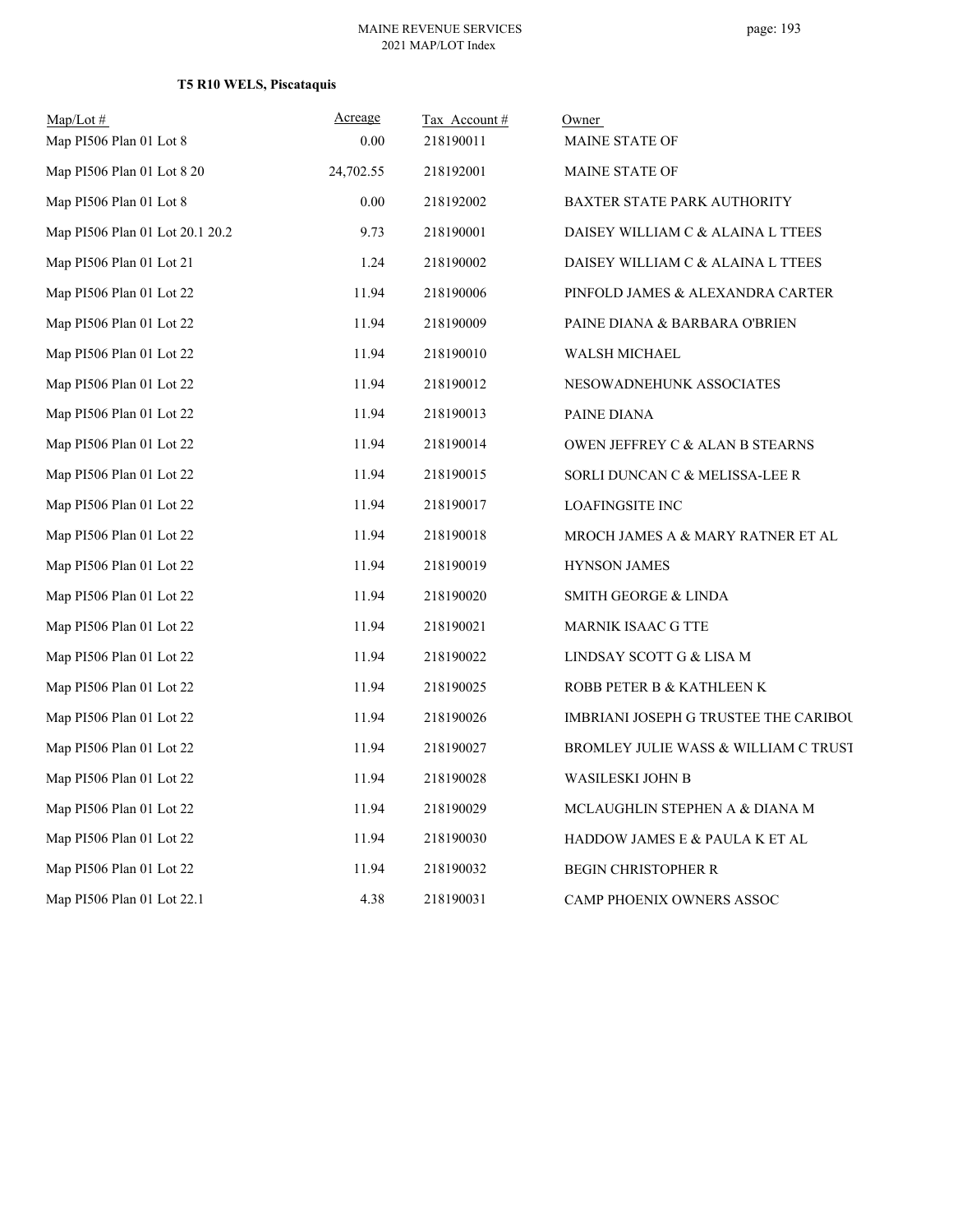### T5 R10 WELS, Piscataquis

| Map/Lot # | Acreage | Tax Account # | Owner |
|---|---|---|---|
| Map PI506 Plan 01 Lot 8 | 0.00 | 218190011 | MAINE STATE OF |
| Map PI506 Plan 01 Lot 8 20 | 24,702.55 | 218192001 | MAINE STATE OF |
| Map PI506 Plan 01 Lot 8 | 0.00 | 218192002 | BAXTER STATE PARK AUTHORITY |
| Map PI506 Plan 01 Lot 20.1 20.2 | 9.73 | 218190001 | DAISEY WILLIAM C & ALAINA L TTEES |
| Map PI506 Plan 01 Lot 21 | 1.24 | 218190002 | DAISEY WILLIAM C & ALAINA L TTEES |
| Map PI506 Plan 01 Lot 22 | 11.94 | 218190006 | PINFOLD JAMES & ALEXANDRA CARTER |
| Map PI506 Plan 01 Lot 22 | 11.94 | 218190009 | PAINE DIANA & BARBARA O'BRIEN |
| Map PI506 Plan 01 Lot 22 | 11.94 | 218190010 | WALSH MICHAEL |
| Map PI506 Plan 01 Lot 22 | 11.94 | 218190012 | NESOWADNEHUNK ASSOCIATES |
| Map PI506 Plan 01 Lot 22 | 11.94 | 218190013 | PAINE DIANA |
| Map PI506 Plan 01 Lot 22 | 11.94 | 218190014 | OWEN JEFFREY C & ALAN B STEARNS |
| Map PI506 Plan 01 Lot 22 | 11.94 | 218190015 | SORLI DUNCAN C & MELISSA-LEE R |
| Map PI506 Plan 01 Lot 22 | 11.94 | 218190017 | LOAFINGSITE INC |
| Map PI506 Plan 01 Lot 22 | 11.94 | 218190018 | MROCH JAMES A & MARY RATNER ET AL |
| Map PI506 Plan 01 Lot 22 | 11.94 | 218190019 | HYNSON JAMES |
| Map PI506 Plan 01 Lot 22 | 11.94 | 218190020 | SMITH GEORGE & LINDA |
| Map PI506 Plan 01 Lot 22 | 11.94 | 218190021 | MARNIK ISAAC G TTE |
| Map PI506 Plan 01 Lot 22 | 11.94 | 218190022 | LINDSAY SCOTT G & LISA M |
| Map PI506 Plan 01 Lot 22 | 11.94 | 218190025 | ROBB PETER B & KATHLEEN K |
| Map PI506 Plan 01 Lot 22 | 11.94 | 218190026 | IMBRIANI JOSEPH G TRUSTEE THE CARIBOU |
| Map PI506 Plan 01 Lot 22 | 11.94 | 218190027 | BROMLEY JULIE WASS & WILLIAM C TRUST |
| Map PI506 Plan 01 Lot 22 | 11.94 | 218190028 | WASILESKI JOHN B |
| Map PI506 Plan 01 Lot 22 | 11.94 | 218190029 | MCLAUGHLIN STEPHEN A & DIANA M |
| Map PI506 Plan 01 Lot 22 | 11.94 | 218190030 | HADDOW JAMES E & PAULA K ET AL |
| Map PI506 Plan 01 Lot 22 | 11.94 | 218190032 | BEGIN CHRISTOPHER R |
| Map PI506 Plan 01 Lot 22.1 | 4.38 | 218190031 | CAMP PHOENIX OWNERS ASSOC |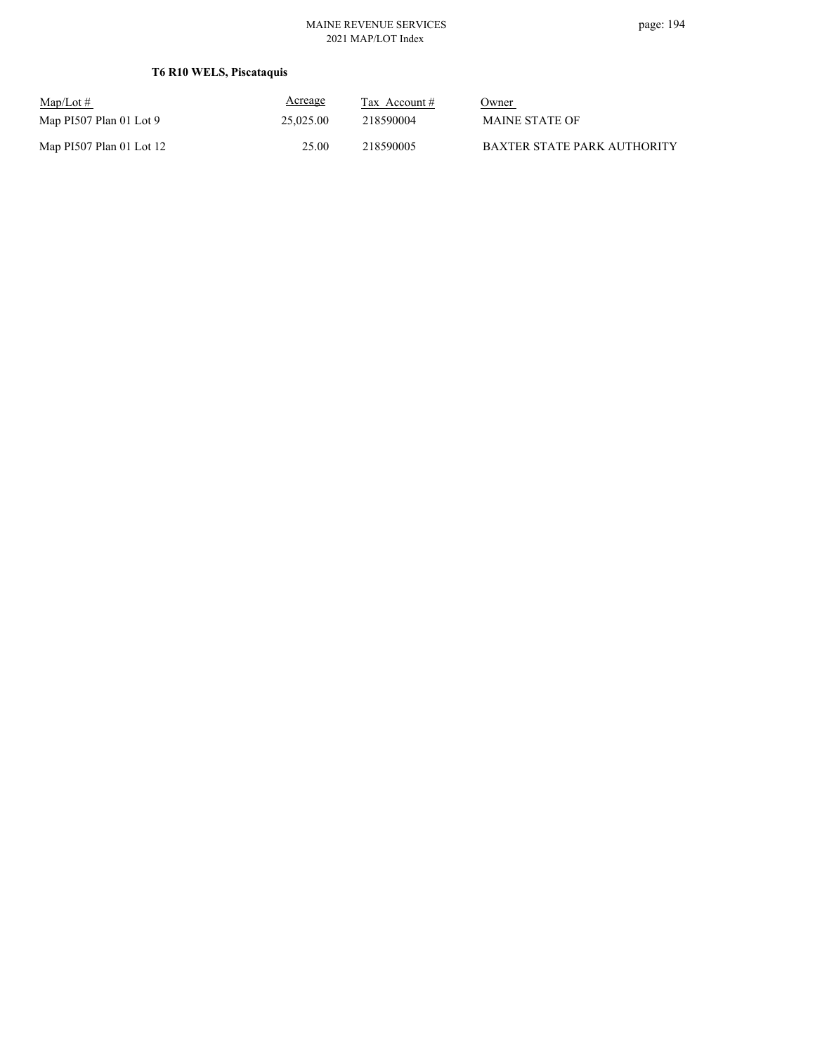**T6 R10 WELS, Piscataquis**

| Map/Lot # | Acreage | Tax Account # | Owner |
|---|---|---|---|
| Map PI507 Plan 01 Lot 9 | 25,025.00 | 218590004 | MAINE STATE OF |
| Map PI507 Plan 01 Lot 12 | 25.00 | 218590005 | BAXTER STATE PARK AUTHORITY |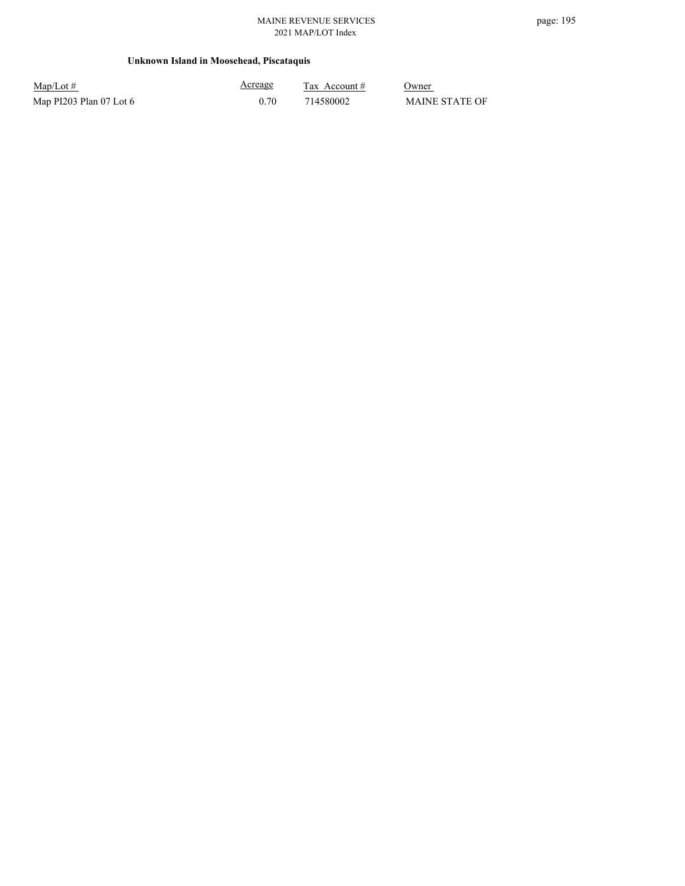### Unknown Island in Moosehead, Piscataquis

| Map/Lot # | Acreage | Tax Account # | Owner |
| --- | --- | --- | --- |
| Map PI203 Plan 07 Lot 6 | 0.70 | 714580002 | MAINE STATE OF |